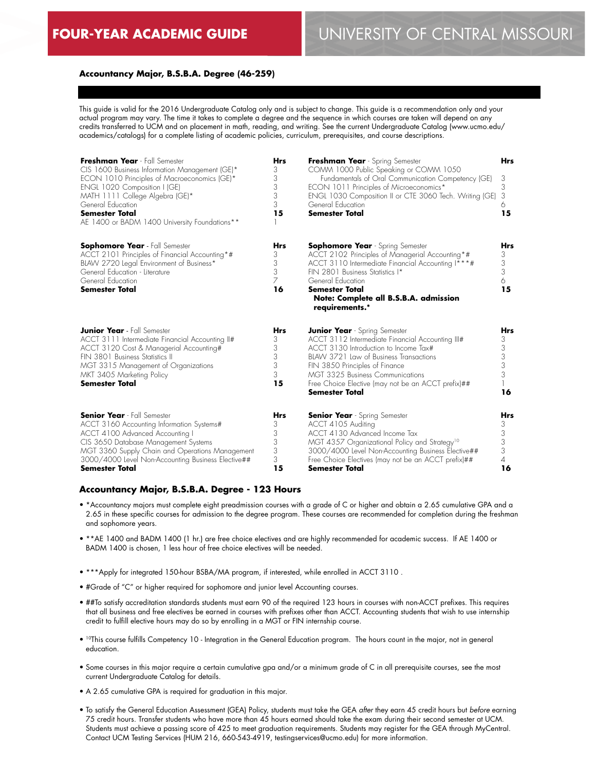**FOUR-YEAR ACADEMIC GUIDE** | UNIVERSITY OF CENTRAL MISSOURI

## Accountancy Major, B.S.B.A. Degree (46-259)

This guide is valid for the 2016 Undergraduate Catalog only and is subject to change. This guide is a recommendation only and your actual program may vary. The time it takes to complete a degree and the sequence in which courses are taken will depend on any credits transferred to UCM and on placement in math, reading, and writing. See the current Undergraduate Catalog (www.ucmo.edu/academics/catalogs) for a complete listing of academic policies, curriculum, prerequisites, and course descriptions.

| **Freshman Year** - Fall Semester | **Hrs** |
|---|---|
| CIS 1600 Business Information Management (GE)* | 3 |
| ECON 1010 Principles of Macroeconomics (GE)* | 3 |
| ENGL 1020 Composition I (GE) | 3 |
| MATH 1111 College Algebra (GE)* | 3 |
| General Education | 3 |
| **Semester Total** | **15** |
| AE 1400 or BADM 1400 University Foundations** | 1 |

| **Freshman Year** - Spring Semester | **Hrs** |
|---|---|
| COMM 1000 Public Speaking or COMM 1050 Fundamentals of Oral Communication Competency (GE) | 3 |
| ECON 1011 Principles of Microeconomics* | 3 |
| ENGL 1030 Composition II or CTE 3060 Tech. Writing (GE) | 3 |
| General Education | 6 |
| **Semester Total** | **15** |

| **Sophomore Year** - Fall Semester | **Hrs** |
|---|---|
| ACCT 2101 Principles of Financial Accounting*# | 3 |
| BLAW 2720 Legal Environment of Business* | 3 |
| General Education - Literature | 3 |
| General Education | 7 |
| **Semester Total** | **16** |

| **Sophomore Year** - Spring Semester | **Hrs** |
|---|---|
| ACCT 2102 Principles of Managerial Accounting*# | 3 |
| ACCT 3110 Intermediate Financial Accounting I***# | 3 |
| FIN 2801 Business Statistics I* | 3 |
| General Education | 6 |
| **Semester Total** | **15** |
| **Note: Complete all B.S.B.A. admission requirements.*** | |

| **Junior Year** - Fall Semester | **Hrs** |
|---|---|
| ACCT 3111 Intermediate Financial Accounting II# | 3 |
| ACCT 3120 Cost & Managerial Accounting# | 3 |
| FIN 3801 Business Statistics II | 3 |
| MGT 3315 Management of Organizations | 3 |
| MKT 3405 Marketing Policy | 3 |
| **Semester Total** | **15** |

| **Junior Year** - Spring Semester | **Hrs** |
|---|---|
| ACCT 3112 Intermediate Financial Accounting III# | 3 |
| ACCT 3130 Introduction to Income Tax# | 3 |
| BLAW 3721 Law of Business Transactions | 3 |
| FIN 3850 Principles of Finance | 3 |
| MGT 3325 Business Communications | 3 |
| Free Choice Elective (may not be an ACCT prefix)## | 1 |
| **Semester Total** | **16** |

| **Senior Year** - Fall Semester | **Hrs** |
|---|---|
| ACCT 3160 Accounting Information Systems# | 3 |
| ACCT 4100 Advanced Accounting I | 3 |
| CIS 3650 Database Management Systems | 3 |
| MGT 3360 Supply Chain and Operations Management | 3 |
| 3000/4000 Level Non-Accounting Business Elective## | 3 |
| **Semester Total** | **15** |

| **Senior Year** - Spring Semester | **Hrs** |
|---|---|
| ACCT 4105 Auditing | 3 |
| ACCT 4130 Advanced Income Tax | 3 |
| MGT 4357 Organizational Policy and Strategy[10] | 3 |
| 3000/4000 Level Non-Accounting Business Elective## | 3 |
| Free Choice Electives (may not be an ACCT prefix)## | 4 |
| **Semester Total** | **16** |

## Accountancy Major, B.S.B.A. Degree - 123 Hours

- *Accountancy majors must complete eight preadmission courses with a grade of C or higher and obtain a 2.65 cumulative GPA and a 2.65 in these specific courses for admission to the degree program. These courses are recommended for completion during the freshman and sophomore years.
- **AE 1400 and BADM 1400 (1 hr.) are free choice electives and are highly recommended for academic success. If AE 1400 or BADM 1400 is chosen, 1 less hour of free choice electives will be needed.
- ***Apply for integrated 150-hour BSBA/MA program, if interested, while enrolled in ACCT 3110 .
- #Grade of "C" or higher required for sophomore and junior level Accounting courses.
- ##To satisfy accreditation standards students must earn 90 of the required 123 hours in courses with non-ACCT prefixes. This requires that all business and free electives be earned in courses with prefixes other than ACCT. Accounting students that wish to use internship credit to fulfill elective hours may do so by enrolling in a MGT or FIN internship course.
- [10]This course fulfills Competency 10 - Integration in the General Education program. The hours count in the major, not in general education.
- Some courses in this major require a certain cumulative gpa and/or a minimum grade of C in all prerequisite courses, see the most current Undergraduate Catalog for details.
- A 2.65 cumulative GPA is required for graduation in this major.
- To satisfy the General Education Assessment (GEA) Policy, students must take the GEA *after* they earn 45 credit hours but *before* earning 75 credit hours. Transfer students who have more than 45 hours earned should take the exam during their second semester at UCM. Students must achieve a passing score of 425 to meet graduation requirements. Students may register for the GEA through MyCentral. Contact UCM Testing Services (HUM 216, 660-543-4919, testingservices@ucmo.edu) for more information.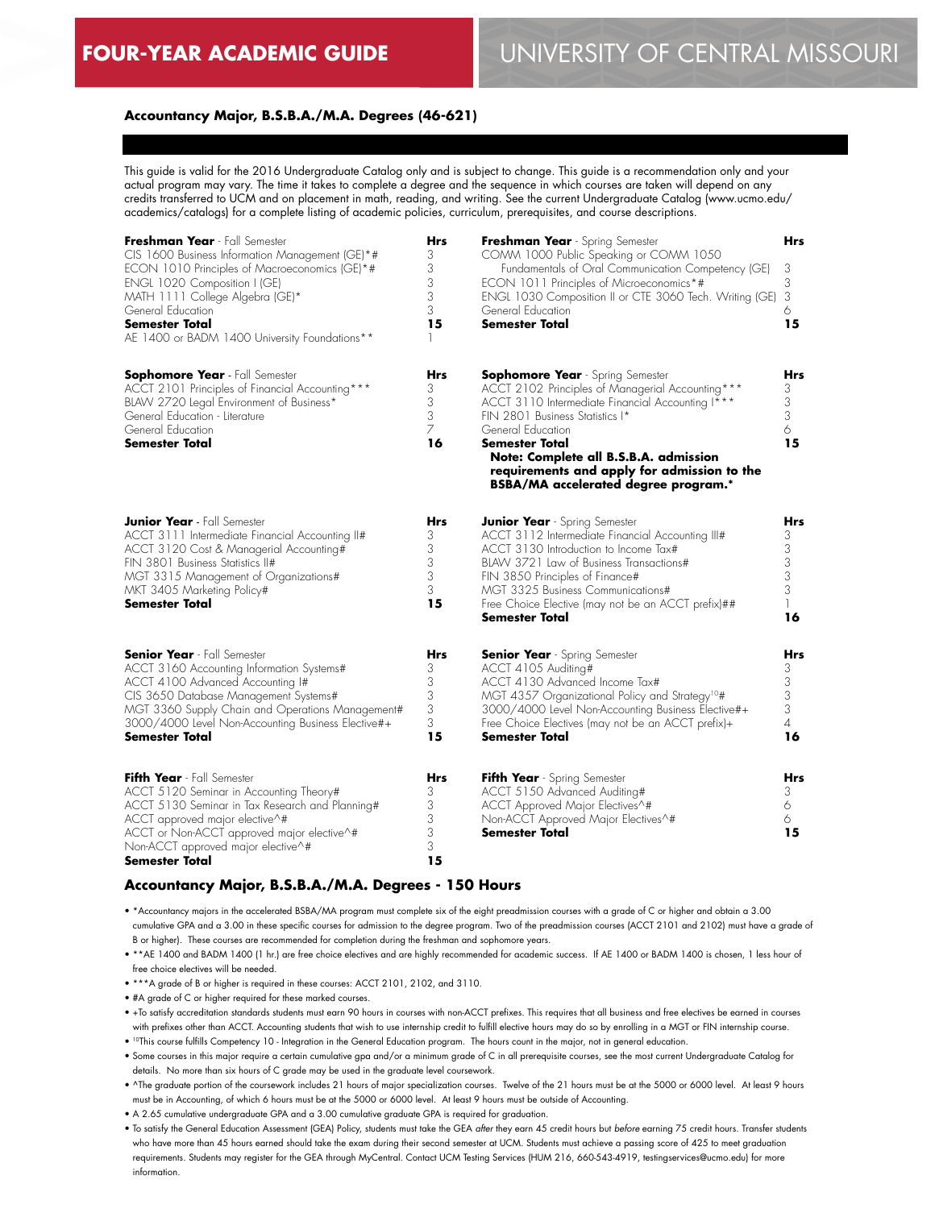# FOUR-YEAR ACADEMIC GUIDE

# UNIVERSITY OF CENTRAL MISSOURI

## Accountancy Major, B.S.B.A./M.A. Degrees (46-621)

This guide is valid for the 2016 Undergraduate Catalog only and is subject to change. This guide is a recommendation only and your actual program may vary. The time it takes to complete a degree and the sequence in which courses are taken will depend on any credits transferred to UCM and on placement in math, reading, and writing. See the current Undergraduate Catalog (www.ucmo.edu/academics/catalogs) for a complete listing of academic policies, curriculum, prerequisites, and course descriptions.

| **Freshman Year** - Fall Semester | **Hrs** |
|---|---|
| CIS 1600 Business Information Management (GE)*# | 3 |
| ECON 1010 Principles of Macroeconomics (GE)*# | 3 |
| ENGL 1020 Composition I (GE) | 3 |
| MATH 1111 College Algebra (GE)* | 3 |
| General Education | 3 |
| **Semester Total** | **15** |
| AE 1400 or BADM 1400 University Foundations** | 1 |

| **Freshman Year** - Spring Semester | **Hrs** |
|---|---|
| COMM 1000 Public Speaking or COMM 1050 Fundamentals of Oral Communication Competency (GE) | 3 |
| ECON 1011 Principles of Microeconomics*# | 3 |
| ENGL 1030 Composition II or CTE 3060 Tech. Writing (GE) | 3 |
| General Education | 6 |
| **Semester Total** | **15** |

| **Sophomore Year** - Fall Semester | **Hrs** |
|---|---|
| ACCT 2101 Principles of Financial Accounting*** | 3 |
| BLAW 2720 Legal Environment of Business* | 3 |
| General Education - Literature | 3 |
| General Education | 7 |
| **Semester Total** | **16** |

| **Sophomore Year** - Spring Semester | **Hrs** |
|---|---|
| ACCT 2102 Principles of Managerial Accounting*** | 3 |
| ACCT 3110 Intermediate Financial Accounting I*** | 3 |
| FIN 2801 Business Statistics I* | 3 |
| General Education | 6 |
| **Semester Total** | **15** |

**Note: Complete all B.S.B.A. admission requirements and apply for admission to the BSBA/MA accelerated degree program.***

| **Junior Year** - Fall Semester | **Hrs** |
|---|---|
| ACCT 3111 Intermediate Financial Accounting II# | 3 |
| ACCT 3120 Cost & Managerial Accounting# | 3 |
| FIN 3801 Business Statistics II# | 3 |
| MGT 3315 Management of Organizations# | 3 |
| MKT 3405 Marketing Policy# | 3 |
| **Semester Total** | **15** |

| **Junior Year** - Spring Semester | **Hrs** |
|---|---|
| ACCT 3112 Intermediate Financial Accounting III# | 3 |
| ACCT 3130 Introduction to Income Tax# | 3 |
| BLAW 3721 Law of Business Transactions# | 3 |
| FIN 3850 Principles of Finance# | 3 |
| MGT 3325 Business Communications# | 3 |
| Free Choice Elective (may not be an ACCT prefix)## | 1 |
| **Semester Total** | **16** |

| **Senior Year** - Fall Semester | **Hrs** |
|---|---|
| ACCT 3160 Accounting Information Systems# | 3 |
| ACCT 4100 Advanced Accounting I# | 3 |
| CIS 3650 Database Management Systems# | 3 |
| MGT 3360 Supply Chain and Operations Management# | 3 |
| 3000/4000 Level Non-Accounting Business Elective#+ | 3 |
| **Semester Total** | **15** |

| **Senior Year** - Spring Semester | **Hrs** |
|---|---|
| ACCT 4105 Auditing# | 3 |
| ACCT 4130 Advanced Income Tax# | 3 |
| MGT 4357 Organizational Policy and Strategy[10]# | 3 |
| 3000/4000 Level Non-Accounting Business Elective#+ | 3 |
| Free Choice Electives (may not be an ACCT prefix)+ | 4 |
| **Semester Total** | **16** |

| **Fifth Year** - Fall Semester | **Hrs** |
|---|---|
| ACCT 5120 Seminar in Accounting Theory# | 3 |
| ACCT 5130 Seminar in Tax Research and Planning# | 3 |
| ACCT approved major elective^# | 3 |
| ACCT or Non-ACCT approved major elective^# | 3 |
| Non-ACCT approved major elective^# | 3 |
| **Semester Total** | **15** |

| **Fifth Year** - Spring Semester | **Hrs** |
|---|---|
| ACCT 5150 Advanced Auditing# | 3 |
| ACCT Approved Major Electives^# | 6 |
| Non-ACCT Approved Major Electives^# | 6 |
| **Semester Total** | **15** |

## Accountancy Major, B.S.B.A./M.A. Degrees - 150 Hours

- *Accountancy majors in the accelerated BSBA/MA program must complete six of the eight preadmission courses with a grade of C or higher and obtain a 3.00 cumulative GPA and a 3.00 in these specific courses for admission to the degree program. Two of the preadmission courses (ACCT 2101 and 2102) must have a grade of B or higher). These courses are recommended for completion during the freshman and sophomore years.
- **AE 1400 and BADM 1400 (1 hr.) are free choice electives and are highly recommended for academic success. If AE 1400 or BADM 1400 is chosen, 1 less hour of free choice electives will be needed.
- ***A grade of B or higher is required in these courses: ACCT 2101, 2102, and 3110.
- #A grade of C or higher required for these marked courses.
- +To satisfy accreditation standards students must earn 90 hours in courses with non-ACCT prefixes. This requires that all business and free electives be earned in courses with prefixes other than ACCT. Accounting students that wish to use internship credit to fulfill elective hours may do so by enrolling in a MGT or FIN internship course.
- [10]This course fulfills Competency 10 - Integration in the General Education program. The hours count in the major, not in general education.
- Some courses in this major require a certain cumulative gpa and/or a minimum grade of C in all prerequisite courses, see the most current Undergraduate Catalog for details. No more than six hours of C grade may be used in the graduate level coursework.
- ^The graduate portion of the coursework includes 21 hours of major specialization courses. Twelve of the 21 hours must be at the 5000 or 6000 level. At least 9 hours must be in Accounting, of which 6 hours must be at the 5000 or 6000 level. At least 9 hours must be outside of Accounting.
- A 2.65 cumulative undergraduate GPA and a 3.00 cumulative graduate GPA is required for graduation.
- To satisfy the General Education Assessment (GEA) Policy, students must take the GEA *after* they earn 45 credit hours but *before* earning 75 credit hours. Transfer students who have more than 45 hours earned should take the exam during their second semester at UCM. Students must achieve a passing score of 425 to meet graduation requirements. Students may register for the GEA through MyCentral. Contact UCM Testing Services (HUM 216, 660-543-4919, testingservices@ucmo.edu) for more information.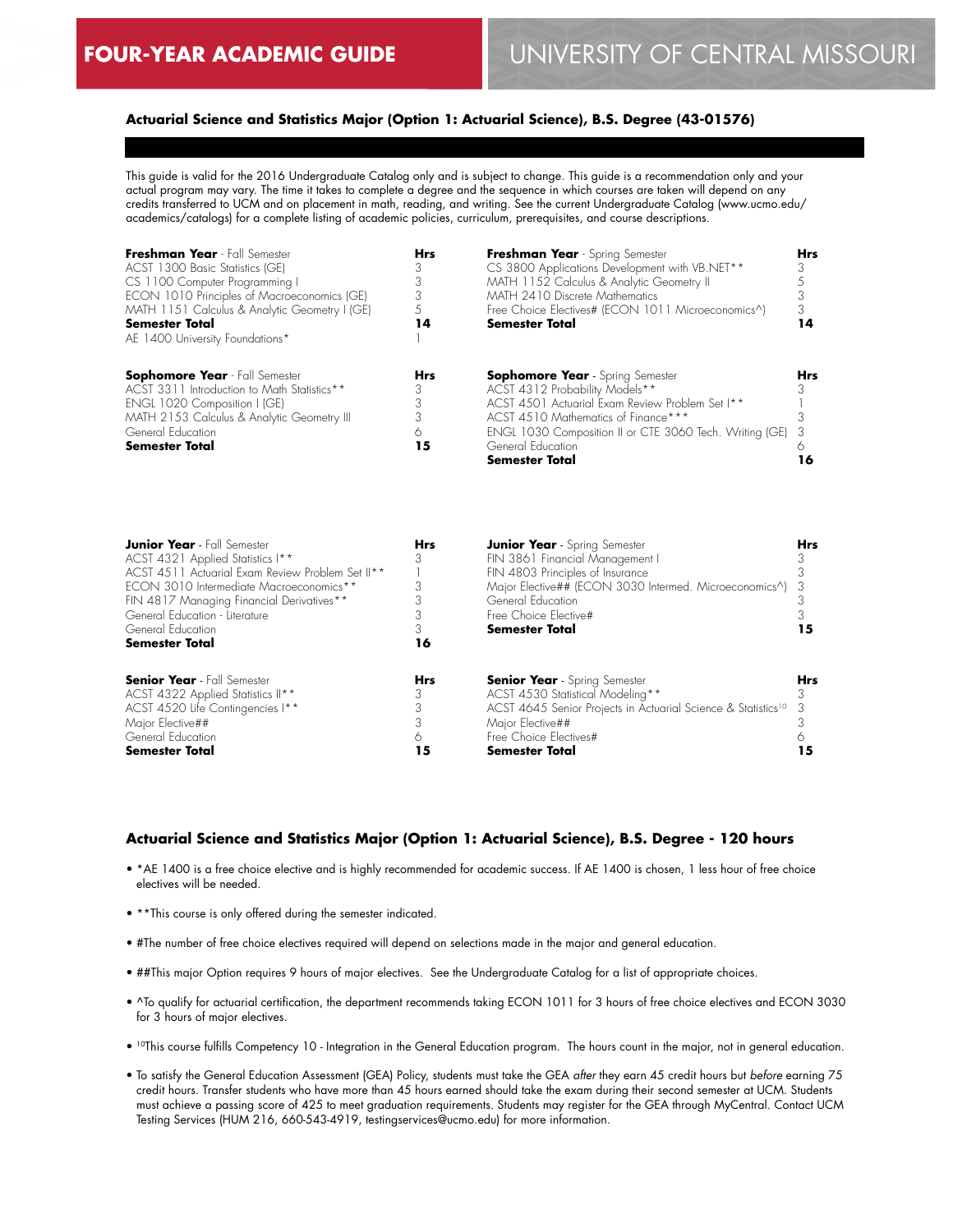## FOUR-YEAR ACADEMIC GUIDE — UNIVERSITY OF CENTRAL MISSOURI

### Actuarial Science and Statistics Major (Option 1: Actuarial Science), B.S. Degree (43-01576)

This guide is valid for the 2016 Undergraduate Catalog only and is subject to change. This guide is a recommendation only and your actual program may vary. The time it takes to complete a degree and the sequence in which courses are taken will depend on any credits transferred to UCM and on placement in math, reading, and writing. See the current Undergraduate Catalog (www.ucmo.edu/academics/catalogs) for a complete listing of academic policies, curriculum, prerequisites, and course descriptions.

| **Freshman Year** - Fall Semester | Hrs |
|---|---|
| ACST 1300 Basic Statistics (GE) | 3 |
| CS 1100 Computer Programming I | 3 |
| ECON 1010 Principles of Macroeconomics (GE) | 3 |
| MATH 1151 Calculus & Analytic Geometry I (GE) | 5 |
| **Semester Total** | **14** |
| AE 1400 University Foundations* | 1 |

| **Freshman Year** - Spring Semester | Hrs |
|---|---|
| CS 3800 Applications Development with VB.NET** | 3 |
| MATH 1152 Calculus & Analytic Geometry II | 5 |
| MATH 2410 Discrete Mathematics | 3 |
| Free Choice Electives# (ECON 1011 Microeconomics^) | 3 |
| **Semester Total** | **14** |

| **Sophomore Year** - Fall Semester | Hrs |
|---|---|
| ACST 3311 Introduction to Math Statistics** | 3 |
| ENGL 1020 Composition I (GE) | 3 |
| MATH 2153 Calculus & Analytic Geometry III | 3 |
| General Education | 6 |
| **Semester Total** | **15** |

| **Sophomore Year** - Spring Semester | Hrs |
|---|---|
| ACST 4312 Probability Models** | 3 |
| ACST 4501 Actuarial Exam Review Problem Set I** | 1 |
| ACST 4510 Mathematics of Finance*** | 3 |
| ENGL 1030 Composition II or CTE 3060 Tech. Writing (GE) | 3 |
| General Education | 6 |
| **Semester Total** | **16** |

| **Junior Year** - Fall Semester | Hrs |
|---|---|
| ACST 4321 Applied Statistics I** | 3 |
| ACST 4511 Actuarial Exam Review Problem Set II** | 1 |
| ECON 3010 Intermediate Macroeconomics** | 3 |
| FIN 4817 Managing Financial Derivatives** | 3 |
| General Education - Literature | 3 |
| General Education | 3 |
| **Semester Total** | **16** |

| **Junior Year** - Spring Semester | Hrs |
|---|---|
| FIN 3861 Financial Management I | 3 |
| FIN 4803 Principles of Insurance | 3 |
| Major Elective## (ECON 3030 Intermed. Microeconomics^) | 3 |
| General Education | 3 |
| Free Choice Elective# | 3 |
| **Semester Total** | **15** |

| **Senior Year** - Fall Semester | Hrs |
|---|---|
| ACST 4322 Applied Statistics II** | 3 |
| ACST 4520 Life Contingencies I** | 3 |
| Major Elective## | 3 |
| General Education | 6 |
| **Semester Total** | **15** |

| **Senior Year** - Spring Semester | Hrs |
|---|---|
| ACST 4530 Statistical Modeling** | 3 |
| ACST 4645 Senior Projects in Actuarial Science & Statistics[10] | 3 |
| Major Elective## | 3 |
| Free Choice Electives# | 6 |
| **Semester Total** | **15** |

### Actuarial Science and Statistics Major (Option 1: Actuarial Science), B.S. Degree - 120 hours

- *AE 1400 is a free choice elective and is highly recommended for academic success. If AE 1400 is chosen, 1 less hour of free choice electives will be needed.
- **This course is only offered during the semester indicated.
- #The number of free choice electives required will depend on selections made in the major and general education.
- ##This major Option requires 9 hours of major electives. See the Undergraduate Catalog for a list of appropriate choices.
- ^To qualify for actuarial certification, the department recommends taking ECON 1011 for 3 hours of free choice electives and ECON 3030 for 3 hours of major electives.
- [10]This course fulfills Competency 10 - Integration in the General Education program. The hours count in the major, not in general education.
- To satisfy the General Education Assessment (GEA) Policy, students must take the GEA *after* they earn 45 credit hours but *before* earning 75 credit hours. Transfer students who have more than 45 hours earned should take the exam during their second semester at UCM. Students must achieve a passing score of 425 to meet graduation requirements. Students may register for the GEA through MyCentral. Contact UCM Testing Services (HUM 216, 660-543-4919, testingservices@ucmo.edu) for more information.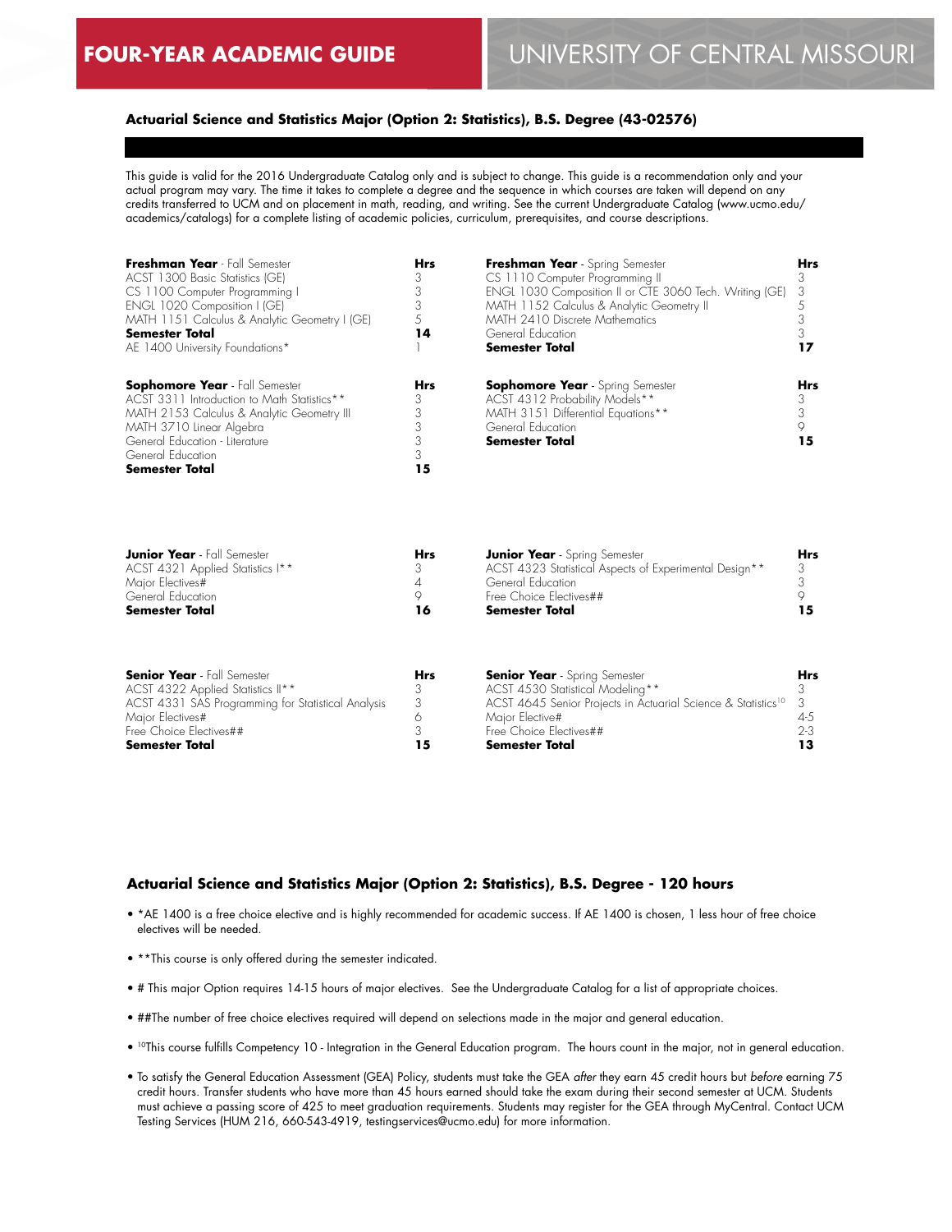**FOUR-YEAR ACADEMIC GUIDE** UNIVERSITY OF CENTRAL MISSOURI

### Actuarial Science and Statistics Major (Option 2: Statistics), B.S. Degree (43-02576)

This guide is valid for the 2016 Undergraduate Catalog only and is subject to change. This guide is a recommendation only and your actual program may vary. The time it takes to complete a degree and the sequence in which courses are taken will depend on any credits transferred to UCM and on placement in math, reading, and writing. See the current Undergraduate Catalog (www.ucmo.edu/academics/catalogs) for a complete listing of academic policies, curriculum, prerequisites, and course descriptions.

| **Freshman Year** - Fall Semester | **Hrs** |
|---|---|
| ACST 1300 Basic Statistics (GE) | 3 |
| CS 1100 Computer Programming I | 3 |
| ENGL 1020 Composition I (GE) | 3 |
| MATH 1151 Calculus & Analytic Geometry I (GE) | 5 |
| **Semester Total** | **14** |
| AE 1400 University Foundations* | 1 |

| **Freshman Year** - Spring Semester | **Hrs** |
|---|---|
| CS 1110 Computer Programming II | 3 |
| ENGL 1030 Composition II or CTE 3060 Tech. Writing (GE) | 3 |
| MATH 1152 Calculus & Analytic Geometry II | 5 |
| MATH 2410 Discrete Mathematics | 3 |
| General Education | 3 |
| **Semester Total** | **17** |

| **Sophomore Year** - Fall Semester | **Hrs** |
|---|---|
| ACST 3311 Introduction to Math Statistics** | 3 |
| MATH 2153 Calculus & Analytic Geometry III | 3 |
| MATH 3710 Linear Algebra | 3 |
| General Education - Literature | 3 |
| General Education | 3 |
| **Semester Total** | **15** |

| **Sophomore Year** - Spring Semester | **Hrs** |
|---|---|
| ACST 4312 Probability Models** | 3 |
| MATH 3151 Differential Equations** | 3 |
| General Education | 9 |
| **Semester Total** | **15** |

| **Junior Year** - Fall Semester | **Hrs** |
|---|---|
| ACST 4321 Applied Statistics I** | 3 |
| Major Electives# | 4 |
| General Education | 9 |
| **Semester Total** | **16** |

| **Junior Year** - Spring Semester | **Hrs** |
|---|---|
| ACST 4323 Statistical Aspects of Experimental Design** | 3 |
| General Education | 3 |
| Free Choice Electives## | 9 |
| **Semester Total** | **15** |

| **Senior Year** - Fall Semester | **Hrs** |
|---|---|
| ACST 4322 Applied Statistics II** | 3 |
| ACST 4331 SAS Programming for Statistical Analysis | 3 |
| Major Electives# | 6 |
| Free Choice Electives## | 3 |
| **Semester Total** | **15** |

| **Senior Year** - Spring Semester | **Hrs** |
|---|---|
| ACST 4530 Statistical Modeling** | 3 |
| ACST 4645 Senior Projects in Actuarial Science & Statistics[10] | 3 |
| Major Elective# | 4-5 |
| Free Choice Electives## | 2-3 |
| **Semester Total** | **13** |

### Actuarial Science and Statistics Major (Option 2: Statistics), B.S. Degree - 120 hours

- *AE 1400 is a free choice elective and is highly recommended for academic success. If AE 1400 is chosen, 1 less hour of free choice electives will be needed.
- **This course is only offered during the semester indicated.
- # This major Option requires 14-15 hours of major electives. See the Undergraduate Catalog for a list of appropriate choices.
- ##The number of free choice electives required will depend on selections made in the major and general education.
- [10]This course fulfills Competency 10 - Integration in the General Education program. The hours count in the major, not in general education.
- To satisfy the General Education Assessment (GEA) Policy, students must take the GEA *after* they earn 45 credit hours but *before* earning 75 credit hours. Transfer students who have more than 45 hours earned should take the exam during their second semester at UCM. Students must achieve a passing score of 425 to meet graduation requirements. Students may register for the GEA through MyCentral. Contact UCM Testing Services (HUM 216, 660-543-4919, testingservices@ucmo.edu) for more information.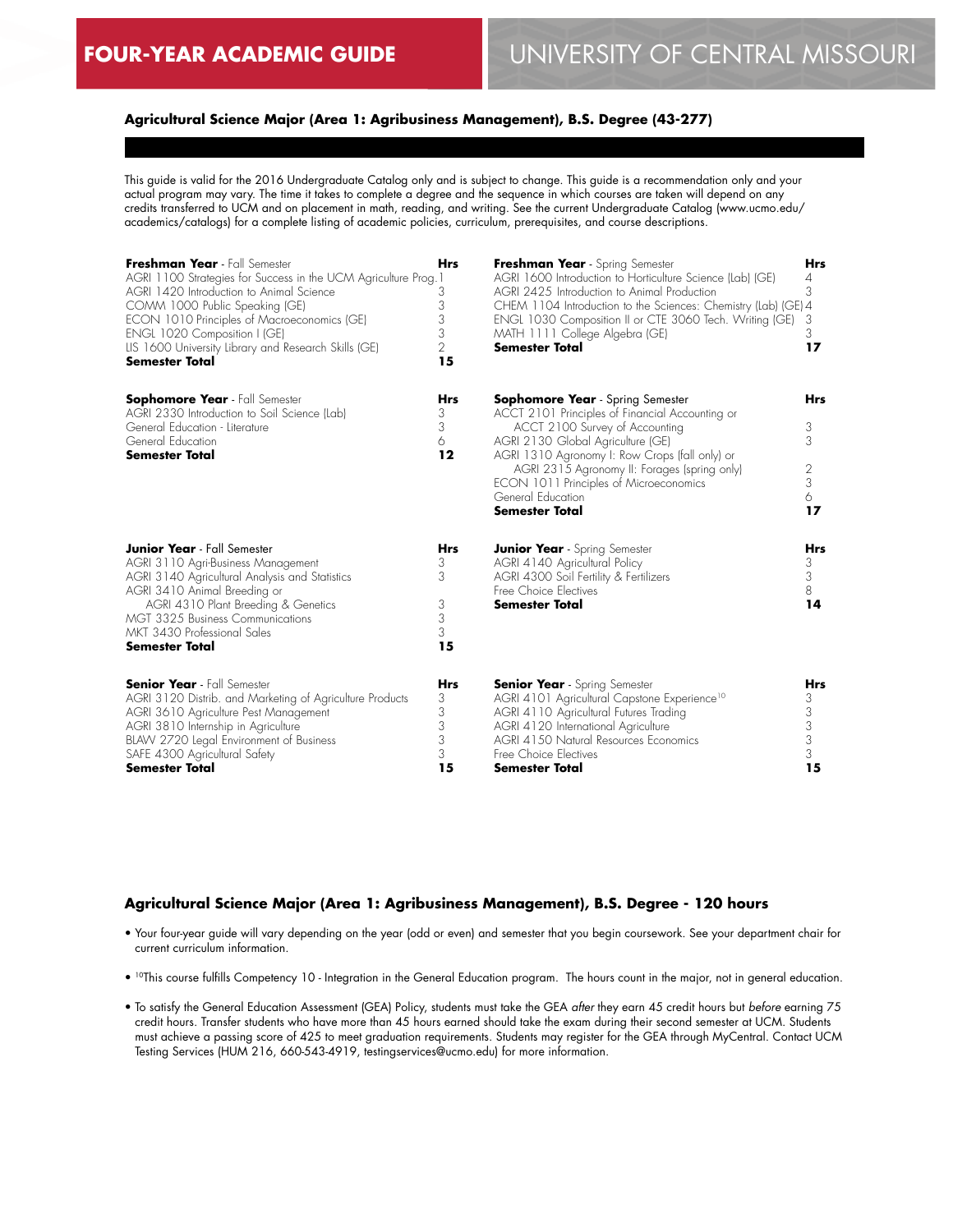**FOUR-YEAR ACADEMIC GUIDE** UNIVERSITY OF CENTRAL MISSOURI

### Agricultural Science Major (Area 1: Agribusiness Management), B.S. Degree (43-277)

This guide is valid for the 2016 Undergraduate Catalog only and is subject to change. This guide is a recommendation only and your actual program may vary. The time it takes to complete a degree and the sequence in which courses are taken will depend on any credits transferred to UCM and on placement in math, reading, and writing. See the current Undergraduate Catalog (www.ucmo.edu/academics/catalogs) for a complete listing of academic policies, curriculum, prerequisites, and course descriptions.

| **Freshman Year** - Fall Semester | **Hrs** |
|---|---|
| AGRI 1100 Strategies for Success in the UCM Agriculture Prog. | 1 |
| AGRI 1420 Introduction to Animal Science | 3 |
| COMM 1000 Public Speaking (GE) | 3 |
| ECON 1010 Principles of Macroeconomics (GE) | 3 |
| ENGL 1020 Composition I (GE) | 3 |
| LIS 1600 University Library and Research Skills (GE) | 2 |
| **Semester Total** | **15** |

| **Freshman Year** - Spring Semester | **Hrs** |
|---|---|
| AGRI 1600 Introduction to Horticulture Science (Lab) (GE) | 4 |
| AGRI 2425 Introduction to Animal Production | 3 |
| CHEM 1104 Introduction to the Sciences: Chemistry (Lab) (GE) | 4 |
| ENGL 1030 Composition II or CTE 3060 Tech. Writing (GE) | 3 |
| MATH 1111 College Algebra (GE) | 3 |
| **Semester Total** | **17** |

| **Sophomore Year** - Fall Semester | **Hrs** |
|---|---|
| AGRI 2330 Introduction to Soil Science (Lab) | 3 |
| General Education - Literature | 3 |
| General Education | 6 |
| **Semester Total** | **12** |

| **Sophomore Year** - Spring Semester | **Hrs** |
|---|---|
| ACCT 2101 Principles of Financial Accounting or ACCT 2100 Survey of Accounting | 3 |
| AGRI 2130 Global Agriculture (GE) | 3 |
| AGRI 1310 Agronomy I: Row Crops (fall only) or AGRI 2315 Agronomy II: Forages (spring only) | 2 |
| ECON 1011 Principles of Microeconomics | 3 |
| General Education | 6 |
| **Semester Total** | **17** |

| **Junior Year** - Fall Semester | **Hrs** |
|---|---|
| AGRI 3110 Agri-Business Management | 3 |
| AGRI 3140 Agricultural Analysis and Statistics | 3 |
| AGRI 3410 Animal Breeding or AGRI 4310 Plant Breeding & Genetics | 3 |
| MGT 3325 Business Communications | 3 |
| MKT 3430 Professional Sales | 3 |
| **Semester Total** | **15** |

| **Junior Year** - Spring Semester | **Hrs** |
|---|---|
| AGRI 4140 Agricultural Policy | 3 |
| AGRI 4300 Soil Fertility & Fertilizers | 3 |
| Free Choice Electives | 8 |
| **Semester Total** | **14** |

| **Senior Year** - Fall Semester | **Hrs** |
|---|---|
| AGRI 3120 Distrib. and Marketing of Agriculture Products | 3 |
| AGRI 3610 Agriculture Pest Management | 3 |
| AGRI 3810 Internship in Agriculture | 3 |
| BLAW 2720 Legal Environment of Business | 3 |
| SAFE 4300 Agricultural Safety | 3 |
| **Semester Total** | **15** |

| **Senior Year** - Spring Semester | **Hrs** |
|---|---|
| AGRI 4101 Agricultural Capstone Experience[10] | 3 |
| AGRI 4110 Agricultural Futures Trading | 3 |
| AGRI 4120 International Agriculture | 3 |
| AGRI 4150 Natural Resources Economics | 3 |
| Free Choice Electives | 3 |
| **Semester Total** | **15** |

### Agricultural Science Major (Area 1: Agribusiness Management), B.S. Degree - 120 hours

- Your four-year guide will vary depending on the year (odd or even) and semester that you begin coursework. See your department chair for current curriculum information.
- [10]This course fulfills Competency 10 - Integration in the General Education program. The hours count in the major, not in general education.
- To satisfy the General Education Assessment (GEA) Policy, students must take the GEA *after* they earn 45 credit hours but *before* earning 75 credit hours. Transfer students who have more than 45 hours earned should take the exam during their second semester at UCM. Students must achieve a passing score of 425 to meet graduation requirements. Students may register for the GEA through MyCentral. Contact UCM Testing Services (HUM 216, 660-543-4919, testingservices@ucmo.edu) for more information.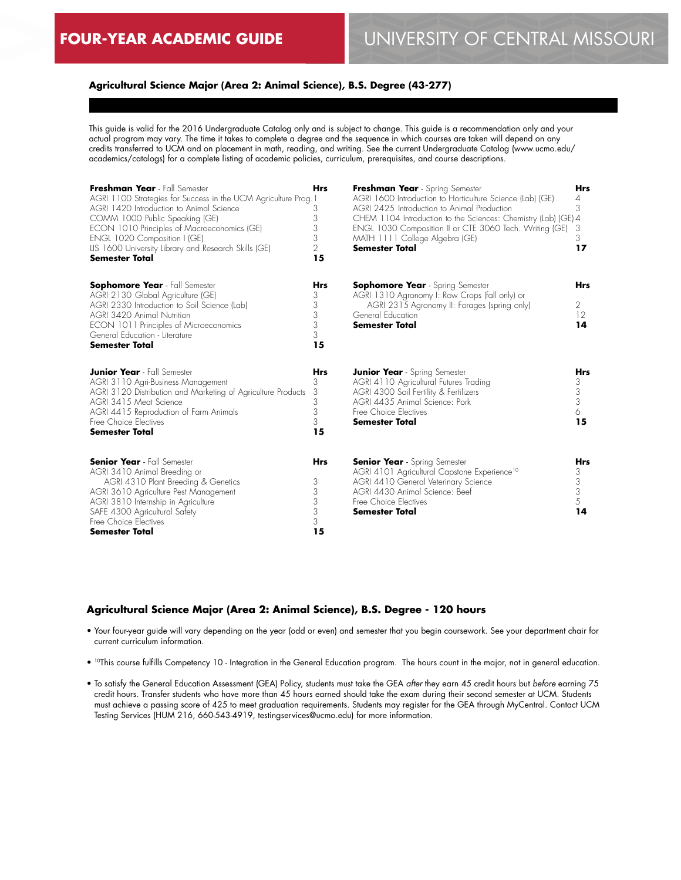# FOUR-YEAR ACADEMIC GUIDE

# UNIVERSITY OF CENTRAL MISSOURI

### Agricultural Science Major (Area 2: Animal Science), B.S. Degree (43-277)

This guide is valid for the 2016 Undergraduate Catalog only and is subject to change. This guide is a recommendation only and your actual program may vary. The time it takes to complete a degree and the sequence in which courses are taken will depend on any credits transferred to UCM and on placement in math, reading, and writing. See the current Undergraduate Catalog (www.ucmo.edu/academics/catalogs) for a complete listing of academic policies, curriculum, prerequisites, and course descriptions.

| **Freshman Year** - Fall Semester | **Hrs** |
|---|---|
| AGRI 1100 Strategies for Success in the UCM Agriculture Prog. | 1 |
| AGRI 1420 Introduction to Animal Science | 3 |
| COMM 1000 Public Speaking (GE) | 3 |
| ECON 1010 Principles of Macroeconomics (GE) | 3 |
| ENGL 1020 Composition I (GE) | 3 |
| LIS 1600 University Library and Research Skills (GE) | 2 |
| **Semester Total** | **15** |

| **Freshman Year** - Spring Semester | **Hrs** |
|---|---|
| AGRI 1600 Introduction to Horticulture Science (Lab) (GE) | 4 |
| AGRI 2425 Introduction to Animal Production | 3 |
| CHEM 1104 Introduction to the Sciences: Chemistry (Lab) (GE) | 4 |
| ENGL 1030 Composition II or CTE 3060 Tech. Writing (GE) | 3 |
| MATH 1111 College Algebra (GE) | 3 |
| **Semester Total** | **17** |

| **Sophomore Year** - Fall Semester | **Hrs** |
|---|---|
| AGRI 2130 Global Agriculture (GE) | 3 |
| AGRI 2330 Introduction to Soil Science (Lab) | 3 |
| AGRI 3420 Animal Nutrition | 3 |
| ECON 1011 Principles of Microeconomics | 3 |
| General Education - Literature | 3 |
| **Semester Total** | **15** |

| **Sophomore Year** - Spring Semester | **Hrs** |
|---|---|
| AGRI 1310 Agronomy I: Row Crops (fall only) or AGRI 2315 Agronomy II: Forages (spring only) | 2 |
| General Education | 12 |
| **Semester Total** | **14** |

| **Junior Year** - Fall Semester | **Hrs** |
|---|---|
| AGRI 3110 Agri-Business Management | 3 |
| AGRI 3120 Distribution and Marketing of Agriculture Products | 3 |
| AGRI 3415 Meat Science | 3 |
| AGRI 4415 Reproduction of Farm Animals | 3 |
| Free Choice Electives | 3 |
| **Semester Total** | **15** |

| **Junior Year** - Spring Semester | **Hrs** |
|---|---|
| AGRI 4110 Agricultural Futures Trading | 3 |
| AGRI 4300 Soil Fertility & Fertilizers | 3 |
| AGRI 4435 Animal Science: Pork | 3 |
| Free Choice Electives | 6 |
| **Semester Total** | **15** |

| **Senior Year** - Fall Semester | **Hrs** |
|---|---|
| AGRI 3410 Animal Breeding or AGRI 4310 Plant Breeding & Genetics | 3 |
| AGRI 3610 Agriculture Pest Management | 3 |
| AGRI 3810 Internship in Agriculture | 3 |
| SAFE 4300 Agricultural Safety | 3 |
| Free Choice Electives | 3 |
| **Semester Total** | **15** |

| **Senior Year** - Spring Semester | **Hrs** |
|---|---|
| AGRI 4101 Agricultural Capstone Experience[10] | 3 |
| AGRI 4410 General Veterinary Science | 3 |
| AGRI 4430 Animal Science: Beef | 3 |
| Free Choice Electives | 5 |
| **Semester Total** | **14** |

### Agricultural Science Major (Area 2: Animal Science), B.S. Degree - 120 hours

- Your four-year guide will vary depending on the year (odd or even) and semester that you begin coursework. See your department chair for current curriculum information.
- [10]This course fulfills Competency 10 - Integration in the General Education program. The hours count in the major, not in general education.
- To satisfy the General Education Assessment (GEA) Policy, students must take the GEA *after* they earn 45 credit hours but *before* earning 75 credit hours. Transfer students who have more than 45 hours earned should take the exam during their second semester at UCM. Students must achieve a passing score of 425 to meet graduation requirements. Students may register for the GEA through MyCentral. Contact UCM Testing Services (HUM 216, 660-543-4919, testingservices@ucmo.edu) for more information.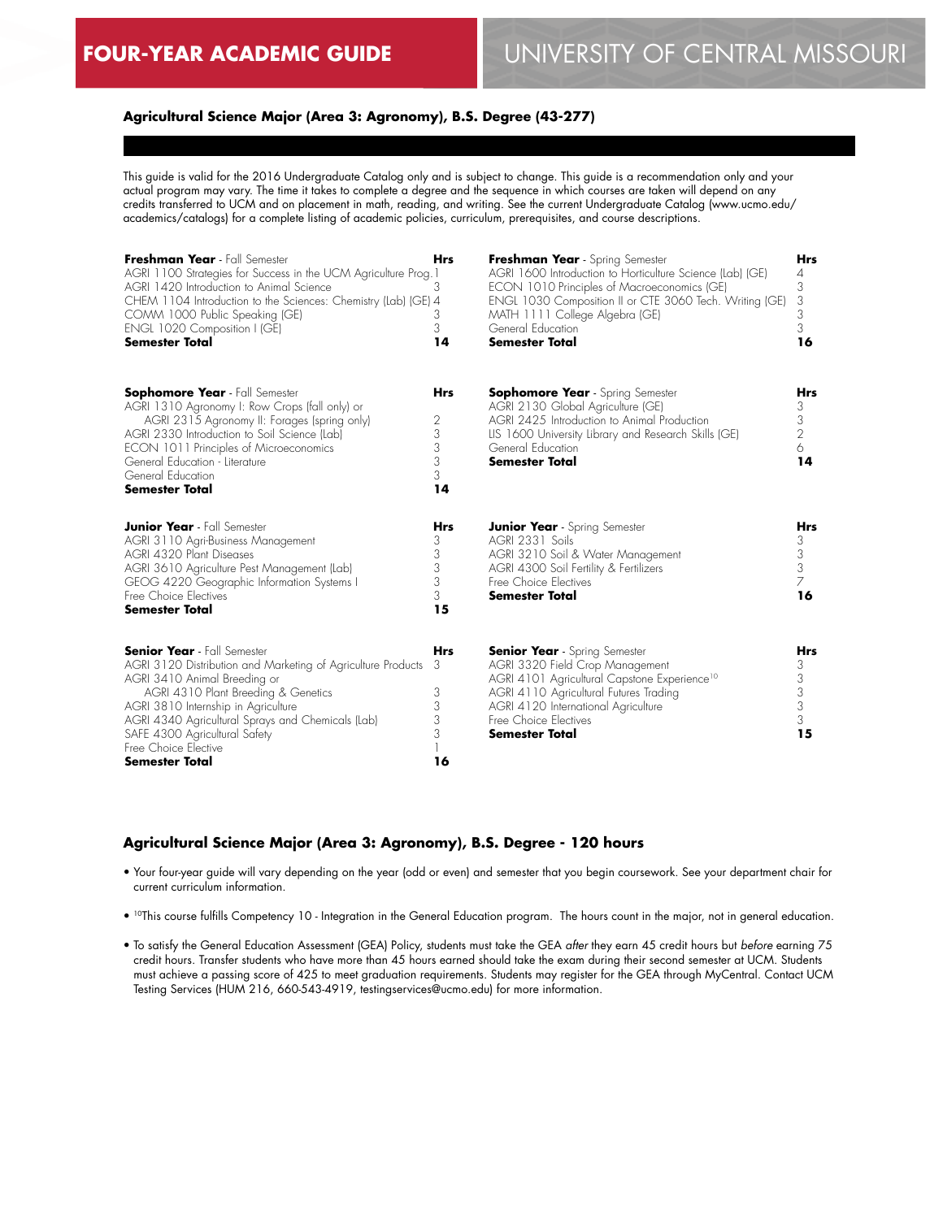**FOUR-YEAR ACADEMIC GUIDE** UNIVERSITY OF CENTRAL MISSOURI

### Agricultural Science Major (Area 3: Agronomy), B.S. Degree (43-277)

This guide is valid for the 2016 Undergraduate Catalog only and is subject to change. This guide is a recommendation only and your actual program may vary. The time it takes to complete a degree and the sequence in which courses are taken will depend on any credits transferred to UCM and on placement in math, reading, and writing. See the current Undergraduate Catalog (www.ucmo.edu/academics/catalogs) for a complete listing of academic policies, curriculum, prerequisites, and course descriptions.

| **Freshman Year** - Fall Semester | **Hrs** |
|---|---|
| AGRI 1100 Strategies for Success in the UCM Agriculture Prog. | 1 |
| AGRI 1420 Introduction to Animal Science | 3 |
| CHEM 1104 Introduction to the Sciences: Chemistry (Lab) (GE) | 4 |
| COMM 1000 Public Speaking (GE) | 3 |
| ENGL 1020 Composition I (GE) | 3 |
| **Semester Total** | **14** |

| **Freshman Year** - Spring Semester | **Hrs** |
|---|---|
| AGRI 1600 Introduction to Horticulture Science (Lab) (GE) | 4 |
| ECON 1010 Principles of Macroeconomics (GE) | 3 |
| ENGL 1030 Composition II or CTE 3060 Tech. Writing (GE) | 3 |
| MATH 1111 College Algebra (GE) | 3 |
| General Education | 3 |
| **Semester Total** | **16** |

| **Sophomore Year** - Fall Semester | **Hrs** |
|---|---|
| AGRI 1310 Agronomy I: Row Crops (fall only) or AGRI 2315 Agronomy II: Forages (spring only) | 2 |
| AGRI 2330 Introduction to Soil Science (Lab) | 3 |
| ECON 1011 Principles of Microeconomics | 3 |
| General Education - Literature | 3 |
| General Education | 3 |
| **Semester Total** | **14** |

| **Sophomore Year** - Spring Semester | **Hrs** |
|---|---|
| AGRI 2130 Global Agriculture (GE) | 3 |
| AGRI 2425 Introduction to Animal Production | 3 |
| LIS 1600 University Library and Research Skills (GE) | 2 |
| General Education | 6 |
| **Semester Total** | **14** |

| **Junior Year** - Fall Semester | **Hrs** |
|---|---|
| AGRI 3110 Agri-Business Management | 3 |
| AGRI 4320 Plant Diseases | 3 |
| AGRI 3610 Agriculture Pest Management (Lab) | 3 |
| GEOG 4220 Geographic Information Systems I | 3 |
| Free Choice Electives | 3 |
| **Semester Total** | **15** |

| **Junior Year** - Spring Semester | **Hrs** |
|---|---|
| AGRI 2331 Soils | 3 |
| AGRI 3210 Soil & Water Management | 3 |
| AGRI 4300 Soil Fertility & Fertilizers | 3 |
| Free Choice Electives | 7 |
| **Semester Total** | **16** |

| **Senior Year** - Fall Semester | **Hrs** |
|---|---|
| AGRI 3120 Distribution and Marketing of Agriculture Products | 3 |
| AGRI 3410 Animal Breeding or AGRI 4310 Plant Breeding & Genetics | 3 |
| AGRI 3810 Internship in Agriculture | 3 |
| AGRI 4340 Agricultural Sprays and Chemicals (Lab) | 3 |
| SAFE 4300 Agricultural Safety | 3 |
| Free Choice Elective | 1 |
| **Semester Total** | **16** |

| **Senior Year** - Spring Semester | **Hrs** |
|---|---|
| AGRI 3320 Field Crop Management | 3 |
| AGRI 4101 Agricultural Capstone Experience[10] | 3 |
| AGRI 4110 Agricultural Futures Trading | 3 |
| AGRI 4120 International Agriculture | 3 |
| Free Choice Electives | 3 |
| **Semester Total** | **15** |

### Agricultural Science Major (Area 3: Agronomy), B.S. Degree - 120 hours

- Your four-year guide will vary depending on the year (odd or even) and semester that you begin coursework. See your department chair for current curriculum information.
- [10]This course fulfills Competency 10 - Integration in the General Education program. The hours count in the major, not in general education.
- To satisfy the General Education Assessment (GEA) Policy, students must take the GEA *after* they earn 45 credit hours but *before* earning 75 credit hours. Transfer students who have more than 45 hours earned should take the exam during their second semester at UCM. Students must achieve a passing score of 425 to meet graduation requirements. Students may register for the GEA through MyCentral. Contact UCM Testing Services (HUM 216, 660-543-4919, testingservices@ucmo.edu) for more information.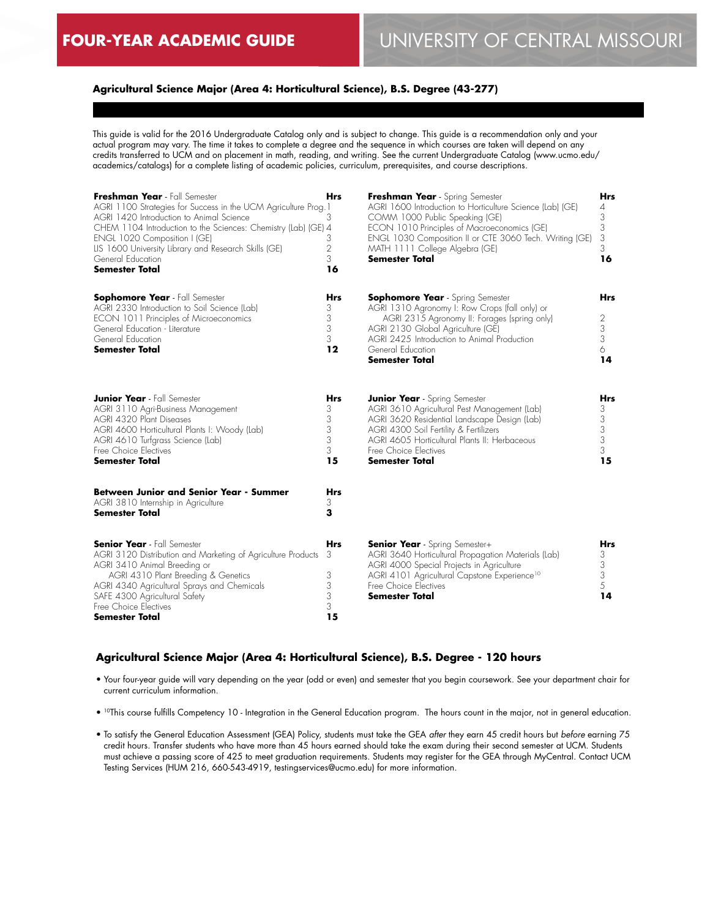FOUR-YEAR ACADEMIC GUIDE

UNIVERSITY OF CENTRAL MISSOURI

### Agricultural Science Major (Area 4: Horticultural Science), B.S. Degree (43-277)

This guide is valid for the 2016 Undergraduate Catalog only and is subject to change. This guide is a recommendation only and your actual program may vary. The time it takes to complete a degree and the sequence in which courses are taken will depend on any credits transferred to UCM and on placement in math, reading, and writing. See the current Undergraduate Catalog (www.ucmo.edu/academics/catalogs) for a complete listing of academic policies, curriculum, prerequisites, and course descriptions.

| **Freshman Year** - Fall Semester | **Hrs** |
|---|---|
| AGRI 1100 Strategies for Success in the UCM Agriculture Prog. | 1 |
| AGRI 1420 Introduction to Animal Science | 3 |
| CHEM 1104 Introduction to the Sciences: Chemistry (Lab) (GE) | 4 |
| ENGL 1020 Composition I (GE) | 3 |
| LIS 1600 University Library and Research Skills (GE) | 2 |
| General Education | 3 |
| **Semester Total** | **16** |

| **Freshman Year** - Spring Semester | **Hrs** |
|---|---|
| AGRI 1600 Introduction to Horticulture Science (Lab) (GE) | 4 |
| COMM 1000 Public Speaking (GE) | 3 |
| ECON 1010 Principles of Macroeconomics (GE) | 3 |
| ENGL 1030 Composition II or CTE 3060 Tech. Writing (GE) | 3 |
| MATH 1111 College Algebra (GE) | 3 |
| **Semester Total** | **16** |

| **Sophomore Year** - Fall Semester | **Hrs** |
|---|---|
| AGRI 2330 Introduction to Soil Science (Lab) | 3 |
| ECON 1011 Principles of Microeconomics | 3 |
| General Education - Literature | 3 |
| General Education | 3 |
| **Semester Total** | **12** |

| **Sophomore Year** - Spring Semester | **Hrs** |
|---|---|
| AGRI 1310 Agronomy I: Row Crops (fall only) or AGRI 2315 Agronomy II: Forages (spring only) | 2 |
| AGRI 2130 Global Agriculture (GE) | 3 |
| AGRI 2425 Introduction to Animal Production | 3 |
| General Education | 6 |
| **Semester Total** | **14** |

| **Junior Year** - Fall Semester | **Hrs** |
|---|---|
| AGRI 3110 Agri-Business Management | 3 |
| AGRI 4320 Plant Diseases | 3 |
| AGRI 4600 Horticultural Plants I: Woody (Lab) | 3 |
| AGRI 4610 Turfgrass Science (Lab) | 3 |
| Free Choice Electives | 3 |
| **Semester Total** | **15** |

| **Junior Year** - Spring Semester | **Hrs** |
|---|---|
| AGRI 3610 Agricultural Pest Management (Lab) | 3 |
| AGRI 3620 Residential Landscape Design (Lab) | 3 |
| AGRI 4300 Soil Fertility & Fertilizers | 3 |
| AGRI 4605 Horticultural Plants II: Herbaceous | 3 |
| Free Choice Electives | 3 |
| **Semester Total** | **15** |

| **Between Junior and Senior Year - Summer** | **Hrs** |
|---|---|
| AGRI 3810 Internship in Agriculture | 3 |
| **Semester Total** | **3** |

| **Senior Year** - Fall Semester | **Hrs** |
|---|---|
| AGRI 3120 Distribution and Marketing of Agriculture Products | 3 |
| AGRI 3410 Animal Breeding or AGRI 4310 Plant Breeding & Genetics | 3 |
| AGRI 4340 Agricultural Sprays and Chemicals | 3 |
| SAFE 4300 Agricultural Safety | 3 |
| Free Choice Electives | 3 |
| **Semester Total** | **15** |

| **Senior Year** - Spring Semester+ | **Hrs** |
|---|---|
| AGRI 3640 Horticultural Propagation Materials (Lab) | 3 |
| AGRI 4000 Special Projects in Agriculture | 3 |
| AGRI 4101 Agricultural Capstone Experience[10] | 3 |
| Free Choice Electives | 5 |
| **Semester Total** | **14** |

### Agricultural Science Major (Area 4: Horticultural Science), B.S. Degree - 120 hours

- Your four-year guide will vary depending on the year (odd or even) and semester that you begin coursework. See your department chair for current curriculum information.
- [10]This course fulfills Competency 10 - Integration in the General Education program. The hours count in the major, not in general education.
- To satisfy the General Education Assessment (GEA) Policy, students must take the GEA *after* they earn 45 credit hours but *before* earning 75 credit hours. Transfer students who have more than 45 hours earned should take the exam during their second semester at UCM. Students must achieve a passing score of 425 to meet graduation requirements. Students may register for the GEA through MyCentral. Contact UCM Testing Services (HUM 216, 660-543-4919, testingservices@ucmo.edu) for more information.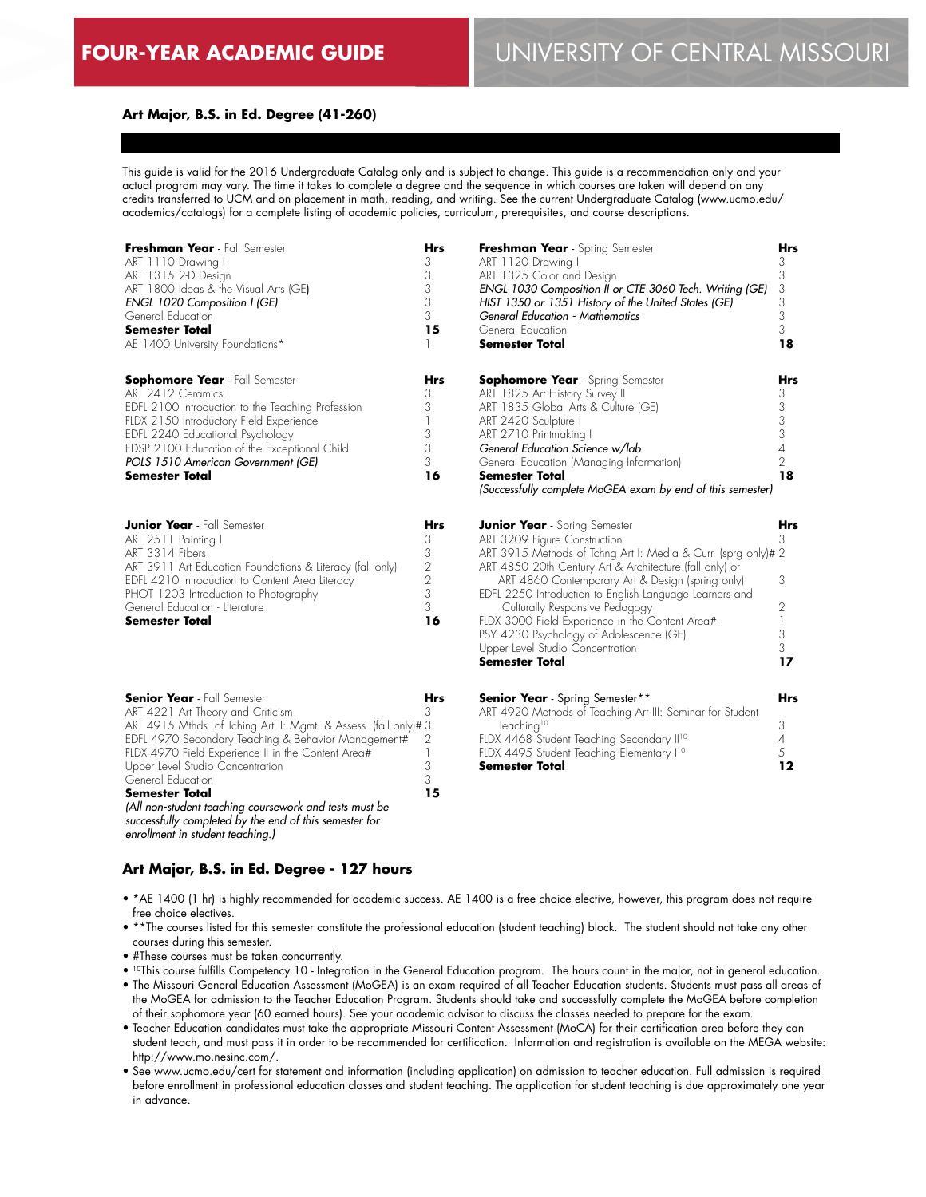## Art Major, B.S. in Ed. Degree (41-260)

This guide is valid for the 2016 Undergraduate Catalog only and is subject to change. This guide is a recommendation only and your actual program may vary. The time it takes to complete a degree and the sequence in which courses are taken will depend on any credits transferred to UCM and on placement in math, reading, and writing. See the current Undergraduate Catalog (www.ucmo.edu/academics/catalogs) for a complete listing of academic policies, curriculum, prerequisites, and course descriptions.

| **Freshman Year** - Fall Semester | **Hrs** |
|---|---|
| ART 1110 Drawing I | 3 |
| ART 1315 2-D Design | 3 |
| ART 1800 Ideas & the Visual Arts (GE) | 3 |
| *ENGL 1020 Composition I (GE)* | 3 |
| General Education | 3 |
| **Semester Total** | **15** |
| AE 1400 University Foundations* | 1 |

| **Freshman Year** - Spring Semester | **Hrs** |
|---|---|
| ART 1120 Drawing II | 3 |
| ART 1325 Color and Design | 3 |
| *ENGL 1030 Composition II or CTE 3060 Tech. Writing (GE)* | 3 |
| *HIST 1350 or 1351 History of the United States (GE)* | 3 |
| *General Education - Mathematics* | 3 |
| General Education | 3 |
| **Semester Total** | **18** |

| **Sophomore Year** - Fall Semester | **Hrs** |
|---|---|
| ART 2412 Ceramics I | 3 |
| EDFL 2100 Introduction to the Teaching Profession | 3 |
| FLDX 2150 Introductory Field Experience | 1 |
| EDFL 2240 Educational Psychology | 3 |
| EDSP 2100 Education of the Exceptional Child | 3 |
| *POLS 1510 American Government (GE)* | 3 |
| **Semester Total** | **16** |

| **Sophomore Year** - Spring Semester | **Hrs** |
|---|---|
| ART 1825 Art History Survey II | 3 |
| ART 1835 Global Arts & Culture (GE) | 3 |
| ART 2420 Sculpture I | 3 |
| ART 2710 Printmaking I | 3 |
| *General Education Science w/lab* | 4 |
| General Education (Managing Information) | 2 |
| **Semester Total** | **18** |

*(Successfully complete MoGEA exam by end of this semester)*

| **Junior Year** - Fall Semester | **Hrs** |
|---|---|
| ART 2511 Painting I | 3 |
| ART 3314 Fibers | 3 |
| ART 3911 Art Education Foundations & Literacy (fall only) | 2 |
| EDFL 4210 Introduction to Content Area Literacy | 2 |
| PHOT 1203 Introduction to Photography | 3 |
| General Education - Literature | 3 |
| **Semester Total** | **16** |

| **Junior Year** - Spring Semester | **Hrs** |
|---|---|
| ART 3209 Figure Construction | 3 |
| ART 3915 Methods of Tchng Art I: Media & Curr. (sprg only)# | 2 |
| ART 4850 20th Century Art & Architecture (fall only) or ART 4860 Contemporary Art & Design (spring only) | 3 |
| EDFL 2250 Introduction to English Language Learners and Culturally Responsive Pedagogy | 2 |
| FLDX 3000 Field Experience in the Content Area# | 1 |
| PSY 4230 Psychology of Adolescence (GE) | 3 |
| Upper Level Studio Concentration | 3 |
| **Semester Total** | **17** |

| **Senior Year** - Fall Semester | **Hrs** |
|---|---|
| ART 4221 Art Theory and Criticism | 3 |
| ART 4915 Mthds. of Tching Art II: Mgmt. & Assess. (fall only)# | 3 |
| EDFL 4970 Secondary Teaching & Behavior Management# | 2 |
| FLDX 4970 Field Experience II in the Content Area# | 1 |
| Upper Level Studio Concentration | 3 |
| General Education | 3 |
| **Semester Total** | **15** |

*(All non-student teaching coursework and tests must be successfully completed by the end of this semester for enrollment in student teaching.)*

| **Senior Year** - Spring Semester** | **Hrs** |
|---|---|
| ART 4920 Methods of Teaching Art III: Seminar for Student Teaching[10] | 3 |
| FLDX 4468 Student Teaching Secondary II[10] | 4 |
| FLDX 4495 Student Teaching Elementary I[10] | 5 |
| **Semester Total** | **12** |

### Art Major, B.S. in Ed. Degree - 127 hours

- *AE 1400 (1 hr) is highly recommended for academic success. AE 1400 is a free choice elective, however, this program does not require free choice electives.
- **The courses listed for this semester constitute the professional education (student teaching) block. The student should not take any other courses during this semester.
- #These courses must be taken concurrently.
- [10]This course fulfills Competency 10 - Integration in the General Education program. The hours count in the major, not in general education.
- The Missouri General Education Assessment (MoGEA) is an exam required of all Teacher Education students. Students must pass all areas of the MoGEA for admission to the Teacher Education Program. Students should take and successfully complete the MoGEA before completion of their sophomore year (60 earned hours). See your academic advisor to discuss the classes needed to prepare for the exam.
- Teacher Education candidates must take the appropriate Missouri Content Assessment (MoCA) for their certification area before they can student teach, and must pass it in order to be recommended for certification. Information and registration is available on the MEGA website: http://www.mo.nesinc.com/.
- See www.ucmo.edu/cert for statement and information (including application) on admission to teacher education. Full admission is required before enrollment in professional education classes and student teaching. The application for student teaching is due approximately one year in advance.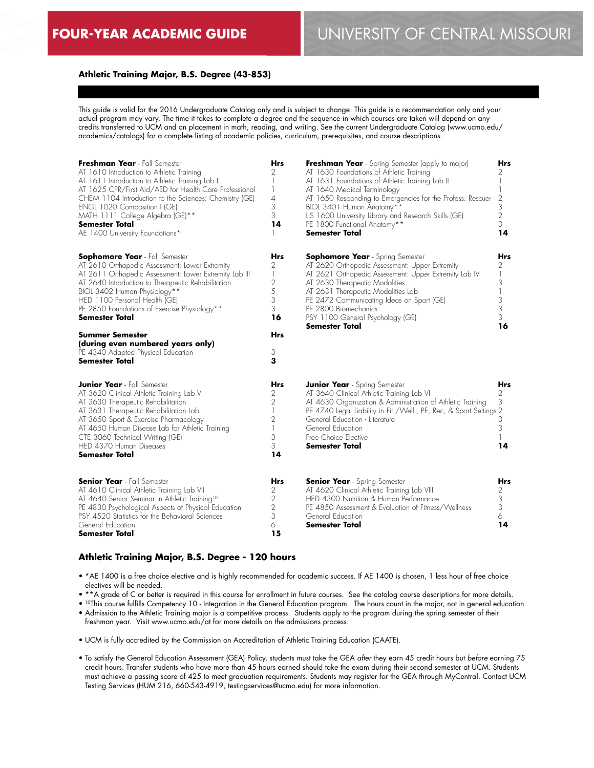# FOUR-YEAR ACADEMIC GUIDE

## Athletic Training Major, B.S. Degree (43-853)

This guide is valid for the 2016 Undergraduate Catalog only and is subject to change. This guide is a recommendation only and your actual program may vary. The time it takes to complete a degree and the sequence in which courses are taken will depend on any credits transferred to UCM and on placement in math, reading, and writing. See the current Undergraduate Catalog (www.ucmo.edu/academics/catalogs) for a complete listing of academic policies, curriculum, prerequisites, and course descriptions.

| **Freshman Year** - Fall Semester | Hrs |
|---|---|
| AT 1610 Introduction to Athletic Training | 2 |
| AT 1611 Introduction to Athletic Training Lab I | 1 |
| AT 1625 CPR/First Aid/AED for Health Care Professional | 1 |
| CHEM 1104 Introduction to the Sciences: Chemistry (GE) | 4 |
| ENGL 1020 Composition I (GE) | 3 |
| MATH 1111 College Algebra (GE)** | 3 |
| **Semester Total** | **14** |
| AE 1400 University Foundations* | 1 |

| **Freshman Year** - Spring Semester (apply to major) | Hrs |
|---|---|
| AT 1630 Foundations of Athletic Training | 2 |
| AT 1631 Foundations of Athletic Training Lab II | 1 |
| AT 1640 Medical Terminology | 1 |
| AT 1650 Responding to Emergencies for the Profess. Rescuer | 2 |
| BIOL 3401 Human Anatomy** | 3 |
| LIS 1600 University Library and Research Skills (GE) | 2 |
| PE 1800 Functional Anatomy** | 3 |
| **Semester Total** | **14** |

| **Sophomore Year** - Fall Semester | Hrs |
|---|---|
| AT 2610 Orthopedic Assessment: Lower Extremity | 2 |
| AT 2611 Orthopedic Assessment: Lower Extremity Lab III | 1 |
| AT 2640 Introduction to Therapeutic Rehabilitation | 2 |
| BIOL 3402 Human Physiology** | 5 |
| HED 1100 Personal Health (GE) | 3 |
| PE 2850 Foundations of Exercise Physiology** | 3 |
| **Semester Total** | **16** |

| **Sophomore Year** - Spring Semester | Hrs |
|---|---|
| AT 2620 Orthopedic Assessment: Upper Extremity | 2 |
| AT 2621 Orthopedic Assessment: Upper Extremity Lab IV | 1 |
| AT 2630 Therapeutic Modalities | 3 |
| AT 2631 Therapeutic Modalities Lab | 1 |
| PE 2472 Communicating Ideas on Sport (GE) | 3 |
| PE 2800 Biomechanics | 3 |
| PSY 1100 General Psychology (GE) | 3 |
| **Semester Total** | **16** |

| **Summer Semester (during even numbered years only)** | Hrs |
|---|---|
| PE 4340 Adapted Physical Education | 3 |
| **Semester Total** | **3** |

| **Junior Year** - Fall Semester | Hrs |
|---|---|
| AT 3620 Clinical Athletic Training Lab V | 2 |
| AT 3630 Therapeutic Rehabilitation | 2 |
| AT 3631 Therapeutic Rehabilitation Lab | 1 |
| AT 3650 Sport & Exercise Pharmacology | 2 |
| AT 4650 Human Disease Lab for Athletic Training | 1 |
| CTE 3060 Technical Writing (GE) | 3 |
| HED 4370 Human Diseases | 3 |
| **Semester Total** | **14** |

| **Junior Year** - Spring Semester | Hrs |
|---|---|
| AT 3640 Clinical Athletic Training Lab VI | 2 |
| AT 4630 Organization & Administration of Athletic Training | 3 |
| PE 4740 Legal Liability in Fit./Well., PE, Rec, & Sport Settings | 2 |
| General Education - Literature | 3 |
| General Education | 3 |
| Free Choice Elective | 1 |
| **Semester Total** | **14** |

| **Senior Year** - Fall Semester | Hrs |
|---|---|
| AT 4610 Clinical Athletic Training Lab VII | 2 |
| AT 4640 Senior Seminar in Athletic Training[10] | 2 |
| PE 4830 Psychological Aspects of Physical Education | 2 |
| PSY 4520 Statistics for the Behavioral Sciences | 3 |
| General Education | 6 |
| **Semester Total** | **15** |

| **Senior Year** - Spring Semester | Hrs |
|---|---|
| AT 4620 Clinical Athletic Training Lab VIII | 2 |
| HED 4300 Nutrition & Human Performance | 3 |
| PE 4850 Assessment & Evaluation of Fitness/Wellness | 3 |
| General Education | 6 |
| **Semester Total** | **14** |

## Athletic Training Major, B.S. Degree - 120 hours

- *AE 1400 is a free choice elective and is highly recommended for academic success. If AE 1400 is chosen, 1 less hour of free choice electives will be needed.
- **A grade of C or better is required in this course for enrollment in future courses. See the catalog course descriptions for more details.
- [10]This course fulfills Competency 10 - Integration in the General Education program. The hours count in the major, not in general education.
- Admission to the Athletic Training major is a competitive process. Students apply to the program during the spring semester of their freshman year. Visit www.ucmo.edu/at for more details on the admissions process.
- UCM is fully accredited by the Commission on Accreditation of Athletic Training Education (CAATE).
- To satisfy the General Education Assessment (GEA) Policy, students must take the GEA *after* they earn 45 credit hours but *before* earning 75 credit hours. Transfer students who have more than 45 hours earned should take the exam during their second semester at UCM. Students must achieve a passing score of 425 to meet graduation requirements. Students may register for the GEA through MyCentral. Contact UCM Testing Services (HUM 216, 660-543-4919, testingservices@ucmo.edu) for more information.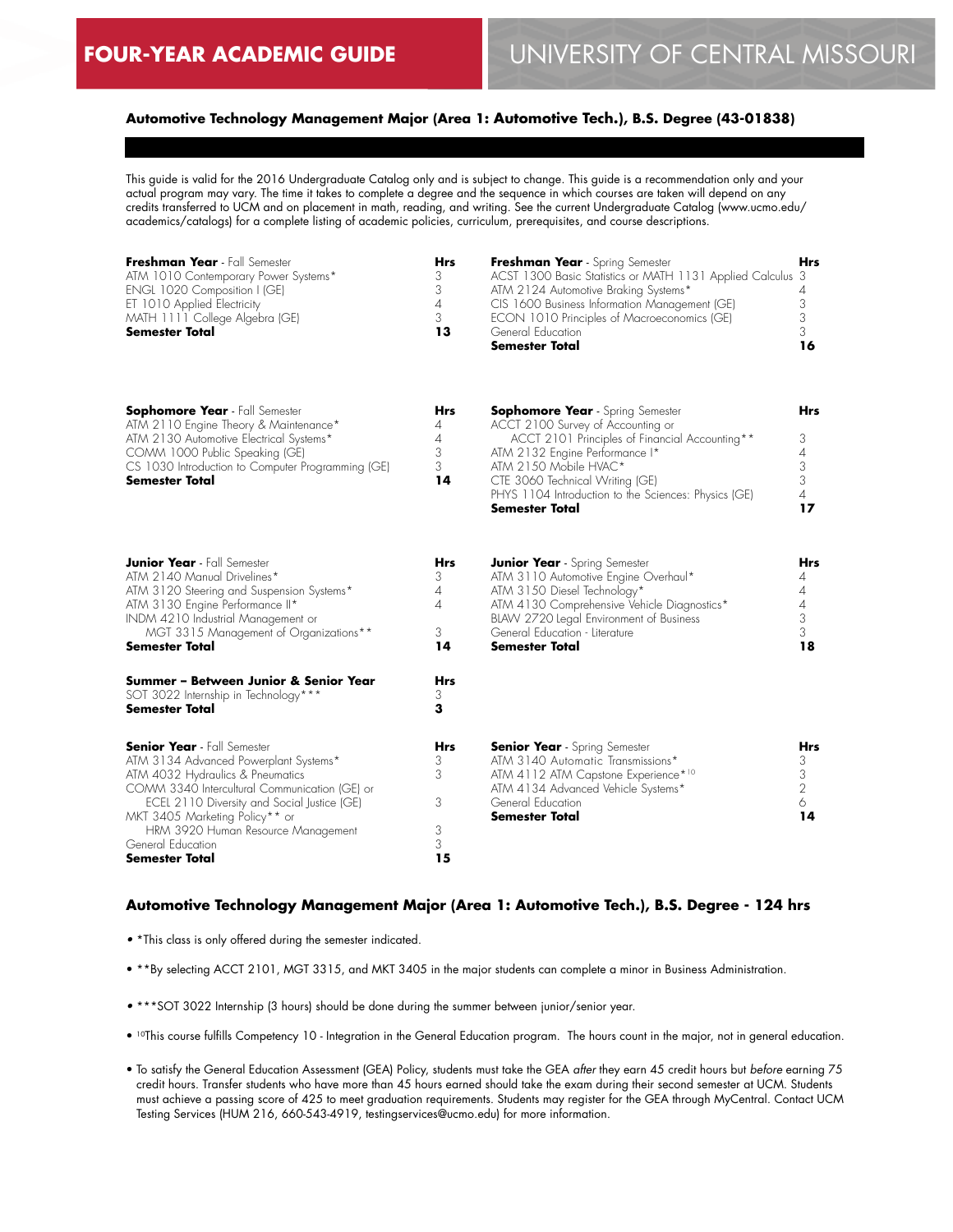## FOUR-YEAR ACADEMIC GUIDE

## UNIVERSITY OF CENTRAL MISSOURI

### Automotive Technology Management Major (Area 1: Automotive Tech.), B.S. Degree (43-01838)

This guide is valid for the 2016 Undergraduate Catalog only and is subject to change. This guide is a recommendation only and your actual program may vary. The time it takes to complete a degree and the sequence in which courses are taken will depend on any credits transferred to UCM and on placement in math, reading, and writing. See the current Undergraduate Catalog (www.ucmo.edu/academics/catalogs) for a complete listing of academic policies, curriculum, prerequisites, and course descriptions.

| **Freshman Year** - Fall Semester | **Hrs** |
|---|---|
| ATM 1010 Contemporary Power Systems* | 3 |
| ENGL 1020 Composition I (GE) | 3 |
| ET 1010 Applied Electricity | 4 |
| MATH 1111 College Algebra (GE) | 3 |
| **Semester Total** | **13** |

| **Freshman Year** - Spring Semester | **Hrs** |
|---|---|
| ACST 1300 Basic Statistics or MATH 1131 Applied Calculus | 3 |
| ATM 2124 Automotive Braking Systems* | 4 |
| CIS 1600 Business Information Management (GE) | 3 |
| ECON 1010 Principles of Macroeconomics (GE) | 3 |
| General Education | 3 |
| **Semester Total** | **16** |

| **Sophomore Year** - Fall Semester | **Hrs** |
|---|---|
| ATM 2110 Engine Theory & Maintenance* | 4 |
| ATM 2130 Automotive Electrical Systems* | 4 |
| COMM 1000 Public Speaking (GE) | 3 |
| CS 1030 Introduction to Computer Programming (GE) | 3 |
| **Semester Total** | **14** |

| **Sophomore Year** - Spring Semester | **Hrs** |
|---|---|
| ACCT 2100 Survey of Accounting or ACCT 2101 Principles of Financial Accounting** | 3 |
| ATM 2132 Engine Performance I* | 4 |
| ATM 2150 Mobile HVAC* | 3 |
| CTE 3060 Technical Writing (GE) | 3 |
| PHYS 1104 Introduction to the Sciences: Physics (GE) | 4 |
| **Semester Total** | **17** |

| **Junior Year** - Fall Semester | **Hrs** |
|---|---|
| ATM 2140 Manual Drivelines* | 3 |
| ATM 3120 Steering and Suspension Systems* | 4 |
| ATM 3130 Engine Performance II* | 4 |
| INDM 4210 Industrial Management or MGT 3315 Management of Organizations** | 3 |
| **Semester Total** | **14** |

| **Junior Year** - Spring Semester | **Hrs** |
|---|---|
| ATM 3110 Automotive Engine Overhaul* | 4 |
| ATM 3150 Diesel Technology* | 4 |
| ATM 4130 Comprehensive Vehicle Diagnostics* | 4 |
| BLAW 2720 Legal Environment of Business | 3 |
| General Education - Literature | 3 |
| **Semester Total** | **18** |

| **Summer – Between Junior & Senior Year** | **Hrs** |
|---|---|
| SOT 3022 Internship in Technology*** | 3 |
| **Semester Total** | **3** |

| **Senior Year** - Fall Semester | **Hrs** |
|---|---|
| ATM 3134 Advanced Powerplant Systems* | 3 |
| ATM 4032 Hydraulics & Pneumatics | 3 |
| COMM 3340 Intercultural Communication (GE) or ECEL 2110 Diversity and Social Justice (GE) | 3 |
| MKT 3405 Marketing Policy** or HRM 3920 Human Resource Management | 3 |
| General Education | 3 |
| **Semester Total** | **15** |

| **Senior Year** - Spring Semester | **Hrs** |
|---|---|
| ATM 3140 Automatic Transmissions* | 3 |
| ATM 4112 ATM Capstone Experience*[10] | 3 |
| ATM 4134 Advanced Vehicle Systems* | 2 |
| General Education | 6 |
| **Semester Total** | **14** |

### Automotive Technology Management Major (Area 1: Automotive Tech.), B.S. Degree - 124 hrs

- *This class is only offered during the semester indicated.
- **By selecting ACCT 2101, MGT 3315, and MKT 3405 in the major students can complete a minor in Business Administration.
- ***SOT 3022 Internship (3 hours) should be done during the summer between junior/senior year.
- [10]This course fulfills Competency 10 - Integration in the General Education program. The hours count in the major, not in general education.
- To satisfy the General Education Assessment (GEA) Policy, students must take the GEA *after* they earn 45 credit hours but *before* earning 75 credit hours. Transfer students who have more than 45 hours earned should take the exam during their second semester at UCM. Students must achieve a passing score of 425 to meet graduation requirements. Students may register for the GEA through MyCentral. Contact UCM Testing Services (HUM 216, 660-543-4919, testingservices@ucmo.edu) for more information.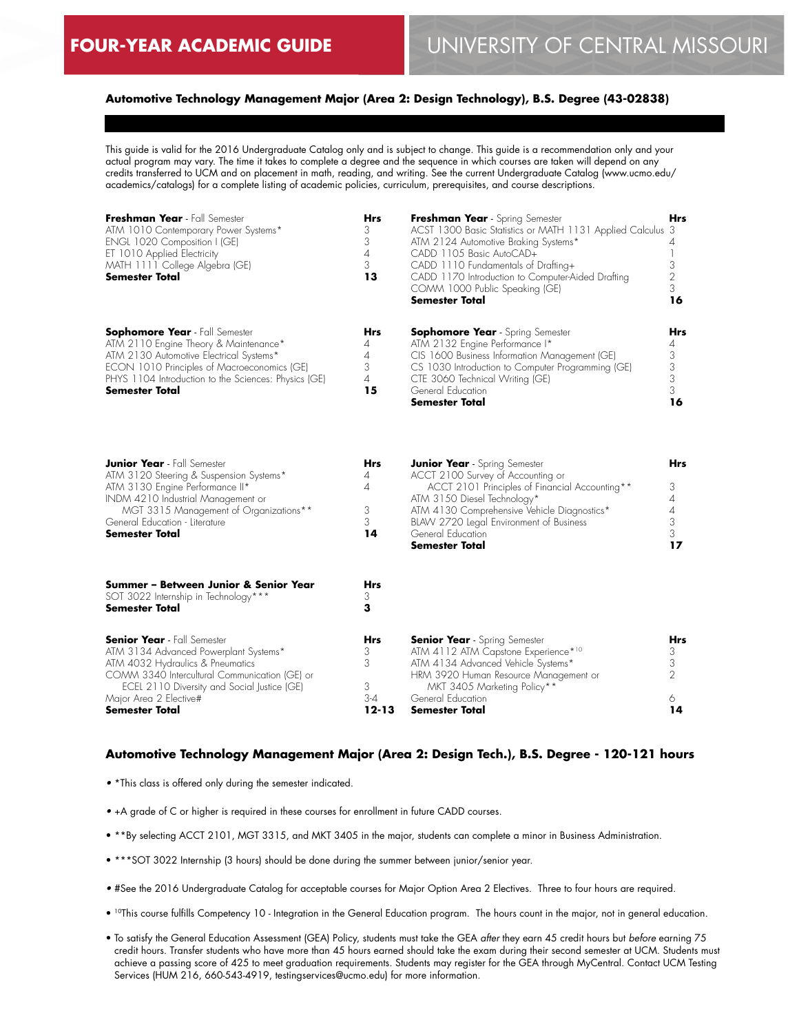**FOUR-YEAR ACADEMIC GUIDE** UNIVERSITY OF CENTRAL MISSOURI

### Automotive Technology Management Major (Area 2: Design Technology), B.S. Degree (43-02838)

This guide is valid for the 2016 Undergraduate Catalog only and is subject to change. This guide is a recommendation only and your actual program may vary. The time it takes to complete a degree and the sequence in which courses are taken will depend on any credits transferred to UCM and on placement in math, reading, and writing. See the current Undergraduate Catalog (www.ucmo.edu/academics/catalogs) for a complete listing of academic policies, curriculum, prerequisites, and course descriptions.

| **Freshman Year** - Fall Semester | **Hrs** |
|---|---|
| ATM 1010 Contemporary Power Systems* | 3 |
| ENGL 1020 Composition I (GE) | 3 |
| ET 1010 Applied Electricity | 4 |
| MATH 1111 College Algebra (GE) | 3 |
| **Semester Total** | **13** |

| **Freshman Year** - Spring Semester | **Hrs** |
|---|---|
| ACST 1300 Basic Statistics or MATH 1131 Applied Calculus | 3 |
| ATM 2124 Automotive Braking Systems* | 4 |
| CADD 1105 Basic AutoCAD+ | 1 |
| CADD 1110 Fundamentals of Drafting+ | 3 |
| CADD 1170 Introduction to Computer-Aided Drafting | 2 |
| COMM 1000 Public Speaking (GE) | 3 |
| **Semester Total** | **16** |

| **Sophomore Year** - Fall Semester | **Hrs** |
|---|---|
| ATM 2110 Engine Theory & Maintenance* | 4 |
| ATM 2130 Automotive Electrical Systems* | 4 |
| ECON 1010 Principles of Macroeconomics (GE) | 3 |
| PHYS 1104 Introduction to the Sciences: Physics (GE) | 4 |
| **Semester Total** | **15** |

| **Sophomore Year** - Spring Semester | **Hrs** |
|---|---|
| ATM 2132 Engine Performance I* | 4 |
| CIS 1600 Business Information Management (GE) | 3 |
| CS 1030 Introduction to Computer Programming (GE) | 3 |
| CTE 3060 Technical Writing (GE) | 3 |
| General Education | 3 |
| **Semester Total** | **16** |

| **Junior Year** - Fall Semester | **Hrs** |
|---|---|
| ATM 3120 Steering & Suspension Systems* | 4 |
| ATM 3130 Engine Performance II* | 4 |
| INDM 4210 Industrial Management or MGT 3315 Management of Organizations** | 3 |
| General Education - Literature | 3 |
| **Semester Total** | **14** |

| **Junior Year** - Spring Semester | **Hrs** |
|---|---|
| ACCT 2100 Survey of Accounting or ACCT 2101 Principles of Financial Accounting** | 3 |
| ATM 3150 Diesel Technology* | 4 |
| ATM 4130 Comprehensive Vehicle Diagnostics* | 4 |
| BLAW 2720 Legal Environment of Business | 3 |
| General Education | 3 |
| **Semester Total** | **17** |

| **Summer – Between Junior & Senior Year** | **Hrs** |
|---|---|
| SOT 3022 Internship in Technology*** | 3 |
| **Semester Total** | **3** |

| **Senior Year** - Fall Semester | **Hrs** |
|---|---|
| ATM 3134 Advanced Powerplant Systems* | 3 |
| ATM 4032 Hydraulics & Pneumatics | 3 |
| COMM 3340 Intercultural Communication (GE) or ECEL 2110 Diversity and Social Justice (GE) | 3 |
| Major Area 2 Elective# | 3-4 |
| **Semester Total** | **12-13** |

| **Senior Year** - Spring Semester | **Hrs** |
|---|---|
| ATM 4112 ATM Capstone Experience*[10] | 3 |
| ATM 4134 Advanced Vehicle Systems* | 3 |
| HRM 3920 Human Resource Management or MKT 3405 Marketing Policy** | 2 |
| General Education | 6 |
| **Semester Total** | **14** |

### Automotive Technology Management Major (Area 2: Design Tech.), B.S. Degree - 120-121 hours

- *This class is offered only during the semester indicated.
- +A grade of C or higher is required in these courses for enrollment in future CADD courses.
- **By selecting ACCT 2101, MGT 3315, and MKT 3405 in the major, students can complete a minor in Business Administration.
- ***SOT 3022 Internship (3 hours) should be done during the summer between junior/senior year.
- #See the 2016 Undergraduate Catalog for acceptable courses for Major Option Area 2 Electives. Three to four hours are required.
- [10]This course fulfills Competency 10 - Integration in the General Education program. The hours count in the major, not in general education.
- To satisfy the General Education Assessment (GEA) Policy, students must take the GEA *after* they earn 45 credit hours but *before* earning 75 credit hours. Transfer students who have more than 45 hours earned should take the exam during their second semester at UCM. Students must achieve a passing score of 425 to meet graduation requirements. Students may register for the GEA through MyCentral. Contact UCM Testing Services (HUM 216, 660-543-4919, testingservices@ucmo.edu) for more information.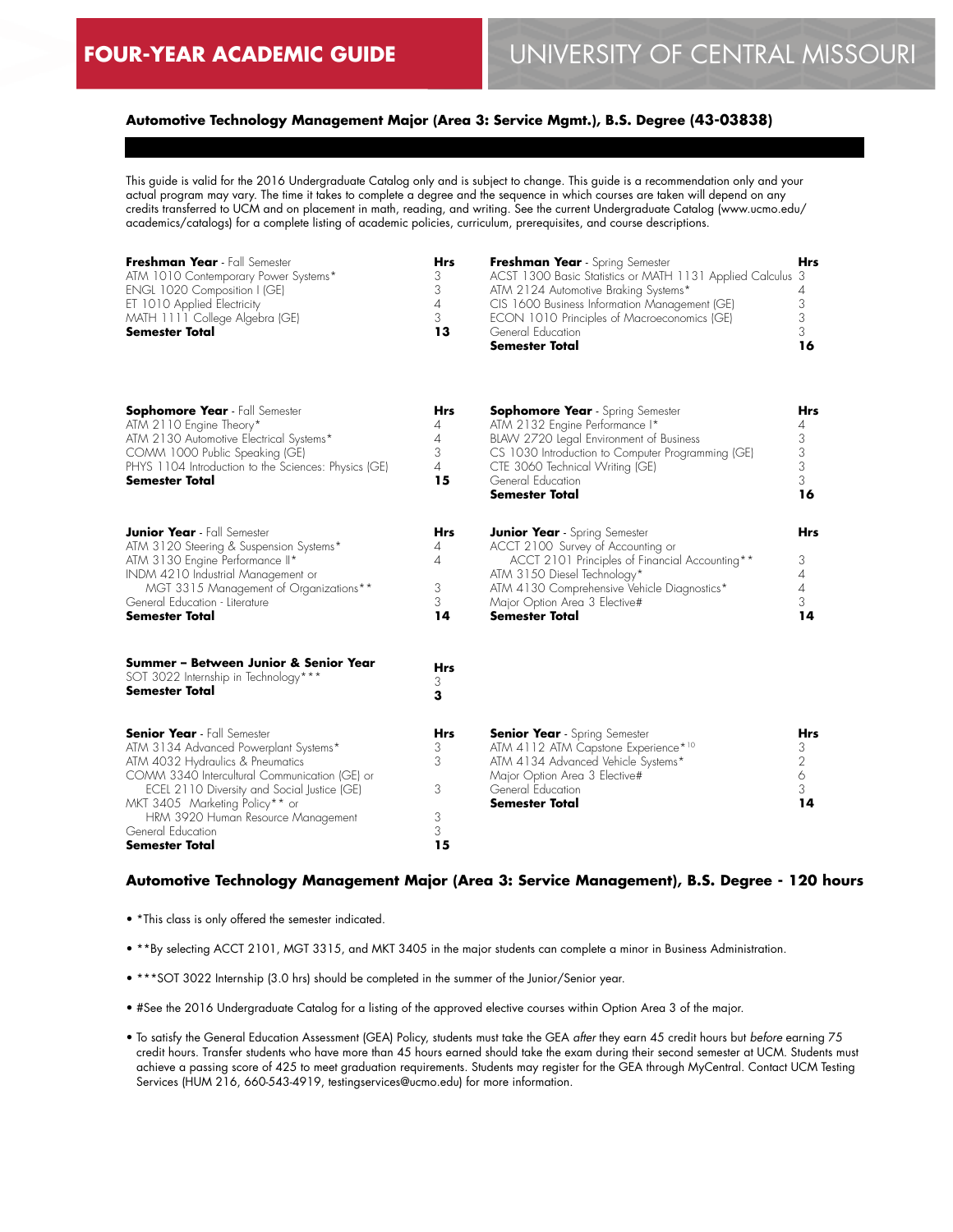# FOUR-YEAR ACADEMIC GUIDE

# UNIVERSITY OF CENTRAL MISSOURI

### Automotive Technology Management Major (Area 3: Service Mgmt.), B.S. Degree (43-03838)

This guide is valid for the 2016 Undergraduate Catalog only and is subject to change. This guide is a recommendation only and your actual program may vary. The time it takes to complete a degree and the sequence in which courses are taken will depend on any credits transferred to UCM and on placement in math, reading, and writing. See the current Undergraduate Catalog (www.ucmo.edu/academics/catalogs) for a complete listing of academic policies, curriculum, prerequisites, and course descriptions.

| **Freshman Year** - Fall Semester | **Hrs** | **Freshman Year** - Spring Semester | **Hrs** |
|---|---|---|---|
| ATM 1010 Contemporary Power Systems* | 3 | ACST 1300 Basic Statistics or MATH 1131 Applied Calculus | 3 |
| ENGL 1020 Composition I (GE) | 3 | ATM 2124 Automotive Braking Systems* | 4 |
| ET 1010 Applied Electricity | 4 | CIS 1600 Business Information Management (GE) | 3 |
| MATH 1111 College Algebra (GE) | 3 | ECON 1010 Principles of Macroeconomics (GE) | 3 |
| **Semester Total** | **13** | General Education | 3 |
| | | **Semester Total** | **16** |

| **Sophomore Year** - Fall Semester | **Hrs** | **Sophomore Year** - Spring Semester | **Hrs** |
|---|---|---|---|
| ATM 2110 Engine Theory* | 4 | ATM 2132 Engine Performance I* | 4 |
| ATM 2130 Automotive Electrical Systems* | 4 | BLAW 2720 Legal Environment of Business | 3 |
| COMM 1000 Public Speaking (GE) | 3 | CS 1030 Introduction to Computer Programming (GE) | 3 |
| PHYS 1104 Introduction to the Sciences: Physics (GE) | 4 | CTE 3060 Technical Writing (GE) | 3 |
| **Semester Total** | **15** | General Education | 3 |
| | | **Semester Total** | **16** |

| **Junior Year** - Fall Semester | **Hrs** | **Junior Year** - Spring Semester | **Hrs** |
|---|---|---|---|
| ATM 3120 Steering & Suspension Systems* | 4 | ACCT 2100 Survey of Accounting or ACCT 2101 Principles of Financial Accounting** | 3 |
| ATM 3130 Engine Performance II* | 4 | ATM 3150 Diesel Technology* | 4 |
| INDM 4210 Industrial Management or MGT 3315 Management of Organizations** | 3 | ATM 4130 Comprehensive Vehicle Diagnostics* | 4 |
| General Education - Literature | 3 | Major Option Area 3 Elective# | 3 |
| **Semester Total** | **14** | **Semester Total** | **14** |

| **Summer – Between Junior & Senior Year** | **Hrs** |
|---|---|
| SOT 3022 Internship in Technology*** | 3 |
| **Semester Total** | **3** |

| **Senior Year** - Fall Semester | **Hrs** | **Senior Year** - Spring Semester | **Hrs** |
|---|---|---|---|
| ATM 3134 Advanced Powerplant Systems* | 3 | ATM 4112 ATM Capstone Experience*[10] | 3 |
| ATM 4032 Hydraulics & Pneumatics | 3 | ATM 4134 Advanced Vehicle Systems* | 2 |
| COMM 3340 Intercultural Communication (GE) or ECEL 2110 Diversity and Social Justice (GE) | 3 | Major Option Area 3 Elective# | 6 |
| MKT 3405 Marketing Policy** or HRM 3920 Human Resource Management | 3 | General Education | 3 |
| General Education | 3 | **Semester Total** | **14** |
| **Semester Total** | **15** | | |

### Automotive Technology Management Major (Area 3: Service Management), B.S. Degree - 120 hours

- *This class is only offered the semester indicated.
- **By selecting ACCT 2101, MGT 3315, and MKT 3405 in the major students can complete a minor in Business Administration.
- ***SOT 3022 Internship (3.0 hrs) should be completed in the summer of the Junior/Senior year.
- #See the 2016 Undergraduate Catalog for a listing of the approved elective courses within Option Area 3 of the major.
- To satisfy the General Education Assessment (GEA) Policy, students must take the GEA *after* they earn 45 credit hours but *before* earning 75 credit hours. Transfer students who have more than 45 hours earned should take the exam during their second semester at UCM. Students must achieve a passing score of 425 to meet graduation requirements. Students may register for the GEA through MyCentral. Contact UCM Testing Services (HUM 216, 660-543-4919, testingservices@ucmo.edu) for more information.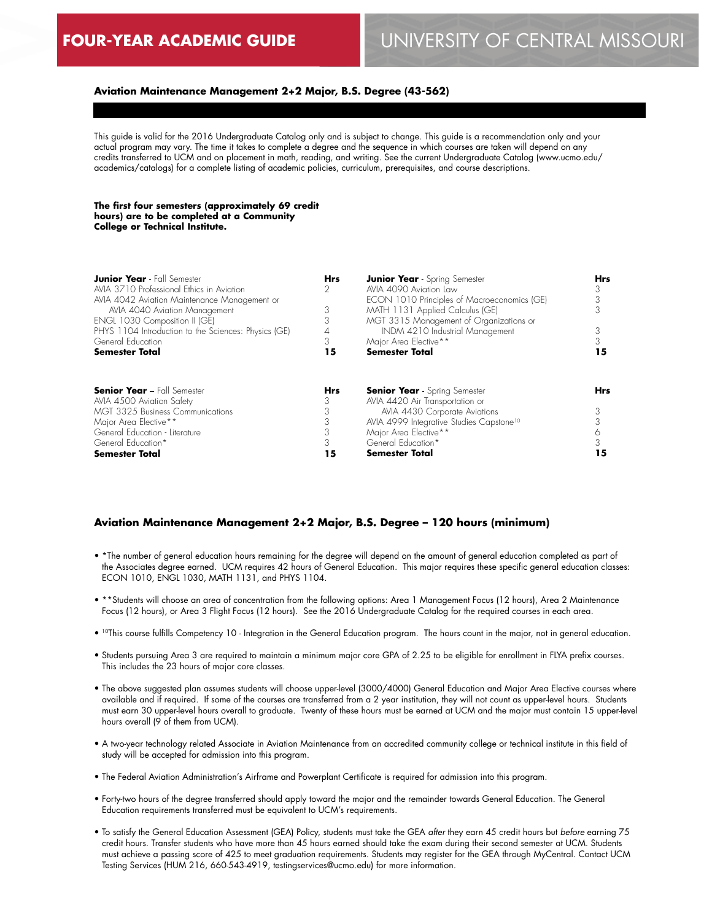## FOUR-YEAR ACADEMIC GUIDE

## UNIVERSITY OF CENTRAL MISSOURI

### Aviation Maintenance Management 2+2 Major, B.S. Degree (43-562)

This guide is valid for the 2016 Undergraduate Catalog only and is subject to change. This guide is a recommendation only and your actual program may vary. The time it takes to complete a degree and the sequence in which courses are taken will depend on any credits transferred to UCM and on placement in math, reading, and writing. See the current Undergraduate Catalog (www.ucmo.edu/academics/catalogs) for a complete listing of academic policies, curriculum, prerequisites, and course descriptions.

**The first four semesters (approximately 69 credit hours) are to be completed at a Community College or Technical Institute.**

| **Junior Year** - Fall Semester | **Hrs** | **Junior Year** - Spring Semester | **Hrs** |
|---|---|---|---|
| AVIA 3710 Professional Ethics in Aviation | 2 | AVIA 4090 Aviation Law | 3 |
| AVIA 4042 Aviation Maintenance Management or AVIA 4040 Aviation Management | 3 | ECON 1010 Principles of Macroeconomics (GE) | 3 |
| ENGL 1030 Composition II (GE) | 3 | MATH 1131 Applied Calculus (GE) | 3 |
| PHYS 1104 Introduction to the Sciences: Physics (GE) | 4 | MGT 3315 Management of Organizations or INDM 4210 Industrial Management | 3 |
| General Education | 3 | Major Area Elective** | 3 |
| **Semester Total** | **15** | **Semester Total** | **15** |

| **Senior Year** – Fall Semester | **Hrs** | **Senior Year** - Spring Semester | **Hrs** |
|---|---|---|---|
| AVIA 4500 Aviation Safety | 3 | AVIA 4420 Air Transportation or AVIA 4430 Corporate Aviations | 3 |
| MGT 3325 Business Communications | 3 | AVIA 4999 Integrative Studies Capstone[10] | 3 |
| Major Area Elective** | 3 | Major Area Elective** | 6 |
| General Education - Literature | 3 | General Education* | 3 |
| General Education* | 3 | | |
| **Semester Total** | **15** | **Semester Total** | **15** |

### Aviation Maintenance Management 2+2 Major, B.S. Degree – 120 hours (minimum)

- *The number of general education hours remaining for the degree will depend on the amount of general education completed as part of the Associates degree earned. UCM requires 42 hours of General Education. This major requires these specific general education classes: ECON 1010, ENGL 1030, MATH 1131, and PHYS 1104.
- **Students will choose an area of concentration from the following options: Area 1 Management Focus (12 hours), Area 2 Maintenance Focus (12 hours), or Area 3 Flight Focus (12 hours). See the 2016 Undergraduate Catalog for the required courses in each area.
- [10]This course fulfills Competency 10 - Integration in the General Education program. The hours count in the major, not in general education.
- Students pursuing Area 3 are required to maintain a minimum major core GPA of 2.25 to be eligible for enrollment in FLYA prefix courses. This includes the 23 hours of major core classes.
- The above suggested plan assumes students will choose upper-level (3000/4000) General Education and Major Area Elective courses where available and if required. If some of the courses are transferred from a 2 year institution, they will not count as upper-level hours. Students must earn 30 upper-level hours overall to graduate. Twenty of these hours must be earned at UCM and the major must contain 15 upper-level hours overall (9 of them from UCM).
- A two-year technology related Associate in Aviation Maintenance from an accredited community college or technical institute in this field of study will be accepted for admission into this program.
- The Federal Aviation Administration's Airframe and Powerplant Certificate is required for admission into this program.
- Forty-two hours of the degree transferred should apply toward the major and the remainder towards General Education. The General Education requirements transferred must be equivalent to UCM's requirements.
- To satisfy the General Education Assessment (GEA) Policy, students must take the GEA *after* they earn 45 credit hours but *before* earning 75 credit hours. Transfer students who have more than 45 hours earned should take the exam during their second semester at UCM. Students must achieve a passing score of 425 to meet graduation requirements. Students may register for the GEA through MyCentral. Contact UCM Testing Services (HUM 216, 660-543-4919, testingservices@ucmo.edu) for more information.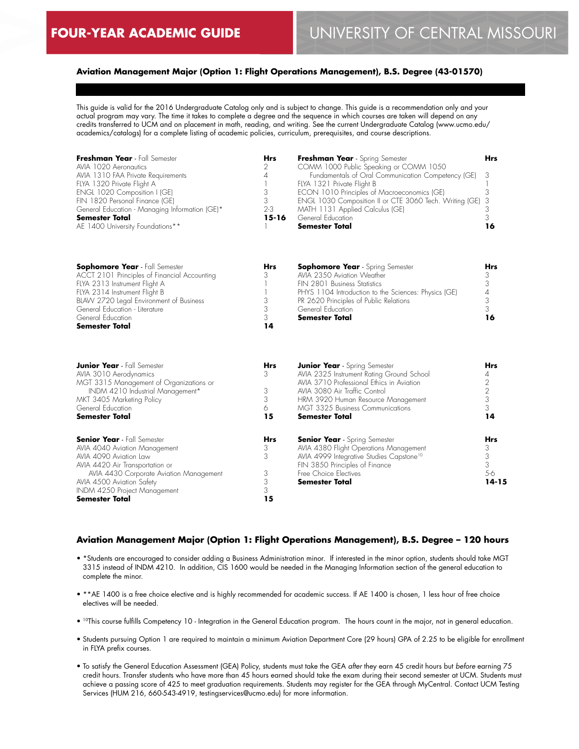# FOUR-YEAR ACADEMIC GUIDE

## UNIVERSITY OF CENTRAL MISSOURI

### Aviation Management Major (Option 1: Flight Operations Management), B.S. Degree (43-01570)

This guide is valid for the 2016 Undergraduate Catalog only and is subject to change. This guide is a recommendation only and your actual program may vary. The time it takes to complete a degree and the sequence in which courses are taken will depend on any credits transferred to UCM and on placement in math, reading, and writing. See the current Undergraduate Catalog (www.ucmo.edu/academics/catalogs) for a complete listing of academic policies, curriculum, prerequisites, and course descriptions.

| **Freshman Year** - Fall Semester | **Hrs** | **Freshman Year** - Spring Semester | **Hrs** |
|---|---|---|---|
| AVIA 1020 Aeronautics | 2 | COMM 1000 Public Speaking or COMM 1050 Fundamentals of Oral Communication Competency (GE) | 3 |
| AVIA 1310 FAA Private Requirements | 4 | FLYA 1321 Private Flight B | 1 |
| FLYA 1320 Private Flight A | 1 | ECON 1010 Principles of Macroeconomics (GE) | 3 |
| ENGL 1020 Composition I (GE) | 3 | ENGL 1030 Composition II or CTE 3060 Tech. Writing (GE) | 3 |
| FIN 1820 Personal Finance (GE) | 3 | MATH 1131 Applied Calculus (GE) | 3 |
| General Education - Managing Information (GE)* | 2-3 | General Education | 3 |
| **Semester Total** | **15-16** | **Semester Total** | **16** |
| AE 1400 University Foundations** | 1 | | |

| **Sophomore Year** - Fall Semester | **Hrs** | **Sophomore Year** - Spring Semester | **Hrs** |
|---|---|---|---|
| ACCT 2101 Principles of Financial Accounting | 3 | AVIA 2350 Aviation Weather | 3 |
| FLYA 2313 Instrument Flight A | 1 | FIN 2801 Business Statistics | 3 |
| FLYA 2314 Instrument Flight B | 1 | PHYS 1104 Introduction to the Sciences: Physics (GE) | 4 |
| BLAW 2720 Legal Environment of Business | 3 | PR 2620 Principles of Public Relations | 3 |
| General Education - Literature | 3 | General Education | 3 |
| General Education | 3 | **Semester Total** | **16** |
| **Semester Total** | **14** | | |

| **Junior Year** - Fall Semester | **Hrs** | **Junior Year** - Spring Semester | **Hrs** |
|---|---|---|---|
| AVIA 3010 Aerodynamics | 3 | AVIA 2325 Instrument Rating Ground School | 4 |
| MGT 3315 Management of Organizations or INDM 4210 Industrial Management* | 3 | AVIA 3710 Professional Ethics in Aviation | 2 |
| MKT 3405 Marketing Policy | 3 | AVIA 3080 Air Traffic Control | 2 |
| General Education | 6 | HRM 3920 Human Resource Management | 3 |
| **Semester Total** | **15** | MGT 3325 Business Communications | 3 |
| | | **Semester Total** | **14** |

| **Senior Year** - Fall Semester | **Hrs** | **Senior Year** - Spring Semester | **Hrs** |
|---|---|---|---|
| AVIA 4040 Aviation Management | 3 | AVIA 4380 Flight Operations Management | 3 |
| AVIA 4090 Aviation Law | 3 | AVIA 4999 Integrative Studies Capstone[10] | 3 |
| AVIA 4420 Air Transportation or AVIA 4430 Corporate Aviation Management | 3 | FIN 3850 Principles of Finance | 3 |
| AVIA 4500 Aviation Safety | 3 | Free Choice Electives | 5-6 |
| INDM 4250 Project Management | 3 | **Semester Total** | **14-15** |
| **Semester Total** | **15** | | |

### Aviation Management Major (Option 1: Flight Operations Management), B.S. Degree – 120 hours

- *Students are encouraged to consider adding a Business Administration minor. If interested in the minor option, students should take MGT 3315 instead of INDM 4210. In addition, CIS 1600 would be needed in the Managing Information section of the general education to complete the minor.
- **AE 1400 is a free choice elective and is highly recommended for academic success. If AE 1400 is chosen, 1 less hour of free choice electives will be needed.
- [10]This course fulfills Competency 10 - Integration in the General Education program. The hours count in the major, not in general education.
- Students pursuing Option 1 are required to maintain a minimum Aviation Department Core (29 hours) GPA of 2.25 to be eligible for enrollment in FLYA prefix courses.
- To satisfy the General Education Assessment (GEA) Policy, students must take the GEA *after* they earn 45 credit hours but *before* earning 75 credit hours. Transfer students who have more than 45 hours earned should take the exam during their second semester at UCM. Students must achieve a passing score of 425 to meet graduation requirements. Students may register for the GEA through MyCentral. Contact UCM Testing Services (HUM 216, 660-543-4919, testingservices@ucmo.edu) for more information.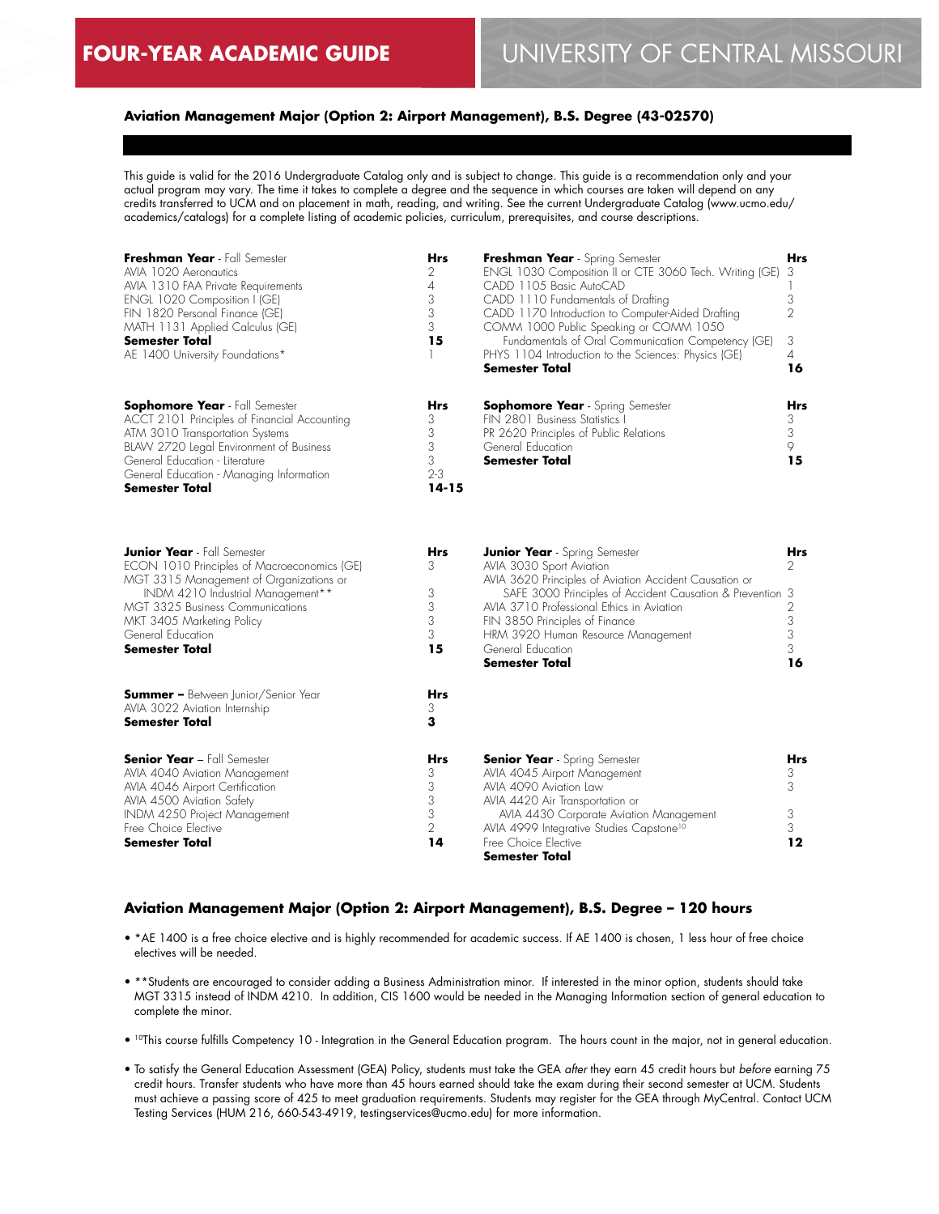**FOUR-YEAR ACADEMIC GUIDE** | UNIVERSITY OF CENTRAL MISSOURI

### Aviation Management Major (Option 2: Airport Management), B.S. Degree (43-02570)

This guide is valid for the 2016 Undergraduate Catalog only and is subject to change. This guide is a recommendation only and your actual program may vary. The time it takes to complete a degree and the sequence in which courses are taken will depend on any credits transferred to UCM and on placement in math, reading, and writing. See the current Undergraduate Catalog (www.ucmo.edu/academics/catalogs) for a complete listing of academic policies, curriculum, prerequisites, and course descriptions.

| **Freshman Year** - Fall Semester | **Hrs** | **Freshman Year** - Spring Semester | **Hrs** |
|---|---|---|---|
| AVIA 1020 Aeronautics | 2 | ENGL 1030 Composition II or CTE 3060 Tech. Writing (GE) | 3 |
| AVIA 1310 FAA Private Requirements | 4 | CADD 1105 Basic AutoCAD | 1 |
| ENGL 1020 Composition I (GE) | 3 | CADD 1110 Fundamentals of Drafting | 3 |
| FIN 1820 Personal Finance (GE) | 3 | CADD 1170 Introduction to Computer-Aided Drafting | 2 |
| MATH 1131 Applied Calculus (GE) | 3 | COMM 1000 Public Speaking or COMM 1050 Fundamentals of Oral Communication Competency (GE) | 3 |
| **Semester Total** | **15** | PHYS 1104 Introduction to the Sciences: Physics (GE) | 4 |
| AE 1400 University Foundations* | 1 | **Semester Total** | **16** |

| **Sophomore Year** - Fall Semester | **Hrs** | **Sophomore Year** - Spring Semester | **Hrs** |
|---|---|---|---|
| ACCT 2101 Principles of Financial Accounting | 3 | FIN 2801 Business Statistics I | 3 |
| ATM 3010 Transportation Systems | 3 | PR 2620 Principles of Public Relations | 3 |
| BLAW 2720 Legal Environment of Business | 3 | General Education | 9 |
| General Education - Literature | 3 | **Semester Total** | **15** |
| General Education - Managing Information | 2-3 | | |
| **Semester Total** | **14-15** | | |

| **Junior Year** - Fall Semester | **Hrs** | **Junior Year** - Spring Semester | **Hrs** |
|---|---|---|---|
| ECON 1010 Principles of Macroeconomics (GE) | 3 | AVIA 3030 Sport Aviation | 2 |
| MGT 3315 Management of Organizations or INDM 4210 Industrial Management** | 3 | AVIA 3620 Principles of Aviation Accident Causation or SAFE 3000 Principles of Accident Causation & Prevention | 3 |
| MGT 3325 Business Communications | 3 | AVIA 3710 Professional Ethics in Aviation | 2 |
| MKT 3405 Marketing Policy | 3 | FIN 3850 Principles of Finance | 3 |
| General Education | 3 | HRM 3920 Human Resource Management | 3 |
| **Semester Total** | **15** | General Education | 3 |
| | | **Semester Total** | **16** |

| **Summer –** Between Junior/Senior Year | **Hrs** |
|---|---|
| AVIA 3022 Aviation Internship | 3 |
| **Semester Total** | **3** |

| **Senior Year** – Fall Semester | **Hrs** | **Senior Year** - Spring Semester | **Hrs** |
|---|---|---|---|
| AVIA 4040 Aviation Management | 3 | AVIA 4045 Airport Management | 3 |
| AVIA 4046 Airport Certification | 3 | AVIA 4090 Aviation Law | 3 |
| AVIA 4500 Aviation Safety | 3 | AVIA 4420 Air Transportation or AVIA 4430 Corporate Aviation Management | 3 |
| INDM 4250 Project Management | 3 | AVIA 4999 Integrative Studies Capstone[10] | 3 |
| Free Choice Elective | 2 | Free Choice Elective | |
| **Semester Total** | **14** | **Semester Total** | **12** |

### Aviation Management Major (Option 2: Airport Management), B.S. Degree – 120 hours

- *AE 1400 is a free choice elective and is highly recommended for academic success. If AE 1400 is chosen, 1 less hour of free choice electives will be needed.
- **Students are encouraged to consider adding a Business Administration minor. If interested in the minor option, students should take MGT 3315 instead of INDM 4210. In addition, CIS 1600 would be needed in the Managing Information section of general education to complete the minor.
- [10]This course fulfills Competency 10 - Integration in the General Education program. The hours count in the major, not in general education.
- To satisfy the General Education Assessment (GEA) Policy, students must take the GEA *after* they earn 45 credit hours but *before* earning 75 credit hours. Transfer students who have more than 45 hours earned should take the exam during their second semester at UCM. Students must achieve a passing score of 425 to meet graduation requirements. Students may register for the GEA through MyCentral. Contact UCM Testing Services (HUM 216, 660-543-4919, testingservices@ucmo.edu) for more information.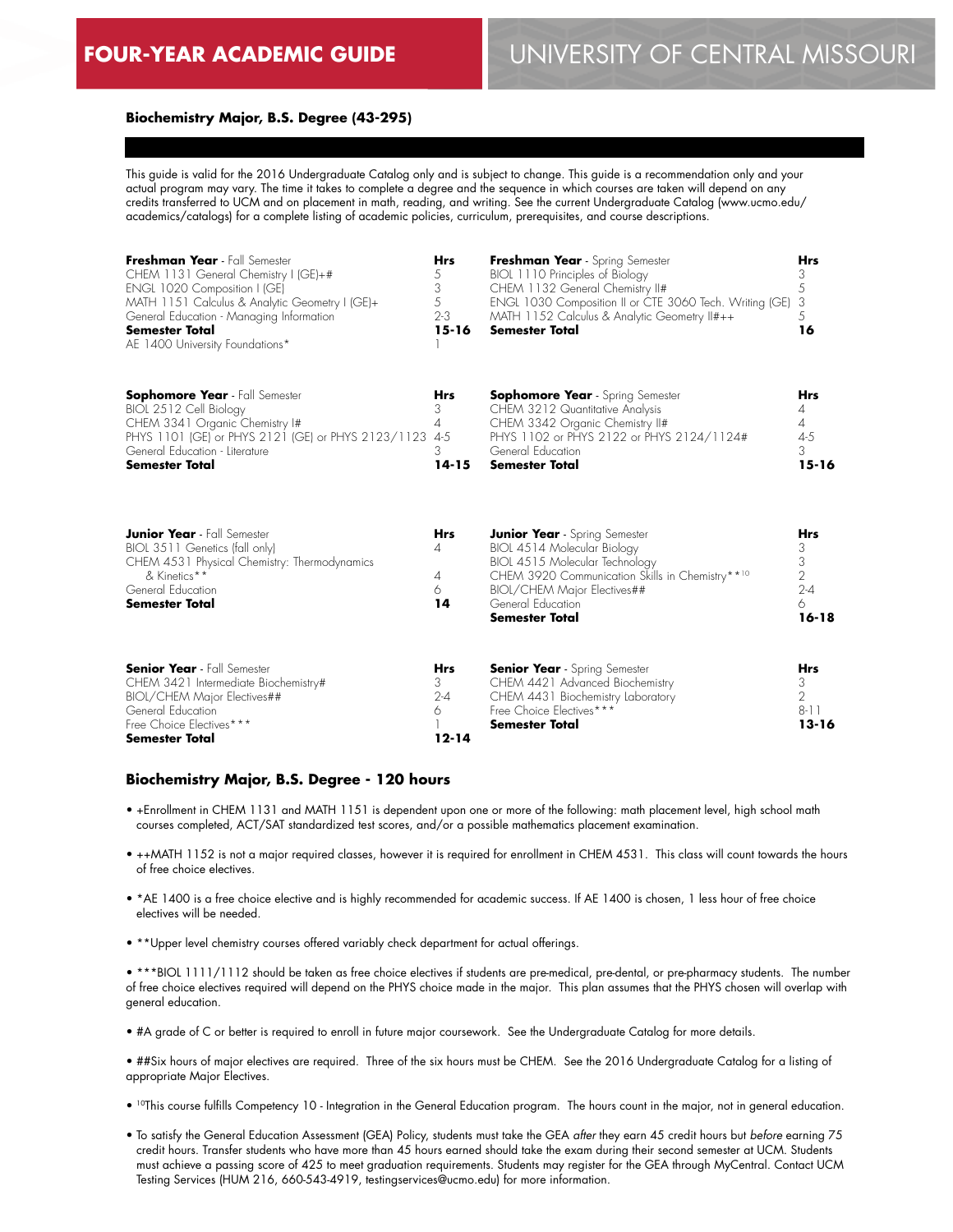# FOUR-YEAR ACADEMIC GUIDE

## UNIVERSITY OF CENTRAL MISSOURI

### Biochemistry Major, B.S. Degree (43-295)

This guide is valid for the 2016 Undergraduate Catalog only and is subject to change. This guide is a recommendation only and your actual program may vary. The time it takes to complete a degree and the sequence in which courses are taken will depend on any credits transferred to UCM and on placement in math, reading, and writing. See the current Undergraduate Catalog (www.ucmo.edu/academics/catalogs) for a complete listing of academic policies, curriculum, prerequisites, and course descriptions.

| **Freshman Year** - Fall Semester | **Hrs** | **Freshman Year** - Spring Semester | **Hrs** |
|---|---|---|---|
| CHEM 1131 General Chemistry I (GE)+# | 5 | BIOL 1110 Principles of Biology | 3 |
| ENGL 1020 Composition I (GE) | 3 | CHEM 1132 General Chemistry II# | 5 |
| MATH 1151 Calculus & Analytic Geometry I (GE)+ | 5 | ENGL 1030 Composition II or CTE 3060 Tech. Writing (GE) | 3 |
| General Education - Managing Information | 2-3 | MATH 1152 Calculus & Analytic Geometry II#++ | 5 |
| **Semester Total** | **15-16** | **Semester Total** | **16** |
| AE 1400 University Foundations* | 1 | | |

| **Sophomore Year** - Fall Semester | **Hrs** | **Sophomore Year** - Spring Semester | **Hrs** |
|---|---|---|---|
| BIOL 2512 Cell Biology | 3 | CHEM 3212 Quantitative Analysis | 4 |
| CHEM 3341 Organic Chemistry I# | 4 | CHEM 3342 Organic Chemistry II# | 4 |
| PHYS 1101 (GE) or PHYS 2121 (GE) or PHYS 2123/1123 | 4-5 | PHYS 1102 or PHYS 2122 or PHYS 2124/1124# | 4-5 |
| General Education - Literature | 3 | General Education | 3 |
| **Semester Total** | **14-15** | **Semester Total** | **15-16** |

| **Junior Year** - Fall Semester | **Hrs** | **Junior Year** - Spring Semester | **Hrs** |
|---|---|---|---|
| BIOL 3511 Genetics (fall only) | 4 | BIOL 4514 Molecular Biology | 3 |
| CHEM 4531 Physical Chemistry: Thermodynamics & Kinetics** | 4 | BIOL 4515 Molecular Technology | 3 |
| General Education | 6 | CHEM 3920 Communication Skills in Chemistry**[10] | 2 |
| **Semester Total** | **14** | BIOL/CHEM Major Electives## | 2-4 |
| | | General Education | 6 |
| | | **Semester Total** | **16-18** |

| **Senior Year** - Fall Semester | **Hrs** | **Senior Year** - Spring Semester | **Hrs** |
|---|---|---|---|
| CHEM 3421 Intermediate Biochemistry# | 3 | CHEM 4421 Advanced Biochemistry | 3 |
| BIOL/CHEM Major Electives## | 2-4 | CHEM 4431 Biochemistry Laboratory | 2 |
| General Education | 6 | Free Choice Electives*** | 8-11 |
| Free Choice Electives*** | 1 | **Semester Total** | **13-16** |
| **Semester Total** | **12-14** | | |

### Biochemistry Major, B.S. Degree - 120 hours

- +Enrollment in CHEM 1131 and MATH 1151 is dependent upon one or more of the following: math placement level, high school math courses completed, ACT/SAT standardized test scores, and/or a possible mathematics placement examination.
- ++MATH 1152 is not a major required classes, however it is required for enrollment in CHEM 4531. This class will count towards the hours of free choice electives.
- *AE 1400 is a free choice elective and is highly recommended for academic success. If AE 1400 is chosen, 1 less hour of free choice electives will be needed.
- **Upper level chemistry courses offered variably check department for actual offerings.
- ***BIOL 1111/1112 should be taken as free choice electives if students are pre-medical, pre-dental, or pre-pharmacy students. The number of free choice electives required will depend on the PHYS choice made in the major. This plan assumes that the PHYS chosen will overlap with general education.
- #A grade of C or better is required to enroll in future major coursework. See the Undergraduate Catalog for more details.
- ##Six hours of major electives are required. Three of the six hours must be CHEM. See the 2016 Undergraduate Catalog for a listing of appropriate Major Electives.
- [10]This course fulfills Competency 10 - Integration in the General Education program. The hours count in the major, not in general education.
- To satisfy the General Education Assessment (GEA) Policy, students must take the GEA *after* they earn 45 credit hours but *before* earning 75 credit hours. Transfer students who have more than 45 hours earned should take the exam during their second semester at UCM. Students must achieve a passing score of 425 to meet graduation requirements. Students may register for the GEA through MyCentral. Contact UCM Testing Services (HUM 216, 660-543-4919, testingservices@ucmo.edu) for more information.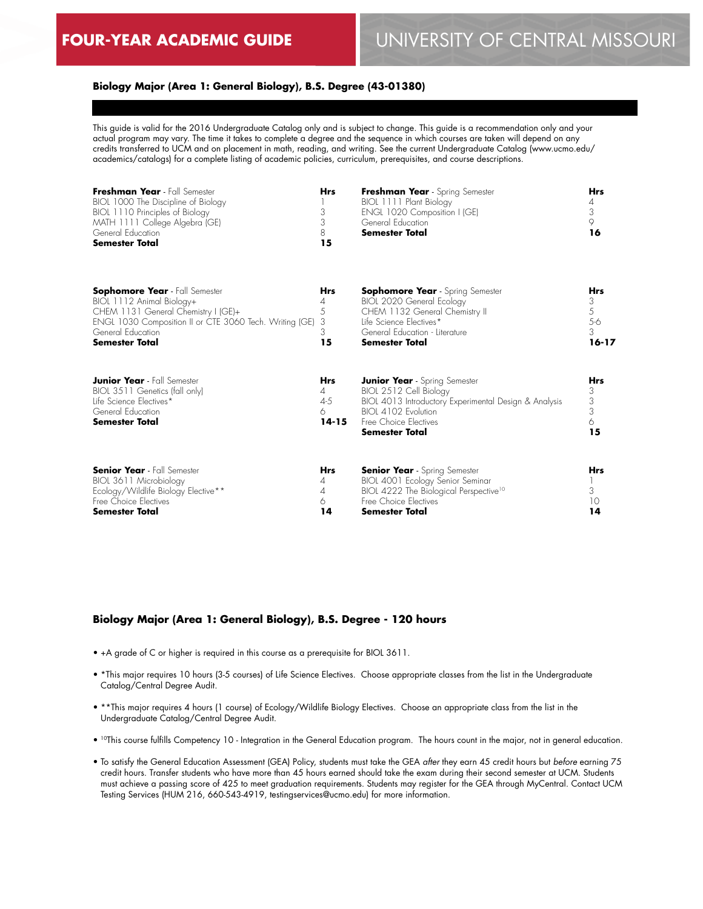FOUR-YEAR ACADEMIC GUIDE

UNIVERSITY OF CENTRAL MISSOURI

### Biology Major (Area 1: General Biology), B.S. Degree (43-01380)

This guide is valid for the 2016 Undergraduate Catalog only and is subject to change. This guide is a recommendation only and your actual program may vary. The time it takes to complete a degree and the sequence in which courses are taken will depend on any credits transferred to UCM and on placement in math, reading, and writing. See the current Undergraduate Catalog (www.ucmo.edu/academics/catalogs) for a complete listing of academic policies, curriculum, prerequisites, and course descriptions.

| **Freshman Year** - Fall Semester | **Hrs** |
|---|---|
| BIOL 1000 The Discipline of Biology | 1 |
| BIOL 1110 Principles of Biology | 3 |
| MATH 1111 College Algebra (GE) | 3 |
| General Education | 8 |
| **Semester Total** | **15** |

| **Freshman Year** - Spring Semester | **Hrs** |
|---|---|
| BIOL 1111 Plant Biology | 4 |
| ENGL 1020 Composition I (GE) | 3 |
| General Education | 9 |
| **Semester Total** | **16** |

| **Sophomore Year** - Fall Semester | **Hrs** |
|---|---|
| BIOL 1112 Animal Biology+ | 4 |
| CHEM 1131 General Chemistry I (GE)+ | 5 |
| ENGL 1030 Composition II or CTE 3060 Tech. Writing (GE) | 3 |
| General Education | 3 |
| **Semester Total** | **15** |

| **Sophomore Year** - Spring Semester | **Hrs** |
|---|---|
| BIOL 2020 General Ecology | 3 |
| CHEM 1132 General Chemistry II | 5 |
| Life Science Electives* | 5-6 |
| General Education - Literature | 3 |
| **Semester Total** | **16-17** |

| **Junior Year** - Fall Semester | **Hrs** |
|---|---|
| BIOL 3511 Genetics (fall only) | 4 |
| Life Science Electives* | 4-5 |
| General Education | 6 |
| **Semester Total** | **14-15** |

| **Junior Year** - Spring Semester | **Hrs** |
|---|---|
| BIOL 2512 Cell Biology | 3 |
| BIOL 4013 Introductory Experimental Design & Analysis | 3 |
| BIOL 4102 Evolution | 3 |
| Free Choice Electives | 6 |
| **Semester Total** | **15** |

| **Senior Year** - Fall Semester | **Hrs** |
|---|---|
| BIOL 3611 Microbiology | 4 |
| Ecology/Wildlife Biology Elective** | 4 |
| Free Choice Electives | 6 |
| **Semester Total** | **14** |

| **Senior Year** - Spring Semester | **Hrs** |
|---|---|
| BIOL 4001 Ecology Senior Seminar | 1 |
| BIOL 4222 The Biological Perspective[10] | 3 |
| Free Choice Electives | 10 |
| **Semester Total** | **14** |

### Biology Major (Area 1: General Biology), B.S. Degree - 120 hours

- +A grade of C or higher is required in this course as a prerequisite for BIOL 3611.
- *This major requires 10 hours (3-5 courses) of Life Science Electives. Choose appropriate classes from the list in the Undergraduate Catalog/Central Degree Audit.
- **This major requires 4 hours (1 course) of Ecology/Wildlife Biology Electives. Choose an appropriate class from the list in the Undergraduate Catalog/Central Degree Audit.
- [10]This course fulfills Competency 10 - Integration in the General Education program. The hours count in the major, not in general education.
- To satisfy the General Education Assessment (GEA) Policy, students must take the GEA *after* they earn 45 credit hours but *before* earning 75 credit hours. Transfer students who have more than 45 hours earned should take the exam during their second semester at UCM. Students must achieve a passing score of 425 to meet graduation requirements. Students may register for the GEA through MyCentral. Contact UCM Testing Services (HUM 216, 660-543-4919, testingservices@ucmo.edu) for more information.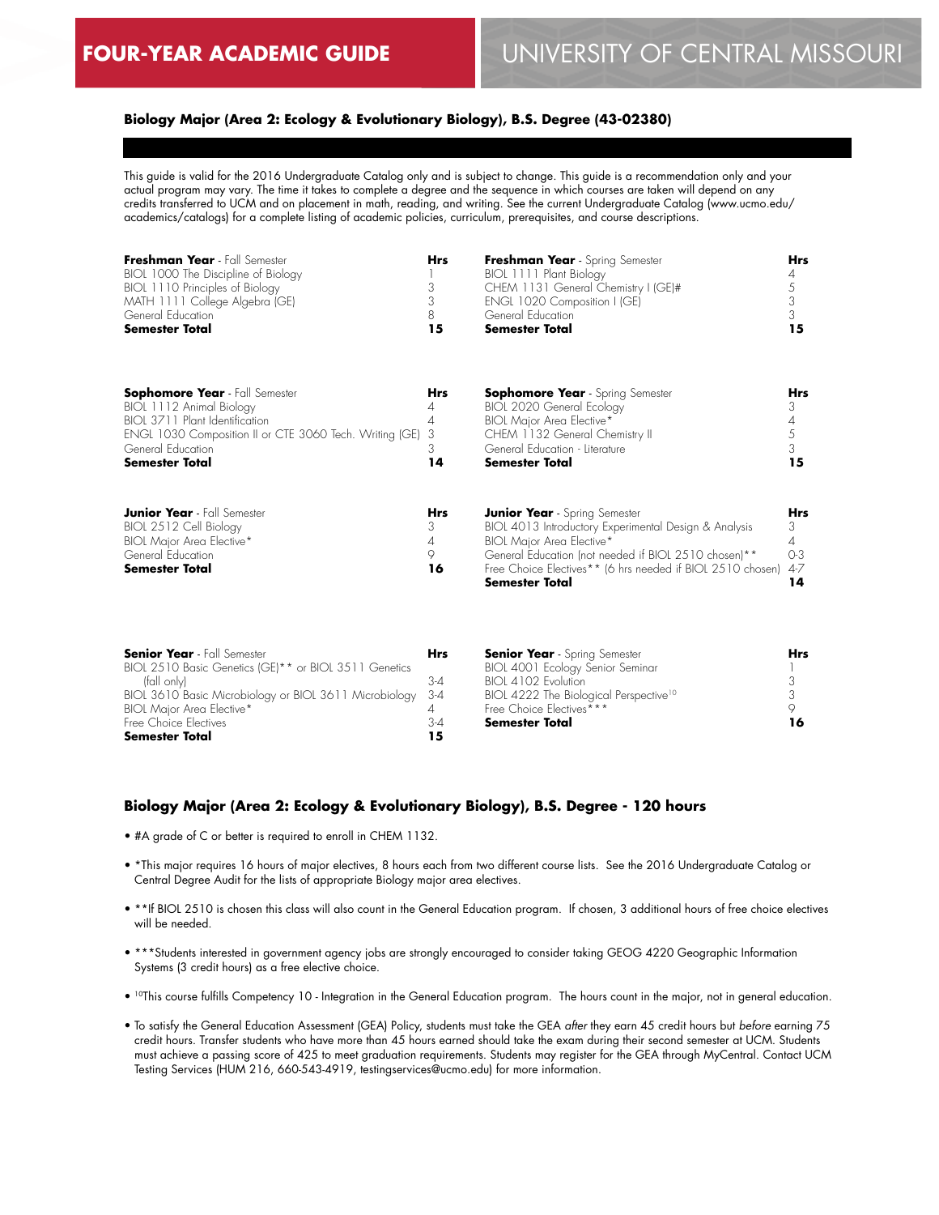# FOUR-YEAR ACADEMIC GUIDE — UNIVERSITY OF CENTRAL MISSOURI

### Biology Major (Area 2: Ecology & Evolutionary Biology), B.S. Degree (43-02380)

This guide is valid for the 2016 Undergraduate Catalog only and is subject to change. This guide is a recommendation only and your actual program may vary. The time it takes to complete a degree and the sequence in which courses are taken will depend on any credits transferred to UCM and on placement in math, reading, and writing. See the current Undergraduate Catalog (www.ucmo.edu/academics/catalogs) for a complete listing of academic policies, curriculum, prerequisites, and course descriptions.

| **Freshman Year** - Fall Semester | **Hrs** | **Freshman Year** - Spring Semester | **Hrs** |
|---|---|---|---|
| BIOL 1000 The Discipline of Biology | 1 | BIOL 1111 Plant Biology | 4 |
| BIOL 1110 Principles of Biology | 3 | CHEM 1131 General Chemistry I (GE)# | 5 |
| MATH 1111 College Algebra (GE) | 3 | ENGL 1020 Composition I (GE) | 3 |
| General Education | 8 | General Education | 3 |
| **Semester Total** | **15** | **Semester Total** | **15** |

| **Sophomore Year** - Fall Semester | **Hrs** | **Sophomore Year** - Spring Semester | **Hrs** |
|---|---|---|---|
| BIOL 1112 Animal Biology | 4 | BIOL 2020 General Ecology | 3 |
| BIOL 3711 Plant Identification | 4 | BIOL Major Area Elective* | 4 |
| ENGL 1030 Composition II or CTE 3060 Tech. Writing (GE) | 3 | CHEM 1132 General Chemistry II | 5 |
| General Education | 3 | General Education - Literature | 3 |
| **Semester Total** | **14** | **Semester Total** | **15** |

| **Junior Year** - Fall Semester | **Hrs** | **Junior Year** - Spring Semester | **Hrs** |
|---|---|---|---|
| BIOL 2512 Cell Biology | 3 | BIOL 4013 Introductory Experimental Design & Analysis | 3 |
| BIOL Major Area Elective* | 4 | BIOL Major Area Elective* | 4 |
| General Education | 9 | General Education (not needed if BIOL 2510 chosen)** | 0-3 |
| **Semester Total** | **16** | Free Choice Electives** (6 hrs needed if BIOL 2510 chosen) | 4-7 |
| | | **Semester Total** | **14** |

| **Senior Year** - Fall Semester | **Hrs** | **Senior Year** - Spring Semester | **Hrs** |
|---|---|---|---|
| BIOL 2510 Basic Genetics (GE)** or BIOL 3511 Genetics (fall only) | 3-4 | BIOL 4001 Ecology Senior Seminar | 1 |
| BIOL 3610 Basic Microbiology or BIOL 3611 Microbiology | 3-4 | BIOL 4102 Evolution | 3 |
| BIOL Major Area Elective* | 4 | BIOL 4222 The Biological Perspective[10] | 3 |
| Free Choice Electives | 3-4 | Free Choice Electives*** | 9 |
| **Semester Total** | **15** | **Semester Total** | **16** |

### Biology Major (Area 2: Ecology & Evolutionary Biology), B.S. Degree - 120 hours

- #A grade of C or better is required to enroll in CHEM 1132.
- *This major requires 16 hours of major electives, 8 hours each from two different course lists. See the 2016 Undergraduate Catalog or Central Degree Audit for the lists of appropriate Biology major area electives.
- **If BIOL 2510 is chosen this class will also count in the General Education program. If chosen, 3 additional hours of free choice electives will be needed.
- ***Students interested in government agency jobs are strongly encouraged to consider taking GEOG 4220 Geographic Information Systems (3 credit hours) as a free elective choice.
- [10]This course fulfills Competency 10 - Integration in the General Education program. The hours count in the major, not in general education.
- To satisfy the General Education Assessment (GEA) Policy, students must take the GEA *after* they earn 45 credit hours but *before* earning 75 credit hours. Transfer students who have more than 45 hours earned should take the exam during their second semester at UCM. Students must achieve a passing score of 425 to meet graduation requirements. Students may register for the GEA through MyCentral. Contact UCM Testing Services (HUM 216, 660-543-4919, testingservices@ucmo.edu) for more information.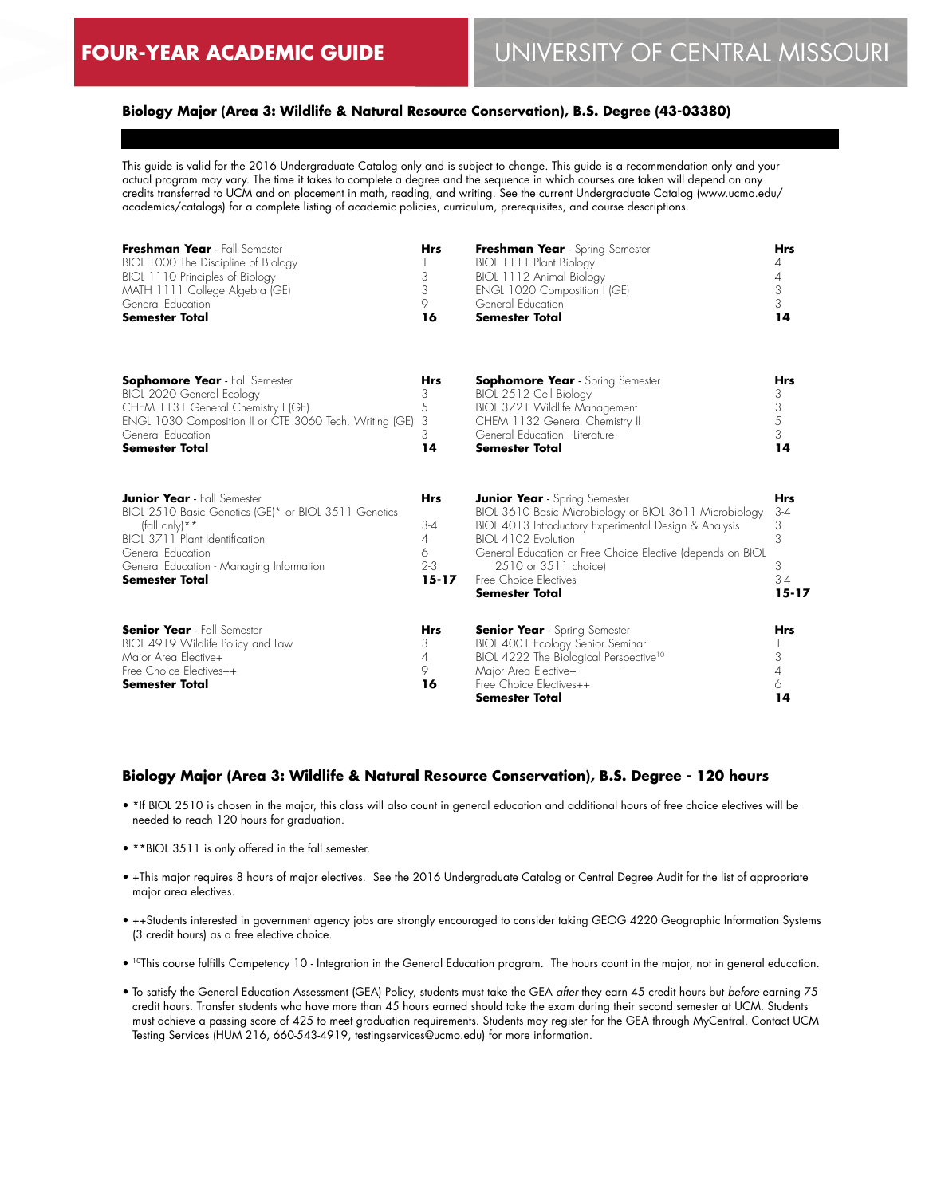# FOUR-YEAR ACADEMIC GUIDE — UNIVERSITY OF CENTRAL MISSOURI

### Biology Major (Area 3: Wildlife & Natural Resource Conservation), B.S. Degree (43-03380)

This guide is valid for the 2016 Undergraduate Catalog only and is subject to change. This guide is a recommendation only and your actual program may vary. The time it takes to complete a degree and the sequence in which courses are taken will depend on any credits transferred to UCM and on placement in math, reading, and writing. See the current Undergraduate Catalog (www.ucmo.edu/academics/catalogs) for a complete listing of academic policies, curriculum, prerequisites, and course descriptions.

| **Freshman Year** - Fall Semester | **Hrs** |
|---|---|
| BIOL 1000 The Discipline of Biology | 1 |
| BIOL 1110 Principles of Biology | 3 |
| MATH 1111 College Algebra (GE) | 3 |
| General Education | 9 |
| **Semester Total** | **16** |

| **Freshman Year** - Spring Semester | **Hrs** |
|---|---|
| BIOL 1111 Plant Biology | 4 |
| BIOL 1112 Animal Biology | 4 |
| ENGL 1020 Composition I (GE) | 3 |
| General Education | 3 |
| **Semester Total** | **14** |

| **Sophomore Year** - Fall Semester | **Hrs** |
|---|---|
| BIOL 2020 General Ecology | 3 |
| CHEM 1131 General Chemistry I (GE) | 5 |
| ENGL 1030 Composition II or CTE 3060 Tech. Writing (GE) | 3 |
| General Education | 3 |
| **Semester Total** | **14** |

| **Sophomore Year** - Spring Semester | **Hrs** |
|---|---|
| BIOL 2512 Cell Biology | 3 |
| BIOL 3721 Wildlife Management | 3 |
| CHEM 1132 General Chemistry II | 5 |
| General Education - Literature | 3 |
| **Semester Total** | **14** |

| **Junior Year** - Fall Semester | **Hrs** |
|---|---|
| BIOL 2510 Basic Genetics (GE)* or BIOL 3511 Genetics (fall only)** | 3-4 |
| BIOL 3711 Plant Identification | 4 |
| General Education | 6 |
| General Education - Managing Information | 2-3 |
| **Semester Total** | **15-17** |

| **Junior Year** - Spring Semester | **Hrs** |
|---|---|
| BIOL 3610 Basic Microbiology or BIOL 3611 Microbiology | 3-4 |
| BIOL 4013 Introductory Experimental Design & Analysis | 3 |
| BIOL 4102 Evolution | 3 |
| General Education or Free Choice Elective (depends on BIOL 2510 or 3511 choice) | 3 |
| Free Choice Electives | 3-4 |
| **Semester Total** | **15-17** |

| **Senior Year** - Fall Semester | **Hrs** |
|---|---|
| BIOL 4919 Wildlife Policy and Law | 3 |
| Major Area Elective+ | 4 |
| Free Choice Electives++ | 9 |
| **Semester Total** | **16** |

| **Senior Year** - Spring Semester | **Hrs** |
|---|---|
| BIOL 4001 Ecology Senior Seminar | 1 |
| BIOL 4222 The Biological Perspective[10] | 3 |
| Major Area Elective+ | 4 |
| Free Choice Electives++ | 6 |
| **Semester Total** | **14** |

### Biology Major (Area 3: Wildlife & Natural Resource Conservation), B.S. Degree - 120 hours

- *If BIOL 2510 is chosen in the major, this class will also count in general education and additional hours of free choice electives will be needed to reach 120 hours for graduation.
- **BIOL 3511 is only offered in the fall semester.
- +This major requires 8 hours of major electives. See the 2016 Undergraduate Catalog or Central Degree Audit for the list of appropriate major area electives.
- ++Students interested in government agency jobs are strongly encouraged to consider taking GEOG 4220 Geographic Information Systems (3 credit hours) as a free elective choice.
- [10]This course fulfills Competency 10 - Integration in the General Education program. The hours count in the major, not in general education.
- To satisfy the General Education Assessment (GEA) Policy, students must take the GEA *after* they earn 45 credit hours but *before* earning 75 credit hours. Transfer students who have more than 45 hours earned should take the exam during their second semester at UCM. Students must achieve a passing score of 425 to meet graduation requirements. Students may register for the GEA through MyCentral. Contact UCM Testing Services (HUM 216, 660-543-4919, testingservices@ucmo.edu) for more information.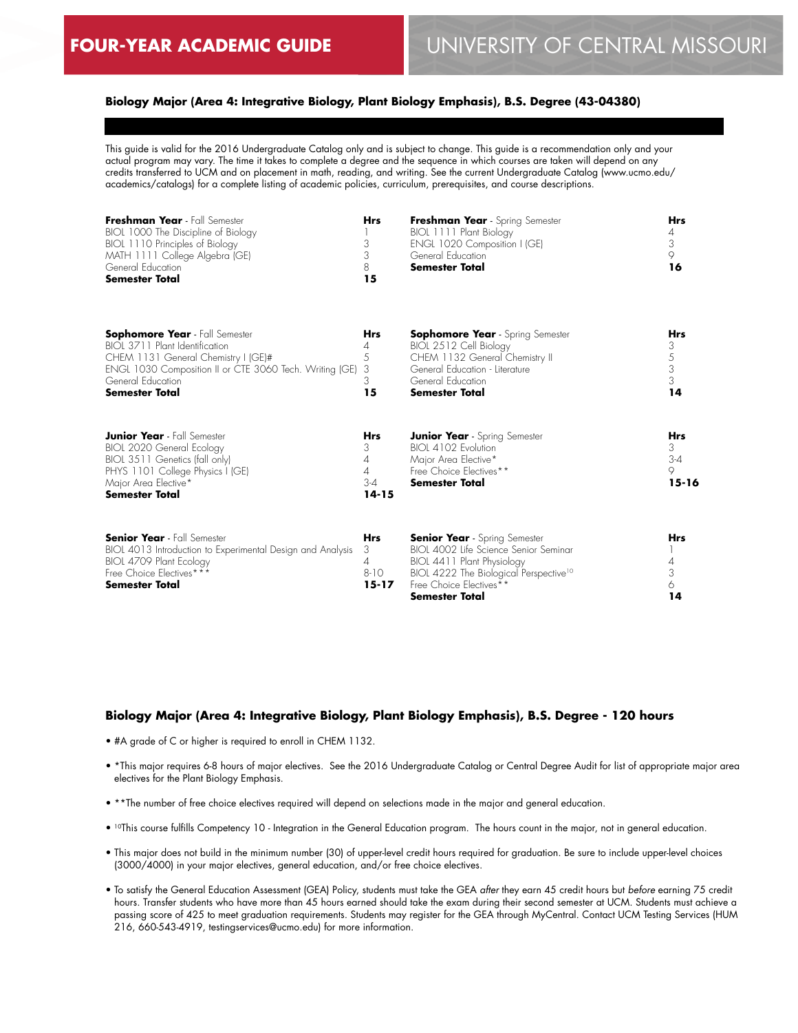# FOUR-YEAR ACADEMIC GUIDE — UNIVERSITY OF CENTRAL MISSOURI

### Biology Major (Area 4: Integrative Biology, Plant Biology Emphasis), B.S. Degree (43-04380)

This guide is valid for the 2016 Undergraduate Catalog only and is subject to change. This guide is a recommendation only and your actual program may vary. The time it takes to complete a degree and the sequence in which courses are taken will depend on any credits transferred to UCM and on placement in math, reading, and writing. See the current Undergraduate Catalog (www.ucmo.edu/academics/catalogs) for a complete listing of academic policies, curriculum, prerequisites, and course descriptions.

| **Freshman Year** - Fall Semester | **Hrs** |
|---|---|
| BIOL 1000 The Discipline of Biology | 1 |
| BIOL 1110 Principles of Biology | 3 |
| MATH 1111 College Algebra (GE) | 3 |
| General Education | 8 |
| **Semester Total** | **15** |

| **Freshman Year** - Spring Semester | **Hrs** |
|---|---|
| BIOL 1111 Plant Biology | 4 |
| ENGL 1020 Composition I (GE) | 3 |
| General Education | 9 |
| **Semester Total** | **16** |

| **Sophomore Year** - Fall Semester | **Hrs** |
|---|---|
| BIOL 3711 Plant Identification | 4 |
| CHEM 1131 General Chemistry I (GE)# | 5 |
| ENGL 1030 Composition II or CTE 3060 Tech. Writing (GE) | 3 |
| General Education | 3 |
| **Semester Total** | **15** |

| **Sophomore Year** - Spring Semester | **Hrs** |
|---|---|
| BIOL 2512 Cell Biology | 3 |
| CHEM 1132 General Chemistry II | 5 |
| General Education - Literature | 3 |
| General Education | 3 |
| **Semester Total** | **14** |

| **Junior Year** - Fall Semester | **Hrs** |
|---|---|
| BIOL 2020 General Ecology | 3 |
| BIOL 3511 Genetics (fall only) | 4 |
| PHYS 1101 College Physics I (GE) | 4 |
| Major Area Elective* | 3-4 |
| **Semester Total** | **14-15** |

| **Junior Year** - Spring Semester | **Hrs** |
|---|---|
| BIOL 4102 Evolution | 3 |
| Major Area Elective* | 3-4 |
| Free Choice Electives** | 9 |
| **Semester Total** | **15-16** |

| **Senior Year** - Fall Semester | **Hrs** |
|---|---|
| BIOL 4013 Introduction to Experimental Design and Analysis | 3 |
| BIOL 4709 Plant Ecology | 4 |
| Free Choice Electives*** | 8-10 |
| **Semester Total** | **15-17** |

| **Senior Year** - Spring Semester | **Hrs** |
|---|---|
| BIOL 4002 Life Science Senior Seminar | 1 |
| BIOL 4411 Plant Physiology | 4 |
| BIOL 4222 The Biological Perspective[10] | 3 |
| Free Choice Electives** | 6 |
| **Semester Total** | **14** |

### Biology Major (Area 4: Integrative Biology, Plant Biology Emphasis), B.S. Degree - 120 hours

- #A grade of C or higher is required to enroll in CHEM 1132.
- *This major requires 6-8 hours of major electives. See the 2016 Undergraduate Catalog or Central Degree Audit for list of appropriate major area electives for the Plant Biology Emphasis.
- **The number of free choice electives required will depend on selections made in the major and general education.
- [10]This course fulfills Competency 10 - Integration in the General Education program. The hours count in the major, not in general education.
- This major does not build in the minimum number (30) of upper-level credit hours required for graduation. Be sure to include upper-level choices (3000/4000) in your major electives, general education, and/or free choice electives.
- To satisfy the General Education Assessment (GEA) Policy, students must take the GEA *after* they earn 45 credit hours but *before* earning 75 credit hours. Transfer students who have more than 45 hours earned should take the exam during their second semester at UCM. Students must achieve a passing score of 425 to meet graduation requirements. Students may register for the GEA through MyCentral. Contact UCM Testing Services (HUM 216, 660-543-4919, testingservices@ucmo.edu) for more information.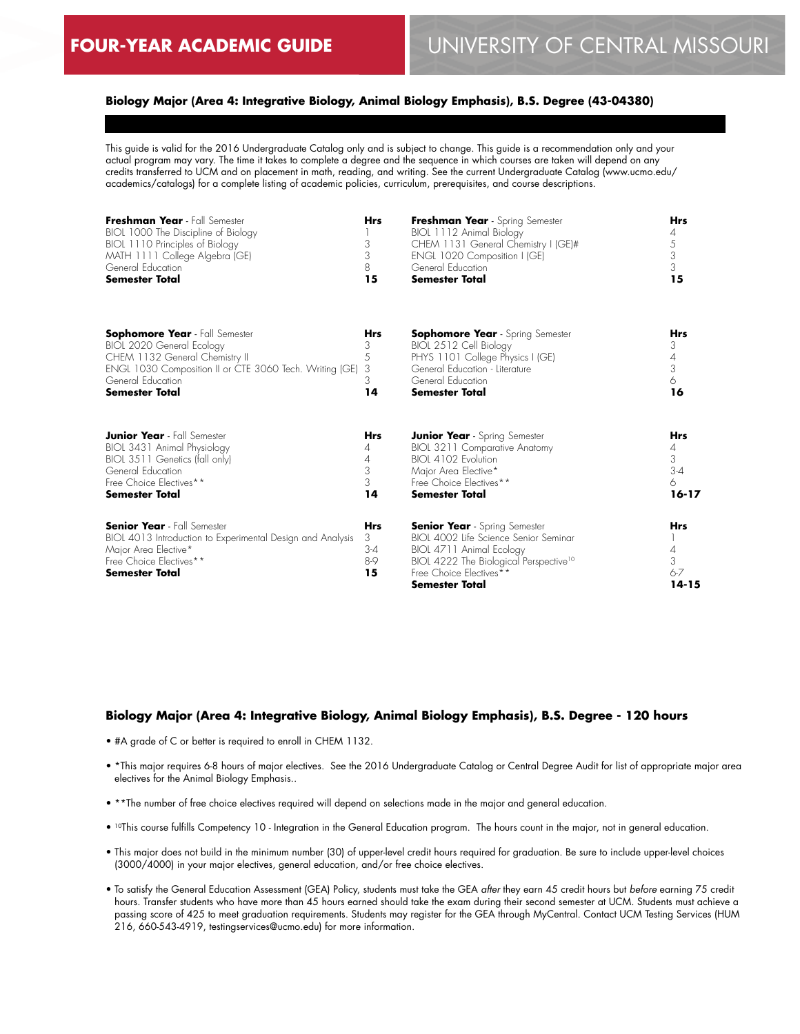FOUR-YEAR ACADEMIC GUIDE

UNIVERSITY OF CENTRAL MISSOURI

### Biology Major (Area 4: Integrative Biology, Animal Biology Emphasis), B.S. Degree (43-04380)

This guide is valid for the 2016 Undergraduate Catalog only and is subject to change. This guide is a recommendation only and your actual program may vary. The time it takes to complete a degree and the sequence in which courses are taken will depend on any credits transferred to UCM and on placement in math, reading, and writing. See the current Undergraduate Catalog (www.ucmo.edu/academics/catalogs) for a complete listing of academic policies, curriculum, prerequisites, and course descriptions.

| **Freshman Year** - Fall Semester | **Hrs** | **Freshman Year** - Spring Semester | **Hrs** |
|---|---|---|---|
| BIOL 1000 The Discipline of Biology | 1 | BIOL 1112 Animal Biology | 4 |
| BIOL 1110 Principles of Biology | 3 | CHEM 1131 General Chemistry I (GE)# | 5 |
| MATH 1111 College Algebra (GE) | 3 | ENGL 1020 Composition I (GE) | 3 |
| General Education | 8 | General Education | 3 |
| **Semester Total** | **15** | **Semester Total** | **15** |

| **Sophomore Year** - Fall Semester | **Hrs** | **Sophomore Year** - Spring Semester | **Hrs** |
|---|---|---|---|
| BIOL 2020 General Ecology | 3 | BIOL 2512 Cell Biology | 3 |
| CHEM 1132 General Chemistry II | 5 | PHYS 1101 College Physics I (GE) | 4 |
| ENGL 1030 Composition II or CTE 3060 Tech. Writing (GE) | 3 | General Education - Literature | 3 |
| General Education | 3 | General Education | 6 |
| **Semester Total** | **14** | **Semester Total** | **16** |

| **Junior Year** - Fall Semester | **Hrs** | **Junior Year** - Spring Semester | **Hrs** |
|---|---|---|---|
| BIOL 3431 Animal Physiology | 4 | BIOL 3211 Comparative Anatomy | 4 |
| BIOL 3511 Genetics (fall only) | 4 | BIOL 4102 Evolution | 3 |
| General Education | 3 | Major Area Elective* | 3-4 |
| Free Choice Electives** | 3 | Free Choice Electives** | 6 |
| **Semester Total** | **14** | **Semester Total** | **16-17** |

| **Senior Year** - Fall Semester | **Hrs** | **Senior Year** - Spring Semester | **Hrs** |
|---|---|---|---|
| BIOL 4013 Introduction to Experimental Design and Analysis | 3 | BIOL 4002 Life Science Senior Seminar | 1 |
| Major Area Elective* | 3-4 | BIOL 4711 Animal Ecology | 4 |
| Free Choice Electives** | 8-9 | BIOL 4222 The Biological Perspective[10] | 3 |
| **Semester Total** | **15** | Free Choice Electives** | 6-7 |
| | | **Semester Total** | **14-15** |

### Biology Major (Area 4: Integrative Biology, Animal Biology Emphasis), B.S. Degree - 120 hours

- #A grade of C or better is required to enroll in CHEM 1132.
- *This major requires 6-8 hours of major electives. See the 2016 Undergraduate Catalog or Central Degree Audit for list of appropriate major area electives for the Animal Biology Emphasis..
- **The number of free choice electives required will depend on selections made in the major and general education.
- [10]This course fulfills Competency 10 - Integration in the General Education program. The hours count in the major, not in general education.
- This major does not build in the minimum number (30) of upper-level credit hours required for graduation. Be sure to include upper-level choices (3000/4000) in your major electives, general education, and/or free choice electives.
- To satisfy the General Education Assessment (GEA) Policy, students must take the GEA *after* they earn 45 credit hours but *before* earning 75 credit hours. Transfer students who have more than 45 hours earned should take the exam during their second semester at UCM. Students must achieve a passing score of 425 to meet graduation requirements. Students may register for the GEA through MyCentral. Contact UCM Testing Services (HUM 216, 660-543-4919, testingservices@ucmo.edu) for more information.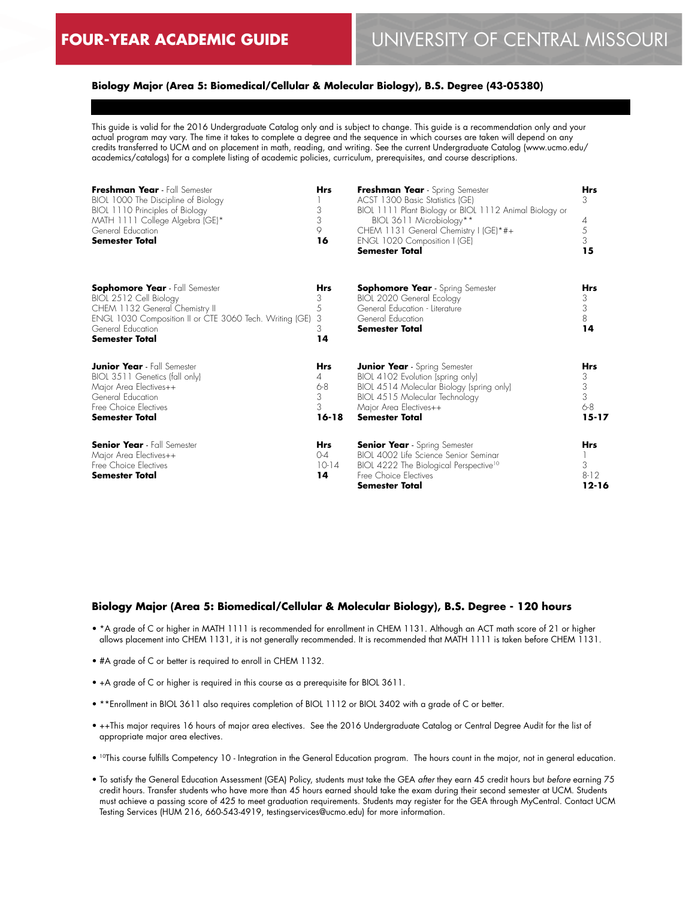# FOUR-YEAR ACADEMIC GUIDE

# UNIVERSITY OF CENTRAL MISSOURI

## Biology Major (Area 5: Biomedical/Cellular & Molecular Biology), B.S. Degree (43-05380)

This guide is valid for the 2016 Undergraduate Catalog only and is subject to change. This guide is a recommendation only and your actual program may vary. The time it takes to complete a degree and the sequence in which courses are taken will depend on any credits transferred to UCM and on placement in math, reading, and writing. See the current Undergraduate Catalog (www.ucmo.edu/academics/catalogs) for a complete listing of academic policies, curriculum, prerequisites, and course descriptions.

| **Freshman Year** - Fall Semester | **Hrs** | **Freshman Year** - Spring Semester | **Hrs** |
|---|---|---|---|
| BIOL 1000 The Discipline of Biology | 1 | ACST 1300 Basic Statistics (GE) | 3 |
| BIOL 1110 Principles of Biology | 3 | BIOL 1111 Plant Biology or BIOL 1112 Animal Biology or BIOL 3611 Microbiology** | 4 |
| MATH 1111 College Algebra (GE)* | 3 | CHEM 1131 General Chemistry I (GE)*#+ | 5 |
| General Education | 9 | ENGL 1020 Composition I (GE) | 3 |
| **Semester Total** | **16** | **Semester Total** | **15** |

| **Sophomore Year** - Fall Semester | **Hrs** | **Sophomore Year** - Spring Semester | **Hrs** |
|---|---|---|---|
| BIOL 2512 Cell Biology | 3 | BIOL 2020 General Ecology | 3 |
| CHEM 1132 General Chemistry II | 5 | General Education - Literature | 3 |
| ENGL 1030 Composition II or CTE 3060 Tech. Writing (GE) | 3 | General Education | 8 |
| General Education | 3 | **Semester Total** | **14** |
| **Semester Total** | **14** | | |

| **Junior Year** - Fall Semester | **Hrs** | **Junior Year** - Spring Semester | **Hrs** |
|---|---|---|---|
| BIOL 3511 Genetics (fall only) | 4 | BIOL 4102 Evolution (spring only) | 3 |
| Major Area Electives++ | 6-8 | BIOL 4514 Molecular Biology (spring only) | 3 |
| General Education | 3 | BIOL 4515 Molecular Technology | 3 |
| Free Choice Electives | 3 | Major Area Electives++ | 6-8 |
| **Semester Total** | **16-18** | **Semester Total** | **15-17** |

| **Senior Year** - Fall Semester | **Hrs** | **Senior Year** - Spring Semester | **Hrs** |
|---|---|---|---|
| Major Area Electives++ | 0-4 | BIOL 4002 Life Science Senior Seminar | 1 |
| Free Choice Electives | 10-14 | BIOL 4222 The Biological Perspective[10] | 3 |
| **Semester Total** | **14** | Free Choice Electives | 8-12 |
| | | **Semester Total** | **12-16** |

## Biology Major (Area 5: Biomedical/Cellular & Molecular Biology), B.S. Degree - 120 hours

- *A grade of C or higher in MATH 1111 is recommended for enrollment in CHEM 1131. Although an ACT math score of 21 or higher allows placement into CHEM 1131, it is not generally recommended. It is recommended that MATH 1111 is taken before CHEM 1131.
- #A grade of C or better is required to enroll in CHEM 1132.
- +A grade of C or higher is required in this course as a prerequisite for BIOL 3611.
- **Enrollment in BIOL 3611 also requires completion of BIOL 1112 or BIOL 3402 with a grade of C or better.
- ++This major requires 16 hours of major area electives. See the 2016 Undergraduate Catalog or Central Degree Audit for the list of appropriate major area electives.
- [10]This course fulfills Competency 10 - Integration in the General Education program. The hours count in the major, not in general education.
- To satisfy the General Education Assessment (GEA) Policy, students must take the GEA *after* they earn 45 credit hours but *before* earning 75 credit hours. Transfer students who have more than 45 hours earned should take the exam during their second semester at UCM. Students must achieve a passing score of 425 to meet graduation requirements. Students may register for the GEA through MyCentral. Contact UCM Testing Services (HUM 216, 660-543-4919, testingservices@ucmo.edu) for more information.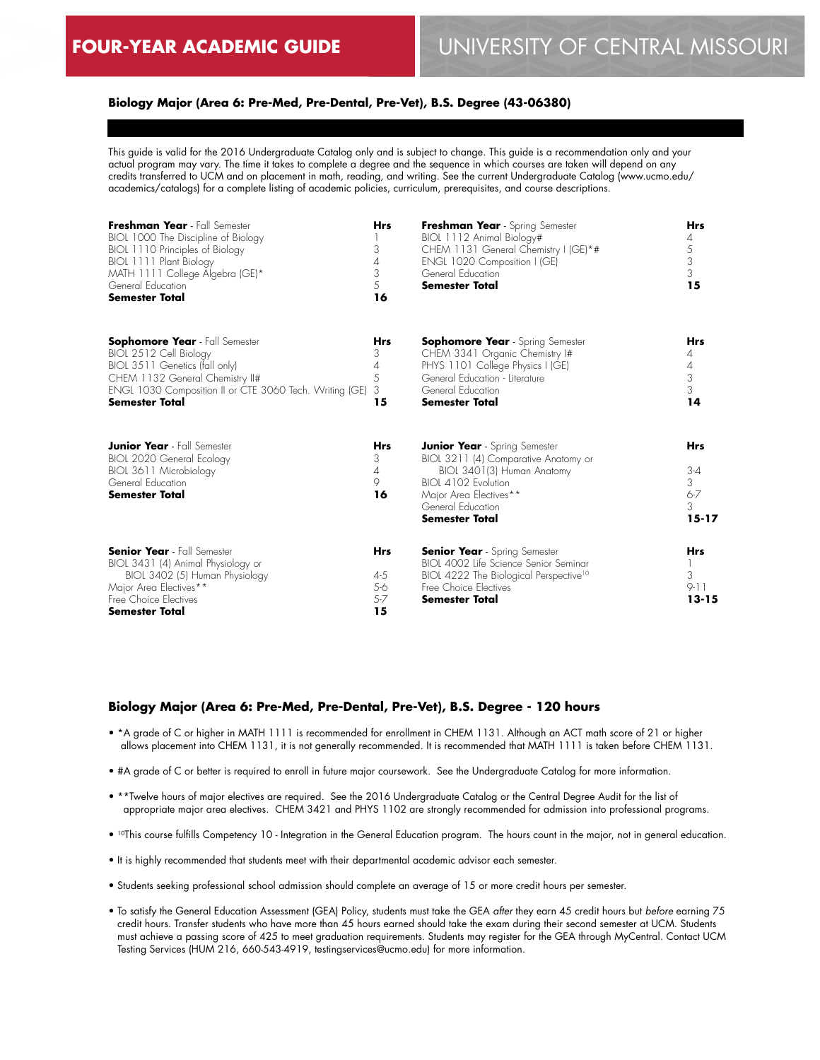# Biology Major (Area 6: Pre-Med, Pre-Dental, Pre-Vet), B.S. Degree (43-06380)

This guide is valid for the 2016 Undergraduate Catalog only and is subject to change. This guide is a recommendation only and your actual program may vary. The time it takes to complete a degree and the sequence in which courses are taken will depend on any credits transferred to UCM and on placement in math, reading, and writing. See the current Undergraduate Catalog (www.ucmo.edu/academics/catalogs) for a complete listing of academic policies, curriculum, prerequisites, and course descriptions.

| **Freshman Year** - Fall Semester | **Hrs** |
|---|---|
| BIOL 1000 The Discipline of Biology | 1 |
| BIOL 1110 Principles of Biology | 3 |
| BIOL 1111 Plant Biology | 4 |
| MATH 1111 College Algebra (GE)* | 3 |
| General Education | 5 |
| **Semester Total** | **16** |

| **Freshman Year** - Spring Semester | **Hrs** |
|---|---|
| BIOL 1112 Animal Biology# | 4 |
| CHEM 1131 General Chemistry I (GE)*# | 5 |
| ENGL 1020 Composition I (GE) | 3 |
| General Education | 3 |
| **Semester Total** | **15** |

| **Sophomore Year** - Fall Semester | **Hrs** |
|---|---|
| BIOL 2512 Cell Biology | 3 |
| BIOL 3511 Genetics (fall only) | 4 |
| CHEM 1132 General Chemistry II# | 5 |
| ENGL 1030 Composition II or CTE 3060 Tech. Writing (GE) | 3 |
| **Semester Total** | **15** |

| **Sophomore Year** - Spring Semester | **Hrs** |
|---|---|
| CHEM 3341 Organic Chemistry I# | 4 |
| PHYS 1101 College Physics I (GE) | 4 |
| General Education - Literature | 3 |
| General Education | 3 |
| **Semester Total** | **14** |

| **Junior Year** - Fall Semester | **Hrs** |
|---|---|
| BIOL 2020 General Ecology | 3 |
| BIOL 3611 Microbiology | 4 |
| General Education | 9 |
| **Semester Total** | **16** |

| **Junior Year** - Spring Semester | **Hrs** |
|---|---|
| BIOL 3211 (4) Comparative Anatomy or BIOL 3401(3) Human Anatomy | 3-4 |
| BIOL 4102 Evolution | 3 |
| Major Area Electives** | 6-7 |
| General Education | 3 |
| **Semester Total** | **15-17** |

| **Senior Year** - Fall Semester | **Hrs** |
|---|---|
| BIOL 3431 (4) Animal Physiology or BIOL 3402 (5) Human Physiology | 4-5 |
| Major Area Electives** | 5-6 |
| Free Choice Electives | 5-7 |
| **Semester Total** | **15** |

| **Senior Year** - Spring Semester | **Hrs** |
|---|---|
| BIOL 4002 Life Science Senior Seminar | 1 |
| BIOL 4222 The Biological Perspective[10] | 3 |
| Free Choice Electives | 9-11 |
| **Semester Total** | **13-15** |

## Biology Major (Area 6: Pre-Med, Pre-Dental, Pre-Vet), B.S. Degree - 120 hours

- *A grade of C or higher in MATH 1111 is recommended for enrollment in CHEM 1131. Although an ACT math score of 21 or higher allows placement into CHEM 1131, it is not generally recommended. It is recommended that MATH 1111 is taken before CHEM 1131.
- #A grade of C or better is required to enroll in future major coursework. See the Undergraduate Catalog for more information.
- **Twelve hours of major electives are required. See the 2016 Undergraduate Catalog or the Central Degree Audit for the list of appropriate major area electives. CHEM 3421 and PHYS 1102 are strongly recommended for admission into professional programs.
- [10]This course fulfills Competency 10 - Integration in the General Education program. The hours count in the major, not in general education.
- It is highly recommended that students meet with their departmental academic advisor each semester.
- Students seeking professional school admission should complete an average of 15 or more credit hours per semester.
- To satisfy the General Education Assessment (GEA) Policy, students must take the GEA *after* they earn 45 credit hours but *before* earning 75 credit hours. Transfer students who have more than 45 hours earned should take the exam during their second semester at UCM. Students must achieve a passing score of 425 to meet graduation requirements. Students may register for the GEA through MyCentral. Contact UCM Testing Services (HUM 216, 660-543-4919, testingservices@ucmo.edu) for more information.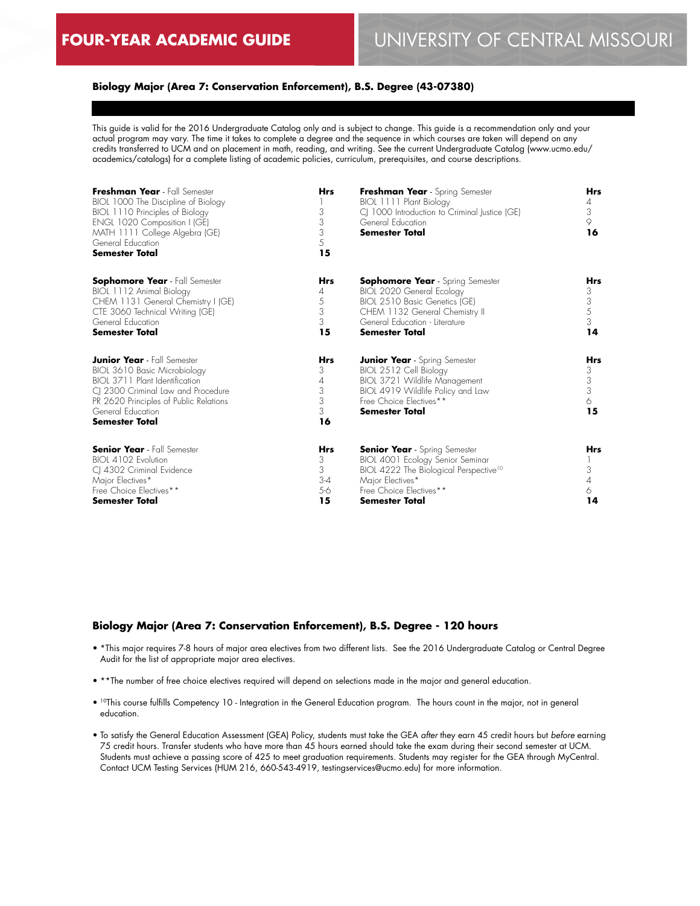# Biology Major (Area 7: Conservation Enforcement), B.S. Degree (43-07380)

This guide is valid for the 2016 Undergraduate Catalog only and is subject to change. This guide is a recommendation only and your actual program may vary. The time it takes to complete a degree and the sequence in which courses are taken will depend on any credits transferred to UCM and on placement in math, reading, and writing. See the current Undergraduate Catalog (www.ucmo.edu/academics/catalogs) for a complete listing of academic policies, curriculum, prerequisites, and course descriptions.

| **Freshman Year** - Fall Semester | **Hrs** | **Freshman Year** - Spring Semester | **Hrs** |
|---|---|---|---|
| BIOL 1000 The Discipline of Biology | 1 | BIOL 1111 Plant Biology | 4 |
| BIOL 1110 Principles of Biology | 3 | CJ 1000 Introduction to Criminal Justice (GE) | 3 |
| ENGL 1020 Composition I (GE) | 3 | General Education | 9 |
| MATH 1111 College Algebra (GE) | 3 | **Semester Total** | **16** |
| General Education | 5 | | |
| **Semester Total** | **15** | | |

| **Sophomore Year** - Fall Semester | **Hrs** | **Sophomore Year** - Spring Semester | **Hrs** |
|---|---|---|---|
| BIOL 1112 Animal Biology | 4 | BIOL 2020 General Ecology | 3 |
| CHEM 1131 General Chemistry I (GE) | 5 | BIOL 2510 Basic Genetics (GE) | 3 |
| CTE 3060 Technical Writing (GE) | 3 | CHEM 1132 General Chemistry II | 5 |
| General Education | 3 | General Education - Literature | 3 |
| **Semester Total** | **15** | **Semester Total** | **14** |

| **Junior Year** - Fall Semester | **Hrs** | **Junior Year** - Spring Semester | **Hrs** |
|---|---|---|---|
| BIOL 3610 Basic Microbiology | 3 | BIOL 2512 Cell Biology | 3 |
| BIOL 3711 Plant Identification | 4 | BIOL 3721 Wildlife Management | 3 |
| CJ 2300 Criminal Law and Procedure | 3 | BIOL 4919 Wildlife Policy and Law | 3 |
| PR 2620 Principles of Public Relations | 3 | Free Choice Electives** | 6 |
| General Education | 3 | **Semester Total** | **15** |
| **Semester Total** | **16** | | |

| **Senior Year** - Fall Semester | **Hrs** | **Senior Year** - Spring Semester | **Hrs** |
|---|---|---|---|
| BIOL 4102 Evolution | 3 | BIOL 4001 Ecology Senior Seminar | 1 |
| CJ 4302 Criminal Evidence | 3 | BIOL 4222 The Biological Perspective[10] | 3 |
| Major Electives* | 3-4 | Major Electives* | 4 |
| Free Choice Electives** | 5-6 | Free Choice Electives** | 6 |
| **Semester Total** | **15** | **Semester Total** | **14** |

## Biology Major (Area 7: Conservation Enforcement), B.S. Degree - 120 hours

- *This major requires 7-8 hours of major area electives from two different lists. See the 2016 Undergraduate Catalog or Central Degree Audit for the list of appropriate major area electives.
- **The number of free choice electives required will depend on selections made in the major and general education.
- [10]This course fulfills Competency 10 - Integration in the General Education program. The hours count in the major, not in general education.
- To satisfy the General Education Assessment (GEA) Policy, students must take the GEA *after* they earn 45 credit hours but *before* earning 75 credit hours. Transfer students who have more than 45 hours earned should take the exam during their second semester at UCM. Students must achieve a passing score of 425 to meet graduation requirements. Students may register for the GEA through MyCentral. Contact UCM Testing Services (HUM 216, 660-543-4919, testingservices@ucmo.edu) for more information.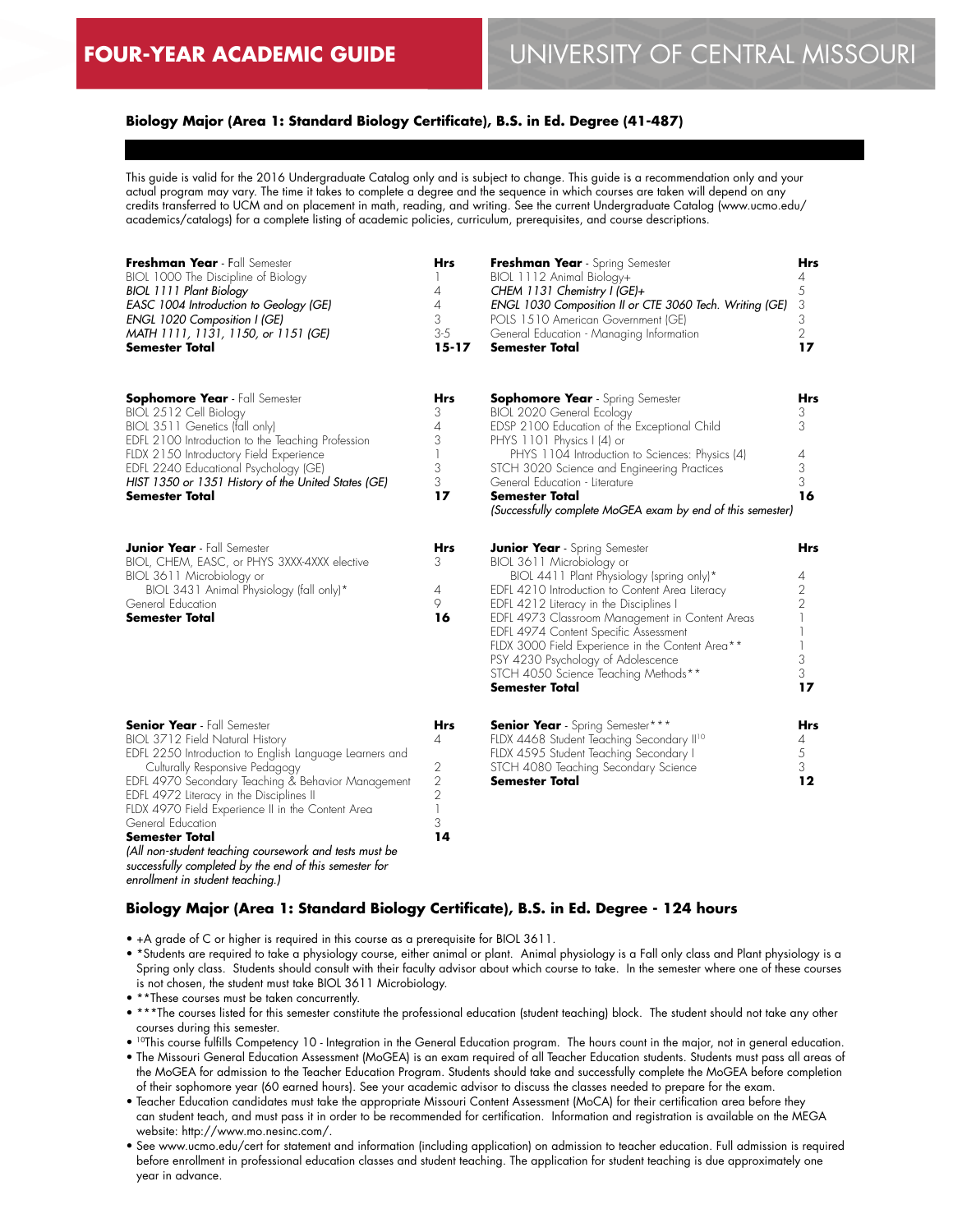## Biology Major (Area 1: Standard Biology Certificate), B.S. in Ed. Degree (41-487)

This guide is valid for the 2016 Undergraduate Catalog only and is subject to change. This guide is a recommendation only and your actual program may vary. The time it takes to complete a degree and the sequence in which courses are taken will depend on any credits transferred to UCM and on placement in math, reading, and writing. See the current Undergraduate Catalog (www.ucmo.edu/academics/catalogs) for a complete listing of academic policies, curriculum, prerequisites, and course descriptions.

| **Freshman Year** - Fall Semester | **Hrs** |
|---|---|
| BIOL 1000 The Discipline of Biology | 1 |
| *BIOL 1111 Plant Biology* | 4 |
| *EASC 1004 Introduction to Geology (GE)* | 4 |
| *ENGL 1020 Composition I (GE)* | 3 |
| *MATH 1111, 1131, 1150, or 1151 (GE)* | 3-5 |
| **Semester Total** | **15-17** |

| **Freshman Year** - Spring Semester | **Hrs** |
|---|---|
| BIOL 1112 Animal Biology+ | 4 |
| *CHEM 1131 Chemistry I (GE)+* | 5 |
| *ENGL 1030 Composition II or CTE 3060 Tech. Writing (GE)* | 3 |
| POLS 1510 American Government (GE) | 3 |
| General Education - Managing Information | 2 |
| **Semester Total** | **17** |

| **Sophomore Year** - Fall Semester | **Hrs** |
|---|---|
| BIOL 2512 Cell Biology | 3 |
| BIOL 3511 Genetics (fall only) | 4 |
| EDFL 2100 Introduction to the Teaching Profession | 3 |
| FLDX 2150 Introductory Field Experience | 1 |
| EDFL 2240 Educational Psychology (GE) | 3 |
| *HIST 1350 or 1351 History of the United States (GE)* | 3 |
| **Semester Total** | **17** |

| **Sophomore Year** - Spring Semester | **Hrs** |
|---|---|
| BIOL 2020 General Ecology | 3 |
| EDSP 2100 Education of the Exceptional Child | 3 |
| PHYS 1101 Physics I (4) or PHYS 1104 Introduction to Sciences: Physics (4) | 4 |
| STCH 3020 Science and Engineering Practices | 3 |
| General Education - Literature | 3 |
| **Semester Total** | **16** |

*(Successfully complete MoGEA exam by end of this semester)*

| **Junior Year** - Fall Semester | **Hrs** |
|---|---|
| BIOL, CHEM, EASC, or PHYS 3XXX-4XXX elective | 3 |
| BIOL 3611 Microbiology or BIOL 3431 Animal Physiology (fall only)* | 4 |
| General Education | 9 |
| **Semester Total** | **16** |

| **Junior Year** - Spring Semester | **Hrs** |
|---|---|
| BIOL 3611 Microbiology or BIOL 4411 Plant Physiology (spring only)* | 4 |
| EDFL 4210 Introduction to Content Area Literacy | 2 |
| EDFL 4212 Literacy in the Disciplines I | 2 |
| EDFL 4973 Classroom Management in Content Areas | 1 |
| EDFL 4974 Content Specific Assessment | 1 |
| FLDX 3000 Field Experience in the Content Area** | 1 |
| PSY 4230 Psychology of Adolescence | 3 |
| STCH 4050 Science Teaching Methods** | 3 |
| **Semester Total** | **17** |

| **Senior Year** - Fall Semester | **Hrs** |
|---|---|
| BIOL 3712 Field Natural History | 4 |
| EDFL 2250 Introduction to English Language Learners and Culturally Responsive Pedagogy | 2 |
| EDFL 4970 Secondary Teaching & Behavior Management | 2 |
| EDFL 4972 Literacy in the Disciplines II | 2 |
| FLDX 4970 Field Experience II in the Content Area | 1 |
| General Education | 3 |
| **Semester Total** | **14** |

*(All non-student teaching coursework and tests must be successfully completed by the end of this semester for enrollment in student teaching.)*

| **Senior Year** - Spring Semester*** | **Hrs** |
|---|---|
| FLDX 4468 Student Teaching Secondary II[10] | 4 |
| FLDX 4595 Student Teaching Secondary I | 5 |
| STCH 4080 Teaching Secondary Science | 3 |
| **Semester Total** | **12** |

### Biology Major (Area 1: Standard Biology Certificate), B.S. in Ed. Degree - 124 hours

- +A grade of C or higher is required in this course as a prerequisite for BIOL 3611.
- *Students are required to take a physiology course, either animal or plant. Animal physiology is a Fall only class and Plant physiology is a Spring only class. Students should consult with their faculty advisor about which course to take. In the semester where one of these courses is not chosen, the student must take BIOL 3611 Microbiology.
- **These courses must be taken concurrently.
- ***The courses listed for this semester constitute the professional education (student teaching) block. The student should not take any other courses during this semester.
- [10]This course fulfills Competency 10 - Integration in the General Education program. The hours count in the major, not in general education.
- The Missouri General Education Assessment (MoGEA) is an exam required of all Teacher Education students. Students must pass all areas of the MoGEA for admission to the Teacher Education Program. Students should take and successfully complete the MoGEA before completion of their sophomore year (60 earned hours). See your academic advisor to discuss the classes needed to prepare for the exam.
- Teacher Education candidates must take the appropriate Missouri Content Assessment (MoCA) for their certification area before they can student teach, and must pass it in order to be recommended for certification. Information and registration is available on the MEGA website: http://www.mo.nesinc.com/.
- See www.ucmo.edu/cert for statement and information (including application) on admission to teacher education. Full admission is required before enrollment in professional education classes and student teaching. The application for student teaching is due approximately one year in advance.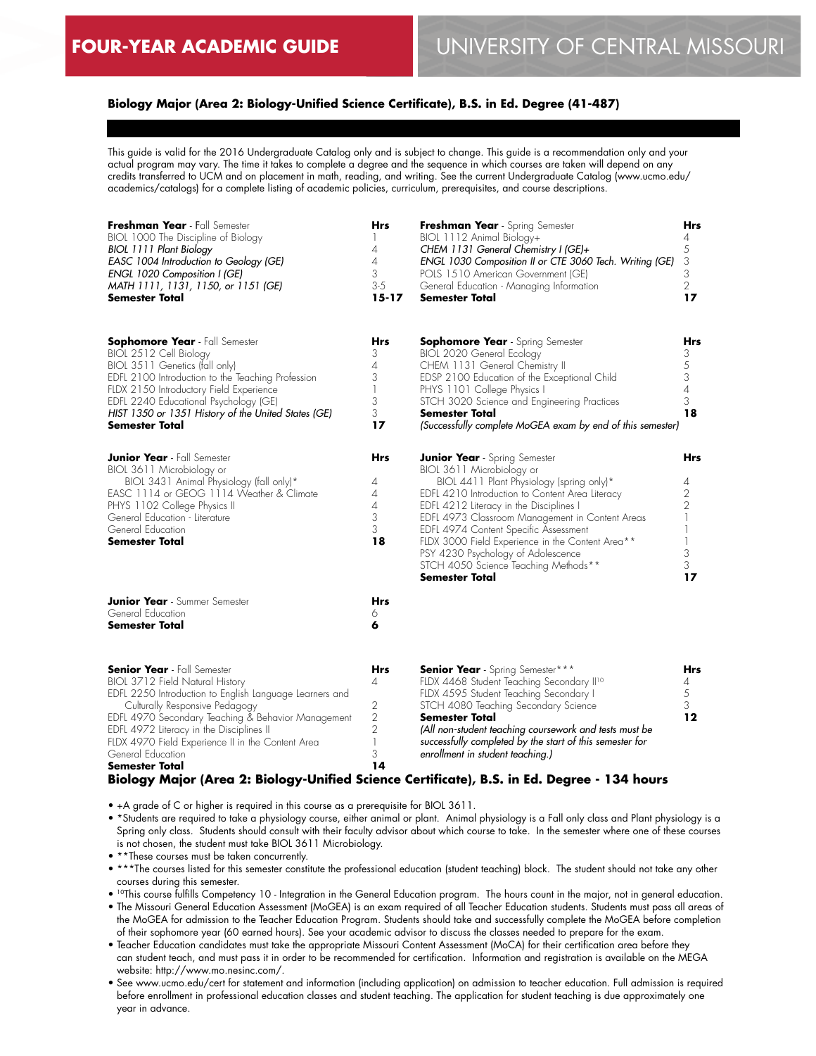# FOUR-YEAR ACADEMIC GUIDE — UNIVERSITY OF CENTRAL MISSOURI

## Biology Major (Area 2: Biology-Unified Science Certificate), B.S. in Ed. Degree (41-487)

This guide is valid for the 2016 Undergraduate Catalog only and is subject to change. This guide is a recommendation only and your actual program may vary. The time it takes to complete a degree and the sequence in which courses are taken will depend on any credits transferred to UCM and on placement in math, reading, and writing. See the current Undergraduate Catalog (www.ucmo.edu/academics/catalogs) for a complete listing of academic policies, curriculum, prerequisites, and course descriptions.

| **Freshman Year** - Fall Semester | Hrs |
|---|---|
| BIOL 1000 The Discipline of Biology | 1 |
| *BIOL 1111 Plant Biology* | 4 |
| *EASC 1004 Introduction to Geology (GE)* | 4 |
| *ENGL 1020 Composition I (GE)* | 3 |
| *MATH 1111, 1131, 1150, or 1151 (GE)* | 3-5 |
| **Semester Total** | **15-17** |

| **Freshman Year** - Spring Semester | Hrs |
|---|---|
| BIOL 1112 Animal Biology+ | 4 |
| *CHEM 1131 General Chemistry I (GE)+* | 5 |
| *ENGL 1030 Composition II or CTE 3060 Tech. Writing (GE)* | 3 |
| POLS 1510 American Government (GE) | 3 |
| General Education - Managing Information | 2 |
| **Semester Total** | **17** |

| **Sophomore Year** - Fall Semester | Hrs |
|---|---|
| BIOL 2512 Cell Biology | 3 |
| BIOL 3511 Genetics (fall only) | 4 |
| EDFL 2100 Introduction to the Teaching Profession | 3 |
| FLDX 2150 Introductory Field Experience | 1 |
| EDFL 2240 Educational Psychology (GE) | 3 |
| *HIST 1350 or 1351 History of the United States (GE)* | 3 |
| **Semester Total** | **17** |

| **Sophomore Year** - Spring Semester | Hrs |
|---|---|
| BIOL 2020 General Ecology | 3 |
| CHEM 1131 General Chemistry II | 5 |
| EDSP 2100 Education of the Exceptional Child | 3 |
| PHYS 1101 College Physics I | 4 |
| STCH 3020 Science and Engineering Practices | 3 |
| **Semester Total** | **18** |

*(Successfully complete MoGEA exam by end of this semester)*

| **Junior Year** - Fall Semester | Hrs |
|---|---|
| BIOL 3611 Microbiology or BIOL 3431 Animal Physiology (fall only)* | 4 |
| EASC 1114 or GEOG 1114 Weather & Climate | 4 |
| PHYS 1102 College Physics II | 4 |
| General Education - Literature | 3 |
| General Education | 3 |
| **Semester Total** | **18** |

| **Junior Year** - Spring Semester | Hrs |
|---|---|
| BIOL 3611 Microbiology or BIOL 4411 Plant Physiology (spring only)* | 4 |
| EDFL 4210 Introduction to Content Area Literacy | 2 |
| EDFL 4212 Literacy in the Disciplines I | 2 |
| EDFL 4973 Classroom Management in Content Areas | 1 |
| EDFL 4974 Content Specific Assessment | 1 |
| FLDX 3000 Field Experience in the Content Area** | 1 |
| PSY 4230 Psychology of Adolescence | 3 |
| STCH 4050 Science Teaching Methods** | 3 |
| **Semester Total** | **17** |

| **Junior Year** - Summer Semester | Hrs |
|---|---|
| General Education | 6 |
| **Semester Total** | **6** |

| **Senior Year** - Fall Semester | Hrs |
|---|---|
| BIOL 3712 Field Natural History | 4 |
| EDFL 2250 Introduction to English Language Learners and Culturally Responsive Pedagogy | 2 |
| EDFL 4970 Secondary Teaching & Behavior Management | 2 |
| EDFL 4972 Literacy in the Disciplines II | 2 |
| FLDX 4970 Field Experience II in the Content Area | 1 |
| General Education | 3 |
| **Semester Total** | **14** |

| **Senior Year** - Spring Semester*** | Hrs |
|---|---|
| FLDX 4468 Student Teaching Secondary II[10] | 4 |
| FLDX 4595 Student Teaching Secondary I | 5 |
| STCH 4080 Teaching Secondary Science | 3 |
| **Semester Total** | **12** |

*(All non-student teaching coursework and tests must be successfully completed by the start of this semester for enrollment in student teaching.)*

**Biology Major (Area 2: Biology-Unified Science Certificate), B.S. in Ed. Degree - 134 hours**

- +A grade of C or higher is required in this course as a prerequisite for BIOL 3611.
- *Students are required to take a physiology course, either animal or plant. Animal physiology is a Fall only class and Plant physiology is a Spring only class. Students should consult with their faculty advisor about which course to take. In the semester where one of these courses is not chosen, the student must take BIOL 3611 Microbiology.
- **These courses must be taken concurrently.
- ***The courses listed for this semester constitute the professional education (student teaching) block. The student should not take any other courses during this semester.
- [10]This course fulfills Competency 10 - Integration in the General Education program. The hours count in the major, not in general education.
- The Missouri General Education Assessment (MoGEA) is an exam required of all Teacher Education students. Students must pass all areas of the MoGEA for admission to the Teacher Education Program. Students should take and successfully complete the MoGEA before completion of their sophomore year (60 earned hours). See your academic advisor to discuss the classes needed to prepare for the exam.
- Teacher Education candidates must take the appropriate Missouri Content Assessment (MoCA) for their certification area before they can student teach, and must pass it in order to be recommended for certification. Information and registration is available on the MEGA website: http://www.mo.nesinc.com/.
- See www.ucmo.edu/cert for statement and information (including application) on admission to teacher education. Full admission is required before enrollment in professional education classes and student teaching. The application for student teaching is due approximately one year in advance.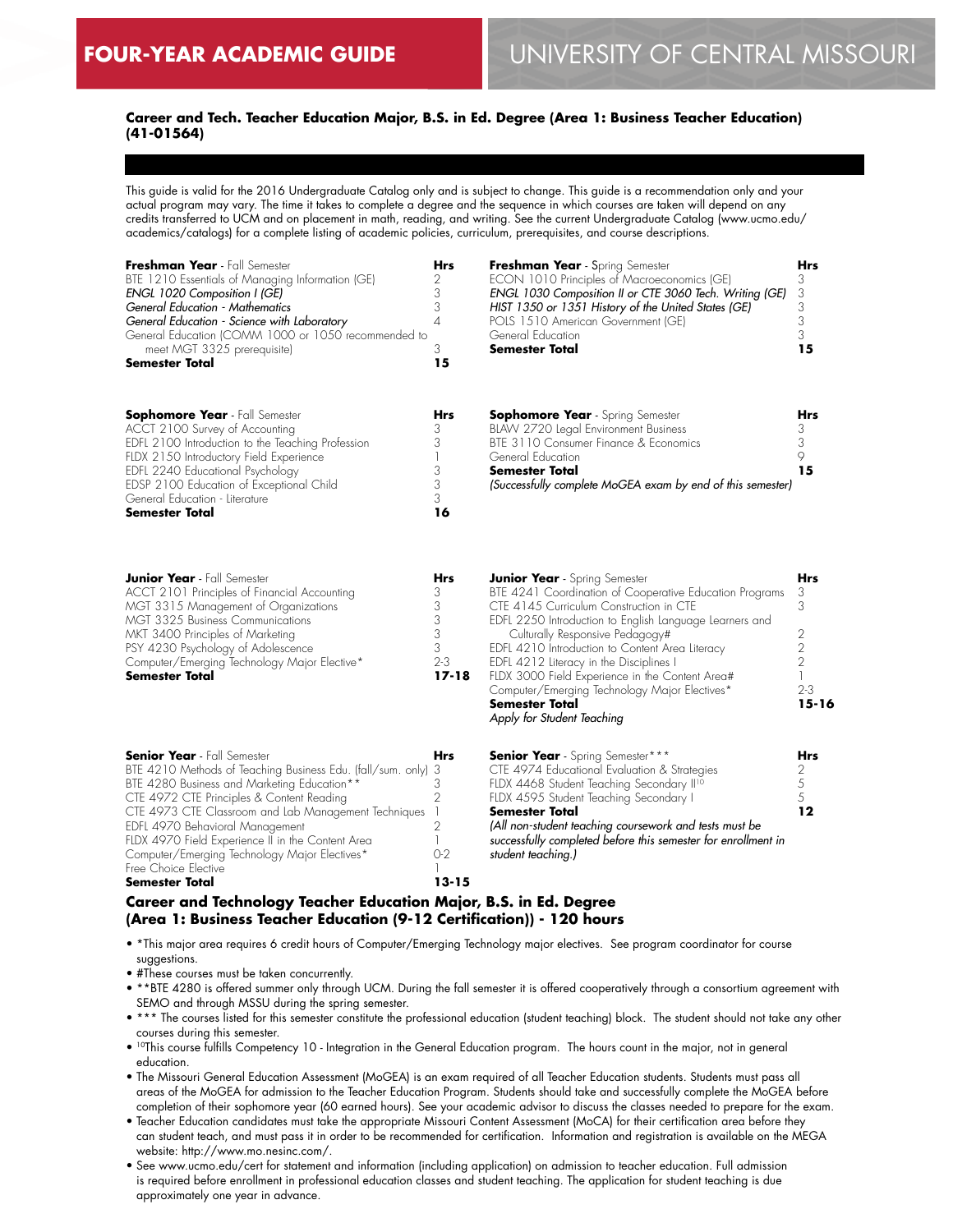FOUR-YEAR ACADEMIC GUIDE

UNIVERSITY OF CENTRAL MISSOURI

### Career and Tech. Teacher Education Major, B.S. in Ed. Degree (Area 1: Business Teacher Education) (41-01564)

This guide is valid for the 2016 Undergraduate Catalog only and is subject to change. This guide is a recommendation only and your actual program may vary. The time it takes to complete a degree and the sequence in which courses are taken will depend on any credits transferred to UCM and on placement in math, reading, and writing. See the current Undergraduate Catalog (www.ucmo.edu/academics/catalogs) for a complete listing of academic policies, curriculum, prerequisites, and course descriptions.

| **Freshman Year** - Fall Semester | **Hrs** |
|---|---|
| BTE 1210 Essentials of Managing Information (GE) | 2 |
| *ENGL 1020 Composition I (GE)* | 3 |
| *General Education - Mathematics* | 3 |
| *General Education - Science with Laboratory* | 4 |
| General Education (COMM 1000 or 1050 recommended to meet MGT 3325 prerequisite) | 3 |
| **Semester Total** | **15** |

| **Freshman Year** - Spring Semester | **Hrs** |
|---|---|
| ECON 1010 Principles of Macroeconomics (GE) | 3 |
| *ENGL 1030 Composition II or CTE 3060 Tech. Writing (GE)* | 3 |
| *HIST 1350 or 1351 History of the United States (GE)* | 3 |
| POLS 1510 American Government (GE) | 3 |
| General Education | 3 |
| **Semester Total** | **15** |

| **Sophomore Year** - Fall Semester | **Hrs** |
|---|---|
| ACCT 2100 Survey of Accounting | 3 |
| EDFL 2100 Introduction to the Teaching Profession | 3 |
| FLDX 2150 Introductory Field Experience | 1 |
| EDFL 2240 Educational Psychology | 3 |
| EDSP 2100 Education of Exceptional Child | 3 |
| General Education - Literature | 3 |
| **Semester Total** | **16** |

| **Sophomore Year** - Spring Semester | **Hrs** |
|---|---|
| BLAW 2720 Legal Environment Business | 3 |
| BTE 3110 Consumer Finance & Economics | 3 |
| General Education | 9 |
| **Semester Total** | **15** |
| *(Successfully complete MoGEA exam by end of this semester)* | |

| **Junior Year** - Fall Semester | **Hrs** |
|---|---|
| ACCT 2101 Principles of Financial Accounting | 3 |
| MGT 3315 Management of Organizations | 3 |
| MGT 3325 Business Communications | 3 |
| MKT 3400 Principles of Marketing | 3 |
| PSY 4230 Psychology of Adolescence | 3 |
| Computer/Emerging Technology Major Elective* | 2-3 |
| **Semester Total** | **17-18** |

| **Junior Year** - Spring Semester | **Hrs** |
|---|---|
| BTE 4241 Coordination of Cooperative Education Programs | 3 |
| CTE 4145 Curriculum Construction in CTE | 3 |
| EDFL 2250 Introduction to English Language Learners and Culturally Responsive Pedagogy# | 2 |
| EDFL 4210 Introduction to Content Area Literacy | 2 |
| EDFL 4212 Literacy in the Disciplines I | 2 |
| FLDX 3000 Field Experience in the Content Area# | 1 |
| Computer/Emerging Technology Major Electives* | 2-3 |
| **Semester Total** | **15-16** |
| *Apply for Student Teaching* | |

| **Senior Year** - Fall Semester | **Hrs** |
|---|---|
| BTE 4210 Methods of Teaching Business Edu. (fall/sum. only) | 3 |
| BTE 4280 Business and Marketing Education** | 3 |
| CTE 4972 CTE Principles & Content Reading | 2 |
| CTE 4973 CTE Classroom and Lab Management Techniques | 1 |
| EDFL 4970 Behavioral Management | 2 |
| FLDX 4970 Field Experience II in the Content Area | 1 |
| Computer/Emerging Technology Major Electives* | 0-2 |
| Free Choice Elective | 1 |
| **Semester Total** | **13-15** |

| **Senior Year** - Spring Semester*** | **Hrs** |
|---|---|
| CTE 4974 Educational Evaluation & Strategies | 2 |
| FLDX 4468 Student Teaching Secondary II[10] | 5 |
| FLDX 4595 Student Teaching Secondary I | 5 |
| **Semester Total** | **12** |
| *(All non-student teaching coursework and tests must be successfully completed before this semester for enrollment in student teaching.)* | |

### Career and Technology Teacher Education Major, B.S. in Ed. Degree (Area 1: Business Teacher Education (9-12 Certification)) - 120 hours

- *This major area requires 6 credit hours of Computer/Emerging Technology major electives. See program coordinator for course suggestions.
- #These courses must be taken concurrently.
- **BTE 4280 is offered summer only through UCM. During the fall semester it is offered cooperatively through a consortium agreement with SEMO and through MSSU during the spring semester.
- *** The courses listed for this semester constitute the professional education (student teaching) block. The student should not take any other courses during this semester.
- [10]This course fulfills Competency 10 - Integration in the General Education program. The hours count in the major, not in general education.
- The Missouri General Education Assessment (MoGEA) is an exam required of all Teacher Education students. Students must pass all areas of the MoGEA for admission to the Teacher Education Program. Students should take and successfully complete the MoGEA before completion of their sophomore year (60 earned hours). See your academic advisor to discuss the classes needed to prepare for the exam.
- Teacher Education candidates must take the appropriate Missouri Content Assessment (MoCA) for their certification area before they can student teach, and must pass it in order to be recommended for certification. Information and registration is available on the MEGA website: http://www.mo.nesinc.com/.
- See www.ucmo.edu/cert for statement and information (including application) on admission to teacher education. Full admission is required before enrollment in professional education classes and student teaching. The application for student teaching is due approximately one year in advance.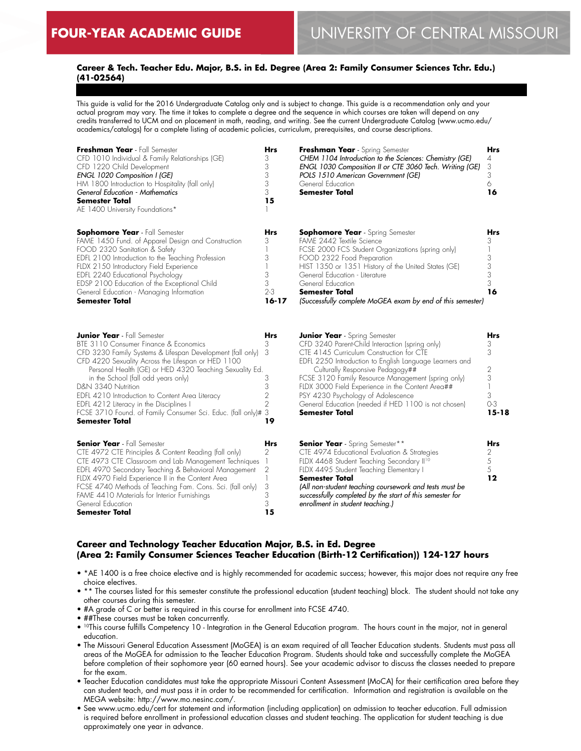# FOUR-YEAR ACADEMIC GUIDE — UNIVERSITY OF CENTRAL MISSOURI

**Career & Tech. Teacher Edu. Major, B.S. in Ed. Degree (Area 2: Family Consumer Sciences Tchr. Edu.) (41-02564)**

This guide is valid for the 2016 Undergraduate Catalog only and is subject to change. This guide is a recommendation only and your actual program may vary. The time it takes to complete a degree and the sequence in which courses are taken will depend on any credits transferred to UCM and on placement in math, reading, and writing. See the current Undergraduate Catalog (www.ucmo.edu/academics/catalogs) for a complete listing of academic policies, curriculum, prerequisites, and course descriptions.

| **Freshman Year** - Fall Semester | **Hrs** |
|---|---|
| CFD 1010 Individual & Family Relationships (GE) | 3 |
| CFD 1220 Child Development | 3 |
| *ENGL 1020 Composition I (GE)* | 3 |
| HM 1800 Introduction to Hospitality (fall only) | 3 |
| *General Education - Mathematics* | 3 |
| **Semester Total** | **15** |
| AE 1400 University Foundations* | 1 |

| **Freshman Year** - Spring Semester | **Hrs** |
|---|---|
| *CHEM 1104 Introduction to the Sciences: Chemistry (GE)* | 4 |
| *ENGL 1030 Composition II or CTE 3060 Tech. Writing (GE)* | 3 |
| *POLS 1510 American Government (GE)* | 3 |
| General Education | 6 |
| **Semester Total** | **16** |

| **Sophomore Year** - Fall Semester | **Hrs** |
|---|---|
| FAME 1450 Fund. of Apparel Design and Construction | 3 |
| FOOD 2320 Sanitation & Safety | 1 |
| EDFL 2100 Introduction to the Teaching Profession | 3 |
| FLDX 2150 Introductory Field Experience | 1 |
| EDFL 2240 Educational Psychology | 3 |
| EDSP 2100 Education of the Exceptional Child | 3 |
| General Education - Managing Information | 2-3 |
| **Semester Total** | **16-17** |

| **Sophomore Year** - Spring Semester | **Hrs** |
|---|---|
| FAME 2442 Textile Science | 3 |
| FCSE 2000 FCS Student Organizations (spring only) | 1 |
| FOOD 2322 Food Preparation | 3 |
| HIST 1350 or 1351 History of the United States (GE) | 3 |
| General Education - Literature | 3 |
| General Education | 3 |
| **Semester Total** | **16** |
| *(Successfully complete MoGEA exam by end of this semester)* | |

| **Junior Year** - Fall Semester | **Hrs** |
|---|---|
| BTE 3110 Consumer Finance & Economics | 3 |
| CFD 3230 Family Systems & Lifespan Development (fall only) | 3 |
| CFD 4220 Sexuality Across the Lifespan or HED 1100 Personal Health (GE) or HED 4320 Teaching Sexuality Ed. in the School (fall odd years only) | 3 |
| D&N 3340 Nutrition | 3 |
| EDFL 4210 Introduction to Content Area Literacy | 2 |
| EDFL 4212 Literacy in the Disciplines I | 2 |
| FCSE 3710 Found. of Family Consumer Sci. Educ. (fall only)# | 3 |
| **Semester Total** | **19** |

| **Junior Year** - Spring Semester | **Hrs** |
|---|---|
| CFD 3240 Parent-Child Interaction (spring only) | 3 |
| CTE 4145 Curriculum Construction for CTE | 3 |
| EDFL 2250 Introduction to English Language Learners and Culturally Responsive Pedagogy## | 2 |
| FCSE 3120 Family Resource Management (spring only) | 3 |
| FLDX 3000 Field Experience in the Content Area## | 1 |
| PSY 4230 Psychology of Adolescence | 3 |
| General Education (needed if HED 1100 is not chosen) | 0-3 |
| **Semester Total** | **15-18** |

| **Senior Year** - Fall Semester | **Hrs** |
|---|---|
| CTE 4972 CTE Principles & Content Reading (fall only) | 2 |
| CTE 4973 CTE Classroom and Lab Management Techniques | 1 |
| EDFL 4970 Secondary Teaching & Behavioral Management | 2 |
| FLDX 4970 Field Experience II in the Content Area | 1 |
| FCSE 4740 Methods of Teaching Fam. Cons. Sci. (fall only) | 3 |
| FAME 4410 Materials for Interior Furnishings | 3 |
| General Education | 3 |
| **Semester Total** | **15** |

| **Senior Year** - Spring Semester** | **Hrs** |
|---|---|
| CTE 4974 Educational Evaluation & Strategies | 2 |
| FLDX 4468 Student Teaching Secondary II[10] | 5 |
| FLDX 4495 Student Teaching Elementary I | 5 |
| **Semester Total** | **12** |
| *(All non-student teaching coursework and tests must be successfully completed by the start of this semester for enrollment in student teaching.)* | |

## Career and Technology Teacher Education Major, B.S. in Ed. Degree (Area 2: Family Consumer Sciences Teacher Education (Birth-12 Certification)) 124-127 hours

- *AE 1400 is a free choice elective and is highly recommended for academic success; however, this major does not require any free choice electives.
- ** The courses listed for this semester constitute the professional education (student teaching) block. The student should not take any other courses during this semester.
- #A grade of C or better is required in this course for enrollment into FCSE 4740.
- ##These courses must be taken concurrently.
- [10]This course fulfills Competency 10 - Integration in the General Education program. The hours count in the major, not in general education.
- The Missouri General Education Assessment (MoGEA) is an exam required of all Teacher Education students. Students must pass all areas of the MoGEA for admission to the Teacher Education Program. Students should take and successfully complete the MoGEA before completion of their sophomore year (60 earned hours). See your academic advisor to discuss the classes needed to prepare for the exam.
- Teacher Education candidates must take the appropriate Missouri Content Assessment (MoCA) for their certification area before they can student teach, and must pass it in order to be recommended for certification. Information and registration is available on the MEGA website: http://www.mo.nesinc.com/.
- See www.ucmo.edu/cert for statement and information (including application) on admission to teacher education. Full admission is required before enrollment in professional education classes and student teaching. The application for student teaching is due approximately one year in advance.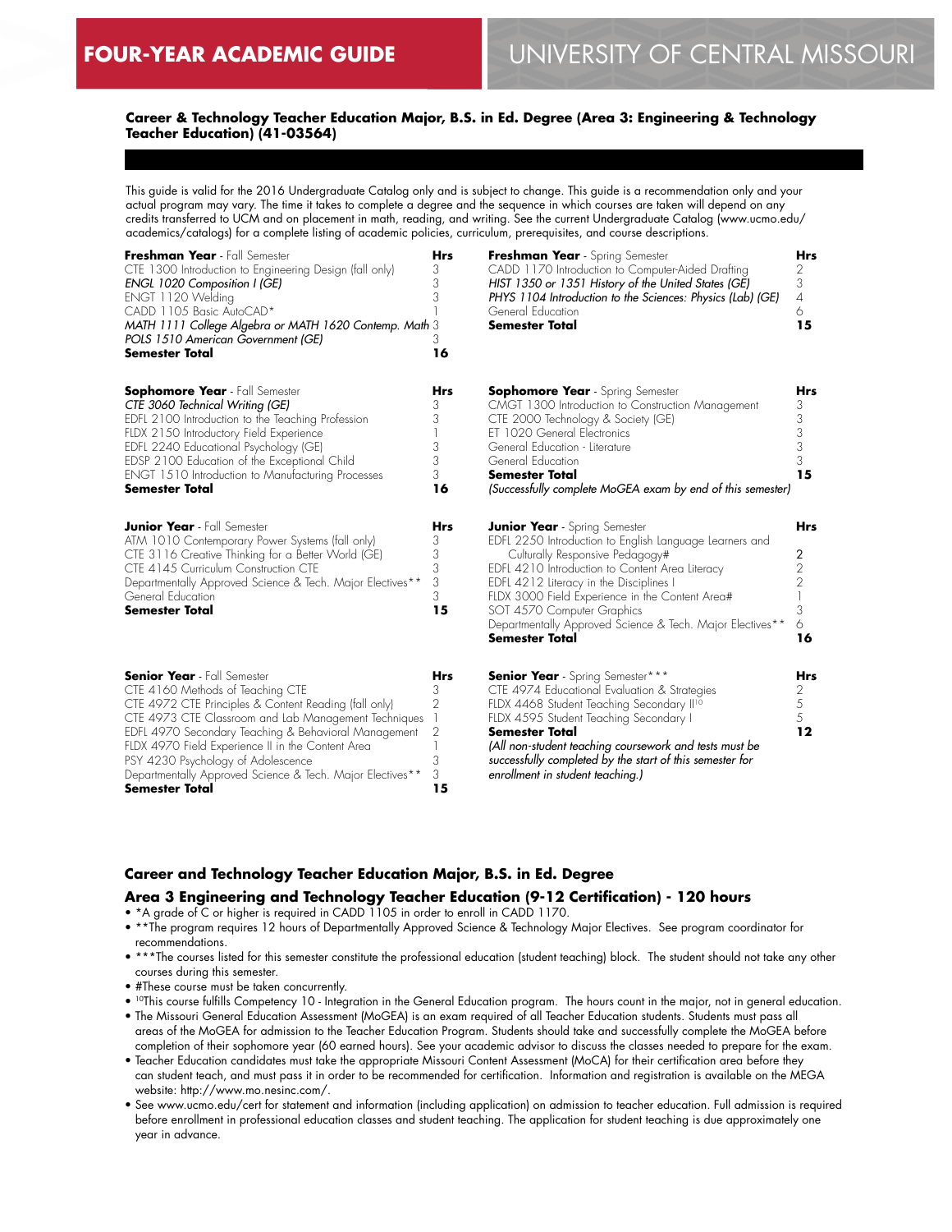# FOUR-YEAR ACADEMIC GUIDE — UNIVERSITY OF CENTRAL MISSOURI

**Career & Technology Teacher Education Major, B.S. in Ed. Degree (Area 3: Engineering & Technology Teacher Education) (41-03564)**

This guide is valid for the 2016 Undergraduate Catalog only and is subject to change. This guide is a recommendation only and your actual program may vary. The time it takes to complete a degree and the sequence in which courses are taken will depend on any credits transferred to UCM and on placement in math, reading, and writing. See the current Undergraduate Catalog (www.ucmo.edu/academics/catalogs) for a complete listing of academic policies, curriculum, prerequisites, and course descriptions.

| **Freshman Year** - Fall Semester | **Hrs** |
|---|---|
| CTE 1300 Introduction to Engineering Design (fall only) | 3 |
| *ENGL 1020 Composition I (GE)* | 3 |
| ENGT 1120 Welding | 3 |
| CADD 1105 Basic AutoCAD* | 1 |
| *MATH 1111 College Algebra or MATH 1620 Contemp. Math* | 3 |
| *POLS 1510 American Government (GE)* | 3 |
| **Semester Total** | **16** |

| **Freshman Year** - Spring Semester | **Hrs** |
|---|---|
| CADD 1170 Introduction to Computer-Aided Drafting | 2 |
| *HIST 1350 or 1351 History of the United States (GE)* | 3 |
| *PHYS 1104 Introduction to the Sciences: Physics (Lab) (GE)* | 4 |
| General Education | 6 |
| **Semester Total** | **15** |

| **Sophomore Year** - Fall Semester | **Hrs** |
|---|---|
| *CTE 3060 Technical Writing (GE)* | 3 |
| EDFL 2100 Introduction to the Teaching Profession | 3 |
| FLDX 2150 Introductory Field Experience | 1 |
| EDFL 2240 Educational Psychology (GE) | 3 |
| EDSP 2100 Education of the Exceptional Child | 3 |
| ENGT 1510 Introduction to Manufacturing Processes | 3 |
| **Semester Total** | **16** |

| **Sophomore Year** - Spring Semester | **Hrs** |
|---|---|
| CMGT 1300 Introduction to Construction Management | 3 |
| CTE 2000 Technology & Society (GE) | 3 |
| ET 1020 General Electronics | 3 |
| General Education - Literature | 3 |
| General Education | 3 |
| **Semester Total** | **15** |

*(Successfully complete MoGEA exam by end of this semester)*

| **Junior Year** - Fall Semester | **Hrs** |
|---|---|
| ATM 1010 Contemporary Power Systems (fall only) | 3 |
| CTE 3116 Creative Thinking for a Better World (GE) | 3 |
| CTE 4145 Curriculum Construction CTE | 3 |
| Departmentally Approved Science & Tech. Major Electives** | 3 |
| General Education | 3 |
| **Semester Total** | **15** |

| **Junior Year** - Spring Semester | **Hrs** |
|---|---|
| EDFL 2250 Introduction to English Language Learners and Culturally Responsive Pedagogy# | 2 |
| EDFL 4210 Introduction to Content Area Literacy | 2 |
| EDFL 4212 Literacy in the Disciplines I | 2 |
| FLDX 3000 Field Experience in the Content Area# | 1 |
| SOT 4570 Computer Graphics | 3 |
| Departmentally Approved Science & Tech. Major Electives** | 6 |
| **Semester Total** | **16** |

| **Senior Year** - Fall Semester | **Hrs** |
|---|---|
| CTE 4160 Methods of Teaching CTE | 3 |
| CTE 4972 CTE Principles & Content Reading (fall only) | 2 |
| CTE 4973 CTE Classroom and Lab Management Techniques | 1 |
| EDFL 4970 Secondary Teaching & Behavioral Management | 2 |
| FLDX 4970 Field Experience II in the Content Area | 1 |
| PSY 4230 Psychology of Adolescence | 3 |
| Departmentally Approved Science & Tech. Major Electives** | 3 |
| **Semester Total** | **15** |

| **Senior Year** - Spring Semester*** | **Hrs** |
|---|---|
| CTE 4974 Educational Evaluation & Strategies | 2 |
| FLDX 4468 Student Teaching Secondary II[10] | 5 |
| FLDX 4595 Student Teaching Secondary I | 5 |
| **Semester Total** | **12** |

*(All non-student teaching coursework and tests must be successfully completed by the start of this semester for enrollment in student teaching.)*

### Career and Technology Teacher Education Major, B.S. in Ed. Degree

### Area 3 Engineering and Technology Teacher Education (9-12 Certification) - 120 hours

- *A grade of C or higher is required in CADD 1105 in order to enroll in CADD 1170.
- **The program requires 12 hours of Departmentally Approved Science & Technology Major Electives. See program coordinator for recommendations.
- ***The courses listed for this semester constitute the professional education (student teaching) block. The student should not take any other courses during this semester.
- #These course must be taken concurrently.
- [10]This course fulfills Competency 10 - Integration in the General Education program. The hours count in the major, not in general education.
- The Missouri General Education Assessment (MoGEA) is an exam required of all Teacher Education students. Students must pass all areas of the MoGEA for admission to the Teacher Education Program. Students should take and successfully complete the MoGEA before completion of their sophomore year (60 earned hours). See your academic advisor to discuss the classes needed to prepare for the exam.
- Teacher Education candidates must take the appropriate Missouri Content Assessment (MoCA) for their certification area before they can student teach, and must pass it in order to be recommended for certification. Information and registration is available on the MEGA website: http://www.mo.nesinc.com/.
- See www.ucmo.edu/cert for statement and information (including application) on admission to teacher education. Full admission is required before enrollment in professional education classes and student teaching. The application for student teaching is due approximately one year in advance.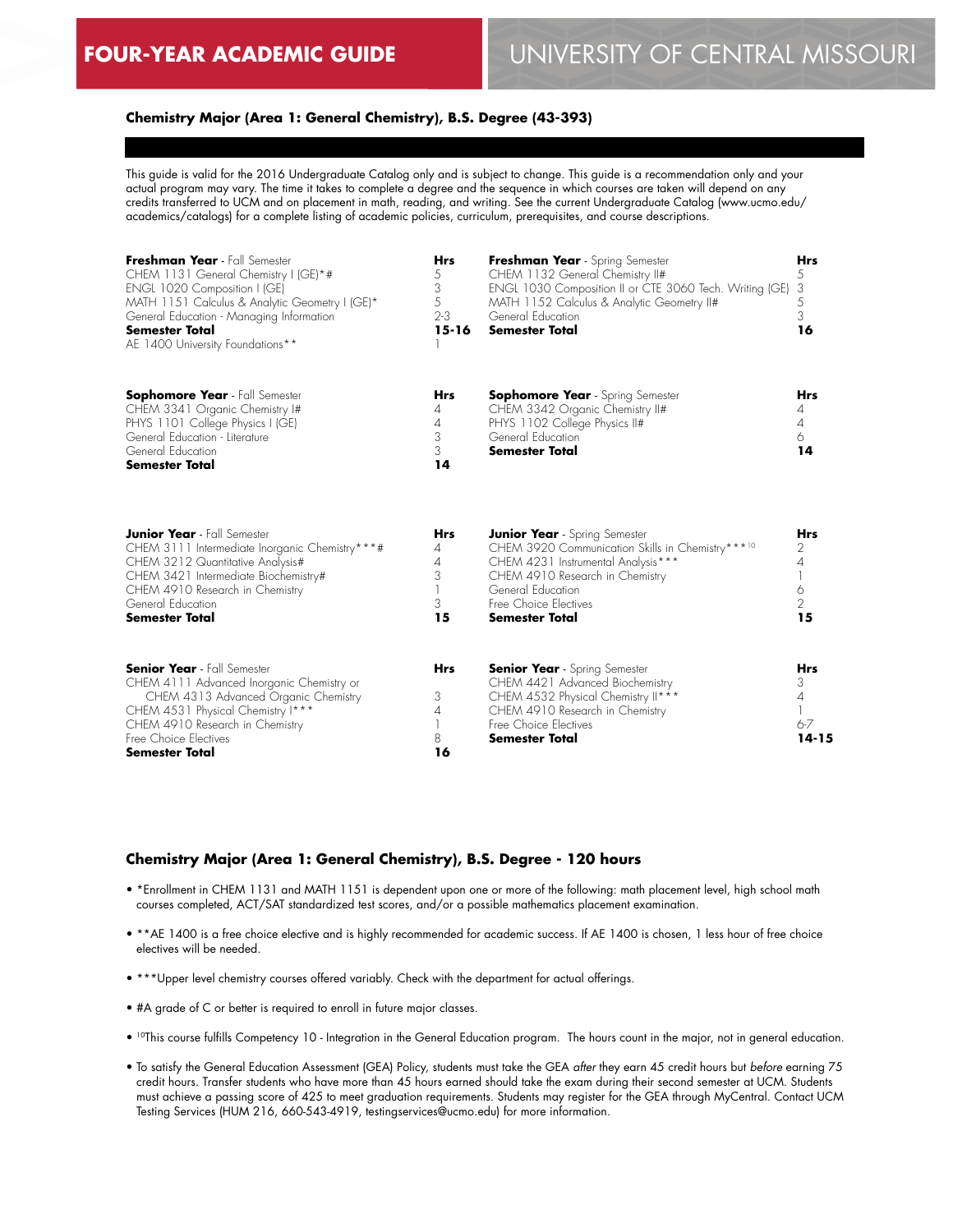# FOUR-YEAR ACADEMIC GUIDE — UNIVERSITY OF CENTRAL MISSOURI

## Chemistry Major (Area 1: General Chemistry), B.S. Degree (43-393)

This guide is valid for the 2016 Undergraduate Catalog only and is subject to change. This guide is a recommendation only and your actual program may vary. The time it takes to complete a degree and the sequence in which courses are taken will depend on any credits transferred to UCM and on placement in math, reading, and writing. See the current Undergraduate Catalog (www.ucmo.edu/academics/catalogs) for a complete listing of academic policies, curriculum, prerequisites, and course descriptions.

| **Freshman Year** - Fall Semester | **Hrs** | **Freshman Year** - Spring Semester | **Hrs** |
|---|---|---|---|
| CHEM 1131 General Chemistry I (GE)*# | 5 | CHEM 1132 General Chemistry II# | 5 |
| ENGL 1020 Composition I (GE) | 3 | ENGL 1030 Composition II or CTE 3060 Tech. Writing (GE) | 3 |
| MATH 1151 Calculus & Analytic Geometry I (GE)* | 5 | MATH 1152 Calculus & Analytic Geometry II# | 5 |
| General Education - Managing Information | 2-3 | General Education | 3 |
| **Semester Total** | **15-16** | **Semester Total** | **16** |
| AE 1400 University Foundations** | 1 | | |

| **Sophomore Year** - Fall Semester | **Hrs** | **Sophomore Year** - Spring Semester | **Hrs** |
|---|---|---|---|
| CHEM 3341 Organic Chemistry I# | 4 | CHEM 3342 Organic Chemistry II# | 4 |
| PHYS 1101 College Physics I (GE) | 4 | PHYS 1102 College Physics II# | 4 |
| General Education - Literature | 3 | General Education | 6 |
| General Education | 3 | **Semester Total** | **14** |
| **Semester Total** | **14** | | |

| **Junior Year** - Fall Semester | **Hrs** | **Junior Year** - Spring Semester | **Hrs** |
|---|---|---|---|
| CHEM 3111 Intermediate Inorganic Chemistry***# | 4 | CHEM 3920 Communication Skills in Chemistry***[10] | 2 |
| CHEM 3212 Quantitative Analysis# | 4 | CHEM 4231 Instrumental Analysis*** | 4 |
| CHEM 3421 Intermediate Biochemistry# | 3 | CHEM 4910 Research in Chemistry | 1 |
| CHEM 4910 Research in Chemistry | 1 | General Education | 6 |
| General Education | 3 | Free Choice Electives | 2 |
| **Semester Total** | **15** | **Semester Total** | **15** |

| **Senior Year** - Fall Semester | **Hrs** | **Senior Year** - Spring Semester | **Hrs** |
|---|---|---|---|
| CHEM 4111 Advanced Inorganic Chemistry or CHEM 4313 Advanced Organic Chemistry | 3 | CHEM 4421 Advanced Biochemistry | 3 |
| CHEM 4531 Physical Chemistry I*** | 4 | CHEM 4532 Physical Chemistry II*** | 4 |
| CHEM 4910 Research in Chemistry | 1 | CHEM 4910 Research in Chemistry | 1 |
| Free Choice Electives | 8 | Free Choice Electives | 6-7 |
| **Semester Total** | **16** | **Semester Total** | **14-15** |

## Chemistry Major (Area 1: General Chemistry), B.S. Degree - 120 hours

- *Enrollment in CHEM 1131 and MATH 1151 is dependent upon one or more of the following: math placement level, high school math courses completed, ACT/SAT standardized test scores, and/or a possible mathematics placement examination.
- **AE 1400 is a free choice elective and is highly recommended for academic success. If AE 1400 is chosen, 1 less hour of free choice electives will be needed.
- ***Upper level chemistry courses offered variably. Check with the department for actual offerings.
- #A grade of C or better is required to enroll in future major classes.
- [10]This course fulfills Competency 10 - Integration in the General Education program. The hours count in the major, not in general education.
- To satisfy the General Education Assessment (GEA) Policy, students must take the GEA *after* they earn 45 credit hours but *before* earning 75 credit hours. Transfer students who have more than 45 hours earned should take the exam during their second semester at UCM. Students must achieve a passing score of 425 to meet graduation requirements. Students may register for the GEA through MyCentral. Contact UCM Testing Services (HUM 216, 660-543-4919, testingservices@ucmo.edu) for more information.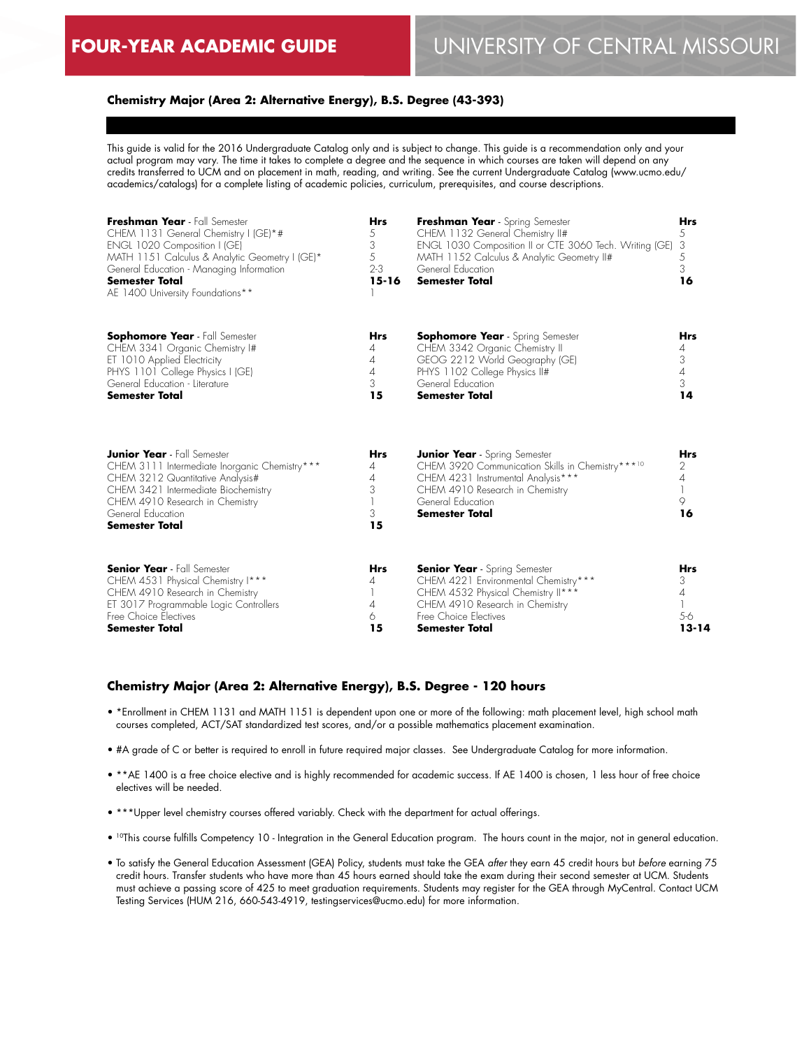# FOUR-YEAR ACADEMIC GUIDE — UNIVERSITY OF CENTRAL MISSOURI

## Chemistry Major (Area 2: Alternative Energy), B.S. Degree (43-393)

This guide is valid for the 2016 Undergraduate Catalog only and is subject to change. This guide is a recommendation only and your actual program may vary. The time it takes to complete a degree and the sequence in which courses are taken will depend on any credits transferred to UCM and on placement in math, reading, and writing. See the current Undergraduate Catalog (www.ucmo.edu/academics/catalogs) for a complete listing of academic policies, curriculum, prerequisites, and course descriptions.

| **Freshman Year** - Fall Semester | **Hrs** | **Freshman Year** - Spring Semester | **Hrs** |
|---|---|---|---|
| CHEM 1131 General Chemistry I (GE)*# | 5 | CHEM 1132 General Chemistry II# | 5 |
| ENGL 1020 Composition I (GE) | 3 | ENGL 1030 Composition II or CTE 3060 Tech. Writing (GE) | 3 |
| MATH 1151 Calculus & Analytic Geometry I (GE)* | 5 | MATH 1152 Calculus & Analytic Geometry II# | 5 |
| General Education - Managing Information | 2-3 | General Education | 3 |
| **Semester Total** | **15-16** | **Semester Total** | **16** |
| AE 1400 University Foundations** | 1 | | |

| **Sophomore Year** - Fall Semester | **Hrs** | **Sophomore Year** - Spring Semester | **Hrs** |
|---|---|---|---|
| CHEM 3341 Organic Chemistry I# | 4 | CHEM 3342 Organic Chemistry II | 4 |
| ET 1010 Applied Electricity | 4 | GEOG 2212 World Geography (GE) | 3 |
| PHYS 1101 College Physics I (GE) | 4 | PHYS 1102 College Physics II# | 4 |
| General Education - Literature | 3 | General Education | 3 |
| **Semester Total** | **15** | **Semester Total** | **14** |

| **Junior Year** - Fall Semester | **Hrs** | **Junior Year** - Spring Semester | **Hrs** |
|---|---|---|---|
| CHEM 3111 Intermediate Inorganic Chemistry*** | 4 | CHEM 3920 Communication Skills in Chemistry***[10] | 2 |
| CHEM 3212 Quantitative Analysis# | 4 | CHEM 4231 Instrumental Analysis*** | 4 |
| CHEM 3421 Intermediate Biochemistry | 3 | CHEM 4910 Research in Chemistry | 1 |
| CHEM 4910 Research in Chemistry | 1 | General Education | 9 |
| General Education | 3 | **Semester Total** | **16** |
| **Semester Total** | **15** | | |

| **Senior Year** - Fall Semester | **Hrs** | **Senior Year** - Spring Semester | **Hrs** |
|---|---|---|---|
| CHEM 4531 Physical Chemistry I*** | 4 | CHEM 4221 Environmental Chemistry*** | 3 |
| CHEM 4910 Research in Chemistry | 1 | CHEM 4532 Physical Chemistry II*** | 4 |
| ET 3017 Programmable Logic Controllers | 4 | CHEM 4910 Research in Chemistry | 1 |
| Free Choice Electives | 6 | Free Choice Electives | 5-6 |
| **Semester Total** | **15** | **Semester Total** | **13-14** |

## Chemistry Major (Area 2: Alternative Energy), B.S. Degree - 120 hours

- *Enrollment in CHEM 1131 and MATH 1151 is dependent upon one or more of the following: math placement level, high school math courses completed, ACT/SAT standardized test scores, and/or a possible mathematics placement examination.
- #A grade of C or better is required to enroll in future required major classes. See Undergraduate Catalog for more information.
- **AE 1400 is a free choice elective and is highly recommended for academic success. If AE 1400 is chosen, 1 less hour of free choice electives will be needed.
- ***Upper level chemistry courses offered variably. Check with the department for actual offerings.
- [10]This course fulfills Competency 10 - Integration in the General Education program. The hours count in the major, not in general education.
- To satisfy the General Education Assessment (GEA) Policy, students must take the GEA *after* they earn 45 credit hours but *before* earning 75 credit hours. Transfer students who have more than 45 hours earned should take the exam during their second semester at UCM. Students must achieve a passing score of 425 to meet graduation requirements. Students may register for the GEA through MyCentral. Contact UCM Testing Services (HUM 216, 660-543-4919, testingservices@ucmo.edu) for more information.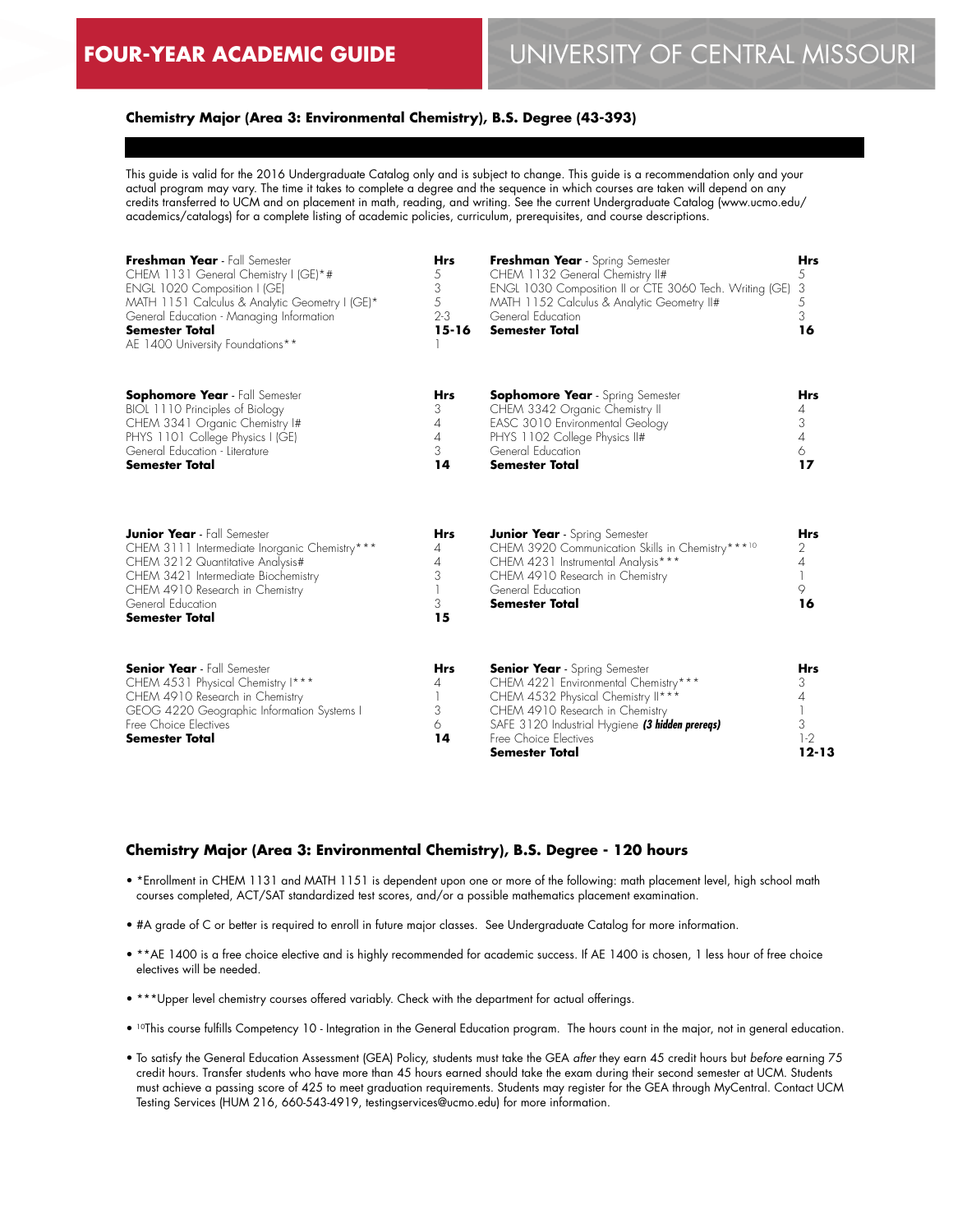# FOUR-YEAR ACADEMIC GUIDE

# UNIVERSITY OF CENTRAL MISSOURI

### Chemistry Major (Area 3: Environmental Chemistry), B.S. Degree (43-393)

This guide is valid for the 2016 Undergraduate Catalog only and is subject to change. This guide is a recommendation only and your actual program may vary. The time it takes to complete a degree and the sequence in which courses are taken will depend on any credits transferred to UCM and on placement in math, reading, and writing. See the current Undergraduate Catalog (www.ucmo.edu/academics/catalogs) for a complete listing of academic policies, curriculum, prerequisites, and course descriptions.

| **Freshman Year** - Fall Semester | **Hrs** | **Freshman Year** - Spring Semester | **Hrs** |
|---|---|---|---|
| CHEM 1131 General Chemistry I (GE)*# | 5 | CHEM 1132 General Chemistry II# | 5 |
| ENGL 1020 Composition I (GE) | 3 | ENGL 1030 Composition II or CTE 3060 Tech. Writing (GE) | 3 |
| MATH 1151 Calculus & Analytic Geometry I (GE)* | 5 | MATH 1152 Calculus & Analytic Geometry II# | 5 |
| General Education - Managing Information | 2-3 | General Education | 3 |
| **Semester Total** | **15-16** | **Semester Total** | **16** |
| AE 1400 University Foundations** | 1 | | |

| **Sophomore Year** - Fall Semester | **Hrs** | **Sophomore Year** - Spring Semester | **Hrs** |
|---|---|---|---|
| BIOL 1110 Principles of Biology | 3 | CHEM 3342 Organic Chemistry II | 4 |
| CHEM 3341 Organic Chemistry I# | 4 | EASC 3010 Environmental Geology | 3 |
| PHYS 1101 College Physics I (GE) | 4 | PHYS 1102 College Physics II# | 4 |
| General Education - Literature | 3 | General Education | 6 |
| **Semester Total** | **14** | **Semester Total** | **17** |

| **Junior Year** - Fall Semester | **Hrs** | **Junior Year** - Spring Semester | **Hrs** |
|---|---|---|---|
| CHEM 3111 Intermediate Inorganic Chemistry*** | 4 | CHEM 3920 Communication Skills in Chemistry***[10] | 2 |
| CHEM 3212 Quantitative Analysis# | 4 | CHEM 4231 Instrumental Analysis*** | 4 |
| CHEM 3421 Intermediate Biochemistry | 3 | CHEM 4910 Research in Chemistry | 1 |
| CHEM 4910 Research in Chemistry | 1 | General Education | 9 |
| General Education | 3 | **Semester Total** | **16** |
| **Semester Total** | **15** | | |

| **Senior Year** - Fall Semester | **Hrs** | **Senior Year** - Spring Semester | **Hrs** |
|---|---|---|---|
| CHEM 4531 Physical Chemistry I*** | 4 | CHEM 4221 Environmental Chemistry*** | 3 |
| CHEM 4910 Research in Chemistry | 1 | CHEM 4532 Physical Chemistry II*** | 4 |
| GEOG 4220 Geographic Information Systems I | 3 | CHEM 4910 Research in Chemistry | 1 |
| Free Choice Electives | 6 | SAFE 3120 Industrial Hygiene ***(3 hidden prereqs)*** | 3 |
| **Semester Total** | **14** | Free Choice Electives | 1-2 |
| | | **Semester Total** | **12-13** |

### Chemistry Major (Area 3: Environmental Chemistry), B.S. Degree - 120 hours

- *Enrollment in CHEM 1131 and MATH 1151 is dependent upon one or more of the following: math placement level, high school math courses completed, ACT/SAT standardized test scores, and/or a possible mathematics placement examination.
- #A grade of C or better is required to enroll in future major classes. See Undergraduate Catalog for more information.
- **AE 1400 is a free choice elective and is highly recommended for academic success. If AE 1400 is chosen, 1 less hour of free choice electives will be needed.
- ***Upper level chemistry courses offered variably. Check with the department for actual offerings.
- [10]This course fulfills Competency 10 - Integration in the General Education program. The hours count in the major, not in general education.
- To satisfy the General Education Assessment (GEA) Policy, students must take the GEA *after* they earn 45 credit hours but *before* earning 75 credit hours. Transfer students who have more than 45 hours earned should take the exam during their second semester at UCM. Students must achieve a passing score of 425 to meet graduation requirements. Students may register for the GEA through MyCentral. Contact UCM Testing Services (HUM 216, 660-543-4919, testingservices@ucmo.edu) for more information.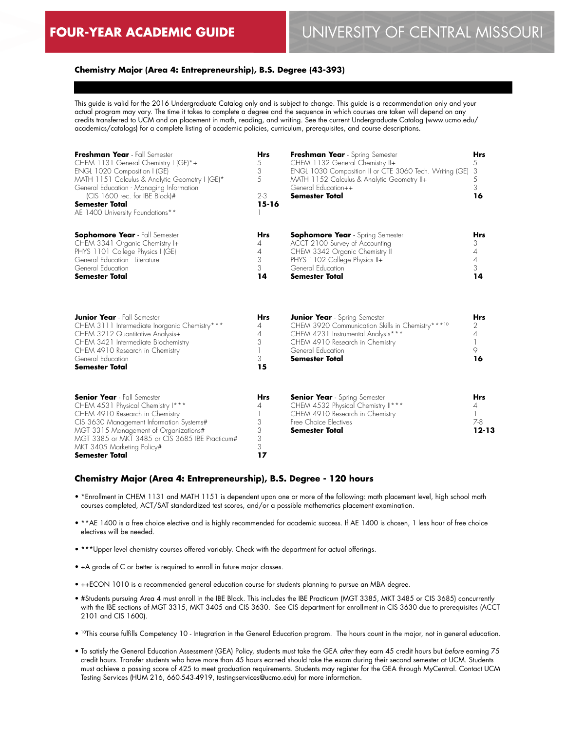### Chemistry Major (Area 4: Entrepreneurship), B.S. Degree (43-393)

This guide is valid for the 2016 Undergraduate Catalog only and is subject to change. This guide is a recommendation only and your actual program may vary. The time it takes to complete a degree and the sequence in which courses are taken will depend on any credits transferred to UCM and on placement in math, reading, and writing. See the current Undergraduate Catalog (www.ucmo.edu/academics/catalogs) for a complete listing of academic policies, curriculum, prerequisites, and course descriptions.

| **Freshman Year** - Fall Semester | **Hrs** | **Freshman Year** - Spring Semester | **Hrs** |
|---|---|---|---|
| CHEM 1131 General Chemistry I (GE)*+ | 5 | CHEM 1132 General Chemistry II+ | 5 |
| ENGL 1020 Composition I (GE) | 3 | ENGL 1030 Composition II or CTE 3060 Tech. Writing (GE) | 3 |
| MATH 1151 Calculus & Analytic Geometry I (GE)* | 5 | MATH 1152 Calculus & Analytic Geometry II+ | 5 |
| General Education - Managing Information (CIS 1600 rec. for IBE Block)# | 2-3 | General Education++ | 3 |
| **Semester Total** | **15-16** | **Semester Total** | **16** |
| AE 1400 University Foundations** | 1 | | |

| **Sophomore Year** - Fall Semester | **Hrs** | **Sophomore Year** - Spring Semester | **Hrs** |
|---|---|---|---|
| CHEM 3341 Organic Chemistry I+ | 4 | ACCT 2100 Survey of Accounting | 3 |
| PHYS 1101 College Physics I (GE) | 4 | CHEM 3342 Organic Chemistry II | 4 |
| General Education - Literature | 3 | PHYS 1102 College Physics II+ | 4 |
| General Education | 3 | General Education | 3 |
| **Semester Total** | **14** | **Semester Total** | **14** |

| **Junior Year** - Fall Semester | **Hrs** | **Junior Year** - Spring Semester | **Hrs** |
|---|---|---|---|
| CHEM 3111 Intermediate Inorganic Chemistry*** | 4 | CHEM 3920 Communication Skills in Chemistry***[10] | 2 |
| CHEM 3212 Quantitative Analysis+ | 4 | CHEM 4231 Instrumental Analysis*** | 4 |
| CHEM 3421 Intermediate Biochemistry | 3 | CHEM 4910 Research in Chemistry | 1 |
| CHEM 4910 Research in Chemistry | 1 | General Education | 9 |
| General Education | 3 | **Semester Total** | **16** |
| **Semester Total** | **15** | | |

| **Senior Year** - Fall Semester | **Hrs** | **Senior Year** - Spring Semester | **Hrs** |
|---|---|---|---|
| CHEM 4531 Physical Chemistry I*** | 4 | CHEM 4532 Physical Chemistry II*** | 4 |
| CHEM 4910 Research in Chemistry | 1 | CHEM 4910 Research in Chemistry | 1 |
| CIS 3630 Management Information Systems# | 3 | Free Choice Electives | 7-8 |
| MGT 3315 Management of Organizations# | 3 | **Semester Total** | **12-13** |
| MGT 3385 or MKT 3485 or CIS 3685 IBE Practicum# | 3 | | |
| MKT 3405 Marketing Policy# | 3 | | |
| **Semester Total** | **17** | | |

### Chemistry Major (Area 4: Entrepreneurship), B.S. Degree - 120 hours

- *Enrollment in CHEM 1131 and MATH 1151 is dependent upon one or more of the following: math placement level, high school math courses completed, ACT/SAT standardized test scores, and/or a possible mathematics placement examination.
- **AE 1400 is a free choice elective and is highly recommended for academic success. If AE 1400 is chosen, 1 less hour of free choice electives will be needed.
- ***Upper level chemistry courses offered variably. Check with the department for actual offerings.
- +A grade of C or better is required to enroll in future major classes.
- ++ECON 1010 is a recommended general education course for students planning to pursue an MBA degree.
- #Students pursuing Area 4 must enroll in the IBE Block. This includes the IBE Practicum (MGT 3385, MKT 3485 or CIS 3685) concurrently with the IBE sections of MGT 3315, MKT 3405 and CIS 3630. See CIS department for enrollment in CIS 3630 due to prerequisites (ACCT 2101 and CIS 1600).
- [10]This course fulfills Competency 10 - Integration in the General Education program. The hours count in the major, not in general education.
- To satisfy the General Education Assessment (GEA) Policy, students must take the GEA *after* they earn 45 credit hours but *before* earning 75 credit hours. Transfer students who have more than 45 hours earned should take the exam during their second semester at UCM. Students must achieve a passing score of 425 to meet graduation requirements. Students may register for the GEA through MyCentral. Contact UCM Testing Services (HUM 216, 660-543-4919, testingservices@ucmo.edu) for more information.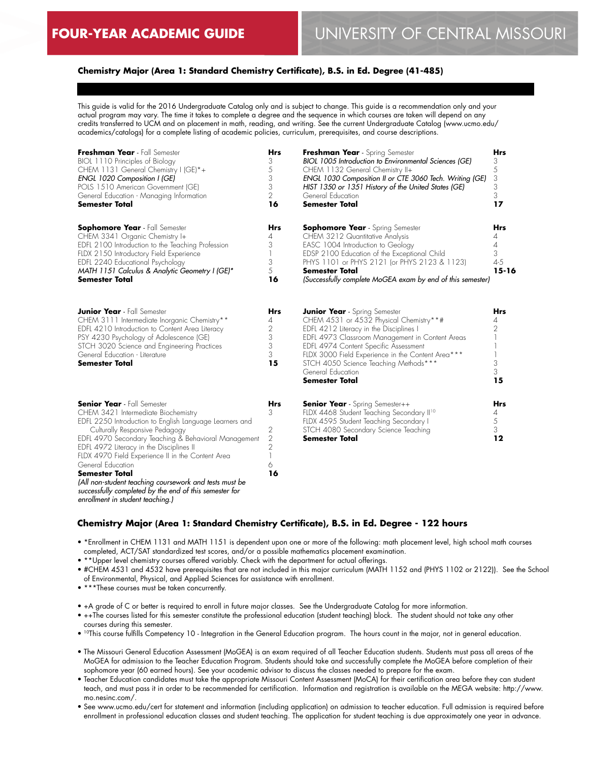# FOUR-YEAR ACADEMIC GUIDE

# UNIVERSITY OF CENTRAL MISSOURI

## Chemistry Major (Area 1: Standard Chemistry Certificate), B.S. in Ed. Degree (41-485)

This guide is valid for the 2016 Undergraduate Catalog only and is subject to change. This guide is a recommendation only and your actual program may vary. The time it takes to complete a degree and the sequence in which courses are taken will depend on any credits transferred to UCM and on placement in math, reading, and writing. See the current Undergraduate Catalog (www.ucmo.edu/academics/catalogs) for a complete listing of academic policies, curriculum, prerequisites, and course descriptions.

| **Freshman Year** - Fall Semester | **Hrs** |
|---|---|
| BIOL 1110 Principles of Biology | 3 |
| CHEM 1131 General Chemistry I (GE)*+ | 5 |
| *ENGL 1020 Composition I (GE)* | 3 |
| POLS 1510 American Government (GE) | 3 |
| General Education - Managing Information | 2 |
| **Semester Total** | **16** |

| **Freshman Year** - Spring Semester | **Hrs** |
|---|---|
| *BIOL 1005 Introduction to Environmental Sciences (GE)* | 3 |
| CHEM 1132 General Chemistry II+ | 5 |
| *ENGL 1030 Composition II or CTE 3060 Tech. Writing (GE)* | 3 |
| *HIST 1350 or 1351 History of the United States (GE)* | 3 |
| General Education | 3 |
| **Semester Total** | **17** |

| **Sophomore Year** - Fall Semester | **Hrs** |
|---|---|
| CHEM 3341 Organic Chemistry I+ | 4 |
| EDFL 2100 Introduction to the Teaching Profession | 3 |
| FLDX 2150 Introductory Field Experience | 1 |
| EDFL 2240 Educational Psychology | 3 |
| *MATH 1151 Calculus & Analytic Geometry I (GE)** | 5 |
| **Semester Total** | **16** |

| **Sophomore Year** - Spring Semester | **Hrs** |
|---|---|
| CHEM 3212 Quantitative Analysis | 4 |
| EASC 1004 Introduction to Geology | 4 |
| EDSP 2100 Education of the Exceptional Child | 3 |
| PHYS 1101 or PHYS 2121 (or PHYS 2123 & 1123) | 4-5 |
| **Semester Total** | **15-16** |

*(Successfully complete MoGEA exam by end of this semester)*

| **Junior Year** - Fall Semester | **Hrs** |
|---|---|
| CHEM 3111 Intermediate Inorganic Chemistry** | 4 |
| EDFL 4210 Introduction to Content Area Literacy | 2 |
| PSY 4230 Psychology of Adolescence (GE) | 3 |
| STCH 3020 Science and Engineering Practices | 3 |
| General Education - Literature | 3 |
| **Semester Total** | **15** |

| **Junior Year** - Spring Semester | **Hrs** |
|---|---|
| CHEM 4531 or 4532 Physical Chemistry**# | 4 |
| EDFL 4212 Literacy in the Disciplines I | 2 |
| EDFL 4973 Classroom Management in Content Areas | 1 |
| EDFL 4974 Content Specific Assessment | 1 |
| FLDX 3000 Field Experience in the Content Area*** | 1 |
| STCH 4050 Science Teaching Methods*** | 3 |
| General Education | 3 |
| **Semester Total** | **15** |

| **Senior Year** - Fall Semester | **Hrs** |
|---|---|
| CHEM 3421 Intermediate Biochemistry | 3 |
| EDFL 2250 Introduction to English Language Learners and Culturally Responsive Pedagogy | 2 |
| EDFL 4970 Secondary Teaching & Behavioral Management | 2 |
| EDFL 4972 Literacy in the Disciplines II | 2 |
| FLDX 4970 Field Experience II in the Content Area | 1 |
| General Education | 6 |
| **Semester Total** | **16** |

*(All non-student teaching coursework and tests must be successfully completed by the end of this semester for enrollment in student teaching.)*

| **Senior Year** - Spring Semester++ | **Hrs** |
|---|---|
| FLDX 4468 Student Teaching Secondary II[10] | 4 |
| FLDX 4595 Student Teaching Secondary I | 5 |
| STCH 4080 Secondary Science Teaching | 3 |
| **Semester Total** | **12** |

## Chemistry Major (Area 1: Standard Chemistry Certificate), B.S. in Ed. Degree - 122 hours

- *Enrollment in CHEM 1131 and MATH 1151 is dependent upon one or more of the following: math placement level, high school math courses completed, ACT/SAT standardized test scores, and/or a possible mathematics placement examination.
- **Upper level chemistry courses offered variably. Check with the department for actual offerings.
- #CHEM 4531 and 4532 have prerequisites that are not included in this major curriculum (MATH 1152 and (PHYS 1102 or 2122)). See the School of Environmental, Physical, and Applied Sciences for assistance with enrollment.
- ***These courses must be taken concurrently.

- +A grade of C or better is required to enroll in future major classes. See the Undergraduate Catalog for more information.
- ++The courses listed for this semester constitute the professional education (student teaching) block. The student should not take any other courses during this semester.
- [10]This course fulfills Competency 10 - Integration in the General Education program. The hours count in the major, not in general education.

- The Missouri General Education Assessment (MoGEA) is an exam required of all Teacher Education students. Students must pass all areas of the MoGEA for admission to the Teacher Education Program. Students should take and successfully complete the MoGEA before completion of their sophomore year (60 earned hours). See your academic advisor to discuss the classes needed to prepare for the exam.
- Teacher Education candidates must take the appropriate Missouri Content Assessment (MoCA) for their certification area before they can student teach, and must pass it in order to be recommended for certification. Information and registration is available on the MEGA website: http://www.mo.nesinc.com/.
- See www.ucmo.edu/cert for statement and information (including application) on admission to teacher education. Full admission is required before enrollment in professional education classes and student teaching. The application for student teaching is due approximately one year in advance.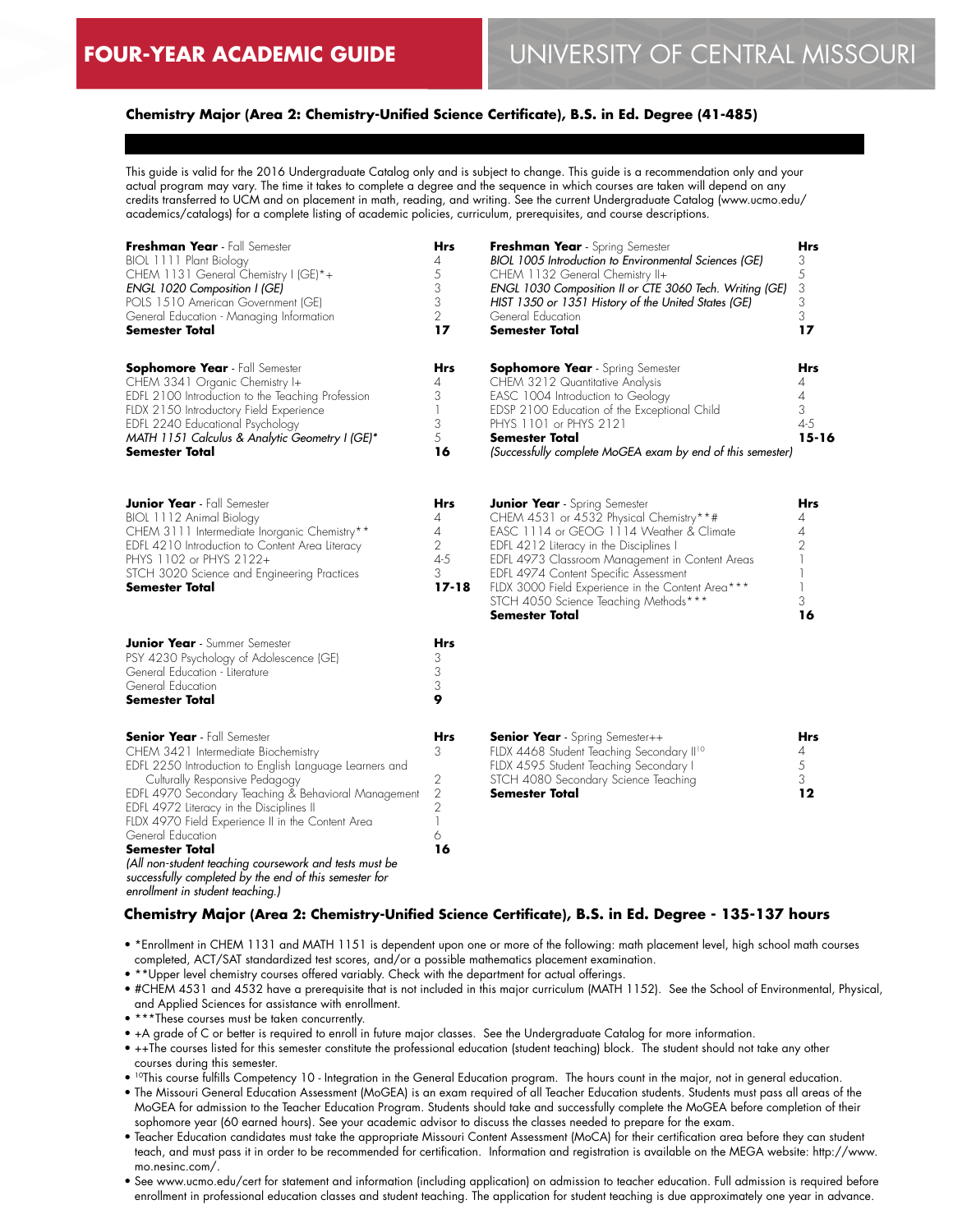## Chemistry Major (Area 2: Chemistry-Unified Science Certificate), B.S. in Ed. Degree (41-485)

This guide is valid for the 2016 Undergraduate Catalog only and is subject to change. This guide is a recommendation only and your actual program may vary. The time it takes to complete a degree and the sequence in which courses are taken will depend on any credits transferred to UCM and on placement in math, reading, and writing. See the current Undergraduate Catalog (www.ucmo.edu/academics/catalogs) for a complete listing of academic policies, curriculum, prerequisites, and course descriptions.

| **Freshman Year** - Fall Semester | **Hrs** | **Freshman Year** - Spring Semester | **Hrs** |
|---|---|---|---|
| BIOL 1111 Plant Biology | 4 | *BIOL 1005 Introduction to Environmental Sciences (GE)* | 3 |
| CHEM 1131 General Chemistry I (GE)*+ | 5 | CHEM 1132 General Chemistry II+ | 5 |
| *ENGL 1020 Composition I (GE)* | 3 | *ENGL 1030 Composition II or CTE 3060 Tech. Writing (GE)* | 3 |
| POLS 1510 American Government (GE) | 3 | *HIST 1350 or 1351 History of the United States (GE)* | 3 |
| General Education - Managing Information | 2 | General Education | 3 |
| **Semester Total** | **17** | **Semester Total** | **17** |

| **Sophomore Year** - Fall Semester | **Hrs** | **Sophomore Year** - Spring Semester | **Hrs** |
|---|---|---|---|
| CHEM 3341 Organic Chemistry I+ | 4 | CHEM 3212 Quantitative Analysis | 4 |
| EDFL 2100 Introduction to the Teaching Profession | 3 | EASC 1004 Introduction to Geology | 4 |
| FLDX 2150 Introductory Field Experience | 1 | EDSP 2100 Education of the Exceptional Child | 3 |
| EDFL 2240 Educational Psychology | 3 | PHYS 1101 or PHYS 2121 | 4-5 |
| *MATH 1151 Calculus & Analytic Geometry I (GE)** | 5 | **Semester Total** | **15-16** |
| **Semester Total** | **16** | *(Successfully complete MoGEA exam by end of this semester)* | |

| **Junior Year** - Fall Semester | **Hrs** | **Junior Year** - Spring Semester | **Hrs** |
|---|---|---|---|
| BIOL 1112 Animal Biology | 4 | CHEM 4531 or 4532 Physical Chemistry**# | 4 |
| CHEM 3111 Intermediate Inorganic Chemistry** | 4 | EASC 1114 or GEOG 1114 Weather & Climate | 4 |
| EDFL 4210 Introduction to Content Area Literacy | 2 | EDFL 4212 Literacy in the Disciplines I | 2 |
| PHYS 1102 or PHYS 2122+ | 4-5 | EDFL 4973 Classroom Management in Content Areas | 1 |
| STCH 3020 Science and Engineering Practices | 3 | EDFL 4974 Content Specific Assessment | 1 |
| **Semester Total** | **17-18** | FLDX 3000 Field Experience in the Content Area*** | 1 |
| | | STCH 4050 Science Teaching Methods*** | 3 |
| | | **Semester Total** | **16** |

| **Junior Year** - Summer Semester | **Hrs** |
|---|---|
| PSY 4230 Psychology of Adolescence (GE) | 3 |
| General Education - Literature | 3 |
| General Education | 3 |
| **Semester Total** | **9** |

| **Senior Year** - Fall Semester | **Hrs** | **Senior Year** - Spring Semester++ | **Hrs** |
|---|---|---|---|
| CHEM 3421 Intermediate Biochemistry | 3 | FLDX 4468 Student Teaching Secondary II[10] | 4 |
| EDFL 2250 Introduction to English Language Learners and Culturally Responsive Pedagogy | 2 | FLDX 4595 Student Teaching Secondary I | 5 |
| EDFL 4970 Secondary Teaching & Behavioral Management | 2 | STCH 4080 Secondary Science Teaching | 3 |
| EDFL 4972 Literacy in the Disciplines II | 2 | **Semester Total** | **12** |
| FLDX 4970 Field Experience II in the Content Area | 1 | | |
| General Education | 6 | | |
| **Semester Total** | **16** | | |
| *(All non-student teaching coursework and tests must be successfully completed by the end of this semester for enrollment in student teaching.)* | | | |

### Chemistry Major (Area 2: Chemistry-Unified Science Certificate), B.S. in Ed. Degree - 135-137 hours

- *Enrollment in CHEM 1131 and MATH 1151 is dependent upon one or more of the following: math placement level, high school math courses completed, ACT/SAT standardized test scores, and/or a possible mathematics placement examination.
- **Upper level chemistry courses offered variably. Check with the department for actual offerings.
- #CHEM 4531 and 4532 have a prerequisite that is not included in this major curriculum (MATH 1152). See the School of Environmental, Physical, and Applied Sciences for assistance with enrollment.
- ***These courses must be taken concurrently.
- +A grade of C or better is required to enroll in future major classes. See the Undergraduate Catalog for more information.
- ++The courses listed for this semester constitute the professional education (student teaching) block. The student should not take any other courses during this semester.
- [10]This course fulfills Competency 10 - Integration in the General Education program. The hours count in the major, not in general education.
- The Missouri General Education Assessment (MoGEA) is an exam required of all Teacher Education students. Students must pass all areas of the MoGEA for admission to the Teacher Education Program. Students should take and successfully complete the MoGEA before completion of their sophomore year (60 earned hours). See your academic advisor to discuss the classes needed to prepare for the exam.
- Teacher Education candidates must take the appropriate Missouri Content Assessment (MoCA) for their certification area before they can student teach, and must pass it in order to be recommended for certification. Information and registration is available on the MEGA website: http://www.mo.nesinc.com/.
- See www.ucmo.edu/cert for statement and information (including application) on admission to teacher education. Full admission is required before enrollment in professional education classes and student teaching. The application for student teaching is due approximately one year in advance.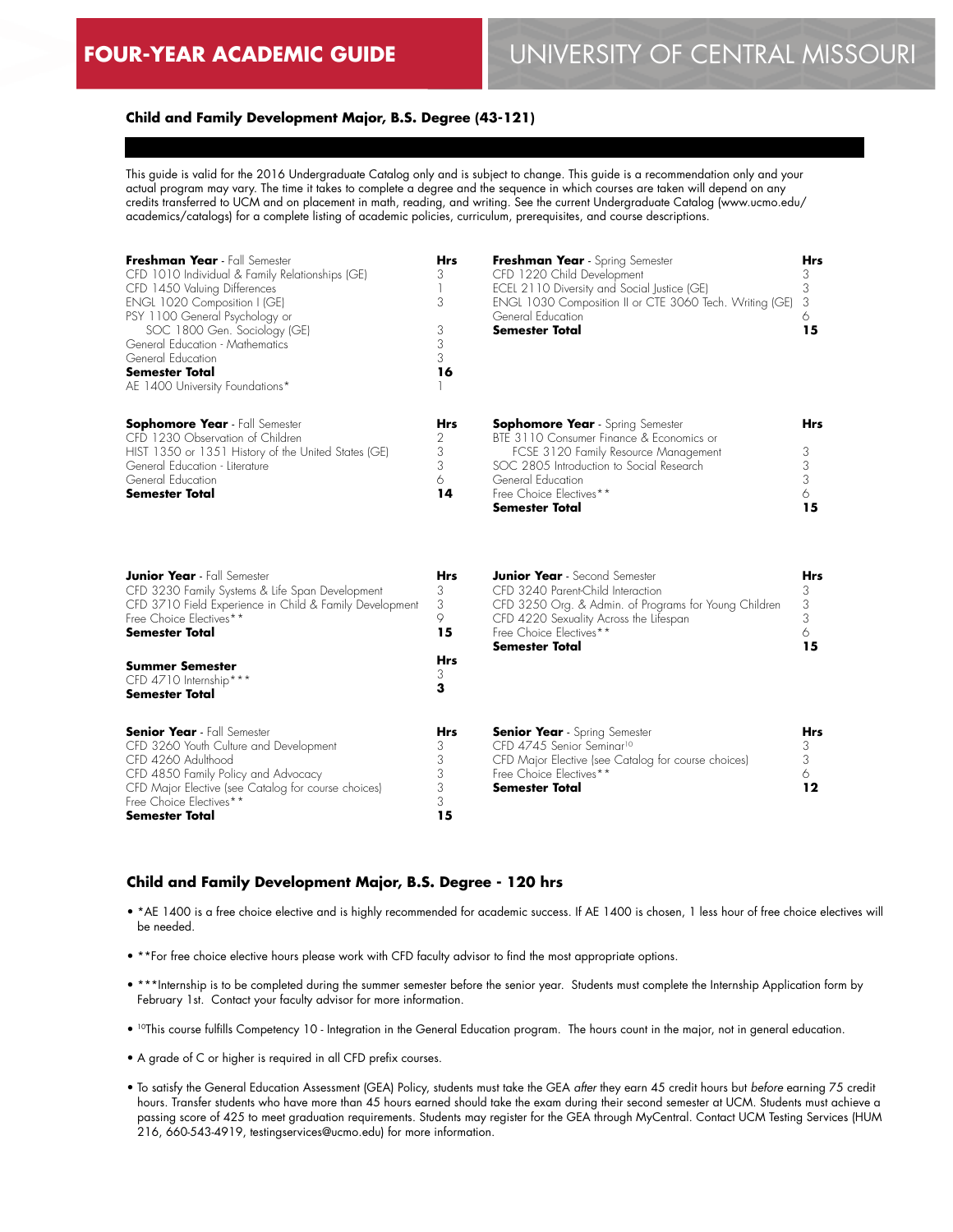# FOUR-YEAR ACADEMIC GUIDE — UNIVERSITY OF CENTRAL MISSOURI

## Child and Family Development Major, B.S. Degree (43-121)

This guide is valid for the 2016 Undergraduate Catalog only and is subject to change. This guide is a recommendation only and your actual program may vary. The time it takes to complete a degree and the sequence in which courses are taken will depend on any credits transferred to UCM and on placement in math, reading, and writing. See the current Undergraduate Catalog (www.ucmo.edu/academics/catalogs) for a complete listing of academic policies, curriculum, prerequisites, and course descriptions.

| **Freshman Year** - Fall Semester | Hrs |
|---|---|
| CFD 1010 Individual & Family Relationships (GE) | 3 |
| CFD 1450 Valuing Differences | 1 |
| ENGL 1020 Composition I (GE) | 3 |
| PSY 1100 General Psychology or SOC 1800 Gen. Sociology (GE) | 3 |
| General Education - Mathematics | 3 |
| General Education | 3 |
| **Semester Total** | **16** |
| AE 1400 University Foundations* | 1 |

| **Freshman Year** - Spring Semester | Hrs |
|---|---|
| CFD 1220 Child Development | 3 |
| ECEL 2110 Diversity and Social Justice (GE) | 3 |
| ENGL 1030 Composition II or CTE 3060 Tech. Writing (GE) | 3 |
| General Education | 6 |
| **Semester Total** | **15** |

| **Sophomore Year** - Fall Semester | Hrs |
|---|---|
| CFD 1230 Observation of Children | 2 |
| HIST 1350 or 1351 History of the United States (GE) | 3 |
| General Education - Literature | 3 |
| General Education | 6 |
| **Semester Total** | **14** |

| **Sophomore Year** - Spring Semester | Hrs |
|---|---|
| BTE 3110 Consumer Finance & Economics or FCSE 3120 Family Resource Management | 3 |
| SOC 2805 Introduction to Social Research | 3 |
| General Education | 3 |
| Free Choice Electives** | 6 |
| **Semester Total** | **15** |

| **Junior Year** - Fall Semester | Hrs |
|---|---|
| CFD 3230 Family Systems & Life Span Development | 3 |
| CFD 3710 Field Experience in Child & Family Development | 3 |
| Free Choice Electives** | 9 |
| **Semester Total** | **15** |

| **Junior Year** - Second Semester | Hrs |
|---|---|
| CFD 3240 Parent-Child Interaction | 3 |
| CFD 3250 Org. & Admin. of Programs for Young Children | 3 |
| CFD 4220 Sexuality Across the Lifespan | 3 |
| Free Choice Electives** | 6 |
| **Semester Total** | **15** |

| **Summer Semester** | Hrs |
|---|---|
| CFD 4710 Internship*** | 3 |
| **Semester Total** | **3** |

| **Senior Year** - Fall Semester | Hrs |
|---|---|
| CFD 3260 Youth Culture and Development | 3 |
| CFD 4260 Adulthood | 3 |
| CFD 4850 Family Policy and Advocacy | 3 |
| CFD Major Elective (see Catalog for course choices) | 3 |
| Free Choice Electives** | 3 |
| **Semester Total** | **15** |

| **Senior Year** - Spring Semester | Hrs |
|---|---|
| CFD 4745 Senior Seminar[10] | 3 |
| CFD Major Elective (see Catalog for course choices) | 3 |
| Free Choice Electives** | 6 |
| **Semester Total** | **12** |

## Child and Family Development Major, B.S. Degree - 120 hrs

- *AE 1400 is a free choice elective and is highly recommended for academic success. If AE 1400 is chosen, 1 less hour of free choice electives will be needed.
- **For free choice elective hours please work with CFD faculty advisor to find the most appropriate options.
- ***Internship is to be completed during the summer semester before the senior year. Students must complete the Internship Application form by February 1st. Contact your faculty advisor for more information.
- [10]This course fulfills Competency 10 - Integration in the General Education program. The hours count in the major, not in general education.
- A grade of C or higher is required in all CFD prefix courses.
- To satisfy the General Education Assessment (GEA) Policy, students must take the GEA *after* they earn 45 credit hours but *before* earning 75 credit hours. Transfer students who have more than 45 hours earned should take the exam during their second semester at UCM. Students must achieve a passing score of 425 to meet graduation requirements. Students may register for the GEA through MyCentral. Contact UCM Testing Services (HUM 216, 660-543-4919, testingservices@ucmo.edu) for more information.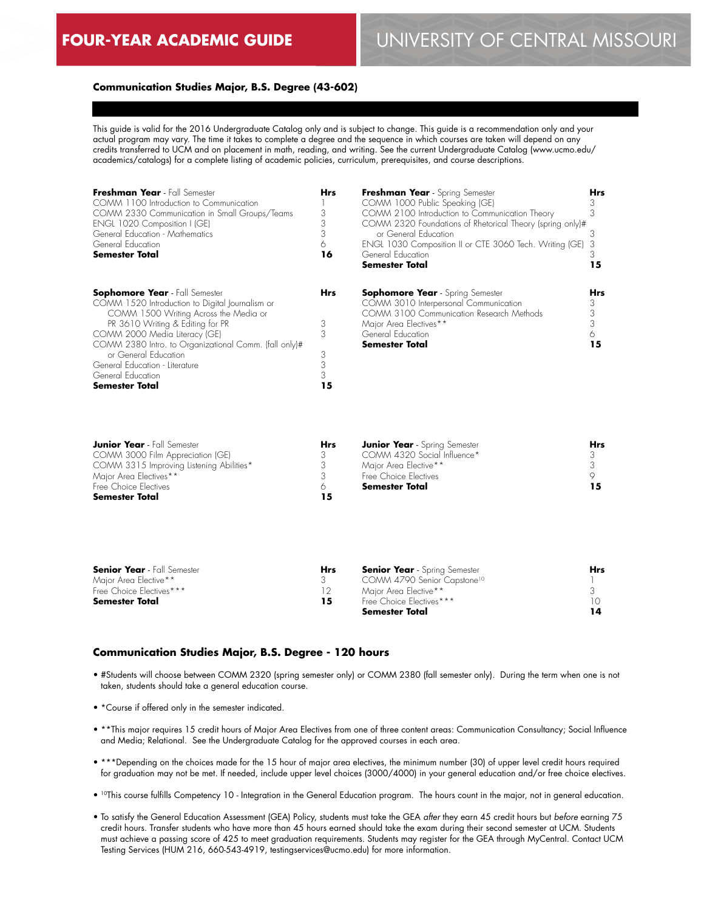### Communication Studies Major, B.S. Degree (43-602)

This guide is valid for the 2016 Undergraduate Catalog only and is subject to change. This guide is a recommendation only and your actual program may vary. The time it takes to complete a degree and the sequence in which courses are taken will depend on any credits transferred to UCM and on placement in math, reading, and writing. See the current Undergraduate Catalog (www.ucmo.edu/academics/catalogs) for a complete listing of academic policies, curriculum, prerequisites, and course descriptions.

| **Freshman Year** - Fall Semester | **Hrs** |
|---|---|
| COMM 1100 Introduction to Communication | 1 |
| COMM 2330 Communication in Small Groups/Teams | 3 |
| ENGL 1020 Composition I (GE) | 3 |
| General Education - Mathematics | 3 |
| General Education | 6 |
| **Semester Total** | **16** |

| **Freshman Year** - Spring Semester | **Hrs** |
|---|---|
| COMM 1000 Public Speaking (GE) | 3 |
| COMM 2100 Introduction to Communication Theory | 3 |
| COMM 2320 Foundations of Rhetorical Theory (spring only)# or General Education | 3 |
| ENGL 1030 Composition II or CTE 3060 Tech. Writing (GE) | 3 |
| General Education | 3 |
| **Semester Total** | **15** |

| **Sophomore Year** - Fall Semester | **Hrs** |
|---|---|
| COMM 1520 Introduction to Digital Journalism or COMM 1500 Writing Across the Media or PR 3610 Writing & Editing for PR | 3 |
| COMM 2000 Media Literacy (GE) | 3 |
| COMM 2380 Intro. to Organizational Comm. (fall only)# or General Education | 3 |
| General Education - Literature | 3 |
| General Education | 3 |
| **Semester Total** | **15** |

| **Sophomore Year** - Spring Semester | **Hrs** |
|---|---|
| COMM 3010 Interpersonal Communication | 3 |
| COMM 3100 Communication Research Methods | 3 |
| Major Area Electives** | 3 |
| General Education | 6 |
| **Semester Total** | **15** |

| **Junior Year** - Fall Semester | **Hrs** |
|---|---|
| COMM 3000 Film Appreciation (GE) | 3 |
| COMM 3315 Improving Listening Abilities* | 3 |
| Major Area Electives** | 3 |
| Free Choice Electives | 6 |
| **Semester Total** | **15** |

| **Junior Year** - Spring Semester | **Hrs** |
|---|---|
| COMM 4320 Social Influence* | 3 |
| Major Area Elective** | 3 |
| Free Choice Electives | 9 |
| **Semester Total** | **15** |

| **Senior Year** - Fall Semester | **Hrs** |
|---|---|
| Major Area Elective** | 3 |
| Free Choice Electives*** | 12 |
| **Semester Total** | **15** |

| **Senior Year** - Spring Semester | **Hrs** |
|---|---|
| COMM 4790 Senior Capstone[10] | 1 |
| Major Area Elective** | 3 |
| Free Choice Electives*** | 10 |
| **Semester Total** | **14** |

### Communication Studies Major, B.S. Degree - 120 hours

- #Students will choose between COMM 2320 (spring semester only) or COMM 2380 (fall semester only). During the term when one is not taken, students should take a general education course.
- *Course if offered only in the semester indicated.
- **This major requires 15 credit hours of Major Area Electives from one of three content areas: Communication Consultancy; Social Influence and Media; Relational. See the Undergraduate Catalog for the approved courses in each area.
- ***Depending on the choices made for the 15 hour of major area electives, the minimum number (30) of upper level credit hours required for graduation may not be met. If needed, include upper level choices (3000/4000) in your general education and/or free choice electives.
- [10]This course fulfills Competency 10 - Integration in the General Education program. The hours count in the major, not in general education.
- To satisfy the General Education Assessment (GEA) Policy, students must take the GEA *after* they earn 45 credit hours but *before* earning 75 credit hours. Transfer students who have more than 45 hours earned should take the exam during their second semester at UCM. Students must achieve a passing score of 425 to meet graduation requirements. Students may register for the GEA through MyCentral. Contact UCM Testing Services (HUM 216, 660-543-4919, testingservices@ucmo.edu) for more information.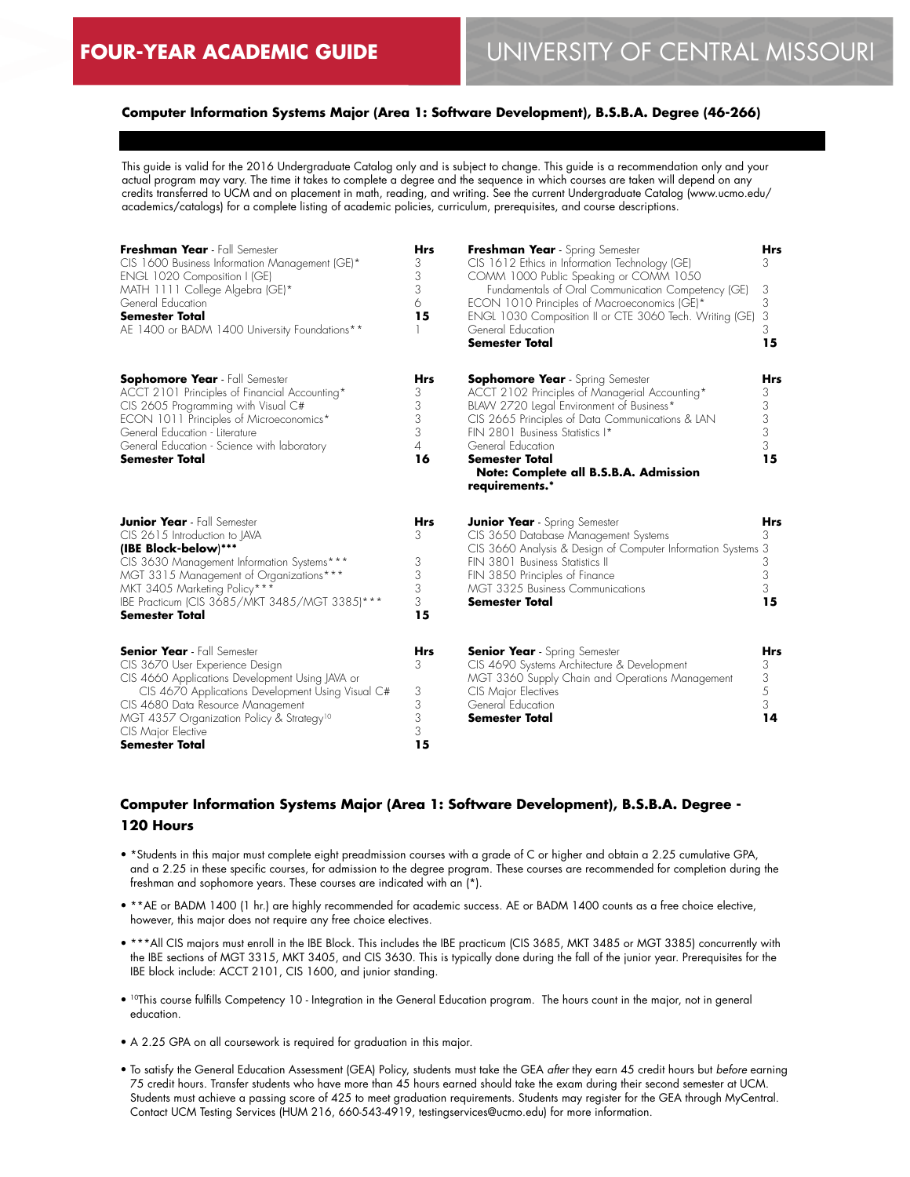# FOUR-YEAR ACADEMIC GUIDE — UNIVERSITY OF CENTRAL MISSOURI

## Computer Information Systems Major (Area 1: Software Development), B.S.B.A. Degree (46-266)

This guide is valid for the 2016 Undergraduate Catalog only and is subject to change. This guide is a recommendation only and your actual program may vary. The time it takes to complete a degree and the sequence in which courses are taken will depend on any credits transferred to UCM and on placement in math, reading, and writing. See the current Undergraduate Catalog (www.ucmo.edu/academics/catalogs) for a complete listing of academic policies, curriculum, prerequisites, and course descriptions.

| **Freshman Year** - Fall Semester | Hrs |
|---|---|
| CIS 1600 Business Information Management (GE)* | 3 |
| ENGL 1020 Composition I (GE) | 3 |
| MATH 1111 College Algebra (GE)* | 3 |
| General Education | 6 |
| **Semester Total** | **15** |
| AE 1400 or BADM 1400 University Foundations** | 1 |

| **Freshman Year** - Spring Semester | Hrs |
|---|---|
| CIS 1612 Ethics in Information Technology (GE) | 3 |
| COMM 1000 Public Speaking or COMM 1050 Fundamentals of Oral Communication Competency (GE) | 3 |
| ECON 1010 Principles of Macroeconomics (GE)* | 3 |
| ENGL 1030 Composition II or CTE 3060 Tech. Writing (GE) | 3 |
| General Education | 3 |
| **Semester Total** | **15** |

| **Sophomore Year** - Fall Semester | Hrs |
|---|---|
| ACCT 2101 Principles of Financial Accounting* | 3 |
| CIS 2605 Programming with Visual C# | 3 |
| ECON 1011 Principles of Microeconomics* | 3 |
| General Education - Literature | 3 |
| General Education - Science with laboratory | 4 |
| **Semester Total** | **16** |

| **Sophomore Year** - Spring Semester | Hrs |
|---|---|
| ACCT 2102 Principles of Managerial Accounting* | 3 |
| BLAW 2720 Legal Environment of Business* | 3 |
| CIS 2665 Principles of Data Communications & LAN | 3 |
| FIN 2801 Business Statistics I* | 3 |
| General Education | 3 |
| **Semester Total** | **15** |

**Note: Complete all B.S.B.A. Admission requirements.***

| **Junior Year** - Fall Semester | Hrs |
|---|---|
| CIS 2615 Introduction to JAVA | 3 |
| **(IBE Block-below)*** | |
| CIS 3630 Management Information Systems*** | 3 |
| MGT 3315 Management of Organizations*** | 3 |
| MKT 3405 Marketing Policy*** | 3 |
| IBE Practicum (CIS 3685/MKT 3485/MGT 3385)*** | 3 |
| **Semester Total** | **15** |

| **Junior Year** - Spring Semester | Hrs |
|---|---|
| CIS 3650 Database Management Systems | 3 |
| CIS 3660 Analysis & Design of Computer Information Systems | 3 |
| FIN 3801 Business Statistics II | 3 |
| FIN 3850 Principles of Finance | 3 |
| MGT 3325 Business Communications | 3 |
| **Semester Total** | **15** |

| **Senior Year** - Fall Semester | Hrs |
|---|---|
| CIS 3670 User Experience Design | 3 |
| CIS 4660 Applications Development Using JAVA or CIS 4670 Applications Development Using Visual C# | 3 |
| CIS 4680 Data Resource Management | 3 |
| MGT 4357 Organization Policy & Strategy[10] | 3 |
| CIS Major Elective | 3 |
| **Semester Total** | **15** |

| **Senior Year** - Spring Semester | Hrs |
|---|---|
| CIS 4690 Systems Architecture & Development | 3 |
| MGT 3360 Supply Chain and Operations Management | 3 |
| CIS Major Electives | 5 |
| General Education | 3 |
| **Semester Total** | **14** |

## Computer Information Systems Major (Area 1: Software Development), B.S.B.A. Degree - 120 Hours

- *Students in this major must complete eight preadmission courses with a grade of C or higher and obtain a 2.25 cumulative GPA, and a 2.25 in these specific courses, for admission to the degree program. These courses are recommended for completion during the freshman and sophomore years. These courses are indicated with an (*).
- **AE or BADM 1400 (1 hr.) are highly recommended for academic success. AE or BADM 1400 counts as a free choice elective, however, this major does not require any free choice electives.
- ***All CIS majors must enroll in the IBE Block. This includes the IBE practicum (CIS 3685, MKT 3485 or MGT 3385) concurrently with the IBE sections of MGT 3315, MKT 3405, and CIS 3630. This is typically done during the fall of the junior year. Prerequisites for the IBE block include: ACCT 2101, CIS 1600, and junior standing.
- [10]This course fulfills Competency 10 - Integration in the General Education program. The hours count in the major, not in general education.
- A 2.25 GPA on all coursework is required for graduation in this major.
- To satisfy the General Education Assessment (GEA) Policy, students must take the GEA *after* they earn 45 credit hours but *before* earning 75 credit hours. Transfer students who have more than 45 hours earned should take the exam during their second semester at UCM. Students must achieve a passing score of 425 to meet graduation requirements. Students may register for the GEA through MyCentral. Contact UCM Testing Services (HUM 216, 660-543-4919, testingservices@ucmo.edu) for more information.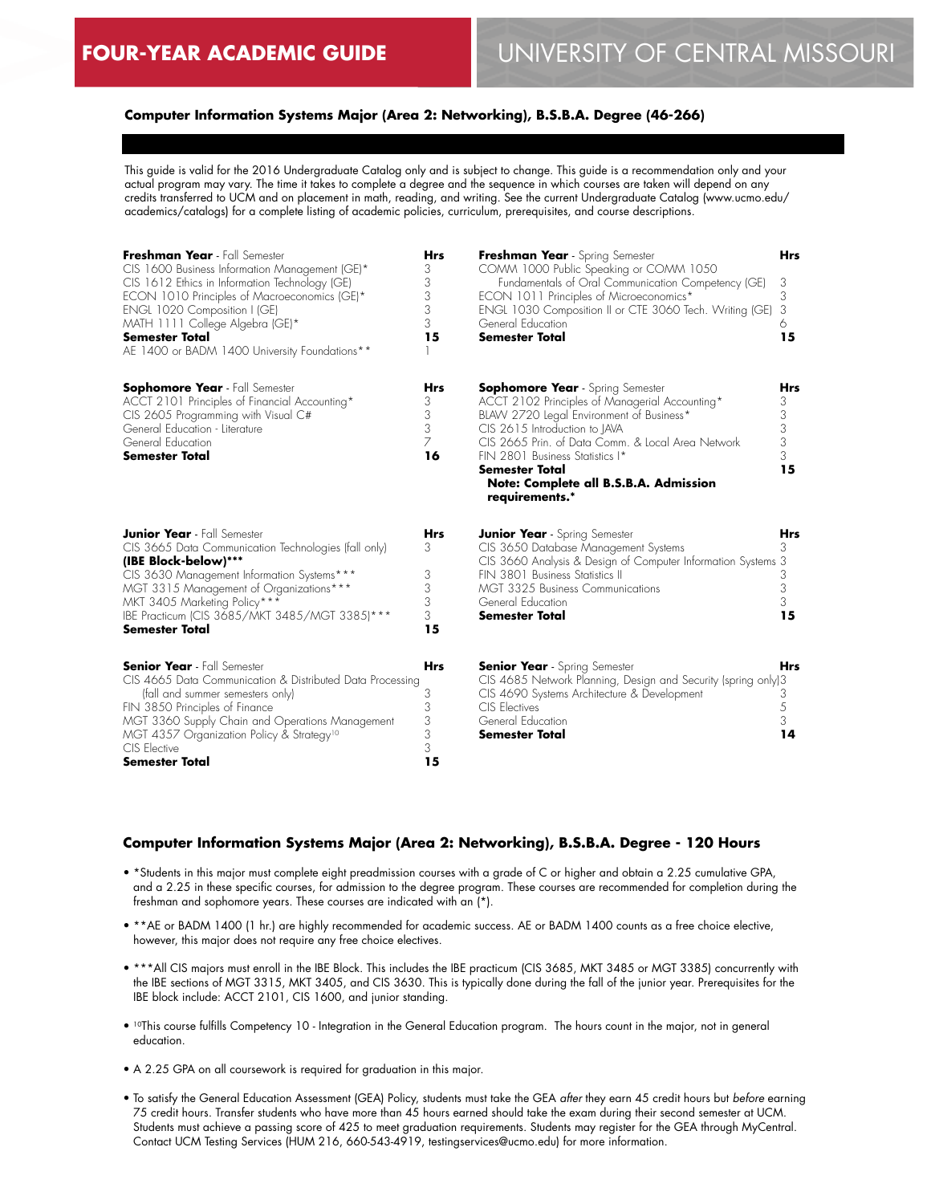# FOUR-YEAR ACADEMIC GUIDE

## Computer Information Systems Major (Area 2: Networking), B.S.B.A. Degree (46-266)

This guide is valid for the 2016 Undergraduate Catalog only and is subject to change. This guide is a recommendation only and your actual program may vary. The time it takes to complete a degree and the sequence in which courses are taken will depend on any credits transferred to UCM and on placement in math, reading, and writing. See the current Undergraduate Catalog (www.ucmo.edu/academics/catalogs) for a complete listing of academic policies, curriculum, prerequisites, and course descriptions.

| **Freshman Year** - Fall Semester | **Hrs** |
|---|---|
| CIS 1600 Business Information Management (GE)* | 3 |
| CIS 1612 Ethics in Information Technology (GE) | 3 |
| ECON 1010 Principles of Macroeconomics (GE)* | 3 |
| ENGL 1020 Composition I (GE) | 3 |
| MATH 1111 College Algebra (GE)* | 3 |
| **Semester Total** | **15** |
| AE 1400 or BADM 1400 University Foundations** | 1 |

| **Freshman Year** - Spring Semester | **Hrs** |
|---|---|
| COMM 1000 Public Speaking or COMM 1050 Fundamentals of Oral Communication Competency (GE) | 3 |
| ECON 1011 Principles of Microeconomics* | 3 |
| ENGL 1030 Composition II or CTE 3060 Tech. Writing (GE) | 3 |
| General Education | 6 |
| **Semester Total** | **15** |

| **Sophomore Year** - Fall Semester | **Hrs** |
|---|---|
| ACCT 2101 Principles of Financial Accounting* | 3 |
| CIS 2605 Programming with Visual C# | 3 |
| General Education - Literature | 3 |
| General Education | 7 |
| **Semester Total** | **16** |

| **Sophomore Year** - Spring Semester | **Hrs** |
|---|---|
| ACCT 2102 Principles of Managerial Accounting* | 3 |
| BLAW 2720 Legal Environment of Business* | 3 |
| CIS 2615 Introduction to JAVA | 3 |
| CIS 2665 Prin. of Data Comm. & Local Area Network | 3 |
| FIN 2801 Business Statistics I* | 3 |
| **Semester Total** | **15** |

**Note: Complete all B.S.B.A. Admission requirements.***

| **Junior Year** - Fall Semester | **Hrs** |
|---|---|
| CIS 3665 Data Communication Technologies (fall only) | 3 |
| **(IBE Block-below)*** ** | |
| CIS 3630 Management Information Systems*** | 3 |
| MGT 3315 Management of Organizations*** | 3 |
| MKT 3405 Marketing Policy*** | 3 |
| IBE Practicum (CIS 3685/MKT 3485/MGT 3385)*** | 3 |
| **Semester Total** | **15** |

| **Junior Year** - Spring Semester | **Hrs** |
|---|---|
| CIS 3650 Database Management Systems | 3 |
| CIS 3660 Analysis & Design of Computer Information Systems | 3 |
| FIN 3801 Business Statistics II | 3 |
| MGT 3325 Business Communications | 3 |
| General Education | 3 |
| **Semester Total** | **15** |

| **Senior Year** - Fall Semester | **Hrs** |
|---|---|
| CIS 4665 Data Communication & Distributed Data Processing (fall and summer semesters only) | 3 |
| FIN 3850 Principles of Finance | 3 |
| MGT 3360 Supply Chain and Operations Management | 3 |
| MGT 4357 Organization Policy & Strategy[10] | 3 |
| CIS Elective | 3 |
| **Semester Total** | **15** |

| **Senior Year** - Spring Semester | **Hrs** |
|---|---|
| CIS 4685 Network Planning, Design and Security (spring only) | 3 |
| CIS 4690 Systems Architecture & Development | 3 |
| CIS Electives | 5 |
| General Education | 3 |
| **Semester Total** | **14** |

## Computer Information Systems Major (Area 2: Networking), B.S.B.A. Degree - 120 Hours

- *Students in this major must complete eight preadmission courses with a grade of C or higher and obtain a 2.25 cumulative GPA, and a 2.25 in these specific courses, for admission to the degree program. These courses are recommended for completion during the freshman and sophomore years. These courses are indicated with an (*).
- **AE or BADM 1400 (1 hr.) are highly recommended for academic success. AE or BADM 1400 counts as a free choice elective, however, this major does not require any free choice electives.
- ***All CIS majors must enroll in the IBE Block. This includes the IBE practicum (CIS 3685, MKT 3485 or MGT 3385) concurrently with the IBE sections of MGT 3315, MKT 3405, and CIS 3630. This is typically done during the fall of the junior year. Prerequisites for the IBE block include: ACCT 2101, CIS 1600, and junior standing.
- [10]This course fulfills Competency 10 - Integration in the General Education program. The hours count in the major, not in general education.
- A 2.25 GPA on all coursework is required for graduation in this major.
- To satisfy the General Education Assessment (GEA) Policy, students must take the GEA *after* they earn 45 credit hours but *before* earning 75 credit hours. Transfer students who have more than 45 hours earned should take the exam during their second semester at UCM. Students must achieve a passing score of 425 to meet graduation requirements. Students may register for the GEA through MyCentral. Contact UCM Testing Services (HUM 216, 660-543-4919, testingservices@ucmo.edu) for more information.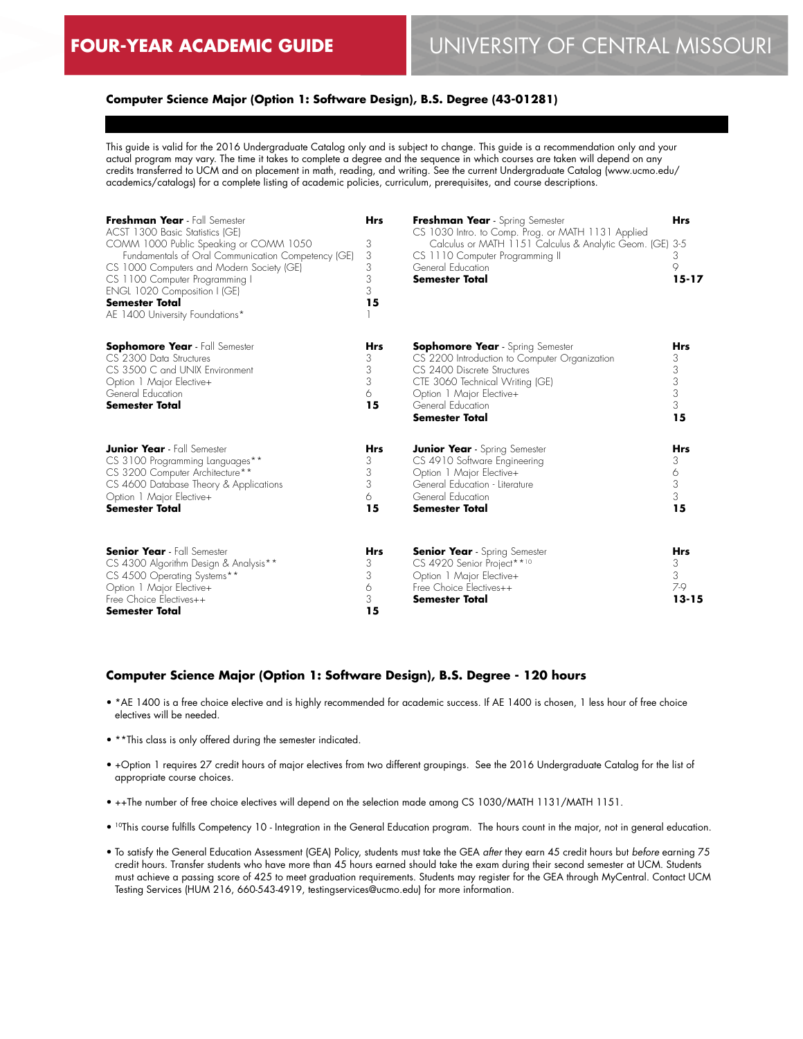# FOUR-YEAR ACADEMIC GUIDE — UNIVERSITY OF CENTRAL MISSOURI

### Computer Science Major (Option 1: Software Design), B.S. Degree (43-01281)

This guide is valid for the 2016 Undergraduate Catalog only and is subject to change. This guide is a recommendation only and your actual program may vary. The time it takes to complete a degree and the sequence in which courses are taken will depend on any credits transferred to UCM and on placement in math, reading, and writing. See the current Undergraduate Catalog (www.ucmo.edu/academics/catalogs) for a complete listing of academic policies, curriculum, prerequisites, and course descriptions.

| **Freshman Year** - Fall Semester | **Hrs** |
|---|---|
| ACST 1300 Basic Statistics (GE) | 3 |
| COMM 1000 Public Speaking or COMM 1050 Fundamentals of Oral Communication Competency (GE) | 3 |
| CS 1000 Computers and Modern Society (GE) | 3 |
| CS 1100 Computer Programming I | 3 |
| ENGL 1020 Composition I (GE) | 3 |
| **Semester Total** | **15** |
| AE 1400 University Foundations* | 1 |

| **Freshman Year** - Spring Semester | **Hrs** |
|---|---|
| CS 1030 Intro. to Comp. Prog. or MATH 1131 Applied Calculus or MATH 1151 Calculus & Analytic Geom. (GE) | 3-5 |
| CS 1110 Computer Programming II | 3 |
| General Education | 9 |
| **Semester Total** | **15-17** |

| **Sophomore Year** - Fall Semester | **Hrs** |
|---|---|
| CS 2300 Data Structures | 3 |
| CS 3500 C and UNIX Environment | 3 |
| Option 1 Major Elective+ | 3 |
| General Education | 6 |
| **Semester Total** | **15** |

| **Sophomore Year** - Spring Semester | **Hrs** |
|---|---|
| CS 2200 Introduction to Computer Organization | 3 |
| CS 2400 Discrete Structures | 3 |
| CTE 3060 Technical Writing (GE) | 3 |
| Option 1 Major Elective+ | 3 |
| General Education | 3 |
| **Semester Total** | **15** |

| **Junior Year** - Fall Semester | **Hrs** |
|---|---|
| CS 3100 Programming Languages** | 3 |
| CS 3200 Computer Architecture** | 3 |
| CS 4600 Database Theory & Applications | 3 |
| Option 1 Major Elective+ | 6 |
| **Semester Total** | **15** |

| **Junior Year** - Spring Semester | **Hrs** |
|---|---|
| CS 4910 Software Engineering | 3 |
| Option 1 Major Elective+ | 6 |
| General Education - Literature | 3 |
| General Education | 3 |
| **Semester Total** | **15** |

| **Senior Year** - Fall Semester | **Hrs** |
|---|---|
| CS 4300 Algorithm Design & Analysis** | 3 |
| CS 4500 Operating Systems** | 3 |
| Option 1 Major Elective+ | 6 |
| Free Choice Electives++ | 3 |
| **Semester Total** | **15** |

| **Senior Year** - Spring Semester | **Hrs** |
|---|---|
| CS 4920 Senior Project**[10] | 3 |
| Option 1 Major Elective+ | 3 |
| Free Choice Electives++ | 7-9 |
| **Semester Total** | **13-15** |

### Computer Science Major (Option 1: Software Design), B.S. Degree - 120 hours

- *AE 1400 is a free choice elective and is highly recommended for academic success. If AE 1400 is chosen, 1 less hour of free choice electives will be needed.
- **This class is only offered during the semester indicated.
- +Option 1 requires 27 credit hours of major electives from two different groupings. See the 2016 Undergraduate Catalog for the list of appropriate course choices.
- ++The number of free choice electives will depend on the selection made among CS 1030/MATH 1131/MATH 1151.
- [10]This course fulfills Competency 10 - Integration in the General Education program. The hours count in the major, not in general education.
- To satisfy the General Education Assessment (GEA) Policy, students must take the GEA *after* they earn 45 credit hours but *before* earning 75 credit hours. Transfer students who have more than 45 hours earned should take the exam during their second semester at UCM. Students must achieve a passing score of 425 to meet graduation requirements. Students may register for the GEA through MyCentral. Contact UCM Testing Services (HUM 216, 660-543-4919, testingservices@ucmo.edu) for more information.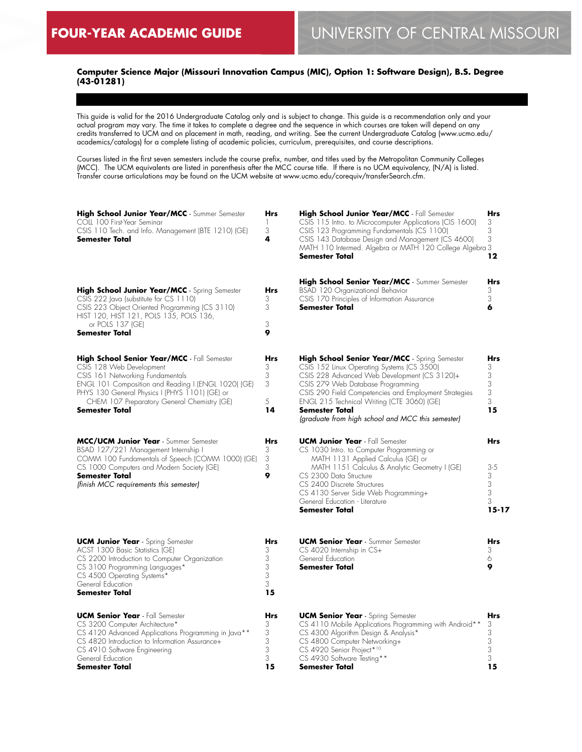## Computer Science Major (Missouri Innovation Campus (MIC), Option 1: Software Design), B.S. Degree (43-01281)

This guide is valid for the 2016 Undergraduate Catalog only and is subject to change. This guide is a recommendation only and your actual program may vary. The time it takes to complete a degree and the sequence in which courses are taken will depend on any credits transferred to UCM and on placement in math, reading, and writing. See the current Undergraduate Catalog (www.ucmo.edu/academics/catalogs) for a complete listing of academic policies, curriculum, prerequisites, and course descriptions.

Courses listed in the first seven semesters include the course prefix, number, and titles used by the Metropolitan Community Colleges (MCC). The UCM equivalents are listed in parenthesis after the MCC course title. If there is no UCM equivalency, (N/A) is listed. Transfer course articulations may be found on the UCM website at www.ucmo.edu/corequiv/transferSearch.cfm.

| **High School Junior Year/MCC** - Summer Semester | Hrs |
|---|---|
| COLL 100 First-Year Seminar | 1 |
| CSIS 110 Tech. and Info. Management (BTE 1210) (GE) | 3 |
| **Semester Total** | **4** |

| **High School Junior Year/MCC** - Fall Semester | Hrs |
|---|---|
| CSIS 115 Intro. to Microcomputer Applications (CIS 1600) | 3 |
| CSIS 123 Programming Fundamentals (CS 1100) | 3 |
| CSIS 143 Database Design and Management (CS 4600) | 3 |
| MATH 110 Intermed. Algebra or MATH 120 College Algebra | 3 |
| **Semester Total** | **12** |

| **High School Junior Year/MCC** - Spring Semester | Hrs |
|---|---|
| CSIS 222 Java (substitute for CS 1110) | 3 |
| CSIS 223 Object Oriented Programming (CS 3110) | 3 |
| HIST 120, HIST 121, POLS 135, POLS 136, or POLS 137 (GE) | 3 |
| **Semester Total** | **9** |

| **High School Senior Year/MCC** - Summer Semester | Hrs |
|---|---|
| BSAD 120 Organizational Behavior | 3 |
| CSIS 170 Principles of Information Assurance | 3 |
| **Semester Total** | **6** |

| **High School Senior Year/MCC** - Fall Semester | Hrs |
|---|---|
| CSIS 128 Web Development | 3 |
| CSIS 161 Networking Fundamentals | 3 |
| ENGL 101 Composition and Reading I (ENGL 1020) (GE) | 3 |
| PHYS 130 General Physics I (PHYS 1101) (GE) or CHEM 107 Preparatory General Chemistry (GE) | 5 |
| **Semester Total** | **14** |

| **High School Senior Year/MCC** - Spring Semester | Hrs |
|---|---|
| CSIS 152 Linux Operating Systems (CS 3500) | 3 |
| CSIS 228 Advanced Web Development (CS 3120)+ | 3 |
| CSIS 279 Web Database Programming | 3 |
| CSIS 290 Field Competencies and Employment Strategies | 3 |
| ENGL 215 Technical Writing (CTE 3060) (GE) | 3 |
| **Semester Total** | **15** |
| *(graduate from high school and MCC this semester)* | |

| **MCC/UCM Junior Year** - Summer Semester | Hrs |
|---|---|
| BSAD 127/221 Management Internship I | 3 |
| COMM 100 Fundamentals of Speech (COMM 1000) (GE) | 3 |
| CS 1000 Computers and Modern Society (GE) | 3 |
| **Semester Total** | **9** |
| *(finish MCC requirements this semester)* | |

| **UCM Junior Year** - Fall Semester | Hrs |
|---|---|
| CS 1030 Intro. to Computer Programming or MATH 1131 Applied Calculus (GE) or MATH 1151 Calculus & Analytic Geometry I (GE) | 3-5 |
| CS 2300 Data Structure | 3 |
| CS 2400 Discrete Structures | 3 |
| CS 4130 Server Side Web Programming+ | 3 |
| General Education - Literature | 3 |
| **Semester Total** | **15-17** |

| **UCM Junior Year** - Spring Semester | Hrs |
|---|---|
| ACST 1300 Basic Statistics (GE) | 3 |
| CS 2200 Introduction to Computer Organization | 3 |
| CS 3100 Programming Languages* | 3 |
| CS 4500 Operating Systems* | 3 |
| General Education | 3 |
| **Semester Total** | **15** |

| **UCM Senior Year** - Summer Semester | Hrs |
|---|---|
| CS 4020 Internship in CS+ | 3 |
| General Education | 6 |
| **Semester Total** | **9** |

| **UCM Senior Year** - Fall Semester | Hrs |
|---|---|
| CS 3200 Computer Architecture* | 3 |
| CS 4120 Advanced Applications Programming in Java** | 3 |
| CS 4820 Introduction to Information Assurance+ | 3 |
| CS 4910 Software Engineering | 3 |
| General Education | 3 |
| **Semester Total** | **15** |

| **UCM Senior Year** - Spring Semester | Hrs |
|---|---|
| CS 4110 Mobile Applications Programming with Android** | 3 |
| CS 4300 Algorithm Design & Analysis* | 3 |
| CS 4800 Computer Networking+ | 3 |
| CS 4920 Senior Project*[10] | 3 |
| CS 4930 Software Testing** | 3 |
| **Semester Total** | **15** |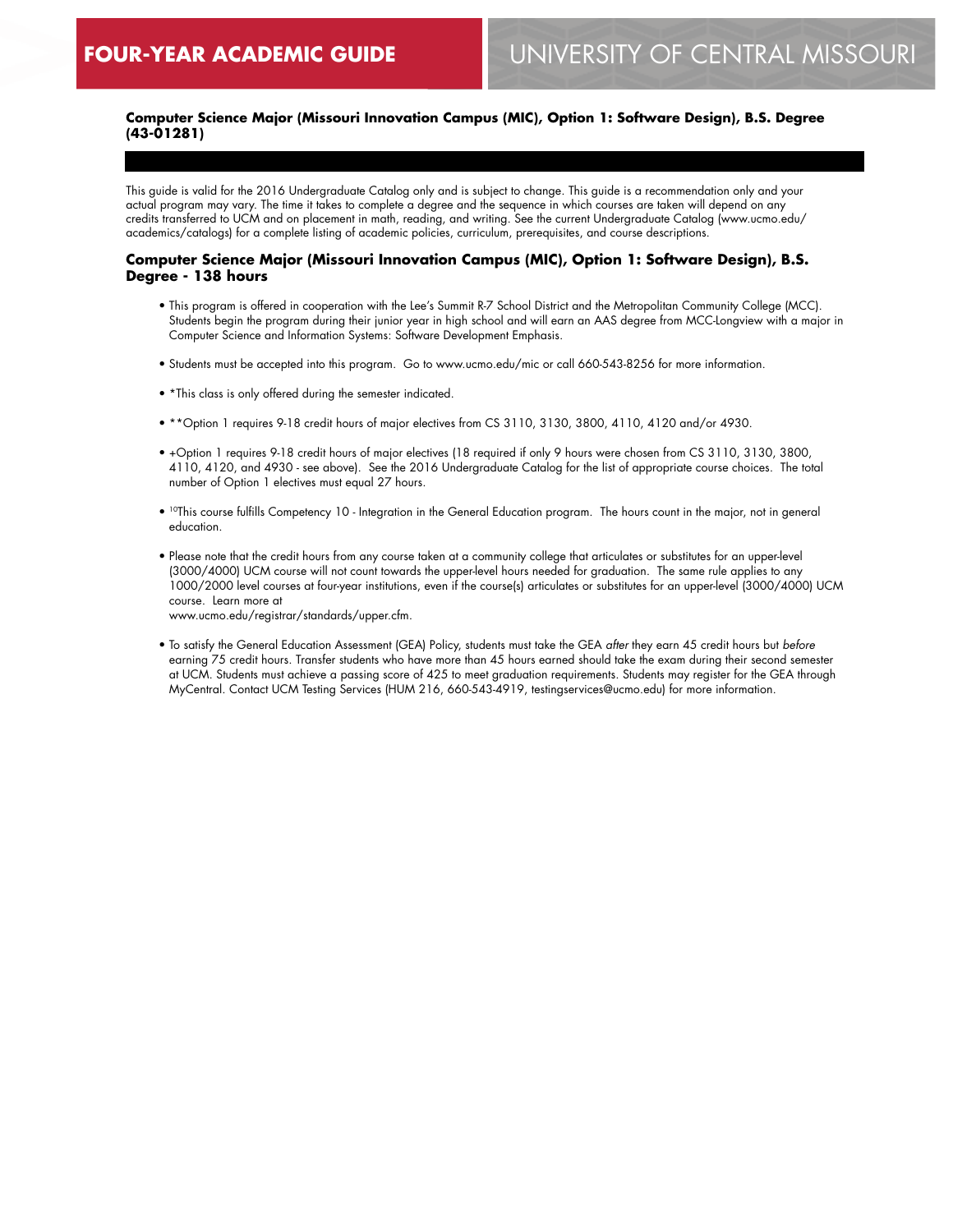**Computer Science Major (Missouri Innovation Campus (MIC), Option 1: Software Design), B.S. Degree (43-01281)**

This guide is valid for the 2016 Undergraduate Catalog only and is subject to change. This guide is a recommendation only and your actual program may vary. The time it takes to complete a degree and the sequence in which courses are taken will depend on any credits transferred to UCM and on placement in math, reading, and writing. See the current Undergraduate Catalog (www.ucmo.edu/academics/catalogs) for a complete listing of academic policies, curriculum, prerequisites, and course descriptions.

### Computer Science Major (Missouri Innovation Campus (MIC), Option 1: Software Design), B.S. Degree - 138 hours

- This program is offered in cooperation with the Lee's Summit R-7 School District and the Metropolitan Community College (MCC). Students begin the program during their junior year in high school and will earn an AAS degree from MCC-Longview with a major in Computer Science and Information Systems: Software Development Emphasis.
- Students must be accepted into this program. Go to www.ucmo.edu/mic or call 660-543-8256 for more information.
- *This class is only offered during the semester indicated.
- **Option 1 requires 9-18 credit hours of major electives from CS 3110, 3130, 3800, 4110, 4120 and/or 4930.
- +Option 1 requires 9-18 credit hours of major electives (18 required if only 9 hours were chosen from CS 3110, 3130, 3800, 4110, 4120, and 4930 - see above). See the 2016 Undergraduate Catalog for the list of appropriate course choices. The total number of Option 1 electives must equal 27 hours.
- [10]This course fulfills Competency 10 - Integration in the General Education program. The hours count in the major, not in general education.
- Please note that the credit hours from any course taken at a community college that articulates or substitutes for an upper-level (3000/4000) UCM course will not count towards the upper-level hours needed for graduation. The same rule applies to any 1000/2000 level courses at four-year institutions, even if the course(s) articulates or substitutes for an upper-level (3000/4000) UCM course. Learn more at www.ucmo.edu/registrar/standards/upper.cfm.
- To satisfy the General Education Assessment (GEA) Policy, students must take the GEA *after* they earn 45 credit hours but *before* earning 75 credit hours. Transfer students who have more than 45 hours earned should take the exam during their second semester at UCM. Students must achieve a passing score of 425 to meet graduation requirements. Students may register for the GEA through MyCentral. Contact UCM Testing Services (HUM 216, 660-543-4919, testingservices@ucmo.edu) for more information.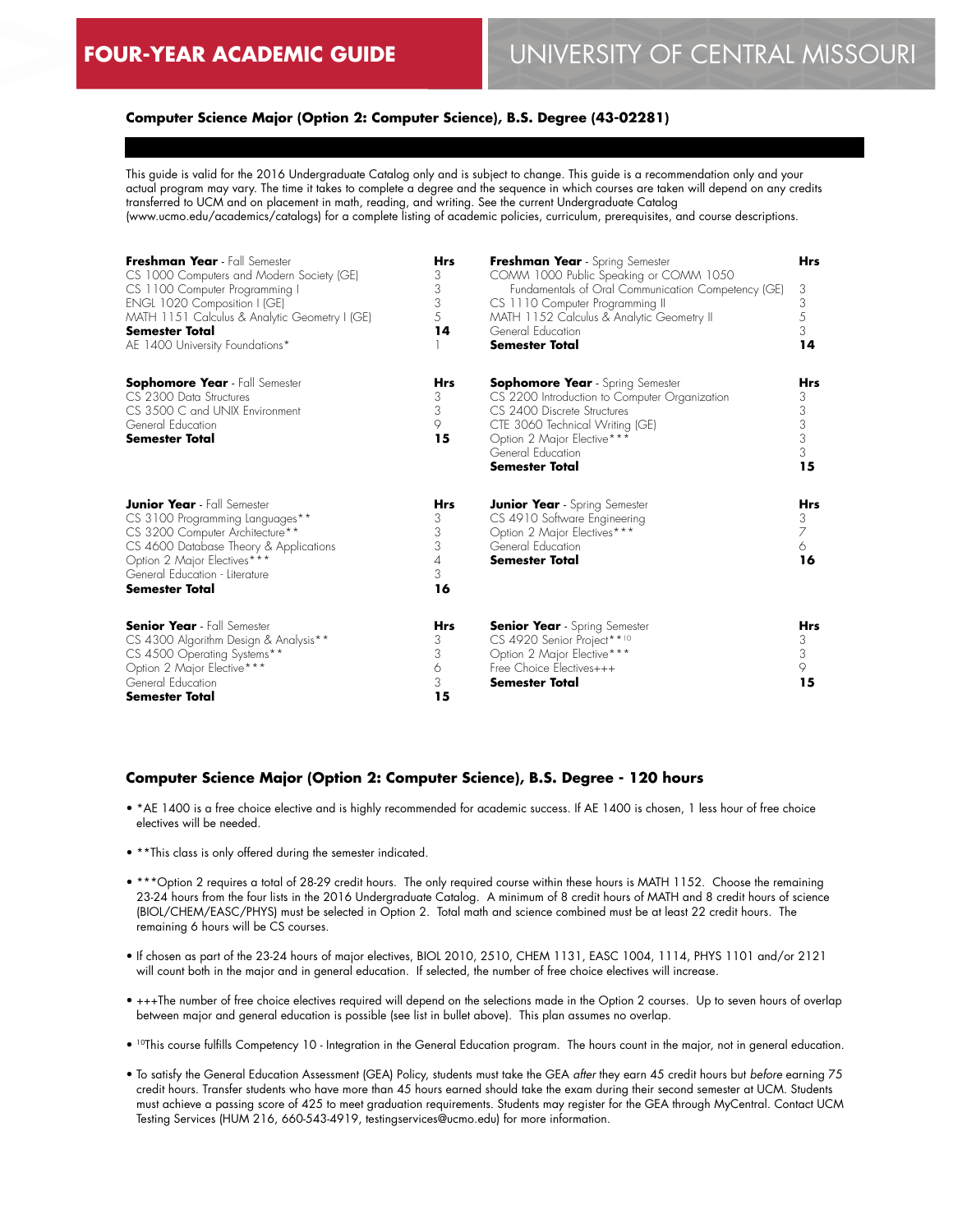# FOUR-YEAR ACADEMIC GUIDE

# UNIVERSITY OF CENTRAL MISSOURI

## Computer Science Major (Option 2: Computer Science), B.S. Degree (43-02281)

This guide is valid for the 2016 Undergraduate Catalog only and is subject to change. This guide is a recommendation only and your actual program may vary. The time it takes to complete a degree and the sequence in which courses are taken will depend on any credits transferred to UCM and on placement in math, reading, and writing. See the current Undergraduate Catalog (www.ucmo.edu/academics/catalogs) for a complete listing of academic policies, curriculum, prerequisites, and course descriptions.

| **Freshman Year** - Fall Semester | **Hrs** | **Freshman Year** - Spring Semester | **Hrs** |
|---|---|---|---|
| CS 1000 Computers and Modern Society (GE) | 3 | COMM 1000 Public Speaking or COMM 1050 Fundamentals of Oral Communication Competency (GE) | 3 |
| CS 1100 Computer Programming I | 3 | CS 1110 Computer Programming II | 3 |
| ENGL 1020 Composition I (GE) | 3 | MATH 1152 Calculus & Analytic Geometry II | 5 |
| MATH 1151 Calculus & Analytic Geometry I (GE) | 5 | General Education | 3 |
| **Semester Total** | **14** | **Semester Total** | **14** |
| AE 1400 University Foundations* | 1 | | |

| **Sophomore Year** - Fall Semester | **Hrs** | **Sophomore Year** - Spring Semester | **Hrs** |
|---|---|---|---|
| CS 2300 Data Structures | 3 | CS 2200 Introduction to Computer Organization | 3 |
| CS 3500 C and UNIX Environment | 3 | CS 2400 Discrete Structures | 3 |
| General Education | 9 | CTE 3060 Technical Writing (GE) | 3 |
| **Semester Total** | **15** | Option 2 Major Elective*** | 3 |
| | | General Education | 3 |
| | | **Semester Total** | **15** |

| **Junior Year** - Fall Semester | **Hrs** | **Junior Year** - Spring Semester | **Hrs** |
|---|---|---|---|
| CS 3100 Programming Languages** | 3 | CS 4910 Software Engineering | 3 |
| CS 3200 Computer Architecture** | 3 | Option 2 Major Electives*** | 7 |
| CS 4600 Database Theory & Applications | 3 | General Education | 6 |
| Option 2 Major Electives*** | 4 | **Semester Total** | **16** |
| General Education - Literature | 3 | | |
| **Semester Total** | **16** | | |

| **Senior Year** - Fall Semester | **Hrs** | **Senior Year** - Spring Semester | **Hrs** |
|---|---|---|---|
| CS 4300 Algorithm Design & Analysis** | 3 | CS 4920 Senior Project**[10] | 3 |
| CS 4500 Operating Systems** | 3 | Option 2 Major Elective*** | 3 |
| Option 2 Major Elective*** | 6 | Free Choice Electives+++ | 9 |
| General Education | 3 | **Semester Total** | **15** |
| **Semester Total** | **15** | | |

## Computer Science Major (Option 2: Computer Science), B.S. Degree - 120 hours

- *AE 1400 is a free choice elective and is highly recommended for academic success. If AE 1400 is chosen, 1 less hour of free choice electives will be needed.
- **This class is only offered during the semester indicated.
- ***Option 2 requires a total of 28-29 credit hours. The only required course within these hours is MATH 1152. Choose the remaining 23-24 hours from the four lists in the 2016 Undergraduate Catalog. A minimum of 8 credit hours of MATH and 8 credit hours of science (BIOL/CHEM/EASC/PHYS) must be selected in Option 2. Total math and science combined must be at least 22 credit hours. The remaining 6 hours will be CS courses.
- If chosen as part of the 23-24 hours of major electives, BIOL 2010, 2510, CHEM 1131, EASC 1004, 1114, PHYS 1101 and/or 2121 will count both in the major and in general education. If selected, the number of free choice electives will increase.
- +++The number of free choice electives required will depend on the selections made in the Option 2 courses. Up to seven hours of overlap between major and general education is possible (see list in bullet above). This plan assumes no overlap.
- [10]This course fulfills Competency 10 - Integration in the General Education program. The hours count in the major, not in general education.
- To satisfy the General Education Assessment (GEA) Policy, students must take the GEA *after* they earn 45 credit hours but *before* earning 75 credit hours. Transfer students who have more than 45 hours earned should take the exam during their second semester at UCM. Students must achieve a passing score of 425 to meet graduation requirements. Students may register for the GEA through MyCentral. Contact UCM Testing Services (HUM 216, 660-543-4919, testingservices@ucmo.edu) for more information.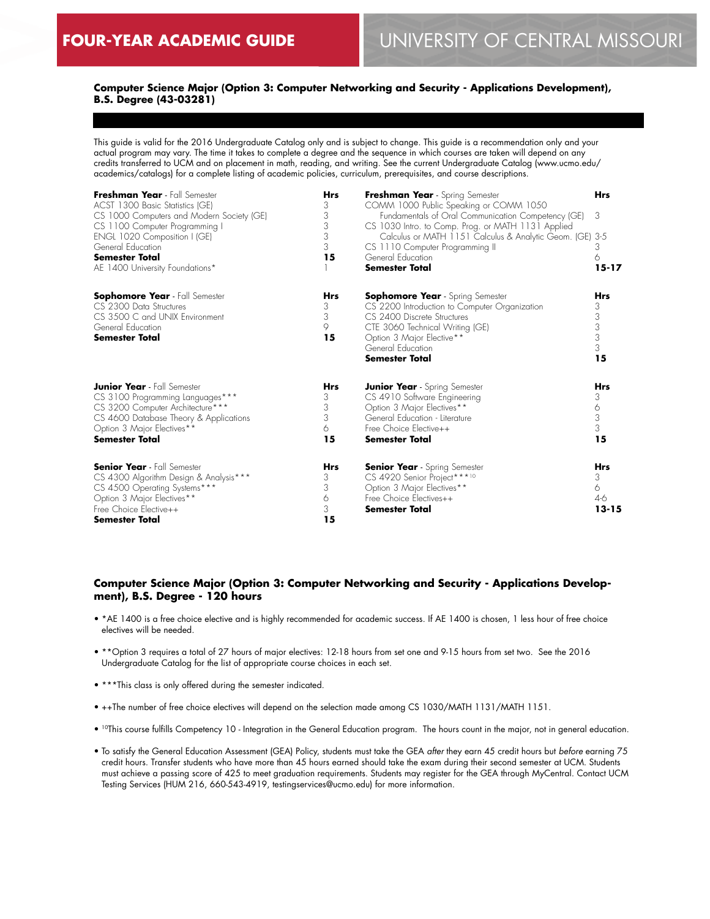## Computer Science Major (Option 3: Computer Networking and Security - Applications Development), B.S. Degree (43-03281)

This guide is valid for the 2016 Undergraduate Catalog only and is subject to change. This guide is a recommendation only and your actual program may vary. The time it takes to complete a degree and the sequence in which courses are taken will depend on any credits transferred to UCM and on placement in math, reading, and writing. See the current Undergraduate Catalog (www.ucmo.edu/academics/catalogs) for a complete listing of academic policies, curriculum, prerequisites, and course descriptions.

| **Freshman Year** - Fall Semester | **Hrs** |
|---|---|
| ACST 1300 Basic Statistics (GE) | 3 |
| CS 1000 Computers and Modern Society (GE) | 3 |
| CS 1100 Computer Programming I | 3 |
| ENGL 1020 Composition I (GE) | 3 |
| General Education | 3 |
| **Semester Total** | **15** |
| AE 1400 University Foundations* | 1 |

| **Freshman Year** - Spring Semester | **Hrs** |
|---|---|
| COMM 1000 Public Speaking or COMM 1050 Fundamentals of Oral Communication Competency (GE) | 3 |
| CS 1030 Intro. to Comp. Prog. or MATH 1131 Applied Calculus or MATH 1151 Calculus & Analytic Geom. (GE) | 3-5 |
| CS 1110 Computer Programming II | 3 |
| General Education | 6 |
| **Semester Total** | **15-17** |

| **Sophomore Year** - Fall Semester | **Hrs** |
|---|---|
| CS 2300 Data Structures | 3 |
| CS 3500 C and UNIX Environment | 3 |
| General Education | 9 |
| **Semester Total** | **15** |

| **Sophomore Year** - Spring Semester | **Hrs** |
|---|---|
| CS 2200 Introduction to Computer Organization | 3 |
| CS 2400 Discrete Structures | 3 |
| CTE 3060 Technical Writing (GE) | 3 |
| Option 3 Major Elective** | 3 |
| General Education | 3 |
| **Semester Total** | **15** |

| **Junior Year** - Fall Semester | **Hrs** |
|---|---|
| CS 3100 Programming Languages*** | 3 |
| CS 3200 Computer Architecture*** | 3 |
| CS 4600 Database Theory & Applications | 3 |
| Option 3 Major Electives** | 6 |
| **Semester Total** | **15** |

| **Junior Year** - Spring Semester | **Hrs** |
|---|---|
| CS 4910 Software Engineering | 3 |
| Option 3 Major Electives** | 6 |
| General Education - Literature | 3 |
| Free Choice Elective++ | 3 |
| **Semester Total** | **15** |

| **Senior Year** - Fall Semester | **Hrs** |
|---|---|
| CS 4300 Algorithm Design & Analysis*** | 3 |
| CS 4500 Operating Systems*** | 3 |
| Option 3 Major Electives** | 6 |
| Free Choice Elective++ | 3 |
| **Semester Total** | **15** |

| **Senior Year** - Spring Semester | **Hrs** |
|---|---|
| CS 4920 Senior Project***[10] | 3 |
| Option 3 Major Electives** | 6 |
| Free Choice Electives++ | 4-6 |
| **Semester Total** | **13-15** |

## Computer Science Major (Option 3: Computer Networking and Security - Applications Development), B.S. Degree - 120 hours

- *AE 1400 is a free choice elective and is highly recommended for academic success. If AE 1400 is chosen, 1 less hour of free choice electives will be needed.
- **Option 3 requires a total of 27 hours of major electives: 12-18 hours from set one and 9-15 hours from set two. See the 2016 Undergraduate Catalog for the list of appropriate course choices in each set.
- ***This class is only offered during the semester indicated.
- ++The number of free choice electives will depend on the selection made among CS 1030/MATH 1131/MATH 1151.
- [10]This course fulfills Competency 10 - Integration in the General Education program. The hours count in the major, not in general education.
- To satisfy the General Education Assessment (GEA) Policy, students must take the GEA *after* they earn 45 credit hours but *before* earning 75 credit hours. Transfer students who have more than 45 hours earned should take the exam during their second semester at UCM. Students must achieve a passing score of 425 to meet graduation requirements. Students may register for the GEA through MyCentral. Contact UCM Testing Services (HUM 216, 660-543-4919, testingservices@ucmo.edu) for more information.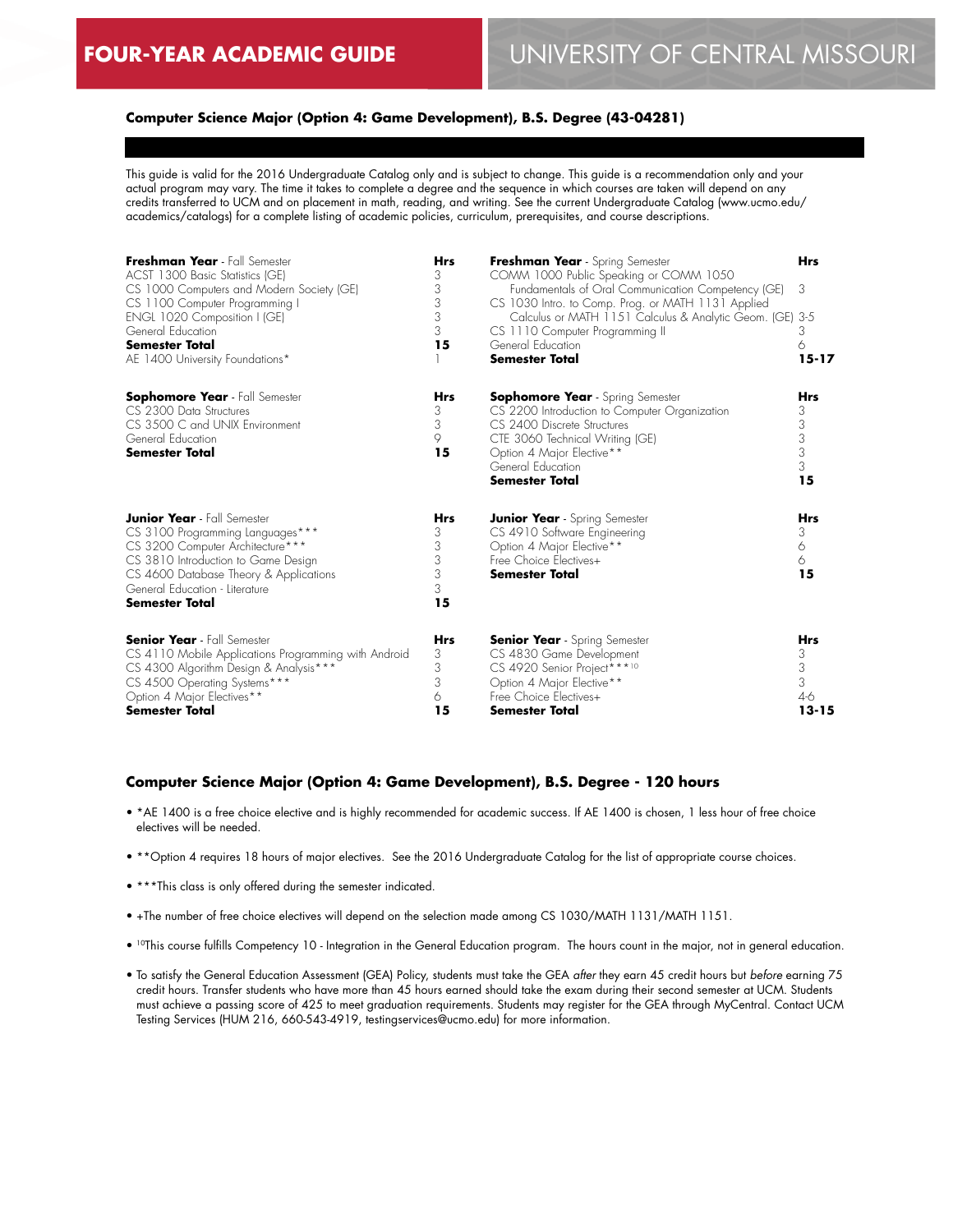**FOUR-YEAR ACADEMIC GUIDE** UNIVERSITY OF CENTRAL MISSOURI

### Computer Science Major (Option 4: Game Development), B.S. Degree (43-04281)

This guide is valid for the 2016 Undergraduate Catalog only and is subject to change. This guide is a recommendation only and your actual program may vary. The time it takes to complete a degree and the sequence in which courses are taken will depend on any credits transferred to UCM and on placement in math, reading, and writing. See the current Undergraduate Catalog (www.ucmo.edu/academics/catalogs) for a complete listing of academic policies, curriculum, prerequisites, and course descriptions.

| **Freshman Year** - Fall Semester | **Hrs** | **Freshman Year** - Spring Semester | **Hrs** |
|---|---|---|---|
| ACST 1300 Basic Statistics (GE) | 3 | COMM 1000 Public Speaking or COMM 1050 Fundamentals of Oral Communication Competency (GE) | 3 |
| CS 1000 Computers and Modern Society (GE) | 3 | CS 1030 Intro. to Comp. Prog. or MATH 1131 Applied Calculus or MATH 1151 Calculus & Analytic Geom. (GE) | 3-5 |
| CS 1100 Computer Programming I | 3 | CS 1110 Computer Programming II | 3 |
| ENGL 1020 Composition I (GE) | 3 | General Education | 6 |
| General Education | 3 | **Semester Total** | **15-17** |
| **Semester Total** | **15** | | |
| AE 1400 University Foundations* | 1 | | |

| **Sophomore Year** - Fall Semester | **Hrs** | **Sophomore Year** - Spring Semester | **Hrs** |
|---|---|---|---|
| CS 2300 Data Structures | 3 | CS 2200 Introduction to Computer Organization | 3 |
| CS 3500 C and UNIX Environment | 3 | CS 2400 Discrete Structures | 3 |
| General Education | 9 | CTE 3060 Technical Writing (GE) | 3 |
| **Semester Total** | **15** | Option 4 Major Elective** | 3 |
| | | General Education | 3 |
| | | **Semester Total** | **15** |

| **Junior Year** - Fall Semester | **Hrs** | **Junior Year** - Spring Semester | **Hrs** |
|---|---|---|---|
| CS 3100 Programming Languages*** | 3 | CS 4910 Software Engineering | 3 |
| CS 3200 Computer Architecture*** | 3 | Option 4 Major Elective** | 6 |
| CS 3810 Introduction to Game Design | 3 | Free Choice Electives+ | 6 |
| CS 4600 Database Theory & Applications | 3 | **Semester Total** | **15** |
| General Education - Literature | 3 | | |
| **Semester Total** | **15** | | |

| **Senior Year** - Fall Semester | **Hrs** | **Senior Year** - Spring Semester | **Hrs** |
|---|---|---|---|
| CS 4110 Mobile Applications Programming with Android | 3 | CS 4830 Game Development | 3 |
| CS 4300 Algorithm Design & Analysis*** | 3 | CS 4920 Senior Project***[10] | 3 |
| CS 4500 Operating Systems*** | 3 | Option 4 Major Elective** | 3 |
| Option 4 Major Electives** | 6 | Free Choice Electives+ | 4-6 |
| **Semester Total** | **15** | **Semester Total** | **13-15** |

### Computer Science Major (Option 4: Game Development), B.S. Degree - 120 hours

- *AE 1400 is a free choice elective and is highly recommended for academic success. If AE 1400 is chosen, 1 less hour of free choice electives will be needed.
- **Option 4 requires 18 hours of major electives. See the 2016 Undergraduate Catalog for the list of appropriate course choices.
- ***This class is only offered during the semester indicated.
- +The number of free choice electives will depend on the selection made among CS 1030/MATH 1131/MATH 1151.
- [10]This course fulfills Competency 10 - Integration in the General Education program. The hours count in the major, not in general education.
- To satisfy the General Education Assessment (GEA) Policy, students must take the GEA *after* they earn 45 credit hours but *before* earning 75 credit hours. Transfer students who have more than 45 hours earned should take the exam during their second semester at UCM. Students must achieve a passing score of 425 to meet graduation requirements. Students may register for the GEA through MyCentral. Contact UCM Testing Services (HUM 216, 660-543-4919, testingservices@ucmo.edu) for more information.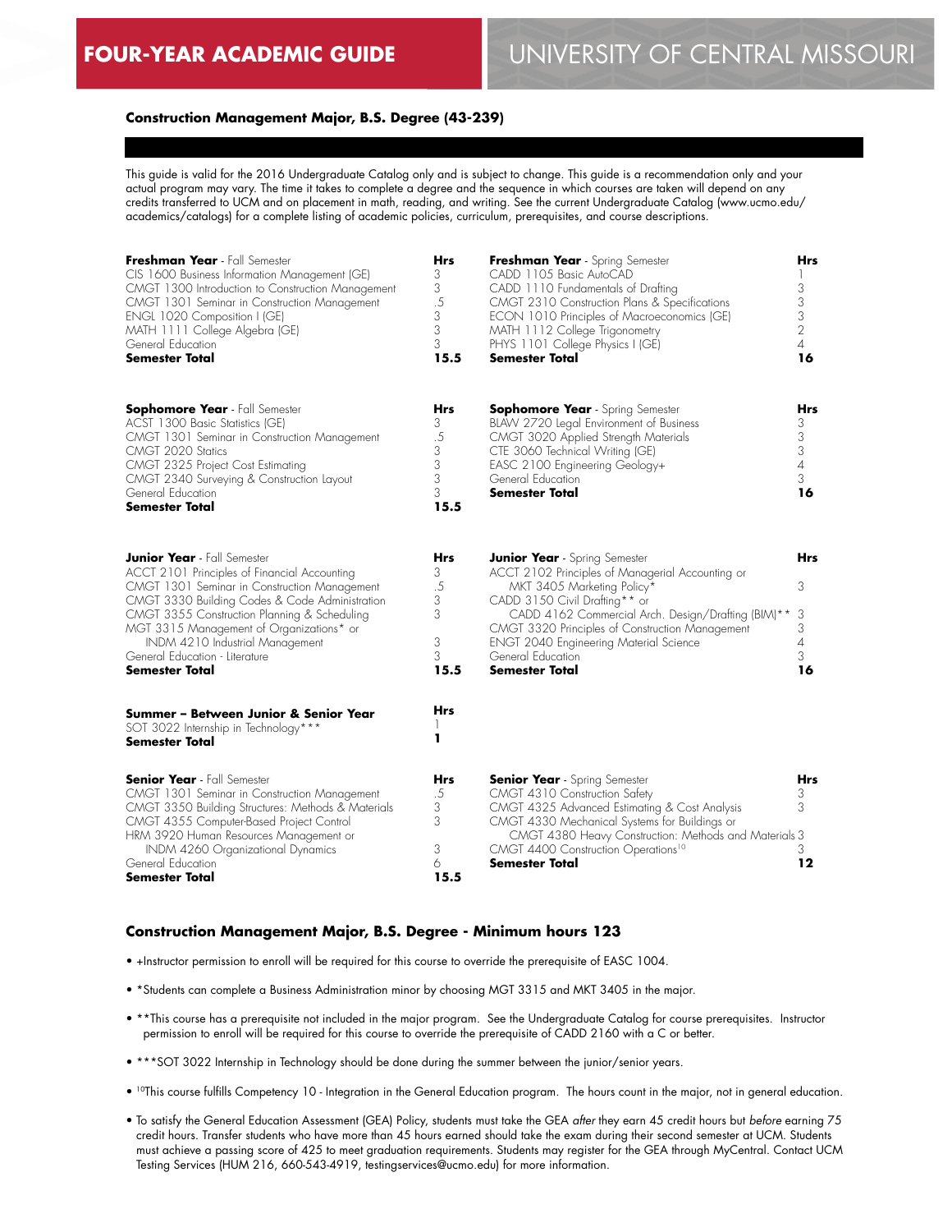# FOUR-YEAR ACADEMIC GUIDE

## UNIVERSITY OF CENTRAL MISSOURI

### Construction Management Major, B.S. Degree (43-239)

This guide is valid for the 2016 Undergraduate Catalog only and is subject to change. This guide is a recommendation only and your actual program may vary. The time it takes to complete a degree and the sequence in which courses are taken will depend on any credits transferred to UCM and on placement in math, reading, and writing. See the current Undergraduate Catalog (www.ucmo.edu/academics/catalogs) for a complete listing of academic policies, curriculum, prerequisites, and course descriptions.

| **Freshman Year** - Fall Semester | **Hrs** |
|---|---|
| CIS 1600 Business Information Management (GE) | 3 |
| CMGT 1300 Introduction to Construction Management | 3 |
| CMGT 1301 Seminar in Construction Management | .5 |
| ENGL 1020 Composition I (GE) | 3 |
| MATH 1111 College Algebra (GE) | 3 |
| General Education | 3 |
| **Semester Total** | **15.5** |

| **Freshman Year** - Spring Semester | **Hrs** |
|---|---|
| CADD 1105 Basic AutoCAD | 1 |
| CADD 1110 Fundamentals of Drafting | 3 |
| CMGT 2310 Construction Plans & Specifications | 3 |
| ECON 1010 Principles of Macroeconomics (GE) | 3 |
| MATH 1112 College Trigonometry | 2 |
| PHYS 1101 College Physics I (GE) | 4 |
| **Semester Total** | **16** |

| **Sophomore Year** - Fall Semester | **Hrs** |
|---|---|
| ACST 1300 Basic Statistics (GE) | 3 |
| CMGT 1301 Seminar in Construction Management | .5 |
| CMGT 2020 Statics | 3 |
| CMGT 2325 Project Cost Estimating | 3 |
| CMGT 2340 Surveying & Construction Layout | 3 |
| General Education | 3 |
| **Semester Total** | **15.5** |

| **Sophomore Year** - Spring Semester | **Hrs** |
|---|---|
| BLAW 2720 Legal Environment of Business | 3 |
| CMGT 3020 Applied Strength Materials | 3 |
| CTE 3060 Technical Writing (GE) | 3 |
| EASC 2100 Engineering Geology+ | 4 |
| General Education | 3 |
| **Semester Total** | **16** |

| **Junior Year** - Fall Semester | **Hrs** |
|---|---|
| ACCT 2101 Principles of Financial Accounting | 3 |
| CMGT 1301 Seminar in Construction Management | .5 |
| CMGT 3330 Building Codes & Code Administration | 3 |
| CMGT 3355 Construction Planning & Scheduling | 3 |
| MGT 3315 Management of Organizations* or INDM 4210 Industrial Management | 3 |
| General Education - Literature | 3 |
| **Semester Total** | **15.5** |

| **Junior Year** - Spring Semester | **Hrs** |
|---|---|
| ACCT 2102 Principles of Managerial Accounting or MKT 3405 Marketing Policy* | 3 |
| CADD 3150 Civil Drafting** or CADD 4162 Commercial Arch. Design/Drafting (BIM)** | 3 |
| CMGT 3320 Principles of Construction Management | 3 |
| ENGT 2040 Engineering Material Science | 4 |
| General Education | 3 |
| **Semester Total** | **16** |

| **Summer – Between Junior & Senior Year** | **Hrs** |
|---|---|
| SOT 3022 Internship in Technology*** | 1 |
| **Semester Total** | **1** |

| **Senior Year** - Fall Semester | **Hrs** |
|---|---|
| CMGT 1301 Seminar in Construction Management | .5 |
| CMGT 3350 Building Structures: Methods & Materials | 3 |
| CMGT 4355 Computer-Based Project Control | 3 |
| HRM 3920 Human Resources Management or INDM 4260 Organizational Dynamics | 3 |
| General Education | 6 |
| **Semester Total** | **15.5** |

| **Senior Year** - Spring Semester | **Hrs** |
|---|---|
| CMGT 4310 Construction Safety | 3 |
| CMGT 4325 Advanced Estimating & Cost Analysis | 3 |
| CMGT 4330 Mechanical Systems for Buildings or CMGT 4380 Heavy Construction: Methods and Materials | 3 |
| CMGT 4400 Construction Operations[10] | 3 |
| **Semester Total** | **12** |

### Construction Management Major, B.S. Degree - Minimum hours 123

- +Instructor permission to enroll will be required for this course to override the prerequisite of EASC 1004.
- *Students can complete a Business Administration minor by choosing MGT 3315 and MKT 3405 in the major.
- **This course has a prerequisite not included in the major program. See the Undergraduate Catalog for course prerequisites. Instructor permission to enroll will be required for this course to override the prerequisite of CADD 2160 with a C or better.
- ***SOT 3022 Internship in Technology should be done during the summer between the junior/senior years.
- [10]This course fulfills Competency 10 - Integration in the General Education program. The hours count in the major, not in general education.
- To satisfy the General Education Assessment (GEA) Policy, students must take the GEA *after* they earn 45 credit hours but *before* earning 75 credit hours. Transfer students who have more than 45 hours earned should take the exam during their second semester at UCM. Students must achieve a passing score of 425 to meet graduation requirements. Students may register for the GEA through MyCentral. Contact UCM Testing Services (HUM 216, 660-543-4919, testingservices@ucmo.edu) for more information.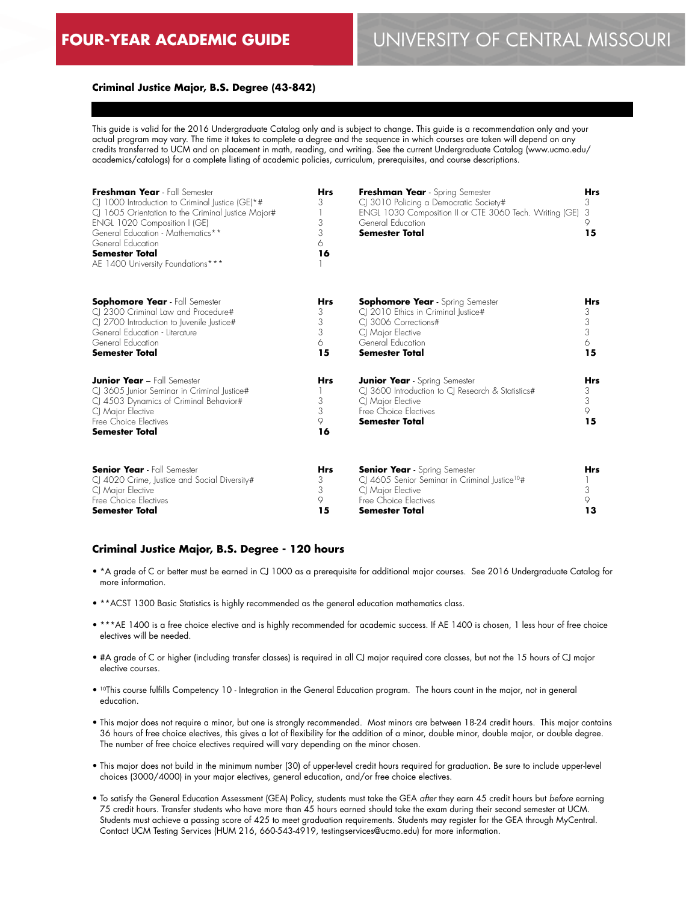# FOUR-YEAR ACADEMIC GUIDE

# UNIVERSITY OF CENTRAL MISSOURI

### Criminal Justice Major, B.S. Degree (43-842)

This guide is valid for the 2016 Undergraduate Catalog only and is subject to change. This guide is a recommendation only and your actual program may vary. The time it takes to complete a degree and the sequence in which courses are taken will depend on any credits transferred to UCM and on placement in math, reading, and writing. See the current Undergraduate Catalog (www.ucmo.edu/academics/catalogs) for a complete listing of academic policies, curriculum, prerequisites, and course descriptions.

| **Freshman Year** - Fall Semester | Hrs | **Freshman Year** - Spring Semester | Hrs |
|---|---|---|---|
| CJ 1000 Introduction to Criminal Justice (GE)*# | 3 | CJ 3010 Policing a Democratic Society# | 3 |
| CJ 1605 Orientation to the Criminal Justice Major# | 1 | ENGL 1030 Composition II or CTE 3060 Tech. Writing (GE) | 3 |
| ENGL 1020 Composition I (GE) | 3 | General Education | 9 |
| General Education - Mathematics** | 3 | **Semester Total** | **15** |
| General Education | 6 | | |
| **Semester Total** | **16** | | |
| AE 1400 University Foundations*** | 1 | | |

| **Sophomore Year** - Fall Semester | Hrs | **Sophomore Year** - Spring Semester | Hrs |
|---|---|---|---|
| CJ 2300 Criminal Law and Procedure# | 3 | CJ 2010 Ethics in Criminal Justice# | 3 |
| CJ 2700 Introduction to Juvenile Justice# | 3 | CJ 3006 Corrections# | 3 |
| General Education - Literature | 3 | CJ Major Elective | 3 |
| General Education | 6 | General Education | 6 |
| **Semester Total** | **15** | **Semester Total** | **15** |

| **Junior Year** – Fall Semester | Hrs | **Junior Year** - Spring Semester | Hrs |
|---|---|---|---|
| CJ 3605 Junior Seminar in Criminal Justice# | 1 | CJ 3600 Introduction to CJ Research & Statistics# | 3 |
| CJ 4503 Dynamics of Criminal Behavior# | 3 | CJ Major Elective | 3 |
| CJ Major Elective | 3 | Free Choice Electives | 9 |
| Free Choice Electives | 9 | **Semester Total** | **15** |
| **Semester Total** | **16** | | |

| **Senior Year** - Fall Semester | Hrs | **Senior Year** - Spring Semester | Hrs |
|---|---|---|---|
| CJ 4020 Crime, Justice and Social Diversity# | 3 | CJ 4605 Senior Seminar in Criminal Justice[10]# | 1 |
| CJ Major Elective | 3 | CJ Major Elective | 3 |
| Free Choice Electives | 9 | Free Choice Electives | 9 |
| **Semester Total** | **15** | **Semester Total** | **13** |

### Criminal Justice Major, B.S. Degree - 120 hours

- *A grade of C or better must be earned in CJ 1000 as a prerequisite for additional major courses. See 2016 Undergraduate Catalog for more information.
- **ACST 1300 Basic Statistics is highly recommended as the general education mathematics class.
- ***AE 1400 is a free choice elective and is highly recommended for academic success. If AE 1400 is chosen, 1 less hour of free choice electives will be needed.
- #A grade of C or higher (including transfer classes) is required in all CJ major required core classes, but not the 15 hours of CJ major elective courses.
- [10]This course fulfills Competency 10 - Integration in the General Education program. The hours count in the major, not in general education.
- This major does not require a minor, but one is strongly recommended. Most minors are between 18-24 credit hours. This major contains 36 hours of free choice electives, this gives a lot of flexibility for the addition of a minor, double minor, double major, or double degree. The number of free choice electives required will vary depending on the minor chosen.
- This major does not build in the minimum number (30) of upper-level credit hours required for graduation. Be sure to include upper-level choices (3000/4000) in your major electives, general education, and/or free choice electives.
- To satisfy the General Education Assessment (GEA) Policy, students must take the GEA *after* they earn 45 credit hours but *before* earning 75 credit hours. Transfer students who have more than 45 hours earned should take the exam during their second semester at UCM. Students must achieve a passing score of 425 to meet graduation requirements. Students may register for the GEA through MyCentral. Contact UCM Testing Services (HUM 216, 660-543-4919, testingservices@ucmo.edu) for more information.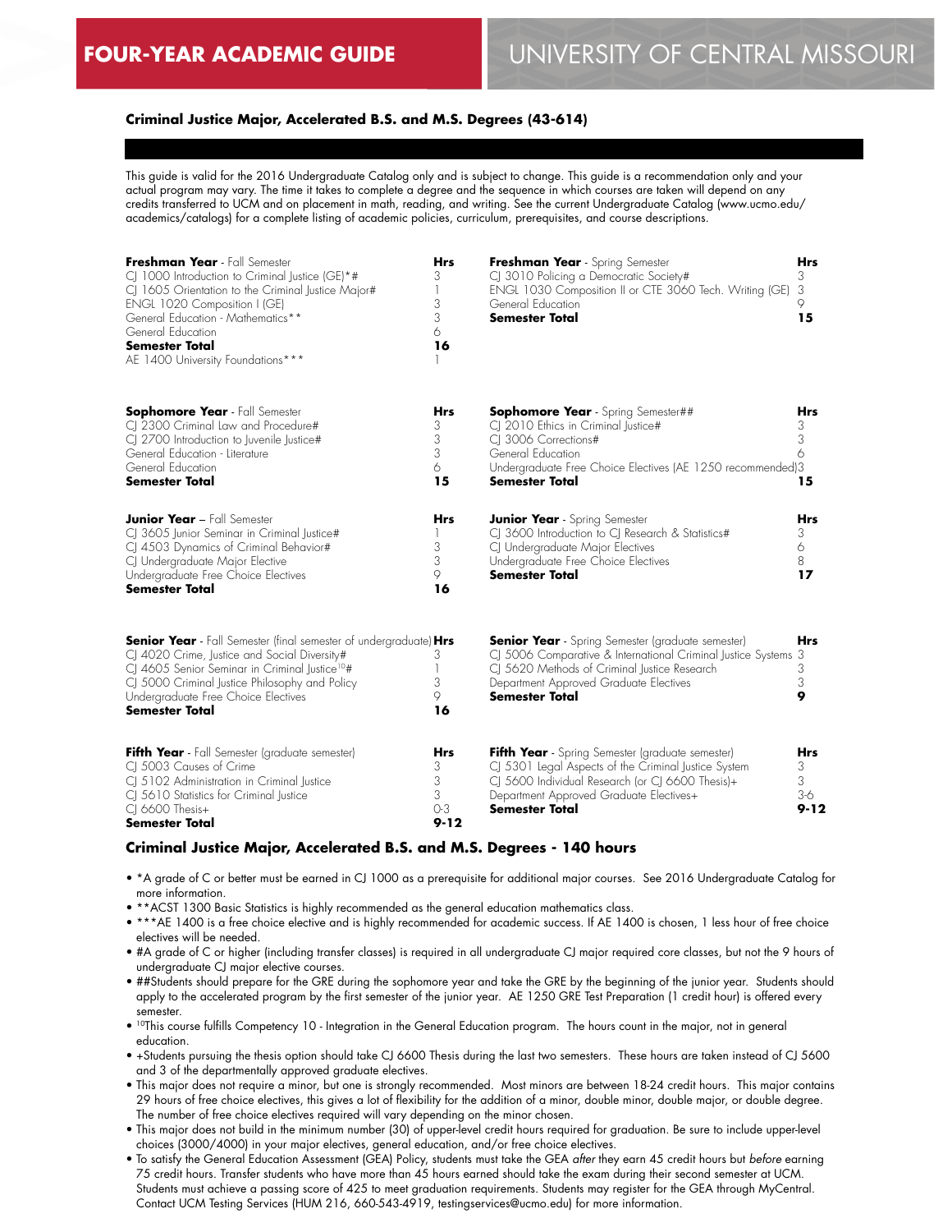# FOUR-YEAR ACADEMIC GUIDE

# UNIVERSITY OF CENTRAL MISSOURI

## Criminal Justice Major, Accelerated B.S. and M.S. Degrees (43-614)

This guide is valid for the 2016 Undergraduate Catalog only and is subject to change. This guide is a recommendation only and your actual program may vary. The time it takes to complete a degree and the sequence in which courses are taken will depend on any credits transferred to UCM and on placement in math, reading, and writing. See the current Undergraduate Catalog (www.ucmo.edu/academics/catalogs) for a complete listing of academic policies, curriculum, prerequisites, and course descriptions.

| **Freshman Year** - Fall Semester | **Hrs** |
|---|---|
| CJ 1000 Introduction to Criminal Justice (GE)*# | 3 |
| CJ 1605 Orientation to the Criminal Justice Major# | 1 |
| ENGL 1020 Composition I (GE) | 3 |
| General Education - Mathematics** | 3 |
| General Education | 6 |
| **Semester Total** | **16** |
| AE 1400 University Foundations*** | 1 |

| **Freshman Year** - Spring Semester | **Hrs** |
|---|---|
| CJ 3010 Policing a Democratic Society# | 3 |
| ENGL 1030 Composition II or CTE 3060 Tech. Writing (GE) | 3 |
| General Education | 9 |
| **Semester Total** | **15** |

| **Sophomore Year** - Fall Semester | **Hrs** |
|---|---|
| CJ 2300 Criminal Law and Procedure# | 3 |
| CJ 2700 Introduction to Juvenile Justice# | 3 |
| General Education - Literature | 3 |
| General Education | 6 |
| **Semester Total** | **15** |

| **Sophomore Year** - Spring Semester## | **Hrs** |
|---|---|
| CJ 2010 Ethics in Criminal Justice# | 3 |
| CJ 3006 Corrections# | 3 |
| General Education | 6 |
| Undergraduate Free Choice Electives (AE 1250 recommended) | 3 |
| **Semester Total** | **15** |

| **Junior Year** – Fall Semester | **Hrs** |
|---|---|
| CJ 3605 Junior Seminar in Criminal Justice# | 1 |
| CJ 4503 Dynamics of Criminal Behavior# | 3 |
| CJ Undergraduate Major Elective | 3 |
| Undergraduate Free Choice Electives | 9 |
| **Semester Total** | **16** |

| **Junior Year** - Spring Semester | **Hrs** |
|---|---|
| CJ 3600 Introduction to CJ Research & Statistics# | 3 |
| CJ Undergraduate Major Electives | 6 |
| Undergraduate Free Choice Electives | 8 |
| **Semester Total** | **17** |

| **Senior Year** - Fall Semester (final semester of undergraduate) | **Hrs** |
|---|---|
| CJ 4020 Crime, Justice and Social Diversity# | 3 |
| CJ 4605 Senior Seminar in Criminal Justice[10]# | 1 |
| CJ 5000 Criminal Justice Philosophy and Policy | 3 |
| Undergraduate Free Choice Electives | 9 |
| **Semester Total** | **16** |

| **Senior Year** - Spring Semester (graduate semester) | **Hrs** |
|---|---|
| CJ 5006 Comparative & International Criminal Justice Systems | 3 |
| CJ 5620 Methods of Criminal Justice Research | 3 |
| Department Approved Graduate Electives | 3 |
| **Semester Total** | **9** |

| **Fifth Year** - Fall Semester (graduate semester) | **Hrs** |
|---|---|
| CJ 5003 Causes of Crime | 3 |
| CJ 5102 Administration in Criminal Justice | 3 |
| CJ 5610 Statistics for Criminal Justice | 3 |
| CJ 6600 Thesis+ | 0-3 |
| **Semester Total** | **9-12** |

| **Fifth Year** - Spring Semester (graduate semester) | **Hrs** |
|---|---|
| CJ 5301 Legal Aspects of the Criminal Justice System | 3 |
| CJ 5600 Individual Research (or CJ 6600 Thesis)+ | 3 |
| Department Approved Graduate Electives+ | 3-6 |
| **Semester Total** | **9-12** |

### Criminal Justice Major, Accelerated B.S. and M.S. Degrees - 140 hours

- *A grade of C or better must be earned in CJ 1000 as a prerequisite for additional major courses. See 2016 Undergraduate Catalog for more information.
- **ACST 1300 Basic Statistics is highly recommended as the general education mathematics class.
- ***AE 1400 is a free choice elective and is highly recommended for academic success. If AE 1400 is chosen, 1 less hour of free choice electives will be needed.
- #A grade of C or higher (including transfer classes) is required in all undergraduate CJ major required core classes, but not the 9 hours of undergraduate CJ major elective courses.
- ##Students should prepare for the GRE during the sophomore year and take the GRE by the beginning of the junior year. Students should apply to the accelerated program by the first semester of the junior year. AE 1250 GRE Test Preparation (1 credit hour) is offered every semester.
- [10]This course fulfills Competency 10 - Integration in the General Education program. The hours count in the major, not in general education.
- +Students pursuing the thesis option should take CJ 6600 Thesis during the last two semesters. These hours are taken instead of CJ 5600 and 3 of the departmentally approved graduate electives.
- This major does not require a minor, but one is strongly recommended. Most minors are between 18-24 credit hours. This major contains 29 hours of free choice electives, this gives a lot of flexibility for the addition of a minor, double minor, double major, or double degree. The number of free choice electives required will vary depending on the minor chosen.
- This major does not build in the minimum number (30) of upper-level credit hours required for graduation. Be sure to include upper-level choices (3000/4000) in your major electives, general education, and/or free choice electives.
- To satisfy the General Education Assessment (GEA) Policy, students must take the GEA *after* they earn 45 credit hours but *before* earning 75 credit hours. Transfer students who have more than 45 hours earned should take the exam during their second semester at UCM. Students must achieve a passing score of 425 to meet graduation requirements. Students may register for the GEA through MyCentral. Contact UCM Testing Services (HUM 216, 660-543-4919, testingservices@ucmo.edu) for more information.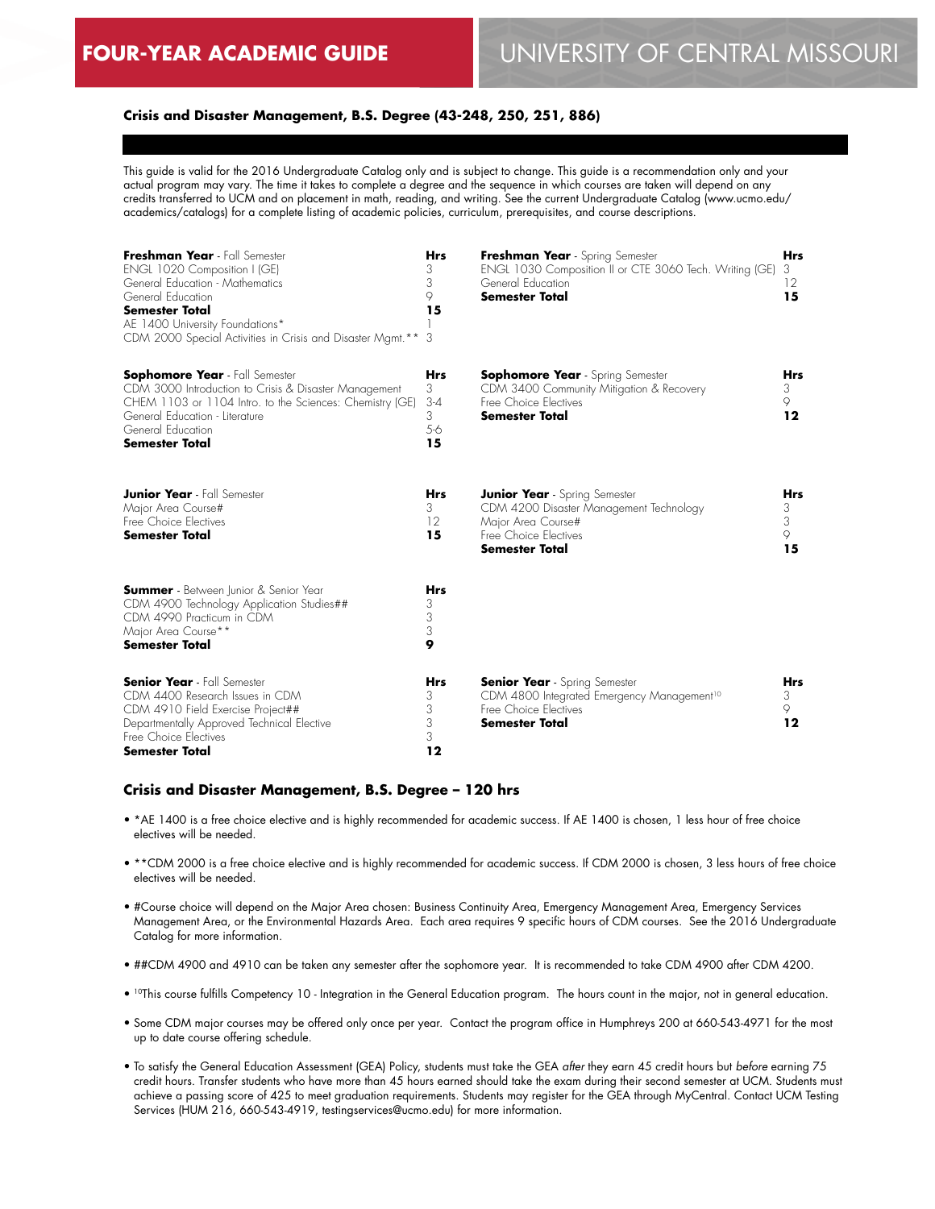# FOUR-YEAR ACADEMIC GUIDE

## UNIVERSITY OF CENTRAL MISSOURI

### Crisis and Disaster Management, B.S. Degree (43-248, 250, 251, 886)

This guide is valid for the 2016 Undergraduate Catalog only and is subject to change. This guide is a recommendation only and your actual program may vary. The time it takes to complete a degree and the sequence in which courses are taken will depend on any credits transferred to UCM and on placement in math, reading, and writing. See the current Undergraduate Catalog (www.ucmo.edu/academics/catalogs) for a complete listing of academic policies, curriculum, prerequisites, and course descriptions.

| **Freshman Year** - Fall Semester | **Hrs** |
|---|---|
| ENGL 1020 Composition I (GE) | 3 |
| General Education - Mathematics | 3 |
| General Education | 9 |
| **Semester Total** | **15** |
| AE 1400 University Foundations* | 1 |
| CDM 2000 Special Activities in Crisis and Disaster Mgmt.** | 3 |

| **Freshman Year** - Spring Semester | **Hrs** |
|---|---|
| ENGL 1030 Composition II or CTE 3060 Tech. Writing (GE) | 3 |
| General Education | 12 |
| **Semester Total** | **15** |

| **Sophomore Year** - Fall Semester | **Hrs** |
|---|---|
| CDM 3000 Introduction to Crisis & Disaster Management | 3 |
| CHEM 1103 or 1104 Intro. to the Sciences: Chemistry (GE) | 3-4 |
| General Education - Literature | 3 |
| General Education | 5-6 |
| **Semester Total** | **15** |

| **Sophomore Year** - Spring Semester | **Hrs** |
|---|---|
| CDM 3400 Community Mitigation & Recovery | 3 |
| Free Choice Electives | 9 |
| **Semester Total** | **12** |

| **Junior Year** - Fall Semester | **Hrs** |
|---|---|
| Major Area Course# | 3 |
| Free Choice Electives | 12 |
| **Semester Total** | **15** |

| **Junior Year** - Spring Semester | **Hrs** |
|---|---|
| CDM 4200 Disaster Management Technology | 3 |
| Major Area Course# | 3 |
| Free Choice Electives | 9 |
| **Semester Total** | **15** |

| **Summer** - Between Junior & Senior Year | **Hrs** |
|---|---|
| CDM 4900 Technology Application Studies## | 3 |
| CDM 4990 Practicum in CDM | 3 |
| Major Area Course** | 3 |
| **Semester Total** | **9** |

| **Senior Year** - Fall Semester | **Hrs** |
|---|---|
| CDM 4400 Research Issues in CDM | 3 |
| CDM 4910 Field Exercise Project## | 3 |
| Departmentally Approved Technical Elective | 3 |
| Free Choice Electives | 3 |
| **Semester Total** | **12** |

| **Senior Year** - Spring Semester | **Hrs** |
|---|---|
| CDM 4800 Integrated Emergency Management[10] | 3 |
| Free Choice Electives | 9 |
| **Semester Total** | **12** |

### Crisis and Disaster Management, B.S. Degree – 120 hrs

- *AE 1400 is a free choice elective and is highly recommended for academic success. If AE 1400 is chosen, 1 less hour of free choice electives will be needed.
- **CDM 2000 is a free choice elective and is highly recommended for academic success. If CDM 2000 is chosen, 3 less hours of free choice electives will be needed.
- #Course choice will depend on the Major Area chosen: Business Continuity Area, Emergency Management Area, Emergency Services Management Area, or the Environmental Hazards Area. Each area requires 9 specific hours of CDM courses. See the 2016 Undergraduate Catalog for more information.
- ##CDM 4900 and 4910 can be taken any semester after the sophomore year. It is recommended to take CDM 4900 after CDM 4200.
- [10]This course fulfills Competency 10 - Integration in the General Education program. The hours count in the major, not in general education.
- Some CDM major courses may be offered only once per year. Contact the program office in Humphreys 200 at 660-543-4971 for the most up to date course offering schedule.
- To satisfy the General Education Assessment (GEA) Policy, students must take the GEA *after* they earn 45 credit hours but *before* earning 75 credit hours. Transfer students who have more than 45 hours earned should take the exam during their second semester at UCM. Students must achieve a passing score of 425 to meet graduation requirements. Students may register for the GEA through MyCentral. Contact UCM Testing Services (HUM 216, 660-543-4919, testingservices@ucmo.edu) for more information.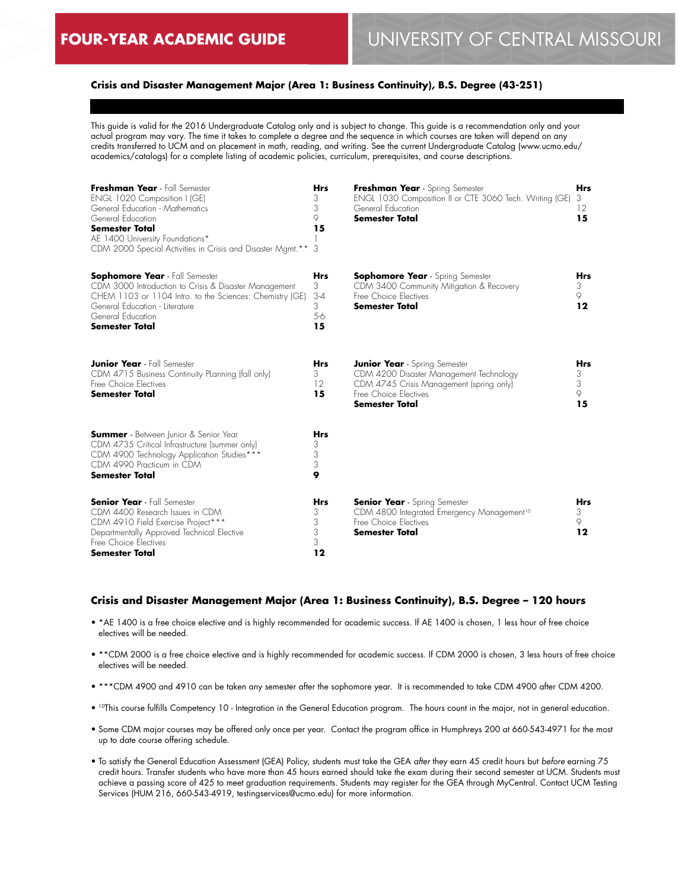# FOUR-YEAR ACADEMIC GUIDE — UNIVERSITY OF CENTRAL MISSOURI

### Crisis and Disaster Management Major (Area 1: Business Continuity), B.S. Degree (43-251)

This guide is valid for the 2016 Undergraduate Catalog only and is subject to change. This guide is a recommendation only and your actual program may vary. The time it takes to complete a degree and the sequence in which courses are taken will depend on any credits transferred to UCM and on placement in math, reading, and writing. See the current Undergraduate Catalog (www.ucmo.edu/academics/catalogs) for a complete listing of academic policies, curriculum, prerequisites, and course descriptions.

| **Freshman Year** - Fall Semester | **Hrs** |
|---|---|
| ENGL 1020 Composition I (GE) | 3 |
| General Education - Mathematics | 3 |
| General Education | 9 |
| **Semester Total** | **15** |
| AE 1400 University Foundations* | 1 |
| CDM 2000 Special Activities in Crisis and Disaster Mgmt.** | 3 |

| **Freshman Year** - Spring Semester | **Hrs** |
|---|---|
| ENGL 1030 Composition II or CTE 3060 Tech. Writing (GE) | 3 |
| General Education | 12 |
| **Semester Total** | **15** |

| **Sophomore Year** - Fall Semester | **Hrs** |
|---|---|
| CDM 3000 Introduction to Crisis & Disaster Management | 3 |
| CHEM 1103 or 1104 Intro. to the Sciences: Chemistry (GE) | 3-4 |
| General Education - Literature | 3 |
| General Education | 5-6 |
| **Semester Total** | **15** |

| **Sophomore Year** - Spring Semester | **Hrs** |
|---|---|
| CDM 3400 Community Mitigation & Recovery | 3 |
| Free Choice Electives | 9 |
| **Semester Total** | **12** |

| **Junior Year** - Fall Semester | **Hrs** |
|---|---|
| CDM 4715 Business Continuity PLanning (fall only) | 3 |
| Free Choice Electives | 12 |
| **Semester Total** | **15** |

| **Junior Year** - Spring Semester | **Hrs** |
|---|---|
| CDM 4200 Disaster Management Technology | 3 |
| CDM 4745 Crisis Management (spring only) | 3 |
| Free Choice Electives | 9 |
| **Semester Total** | **15** |

| **Summer** - Between Junior & Senior Year | **Hrs** |
|---|---|
| CDM 4735 Critical Infrastructure (summer only) | 3 |
| CDM 4900 Technology Application Studies*** | 3 |
| CDM 4990 Practicum in CDM | 3 |
| **Semester Total** | **9** |

| **Senior Year** - Fall Semester | **Hrs** |
|---|---|
| CDM 4400 Research Issues in CDM | 3 |
| CDM 4910 Field Exercise Project*** | 3 |
| Departmentally Approved Technical Elective | 3 |
| Free Choice Electives | 3 |
| **Semester Total** | **12** |

| **Senior Year** - Spring Semester | **Hrs** |
|---|---|
| CDM 4800 Integrated Emergency Management[10] | 3 |
| Free Choice Electives | 9 |
| **Semester Total** | **12** |

### Crisis and Disaster Management Major (Area 1: Business Continuity), B.S. Degree – 120 hours

- *AE 1400 is a free choice elective and is highly recommended for academic success. If AE 1400 is chosen, 1 less hour of free choice electives will be needed.
- **CDM 2000 is a free choice elective and is highly recommended for academic success. If CDM 2000 is chosen, 3 less hours of free choice electives will be needed.
- ***CDM 4900 and 4910 can be taken any semester after the sophomore year. It is recommended to take CDM 4900 after CDM 4200.
- [10]This course fulfills Competency 10 - Integration in the General Education program. The hours count in the major, not in general education.
- Some CDM major courses may be offered only once per year. Contact the program office in Humphreys 200 at 660-543-4971 for the most up to date course offering schedule.
- To satisfy the General Education Assessment (GEA) Policy, students must take the GEA *after* they earn 45 credit hours but *before* earning 75 credit hours. Transfer students who have more than 45 hours earned should take the exam during their second semester at UCM. Students must achieve a passing score of 425 to meet graduation requirements. Students may register for the GEA through MyCentral. Contact UCM Testing Services (HUM 216, 660-543-4919, testingservices@ucmo.edu) for more information.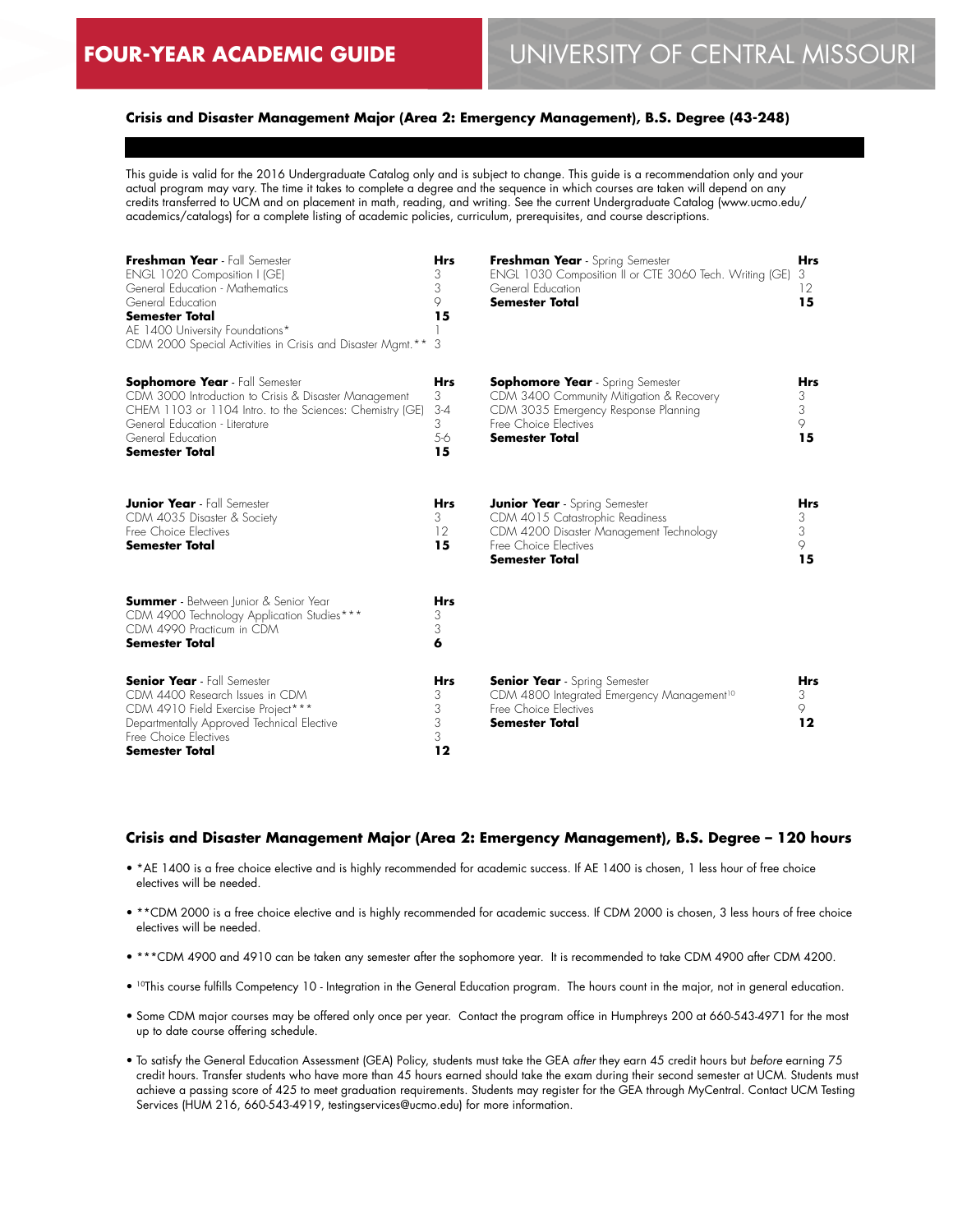# FOUR-YEAR ACADEMIC GUIDE

## UNIVERSITY OF CENTRAL MISSOURI

### Crisis and Disaster Management Major (Area 2: Emergency Management), B.S. Degree (43-248)

This guide is valid for the 2016 Undergraduate Catalog only and is subject to change. This guide is a recommendation only and your actual program may vary. The time it takes to complete a degree and the sequence in which courses are taken will depend on any credits transferred to UCM and on placement in math, reading, and writing. See the current Undergraduate Catalog (www.ucmo.edu/academics/catalogs) for a complete listing of academic policies, curriculum, prerequisites, and course descriptions.

| **Freshman Year** - Fall Semester | Hrs |
|---|---|
| ENGL 1020 Composition I (GE) | 3 |
| General Education - Mathematics | 3 |
| General Education | 9 |
| **Semester Total** | **15** |
| AE 1400 University Foundations* | 1 |
| CDM 2000 Special Activities in Crisis and Disaster Mgmt.** | 3 |

| **Freshman Year** - Spring Semester | Hrs |
|---|---|
| ENGL 1030 Composition II or CTE 3060 Tech. Writing (GE) | 3 |
| General Education | 12 |
| **Semester Total** | **15** |

| **Sophomore Year** - Fall Semester | Hrs |
|---|---|
| CDM 3000 Introduction to Crisis & Disaster Management | 3 |
| CHEM 1103 or 1104 Intro. to the Sciences: Chemistry (GE) | 3-4 |
| General Education - Literature | 3 |
| General Education | 5-6 |
| **Semester Total** | **15** |

| **Sophomore Year** - Spring Semester | Hrs |
|---|---|
| CDM 3400 Community Mitigation & Recovery | 3 |
| CDM 3035 Emergency Response Planning | 3 |
| Free Choice Electives | 9 |
| **Semester Total** | **15** |

| **Junior Year** - Fall Semester | Hrs |
|---|---|
| CDM 4035 Disaster & Society | 3 |
| Free Choice Electives | 12 |
| **Semester Total** | **15** |

| **Junior Year** - Spring Semester | Hrs |
|---|---|
| CDM 4015 Catastrophic Readiness | 3 |
| CDM 4200 Disaster Management Technology | 3 |
| Free Choice Electives | 9 |
| **Semester Total** | **15** |

| **Summer** - Between Junior & Senior Year | Hrs |
|---|---|
| CDM 4900 Technology Application Studies*** | 3 |
| CDM 4990 Practicum in CDM | 3 |
| **Semester Total** | **6** |

| **Senior Year** - Fall Semester | Hrs |
|---|---|
| CDM 4400 Research Issues in CDM | 3 |
| CDM 4910 Field Exercise Project*** | 3 |
| Departmentally Approved Technical Elective | 3 |
| Free Choice Electives | 3 |
| **Semester Total** | **12** |

| **Senior Year** - Spring Semester | Hrs |
|---|---|
| CDM 4800 Integrated Emergency Management[10] | 3 |
| Free Choice Electives | 9 |
| **Semester Total** | **12** |

### Crisis and Disaster Management Major (Area 2: Emergency Management), B.S. Degree – 120 hours

- *AE 1400 is a free choice elective and is highly recommended for academic success. If AE 1400 is chosen, 1 less hour of free choice electives will be needed.
- **CDM 2000 is a free choice elective and is highly recommended for academic success. If CDM 2000 is chosen, 3 less hours of free choice electives will be needed.
- ***CDM 4900 and 4910 can be taken any semester after the sophomore year. It is recommended to take CDM 4900 after CDM 4200.
- [10]This course fulfills Competency 10 - Integration in the General Education program. The hours count in the major, not in general education.
- Some CDM major courses may be offered only once per year. Contact the program office in Humphreys 200 at 660-543-4971 for the most up to date course offering schedule.
- To satisfy the General Education Assessment (GEA) Policy, students must take the GEA *after* they earn 45 credit hours but *before* earning 75 credit hours. Transfer students who have more than 45 hours earned should take the exam during their second semester at UCM. Students must achieve a passing score of 425 to meet graduation requirements. Students may register for the GEA through MyCentral. Contact UCM Testing Services (HUM 216, 660-543-4919, testingservices@ucmo.edu) for more information.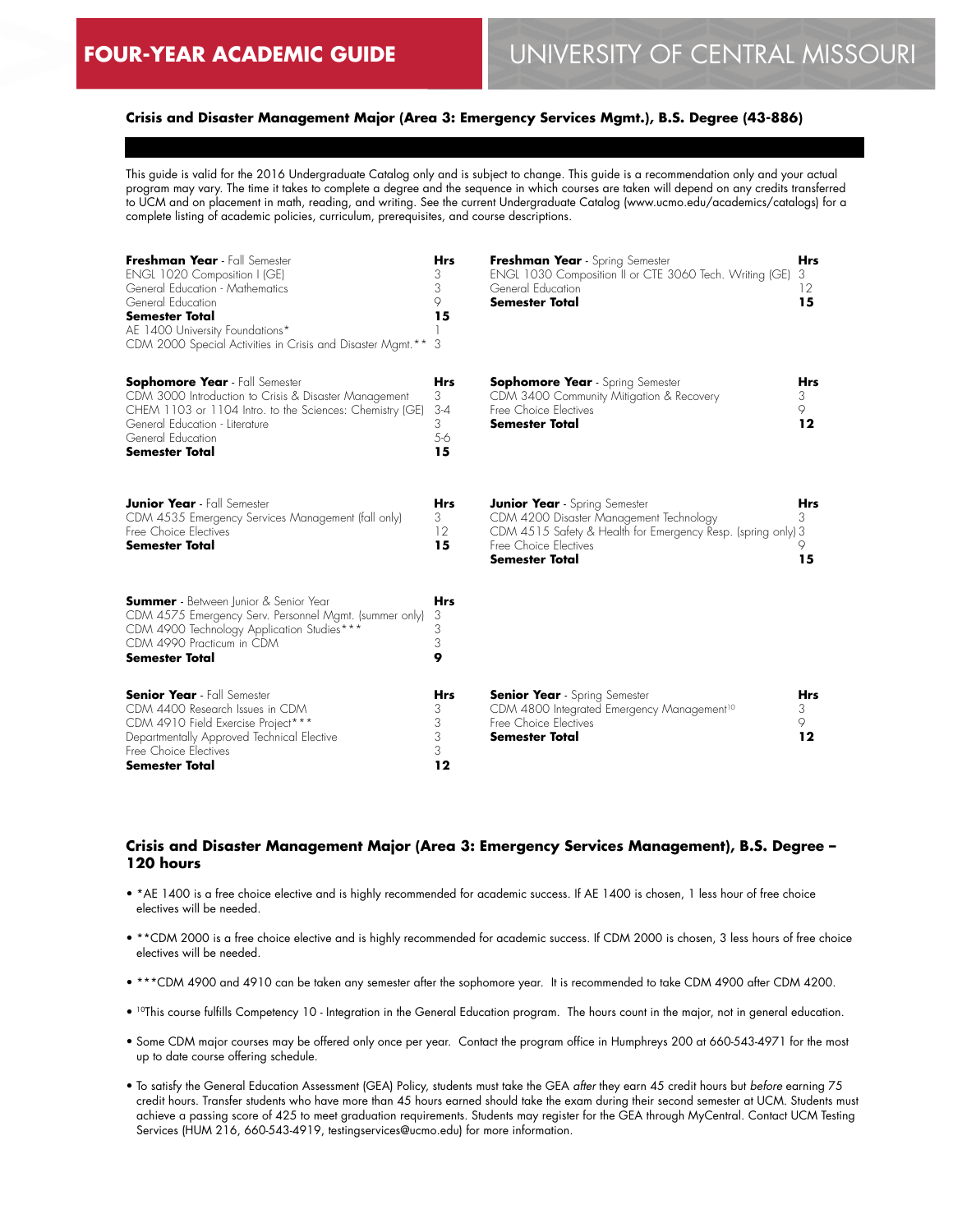# FOUR-YEAR ACADEMIC GUIDE

# UNIVERSITY OF CENTRAL MISSOURI

## Crisis and Disaster Management Major (Area 3: Emergency Services Mgmt.), B.S. Degree (43-886)

This guide is valid for the 2016 Undergraduate Catalog only and is subject to change. This guide is a recommendation only and your actual program may vary. The time it takes to complete a degree and the sequence in which courses are taken will depend on any credits transferred to UCM and on placement in math, reading, and writing. See the current Undergraduate Catalog (www.ucmo.edu/academics/catalogs) for a complete listing of academic policies, curriculum, prerequisites, and course descriptions.

| **Freshman Year** - Fall Semester | **Hrs** |
|---|---|
| ENGL 1020 Composition I (GE) | 3 |
| General Education - Mathematics | 3 |
| General Education | 9 |
| **Semester Total** | **15** |
| AE 1400 University Foundations* | 1 |
| CDM 2000 Special Activities in Crisis and Disaster Mgmt.** | 3 |

| **Freshman Year** - Spring Semester | **Hrs** |
|---|---|
| ENGL 1030 Composition II or CTE 3060 Tech. Writing (GE) | 3 |
| General Education | 12 |
| **Semester Total** | **15** |

| **Sophomore Year** - Fall Semester | **Hrs** |
|---|---|
| CDM 3000 Introduction to Crisis & Disaster Management | 3 |
| CHEM 1103 or 1104 Intro. to the Sciences: Chemistry (GE) | 3-4 |
| General Education - Literature | 3 |
| General Education | 5-6 |
| **Semester Total** | **15** |

| **Sophomore Year** - Spring Semester | **Hrs** |
|---|---|
| CDM 3400 Community Mitigation & Recovery | 3 |
| Free Choice Electives | 9 |
| **Semester Total** | **12** |

| **Junior Year** - Fall Semester | **Hrs** |
|---|---|
| CDM 4535 Emergency Services Management (fall only) | 3 |
| Free Choice Electives | 12 |
| **Semester Total** | **15** |

| **Junior Year** - Spring Semester | **Hrs** |
|---|---|
| CDM 4200 Disaster Management Technology | 3 |
| CDM 4515 Safety & Health for Emergency Resp. (spring only) | 3 |
| Free Choice Electives | 9 |
| **Semester Total** | **15** |

| **Summer** - Between Junior & Senior Year | **Hrs** |
|---|---|
| CDM 4575 Emergency Serv. Personnel Mgmt. (summer only) | 3 |
| CDM 4900 Technology Application Studies*** | 3 |
| CDM 4990 Practicum in CDM | 3 |
| **Semester Total** | **9** |

| **Senior Year** - Fall Semester | **Hrs** |
|---|---|
| CDM 4400 Research Issues in CDM | 3 |
| CDM 4910 Field Exercise Project*** | 3 |
| Departmentally Approved Technical Elective | 3 |
| Free Choice Electives | 3 |
| **Semester Total** | **12** |

| **Senior Year** - Spring Semester | **Hrs** |
|---|---|
| CDM 4800 Integrated Emergency Management[10] | 3 |
| Free Choice Electives | 9 |
| **Semester Total** | **12** |

## Crisis and Disaster Management Major (Area 3: Emergency Services Management), B.S. Degree – 120 hours

- *AE 1400 is a free choice elective and is highly recommended for academic success. If AE 1400 is chosen, 1 less hour of free choice electives will be needed.
- **CDM 2000 is a free choice elective and is highly recommended for academic success. If CDM 2000 is chosen, 3 less hours of free choice electives will be needed.
- ***CDM 4900 and 4910 can be taken any semester after the sophomore year. It is recommended to take CDM 4900 after CDM 4200.
- [10]This course fulfills Competency 10 - Integration in the General Education program. The hours count in the major, not in general education.
- Some CDM major courses may be offered only once per year. Contact the program office in Humphreys 200 at 660-543-4971 for the most up to date course offering schedule.
- To satisfy the General Education Assessment (GEA) Policy, students must take the GEA *after* they earn 45 credit hours but *before* earning 75 credit hours. Transfer students who have more than 45 hours earned should take the exam during their second semester at UCM. Students must achieve a passing score of 425 to meet graduation requirements. Students may register for the GEA through MyCentral. Contact UCM Testing Services (HUM 216, 660-543-4919, testingservices@ucmo.edu) for more information.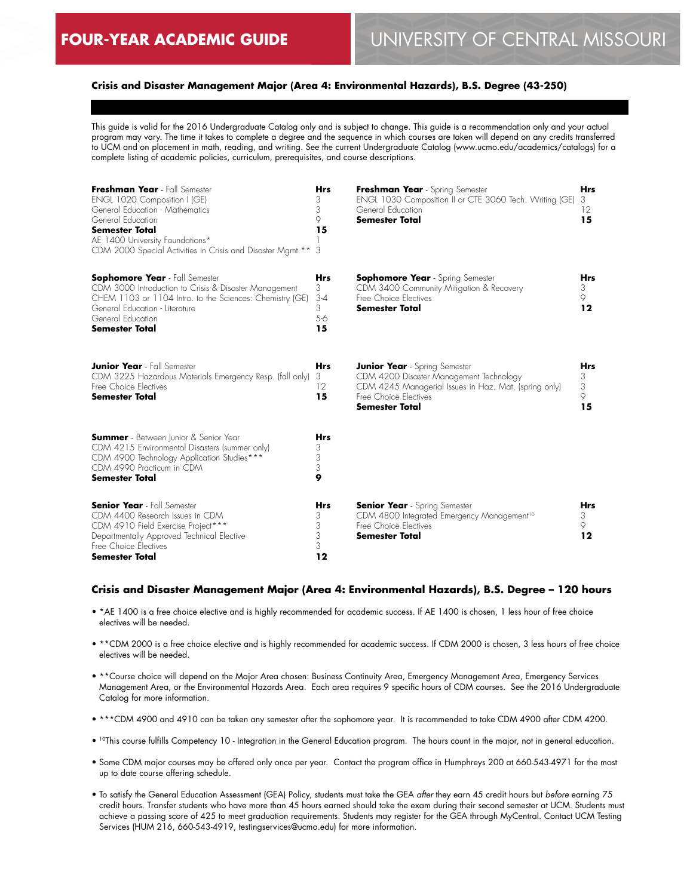# FOUR-YEAR ACADEMIC GUIDE

# UNIVERSITY OF CENTRAL MISSOURI

### Crisis and Disaster Management Major (Area 4: Environmental Hazards), B.S. Degree (43-250)

This guide is valid for the 2016 Undergraduate Catalog only and is subject to change. This guide is a recommendation only and your actual program may vary. The time it takes to complete a degree and the sequence in which courses are taken will depend on any credits transferred to UCM and on placement in math, reading, and writing. See the current Undergraduate Catalog (www.ucmo.edu/academics/catalogs) for a complete listing of academic policies, curriculum, prerequisites, and course descriptions.

| **Freshman Year** - Fall Semester | **Hrs** |
|---|---|
| ENGL 1020 Composition I (GE) | 3 |
| General Education - Mathematics | 3 |
| General Education | 9 |
| **Semester Total** | **15** |
| AE 1400 University Foundations* | 1 |
| CDM 2000 Special Activities in Crisis and Disaster Mgmt.** | 3 |

| **Freshman Year** - Spring Semester | **Hrs** |
|---|---|
| ENGL 1030 Composition II or CTE 3060 Tech. Writing (GE) | 3 |
| General Education | 12 |
| **Semester Total** | **15** |

| **Sophomore Year** - Fall Semester | **Hrs** |
|---|---|
| CDM 3000 Introduction to Crisis & Disaster Management | 3 |
| CHEM 1103 or 1104 Intro. to the Sciences: Chemistry (GE) | 3-4 |
| General Education - Literature | 3 |
| General Education | 5-6 |
| **Semester Total** | **15** |

| **Sophomore Year** - Spring Semester | **Hrs** |
|---|---|
| CDM 3400 Community Mitigation & Recovery | 3 |
| Free Choice Electives | 9 |
| **Semester Total** | **12** |

| **Junior Year** - Fall Semester | **Hrs** |
|---|---|
| CDM 3225 Hazardous Materials Emergency Resp. (fall only) | 3 |
| Free Choice Electives | 12 |
| **Semester Total** | **15** |

| **Junior Year** - Spring Semester | **Hrs** |
|---|---|
| CDM 4200 Disaster Management Technology | 3 |
| CDM 4245 Managerial Issues in Haz. Mat. (spring only) | 3 |
| Free Choice Electives | 9 |
| **Semester Total** | **15** |

| **Summer** - Between Junior & Senior Year | **Hrs** |
|---|---|
| CDM 4215 Environmental Disasters (summer only) | 3 |
| CDM 4900 Technology Application Studies*** | 3 |
| CDM 4990 Practicum in CDM | 3 |
| **Semester Total** | **9** |

| **Senior Year** - Fall Semester | **Hrs** |
|---|---|
| CDM 4400 Research Issues in CDM | 3 |
| CDM 4910 Field Exercise Project*** | 3 |
| Departmentally Approved Technical Elective | 3 |
| Free Choice Electives | 3 |
| **Semester Total** | **12** |

| **Senior Year** - Spring Semester | **Hrs** |
|---|---|
| CDM 4800 Integrated Emergency Management[10] | 3 |
| Free Choice Electives | 9 |
| **Semester Total** | **12** |

### Crisis and Disaster Management Major (Area 4: Environmental Hazards), B.S. Degree – 120 hours

- *AE 1400 is a free choice elective and is highly recommended for academic success. If AE 1400 is chosen, 1 less hour of free choice electives will be needed.
- **CDM 2000 is a free choice elective and is highly recommended for academic success. If CDM 2000 is chosen, 3 less hours of free choice electives will be needed.
- **Course choice will depend on the Major Area chosen: Business Continuity Area, Emergency Management Area, Emergency Services Management Area, or the Environmental Hazards Area. Each area requires 9 specific hours of CDM courses. See the 2016 Undergraduate Catalog for more information.
- ***CDM 4900 and 4910 can be taken any semester after the sophomore year. It is recommended to take CDM 4900 after CDM 4200.
- [10]This course fulfills Competency 10 - Integration in the General Education program. The hours count in the major, not in general education.
- Some CDM major courses may be offered only once per year. Contact the program office in Humphreys 200 at 660-543-4971 for the most up to date course offering schedule.
- To satisfy the General Education Assessment (GEA) Policy, students must take the GEA *after* they earn 45 credit hours but *before* earning 75 credit hours. Transfer students who have more than 45 hours earned should take the exam during their second semester at UCM. Students must achieve a passing score of 425 to meet graduation requirements. Students may register for the GEA through MyCentral. Contact UCM Testing Services (HUM 216, 660-543-4919, testingservices@ucmo.edu) for more information.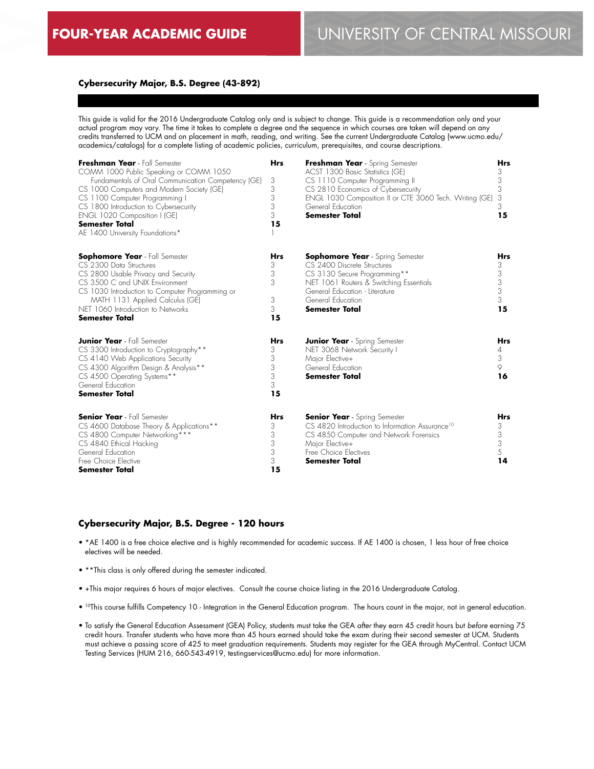## Cybersecurity Major, B.S. Degree (43-892)

This guide is valid for the 2016 Undergraduate Catalog only and is subject to change. This guide is a recommendation only and your actual program may vary. The time it takes to complete a degree and the sequence in which courses are taken will depend on any credits transferred to UCM and on placement in math, reading, and writing. See the current Undergraduate Catalog (www.ucmo.edu/academics/catalogs) for a complete listing of academic policies, curriculum, prerequisites, and course descriptions.

| **Freshman Year** - Fall Semester | **Hrs** |
|---|---|
| COMM 1000 Public Speaking or COMM 1050 Fundamentals of Oral Communication Competency (GE) | 3 |
| CS 1000 Computers and Modern Society (GE) | 3 |
| CS 1100 Computer Programming I | 3 |
| CS 1800 Introduction to Cybersecurity | 3 |
| ENGL 1020 Composition I (GE) | 3 |
| **Semester Total** | **15** |
| AE 1400 University Foundations* | 1 |

| **Freshman Year** - Spring Semester | **Hrs** |
|---|---|
| ACST 1300 Basic Statistics (GE) | 3 |
| CS 1110 Computer Programming II | 3 |
| CS 2810 Economics of Cybersecurity | 3 |
| ENGL 1030 Composition II or CTE 3060 Tech. Writing (GE) | 3 |
| General Education | 3 |
| **Semester Total** | **15** |

| **Sophomore Year** - Fall Semester | **Hrs** |
|---|---|
| CS 2300 Data Structures | 3 |
| CS 2800 Usable Privacy and Security | 3 |
| CS 3500 C and UNIX Environment | 3 |
| CS 1030 Introduction to Computer Programming or MATH 1131 Applied Calculus (GE) | 3 |
| NET 1060 Introduction to Networks | 3 |
| **Semester Total** | **15** |

| **Sophomore Year** - Spring Semester | **Hrs** |
|---|---|
| CS 2400 Discrete Structures | 3 |
| CS 3130 Secure Programming** | 3 |
| NET 1061 Routers & Switching Essentials | 3 |
| General Education - Literature | 3 |
| General Education | 3 |
| **Semester Total** | **15** |

| **Junior Year** - Fall Semester | **Hrs** |
|---|---|
| CS 3300 Introduction to Cryptography** | 3 |
| CS 4140 Web Applications Security | 3 |
| CS 4300 Algorithm Design & Analysis** | 3 |
| CS 4500 Operating Systems** | 3 |
| General Education | 3 |
| **Semester Total** | **15** |

| **Junior Year** - Spring Semester | **Hrs** |
|---|---|
| NET 3068 Network Security I | 4 |
| Major Elective+ | 3 |
| General Education | 9 |
| **Semester Total** | **16** |

| **Senior Year** - Fall Semester | **Hrs** |
|---|---|
| CS 4600 Database Theory & Applications** | 3 |
| CS 4800 Computer Networking*** | 3 |
| CS 4840 Ethical Hacking | 3 |
| General Education | 3 |
| Free Choice Elective | 3 |
| **Semester Total** | **15** |

| **Senior Year** - Spring Semester | **Hrs** |
|---|---|
| CS 4820 Introduction to Information Assurance[10] | 3 |
| CS 4850 Computer and Network Forensics | 3 |
| Major Elective+ | 3 |
| Free Choice Electives | 5 |
| **Semester Total** | **14** |

## Cybersecurity Major, B.S. Degree - 120 hours

- *AE 1400 is a free choice elective and is highly recommended for academic success. If AE 1400 is chosen, 1 less hour of free choice electives will be needed.
- **This class is only offered during the semester indicated.
- +This major requires 6 hours of major electives. Consult the course choice listing in the 2016 Undergraduate Catalog.
- [10]This course fulfills Competency 10 - Integration in the General Education program. The hours count in the major, not in general education.
- To satisfy the General Education Assessment (GEA) Policy, students must take the GEA *after* they earn 45 credit hours but *before* earning 75 credit hours. Transfer students who have more than 45 hours earned should take the exam during their second semester at UCM. Students must achieve a passing score of 425 to meet graduation requirements. Students may register for the GEA through MyCentral. Contact UCM Testing Services (HUM 216, 660-543-4919, testingservices@ucmo.edu) for more information.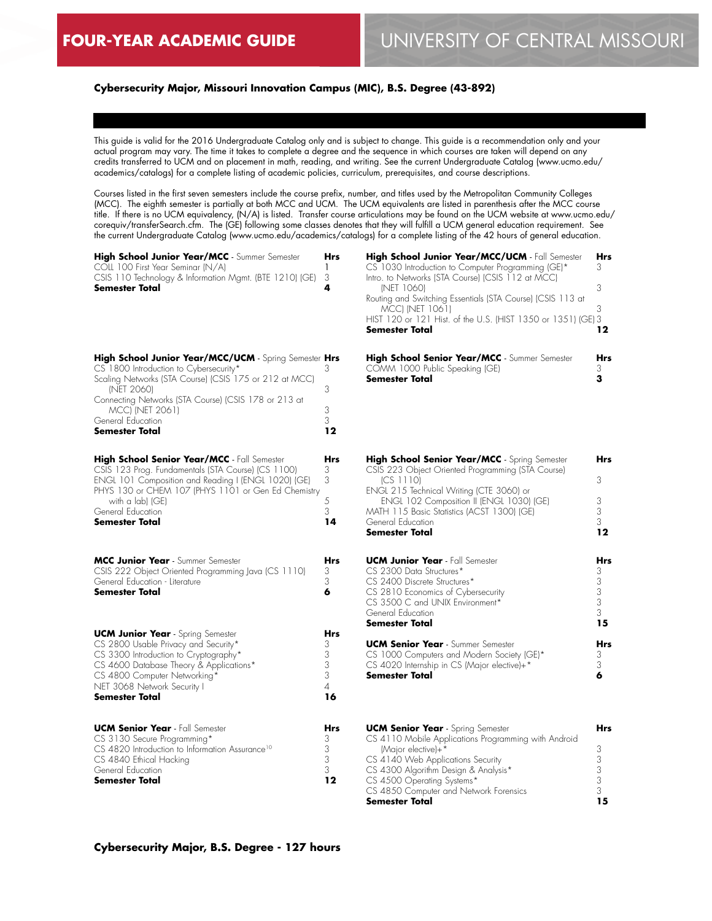# FOUR-YEAR ACADEMIC GUIDE — UNIVERSITY OF CENTRAL MISSOURI

## Cybersecurity Major, Missouri Innovation Campus (MIC), B.S. Degree (43-892)

This guide is valid for the 2016 Undergraduate Catalog only and is subject to change. This guide is a recommendation only and your actual program may vary. The time it takes to complete a degree and the sequence in which courses are taken will depend on any credits transferred to UCM and on placement in math, reading, and writing. See the current Undergraduate Catalog (www.ucmo.edu/academics/catalogs) for a complete listing of academic policies, curriculum, prerequisites, and course descriptions.

Courses listed in the first seven semesters include the course prefix, number, and titles used by the Metropolitan Community Colleges (MCC). The eighth semester is partially at both MCC and UCM. The UCM equivalents are listed in parenthesis after the MCC course title. If there is no UCM equivalency, (N/A) is listed. Transfer course articulations may be found on the UCM website at www.ucmo.edu/corequiv/transferSearch.cfm. The (GE) following some classes denotes that they will fulfill a UCM general education requirement. See the current Undergraduate Catalog (www.ucmo.edu/academics/catalogs) for a complete listing of the 42 hours of general education.

| **High School Junior Year/MCC** - Summer Semester | **Hrs** |
|---|---|
| COLL 100 First Year Seminar (N/A) | 1 |
| CSIS 110 Technology & Information Mgmt. (BTE 1210) (GE) | 3 |
| **Semester Total** | **4** |

| **High School Junior Year/MCC/UCM** - Fall Semester | **Hrs** |
|---|---|
| CS 1030 Introduction to Computer Programming (GE)* | 3 |
| Intro. to Networks (STA Course) (CSIS 112 at MCC) (NET 1060) | 3 |
| Routing and Switching Essentials (STA Course) (CSIS 113 at MCC) (NET 1061) | 3 |
| HIST 120 or 121 Hist. of the U.S. (HIST 1350 or 1351) (GE) | 3 |
| **Semester Total** | **12** |

| **High School Junior Year/MCC/UCM** - Spring Semester | **Hrs** |
|---|---|
| CS 1800 Introduction to Cybersecurity* | 3 |
| Scaling Networks (STA Course) (CSIS 175 or 212 at MCC) (NET 2060) | 3 |
| Connecting Networks (STA Course) (CSIS 178 or 213 at MCC) (NET 2061) | 3 |
| General Education | 3 |
| **Semester Total** | **12** |

| **High School Senior Year/MCC** - Summer Semester | **Hrs** |
|---|---|
| COMM 1000 Public Speaking (GE) | 3 |
| **Semester Total** | **3** |

| **High School Senior Year/MCC** - Fall Semester | **Hrs** |
|---|---|
| CSIS 123 Prog. Fundamentals (STA Course) (CS 1100) | 3 |
| ENGL 101 Composition and Reading I (ENGL 1020) (GE) | 3 |
| PHYS 130 or CHEM 107 (PHYS 1101 or Gen Ed Chemistry with a lab) (GE) | 5 |
| General Education | 3 |
| **Semester Total** | **14** |

| **High School Senior Year/MCC** - Spring Semester | **Hrs** |
|---|---|
| CSIS 223 Object Oriented Programming (STA Course) (CS 1110) | 3 |
| ENGL 215 Technical Writing (CTE 3060) or ENGL 102 Composition II (ENGL 1030) (GE) | 3 |
| MATH 115 Basic Statistics (ACST 1300) (GE) | 3 |
| General Education | 3 |
| **Semester Total** | **12** |

| **MCC Junior Year** - Summer Semester | **Hrs** |
|---|---|
| CSIS 222 Object Oriented Programming Java (CS 1110) | 3 |
| General Education - Literature | 3 |
| **Semester Total** | **6** |

| **UCM Junior Year** - Fall Semester | **Hrs** |
|---|---|
| CS 2300 Data Structures* | 3 |
| CS 2400 Discrete Structures* | 3 |
| CS 2810 Economics of Cybersecurity | 3 |
| CS 3500 C and UNIX Environment* | 3 |
| General Education | 3 |
| **Semester Total** | **15** |

| **UCM Junior Year** - Spring Semester | **Hrs** |
|---|---|
| CS 2800 Usable Privacy and Security* | 3 |
| CS 3300 Introduction to Cryptography* | 3 |
| CS 4600 Database Theory & Applications* | 3 |
| CS 4800 Computer Networking* | 3 |
| NET 3068 Network Security I | 4 |
| **Semester Total** | **16** |

| **UCM Senior Year** - Summer Semester | **Hrs** |
|---|---|
| CS 1000 Computers and Modern Society (GE)* | 3 |
| CS 4020 Internship in CS (Major elective)+* | 3 |
| **Semester Total** | **6** |

| **UCM Senior Year** - Fall Semester | **Hrs** |
|---|---|
| CS 3130 Secure Programming* | 3 |
| CS 4820 Introduction to Information Assurance[10] | 3 |
| CS 4840 Ethical Hacking | 3 |
| General Education | 3 |
| **Semester Total** | **12** |

| **UCM Senior Year** - Spring Semester | **Hrs** |
|---|---|
| CS 4110 Mobile Applications Programming with Android (Major elective)+* | 3 |
| CS 4140 Web Applications Security | 3 |
| CS 4300 Algorithm Design & Analysis* | 3 |
| CS 4500 Operating Systems* | 3 |
| CS 4850 Computer and Network Forensics | 3 |
| **Semester Total** | **15** |

**Cybersecurity Major, B.S. Degree - 127 hours**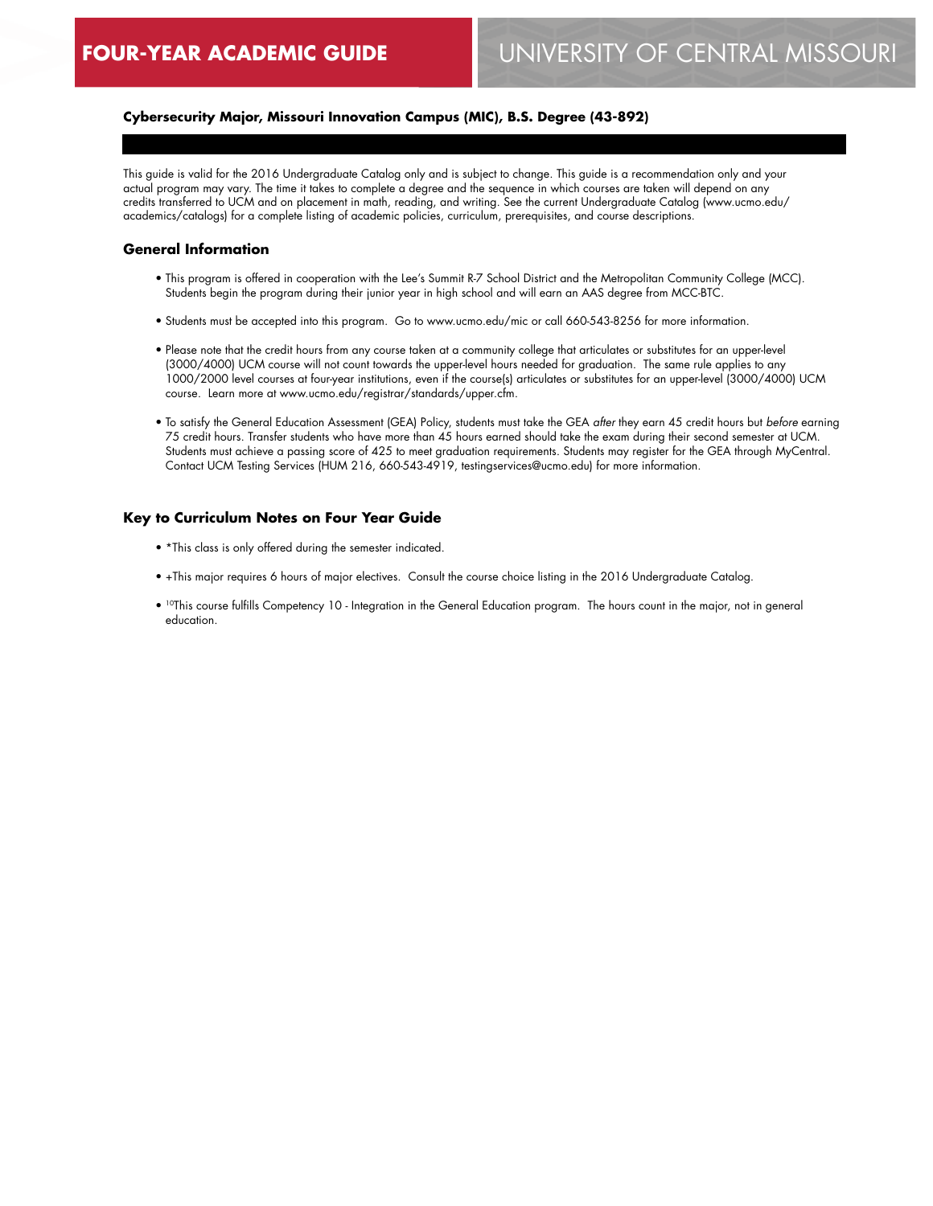**Cybersecurity Major, Missouri Innovation Campus (MIC), B.S. Degree (43-892)**

This guide is valid for the 2016 Undergraduate Catalog only and is subject to change. This guide is a recommendation only and your actual program may vary. The time it takes to complete a degree and the sequence in which courses are taken will depend on any credits transferred to UCM and on placement in math, reading, and writing. See the current Undergraduate Catalog (www.ucmo.edu/academics/catalogs) for a complete listing of academic policies, curriculum, prerequisites, and course descriptions.

## General Information

- This program is offered in cooperation with the Lee's Summit R-7 School District and the Metropolitan Community College (MCC). Students begin the program during their junior year in high school and will earn an AAS degree from MCC-BTC.
- Students must be accepted into this program. Go to www.ucmo.edu/mic or call 660-543-8256 for more information.
- Please note that the credit hours from any course taken at a community college that articulates or substitutes for an upper-level (3000/4000) UCM course will not count towards the upper-level hours needed for graduation. The same rule applies to any 1000/2000 level courses at four-year institutions, even if the course(s) articulates or substitutes for an upper-level (3000/4000) UCM course. Learn more at www.ucmo.edu/registrar/standards/upper.cfm.
- To satisfy the General Education Assessment (GEA) Policy, students must take the GEA *after* they earn 45 credit hours but *before* earning 75 credit hours. Transfer students who have more than 45 hours earned should take the exam during their second semester at UCM. Students must achieve a passing score of 425 to meet graduation requirements. Students may register for the GEA through MyCentral. Contact UCM Testing Services (HUM 216, 660-543-4919, testingservices@ucmo.edu) for more information.

## Key to Curriculum Notes on Four Year Guide

- *This class is only offered during the semester indicated.
- +This major requires 6 hours of major electives. Consult the course choice listing in the 2016 Undergraduate Catalog.
- [10]This course fulfills Competency 10 - Integration in the General Education program. The hours count in the major, not in general education.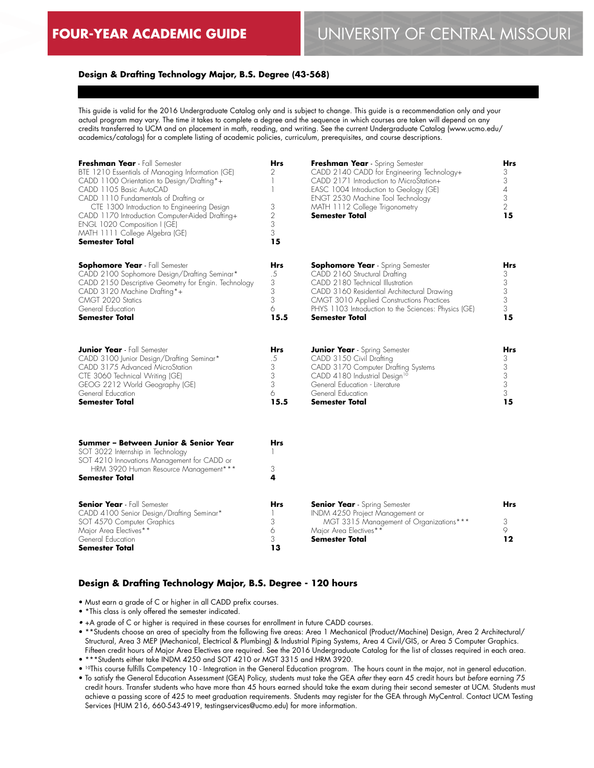# FOUR-YEAR ACADEMIC GUIDE

UNIVERSITY OF CENTRAL MISSOURI

## Design & Drafting Technology Major, B.S. Degree (43-568)

This guide is valid for the 2016 Undergraduate Catalog only and is subject to change. This guide is a recommendation only and your actual program may vary. The time it takes to complete a degree and the sequence in which courses are taken will depend on any credits transferred to UCM and on placement in math, reading, and writing. See the current Undergraduate Catalog (www.ucmo.edu/academics/catalogs) for a complete listing of academic policies, curriculum, prerequisites, and course descriptions.

| **Freshman Year** - Fall Semester | Hrs |
|---|---|
| BTE 1210 Essentials of Managing Information (GE) | 2 |
| CADD 1100 Orientation to Design/Drafting*+ | 1 |
| CADD 1105 Basic AutoCAD | 1 |
| CADD 1110 Fundamentals of Drafting or CTE 1300 Introduction to Engineering Design | 3 |
| CADD 1170 Introduction Computer-Aided Drafting+ | 2 |
| ENGL 1020 Composition I (GE) | 3 |
| MATH 1111 College Algebra (GE) | 3 |
| **Semester Total** | **15** |

| **Freshman Year** - Spring Semester | Hrs |
|---|---|
| CADD 2140 CADD for Engineering Technology+ | 3 |
| CADD 2171 Introduction to MicroStation+ | 3 |
| EASC 1004 Introduction to Geology (GE) | 4 |
| ENGT 2530 Machine Tool Technology | 3 |
| MATH 1112 College Trigonometry | 2 |
| **Semester Total** | **15** |

| **Sophomore Year** - Fall Semester | Hrs |
|---|---|
| CADD 2100 Sophomore Design/Drafting Seminar* | .5 |
| CADD 2150 Descriptive Geometry for Engin. Technology | 3 |
| CADD 3120 Machine Drafting*+ | 3 |
| CMGT 2020 Statics | 3 |
| General Education | 6 |
| **Semester Total** | **15.5** |

| **Sophomore Year** - Spring Semester | Hrs |
|---|---|
| CADD 2160 Structural Drafting | 3 |
| CADD 2180 Technical Illustration | 3 |
| CADD 3160 Residential Architectural Drawing | 3 |
| CMGT 3010 Applied Constructions Practices | 3 |
| PHYS 1103 Introduction to the Sciences: Physics (GE) | 3 |
| **Semester Total** | **15** |

| **Junior Year** - Fall Semester | Hrs |
|---|---|
| CADD 3100 Junior Design/Drafting Seminar* | .5 |
| CADD 3175 Advanced MicroStation | 3 |
| CTE 3060 Technical Writing (GE) | 3 |
| GEOG 2212 World Geography (GE) | 3 |
| General Education | 6 |
| **Semester Total** | **15.5** |

| **Junior Year** - Spring Semester | Hrs |
|---|---|
| CADD 3150 Civil Drafting | 3 |
| CADD 3170 Computer Drafting Systems | 3 |
| CADD 4180 Industrial Design[10] | 3 |
| General Education - Literature | 3 |
| General Education | 3 |
| **Semester Total** | **15** |

| **Summer – Between Junior & Senior Year** | Hrs |
|---|---|
| SOT 3022 Internship in Technology | 1 |
| SOT 4210 Innovations Management for CADD or HRM 3920 Human Resource Management*** | 3 |
| **Semester Total** | **4** |

| **Senior Year** - Fall Semester | Hrs |
|---|---|
| CADD 4100 Senior Design/Drafting Seminar* | 1 |
| SOT 4570 Computer Graphics | 3 |
| Major Area Electives** | 6 |
| General Education | 3 |
| **Semester Total** | **13** |

| **Senior Year** - Spring Semester | Hrs |
|---|---|
| INDM 4250 Project Management or MGT 3315 Management of Organizations*** | 3 |
| Major Area Electives** | 9 |
| **Semester Total** | **12** |

## Design & Drafting Technology Major, B.S. Degree - 120 hours

- Must earn a grade of C or higher in all CADD prefix courses.
- *This class is only offered the semester indicated.
- +A grade of C or higher is required in these courses for enrollment in future CADD courses.
- **Students choose an area of specialty from the following five areas: Area 1 Mechanical (Product/Machine) Design, Area 2 Architectural/Structural, Area 3 MEP (Mechanical, Electrical & Plumbing) & Industrial Piping Systems, Area 4 Civil/GIS, or Area 5 Computer Graphics. Fifteen credit hours of Major Area Electives are required. See the 2016 Undergraduate Catalog for the list of classes required in each area.
- ***Students either take INDM 4250 and SOT 4210 or MGT 3315 and HRM 3920.
- [10]This course fulfills Competency 10 - Integration in the General Education program. The hours count in the major, not in general education.
- To satisfy the General Education Assessment (GEA) Policy, students must take the GEA *after* they earn 45 credit hours but *before* earning 75 credit hours. Transfer students who have more than 45 hours earned should take the exam during their second semester at UCM. Students must achieve a passing score of 425 to meet graduation requirements. Students may register for the GEA through MyCentral. Contact UCM Testing Services (HUM 216, 660-543-4919, testingservices@ucmo.edu) for more information.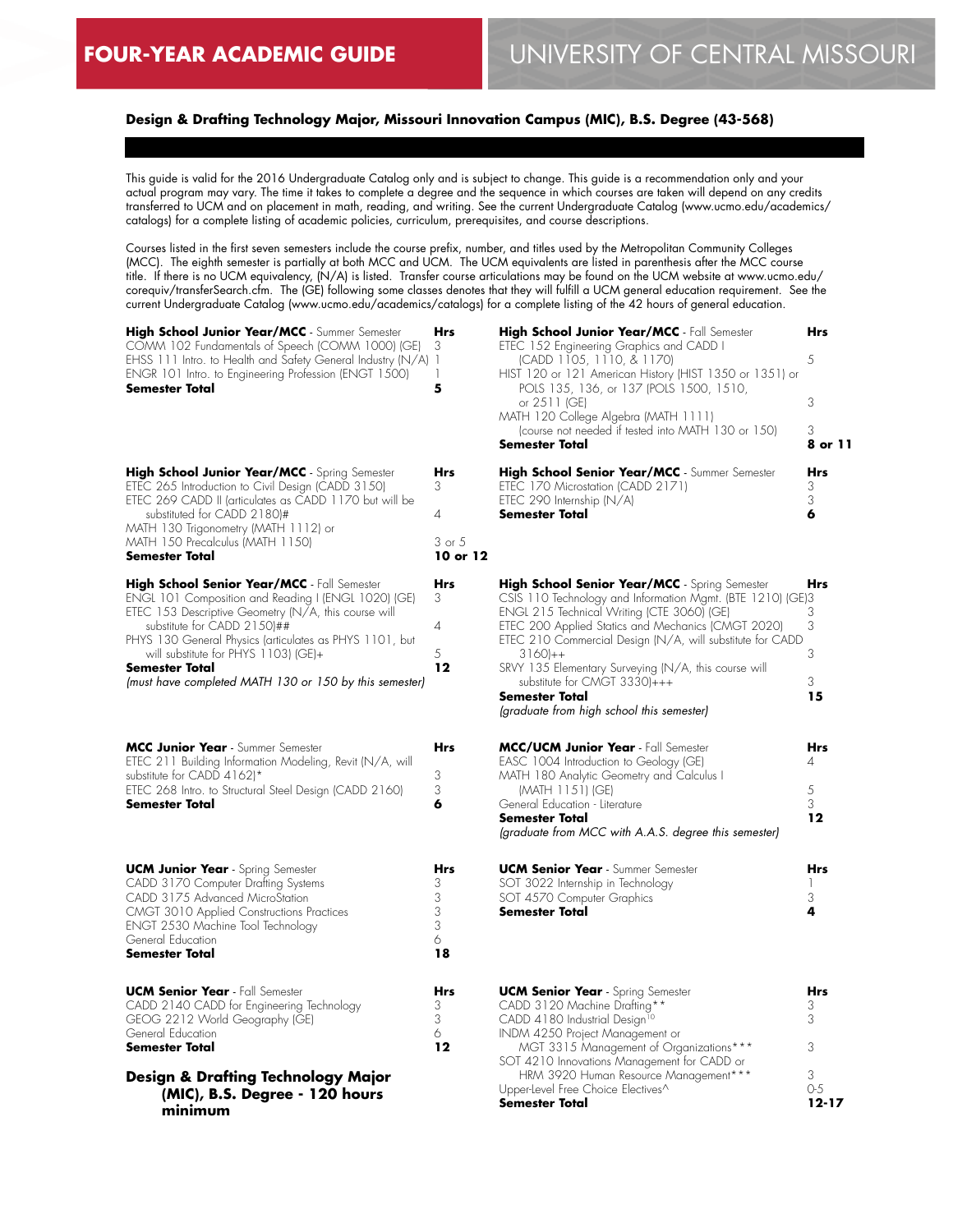# FOUR-YEAR ACADEMIC GUIDE — UNIVERSITY OF CENTRAL MISSOURI

## Design & Drafting Technology Major, Missouri Innovation Campus (MIC), B.S. Degree (43-568)

This guide is valid for the 2016 Undergraduate Catalog only and is subject to change. This guide is a recommendation only and your actual program may vary. The time it takes to complete a degree and the sequence in which courses are taken will depend on any credits transferred to UCM and on placement in math, reading, and writing. See the current Undergraduate Catalog (www.ucmo.edu/academics/catalogs) for a complete listing of academic policies, curriculum, prerequisites, and course descriptions.

Courses listed in the first seven semesters include the course prefix, number, and titles used by the Metropolitan Community Colleges (MCC). The eighth semester is partially at both MCC and UCM. The UCM equivalents are listed in parenthesis after the MCC course title. If there is no UCM equivalency, (N/A) is listed. Transfer course articulations may be found on the UCM website at www.ucmo.edu/corequiv/transferSearch.cfm. The (GE) following some classes denotes that they will fulfill a UCM general education requirement. See the current Undergraduate Catalog (www.ucmo.edu/academics/catalogs) for a complete listing of the 42 hours of general education.

| **High School Junior Year/MCC** - Summer Semester | **Hrs** |
|---|---|
| COMM 102 Fundamentals of Speech (COMM 1000) (GE) | 3 |
| EHSS 111 Intro. to Health and Safety General Industry (N/A) | 1 |
| ENGR 101 Intro. to Engineering Profession (ENGT 1500) | 1 |
| **Semester Total** | **5** |

| **High School Junior Year/MCC** - Fall Semester | **Hrs** |
|---|---|
| ETEC 152 Engineering Graphics and CADD I (CADD 1105, 1110, & 1170) | 5 |
| HIST 120 or 121 American History (HIST 1350 or 1351) or POLS 135, 136, or 137 (POLS 1500, 1510, or 2511) (GE) | 3 |
| MATH 120 College Algebra (MATH 1111) (course not needed if tested into MATH 130 or 150) | 3 |
| **Semester Total** | **8 or 11** |

| **High School Junior Year/MCC** - Spring Semester | **Hrs** |
|---|---|
| ETEC 265 Introduction to Civil Design (CADD 3150) | 3 |
| ETEC 269 CADD II (articulates as CADD 1170 but will be substituted for CADD 2180)# | 4 |
| MATH 130 Trigonometry (MATH 1112) or MATH 150 Precalculus (MATH 1150) | 3 or 5 |
| **Semester Total** | **10 or 12** |

| **High School Senior Year/MCC** - Summer Semester | **Hrs** |
|---|---|
| ETEC 170 Microstation (CADD 2171) | 3 |
| ETEC 290 Internship (N/A) | 3 |
| **Semester Total** | **6** |

| **High School Senior Year/MCC** - Fall Semester | **Hrs** |
|---|---|
| ENGL 101 Composition and Reading I (ENGL 1020) (GE) | 3 |
| ETEC 153 Descriptive Geometry (N/A, this course will substitute for CADD 2150)## | 4 |
| PHYS 130 General Physics (articulates as PHYS 1101, but will substitute for PHYS 1103) (GE)+ | 5 |
| **Semester Total** | **12** |
| *(must have completed MATH 130 or 150 by this semester)* | |

| **High School Senior Year/MCC** - Spring Semester | **Hrs** |
|---|---|
| CSIS 110 Technology and Information Mgmt. (BTE 1210) (GE) | 3 |
| ENGL 215 Technical Writing (CTE 3060) (GE) | 3 |
| ETEC 200 Applied Statics and Mechanics (CMGT 2020) | 3 |
| ETEC 210 Commercial Design (N/A, will substitute for CADD 3160)++ | 3 |
| SRVY 135 Elementary Surveying (N/A, this course will substitute for CMGT 3330)+++ | 3 |
| **Semester Total** | **15** |
| *(graduate from high school this semester)* | |

| **MCC Junior Year** - Summer Semester | **Hrs** |
|---|---|
| ETEC 211 Building Information Modeling, Revit (N/A, will substitute for CADD 4162)* | 3 |
| ETEC 268 Intro. to Structural Steel Design (CADD 2160) | 3 |
| **Semester Total** | **6** |

| **MCC/UCM Junior Year** - Fall Semester | **Hrs** |
|---|---|
| EASC 1004 Introduction to Geology (GE) | 4 |
| MATH 180 Analytic Geometry and Calculus I (MATH 1151) (GE) | 5 |
| General Education - Literature | 3 |
| **Semester Total** | **12** |
| *(graduate from MCC with A.A.S. degree this semester)* | |

| **UCM Junior Year** - Spring Semester | **Hrs** |
|---|---|
| CADD 3170 Computer Drafting Systems | 3 |
| CADD 3175 Advanced MicroStation | 3 |
| CMGT 3010 Applied Constructions Practices | 3 |
| ENGT 2530 Machine Tool Technology | 3 |
| General Education | 6 |
| **Semester Total** | **18** |

| **UCM Senior Year** - Summer Semester | **Hrs** |
|---|---|
| SOT 3022 Internship in Technology | 1 |
| SOT 4570 Computer Graphics | 3 |
| **Semester Total** | **4** |

| **UCM Senior Year** - Fall Semester | **Hrs** |
|---|---|
| CADD 2140 CADD for Engineering Technology | 3 |
| GEOG 2212 World Geography (GE) | 3 |
| General Education | 6 |
| **Semester Total** | **12** |

| **UCM Senior Year** - Spring Semester | **Hrs** |
|---|---|
| CADD 3120 Machine Drafting** | 3 |
| CADD 4180 Industrial Design[10] | 3 |
| INDM 4250 Project Management or MGT 3315 Management of Organizations*** | 3 |
| SOT 4210 Innovations Management for CADD or HRM 3920 Human Resource Management*** | 3 |
| Upper-Level Free Choice Electives^ | 0-5 |
| **Semester Total** | **12-17** |

### Design & Drafting Technology Major (MIC), B.S. Degree - 120 hours minimum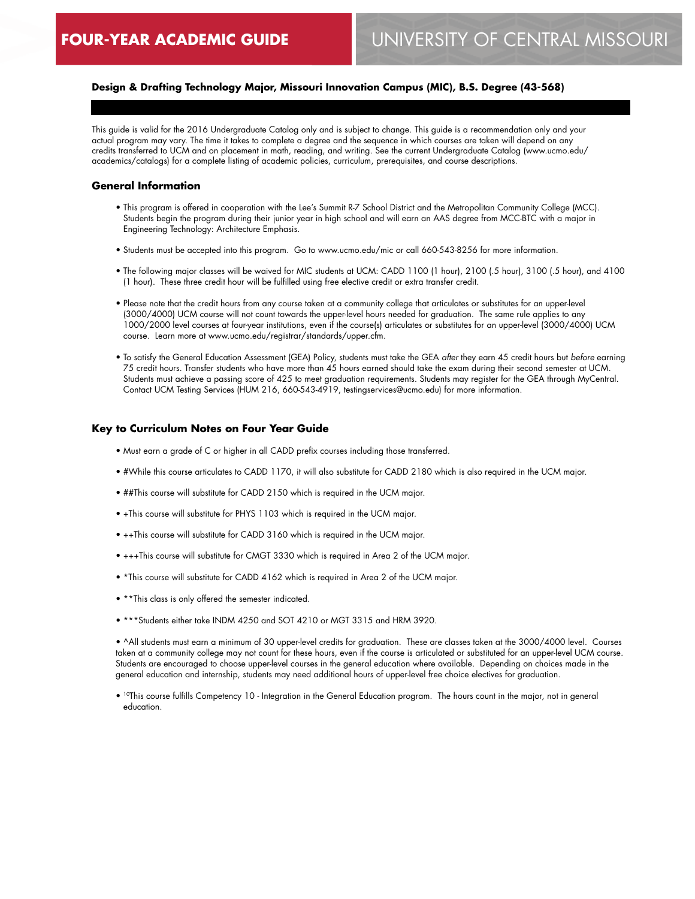# FOUR-YEAR ACADEMIC GUIDE

## UNIVERSITY OF CENTRAL MISSOURI

**Design & Drafting Technology Major, Missouri Innovation Campus (MIC), B.S. Degree (43-568)**

This guide is valid for the 2016 Undergraduate Catalog only and is subject to change. This guide is a recommendation only and your actual program may vary. The time it takes to complete a degree and the sequence in which courses are taken will depend on any credits transferred to UCM and on placement in math, reading, and writing. See the current Undergraduate Catalog (www.ucmo.edu/academics/catalogs) for a complete listing of academic policies, curriculum, prerequisites, and course descriptions.

### General Information

- This program is offered in cooperation with the Lee's Summit R-7 School District and the Metropolitan Community College (MCC). Students begin the program during their junior year in high school and will earn an AAS degree from MCC-BTC with a major in Engineering Technology: Architecture Emphasis.
- Students must be accepted into this program. Go to www.ucmo.edu/mic or call 660-543-8256 for more information.
- The following major classes will be waived for MIC students at UCM: CADD 1100 (1 hour), 2100 (.5 hour), 3100 (.5 hour), and 4100 (1 hour). These three credit hour will be fulfilled using free elective credit or extra transfer credit.
- Please note that the credit hours from any course taken at a community college that articulates or substitutes for an upper-level (3000/4000) UCM course will not count towards the upper-level hours needed for graduation. The same rule applies to any 1000/2000 level courses at four-year institutions, even if the course(s) articulates or substitutes for an upper-level (3000/4000) UCM course. Learn more at www.ucmo.edu/registrar/standards/upper.cfm.
- To satisfy the General Education Assessment (GEA) Policy, students must take the GEA *after* they earn 45 credit hours but *before* earning 75 credit hours. Transfer students who have more than 45 hours earned should take the exam during their second semester at UCM. Students must achieve a passing score of 425 to meet graduation requirements. Students may register for the GEA through MyCentral. Contact UCM Testing Services (HUM 216, 660-543-4919, testingservices@ucmo.edu) for more information.

### Key to Curriculum Notes on Four Year Guide

- Must earn a grade of C or higher in all CADD prefix courses including those transferred.
- #While this course articulates to CADD 1170, it will also substitute for CADD 2180 which is also required in the UCM major.
- ##This course will substitute for CADD 2150 which is required in the UCM major.
- +This course will substitute for PHYS 1103 which is required in the UCM major.
- ++This course will substitute for CADD 3160 which is required in the UCM major.
- +++This course will substitute for CMGT 3330 which is required in Area 2 of the UCM major.
- *This course will substitute for CADD 4162 which is required in Area 2 of the UCM major.
- **This class is only offered the semester indicated.
- ***Students either take INDM 4250 and SOT 4210 or MGT 3315 and HRM 3920.
- ^All students must earn a minimum of 30 upper-level credits for graduation. These are classes taken at the 3000/4000 level. Courses taken at a community college may not count for these hours, even if the course is articulated or substituted for an upper-level UCM course. Students are encouraged to choose upper-level courses in the general education where available. Depending on choices made in the general education and internship, students may need additional hours of upper-level free choice electives for graduation.
- [10]This course fulfills Competency 10 - Integration in the General Education program. The hours count in the major, not in general education.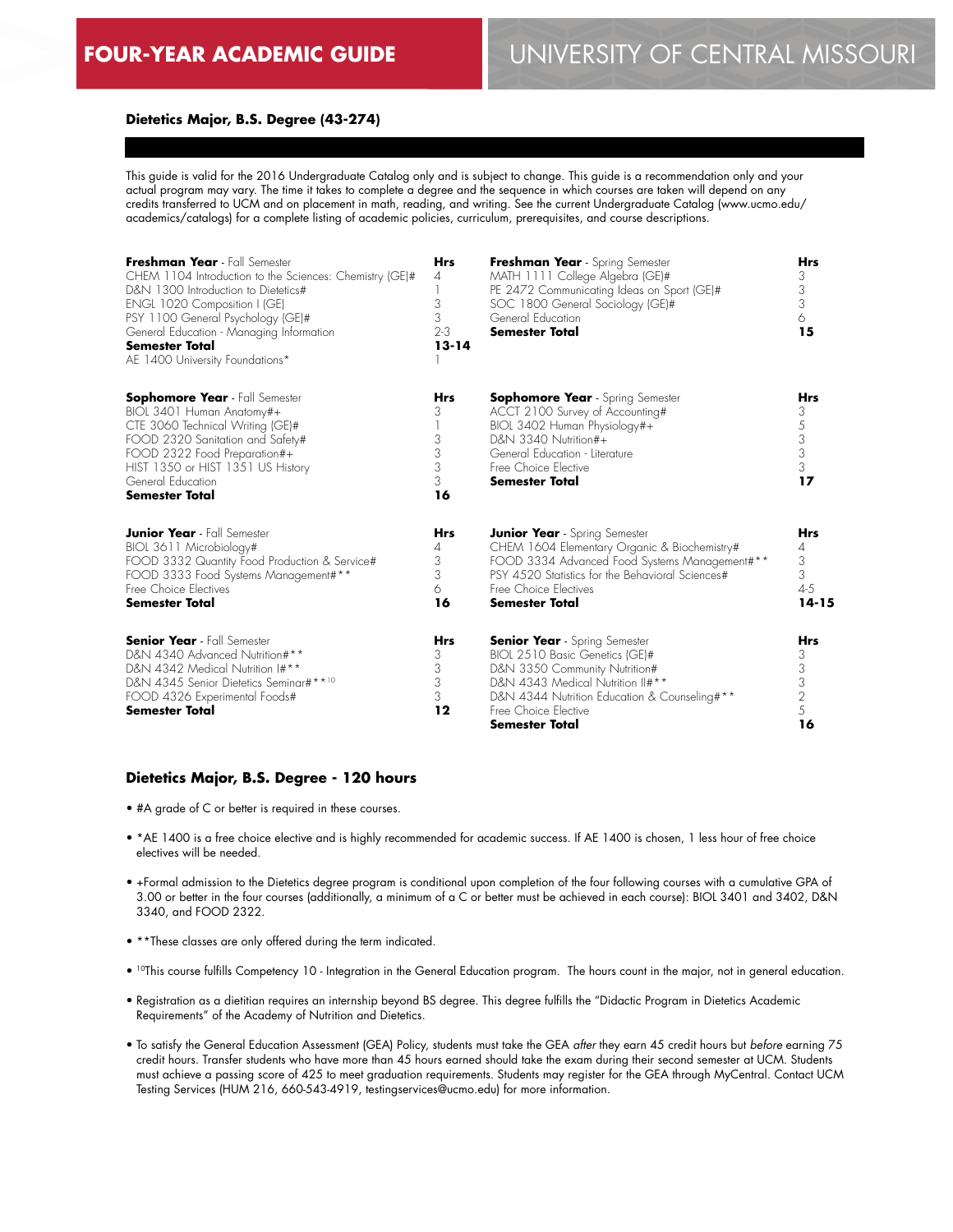# FOUR-YEAR ACADEMIC GUIDE — UNIVERSITY OF CENTRAL MISSOURI

## Dietetics Major, B.S. Degree (43-274)

This guide is valid for the 2016 Undergraduate Catalog only and is subject to change. This guide is a recommendation only and your actual program may vary. The time it takes to complete a degree and the sequence in which courses are taken will depend on any credits transferred to UCM and on placement in math, reading, and writing. See the current Undergraduate Catalog (www.ucmo.edu/academics/catalogs) for a complete listing of academic policies, curriculum, prerequisites, and course descriptions.

| **Freshman Year** - Fall Semester | **Hrs** | **Freshman Year** - Spring Semester | **Hrs** |
|---|---|---|---|
| CHEM 1104 Introduction to the Sciences: Chemistry (GE)# | 4 | MATH 1111 College Algebra (GE)# | 3 |
| D&N 1300 Introduction to Dietetics# | 1 | PE 2472 Communicating Ideas on Sport (GE)# | 3 |
| ENGL 1020 Composition I (GE) | 3 | SOC 1800 General Sociology (GE)# | 3 |
| PSY 1100 General Psychology (GE)# | 3 | General Education | 6 |
| General Education - Managing Information | 2-3 | **Semester Total** | **15** |
| **Semester Total** | **13-14** | | |
| AE 1400 University Foundations* | 1 | | |

| **Sophomore Year** - Fall Semester | **Hrs** | **Sophomore Year** - Spring Semester | **Hrs** |
|---|---|---|---|
| BIOL 3401 Human Anatomy#+ | 3 | ACCT 2100 Survey of Accounting# | 3 |
| CTE 3060 Technical Writing (GE)# | 1 | BIOL 3402 Human Physiology#+ | 5 |
| FOOD 2320 Sanitation and Safety# | 3 | D&N 3340 Nutrition#+ | 3 |
| FOOD 2322 Food Preparation#+ | 3 | General Education - Literature | 3 |
| HIST 1350 or HIST 1351 US History | 3 | Free Choice Elective | 3 |
| General Education | 3 | **Semester Total** | **17** |
| **Semester Total** | **16** | | |

| **Junior Year** - Fall Semester | **Hrs** | **Junior Year** - Spring Semester | **Hrs** |
|---|---|---|---|
| BIOL 3611 Microbiology# | 4 | CHEM 1604 Elementary Organic & Biochemistry# | 4 |
| FOOD 3332 Quantity Food Production & Service# | 3 | FOOD 3334 Advanced Food Systems Management#** | 3 |
| FOOD 3333 Food Systems Management#** | 3 | PSY 4520 Statistics for the Behavioral Sciences# | 3 |
| Free Choice Electives | 6 | Free Choice Electives | 4-5 |
| **Semester Total** | **16** | **Semester Total** | **14-15** |

| **Senior Year** - Fall Semester | **Hrs** | **Senior Year** - Spring Semester | **Hrs** |
|---|---|---|---|
| D&N 4340 Advanced Nutrition#** | 3 | BIOL 2510 Basic Genetics (GE)# | 3 |
| D&N 4342 Medical Nutrition I#** | 3 | D&N 3350 Community Nutrition# | 3 |
| D&N 4345 Senior Dietetics Seminar#**[10] | 3 | D&N 4343 Medical Nutrition II#** | 3 |
| FOOD 4326 Experimental Foods# | 3 | D&N 4344 Nutrition Education & Counseling#** | 2 |
| **Semester Total** | **12** | Free Choice Elective | 5 |
| | | **Semester Total** | **16** |

## Dietetics Major, B.S. Degree - 120 hours

- #A grade of C or better is required in these courses.
- *AE 1400 is a free choice elective and is highly recommended for academic success. If AE 1400 is chosen, 1 less hour of free choice electives will be needed.
- +Formal admission to the Dietetics degree program is conditional upon completion of the four following courses with a cumulative GPA of 3.00 or better in the four courses (additionally, a minimum of a C or better must be achieved in each course): BIOL 3401 and 3402, D&N 3340, and FOOD 2322.
- **These classes are only offered during the term indicated.
- [10]This course fulfills Competency 10 - Integration in the General Education program. The hours count in the major, not in general education.
- Registration as a dietitian requires an internship beyond BS degree. This degree fulfills the "Didactic Program in Dietetics Academic Requirements" of the Academy of Nutrition and Dietetics.
- To satisfy the General Education Assessment (GEA) Policy, students must take the GEA *after* they earn 45 credit hours but *before* earning 75 credit hours. Transfer students who have more than 45 hours earned should take the exam during their second semester at UCM. Students must achieve a passing score of 425 to meet graduation requirements. Students may register for the GEA through MyCentral. Contact UCM Testing Services (HUM 216, 660-543-4919, testingservices@ucmo.edu) for more information.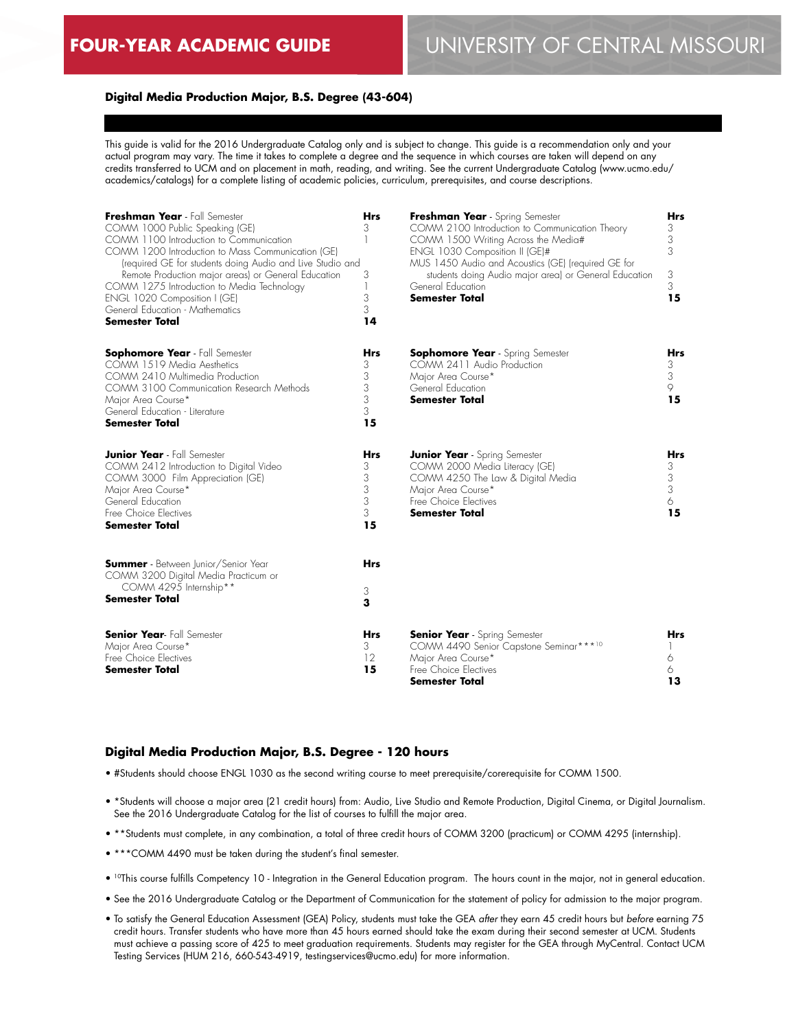# FOUR-YEAR ACADEMIC GUIDE

## UNIVERSITY OF CENTRAL MISSOURI

### Digital Media Production Major, B.S. Degree (43-604)

This guide is valid for the 2016 Undergraduate Catalog only and is subject to change. This guide is a recommendation only and your actual program may vary. The time it takes to complete a degree and the sequence in which courses are taken will depend on any credits transferred to UCM and on placement in math, reading, and writing. See the current Undergraduate Catalog (www.ucmo.edu/academics/catalogs) for a complete listing of academic policies, curriculum, prerequisites, and course descriptions.

| **Freshman Year** - Fall Semester | **Hrs** |
|---|---|
| COMM 1000 Public Speaking (GE) | 3 |
| COMM 1100 Introduction to Communication | 1 |
| COMM 1200 Introduction to Mass Communication (GE) (required GE for students doing Audio and Live Studio and Remote Production major areas) or General Education | 3 |
| COMM 1275 Introduction to Media Technology | 1 |
| ENGL 1020 Composition I (GE) | 3 |
| General Education - Mathematics | 3 |
| **Semester Total** | **14** |

| **Freshman Year** - Spring Semester | **Hrs** |
|---|---|
| COMM 2100 Introduction to Communication Theory | 3 |
| COMM 1500 Writing Across the Media# | 3 |
| ENGL 1030 Composition II (GE)# | 3 |
| MUS 1450 Audio and Acoustics (GE) (required GE for students doing Audio major area) or General Education | 3 |
| General Education | 3 |
| **Semester Total** | **15** |

| **Sophomore Year** - Fall Semester | **Hrs** |
|---|---|
| COMM 1519 Media Aesthetics | 3 |
| COMM 2410 Multimedia Production | 3 |
| COMM 3100 Communication Research Methods | 3 |
| Major Area Course* | 3 |
| General Education - Literature | 3 |
| **Semester Total** | **15** |

| **Sophomore Year** - Spring Semester | **Hrs** |
|---|---|
| COMM 2411 Audio Production | 3 |
| Major Area Course* | 3 |
| General Education | 9 |
| **Semester Total** | **15** |

| **Junior Year** - Fall Semester | **Hrs** |
|---|---|
| COMM 2412 Introduction to Digital Video | 3 |
| COMM 3000 Film Appreciation (GE) | 3 |
| Major Area Course* | 3 |
| General Education | 3 |
| Free Choice Electives | 3 |
| **Semester Total** | **15** |

| **Junior Year** - Spring Semester | **Hrs** |
|---|---|
| COMM 2000 Media Literacy (GE) | 3 |
| COMM 4250 The Law & Digital Media | 3 |
| Major Area Course* | 3 |
| Free Choice Electives | 6 |
| **Semester Total** | **15** |

| **Summer** - Between Junior/Senior Year | **Hrs** |
|---|---|
| COMM 3200 Digital Media Practicum or COMM 4295 Internship** | 3 |
| **Semester Total** | **3** |

| **Senior Year** - Fall Semester | **Hrs** |
|---|---|
| Major Area Course* | 3 |
| Free Choice Electives | 12 |
| **Semester Total** | **15** |

| **Senior Year** - Spring Semester | **Hrs** |
|---|---|
| COMM 4490 Senior Capstone Seminar***[10] | 1 |
| Major Area Course* | 6 |
| Free Choice Electives | 6 |
| **Semester Total** | **13** |

### Digital Media Production Major, B.S. Degree - 120 hours

- #Students should choose ENGL 1030 as the second writing course to meet prerequisite/corerequisite for COMM 1500.
- *Students will choose a major area (21 credit hours) from: Audio, Live Studio and Remote Production, Digital Cinema, or Digital Journalism. See the 2016 Undergraduate Catalog for the list of courses to fulfill the major area.
- **Students must complete, in any combination, a total of three credit hours of COMM 3200 (practicum) or COMM 4295 (internship).
- ***COMM 4490 must be taken during the student's final semester.
- [10]This course fulfills Competency 10 - Integration in the General Education program. The hours count in the major, not in general education.
- See the 2016 Undergraduate Catalog or the Department of Communication for the statement of policy for admission to the major program.
- To satisfy the General Education Assessment (GEA) Policy, students must take the GEA *after* they earn 45 credit hours but *before* earning 75 credit hours. Transfer students who have more than 45 hours earned should take the exam during their second semester at UCM. Students must achieve a passing score of 425 to meet graduation requirements. Students may register for the GEA through MyCentral. Contact UCM Testing Services (HUM 216, 660-543-4919, testingservices@ucmo.edu) for more information.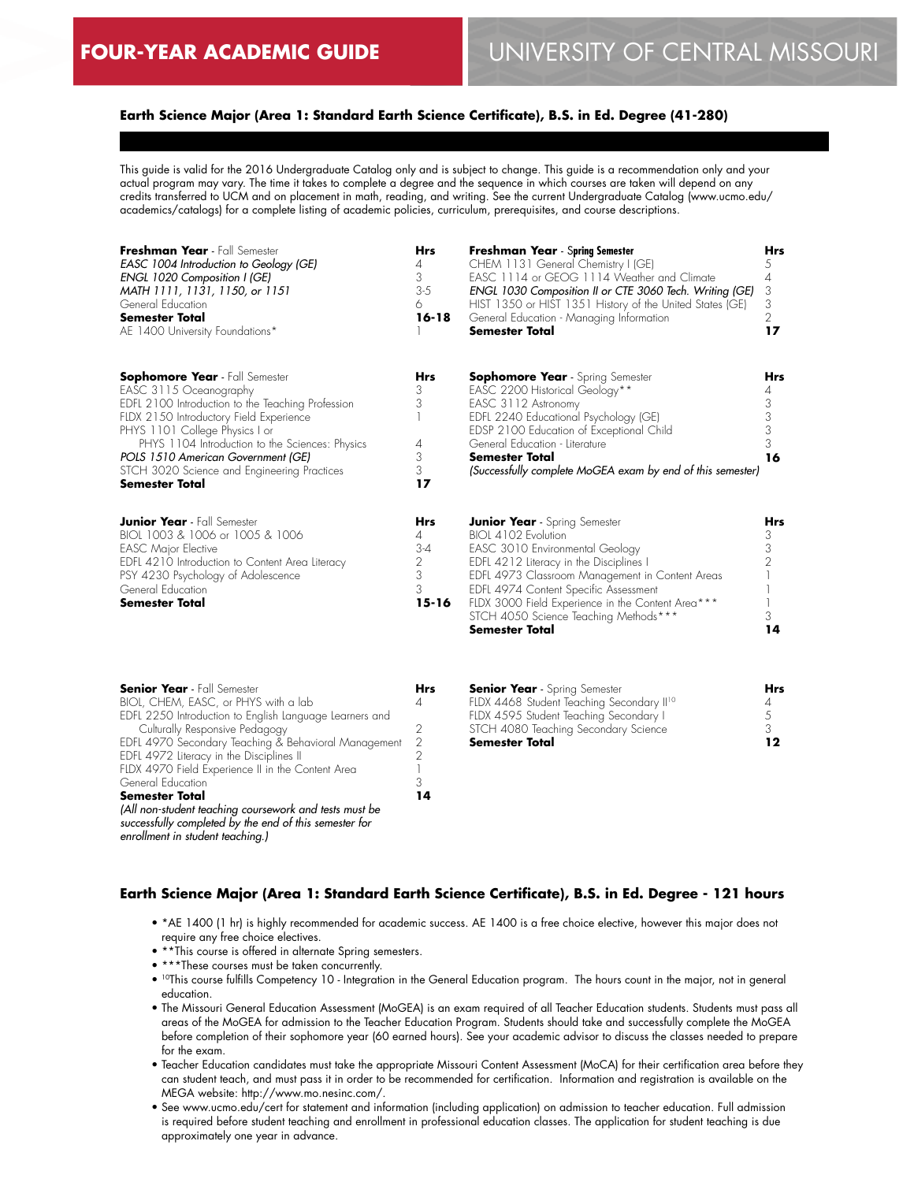# FOUR-YEAR ACADEMIC GUIDE

# UNIVERSITY OF CENTRAL MISSOURI

## Earth Science Major (Area 1: Standard Earth Science Certificate), B.S. in Ed. Degree (41-280)

This guide is valid for the 2016 Undergraduate Catalog only and is subject to change. This guide is a recommendation only and your actual program may vary. The time it takes to complete a degree and the sequence in which courses are taken will depend on any credits transferred to UCM and on placement in math, reading, and writing. See the current Undergraduate Catalog (www.ucmo.edu/academics/catalogs) for a complete listing of academic policies, curriculum, prerequisites, and course descriptions.

| **Freshman Year** - Fall Semester | Hrs |
|---|---|
| *EASC 1004 Introduction to Geology (GE)* | 4 |
| *ENGL 1020 Composition I (GE)* | 3 |
| *MATH 1111, 1131, 1150, or 1151* | 3-5 |
| General Education | 6 |
| **Semester Total** | **16-18** |
| AE 1400 University Foundations* | 1 |

| **Freshman Year** - Spring Semester | Hrs |
|---|---|
| CHEM 1131 General Chemistry I (GE) | 5 |
| EASC 1114 or GEOG 1114 Weather and Climate | 4 |
| *ENGL 1030 Composition II or CTE 3060 Tech. Writing (GE)* | 3 |
| HIST 1350 or HIST 1351 History of the United States (GE) | 3 |
| General Education - Managing Information | 2 |
| **Semester Total** | **17** |

| **Sophomore Year** - Fall Semester | Hrs |
|---|---|
| EASC 3115 Oceanography | 3 |
| EDFL 2100 Introduction to the Teaching Profession | 3 |
| FLDX 2150 Introductory Field Experience | 1 |
| PHYS 1101 College Physics I or PHYS 1104 Introduction to the Sciences: Physics | 4 |
| *POLS 1510 American Government (GE)* | 3 |
| STCH 3020 Science and Engineering Practices | 3 |
| **Semester Total** | **17** |

| **Sophomore Year** - Spring Semester | Hrs |
|---|---|
| EASC 2200 Historical Geology** | 4 |
| EASC 3112 Astronomy | 3 |
| EDFL 2240 Educational Psychology (GE) | 3 |
| EDSP 2100 Education of Exceptional Child | 3 |
| General Education - Literature | 3 |
| **Semester Total** | **16** |
| *(Successfully complete MoGEA exam by end of this semester)* | |

| **Junior Year** - Fall Semester | Hrs |
|---|---|
| BIOL 1003 & 1006 or 1005 & 1006 | 4 |
| EASC Major Elective | 3-4 |
| EDFL 4210 Introduction to Content Area Literacy | 2 |
| PSY 4230 Psychology of Adolescence | 3 |
| General Education | 3 |
| **Semester Total** | **15-16** |

| **Junior Year** - Spring Semester | Hrs |
|---|---|
| BIOL 4102 Evolution | 3 |
| EASC 3010 Environmental Geology | 3 |
| EDFL 4212 Literacy in the Disciplines I | 2 |
| EDFL 4973 Classroom Management in Content Areas | 1 |
| EDFL 4974 Content Specific Assessment | 1 |
| FLDX 3000 Field Experience in the Content Area*** | 1 |
| STCH 4050 Science Teaching Methods*** | 3 |
| **Semester Total** | **14** |

| **Senior Year** - Fall Semester | Hrs |
|---|---|
| BIOL, CHEM, EASC, or PHYS with a lab | 4 |
| EDFL 2250 Introduction to English Language Learners and Culturally Responsive Pedagogy | 2 |
| EDFL 4970 Secondary Teaching & Behavioral Management | 2 |
| EDFL 4972 Literacy in the Disciplines II | 2 |
| FLDX 4970 Field Experience II in the Content Area | 1 |
| General Education | 3 |
| **Semester Total** | **14** |

*(All non-student teaching coursework and tests must be successfully completed by the end of this semester for enrollment in student teaching.)*

| **Senior Year** - Spring Semester | Hrs |
|---|---|
| FLDX 4468 Student Teaching Secondary II[10] | 4 |
| FLDX 4595 Student Teaching Secondary I | 5 |
| STCH 4080 Teaching Secondary Science | 3 |
| **Semester Total** | **12** |

## Earth Science Major (Area 1: Standard Earth Science Certificate), B.S. in Ed. Degree - 121 hours

- *AE 1400 (1 hr) is highly recommended for academic success. AE 1400 is a free choice elective, however this major does not require any free choice electives.
- **This course is offered in alternate Spring semesters.
- ***These courses must be taken concurrently.
- [10]This course fulfills Competency 10 - Integration in the General Education program. The hours count in the major, not in general education.
- The Missouri General Education Assessment (MoGEA) is an exam required of all Teacher Education students. Students must pass all areas of the MoGEA for admission to the Teacher Education Program. Students should take and successfully complete the MoGEA before completion of their sophomore year (60 earned hours). See your academic advisor to discuss the classes needed to prepare for the exam.
- Teacher Education candidates must take the appropriate Missouri Content Assessment (MoCA) for their certification area before they can student teach, and must pass it in order to be recommended for certification. Information and registration is available on the MEGA website: http://www.mo.nesinc.com/.
- See www.ucmo.edu/cert for statement and information (including application) on admission to teacher education. Full admission is required before student teaching and enrollment in professional education classes. The application for student teaching is due approximately one year in advance.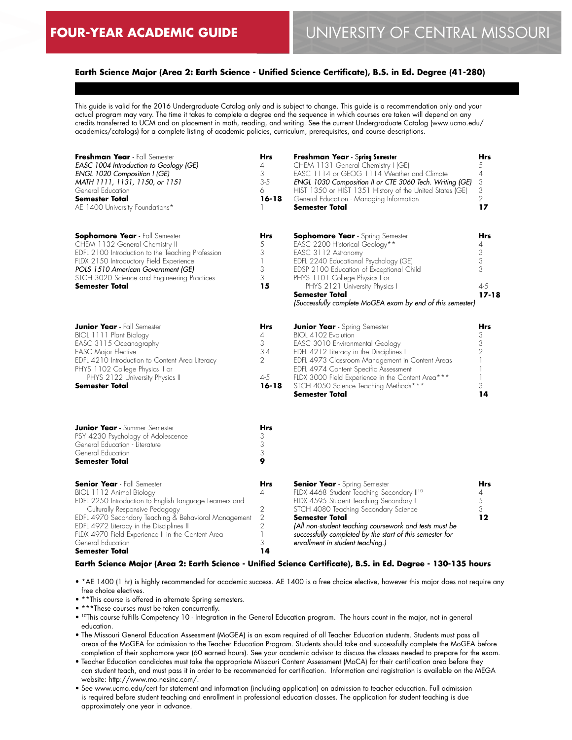FOUR-YEAR ACADEMIC GUIDE — UNIVERSITY OF CENTRAL MISSOURI

## Earth Science Major (Area 2: Earth Science - Unified Science Certificate), B.S. in Ed. Degree (41-280)

This guide is valid for the 2016 Undergraduate Catalog only and is subject to change. This guide is a recommendation only and your actual program may vary. The time it takes to complete a degree and the sequence in which courses are taken will depend on any credits transferred to UCM and on placement in math, reading, and writing. See the current Undergraduate Catalog (www.ucmo.edu/academics/catalogs) for a complete listing of academic policies, curriculum, prerequisites, and course descriptions.

| **Freshman Year** - Fall Semester | Hrs |
|---|---|
| *EASC 1004 Introduction to Geology (GE)* | 4 |
| *ENGL 1020 Composition I (GE)* | 3 |
| *MATH 1111, 1131, 1150, or 1151* | 3-5 |
| General Education | 6 |
| **Semester Total** | **16-18** |
| AE 1400 University Foundations* | 1 |

| **Freshman Year** - Spring Semester | Hrs |
|---|---|
| CHEM 1131 General Chemistry I (GE) | 5 |
| EASC 1114 or GEOG 1114 Weather and Climate | 4 |
| *ENGL 1030 Composition II or CTE 3060 Tech. Writing (GE)* | 3 |
| HIST 1350 or HIST 1351 History of the United States (GE) | 3 |
| General Education - Managing Information | 2 |
| **Semester Total** | **17** |

| **Sophomore Year** - Fall Semester | Hrs |
|---|---|
| CHEM 1132 General Chemistry II | 5 |
| EDFL 2100 Introduction to the Teaching Profession | 3 |
| FLDX 2150 Introductory Field Experience | 1 |
| *POLS 1510 American Government (GE)* | 3 |
| STCH 3020 Science and Engineering Practices | 3 |
| **Semester Total** | **15** |

| **Sophomore Year** - Spring Semester | Hrs |
|---|---|
| EASC 2200 Historical Geology** | 4 |
| EASC 3112 Astronomy | 3 |
| EDFL 2240 Educational Psychology (GE) | 3 |
| EDSP 2100 Education of Exceptional Child | 3 |
| PHYS 1101 College Physics I or PHYS 2121 University Physics I | 4-5 |
| **Semester Total** | **17-18** |
| *(Successfully complete MoGEA exam by end of this semester)* | |

| **Junior Year** - Fall Semester | Hrs |
|---|---|
| BIOL 1111 Plant Biology | 4 |
| EASC 3115 Oceanography | 3 |
| EASC Major Elective | 3-4 |
| EDFL 4210 Introduction to Content Area Literacy | 2 |
| PHYS 1102 College Physics II or PHYS 2122 University Physics II | 4-5 |
| **Semester Total** | **16-18** |

| **Junior Year** - Spring Semester | Hrs |
|---|---|
| BIOL 4102 Evolution | 3 |
| EASC 3010 Environmental Geology | 3 |
| EDFL 4212 Literacy in the Disciplines I | 2 |
| EDFL 4973 Classroom Management in Content Areas | 1 |
| EDFL 4974 Content Specific Assessment | 1 |
| FLDX 3000 Field Experience in the Content Area*** | 1 |
| STCH 4050 Science Teaching Methods*** | 3 |
| **Semester Total** | **14** |

| **Junior Year** - Summer Semester | Hrs |
|---|---|
| PSY 4230 Psychology of Adolescence | 3 |
| General Education - Literature | 3 |
| General Education | 3 |
| **Semester Total** | **9** |

| **Senior Year** - Fall Semester | Hrs |
|---|---|
| BIOL 1112 Animal Biology | 4 |
| EDFL 2250 Introduction to English Language Learners and Culturally Responsive Pedagogy | 2 |
| EDFL 4970 Secondary Teaching & Behavioral Management | 2 |
| EDFL 4972 Literacy in the Disciplines II | 2 |
| FLDX 4970 Field Experience II in the Content Area | 1 |
| General Education | 3 |
| **Semester Total** | **14** |

| **Senior Year** - Spring Semester | Hrs |
|---|---|
| FLDX 4468 Student Teaching Secondary II[10] | 4 |
| FLDX 4595 Student Teaching Secondary I | 5 |
| STCH 4080 Teaching Secondary Science | 3 |
| **Semester Total** | **12** |
| *(All non-student teaching coursework and tests must be successfully completed by the start of this semester for enrollment in student teaching.)* | |

**Earth Science Major (Area 2: Earth Science - Unified Science Certificate), B.S. in Ed. Degree - 130-135 hours**

- *AE 1400 (1 hr) is highly recommended for academic success. AE 1400 is a free choice elective, however this major does not require any free choice electives.
- **This course is offered in alternate Spring semesters.
- ***These courses must be taken concurrently.
- [10]This course fulfills Competency 10 - Integration in the General Education program. The hours count in the major, not in general education.
- The Missouri General Education Assessment (MoGEA) is an exam required of all Teacher Education students. Students must pass all areas of the MoGEA for admission to the Teacher Education Program. Students should take and successfully complete the MoGEA before completion of their sophomore year (60 earned hours). See your academic advisor to discuss the classes needed to prepare for the exam.
- Teacher Education candidates must take the appropriate Missouri Content Assessment (MoCA) for their certification area before they can student teach, and must pass it in order to be recommended for certification. Information and registration is available on the MEGA website: http://www.mo.nesinc.com/.
- See www.ucmo.edu/cert for statement and information (including application) on admission to teacher education. Full admission is required before student teaching and enrollment in professional education classes. The application for student teaching is due approximately one year in advance.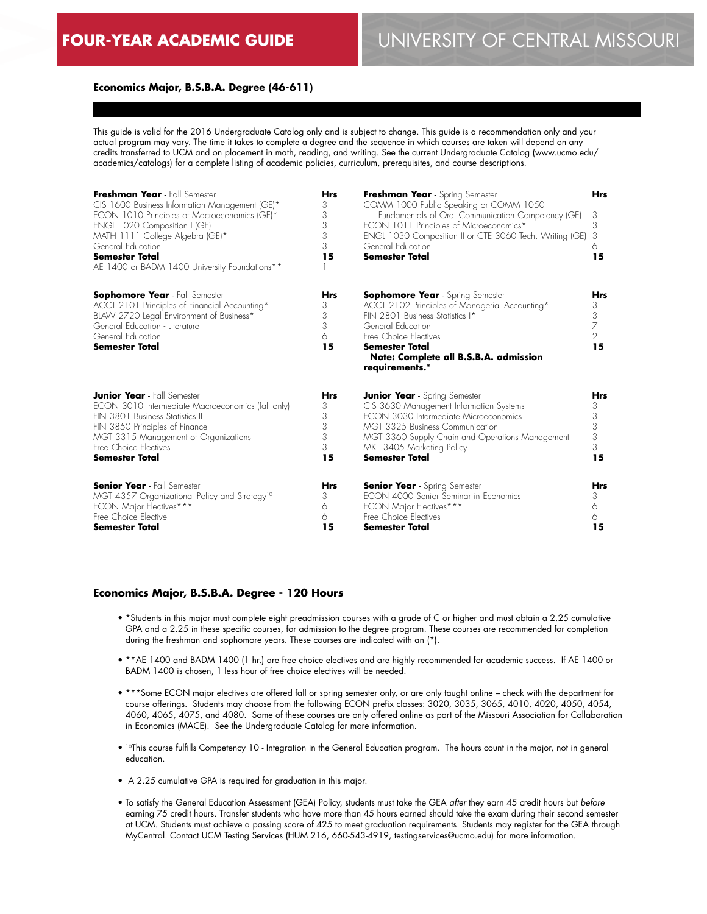# FOUR-YEAR ACADEMIC GUIDE

## UNIVERSITY OF CENTRAL MISSOURI

### Economics Major, B.S.B.A. Degree (46-611)

This guide is valid for the 2016 Undergraduate Catalog only and is subject to change. This guide is a recommendation only and your actual program may vary. The time it takes to complete a degree and the sequence in which courses are taken will depend on any credits transferred to UCM and on placement in math, reading, and writing. See the current Undergraduate Catalog (www.ucmo.edu/academics/catalogs) for a complete listing of academic policies, curriculum, prerequisites, and course descriptions.

| **Freshman Year** - Fall Semester | **Hrs** |
|---|---|
| CIS 1600 Business Information Management (GE)* | 3 |
| ECON 1010 Principles of Macroeconomics (GE)* | 3 |
| ENGL 1020 Composition I (GE) | 3 |
| MATH 1111 College Algebra (GE)* | 3 |
| General Education | 3 |
| **Semester Total** | **15** |
| AE 1400 or BADM 1400 University Foundations** | 1 |

| **Freshman Year** - Spring Semester | **Hrs** |
|---|---|
| COMM 1000 Public Speaking or COMM 1050 Fundamentals of Oral Communication Competency (GE) | 3 |
| ECON 1011 Principles of Microeconomics* | 3 |
| ENGL 1030 Composition II or CTE 3060 Tech. Writing (GE) | 3 |
| General Education | 6 |
| **Semester Total** | **15** |

| **Sophomore Year** - Fall Semester | **Hrs** |
|---|---|
| ACCT 2101 Principles of Financial Accounting* | 3 |
| BLAW 2720 Legal Environment of Business* | 3 |
| General Education - Literature | 3 |
| General Education | 6 |
| **Semester Total** | **15** |

| **Sophomore Year** - Spring Semester | **Hrs** |
|---|---|
| ACCT 2102 Principles of Managerial Accounting* | 3 |
| FIN 2801 Business Statistics I* | 3 |
| General Education | 7 |
| Free Choice Electives | 2 |
| **Semester Total** | **15** |

**Note: Complete all B.S.B.A. admission requirements.***

| **Junior Year** - Fall Semester | **Hrs** |
|---|---|
| ECON 3010 Intermediate Macroeconomics (fall only) | 3 |
| FIN 3801 Business Statistics II | 3 |
| FIN 3850 Principles of Finance | 3 |
| MGT 3315 Management of Organizations | 3 |
| Free Choice Electives | 3 |
| **Semester Total** | **15** |

| **Junior Year** - Spring Semester | **Hrs** |
|---|---|
| CIS 3630 Management Information Systems | 3 |
| ECON 3030 Intermediate Microeconomics | 3 |
| MGT 3325 Business Communication | 3 |
| MGT 3360 Supply Chain and Operations Management | 3 |
| MKT 3405 Marketing Policy | 3 |
| **Semester Total** | **15** |

| **Senior Year** - Fall Semester | **Hrs** |
|---|---|
| MGT 4357 Organizational Policy and Strategy[10] | 3 |
| ECON Major Electives*** | 6 |
| Free Choice Elective | 6 |
| **Semester Total** | **15** |

| **Senior Year** - Spring Semester | **Hrs** |
|---|---|
| ECON 4000 Senior Seminar in Economics | 3 |
| ECON Major Electives*** | 6 |
| Free Choice Electives | 6 |
| **Semester Total** | **15** |

### Economics Major, B.S.B.A. Degree - 120 Hours

- *Students in this major must complete eight preadmission courses with a grade of C or higher and must obtain a 2.25 cumulative GPA and a 2.25 in these specific courses, for admission to the degree program. These courses are recommended for completion during the freshman and sophomore years. These courses are indicated with an (*).
- **AE 1400 and BADM 1400 (1 hr.) are free choice electives and are highly recommended for academic success. If AE 1400 or BADM 1400 is chosen, 1 less hour of free choice electives will be needed.
- ***Some ECON major electives are offered fall or spring semester only, or are only taught online – check with the department for course offerings. Students may choose from the following ECON prefix classes: 3020, 3035, 3065, 4010, 4020, 4050, 4054, 4060, 4065, 4075, and 4080. Some of these courses are only offered online as part of the Missouri Association for Collaboration in Economics (MACE). See the Undergraduate Catalog for more information.
- [10]This course fulfills Competency 10 - Integration in the General Education program. The hours count in the major, not in general education.
- A 2.25 cumulative GPA is required for graduation in this major.
- To satisfy the General Education Assessment (GEA) Policy, students must take the GEA *after* they earn 45 credit hours but *before* earning 75 credit hours. Transfer students who have more than 45 hours earned should take the exam during their second semester at UCM. Students must achieve a passing score of 425 to meet graduation requirements. Students may register for the GEA through MyCentral. Contact UCM Testing Services (HUM 216, 660-543-4919, testingservices@ucmo.edu) for more information.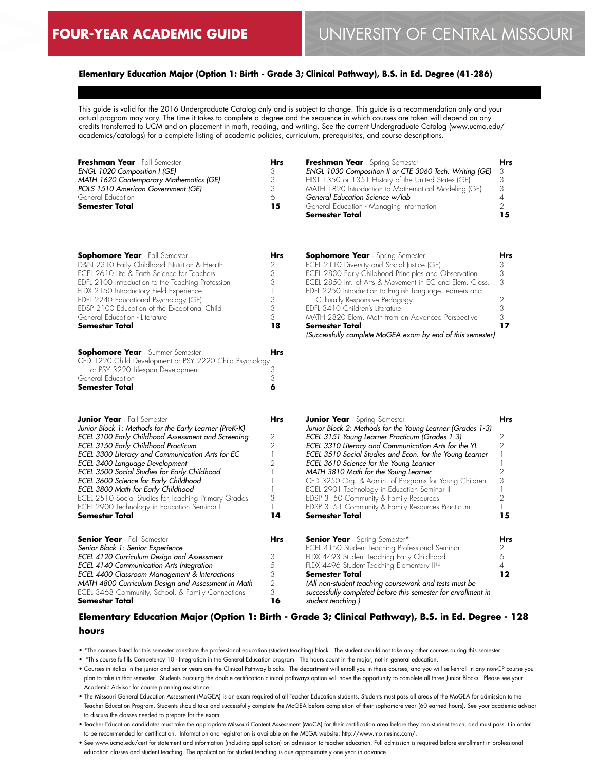# FOUR-YEAR ACADEMIC GUIDE

# UNIVERSITY OF CENTRAL MISSOURI

### Elementary Education Major (Option 1: Birth - Grade 3; Clinical Pathway), B.S. in Ed. Degree (41-286)

This guide is valid for the 2016 Undergraduate Catalog only and is subject to change. This guide is a recommendation only and your actual program may vary. The time it takes to complete a degree and the sequence in which courses are taken will depend on any credits transferred to UCM and on placement in math, reading, and writing. See the current Undergraduate Catalog (www.ucmo.edu/academics/catalogs) for a complete listing of academic policies, curriculum, prerequisites, and course descriptions.

| **Freshman Year** - Fall Semester | **Hrs** |
|---|---|
| *ENGL 1020 Composition I (GE)* | 3 |
| *MATH 1620 Contemporary Mathematics (GE)* | 3 |
| *POLS 1510 American Government (GE)* | 3 |
| General Education | 6 |
| **Semester Total** | **15** |

| **Freshman Year** - Spring Semester | **Hrs** |
|---|---|
| *ENGL 1030 Composition II or CTE 3060 Tech. Writing (GE)* | 3 |
| HIST 1350 or 1351 History of the United States (GE) | 3 |
| MATH 1820 Introduction to Mathematical Modeling (GE) | 3 |
| *General Education Science w/lab* | 4 |
| General Education - Managing Information | 2 |
| **Semester Total** | **15** |

| **Sophomore Year** - Fall Semester | **Hrs** |
|---|---|
| D&N 2310 Early Childhood Nutrition & Health | 2 |
| ECEL 2610 Life & Earth Science for Teachers | 3 |
| EDFL 2100 Introduction to the Teaching Profession | 3 |
| FLDX 2150 Introductory Field Experience | 1 |
| EDFL 2240 Educational Psychology (GE) | 3 |
| EDSP 2100 Education of the Exceptional Child | 3 |
| General Education - Literature | 3 |
| **Semester Total** | **18** |

| **Sophomore Year** - Spring Semester | **Hrs** |
|---|---|
| ECEL 2110 Diversity and Social Justice (GE) | 3 |
| ECEL 2830 Early Childhood Principles and Observation | 3 |
| ECEL 2850 Int. of Arts & Movement in EC and Elem. Class. | 3 |
| EDFL 2250 Introduction to English Language Learners and Culturally Responsive Pedagogy | 2 |
| EDFL 3410 Children's Literature | 3 |
| MATH 2820 Elem. Math from an Advanced Perspective | 3 |
| **Semester Total** | **17** |

*(Successfully complete MoGEA exam by end of this semester)*

| **Sophomore Year** - Summer Semester | **Hrs** |
|---|---|
| CFD 1220 Child Development or PSY 2220 Child Psychology or PSY 3220 Lifespan Development | 3 |
| General Education | 3 |
| **Semester Total** | **6** |

| **Junior Year** - Fall Semester | **Hrs** |
|---|---|
| *Junior Block 1: Methods for the Early Learner (PreK-K)* | |
| *ECEL 3100 Early Childhood Assessment and Screening* | 2 |
| *ECEL 3150 Early Childhood Practicum* | 2 |
| *ECEL 3300 Literacy and Communication Arts for EC* | 1 |
| *ECEL 3400 Language Development* | 2 |
| *ECEL 3500 Social Studies for Early Childhood* | 1 |
| *ECEL 3600 Science for Early Childhood* | 1 |
| *ECEL 3800 Math for Early Childhood* | 1 |
| ECEL 2510 Social Studies for Teaching Primary Grades | 3 |
| ECEL 2900 Technology in Education Seminar I | 1 |
| **Semester Total** | **14** |

| **Junior Year** - Spring Semester | **Hrs** |
|---|---|
| *Junior Block 2: Methods for the Young Learner (Grades 1-3)* | |
| *ECEL 3151 Young Learner Practicum (Grades 1-3)* | 2 |
| *ECEL 3310 Literacy and Communication Arts for the YL* | 2 |
| *ECEL 3510 Social Studies and Econ. for the Young Learner* | 1 |
| *ECEL 3610 Science for the Young Learner* | 1 |
| *MATH 3810 Math for the Young Learner* | 2 |
| CFD 3250 Org. & Admin. of Programs for Young Children | 3 |
| ECEL 2901 Technology in Education Seminar II | 1 |
| EDSP 3150 Community & Family Resources | 2 |
| EDSP 3151 Community & Family Resources Practicum | 1 |
| **Semester Total** | **15** |

| **Senior Year** - Fall Semester | **Hrs** |
|---|---|
| *Senior Block 1: Senior Experience* | |
| *ECEL 4120 Curriculum Design and Assessment* | 3 |
| *ECEL 4140 Communication Arts Integration* | 5 |
| *ECEL 4400 Classroom Management & Interactions* | 3 |
| *MATH 4800 Curriculum Design and Assessment in Math* | 2 |
| ECEL 3468 Community, School, & Family Connections | 3 |
| **Semester Total** | **16** |

| **Senior Year** - Spring Semester* | **Hrs** |
|---|---|
| ECEL 4150 Student Teaching Professional Seminar | 2 |
| FLDX 4493 Student Teaching Early Childhood | 6 |
| FLDX 4496 Student Teaching Elementary II[10] | 4 |
| **Semester Total** | **12** |

*(All non-student teaching coursework and tests must be successfully completed before this semester for enrollment in student teaching.)*

### Elementary Education Major (Option 1: Birth - Grade 3; Clinical Pathway), B.S. in Ed. Degree - 128 hours

- *The courses listed for this semester constitute the professional education (student teaching) block. The student should not take any other courses during this semester.
- [10]This course fulfills Competency 10 - Integration in the General Education program. The hours count in the major, not in general education.
- Courses in italics in the junior and senior years are the Clinical Pathway blocks. The department will enroll you in these courses, and you will self-enroll in any non-CP course you plan to take in that semester. Students pursuing the double certification clinical pathways option will have the opportunity to complete all three Junior Blocks. Please see your Academic Advisor for course planning assistance.
- The Missouri General Education Assessment (MoGEA) is an exam required of all Teacher Education students. Students must pass all areas of the MoGEA for admission to the Teacher Education Program. Students should take and successfully complete the MoGEA before completion of their sophomore year (60 earned hours). See your academic advisor to discuss the classes needed to prepare for the exam.
- Teacher Education candidates must take the appropriate Missouri Content Assessment (MoCA) for their certification area before they can student teach, and must pass it in order to be recommended for certification. Information and registration is available on the MEGA website: http://www.mo.nesinc.com/.
- See www.ucmo.edu/cert for statement and information (including application) on admission to teacher education. Full admission is required before enrollment in professional education classes and student teaching. The application for student teaching is due approximately one year in advance.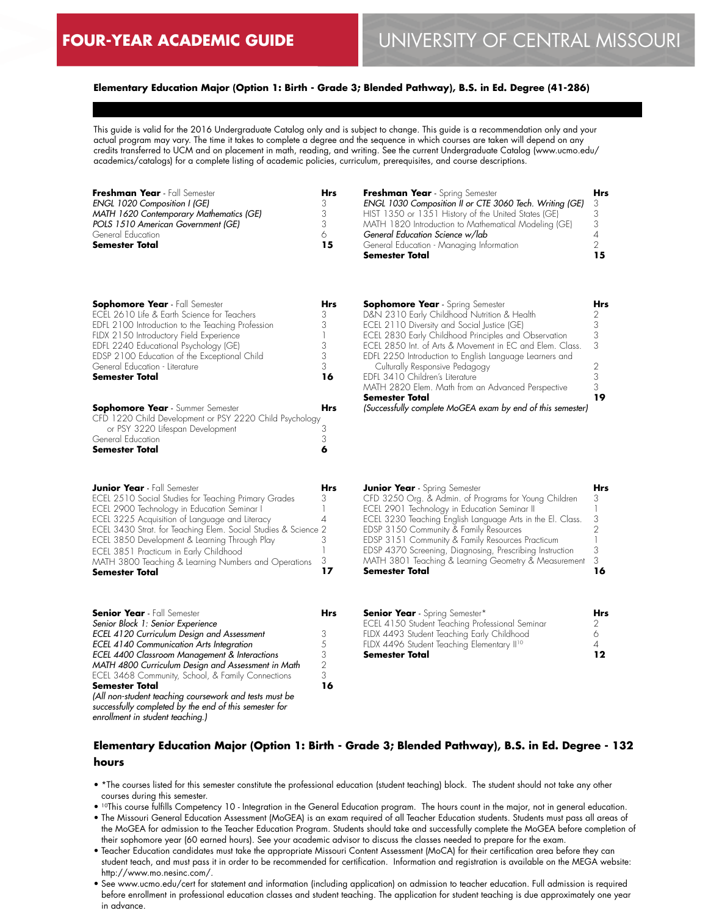# FOUR-YEAR ACADEMIC GUIDE — UNIVERSITY OF CENTRAL MISSOURI

**Elementary Education Major (Option 1: Birth - Grade 3; Blended Pathway), B.S. in Ed. Degree (41-286)**

This guide is valid for the 2016 Undergraduate Catalog only and is subject to change. This guide is a recommendation only and your actual program may vary. The time it takes to complete a degree and the sequence in which courses are taken will depend on any credits transferred to UCM and on placement in math, reading, and writing. See the current Undergraduate Catalog (www.ucmo.edu/academics/catalogs) for a complete listing of academic policies, curriculum, prerequisites, and course descriptions.

| **Freshman Year** - Fall Semester | **Hrs** |
|---|---|
| *ENGL 1020 Composition I (GE)* | 3 |
| *MATH 1620 Contemporary Mathematics (GE)* | 3 |
| *POLS 1510 American Government (GE)* | 3 |
| General Education | 6 |
| **Semester Total** | **15** |

| **Freshman Year** - Spring Semester | **Hrs** |
|---|---|
| *ENGL 1030 Composition II or CTE 3060 Tech. Writing (GE)* | 3 |
| HIST 1350 or 1351 History of the United States (GE) | 3 |
| MATH 1820 Introduction to Mathematical Modeling (GE) | 3 |
| *General Education Science w/lab* | 4 |
| General Education - Managing Information | 2 |
| **Semester Total** | **15** |

| **Sophomore Year** - Fall Semester | **Hrs** |
|---|---|
| ECEL 2610 Life & Earth Science for Teachers | 3 |
| EDFL 2100 Introduction to the Teaching Profession | 3 |
| FLDX 2150 Introductory Field Experience | 1 |
| EDFL 2240 Educational Psychology (GE) | 3 |
| EDSP 2100 Education of the Exceptional Child | 3 |
| General Education - Literature | 3 |
| **Semester Total** | **16** |

| **Sophomore Year** - Spring Semester | **Hrs** |
|---|---|
| D&N 2310 Early Childhood Nutrition & Health | 2 |
| ECEL 2110 Diversity and Social Justice (GE) | 3 |
| ECEL 2830 Early Childhood Principles and Observation | 3 |
| ECEL 2850 Int. of Arts & Movement in EC and Elem. Class. | 3 |
| EDFL 2250 Introduction to English Language Learners and Culturally Responsive Pedagogy | 2 |
| EDFL 3410 Children's Literature | 3 |
| MATH 2820 Elem. Math from an Advanced Perspective | 3 |
| **Semester Total** | **19** |

*(Successfully complete MoGEA exam by end of this semester)*

| **Sophomore Year** - Summer Semester | **Hrs** |
|---|---|
| CFD 1220 Child Development or PSY 2220 Child Psychology or PSY 3220 Lifespan Development | 3 |
| General Education | 3 |
| **Semester Total** | **6** |

| **Junior Year** - Fall Semester | **Hrs** |
|---|---|
| ECEL 2510 Social Studies for Teaching Primary Grades | 3 |
| ECEL 2900 Technology in Education Seminar I | 1 |
| ECEL 3225 Acquisition of Language and Literacy | 4 |
| ECEL 3430 Strat. for Teaching Elem. Social Studies & Science | 2 |
| ECEL 3850 Development & Learning Through Play | 3 |
| ECEL 3851 Practicum in Early Childhood | 1 |
| MATH 3800 Teaching & Learning Numbers and Operations | 3 |
| **Semester Total** | **17** |

| **Junior Year** - Spring Semester | **Hrs** |
|---|---|
| CFD 3250 Org. & Admin. of Programs for Young Children | 3 |
| ECEL 2901 Technology in Education Seminar II | 1 |
| ECEL 3230 Teaching English Language Arts in the El. Class. | 3 |
| EDSP 3150 Community & Family Resources | 2 |
| EDSP 3151 Community & Family Resources Practicum | 1 |
| EDSP 4370 Screening, Diagnosing, Prescribing Instruction | 3 |
| MATH 3801 Teaching & Learning Geometry & Measurement | 3 |
| **Semester Total** | **16** |

| **Senior Year** - Fall Semester | **Hrs** |
|---|---|
| *Senior Block 1: Senior Experience* | |
| *ECEL 4120 Curriculum Design and Assessment* | 3 |
| *ECEL 4140 Communication Arts Integration* | 5 |
| *ECEL 4400 Classroom Management & Interactions* | 3 |
| *MATH 4800 Curriculum Design and Assessment in Math* | 2 |
| ECEL 3468 Community, School, & Family Connections | 3 |
| **Semester Total** | **16** |

*(All non-student teaching coursework and tests must be successfully completed by the end of this semester for enrollment in student teaching.)*

| **Senior Year** - Spring Semester* | **Hrs** |
|---|---|
| ECEL 4150 Student Teaching Professional Seminar | 2 |
| FLDX 4493 Student Teaching Early Childhood | 6 |
| FLDX 4496 Student Teaching Elementary II[10] | 4 |
| **Semester Total** | **12** |

## Elementary Education Major (Option 1: Birth - Grade 3; Blended Pathway), B.S. in Ed. Degree - 132 hours

- *The courses listed for this semester constitute the professional education (student teaching) block. The student should not take any other courses during this semester.
- [10]This course fulfills Competency 10 - Integration in the General Education program. The hours count in the major, not in general education.
- The Missouri General Education Assessment (MoGEA) is an exam required of all Teacher Education students. Students must pass all areas of the MoGEA for admission to the Teacher Education Program. Students should take and successfully complete the MoGEA before completion of their sophomore year (60 earned hours). See your academic advisor to discuss the classes needed to prepare for the exam.
- Teacher Education candidates must take the appropriate Missouri Content Assessment (MoCA) for their certification area before they can student teach, and must pass it in order to be recommended for certification. Information and registration is available on the MEGA website: http://www.mo.nesinc.com/.
- See www.ucmo.edu/cert for statement and information (including application) on admission to teacher education. Full admission is required before enrollment in professional education classes and student teaching. The application for student teaching is due approximately one year in advance.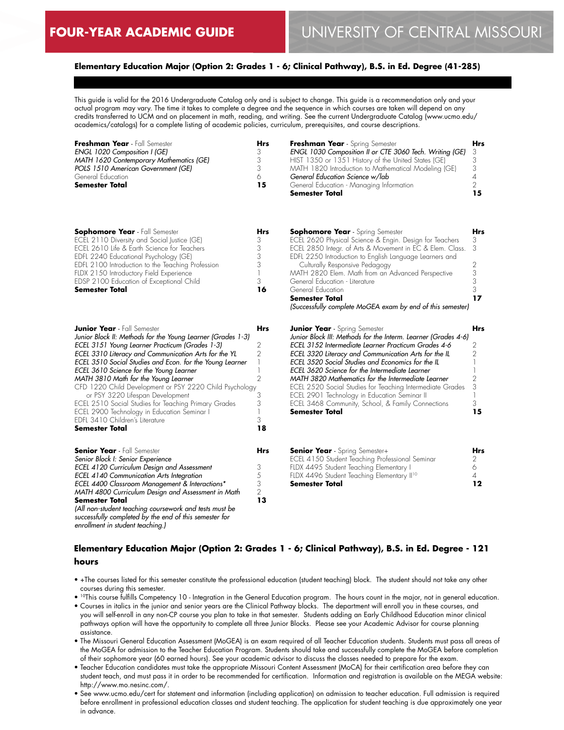# FOUR-YEAR ACADEMIC GUIDE

# UNIVERSITY OF CENTRAL MISSOURI

## Elementary Education Major (Option 2: Grades 1 - 6; Clinical Pathway), B.S. in Ed. Degree (41-285)

This guide is valid for the 2016 Undergraduate Catalog only and is subject to change. This guide is a recommendation only and your actual program may vary. The time it takes to complete a degree and the sequence in which courses are taken will depend on any credits transferred to UCM and on placement in math, reading, and writing. See the current Undergraduate Catalog (www.ucmo.edu/academics/catalogs) for a complete listing of academic policies, curriculum, prerequisites, and course descriptions.

| **Freshman Year** - Fall Semester | **Hrs** |
|---|---|
| *ENGL 1020 Composition I (GE)* | 3 |
| *MATH 1620 Contemporary Mathematics (GE)* | 3 |
| *POLS 1510 American Government (GE)* | 3 |
| General Education | 6 |
| **Semester Total** | **15** |

| **Freshman Year** - Spring Semester | **Hrs** |
|---|---|
| *ENGL 1030 Composition II or CTE 3060 Tech. Writing (GE)* | 3 |
| HIST 1350 or 1351 History of the United States (GE) | 3 |
| MATH 1820 Introduction to Mathematical Modeling (GE) | 3 |
| *General Education Science w/lab* | 4 |
| General Education - Managing Information | 2 |
| **Semester Total** | **15** |

| **Sophomore Year** - Fall Semester | **Hrs** |
|---|---|
| ECEL 2110 Diversity and Social Justice (GE) | 3 |
| ECEL 2610 Life & Earth Science for Teachers | 3 |
| EDFL 2240 Educational Psychology (GE) | 3 |
| EDFL 2100 Introduction to the Teaching Profession | 3 |
| FLDX 2150 Introductory Field Experience | 1 |
| EDSP 2100 Education of Exceptional Child | 3 |
| **Semester Total** | **16** |

| **Sophomore Year** - Spring Semester | **Hrs** |
|---|---|
| ECEL 2620 Physical Science & Engin. Design for Teachers | 3 |
| ECEL 2850 Integr. of Arts & Movement in EC & Elem. Class. | 3 |
| EDFL 2250 Introduction to English Language Learners and Culturally Responsive Pedagogy | 2 |
| MATH 2820 Elem. Math from an Advanced Perspective | 3 |
| General Education - Literature | 3 |
| General Education | 3 |
| **Semester Total** | **17** |

*(Successfully complete MoGEA exam by end of this semester)*

| **Junior Year** - Fall Semester | **Hrs** |
|---|---|
| *Junior Block II: Methods for the Young Learner (Grades 1-3)* | |
| *ECEL 3151 Young Learner Practicum (Grades 1-3)* | 2 |
| *ECEL 3310 Literacy and Communication Arts for the YL* | 2 |
| *ECEL 3510 Social Studies and Econ. for the Young Learner* | 1 |
| *ECEL 3610 Science for the Young Learner* | 1 |
| *MATH 3810 Math for the Young Learner* | 2 |
| CFD 1220 Child Development or PSY 2220 Child Psychology or PSY 3220 Lifespan Development | 3 |
| ECEL 2510 Social Studies for Teaching Primary Grades | 3 |
| ECEL 2900 Technology in Education Seminar I | 1 |
| EDFL 3410 Children's Literature | 3 |
| **Semester Total** | **18** |

| **Junior Year** - Spring Semester | **Hrs** |
|---|---|
| *Junior Block III: Methods for the Interm. Learner (Grades 4-6)* | |
| *ECEL 3152 Intermediate Learner Practicum Grades 4-6* | 2 |
| *ECEL 3320 Literacy and Communication Arts for the IL* | 2 |
| *ECEL 3520 Social Studies and Economics for the IL* | 1 |
| *ECEL 3620 Science for the Intermediate Learner* | 1 |
| *MATH 3820 Mathematics for the Intermediate Learner* | 2 |
| ECEL 2520 Social Studies for Teaching Intermediate Grades | 3 |
| ECEL 2901 Technology in Education Seminar II | 1 |
| ECEL 3468 Community, School, & Family Connections | 3 |
| **Semester Total** | **15** |

| **Senior Year** - Fall Semester | **Hrs** |
|---|---|
| *Senior Block I: Senior Experience* | |
| *ECEL 4120 Curriculum Design and Assessment* | 3 |
| *ECEL 4140 Communication Arts Integration* | 5 |
| *ECEL 4400 Classroom Management & Interactions** | 3 |
| *MATH 4800 Curriculum Design and Assessment in Math* | 2 |
| **Semester Total** | **13** |

*(All non-student teaching coursework and tests must be successfully completed by the end of this semester for enrollment in student teaching.)*

| **Senior Year** - Spring Semester+ | **Hrs** |
|---|---|
| ECEL 4150 Student Teaching Professional Seminar | 2 |
| FLDX 4495 Student Teaching Elementary I | 6 |
| FLDX 4496 Student Teaching Elementary II[10] | 4 |
| **Semester Total** | **12** |

## Elementary Education Major (Option 2: Grades 1 - 6; Clinical Pathway), B.S. in Ed. Degree - 121 hours

- +The courses listed for this semester constitute the professional education (student teaching) block. The student should not take any other courses during this semester.
- [10]This course fulfills Competency 10 - Integration in the General Education program. The hours count in the major, not in general education.
- Courses in italics in the junior and senior years are the Clinical Pathway blocks. The department will enroll you in these courses, and you will self-enroll in any non-CP course you plan to take in that semester. Students adding an Early Childhood Education minor clinical pathways option will have the opportunity to complete all three Junior Blocks. Please see your Academic Advisor for course planning assistance.
- The Missouri General Education Assessment (MoGEA) is an exam required of all Teacher Education students. Students must pass all areas of the MoGEA for admission to the Teacher Education Program. Students should take and successfully complete the MoGEA before completion of their sophomore year (60 earned hours). See your academic advisor to discuss the classes needed to prepare for the exam.
- Teacher Education candidates must take the appropriate Missouri Content Assessment (MoCA) for their certification area before they can student teach, and must pass it in order to be recommended for certification. Information and registration is available on the MEGA website: http://www.mo.nesinc.com/.
- See www.ucmo.edu/cert for statement and information (including application) on admission to teacher education. Full admission is required before enrollment in professional education classes and student teaching. The application for student teaching is due approximately one year in advance.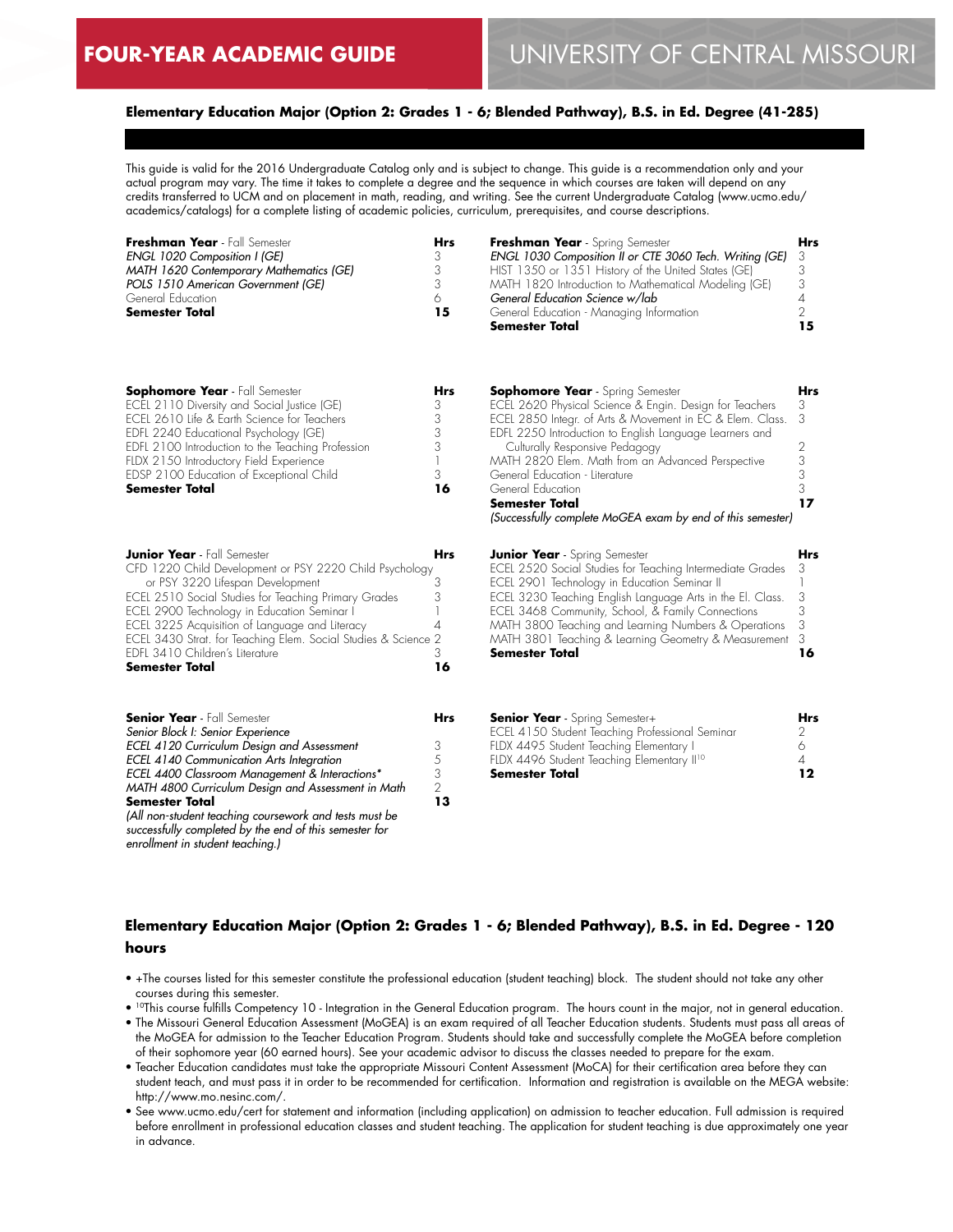**FOUR-YEAR ACADEMIC GUIDE** — UNIVERSITY OF CENTRAL MISSOURI

### Elementary Education Major (Option 2: Grades 1 - 6; Blended Pathway), B.S. in Ed. Degree (41-285)

This guide is valid for the 2016 Undergraduate Catalog only and is subject to change. This guide is a recommendation only and your actual program may vary. The time it takes to complete a degree and the sequence in which courses are taken will depend on any credits transferred to UCM and on placement in math, reading, and writing. See the current Undergraduate Catalog (www.ucmo.edu/academics/catalogs) for a complete listing of academic policies, curriculum, prerequisites, and course descriptions.

| **Freshman Year** - Fall Semester | **Hrs** |
|---|---|
| *ENGL 1020 Composition I (GE)* | 3 |
| *MATH 1620 Contemporary Mathematics (GE)* | 3 |
| *POLS 1510 American Government (GE)* | 3 |
| General Education | 6 |
| **Semester Total** | **15** |

| **Freshman Year** - Spring Semester | **Hrs** |
|---|---|
| *ENGL 1030 Composition II or CTE 3060 Tech. Writing (GE)* | 3 |
| HIST 1350 or 1351 History of the United States (GE) | 3 |
| MATH 1820 Introduction to Mathematical Modeling (GE) | 3 |
| *General Education Science w/lab* | 4 |
| General Education - Managing Information | 2 |
| **Semester Total** | **15** |

| **Sophomore Year** - Fall Semester | **Hrs** |
|---|---|
| ECEL 2110 Diversity and Social Justice (GE) | 3 |
| ECEL 2610 Life & Earth Science for Teachers | 3 |
| EDFL 2240 Educational Psychology (GE) | 3 |
| EDFL 2100 Introduction to the Teaching Profession | 3 |
| FLDX 2150 Introductory Field Experience | 1 |
| EDSP 2100 Education of Exceptional Child | 3 |
| **Semester Total** | **16** |

| **Sophomore Year** - Spring Semester | **Hrs** |
|---|---|
| ECEL 2620 Physical Science & Engin. Design for Teachers | 3 |
| ECEL 2850 Integr. of Arts & Movement in EC & Elem. Class. | 3 |
| EDFL 2250 Introduction to English Language Learners and Culturally Responsive Pedagogy | 2 |
| MATH 2820 Elem. Math from an Advanced Perspective | 3 |
| General Education - Literature | 3 |
| General Education | 3 |
| **Semester Total** | **17** |

*(Successfully complete MoGEA exam by end of this semester)*

| **Junior Year** - Fall Semester | **Hrs** |
|---|---|
| CFD 1220 Child Development or PSY 2220 Child Psychology or PSY 3220 Lifespan Development | 3 |
| ECEL 2510 Social Studies for Teaching Primary Grades | 3 |
| ECEL 2900 Technology in Education Seminar I | 1 |
| ECEL 3225 Acquisition of Language and Literacy | 4 |
| ECEL 3430 Strat. for Teaching Elem. Social Studies & Science | 2 |
| EDFL 3410 Children's Literature | 3 |
| **Semester Total** | **16** |

| **Junior Year** - Spring Semester | **Hrs** |
|---|---|
| ECEL 2520 Social Studies for Teaching Intermediate Grades | 3 |
| ECEL 2901 Technology in Education Seminar II | 1 |
| ECEL 3230 Teaching English Language Arts in the El. Class. | 3 |
| ECEL 3468 Community, School, & Family Connections | 3 |
| MATH 3800 Teaching and Learning Numbers & Operations | 3 |
| MATH 3801 Teaching & Learning Geometry & Measurement | 3 |
| **Semester Total** | **16** |

| **Senior Year** - Fall Semester | **Hrs** |
|---|---|
| *Senior Block I: Senior Experience* | |
| *ECEL 4120 Curriculum Design and Assessment* | 3 |
| *ECEL 4140 Communication Arts Integration* | 5 |
| *ECEL 4400 Classroom Management & Interactions** | 3 |
| *MATH 4800 Curriculum Design and Assessment in Math* | 2 |
| **Semester Total** | **13** |

*(All non-student teaching coursework and tests must be successfully completed by the end of this semester for enrollment in student teaching.)*

| **Senior Year** - Spring Semester+ | **Hrs** |
|---|---|
| ECEL 4150 Student Teaching Professional Seminar | 2 |
| FLDX 4495 Student Teaching Elementary I | 6 |
| FLDX 4496 Student Teaching Elementary II[10] | 4 |
| **Semester Total** | **12** |

### Elementary Education Major (Option 2: Grades 1 - 6; Blended Pathway), B.S. in Ed. Degree - 120 hours

- +The courses listed for this semester constitute the professional education (student teaching) block. The student should not take any other courses during this semester.
- [10]This course fulfills Competency 10 - Integration in the General Education program. The hours count in the major, not in general education.
- The Missouri General Education Assessment (MoGEA) is an exam required of all Teacher Education students. Students must pass all areas of the MoGEA for admission to the Teacher Education Program. Students should take and successfully complete the MoGEA before completion of their sophomore year (60 earned hours). See your academic advisor to discuss the classes needed to prepare for the exam.
- Teacher Education candidates must take the appropriate Missouri Content Assessment (MoCA) for their certification area before they can student teach, and must pass it in order to be recommended for certification. Information and registration is available on the MEGA website: http://www.mo.nesinc.com/.
- See www.ucmo.edu/cert for statement and information (including application) on admission to teacher education. Full admission is required before enrollment in professional education classes and student teaching. The application for student teaching is due approximately one year in advance.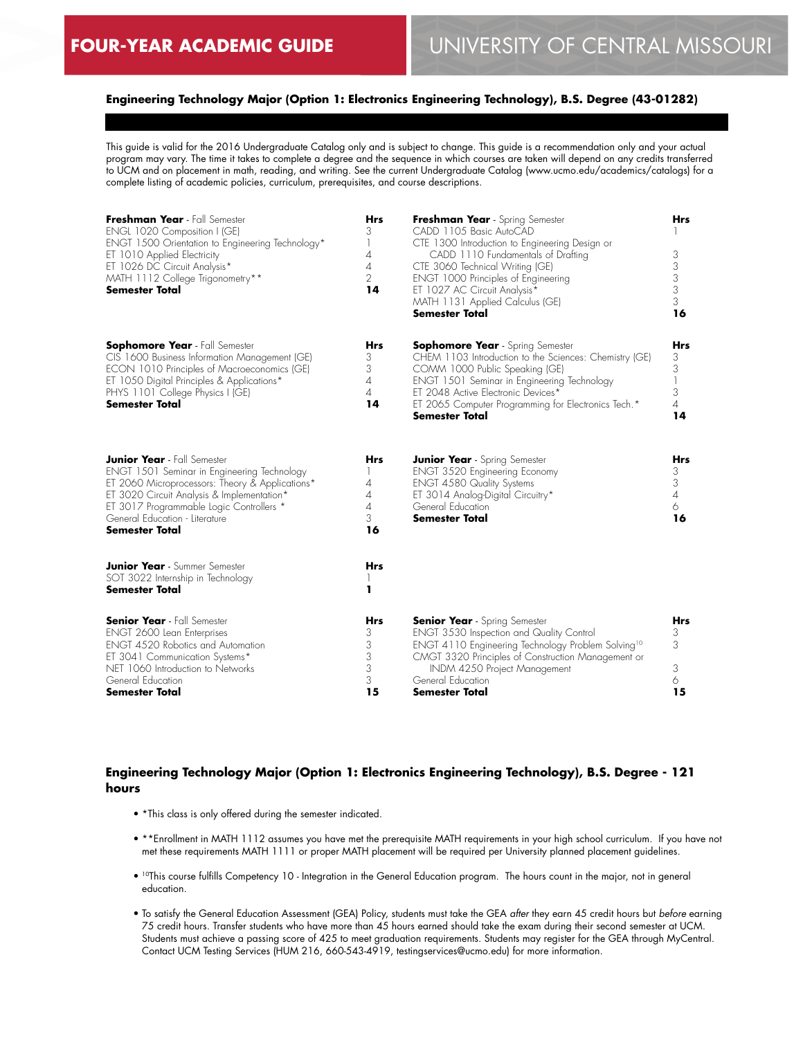FOUR-YEAR ACADEMIC GUIDE

UNIVERSITY OF CENTRAL MISSOURI

### Engineering Technology Major (Option 1: Electronics Engineering Technology), B.S. Degree (43-01282)

This guide is valid for the 2016 Undergraduate Catalog only and is subject to change. This guide is a recommendation only and your actual program may vary. The time it takes to complete a degree and the sequence in which courses are taken will depend on any credits transferred to UCM and on placement in math, reading, and writing. See the current Undergraduate Catalog (www.ucmo.edu/academics/catalogs) for a complete listing of academic policies, curriculum, prerequisites, and course descriptions.

| **Freshman Year** - Fall Semester | **Hrs** |
|---|---|
| ENGL 1020 Composition I (GE) | 3 |
| ENGT 1500 Orientation to Engineering Technology* | 1 |
| ET 1010 Applied Electricity | 4 |
| ET 1026 DC Circuit Analysis* | 4 |
| MATH 1112 College Trigonometry** | 2 |
| **Semester Total** | **14** |

| **Freshman Year** - Spring Semester | **Hrs** |
|---|---|
| CADD 1105 Basic AutoCAD | 1 |
| CTE 1300 Introduction to Engineering Design or CADD 1110 Fundamentals of Drafting | 3 |
| CTE 3060 Technical Writing (GE) | 3 |
| ENGT 1000 Principles of Engineering | 3 |
| ET 1027 AC Circuit Analysis* | 3 |
| MATH 1131 Applied Calculus (GE) | 3 |
| **Semester Total** | **16** |

| **Sophomore Year** - Fall Semester | **Hrs** |
|---|---|
| CIS 1600 Business Information Management (GE) | 3 |
| ECON 1010 Principles of Macroeconomics (GE) | 3 |
| ET 1050 Digital Principles & Applications* | 4 |
| PHYS 1101 College Physics I (GE) | 4 |
| **Semester Total** | **14** |

| **Sophomore Year** - Spring Semester | **Hrs** |
|---|---|
| CHEM 1103 Introduction to the Sciences: Chemistry (GE) | 3 |
| COMM 1000 Public Speaking (GE) | 3 |
| ENGT 1501 Seminar in Engineering Technology | 1 |
| ET 2048 Active Electronic Devices* | 3 |
| ET 2065 Computer Programming for Electronics Tech.* | 4 |
| **Semester Total** | **14** |

| **Junior Year** - Fall Semester | **Hrs** |
|---|---|
| ENGT 1501 Seminar in Engineering Technology | 1 |
| ET 2060 Microprocessors: Theory & Applications* | 4 |
| ET 3020 Circuit Analysis & Implementation* | 4 |
| ET 3017 Programmable Logic Controllers * | 4 |
| General Education - Literature | 3 |
| **Semester Total** | **16** |

| **Junior Year** - Spring Semester | **Hrs** |
|---|---|
| ENGT 3520 Engineering Economy | 3 |
| ENGT 4580 Quality Systems | 3 |
| ET 3014 Analog-Digital Circuitry* | 4 |
| General Education | 6 |
| **Semester Total** | **16** |

| **Junior Year** - Summer Semester | **Hrs** |
|---|---|
| SOT 3022 Internship in Technology | 1 |
| **Semester Total** | **1** |

| **Senior Year** - Fall Semester | **Hrs** |
|---|---|
| ENGT 2600 Lean Enterprises | 3 |
| ENGT 4520 Robotics and Automation | 3 |
| ET 3041 Communication Systems* | 3 |
| NET 1060 Introduction to Networks | 3 |
| General Education | 3 |
| **Semester Total** | **15** |

| **Senior Year** - Spring Semester | **Hrs** |
|---|---|
| ENGT 3530 Inspection and Quality Control | 3 |
| ENGT 4110 Engineering Technology Problem Solving[10] | 3 |
| CMGT 3320 Principles of Construction Management or INDM 4250 Project Management | 3 |
| General Education | 6 |
| **Semester Total** | **15** |

### Engineering Technology Major (Option 1: Electronics Engineering Technology), B.S. Degree - 121 hours

- *This class is only offered during the semester indicated.
- **Enrollment in MATH 1112 assumes you have met the prerequisite MATH requirements in your high school curriculum. If you have not met these requirements MATH 1111 or proper MATH placement will be required per University planned placement guidelines.
- [10]This course fulfills Competency 10 - Integration in the General Education program. The hours count in the major, not in general education.
- To satisfy the General Education Assessment (GEA) Policy, students must take the GEA *after* they earn 45 credit hours but *before* earning 75 credit hours. Transfer students who have more than 45 hours earned should take the exam during their second semester at UCM. Students must achieve a passing score of 425 to meet graduation requirements. Students may register for the GEA through MyCentral. Contact UCM Testing Services (HUM 216, 660-543-4919, testingservices@ucmo.edu) for more information.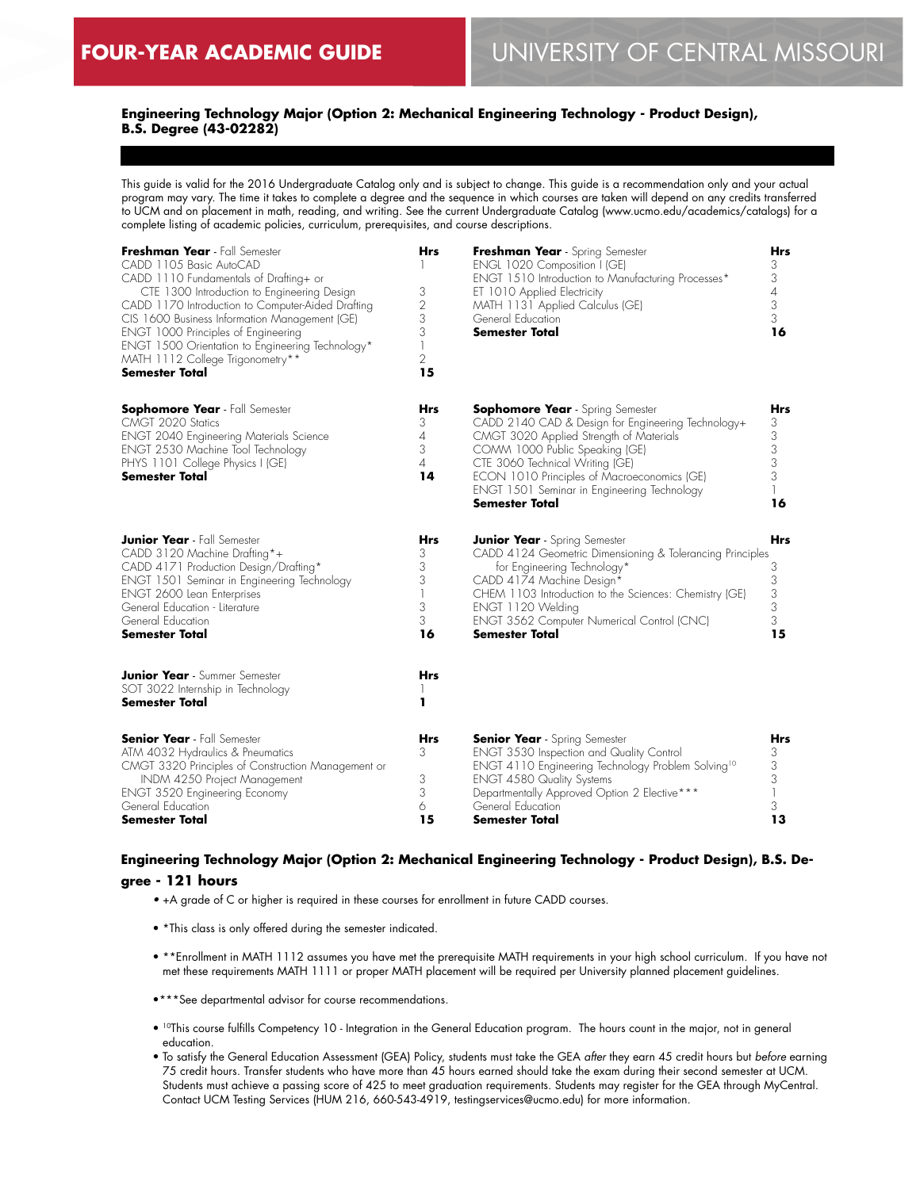## Engineering Technology Major (Option 2: Mechanical Engineering Technology - Product Design), B.S. Degree (43-02282)

This guide is valid for the 2016 Undergraduate Catalog only and is subject to change. This guide is a recommendation only and your actual program may vary. The time it takes to complete a degree and the sequence in which courses are taken will depend on any credits transferred to UCM and on placement in math, reading, and writing. See the current Undergraduate Catalog (www.ucmo.edu/academics/catalogs) for a complete listing of academic policies, curriculum, prerequisites, and course descriptions.

| **Freshman Year** - Fall Semester | **Hrs** |
|---|---|
| CADD 1105 Basic AutoCAD | 1 |
| CADD 1110 Fundamentals of Drafting+ or CTE 1300 Introduction to Engineering Design | 3 |
| CADD 1170 Introduction to Computer-Aided Drafting | 2 |
| CIS 1600 Business Information Management (GE) | 3 |
| ENGT 1000 Principles of Engineering | 3 |
| ENGT 1500 Orientation to Engineering Technology* | 1 |
| MATH 1112 College Trigonometry** | 2 |
| **Semester Total** | **15** |

| **Freshman Year** - Spring Semester | **Hrs** |
|---|---|
| ENGL 1020 Composition I (GE) | 3 |
| ENGT 1510 Introduction to Manufacturing Processes* | 3 |
| ET 1010 Applied Electricity | 4 |
| MATH 1131 Applied Calculus (GE) | 3 |
| General Education | 3 |
| **Semester Total** | **16** |

| **Sophomore Year** - Fall Semester | **Hrs** |
|---|---|
| CMGT 2020 Statics | 3 |
| ENGT 2040 Engineering Materials Science | 4 |
| ENGT 2530 Machine Tool Technology | 3 |
| PHYS 1101 College Physics I (GE) | 4 |
| **Semester Total** | **14** |

| **Sophomore Year** - Spring Semester | **Hrs** |
|---|---|
| CADD 2140 CAD & Design for Engineering Technology+ | 3 |
| CMGT 3020 Applied Strength of Materials | 3 |
| COMM 1000 Public Speaking (GE) | 3 |
| CTE 3060 Technical Writing (GE) | 3 |
| ECON 1010 Principles of Macroeconomics (GE) | 3 |
| ENGT 1501 Seminar in Engineering Technology | 1 |
| **Semester Total** | **16** |

| **Junior Year** - Fall Semester | **Hrs** |
|---|---|
| CADD 3120 Machine Drafting*+ | 3 |
| CADD 4171 Production Design/Drafting* | 3 |
| ENGT 1501 Seminar in Engineering Technology | 3 |
| ENGT 2600 Lean Enterprises | 1 |
| General Education - Literature | 3 |
| General Education | 3 |
| **Semester Total** | **16** |

| **Junior Year** - Spring Semester | **Hrs** |
|---|---|
| CADD 4124 Geometric Dimensioning & Tolerancing Principles for Engineering Technology* | 3 |
| CADD 4174 Machine Design* | 3 |
| CHEM 1103 Introduction to the Sciences: Chemistry (GE) | 3 |
| ENGT 1120 Welding | 3 |
| ENGT 3562 Computer Numerical Control (CNC) | 3 |
| **Semester Total** | **15** |

| **Junior Year** - Summer Semester | **Hrs** |
|---|---|
| SOT 3022 Internship in Technology | 1 |
| **Semester Total** | **1** |

| **Senior Year** - Fall Semester | **Hrs** |
|---|---|
| ATM 4032 Hydraulics & Pneumatics | 3 |
| CMGT 3320 Principles of Construction Management or INDM 4250 Project Management | 3 |
| ENGT 3520 Engineering Economy | 3 |
| General Education | 6 |
| **Semester Total** | **15** |

| **Senior Year** - Spring Semester | **Hrs** |
|---|---|
| ENGT 3530 Inspection and Quality Control | 3 |
| ENGT 4110 Engineering Technology Problem Solving[10] | 3 |
| ENGT 4580 Quality Systems | 3 |
| Departmentally Approved Option 2 Elective*** | 1 |
| General Education | 3 |
| **Semester Total** | **13** |

### Engineering Technology Major (Option 2: Mechanical Engineering Technology - Product Design), B.S. Degree - 121 hours

- +A grade of C or higher is required in these courses for enrollment in future CADD courses.
- *This class is only offered during the semester indicated.
- **Enrollment in MATH 1112 assumes you have met the prerequisite MATH requirements in your high school curriculum. If you have not met these requirements MATH 1111 or proper MATH placement will be required per University planned placement guidelines.
- ***See departmental advisor for course recommendations.
- [10]This course fulfills Competency 10 - Integration in the General Education program. The hours count in the major, not in general education.
- To satisfy the General Education Assessment (GEA) Policy, students must take the GEA *after* they earn 45 credit hours but *before* earning 75 credit hours. Transfer students who have more than 45 hours earned should take the exam during their second semester at UCM. Students must achieve a passing score of 425 to meet graduation requirements. Students may register for the GEA through MyCentral. Contact UCM Testing Services (HUM 216, 660-543-4919, testingservices@ucmo.edu) for more information.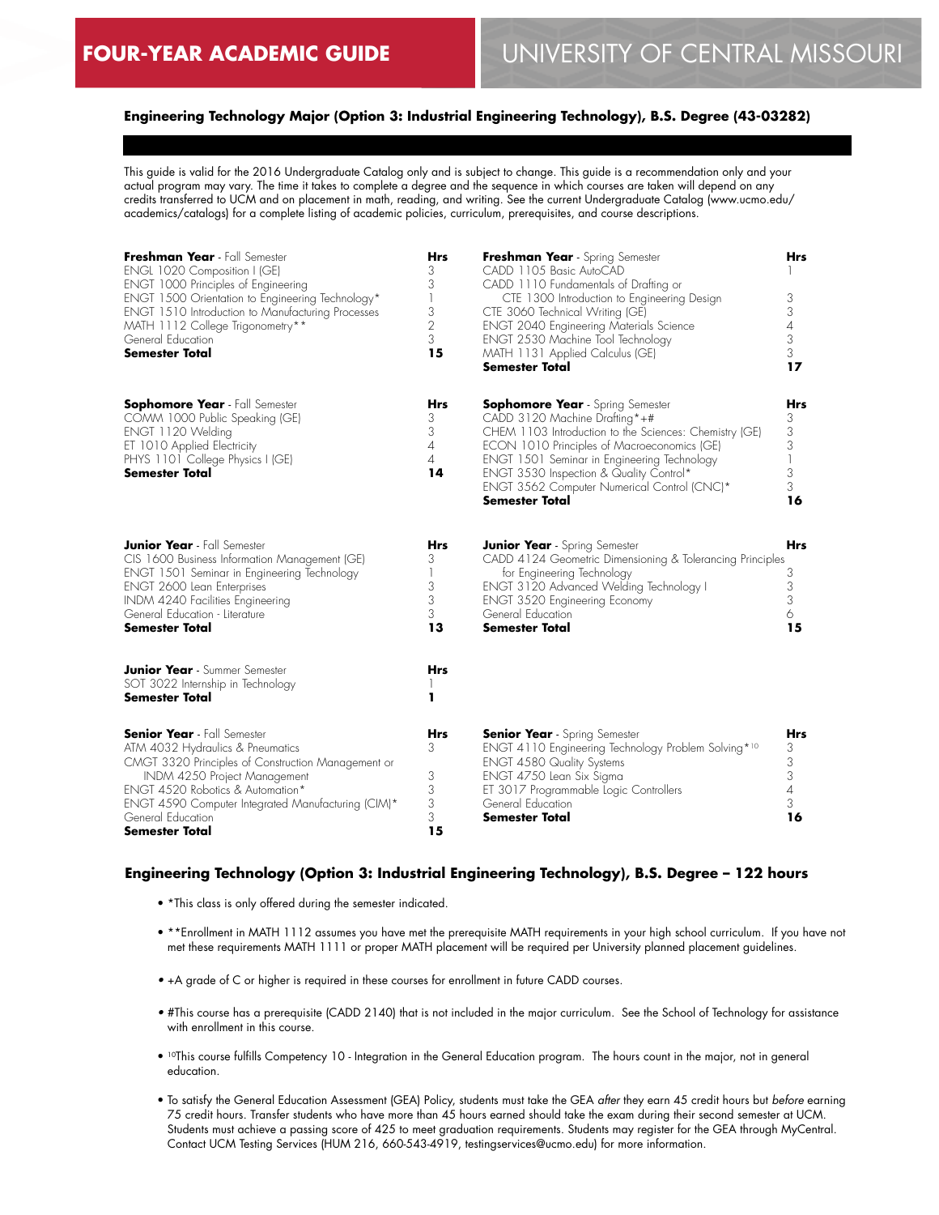# FOUR-YEAR ACADEMIC GUIDE — UNIVERSITY OF CENTRAL MISSOURI

## Engineering Technology Major (Option 3: Industrial Engineering Technology), B.S. Degree (43-03282)

This guide is valid for the 2016 Undergraduate Catalog only and is subject to change. This guide is a recommendation only and your actual program may vary. The time it takes to complete a degree and the sequence in which courses are taken will depend on any credits transferred to UCM and on placement in math, reading, and writing. See the current Undergraduate Catalog (www.ucmo.edu/academics/catalogs) for a complete listing of academic policies, curriculum, prerequisites, and course descriptions.

| **Freshman Year** - Fall Semester | **Hrs** |
|---|---|
| ENGL 1020 Composition I (GE) | 3 |
| ENGT 1000 Principles of Engineering | 3 |
| ENGT 1500 Orientation to Engineering Technology* | 1 |
| ENGT 1510 Introduction to Manufacturing Processes | 3 |
| MATH 1112 College Trigonometry** | 2 |
| General Education | 3 |
| **Semester Total** | **15** |

| **Freshman Year** - Spring Semester | **Hrs** |
|---|---|
| CADD 1105 Basic AutoCAD | 1 |
| CADD 1110 Fundamentals of Drafting or CTE 1300 Introduction to Engineering Design | 3 |
| CTE 3060 Technical Writing (GE) | 3 |
| ENGT 2040 Engineering Materials Science | 4 |
| ENGT 2530 Machine Tool Technology | 3 |
| MATH 1131 Applied Calculus (GE) | 3 |
| **Semester Total** | **17** |

| **Sophomore Year** - Fall Semester | **Hrs** |
|---|---|
| COMM 1000 Public Speaking (GE) | 3 |
| ENGT 1120 Welding | 3 |
| ET 1010 Applied Electricity | 4 |
| PHYS 1101 College Physics I (GE) | 4 |
| **Semester Total** | **14** |

| **Sophomore Year** - Spring Semester | **Hrs** |
|---|---|
| CADD 3120 Machine Drafting*+# | 3 |
| CHEM 1103 Introduction to the Sciences: Chemistry (GE) | 3 |
| ECON 1010 Principles of Macroeconomics (GE) | 3 |
| ENGT 1501 Seminar in Engineering Technology | 1 |
| ENGT 3530 Inspection & Quality Control* | 3 |
| ENGT 3562 Computer Numerical Control (CNC)* | 3 |
| **Semester Total** | **16** |

| **Junior Year** - Fall Semester | **Hrs** |
|---|---|
| CIS 1600 Business Information Management (GE) | 3 |
| ENGT 1501 Seminar in Engineering Technology | 1 |
| ENGT 2600 Lean Enterprises | 3 |
| INDM 4240 Facilities Engineering | 3 |
| General Education - Literature | 3 |
| **Semester Total** | **13** |

| **Junior Year** - Spring Semester | **Hrs** |
|---|---|
| CADD 4124 Geometric Dimensioning & Tolerancing Principles for Engineering Technology | 3 |
| ENGT 3120 Advanced Welding Technology I | 3 |
| ENGT 3520 Engineering Economy | 3 |
| General Education | 6 |
| **Semester Total** | **15** |

| **Junior Year** - Summer Semester | **Hrs** |
|---|---|
| SOT 3022 Internship in Technology | 1 |
| **Semester Total** | **1** |

| **Senior Year** - Fall Semester | **Hrs** |
|---|---|
| ATM 4032 Hydraulics & Pneumatics | 3 |
| CMGT 3320 Principles of Construction Management or INDM 4250 Project Management | 3 |
| ENGT 4520 Robotics & Automation* | 3 |
| ENGT 4590 Computer Integrated Manufacturing (CIM)* | 3 |
| General Education | 3 |
| **Semester Total** | **15** |

| **Senior Year** - Spring Semester | **Hrs** |
|---|---|
| ENGT 4110 Engineering Technology Problem Solving*[10] | 3 |
| ENGT 4580 Quality Systems | 3 |
| ENGT 4750 Lean Six Sigma | 3 |
| ET 3017 Programmable Logic Controllers | 4 |
| General Education | 3 |
| **Semester Total** | **16** |

## Engineering Technology (Option 3: Industrial Engineering Technology), B.S. Degree – 122 hours

- *This class is only offered during the semester indicated.
- **Enrollment in MATH 1112 assumes you have met the prerequisite MATH requirements in your high school curriculum. If you have not met these requirements MATH 1111 or proper MATH placement will be required per University planned placement guidelines.
- +A grade of C or higher is required in these courses for enrollment in future CADD courses.
- #This course has a prerequisite (CADD 2140) that is not included in the major curriculum. See the School of Technology for assistance with enrollment in this course.
- [10]This course fulfills Competency 10 - Integration in the General Education program. The hours count in the major, not in general education.
- To satisfy the General Education Assessment (GEA) Policy, students must take the GEA *after* they earn 45 credit hours but *before* earning 75 credit hours. Transfer students who have more than 45 hours earned should take the exam during their second semester at UCM. Students must achieve a passing score of 425 to meet graduation requirements. Students may register for the GEA through MyCentral. Contact UCM Testing Services (HUM 216, 660-543-4919, testingservices@ucmo.edu) for more information.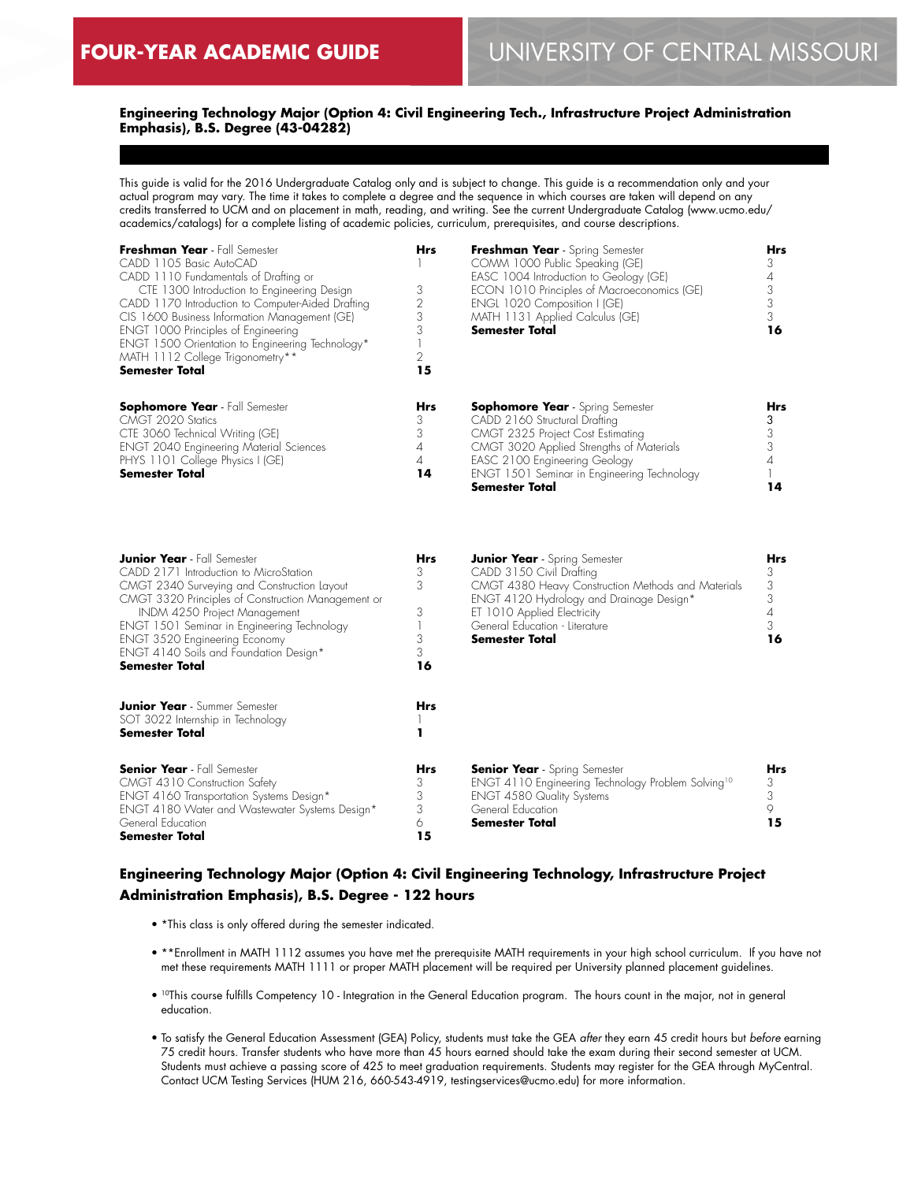**Engineering Technology Major (Option 4: Civil Engineering Tech., Infrastructure Project Administration Emphasis), B.S. Degree (43-04282)**

This guide is valid for the 2016 Undergraduate Catalog only and is subject to change. This guide is a recommendation only and your actual program may vary. The time it takes to complete a degree and the sequence in which courses are taken will depend on any credits transferred to UCM and on placement in math, reading, and writing. See the current Undergraduate Catalog (www.ucmo.edu/academics/catalogs) for a complete listing of academic policies, curriculum, prerequisites, and course descriptions.

| **Freshman Year** - Fall Semester | **Hrs** |
|---|---|
| CADD 1105 Basic AutoCAD | 1 |
| CADD 1110 Fundamentals of Drafting or CTE 1300 Introduction to Engineering Design | 3 |
| CADD 1170 Introduction to Computer-Aided Drafting | 2 |
| CIS 1600 Business Information Management (GE) | 3 |
| ENGT 1000 Principles of Engineering | 3 |
| ENGT 1500 Orientation to Engineering Technology* | 1 |
| MATH 1112 College Trigonometry** | 2 |
| **Semester Total** | **15** |

| **Freshman Year** - Spring Semester | **Hrs** |
|---|---|
| COMM 1000 Public Speaking (GE) | 3 |
| EASC 1004 Introduction to Geology (GE) | 4 |
| ECON 1010 Principles of Macroeconomics (GE) | 3 |
| ENGL 1020 Composition I (GE) | 3 |
| MATH 1131 Applied Calculus (GE) | 3 |
| **Semester Total** | **16** |

| **Sophomore Year** - Fall Semester | **Hrs** |
|---|---|
| CMGT 2020 Statics | 3 |
| CTE 3060 Technical Writing (GE) | 3 |
| ENGT 2040 Engineering Material Sciences | 4 |
| PHYS 1101 College Physics I (GE) | 4 |
| **Semester Total** | **14** |

| **Sophomore Year** - Spring Semester | **Hrs** |
|---|---|
| CADD 2160 Structural Drafting | 3 |
| CMGT 2325 Project Cost Estimating | 3 |
| CMGT 3020 Applied Strengths of Materials | 3 |
| EASC 2100 Engineering Geology | 4 |
| ENGT 1501 Seminar in Engineering Technology | 1 |
| **Semester Total** | **14** |

| **Junior Year** - Fall Semester | **Hrs** |
|---|---|
| CADD 2171 Introduction to MicroStation | 3 |
| CMGT 2340 Surveying and Construction Layout | 3 |
| CMGT 3320 Principles of Construction Management or INDM 4250 Project Management | 3 |
| ENGT 1501 Seminar in Engineering Technology | 1 |
| ENGT 3520 Engineering Economy | 3 |
| ENGT 4140 Soils and Foundation Design* | 3 |
| **Semester Total** | **16** |

| **Junior Year** - Spring Semester | **Hrs** |
|---|---|
| CADD 3150 Civil Drafting | 3 |
| CMGT 4380 Heavy Construction Methods and Materials | 3 |
| ENGT 4120 Hydrology and Drainage Design* | 3 |
| ET 1010 Applied Electricity | 4 |
| General Education - Literature | 3 |
| **Semester Total** | **16** |

| **Junior Year** - Summer Semester | **Hrs** |
|---|---|
| SOT 3022 Internship in Technology | 1 |
| **Semester Total** | **1** |

| **Senior Year** - Fall Semester | **Hrs** |
|---|---|
| CMGT 4310 Construction Safety | 3 |
| ENGT 4160 Transportation Systems Design* | 3 |
| ENGT 4180 Water and Wastewater Systems Design* | 3 |
| General Education | 6 |
| **Semester Total** | **15** |

| **Senior Year** - Spring Semester | **Hrs** |
|---|---|
| ENGT 4110 Engineering Technology Problem Solving[10] | 3 |
| ENGT 4580 Quality Systems | 3 |
| General Education | 9 |
| **Semester Total** | **15** |

### Engineering Technology Major (Option 4: Civil Engineering Technology, Infrastructure Project Administration Emphasis), B.S. Degree - 122 hours

- *This class is only offered during the semester indicated.
- **Enrollment in MATH 1112 assumes you have met the prerequisite MATH requirements in your high school curriculum. If you have not met these requirements MATH 1111 or proper MATH placement will be required per University planned placement guidelines.
- [10]This course fulfills Competency 10 - Integration in the General Education program. The hours count in the major, not in general education.
- To satisfy the General Education Assessment (GEA) Policy, students must take the GEA *after* they earn 45 credit hours but *before* earning 75 credit hours. Transfer students who have more than 45 hours earned should take the exam during their second semester at UCM. Students must achieve a passing score of 425 to meet graduation requirements. Students may register for the GEA through MyCentral. Contact UCM Testing Services (HUM 216, 660-543-4919, testingservices@ucmo.edu) for more information.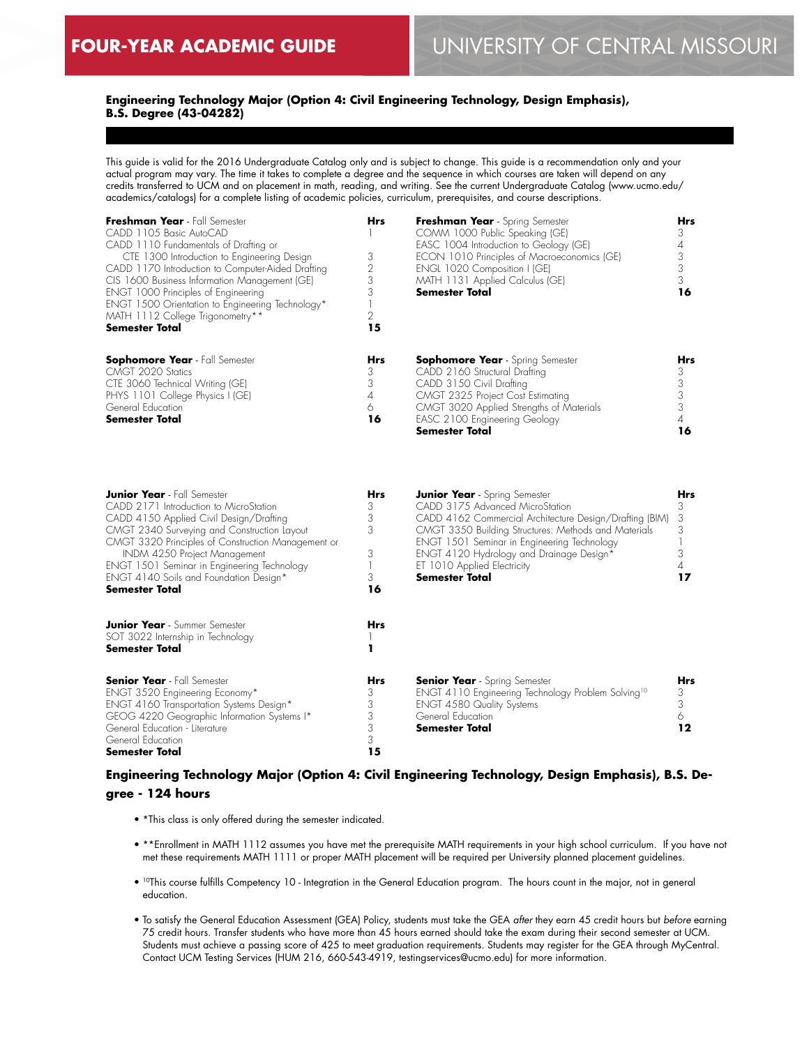# FOUR-YEAR ACADEMIC GUIDE

# UNIVERSITY OF CENTRAL MISSOURI

### Engineering Technology Major (Option 4: Civil Engineering Technology, Design Emphasis), B.S. Degree (43-04282)

This guide is valid for the 2016 Undergraduate Catalog only and is subject to change. This guide is a recommendation only and your actual program may vary. The time it takes to complete a degree and the sequence in which courses are taken will depend on any credits transferred to UCM and on placement in math, reading, and writing. See the current Undergraduate Catalog (www.ucmo.edu/academics/catalogs) for a complete listing of academic policies, curriculum, prerequisites, and course descriptions.

| **Freshman Year** - Fall Semester | **Hrs** |
|---|---|
| CADD 1105 Basic AutoCAD | 1 |
| CADD 1110 Fundamentals of Drafting or CTE 1300 Introduction to Engineering Design | 3 |
| CADD 1170 Introduction to Computer-Aided Drafting | 2 |
| CIS 1600 Business Information Management (GE) | 3 |
| ENGT 1000 Principles of Engineering | 3 |
| ENGT 1500 Orientation to Engineering Technology* | 1 |
| MATH 1112 College Trigonometry** | 2 |
| **Semester Total** | **15** |

| **Freshman Year** - Spring Semester | **Hrs** |
|---|---|
| COMM 1000 Public Speaking (GE) | 3 |
| EASC 1004 Introduction to Geology (GE) | 4 |
| ECON 1010 Principles of Macroeconomics (GE) | 3 |
| ENGL 1020 Composition I (GE) | 3 |
| MATH 1131 Applied Calculus (GE) | 3 |
| **Semester Total** | **16** |

| **Sophomore Year** - Fall Semester | **Hrs** |
|---|---|
| CMGT 2020 Statics | 3 |
| CTE 3060 Technical Writing (GE) | 3 |
| PHYS 1101 College Physics I (GE) | 4 |
| General Education | 6 |
| **Semester Total** | **16** |

| **Sophomore Year** - Spring Semester | **Hrs** |
|---|---|
| CADD 2160 Structural Drafting | 3 |
| CADD 3150 Civil Drafting | 3 |
| CMGT 2325 Project Cost Estimating | 3 |
| CMGT 3020 Applied Strengths of Materials | 3 |
| EASC 2100 Engineering Geology | 4 |
| **Semester Total** | **16** |

| **Junior Year** - Fall Semester | **Hrs** |
|---|---|
| CADD 2171 Introduction to MicroStation | 3 |
| CADD 4150 Applied Civil Design/Drafting | 3 |
| CMGT 2340 Surveying and Construction Layout | 3 |
| CMGT 3320 Principles of Construction Management or INDM 4250 Project Management | 3 |
| ENGT 1501 Seminar in Engineering Technology | 1 |
| ENGT 4140 Soils and Foundation Design* | 3 |
| **Semester Total** | **16** |

| **Junior Year** - Spring Semester | **Hrs** |
|---|---|
| CADD 3175 Advanced MicroStation | 3 |
| CADD 4162 Commercial Architecture Design/Drafting (BIM) | 3 |
| CMGT 3350 Building Structures: Methods and Materials | 3 |
| ENGT 1501 Seminar in Engineering Technology | 1 |
| ENGT 4120 Hydrology and Drainage Design* | 3 |
| ET 1010 Applied Electricity | 4 |
| **Semester Total** | **17** |

| **Junior Year** - Summer Semester | **Hrs** |
|---|---|
| SOT 3022 Internship in Technology | 1 |
| **Semester Total** | **1** |

| **Senior Year** - Fall Semester | **Hrs** |
|---|---|
| ENGT 3520 Engineering Economy* | 3 |
| ENGT 4160 Transportation Systems Design* | 3 |
| GEOG 4220 Geographic Information Systems I* | 3 |
| General Education - Literature | 3 |
| General Education | 3 |
| **Semester Total** | **15** |

| **Senior Year** - Spring Semester | **Hrs** |
|---|---|
| ENGT 4110 Engineering Technology Problem Solving[10] | 3 |
| ENGT 4580 Quality Systems | 3 |
| General Education | 6 |
| **Semester Total** | **12** |

### Engineering Technology Major (Option 4: Civil Engineering Technology, Design Emphasis), B.S. Degree - 124 hours

- *This class is only offered during the semester indicated.
- **Enrollment in MATH 1112 assumes you have met the prerequisite MATH requirements in your high school curriculum. If you have not met these requirements MATH 1111 or proper MATH placement will be required per University planned placement guidelines.
- [10]This course fulfills Competency 10 - Integration in the General Education program. The hours count in the major, not in general education.
- To satisfy the General Education Assessment (GEA) Policy, students must take the GEA *after* they earn 45 credit hours but *before* earning 75 credit hours. Transfer students who have more than 45 hours earned should take the exam during their second semester at UCM. Students must achieve a passing score of 425 to meet graduation requirements. Students may register for the GEA through MyCentral. Contact UCM Testing Services (HUM 216, 660-543-4919, testingservices@ucmo.edu) for more information.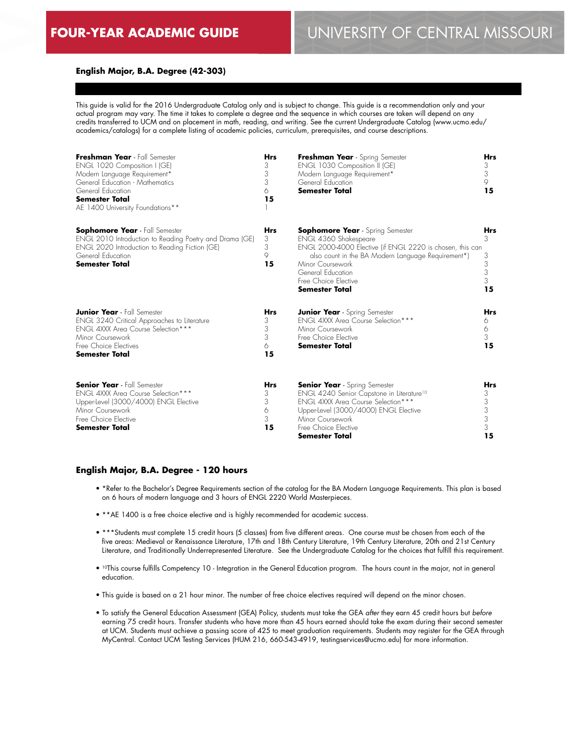# FOUR-YEAR ACADEMIC GUIDE — UNIVERSITY OF CENTRAL MISSOURI

### English Major, B.A. Degree (42-303)

This guide is valid for the 2016 Undergraduate Catalog only and is subject to change. This guide is a recommendation only and your actual program may vary. The time it takes to complete a degree and the sequence in which courses are taken will depend on any credits transferred to UCM and on placement in math, reading, and writing. See the current Undergraduate Catalog (www.ucmo.edu/academics/catalogs) for a complete listing of academic policies, curriculum, prerequisites, and course descriptions.

| **Freshman Year** - Fall Semester | **Hrs** | **Freshman Year** - Spring Semester | **Hrs** |
|---|---|---|---|
| ENGL 1020 Composition I (GE) | 3 | ENGL 1030 Composition II (GE) | 3 |
| Modern Language Requirement* | 3 | Modern Language Requirement* | 3 |
| General Education - Mathematics | 3 | General Education | 9 |
| General Education | 6 | **Semester Total** | **15** |
| **Semester Total** | **15** | | |
| AE 1400 University Foundations** | 1 | | |

| **Sophomore Year** - Fall Semester | **Hrs** | **Sophomore Year** - Spring Semester | **Hrs** |
|---|---|---|---|
| ENGL 2010 Introduction to Reading Poetry and Drama (GE) | 3 | ENGL 4360 Shakespeare | 3 |
| ENGL 2020 Introduction to Reading Fiction (GE) | 3 | ENGL 2000-4000 Elective (if ENGL 2220 is chosen, this can also count in the BA Modern Language Requirement*) | 3 |
| General Education | 9 | Minor Coursework | 3 |
| **Semester Total** | **15** | General Education | 3 |
| | | Free Choice Elective | 3 |
| | | **Semester Total** | **15** |

| **Junior Year** - Fall Semester | **Hrs** | **Junior Year** - Spring Semester | **Hrs** |
|---|---|---|---|
| ENGL 3240 Critical Approaches to Literature | 3 | ENGL 4XXX Area Course Selection*** | 6 |
| ENGL 4XXX Area Course Selection*** | 3 | Minor Coursework | 6 |
| Minor Coursework | 3 | Free Choice Elective | 3 |
| Free Choice Electives | 6 | **Semester Total** | **15** |
| **Semester Total** | **15** | | |

| **Senior Year** - Fall Semester | **Hrs** | **Senior Year** - Spring Semester | **Hrs** |
|---|---|---|---|
| ENGL 4XXX Area Course Selection*** | 3 | ENGL 4240 Senior Capstone in Literature[10] | 3 |
| Upper-Level (3000/4000) ENGL Elective | 3 | ENGL 4XXX Area Course Selection*** | 3 |
| Minor Coursework | 6 | Upper-Level (3000/4000) ENGL Elective | 3 |
| Free Choice Elective | 3 | Minor Coursework | 3 |
| **Semester Total** | **15** | Free Choice Elective | 3 |
| | | **Semester Total** | **15** |

### English Major, B.A. Degree - 120 hours

- *Refer to the Bachelor's Degree Requirements section of the catalog for the BA Modern Language Requirements. This plan is based on 6 hours of modern language and 3 hours of ENGL 2220 World Masterpieces.
- **AE 1400 is a free choice elective and is highly recommended for academic success.
- ***Students must complete 15 credit hours (5 classes) from five different areas. One course must be chosen from each of the five areas: Medieval or Renaissance Literature, 17th and 18th Century Literature, 19th Century Literature, 20th and 21st Century Literature, and Traditionally Underrepresented Literature. See the Undergraduate Catalog for the choices that fulfill this requirement.
- [10]This course fulfills Competency 10 - Integration in the General Education program. The hours count in the major, not in general education.
- This guide is based on a 21 hour minor. The number of free choice electives required will depend on the minor chosen.
- To satisfy the General Education Assessment (GEA) Policy, students must take the GEA *after* they earn 45 credit hours but *before* earning 75 credit hours. Transfer students who have more than 45 hours earned should take the exam during their second semester at UCM. Students must achieve a passing score of 425 to meet graduation requirements. Students may register for the GEA through MyCentral. Contact UCM Testing Services (HUM 216, 660-543-4919, testingservices@ucmo.edu) for more information.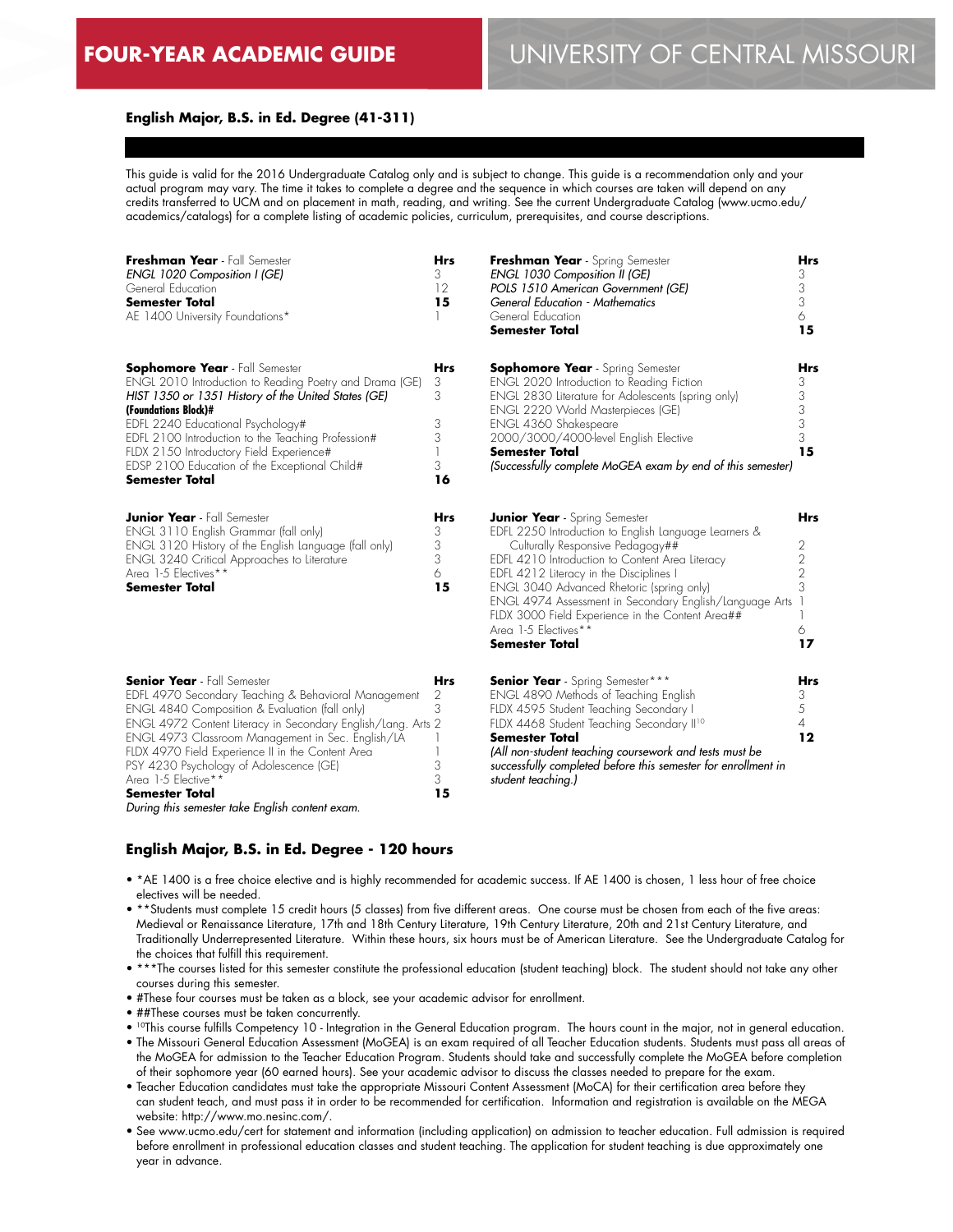# FOUR-YEAR ACADEMIC GUIDE — UNIVERSITY OF CENTRAL MISSOURI

## English Major, B.S. in Ed. Degree (41-311)

This guide is valid for the 2016 Undergraduate Catalog only and is subject to change. This guide is a recommendation only and your actual program may vary. The time it takes to complete a degree and the sequence in which courses are taken will depend on any credits transferred to UCM and on placement in math, reading, and writing. See the current Undergraduate Catalog (www.ucmo.edu/academics/catalogs) for a complete listing of academic policies, curriculum, prerequisites, and course descriptions.

| **Freshman Year** - Fall Semester | **Hrs** |
|---|---|
| *ENGL 1020 Composition I (GE)* | 3 |
| General Education | 12 |
| **Semester Total** | **15** |
| AE 1400 University Foundations* | 1 |

| **Freshman Year** - Spring Semester | **Hrs** |
|---|---|
| *ENGL 1030 Composition II (GE)* | 3 |
| *POLS 1510 American Government (GE)* | 3 |
| *General Education - Mathematics* | 3 |
| General Education | 6 |
| **Semester Total** | **15** |

| **Sophomore Year** - Fall Semester | **Hrs** |
|---|---|
| ENGL 2010 Introduction to Reading Poetry and Drama (GE) | 3 |
| *HIST 1350 or 1351 History of the United States (GE)* | 3 |
| **(Foundations Block)#** | |
| EDFL 2240 Educational Psychology# | 3 |
| EDFL 2100 Introduction to the Teaching Profession# | 3 |
| FLDX 2150 Introductory Field Experience# | 1 |
| EDSP 2100 Education of the Exceptional Child# | 3 |
| **Semester Total** | **16** |

| **Sophomore Year** - Spring Semester | **Hrs** |
|---|---|
| ENGL 2020 Introduction to Reading Fiction | 3 |
| ENGL 2830 Literature for Adolescents (spring only) | 3 |
| ENGL 2220 World Masterpieces (GE) | 3 |
| ENGL 4360 Shakespeare | 3 |
| 2000/3000/4000-level English Elective | 3 |
| **Semester Total** | **15** |
| *(Successfully complete MoGEA exam by end of this semester)* | |

| **Junior Year** - Fall Semester | **Hrs** |
|---|---|
| ENGL 3110 English Grammar (fall only) | 3 |
| ENGL 3120 History of the English Language (fall only) | 3 |
| ENGL 3240 Critical Approaches to Literature | 3 |
| Area 1-5 Electives** | 6 |
| **Semester Total** | **15** |

| **Junior Year** - Spring Semester | **Hrs** |
|---|---|
| EDFL 2250 Introduction to English Language Learners & Culturally Responsive Pedagogy## | 2 |
| EDFL 4210 Introduction to Content Area Literacy | 2 |
| EDFL 4212 Literacy in the Disciplines I | 2 |
| ENGL 3040 Advanced Rhetoric (spring only) | 3 |
| ENGL 4974 Assessment in Secondary English/Language Arts | 1 |
| FLDX 3000 Field Experience in the Content Area## | 1 |
| Area 1-5 Electives** | 6 |
| **Semester Total** | **17** |

| **Senior Year** - Fall Semester | **Hrs** |
|---|---|
| EDFL 4970 Secondary Teaching & Behavioral Management | 2 |
| ENGL 4840 Composition & Evaluation (fall only) | 3 |
| ENGL 4972 Content Literacy in Secondary English/Lang. Arts | 2 |
| ENGL 4973 Classroom Management in Sec. English/LA | 1 |
| FLDX 4970 Field Experience II in the Content Area | 1 |
| PSY 4230 Psychology of Adolescence (GE) | 3 |
| Area 1-5 Elective** | 3 |
| **Semester Total** | **15** |
| *During this semester take English content exam.* | |

| **Senior Year** - Spring Semester*** | **Hrs** |
|---|---|
| ENGL 4890 Methods of Teaching English | 3 |
| FLDX 4595 Student Teaching Secondary I | 5 |
| FLDX 4468 Student Teaching Secondary II[10] | 4 |
| **Semester Total** | **12** |
| *(All non-student teaching coursework and tests must be successfully completed before this semester for enrollment in student teaching.)* | |

## English Major, B.S. in Ed. Degree - 120 hours

- *AE 1400 is a free choice elective and is highly recommended for academic success. If AE 1400 is chosen, 1 less hour of free choice electives will be needed.
- **Students must complete 15 credit hours (5 classes) from five different areas. One course must be chosen from each of the five areas: Medieval or Renaissance Literature, 17th and 18th Century Literature, 19th Century Literature, 20th and 21st Century Literature, and Traditionally Underrepresented Literature. Within these hours, six hours must be of American Literature. See the Undergraduate Catalog for the choices that fulfill this requirement.
- ***The courses listed for this semester constitute the professional education (student teaching) block. The student should not take any other courses during this semester.
- #These four courses must be taken as a block, see your academic advisor for enrollment.
- ##These courses must be taken concurrently.
- [10]This course fulfills Competency 10 - Integration in the General Education program. The hours count in the major, not in general education.
- The Missouri General Education Assessment (MoGEA) is an exam required of all Teacher Education students. Students must pass all areas of the MoGEA for admission to the Teacher Education Program. Students should take and successfully complete the MoGEA before completion of their sophomore year (60 earned hours). See your academic advisor to discuss the classes needed to prepare for the exam.
- Teacher Education candidates must take the appropriate Missouri Content Assessment (MoCA) for their certification area before they can student teach, and must pass it in order to be recommended for certification. Information and registration is available on the MEGA website: http://www.mo.nesinc.com/.
- See www.ucmo.edu/cert for statement and information (including application) on admission to teacher education. Full admission is required before enrollment in professional education classes and student teaching. The application for student teaching is due approximately one year in advance.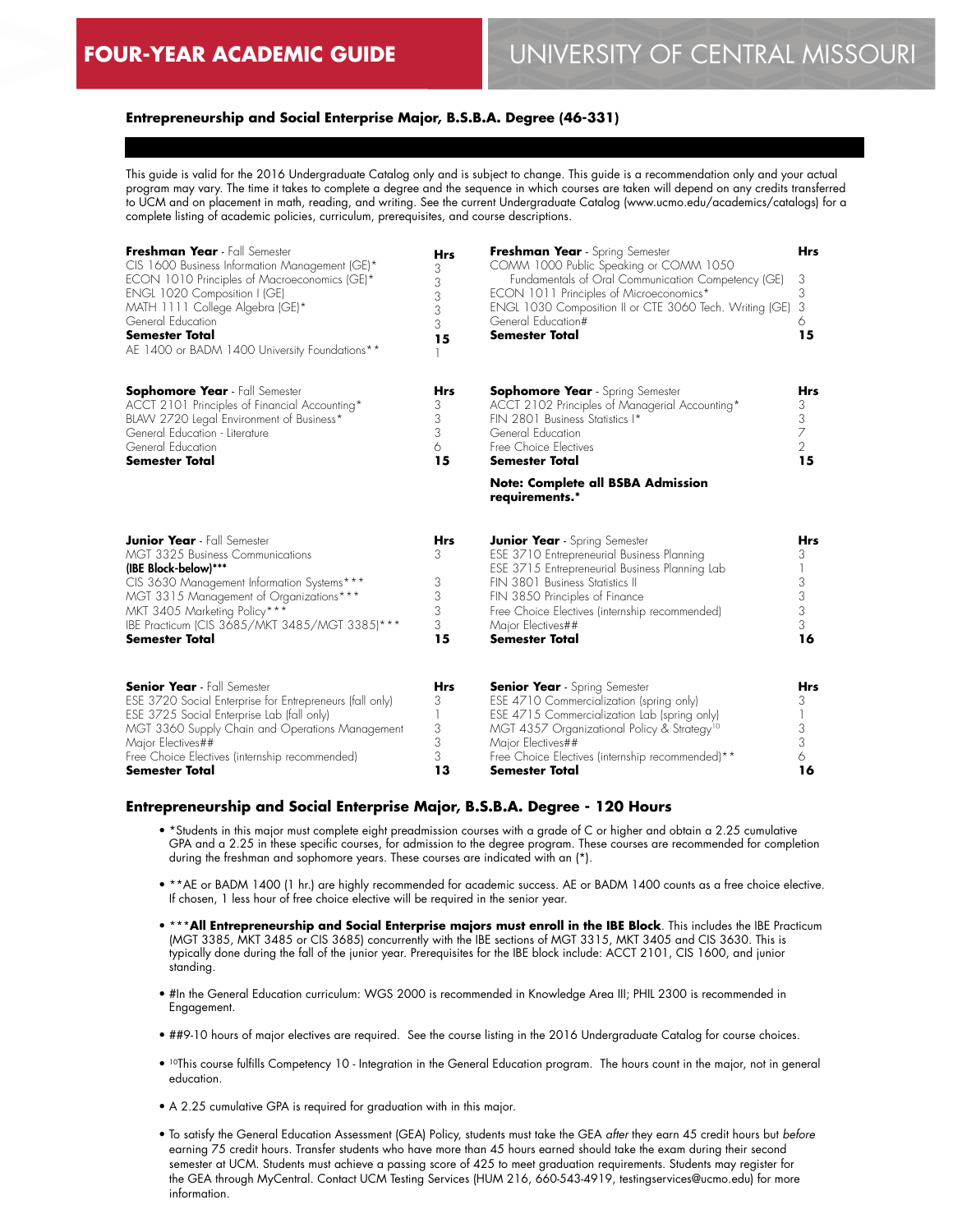# FOUR-YEAR ACADEMIC GUIDE

# UNIVERSITY OF CENTRAL MISSOURI

### Entrepreneurship and Social Enterprise Major, B.S.B.A. Degree (46-331)

This guide is valid for the 2016 Undergraduate Catalog only and is subject to change. This guide is a recommendation only and your actual program may vary. The time it takes to complete a degree and the sequence in which courses are taken will depend on any credits transferred to UCM and on placement in math, reading, and writing. See the current Undergraduate Catalog (www.ucmo.edu/academics/catalogs) for a complete listing of academic policies, curriculum, prerequisites, and course descriptions.

| **Freshman Year** - Fall Semester | Hrs |
|---|---|
| CIS 1600 Business Information Management (GE)* | 3 |
| ECON 1010 Principles of Macroeconomics (GE)* | 3 |
| ENGL 1020 Composition I (GE) | 3 |
| MATH 1111 College Algebra (GE)* | 3 |
| General Education | 3 |
| **Semester Total** | **15** |
| AE 1400 or BADM 1400 University Foundations** | 1 |

| **Freshman Year** - Spring Semester | Hrs |
|---|---|
| COMM 1000 Public Speaking or COMM 1050 Fundamentals of Oral Communication Competency (GE) | 3 |
| ECON 1011 Principles of Microeconomics* | 3 |
| ENGL 1030 Composition II or CTE 3060 Tech. Writing (GE) | 3 |
| General Education# | 6 |
| **Semester Total** | **15** |

| **Sophomore Year** - Fall Semester | Hrs |
|---|---|
| ACCT 2101 Principles of Financial Accounting* | 3 |
| BLAW 2720 Legal Environment of Business* | 3 |
| General Education - Literature | 3 |
| General Education | 6 |
| **Semester Total** | **15** |

| **Sophomore Year** - Spring Semester | Hrs |
|---|---|
| ACCT 2102 Principles of Managerial Accounting* | 3 |
| FIN 2801 Business Statistics I* | 3 |
| General Education | 7 |
| Free Choice Electives | 2 |
| **Semester Total** | **15** |

**Note: Complete all BSBA Admission requirements.***

| **Junior Year** - Fall Semester | Hrs |
|---|---|
| MGT 3325 Business Communications | 3 |
| **(IBE Block-below)*** ** | |
| CIS 3630 Management Information Systems*** | 3 |
| MGT 3315 Management of Organizations*** | 3 |
| MKT 3405 Marketing Policy*** | 3 |
| IBE Practicum (CIS 3685/MKT 3485/MGT 3385)*** | 3 |
| **Semester Total** | **15** |

| **Junior Year** - Spring Semester | Hrs |
|---|---|
| ESE 3710 Entrepreneurial Business Planning | 3 |
| ESE 3715 Entrepreneurial Business Planning Lab | 1 |
| FIN 3801 Business Statistics II | 3 |
| FIN 3850 Principles of Finance | 3 |
| Free Choice Electives (internship recommended) | 3 |
| Major Electives## | 3 |
| **Semester Total** | **16** |

| **Senior Year** - Fall Semester | Hrs |
|---|---|
| ESE 3720 Social Enterprise for Entrepreneurs (fall only) | 3 |
| ESE 3725 Social Enterprise Lab (fall only) | 1 |
| MGT 3360 Supply Chain and Operations Management | 3 |
| Major Electives## | 3 |
| Free Choice Electives (internship recommended) | 3 |
| **Semester Total** | **13** |

| **Senior Year** - Spring Semester | Hrs |
|---|---|
| ESE 4710 Commercialization (spring only) | 3 |
| ESE 4715 Commercialization Lab (spring only) | 1 |
| MGT 4357 Organizational Policy & Strategy[10] | 3 |
| Major Electives## | 3 |
| Free Choice Electives (internship recommended)** | 6 |
| **Semester Total** | **16** |

### Entrepreneurship and Social Enterprise Major, B.S.B.A. Degree - 120 Hours

- *Students in this major must complete eight preadmission courses with a grade of C or higher and obtain a 2.25 cumulative GPA and a 2.25 in these specific courses, for admission to the degree program. These courses are recommended for completion during the freshman and sophomore years. These courses are indicated with an (*).
- **AE or BADM 1400 (1 hr.) are highly recommended for academic success. AE or BADM 1400 counts as a free choice elective. If chosen, 1 less hour of free choice elective will be required in the senior year.
- ***​**All Entrepreneurship and Social Enterprise majors must enroll in the IBE Block**. This includes the IBE Practicum (MGT 3385, MKT 3485 or CIS 3685) concurrently with the IBE sections of MGT 3315, MKT 3405 and CIS 3630. This is typically done during the fall of the junior year. Prerequisites for the IBE block include: ACCT 2101, CIS 1600, and junior standing.
- #In the General Education curriculum: WGS 2000 is recommended in Knowledge Area III; PHIL 2300 is recommended in Engagement.
- ##9-10 hours of major electives are required. See the course listing in the 2016 Undergraduate Catalog for course choices.
- [10]This course fulfills Competency 10 - Integration in the General Education program. The hours count in the major, not in general education.
- A 2.25 cumulative GPA is required for graduation with in this major.
- To satisfy the General Education Assessment (GEA) Policy, students must take the GEA *after* they earn 45 credit hours but *before* earning 75 credit hours. Transfer students who have more than 45 hours earned should take the exam during their second semester at UCM. Students must achieve a passing score of 425 to meet graduation requirements. Students may register for the GEA through MyCentral. Contact UCM Testing Services (HUM 216, 660-543-4919, testingservices@ucmo.edu) for more information.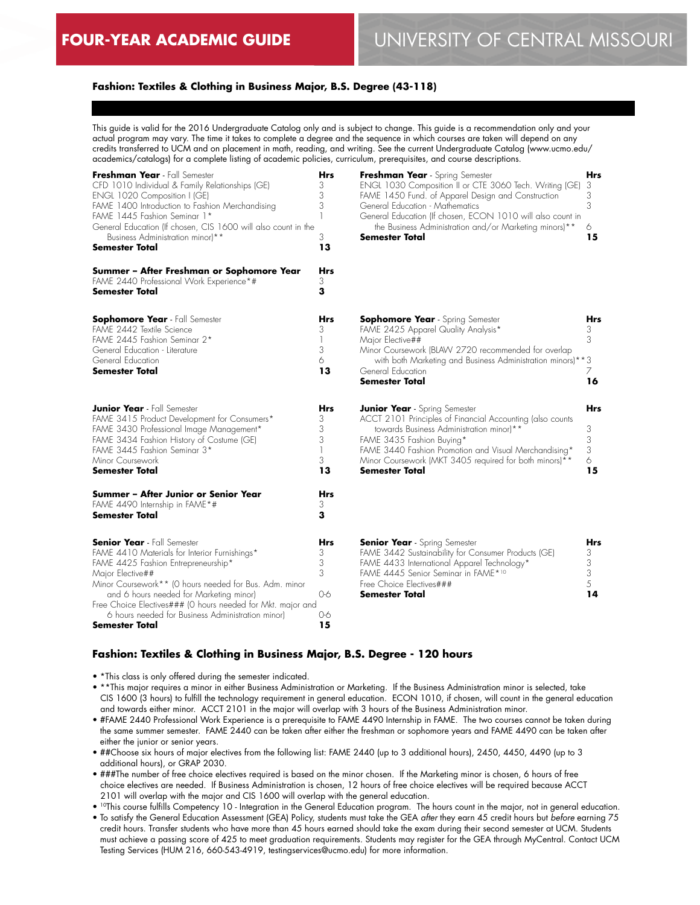# FOUR-YEAR ACADEMIC GUIDE — UNIVERSITY OF CENTRAL MISSOURI

## Fashion: Textiles & Clothing in Business Major, B.S. Degree (43-118)

This guide is valid for the 2016 Undergraduate Catalog only and is subject to change. This guide is a recommendation only and your actual program may vary. The time it takes to complete a degree and the sequence in which courses are taken will depend on any credits transferred to UCM and on placement in math, reading, and writing. See the current Undergraduate Catalog (www.ucmo.edu/academics/catalogs) for a complete listing of academic policies, curriculum, prerequisites, and course descriptions.

| **Freshman Year** - Fall Semester | **Hrs** |
|---|---|
| CFD 1010 Individual & Family Relationships (GE) | 3 |
| ENGL 1020 Composition I (GE) | 3 |
| FAME 1400 Introduction to Fashion Merchandising | 3 |
| FAME 1445 Fashion Seminar 1* | 1 |
| General Education (If chosen, CIS 1600 will also count in the Business Administration minor)** | 3 |
| **Semester Total** | **13** |

| **Freshman Year** - Spring Semester | **Hrs** |
|---|---|
| ENGL 1030 Composition II or CTE 3060 Tech. Writing (GE) | 3 |
| FAME 1450 Fund. of Apparel Design and Construction | 3 |
| General Education - Mathematics | 3 |
| General Education (If chosen, ECON 1010 will also count in the Business Administration and/or Marketing minors)** | 6 |
| **Semester Total** | **15** |

| **Summer – After Freshman or Sophomore Year** | **Hrs** |
|---|---|
| FAME 2440 Professional Work Experience*# | 3 |
| **Semester Total** | **3** |

| **Sophomore Year** - Fall Semester | **Hrs** |
|---|---|
| FAME 2442 Textile Science | 3 |
| FAME 2445 Fashion Seminar 2* | 1 |
| General Education - Literature | 3 |
| General Education | 6 |
| **Semester Total** | **13** |

| **Sophomore Year** - Spring Semester | **Hrs** |
|---|---|
| FAME 2425 Apparel Quality Analysis* | 3 |
| Major Elective## | 3 |
| Minor Coursework (BLAW 2720 recommended for overlap with both Marketing and Business Administration minors)** | 3 |
| General Education | 7 |
| **Semester Total** | **16** |

| **Junior Year** - Fall Semester | **Hrs** |
|---|---|
| FAME 3415 Product Development for Consumers* | 3 |
| FAME 3430 Professional Image Management* | 3 |
| FAME 3434 Fashion History of Costume (GE) | 3 |
| FAME 3445 Fashion Seminar 3* | 1 |
| Minor Coursework | 3 |
| **Semester Total** | **13** |

| **Junior Year** - Spring Semester | **Hrs** |
|---|---|
| ACCT 2101 Principles of Financial Accounting (also counts towards Business Administration minor)** | 3 |
| FAME 3435 Fashion Buying* | 3 |
| FAME 3440 Fashion Promotion and Visual Merchandising* | 3 |
| Minor Coursework (MKT 3405 required for both minors)** | 6 |
| **Semester Total** | **15** |

| **Summer – After Junior or Senior Year** | **Hrs** |
|---|---|
| FAME 4490 Internship in FAME*# | 3 |
| **Semester Total** | **3** |

| **Senior Year** - Fall Semester | **Hrs** |
|---|---|
| FAME 4410 Materials for Interior Furnishings* | 3 |
| FAME 4425 Fashion Entrepreneurship* | 3 |
| Major Elective## | 3 |
| Minor Coursework** (0 hours needed for Bus. Adm. minor and 6 hours needed for Marketing minor) | 0-6 |
| Free Choice Electives### (0 hours needed for Mkt. major and 6 hours needed for Business Administration minor) | 0-6 |
| **Semester Total** | **15** |

| **Senior Year** - Spring Semester | **Hrs** |
|---|---|
| FAME 3442 Sustainability for Consumer Products (GE) | 3 |
| FAME 4433 International Apparel Technology* | 3 |
| FAME 4445 Senior Seminar in FAME*[10] | 3 |
| Free Choice Electives### | 5 |
| **Semester Total** | **14** |

## Fashion: Textiles & Clothing in Business Major, B.S. Degree - 120 hours

- *This class is only offered during the semester indicated.
- **This major requires a minor in either Business Administration or Marketing. If the Business Administration minor is selected, take CIS 1600 (3 hours) to fulfill the technology requirement in general education. ECON 1010, if chosen, will count in the general education and towards either minor. ACCT 2101 in the major will overlap with 3 hours of the Business Administration minor.
- #FAME 2440 Professional Work Experience is a prerequisite to FAME 4490 Internship in FAME. The two courses cannot be taken during the same summer semester. FAME 2440 can be taken after either the freshman or sophomore years and FAME 4490 can be taken after either the junior or senior years.
- ##Choose six hours of major electives from the following list: FAME 2440 (up to 3 additional hours), 2450, 4450, 4490 (up to 3 additional hours), or GRAP 2030.
- ###The number of free choice electives required is based on the minor chosen. If the Marketing minor is chosen, 6 hours of free choice electives are needed. If Business Administration is chosen, 12 hours of free choice electives will be required because ACCT 2101 will overlap with the major and CIS 1600 will overlap with the general education.
- [10]This course fulfills Competency 10 - Integration in the General Education program. The hours count in the major, not in general education.
- To satisfy the General Education Assessment (GEA) Policy, students must take the GEA *after* they earn 45 credit hours but *before* earning 75 credit hours. Transfer students who have more than 45 hours earned should take the exam during their second semester at UCM. Students must achieve a passing score of 425 to meet graduation requirements. Students may register for the GEA through MyCentral. Contact UCM Testing Services (HUM 216, 660-543-4919, testingservices@ucmo.edu) for more information.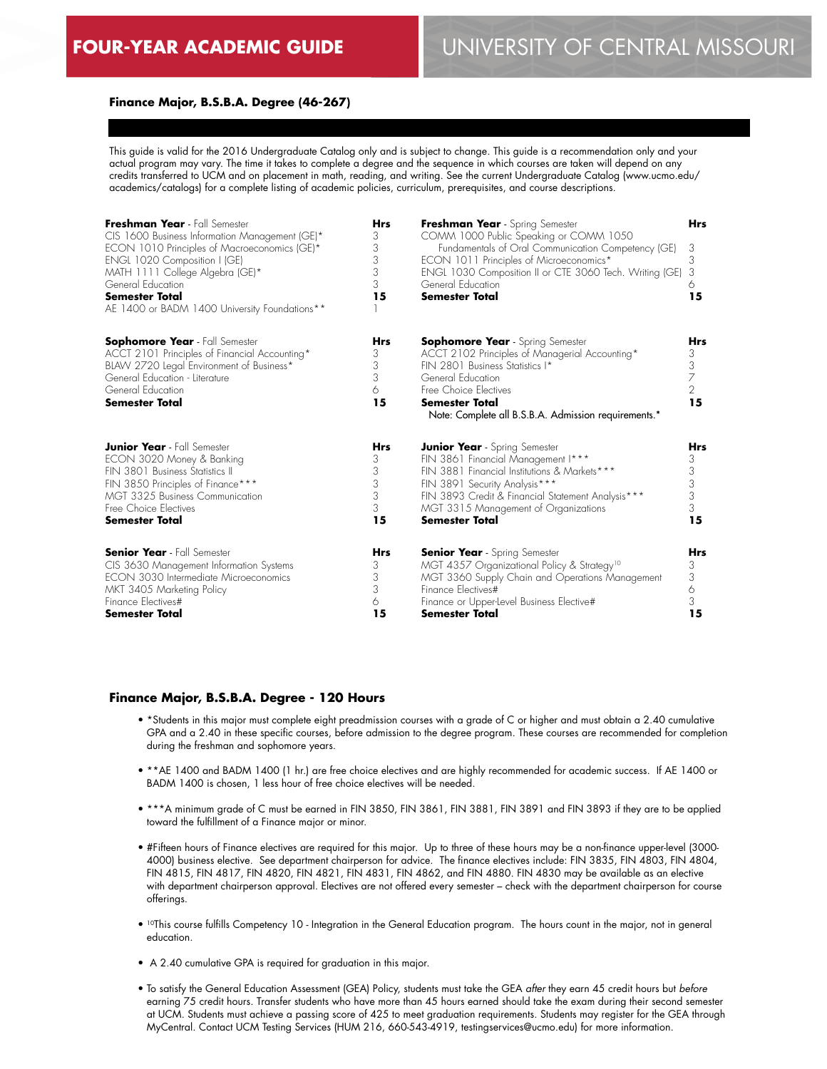# FOUR-YEAR ACADEMIC GUIDE — UNIVERSITY OF CENTRAL MISSOURI

**Finance Major, B.S.B.A. Degree (46-267)**

This guide is valid for the 2016 Undergraduate Catalog only and is subject to change. This guide is a recommendation only and your actual program may vary. The time it takes to complete a degree and the sequence in which courses are taken will depend on any credits transferred to UCM and on placement in math, reading, and writing. See the current Undergraduate Catalog (www.ucmo.edu/academics/catalogs) for a complete listing of academic policies, curriculum, prerequisites, and course descriptions.

| **Freshman Year** - Fall Semester | **Hrs** | **Freshman Year** - Spring Semester | **Hrs** |
|---|---|---|---|
| CIS 1600 Business Information Management (GE)* | 3 | COMM 1000 Public Speaking or COMM 1050 Fundamentals of Oral Communication Competency (GE) | 3 |
| ECON 1010 Principles of Macroeconomics (GE)* | 3 | ECON 1011 Principles of Microeconomics* | 3 |
| ENGL 1020 Composition I (GE) | 3 | ENGL 1030 Composition II or CTE 3060 Tech. Writing (GE) | 3 |
| MATH 1111 College Algebra (GE)* | 3 | General Education | 6 |
| General Education | 3 | **Semester Total** | **15** |
| **Semester Total** | **15** | | |
| AE 1400 or BADM 1400 University Foundations** | 1 | | |

| **Sophomore Year** - Fall Semester | **Hrs** | **Sophomore Year** - Spring Semester | **Hrs** |
|---|---|---|---|
| ACCT 2101 Principles of Financial Accounting* | 3 | ACCT 2102 Principles of Managerial Accounting* | 3 |
| BLAW 2720 Legal Environment of Business* | 3 | FIN 2801 Business Statistics I* | 3 |
| General Education - Literature | 3 | General Education | 7 |
| General Education | 6 | Free Choice Electives | 2 |
| **Semester Total** | **15** | **Semester Total** | **15** |
| | | Note: Complete all B.S.B.A. Admission requirements.* | |

| **Junior Year** - Fall Semester | **Hrs** | **Junior Year** - Spring Semester | **Hrs** |
|---|---|---|---|
| ECON 3020 Money & Banking | 3 | FIN 3861 Financial Management I*** | 3 |
| FIN 3801 Business Statistics II | 3 | FIN 3881 Financial Institutions & Markets*** | 3 |
| FIN 3850 Principles of Finance*** | 3 | FIN 3891 Security Analysis*** | 3 |
| MGT 3325 Business Communication | 3 | FIN 3893 Credit & Financial Statement Analysis*** | 3 |
| Free Choice Electives | 3 | MGT 3315 Management of Organizations | 3 |
| **Semester Total** | **15** | **Semester Total** | **15** |

| **Senior Year** - Fall Semester | **Hrs** | **Senior Year** - Spring Semester | **Hrs** |
|---|---|---|---|
| CIS 3630 Management Information Systems | 3 | MGT 4357 Organizational Policy & Strategy[10] | 3 |
| ECON 3030 Intermediate Microeconomics | 3 | MGT 3360 Supply Chain and Operations Management | 3 |
| MKT 3405 Marketing Policy | 3 | Finance Electives# | 6 |
| Finance Electives# | 6 | Finance or Upper-Level Business Elective# | 3 |
| **Semester Total** | **15** | **Semester Total** | **15** |

## Finance Major, B.S.B.A. Degree - 120 Hours

- *Students in this major must complete eight preadmission courses with a grade of C or higher and must obtain a 2.40 cumulative GPA and a 2.40 in these specific courses, before admission to the degree program. These courses are recommended for completion during the freshman and sophomore years.
- **AE 1400 and BADM 1400 (1 hr.) are free choice electives and are highly recommended for academic success. If AE 1400 or BADM 1400 is chosen, 1 less hour of free choice electives will be needed.
- ***A minimum grade of C must be earned in FIN 3850, FIN 3861, FIN 3881, FIN 3891 and FIN 3893 if they are to be applied toward the fulfillment of a Finance major or minor.
- #Fifteen hours of Finance electives are required for this major. Up to three of these hours may be a non-finance upper-level (3000-4000) business elective. See department chairperson for advice. The finance electives include: FIN 3835, FIN 4803, FIN 4804, FIN 4815, FIN 4817, FIN 4820, FIN 4821, FIN 4831, FIN 4862, and FIN 4880. FIN 4830 may be available as an elective with department chairperson approval. Electives are not offered every semester – check with the department chairperson for course offerings.
- [10]This course fulfills Competency 10 - Integration in the General Education program. The hours count in the major, not in general education.
- A 2.40 cumulative GPA is required for graduation in this major.
- To satisfy the General Education Assessment (GEA) Policy, students must take the GEA *after* they earn 45 credit hours but *before* earning 75 credit hours. Transfer students who have more than 45 hours earned should take the exam during their second semester at UCM. Students must achieve a passing score of 425 to meet graduation requirements. Students may register for the GEA through MyCentral. Contact UCM Testing Services (HUM 216, 660-543-4919, testingservices@ucmo.edu) for more information.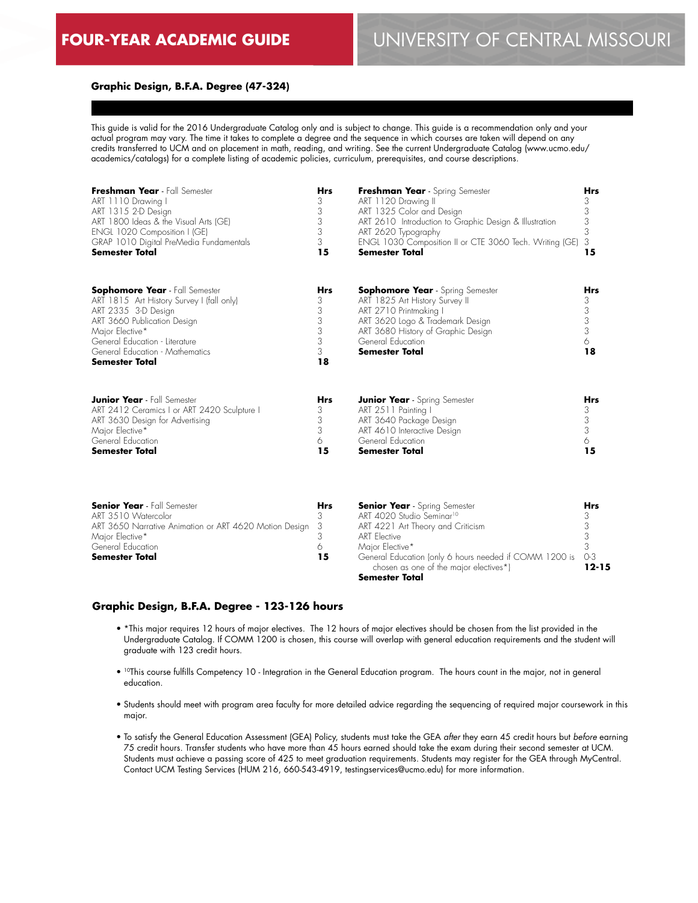# FOUR-YEAR ACADEMIC GUIDE

# UNIVERSITY OF CENTRAL MISSOURI

## Graphic Design, B.F.A. Degree (47-324)

This guide is valid for the 2016 Undergraduate Catalog only and is subject to change. This guide is a recommendation only and your actual program may vary. The time it takes to complete a degree and the sequence in which courses are taken will depend on any credits transferred to UCM and on placement in math, reading, and writing. See the current Undergraduate Catalog (www.ucmo.edu/academics/catalogs) for a complete listing of academic policies, curriculum, prerequisites, and course descriptions.

| **Freshman Year** - Fall Semester | **Hrs** | **Freshman Year** - Spring Semester | **Hrs** |
|---|---|---|---|
| ART 1110 Drawing I | 3 | ART 1120 Drawing II | 3 |
| ART 1315 2-D Design | 3 | ART 1325 Color and Design | 3 |
| ART 1800 Ideas & the Visual Arts (GE) | 3 | ART 2610 Introduction to Graphic Design & Illustration | 3 |
| ENGL 1020 Composition I (GE) | 3 | ART 2620 Typography | 3 |
| GRAP 1010 Digital PreMedia Fundamentals | 3 | ENGL 1030 Composition II or CTE 3060 Tech. Writing (GE) | 3 |
| **Semester Total** | **15** | **Semester Total** | **15** |

| **Sophomore Year** - Fall Semester | **Hrs** | **Sophomore Year** - Spring Semester | **Hrs** |
|---|---|---|---|
| ART 1815 Art History Survey I (fall only) | 3 | ART 1825 Art History Survey II | 3 |
| ART 2335 3-D Design | 3 | ART 2710 Printmaking I | 3 |
| ART 3660 Publication Design | 3 | ART 3620 Logo & Trademark Design | 3 |
| Major Elective* | 3 | ART 3680 History of Graphic Design | 3 |
| General Education - Literature | 3 | General Education | 6 |
| General Education - Mathematics | 3 | **Semester Total** | **18** |
| **Semester Total** | **18** | | |

| **Junior Year** - Fall Semester | **Hrs** | **Junior Year** - Spring Semester | **Hrs** |
|---|---|---|---|
| ART 2412 Ceramics I or ART 2420 Sculpture I | 3 | ART 2511 Painting I | 3 |
| ART 3630 Design for Advertising | 3 | ART 3640 Package Design | 3 |
| Major Elective* | 3 | ART 4610 Interactive Design | 3 |
| General Education | 6 | General Education | 6 |
| **Semester Total** | **15** | **Semester Total** | **15** |

| **Senior Year** - Fall Semester | **Hrs** | **Senior Year** - Spring Semester | **Hrs** |
|---|---|---|---|
| ART 3510 Watercolor | 3 | ART 4020 Studio Seminar[10] | 3 |
| ART 3650 Narrative Animation or ART 4620 Motion Design | 3 | ART 4221 Art Theory and Criticism | 3 |
| Major Elective* | 3 | ART Elective | 3 |
| General Education | 6 | Major Elective* | 3 |
| **Semester Total** | **15** | General Education (only 6 hours needed if COMM 1200 is chosen as one of the major electives*) | 0-3 |
| | | **Semester Total** | **12-15** |

### Graphic Design, B.F.A. Degree - 123-126 hours

- *This major requires 12 hours of major electives. The 12 hours of major electives should be chosen from the list provided in the Undergraduate Catalog. If COMM 1200 is chosen, this course will overlap with general education requirements and the student will graduate with 123 credit hours.
- [10]This course fulfills Competency 10 - Integration in the General Education program. The hours count in the major, not in general education.
- Students should meet with program area faculty for more detailed advice regarding the sequencing of required major coursework in this major.
- To satisfy the General Education Assessment (GEA) Policy, students must take the GEA *after* they earn 45 credit hours but *before* earning 75 credit hours. Transfer students who have more than 45 hours earned should take the exam during their second semester at UCM. Students must achieve a passing score of 425 to meet graduation requirements. Students may register for the GEA through MyCentral. Contact UCM Testing Services (HUM 216, 660-543-4919, testingservices@ucmo.edu) for more information.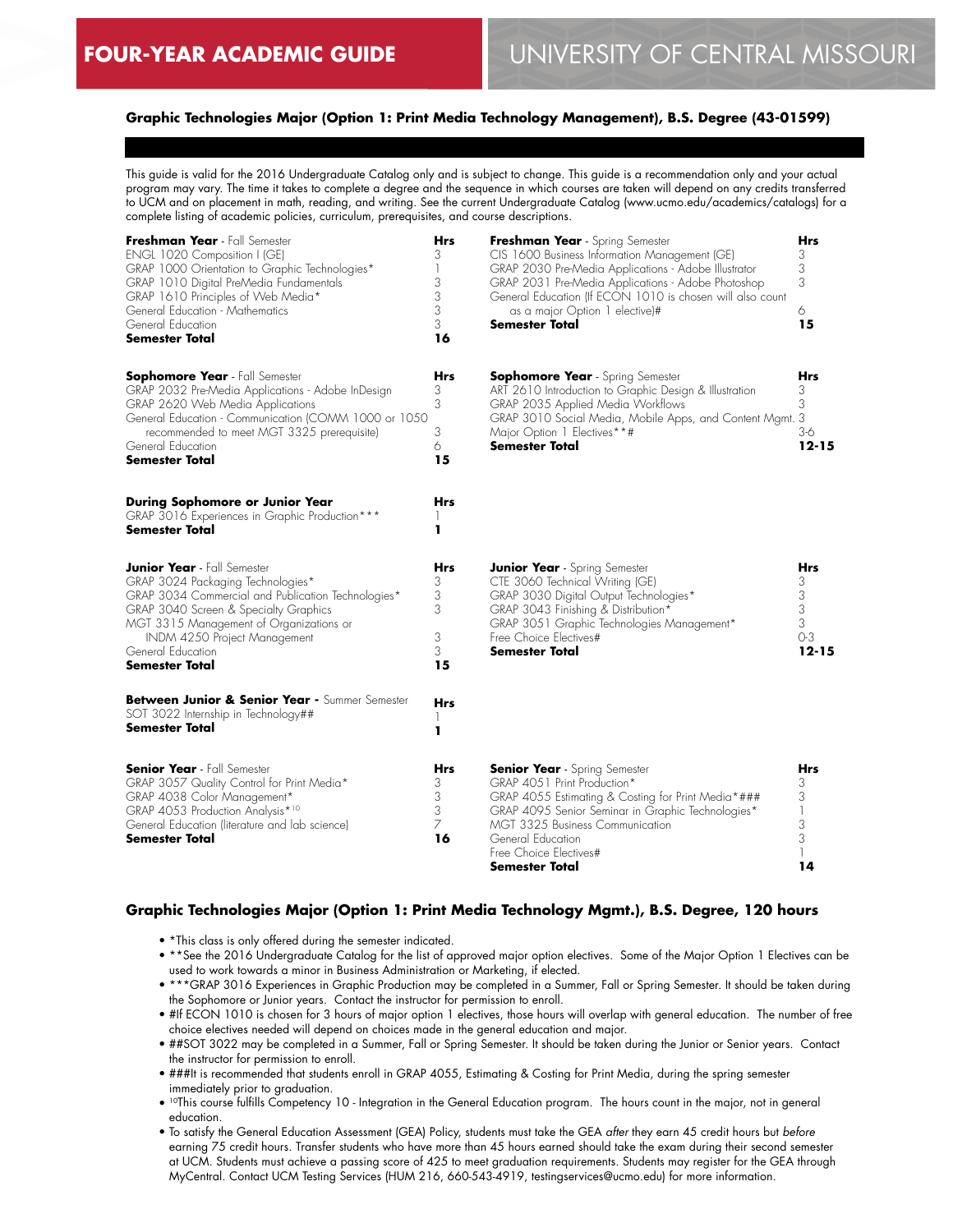# FOUR-YEAR ACADEMIC GUIDE — UNIVERSITY OF CENTRAL MISSOURI

## Graphic Technologies Major (Option 1: Print Media Technology Management), B.S. Degree (43-01599)

This guide is valid for the 2016 Undergraduate Catalog only and is subject to change. This guide is a recommendation only and your actual program may vary. The time it takes to complete a degree and the sequence in which courses are taken will depend on any credits transferred to UCM and on placement in math, reading, and writing. See the current Undergraduate Catalog (www.ucmo.edu/academics/catalogs) for a complete listing of academic policies, curriculum, prerequisites, and course descriptions.

| **Freshman Year** - Fall Semester | **Hrs** |
|---|---|
| ENGL 1020 Composition I (GE) | 3 |
| GRAP 1000 Orientation to Graphic Technologies* | 1 |
| GRAP 1010 Digital PreMedia Fundamentals | 3 |
| GRAP 1610 Principles of Web Media* | 3 |
| General Education - Mathematics | 3 |
| General Education | 3 |
| **Semester Total** | **16** |

| **Freshman Year** - Spring Semester | **Hrs** |
|---|---|
| CIS 1600 Business Information Management (GE) | 3 |
| GRAP 2030 Pre-Media Applications - Adobe Illustrator | 3 |
| GRAP 2031 Pre-Media Applications - Adobe Photoshop | 3 |
| General Education (If ECON 1010 is chosen will also count as a major Option 1 elective)# | 6 |
| **Semester Total** | **15** |

| **Sophomore Year** - Fall Semester | **Hrs** |
|---|---|
| GRAP 2032 Pre-Media Applications - Adobe InDesign | 3 |
| GRAP 2620 Web Media Applications | 3 |
| General Education - Communication (COMM 1000 or 1050 recommended to meet MGT 3325 prerequisite) | 3 |
| General Education | 6 |
| **Semester Total** | **15** |

| **Sophomore Year** - Spring Semester | **Hrs** |
|---|---|
| ART 2610 Introduction to Graphic Design & Illustration | 3 |
| GRAP 2035 Applied Media Workflows | 3 |
| GRAP 3010 Social Media, Mobile Apps, and Content Mgmt. | 3 |
| Major Option 1 Electives**# | 3-6 |
| **Semester Total** | **12-15** |

| **During Sophomore or Junior Year** | **Hrs** |
|---|---|
| GRAP 3016 Experiences in Graphic Production*** | 1 |
| **Semester Total** | **1** |

| **Junior Year** - Fall Semester | **Hrs** |
|---|---|
| GRAP 3024 Packaging Technologies* | 3 |
| GRAP 3034 Commercial and Publication Technologies* | 3 |
| GRAP 3040 Screen & Specialty Graphics | 3 |
| MGT 3315 Management of Organizations or INDM 4250 Project Management | 3 |
| General Education | 3 |
| **Semester Total** | **15** |

| **Junior Year** - Spring Semester | **Hrs** |
|---|---|
| CTE 3060 Technical Writing (GE) | 3 |
| GRAP 3030 Digital Output Technologies* | 3 |
| GRAP 3043 Finishing & Distribution* | 3 |
| GRAP 3051 Graphic Technologies Management* | 3 |
| Free Choice Electives# | 0-3 |
| **Semester Total** | **12-15** |

| **Between Junior & Senior Year** - Summer Semester | **Hrs** |
|---|---|
| SOT 3022 Internship in Technology## | 1 |
| **Semester Total** | **1** |

| **Senior Year** - Fall Semester | **Hrs** |
|---|---|
| GRAP 3057 Quality Control for Print Media* | 3 |
| GRAP 4038 Color Management* | 3 |
| GRAP 4053 Production Analysis*[10] | 3 |
| General Education (literature and lab science) | 7 |
| **Semester Total** | **16** |

| **Senior Year** - Spring Semester | **Hrs** |
|---|---|
| GRAP 4051 Print Production* | 3 |
| GRAP 4055 Estimating & Costing for Print Media*### | 3 |
| GRAP 4095 Senior Seminar in Graphic Technologies* | 1 |
| MGT 3325 Business Communication | 3 |
| General Education | 3 |
| Free Choice Electives# | 1 |
| **Semester Total** | **14** |

### Graphic Technologies Major (Option 1: Print Media Technology Mgmt.), B.S. Degree, 120 hours

- *This class is only offered during the semester indicated.
- **See the 2016 Undergraduate Catalog for the list of approved major option electives. Some of the Major Option 1 Electives can be used to work towards a minor in Business Administration or Marketing, if elected.
- ***GRAP 3016 Experiences in Graphic Production may be completed in a Summer, Fall or Spring Semester. It should be taken during the Sophomore or Junior years. Contact the instructor for permission to enroll.
- #If ECON 1010 is chosen for 3 hours of major option 1 electives, those hours will overlap with general education. The number of free choice electives needed will depend on choices made in the general education and major.
- ##SOT 3022 may be completed in a Summer, Fall or Spring Semester. It should be taken during the Junior or Senior years. Contact the instructor for permission to enroll.
- ###It is recommended that students enroll in GRAP 4055, Estimating & Costing for Print Media, during the spring semester immediately prior to graduation.
- [10]This course fulfills Competency 10 - Integration in the General Education program. The hours count in the major, not in general education.
- To satisfy the General Education Assessment (GEA) Policy, students must take the GEA *after* they earn 45 credit hours but *before* earning 75 credit hours. Transfer students who have more than 45 hours earned should take the exam during their second semester at UCM. Students must achieve a passing score of 425 to meet graduation requirements. Students may register for the GEA through MyCentral. Contact UCM Testing Services (HUM 216, 660-543-4919, testingservices@ucmo.edu) for more information.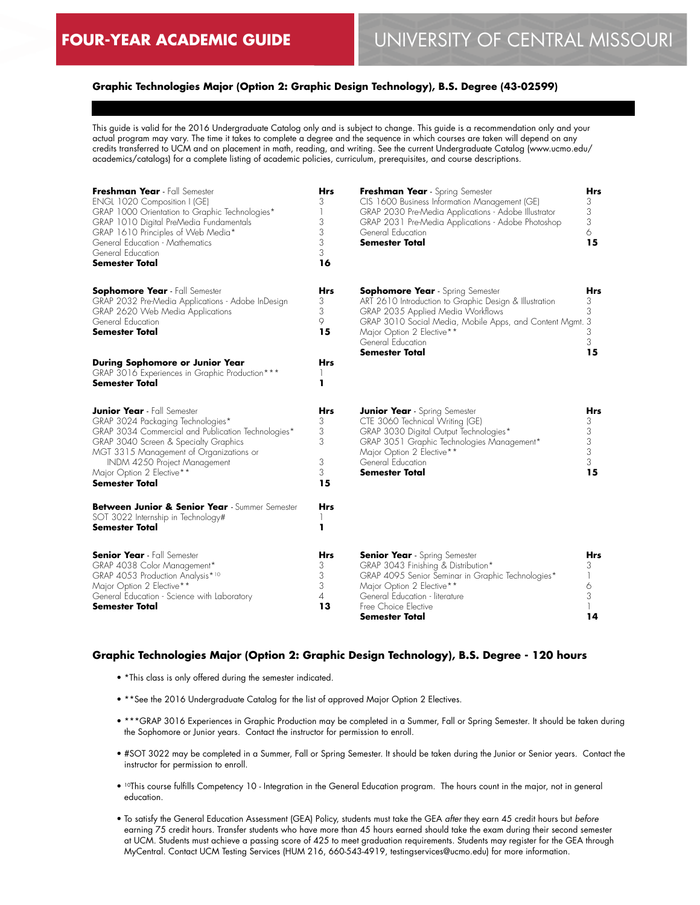# FOUR-YEAR ACADEMIC GUIDE — UNIVERSITY OF CENTRAL MISSOURI

## Graphic Technologies Major (Option 2: Graphic Design Technology), B.S. Degree (43-02599)

This guide is valid for the 2016 Undergraduate Catalog only and is subject to change. This guide is a recommendation only and your actual program may vary. The time it takes to complete a degree and the sequence in which courses are taken will depend on any credits transferred to UCM and on placement in math, reading, and writing. See the current Undergraduate Catalog (www.ucmo.edu/academics/catalogs) for a complete listing of academic policies, curriculum, prerequisites, and course descriptions.

| **Freshman Year** - Fall Semester | **Hrs** |
|---|---|
| ENGL 1020 Composition I (GE) | 3 |
| GRAP 1000 Orientation to Graphic Technologies* | 1 |
| GRAP 1010 Digital PreMedia Fundamentals | 3 |
| GRAP 1610 Principles of Web Media* | 3 |
| General Education - Mathematics | 3 |
| General Education | 3 |
| **Semester Total** | **16** |

| **Freshman Year** - Spring Semester | **Hrs** |
|---|---|
| CIS 1600 Business Information Management (GE) | 3 |
| GRAP 2030 Pre-Media Applications - Adobe Illustrator | 3 |
| GRAP 2031 Pre-Media Applications - Adobe Photoshop | 3 |
| General Education | 6 |
| **Semester Total** | **15** |

| **Sophomore Year** - Fall Semester | **Hrs** |
|---|---|
| GRAP 2032 Pre-Media Applications - Adobe InDesign | 3 |
| GRAP 2620 Web Media Applications | 3 |
| General Education | 9 |
| **Semester Total** | **15** |

| **Sophomore Year** - Spring Semester | **Hrs** |
|---|---|
| ART 2610 Introduction to Graphic Design & Illustration | 3 |
| GRAP 2035 Applied Media Workflows | 3 |
| GRAP 3010 Social Media, Mobile Apps, and Content Mgmt. | 3 |
| Major Option 2 Elective** | 3 |
| General Education | 3 |
| **Semester Total** | **15** |

| **During Sophomore or Junior Year** | **Hrs** |
|---|---|
| GRAP 3016 Experiences in Graphic Production*** | 1 |
| **Semester Total** | **1** |

| **Junior Year** - Fall Semester | **Hrs** |
|---|---|
| GRAP 3024 Packaging Technologies* | 3 |
| GRAP 3034 Commercial and Publication Technologies* | 3 |
| GRAP 3040 Screen & Specialty Graphics | 3 |
| MGT 3315 Management of Organizations or INDM 4250 Project Management | 3 |
| Major Option 2 Elective** | 3 |
| **Semester Total** | **15** |

| **Junior Year** - Spring Semester | **Hrs** |
|---|---|
| CTE 3060 Technical Writing (GE) | 3 |
| GRAP 3030 Digital Output Technologies* | 3 |
| GRAP 3051 Graphic Technologies Management* | 3 |
| Major Option 2 Elective** | 3 |
| General Education | 3 |
| **Semester Total** | **15** |

| **Between Junior & Senior Year** - Summer Semester | **Hrs** |
|---|---|
| SOT 3022 Internship in Technology# | 1 |
| **Semester Total** | **1** |

| **Senior Year** - Fall Semester | **Hrs** |
|---|---|
| GRAP 4038 Color Management* | 3 |
| GRAP 4053 Production Analysis*[10] | 3 |
| Major Option 2 Elective** | 3 |
| General Education - Science with Laboratory | 4 |
| **Semester Total** | **13** |

| **Senior Year** - Spring Semester | **Hrs** |
|---|---|
| GRAP 3043 Finishing & Distribution* | 3 |
| GRAP 4095 Senior Seminar in Graphic Technologies* | 1 |
| Major Option 2 Elective** | 6 |
| General Education - literature | 3 |
| Free Choice Elective | 1 |
| **Semester Total** | **14** |

## Graphic Technologies Major (Option 2: Graphic Design Technology), B.S. Degree - 120 hours

- *This class is only offered during the semester indicated.
- **See the 2016 Undergraduate Catalog for the list of approved Major Option 2 Electives.
- ***GRAP 3016 Experiences in Graphic Production may be completed in a Summer, Fall or Spring Semester. It should be taken during the Sophomore or Junior years. Contact the instructor for permission to enroll.
- #SOT 3022 may be completed in a Summer, Fall or Spring Semester. It should be taken during the Junior or Senior years. Contact the instructor for permission to enroll.
- [10]This course fulfills Competency 10 - Integration in the General Education program. The hours count in the major, not in general education.
- To satisfy the General Education Assessment (GEA) Policy, students must take the GEA *after* they earn 45 credit hours but *before* earning 75 credit hours. Transfer students who have more than 45 hours earned should take the exam during their second semester at UCM. Students must achieve a passing score of 425 to meet graduation requirements. Students may register for the GEA through MyCentral. Contact UCM Testing Services (HUM 216, 660-543-4919, testingservices@ucmo.edu) for more information.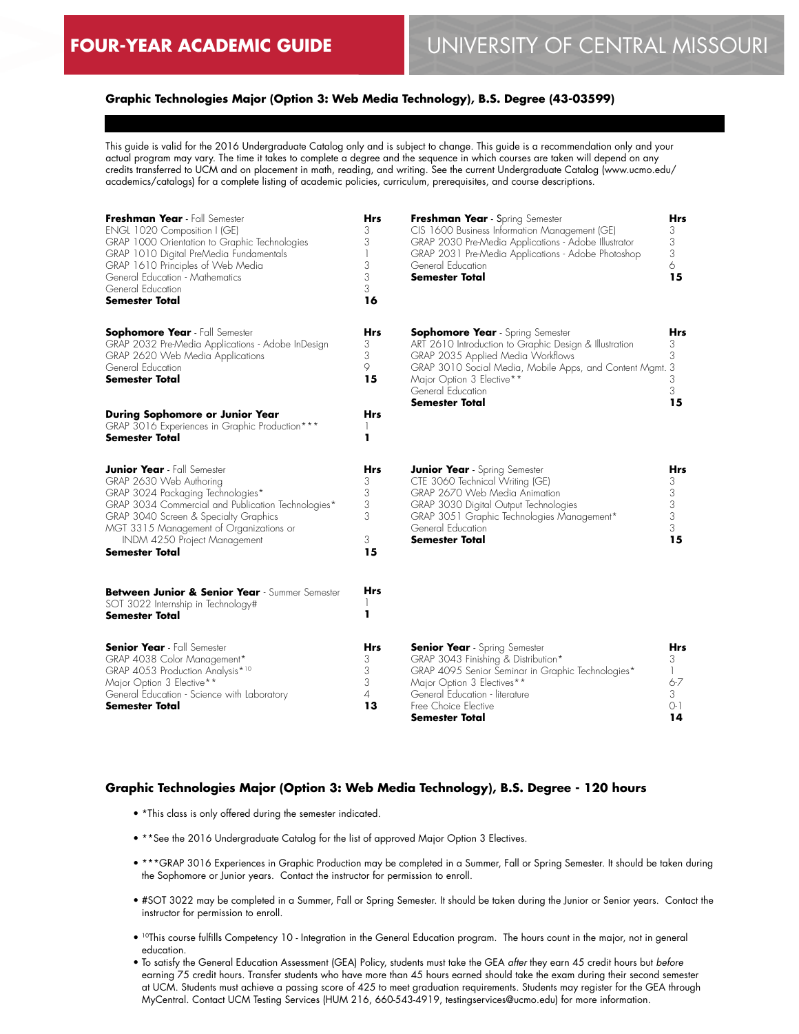# FOUR-YEAR ACADEMIC GUIDE — UNIVERSITY OF CENTRAL MISSOURI

### Graphic Technologies Major (Option 3: Web Media Technology), B.S. Degree (43-03599)

This guide is valid for the 2016 Undergraduate Catalog only and is subject to change. This guide is a recommendation only and your actual program may vary. The time it takes to complete a degree and the sequence in which courses are taken will depend on any credits transferred to UCM and on placement in math, reading, and writing. See the current Undergraduate Catalog (www.ucmo.edu/academics/catalogs) for a complete listing of academic policies, curriculum, prerequisites, and course descriptions.

| **Freshman Year** - Fall Semester | **Hrs** |
|---|---|
| ENGL 1020 Composition I (GE) | 3 |
| GRAP 1000 Orientation to Graphic Technologies | 3 |
| GRAP 1010 Digital PreMedia Fundamentals | 1 |
| GRAP 1610 Principles of Web Media | 3 |
| General Education - Mathematics | 3 |
| General Education | 3 |
| **Semester Total** | **16** |

| **Freshman Year** - Spring Semester | **Hrs** |
|---|---|
| CIS 1600 Business Information Management (GE) | 3 |
| GRAP 2030 Pre-Media Applications - Adobe Illustrator | 3 |
| GRAP 2031 Pre-Media Applications - Adobe Photoshop | 3 |
| General Education | 6 |
| **Semester Total** | **15** |

| **Sophomore Year** - Fall Semester | **Hrs** |
|---|---|
| GRAP 2032 Pre-Media Applications - Adobe InDesign | 3 |
| GRAP 2620 Web Media Applications | 3 |
| General Education | 9 |
| **Semester Total** | **15** |

| **Sophomore Year** - Spring Semester | **Hrs** |
|---|---|
| ART 2610 Introduction to Graphic Design & Illustration | 3 |
| GRAP 2035 Applied Media Workflows | 3 |
| GRAP 3010 Social Media, Mobile Apps, and Content Mgmt. | 3 |
| Major Option 3 Elective** | 3 |
| General Education | 3 |
| **Semester Total** | **15** |

| **During Sophomore or Junior Year** | **Hrs** |
|---|---|
| GRAP 3016 Experiences in Graphic Production*** | 1 |
| **Semester Total** | **1** |

| **Junior Year** - Fall Semester | **Hrs** |
|---|---|
| GRAP 2630 Web Authoring | 3 |
| GRAP 3024 Packaging Technologies* | 3 |
| GRAP 3034 Commercial and Publication Technologies* | 3 |
| GRAP 3040 Screen & Specialty Graphics | 3 |
| MGT 3315 Management of Organizations or INDM 4250 Project Management | 3 |
| **Semester Total** | **15** |

| **Junior Year** - Spring Semester | **Hrs** |
|---|---|
| CTE 3060 Technical Writing (GE) | 3 |
| GRAP 2670 Web Media Animation | 3 |
| GRAP 3030 Digital Output Technologies | 3 |
| GRAP 3051 Graphic Technologies Management* | 3 |
| General Education | 3 |
| **Semester Total** | **15** |

| **Between Junior & Senior Year** - Summer Semester | **Hrs** |
|---|---|
| SOT 3022 Internship in Technology# | 1 |
| **Semester Total** | **1** |

| **Senior Year** - Fall Semester | **Hrs** |
|---|---|
| GRAP 4038 Color Management* | 3 |
| GRAP 4053 Production Analysis*[10] | 3 |
| Major Option 3 Elective** | 3 |
| General Education - Science with Laboratory | 4 |
| **Semester Total** | **13** |

| **Senior Year** - Spring Semester | **Hrs** |
|---|---|
| GRAP 3043 Finishing & Distribution* | 3 |
| GRAP 4095 Senior Seminar in Graphic Technologies* | 1 |
| Major Option 3 Electives** | 6-7 |
| General Education - literature | 3 |
| Free Choice Elective | 0-1 |
| **Semester Total** | **14** |

### Graphic Technologies Major (Option 3: Web Media Technology), B.S. Degree - 120 hours

- *This class is only offered during the semester indicated.
- **See the 2016 Undergraduate Catalog for the list of approved Major Option 3 Electives.
- ***GRAP 3016 Experiences in Graphic Production may be completed in a Summer, Fall or Spring Semester. It should be taken during the Sophomore or Junior years. Contact the instructor for permission to enroll.
- #SOT 3022 may be completed in a Summer, Fall or Spring Semester. It should be taken during the Junior or Senior years. Contact the instructor for permission to enroll.
- [10]This course fulfills Competency 10 - Integration in the General Education program. The hours count in the major, not in general education.
- To satisfy the General Education Assessment (GEA) Policy, students must take the GEA *after* they earn 45 credit hours but *before* earning 75 credit hours. Transfer students who have more than 45 hours earned should take the exam during their second semester at UCM. Students must achieve a passing score of 425 to meet graduation requirements. Students may register for the GEA through MyCentral. Contact UCM Testing Services (HUM 216, 660-543-4919, testingservices@ucmo.edu) for more information.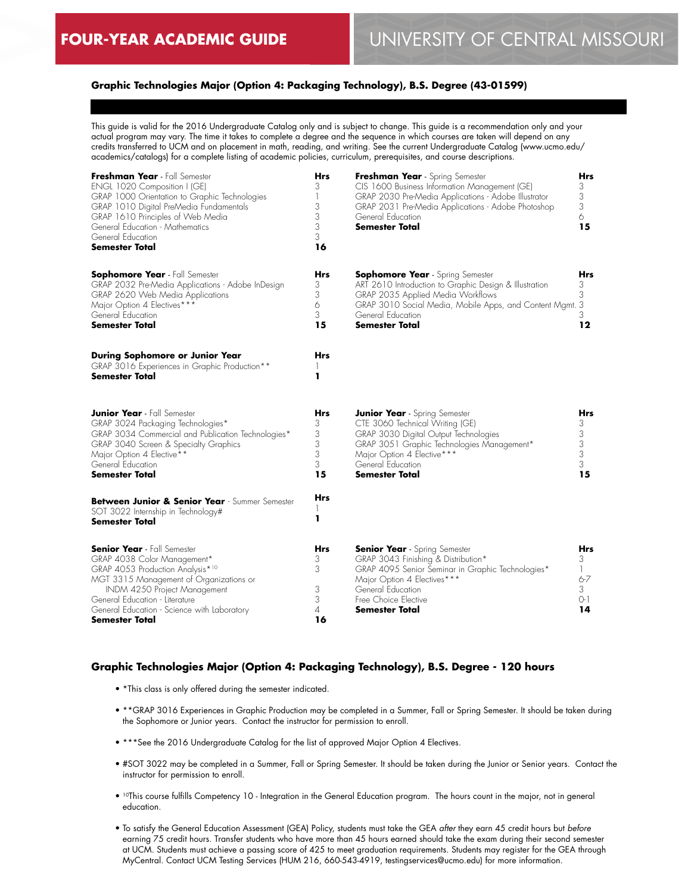# FOUR-YEAR ACADEMIC GUIDE

## UNIVERSITY OF CENTRAL MISSOURI

### Graphic Technologies Major (Option 4: Packaging Technology), B.S. Degree (43-01599)

This guide is valid for the 2016 Undergraduate Catalog only and is subject to change. This guide is a recommendation only and your actual program may vary. The time it takes to complete a degree and the sequence in which courses are taken will depend on any credits transferred to UCM and on placement in math, reading, and writing. See the current Undergraduate Catalog (www.ucmo.edu/academics/catalogs) for a complete listing of academic policies, curriculum, prerequisites, and course descriptions.

| **Freshman Year** - Fall Semester | **Hrs** |
|---|---|
| ENGL 1020 Composition I (GE) | 3 |
| GRAP 1000 Orientation to Graphic Technologies | 1 |
| GRAP 1010 Digital PreMedia Fundamentals | 3 |
| GRAP 1610 Principles of Web Media | 3 |
| General Education - Mathematics | 3 |
| General Education | 3 |
| **Semester Total** | **16** |

| **Freshman Year** - Spring Semester | **Hrs** |
|---|---|
| CIS 1600 Business Information Management (GE) | 3 |
| GRAP 2030 Pre-Media Applications - Adobe Illustrator | 3 |
| GRAP 2031 Pre-Media Applications - Adobe Photoshop | 3 |
| General Education | 6 |
| **Semester Total** | **15** |

| **Sophomore Year** - Fall Semester | **Hrs** |
|---|---|
| GRAP 2032 Pre-Media Applications - Adobe InDesign | 3 |
| GRAP 2620 Web Media Applications | 3 |
| Major Option 4 Electives*** | 6 |
| General Education | 3 |
| **Semester Total** | **15** |

| **Sophomore Year** - Spring Semester | **Hrs** |
|---|---|
| ART 2610 Introduction to Graphic Design & Illustration | 3 |
| GRAP 2035 Applied Media Workflows | 3 |
| GRAP 3010 Social Media, Mobile Apps, and Content Mgmt. | 3 |
| General Education | 3 |
| **Semester Total** | **12** |

| **During Sophomore or Junior Year** | **Hrs** |
|---|---|
| GRAP 3016 Experiences in Graphic Production** | 1 |
| **Semester Total** | **1** |

| **Junior Year** - Fall Semester | **Hrs** |
|---|---|
| GRAP 3024 Packaging Technologies* | 3 |
| GRAP 3034 Commercial and Publication Technologies* | 3 |
| GRAP 3040 Screen & Specialty Graphics | 3 |
| Major Option 4 Elective** | 3 |
| General Education | 3 |
| **Semester Total** | **15** |

| **Junior Year** - Spring Semester | **Hrs** |
|---|---|
| CTE 3060 Technical Writing (GE) | 3 |
| GRAP 3030 Digital Output Technologies | 3 |
| GRAP 3051 Graphic Technologies Management* | 3 |
| Major Option 4 Elective*** | 3 |
| General Education | 3 |
| **Semester Total** | **15** |

| **Between Junior & Senior Year** - Summer Semester | **Hrs** |
|---|---|
| SOT 3022 Internship in Technology# | 1 |
| **Semester Total** | **1** |

| **Senior Year** - Fall Semester | **Hrs** |
|---|---|
| GRAP 4038 Color Management* | 3 |
| GRAP 4053 Production Analysis*[10] | 3 |
| MGT 3315 Management of Organizations or INDM 4250 Project Management | 3 |
| General Education - Literature | 3 |
| General Education - Science with Laboratory | 4 |
| **Semester Total** | **16** |

| **Senior Year** - Spring Semester | **Hrs** |
|---|---|
| GRAP 3043 Finishing & Distribution* | 3 |
| GRAP 4095 Senior Seminar in Graphic Technologies* | 1 |
| Major Option 4 Electives*** | 6-7 |
| General Education | 3 |
| Free Choice Elective | 0-1 |
| **Semester Total** | **14** |

### Graphic Technologies Major (Option 4: Packaging Technology), B.S. Degree - 120 hours

- *This class is only offered during the semester indicated.
- **GRAP 3016 Experiences in Graphic Production may be completed in a Summer, Fall or Spring Semester. It should be taken during the Sophomore or Junior years. Contact the instructor for permission to enroll.
- ***See the 2016 Undergraduate Catalog for the list of approved Major Option 4 Electives.
- #SOT 3022 may be completed in a Summer, Fall or Spring Semester. It should be taken during the Junior or Senior years. Contact the instructor for permission to enroll.
- [10]This course fulfills Competency 10 - Integration in the General Education program. The hours count in the major, not in general education.
- To satisfy the General Education Assessment (GEA) Policy, students must take the GEA *after* they earn 45 credit hours but *before* earning 75 credit hours. Transfer students who have more than 45 hours earned should take the exam during their second semester at UCM. Students must achieve a passing score of 425 to meet graduation requirements. Students may register for the GEA through MyCentral. Contact UCM Testing Services (HUM 216, 660-543-4919, testingservices@ucmo.edu) for more information.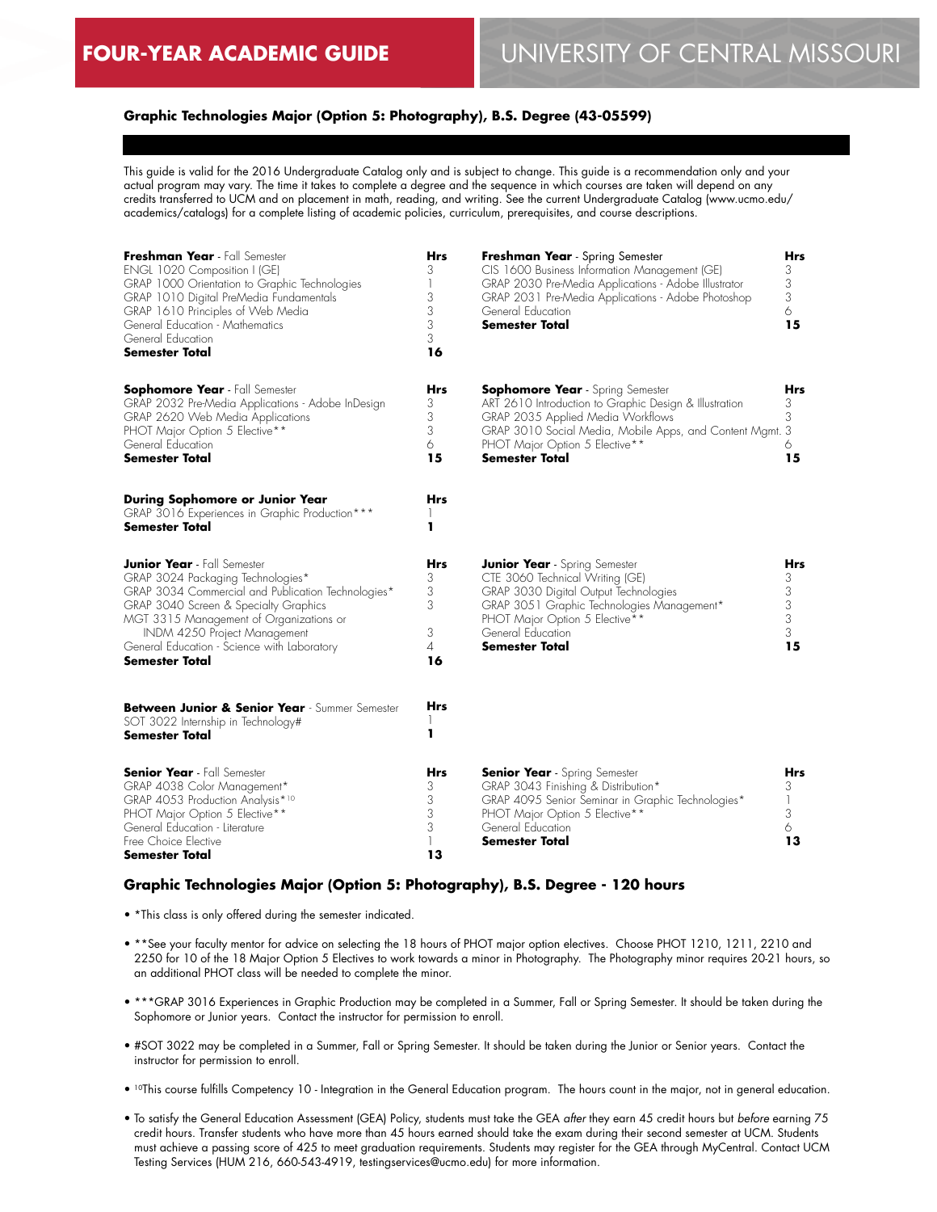# FOUR-YEAR ACADEMIC GUIDE — UNIVERSITY OF CENTRAL MISSOURI

## Graphic Technologies Major (Option 5: Photography), B.S. Degree (43-05599)

This guide is valid for the 2016 Undergraduate Catalog only and is subject to change. This guide is a recommendation only and your actual program may vary. The time it takes to complete a degree and the sequence in which courses are taken will depend on any credits transferred to UCM and on placement in math, reading, and writing. See the current Undergraduate Catalog (www.ucmo.edu/academics/catalogs) for a complete listing of academic policies, curriculum, prerequisites, and course descriptions.

| **Freshman Year** - Fall Semester | **Hrs** |
|---|---|
| ENGL 1020 Composition I (GE) | 3 |
| GRAP 1000 Orientation to Graphic Technologies | 1 |
| GRAP 1010 Digital PreMedia Fundamentals | 3 |
| GRAP 1610 Principles of Web Media | 3 |
| General Education - Mathematics | 3 |
| General Education | 3 |
| **Semester Total** | **16** |

| **Freshman Year** - Spring Semester | **Hrs** |
|---|---|
| CIS 1600 Business Information Management (GE) | 3 |
| GRAP 2030 Pre-Media Applications - Adobe Illustrator | 3 |
| GRAP 2031 Pre-Media Applications - Adobe Photoshop | 3 |
| General Education | 6 |
| **Semester Total** | **15** |

| **Sophomore Year** - Fall Semester | **Hrs** |
|---|---|
| GRAP 2032 Pre-Media Applications - Adobe InDesign | 3 |
| GRAP 2620 Web Media Applications | 3 |
| PHOT Major Option 5 Elective** | 3 |
| General Education | 6 |
| **Semester Total** | **15** |

| **Sophomore Year** - Spring Semester | **Hrs** |
|---|---|
| ART 2610 Introduction to Graphic Design & Illustration | 3 |
| GRAP 2035 Applied Media Workflows | 3 |
| GRAP 3010 Social Media, Mobile Apps, and Content Mgmt. | 3 |
| PHOT Major Option 5 Elective** | 6 |
| **Semester Total** | **15** |

| **During Sophomore or Junior Year** | **Hrs** |
|---|---|
| GRAP 3016 Experiences in Graphic Production*** | 1 |
| **Semester Total** | **1** |

| **Junior Year** - Fall Semester | **Hrs** |
|---|---|
| GRAP 3024 Packaging Technologies* | 3 |
| GRAP 3034 Commercial and Publication Technologies* | 3 |
| GRAP 3040 Screen & Specialty Graphics | 3 |
| MGT 3315 Management of Organizations or INDM 4250 Project Management | 3 |
| General Education - Science with Laboratory | 4 |
| **Semester Total** | **16** |

| **Junior Year** - Spring Semester | **Hrs** |
|---|---|
| CTE 3060 Technical Writing (GE) | 3 |
| GRAP 3030 Digital Output Technologies | 3 |
| GRAP 3051 Graphic Technologies Management* | 3 |
| PHOT Major Option 5 Elective** | 3 |
| General Education | 3 |
| **Semester Total** | **15** |

| **Between Junior & Senior Year** - Summer Semester | **Hrs** |
|---|---|
| SOT 3022 Internship in Technology# | 1 |
| **Semester Total** | **1** |

| **Senior Year** - Fall Semester | **Hrs** |
|---|---|
| GRAP 4038 Color Management* | 3 |
| GRAP 4053 Production Analysis*[10] | 3 |
| PHOT Major Option 5 Elective** | 3 |
| General Education - Literature | 3 |
| Free Choice Elective | 1 |
| **Semester Total** | **13** |

| **Senior Year** - Spring Semester | **Hrs** |
|---|---|
| GRAP 3043 Finishing & Distribution* | 3 |
| GRAP 4095 Senior Seminar in Graphic Technologies* | 1 |
| PHOT Major Option 5 Elective** | 3 |
| General Education | 6 |
| **Semester Total** | **13** |

## Graphic Technologies Major (Option 5: Photography), B.S. Degree - 120 hours

- *This class is only offered during the semester indicated.
- **See your faculty mentor for advice on selecting the 18 hours of PHOT major option electives. Choose PHOT 1210, 1211, 2210 and 2250 for 10 of the 18 Major Option 5 Electives to work towards a minor in Photography. The Photography minor requires 20-21 hours, so an additional PHOT class will be needed to complete the minor.
- ***GRAP 3016 Experiences in Graphic Production may be completed in a Summer, Fall or Spring Semester. It should be taken during the Sophomore or Junior years. Contact the instructor for permission to enroll.
- #SOT 3022 may be completed in a Summer, Fall or Spring Semester. It should be taken during the Junior or Senior years. Contact the instructor for permission to enroll.
- [10]This course fulfills Competency 10 - Integration in the General Education program. The hours count in the major, not in general education.
- To satisfy the General Education Assessment (GEA) Policy, students must take the GEA *after* they earn 45 credit hours but *before* earning 75 credit hours. Transfer students who have more than 45 hours earned should take the exam during their second semester at UCM. Students must achieve a passing score of 425 to meet graduation requirements. Students may register for the GEA through MyCentral. Contact UCM Testing Services (HUM 216, 660-543-4919, testingservices@ucmo.edu) for more information.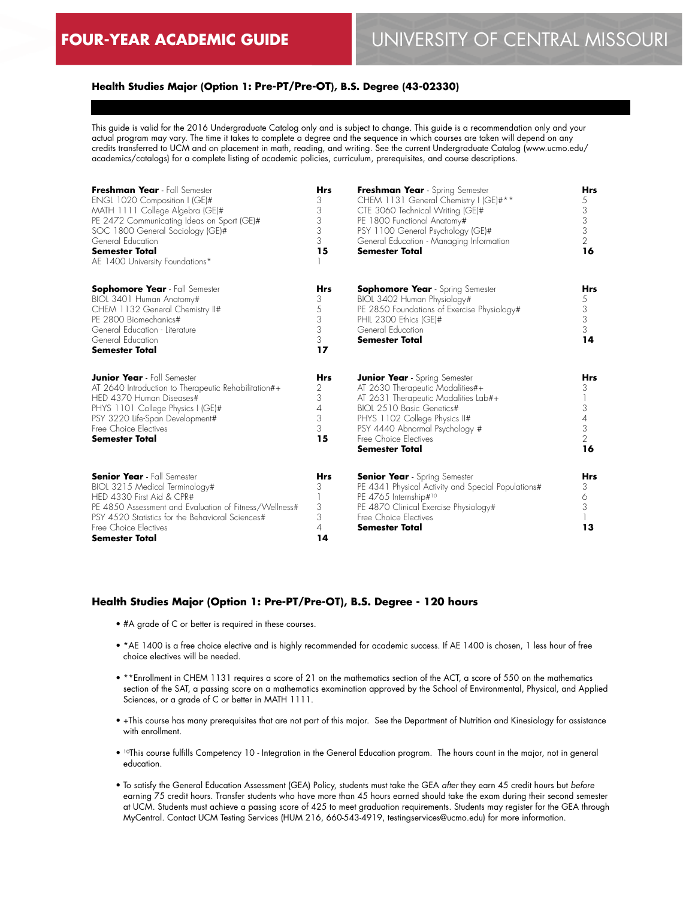**FOUR-YEAR ACADEMIC GUIDE** | UNIVERSITY OF CENTRAL MISSOURI

### Health Studies Major (Option 1: Pre-PT/Pre-OT), B.S. Degree (43-02330)

This guide is valid for the 2016 Undergraduate Catalog only and is subject to change. This guide is a recommendation only and your actual program may vary. The time it takes to complete a degree and the sequence in which courses are taken will depend on any credits transferred to UCM and on placement in math, reading, and writing. See the current Undergraduate Catalog (www.ucmo.edu/academics/catalogs) for a complete listing of academic policies, curriculum, prerequisites, and course descriptions.

| **Freshman Year** - Fall Semester | **Hrs** |
|---|---|
| ENGL 1020 Composition I (GE)# | 3 |
| MATH 1111 College Algebra (GE)# | 3 |
| PE 2472 Communicating Ideas on Sport (GE)# | 3 |
| SOC 1800 General Sociology (GE)# | 3 |
| General Education | 3 |
| **Semester Total** | **15** |
| AE 1400 University Foundations* | 1 |

| **Freshman Year** - Spring Semester | **Hrs** |
|---|---|
| CHEM 1131 General Chemistry I (GE)#** | 5 |
| CTE 3060 Technical Writing (GE)# | 3 |
| PE 1800 Functional Anatomy# | 3 |
| PSY 1100 General Psychology (GE)# | 3 |
| General Education - Managing Information | 2 |
| **Semester Total** | **16** |

| **Sophomore Year** - Fall Semester | **Hrs** |
|---|---|
| BIOL 3401 Human Anatomy# | 3 |
| CHEM 1132 General Chemistry II# | 5 |
| PE 2800 Biomechanics# | 3 |
| General Education - Literature | 3 |
| General Education | 3 |
| **Semester Total** | **17** |

| **Sophomore Year** - Spring Semester | **Hrs** |
|---|---|
| BIOL 3402 Human Physiology# | 5 |
| PE 2850 Foundations of Exercise Physiology# | 3 |
| PHIL 2300 Ethics (GE)# | 3 |
| General Education | 3 |
| **Semester Total** | **14** |

| **Junior Year** - Fall Semester | **Hrs** |
|---|---|
| AT 2640 Introduction to Therapeutic Rehabilitation#+ | 2 |
| HED 4370 Human Diseases# | 3 |
| PHYS 1101 College Physics I (GE)# | 4 |
| PSY 3220 Life-Span Development# | 3 |
| Free Choice Electives | 3 |
| **Semester Total** | **15** |

| **Junior Year** - Spring Semester | **Hrs** |
|---|---|
| AT 2630 Therapeutic Modalities#+ | 3 |
| AT 2631 Therapeutic Modalities Lab#+ | 1 |
| BIOL 2510 Basic Genetics# | 3 |
| PHYS 1102 College Physics II# | 4 |
| PSY 4440 Abnormal Psychology # | 3 |
| Free Choice Electives | 2 |
| **Semester Total** | **16** |

| **Senior Year** - Fall Semester | **Hrs** |
|---|---|
| BIOL 3215 Medical Terminology# | 3 |
| HED 4330 First Aid & CPR# | 1 |
| PE 4850 Assessment and Evaluation of Fitness/Wellness# | 3 |
| PSY 4520 Statistics for the Behavioral Sciences# | 3 |
| Free Choice Electives | 4 |
| **Semester Total** | **14** |

| **Senior Year** - Spring Semester | **Hrs** |
|---|---|
| PE 4341 Physical Activity and Special Populations# | 3 |
| PE 4765 Internship#[10] | 6 |
| PE 4870 Clinical Exercise Physiology# | 3 |
| Free Choice Electives | 1 |
| **Semester Total** | **13** |

### Health Studies Major (Option 1: Pre-PT/Pre-OT), B.S. Degree - 120 hours

- #A grade of C or better is required in these courses.
- *AE 1400 is a free choice elective and is highly recommended for academic success. If AE 1400 is chosen, 1 less hour of free choice electives will be needed.
- **Enrollment in CHEM 1131 requires a score of 21 on the mathematics section of the ACT, a score of 550 on the mathematics section of the SAT, a passing score on a mathematics examination approved by the School of Environmental, Physical, and Applied Sciences, or a grade of C or better in MATH 1111.
- +This course has many prerequisites that are not part of this major. See the Department of Nutrition and Kinesiology for assistance with enrollment.
- [10]This course fulfills Competency 10 - Integration in the General Education program. The hours count in the major, not in general education.
- To satisfy the General Education Assessment (GEA) Policy, students must take the GEA *after* they earn 45 credit hours but *before* earning 75 credit hours. Transfer students who have more than 45 hours earned should take the exam during their second semester at UCM. Students must achieve a passing score of 425 to meet graduation requirements. Students may register for the GEA through MyCentral. Contact UCM Testing Services (HUM 216, 660-543-4919, testingservices@ucmo.edu) for more information.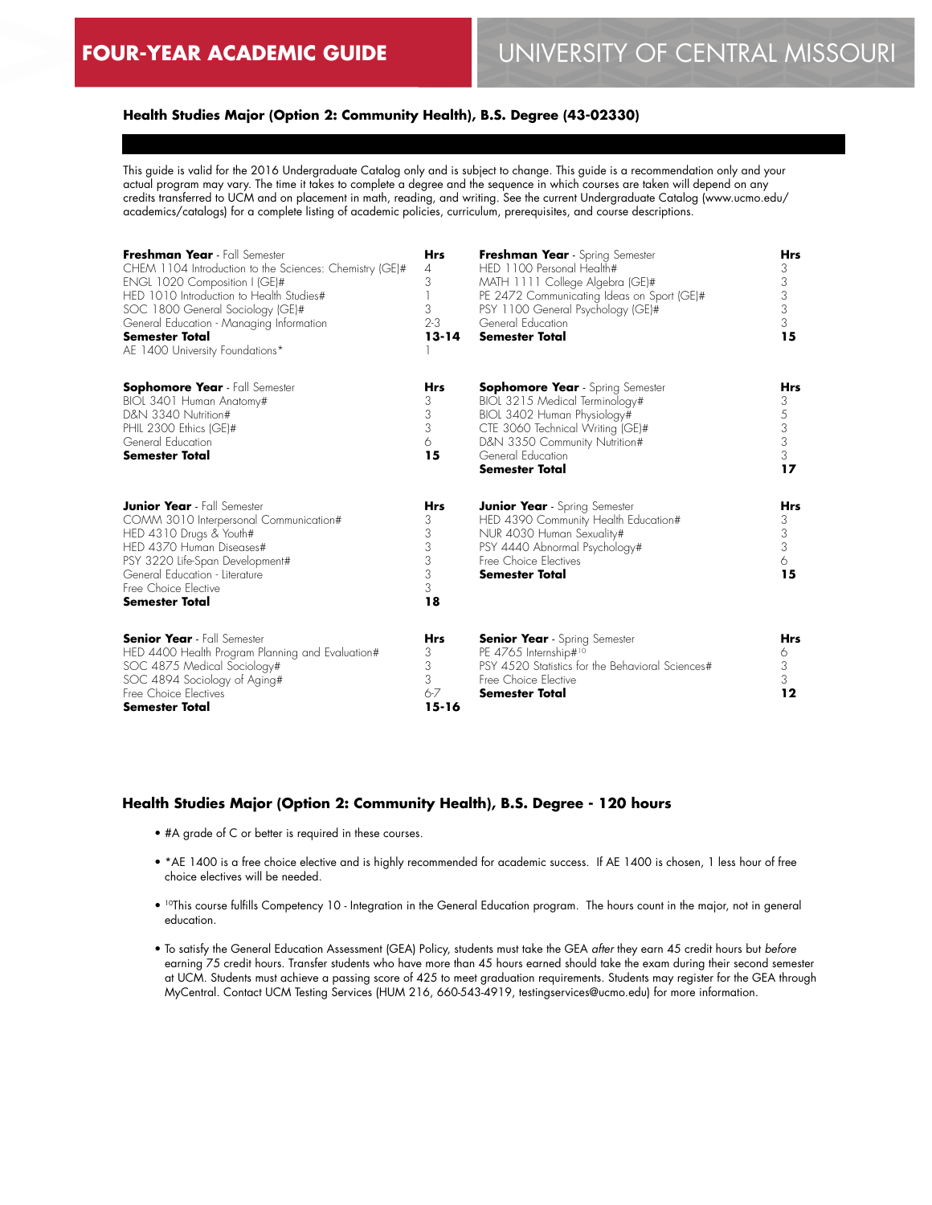**FOUR-YEAR ACADEMIC GUIDE** | UNIVERSITY OF CENTRAL MISSOURI

### Health Studies Major (Option 2: Community Health), B.S. Degree (43-02330)

This guide is valid for the 2016 Undergraduate Catalog only and is subject to change. This guide is a recommendation only and your actual program may vary. The time it takes to complete a degree and the sequence in which courses are taken will depend on any credits transferred to UCM and on placement in math, reading, and writing. See the current Undergraduate Catalog (www.ucmo.edu/academics/catalogs) for a complete listing of academic policies, curriculum, prerequisites, and course descriptions.

| **Freshman Year** - Fall Semester | Hrs | **Freshman Year** - Spring Semester | Hrs |
|---|---|---|---|
| CHEM 1104 Introduction to the Sciences: Chemistry (GE)# | 4 | HED 1100 Personal Health# | 3 |
| ENGL 1020 Composition I (GE)# | 3 | MATH 1111 College Algebra (GE)# | 3 |
| HED 1010 Introduction to Health Studies# | 1 | PE 2472 Communicating Ideas on Sport (GE)# | 3 |
| SOC 1800 General Sociology (GE)# | 3 | PSY 1100 General Psychology (GE)# | 3 |
| General Education - Managing Information | 2-3 | General Education | 3 |
| **Semester Total** | **13-14** | **Semester Total** | **15** |
| AE 1400 University Foundations* | 1 | | |

| **Sophomore Year** - Fall Semester | Hrs | **Sophomore Year** - Spring Semester | Hrs |
|---|---|---|---|
| BIOL 3401 Human Anatomy# | 3 | BIOL 3215 Medical Terminology# | 3 |
| D&N 3340 Nutrition# | 3 | BIOL 3402 Human Physiology# | 5 |
| PHIL 2300 Ethics (GE)# | 3 | CTE 3060 Technical Writing (GE)# | 3 |
| General Education | 6 | D&N 3350 Community Nutrition# | 3 |
| **Semester Total** | **15** | General Education | 3 |
| | | **Semester Total** | **17** |

| **Junior Year** - Fall Semester | Hrs | **Junior Year** - Spring Semester | Hrs |
|---|---|---|---|
| COMM 3010 Interpersonal Communication# | 3 | HED 4390 Community Health Education# | 3 |
| HED 4310 Drugs & Youth# | 3 | NUR 4030 Human Sexuality# | 3 |
| HED 4370 Human Diseases# | 3 | PSY 4440 Abnormal Psychology# | 3 |
| PSY 3220 Life-Span Development# | 3 | Free Choice Electives | 6 |
| General Education - Literature | 3 | **Semester Total** | **15** |
| Free Choice Elective | 3 | | |
| **Semester Total** | **18** | | |

| **Senior Year** - Fall Semester | Hrs | **Senior Year** - Spring Semester | Hrs |
|---|---|---|---|
| HED 4400 Health Program Planning and Evaluation# | 3 | PE 4765 Internship#[10] | 6 |
| SOC 4875 Medical Sociology# | 3 | PSY 4520 Statistics for the Behavioral Sciences# | 3 |
| SOC 4894 Sociology of Aging# | 3 | Free Choice Elective | 3 |
| Free Choice Electives | 6-7 | **Semester Total** | **12** |
| **Semester Total** | **15-16** | | |

### Health Studies Major (Option 2: Community Health), B.S. Degree - 120 hours

- #A grade of C or better is required in these courses.
- *AE 1400 is a free choice elective and is highly recommended for academic success. If AE 1400 is chosen, 1 less hour of free choice electives will be needed.
- [10]This course fulfills Competency 10 - Integration in the General Education program. The hours count in the major, not in general education.
- To satisfy the General Education Assessment (GEA) Policy, students must take the GEA *after* they earn 45 credit hours but *before* earning 75 credit hours. Transfer students who have more than 45 hours earned should take the exam during their second semester at UCM. Students must achieve a passing score of 425 to meet graduation requirements. Students may register for the GEA through MyCentral. Contact UCM Testing Services (HUM 216, 660-543-4919, testingservices@ucmo.edu) for more information.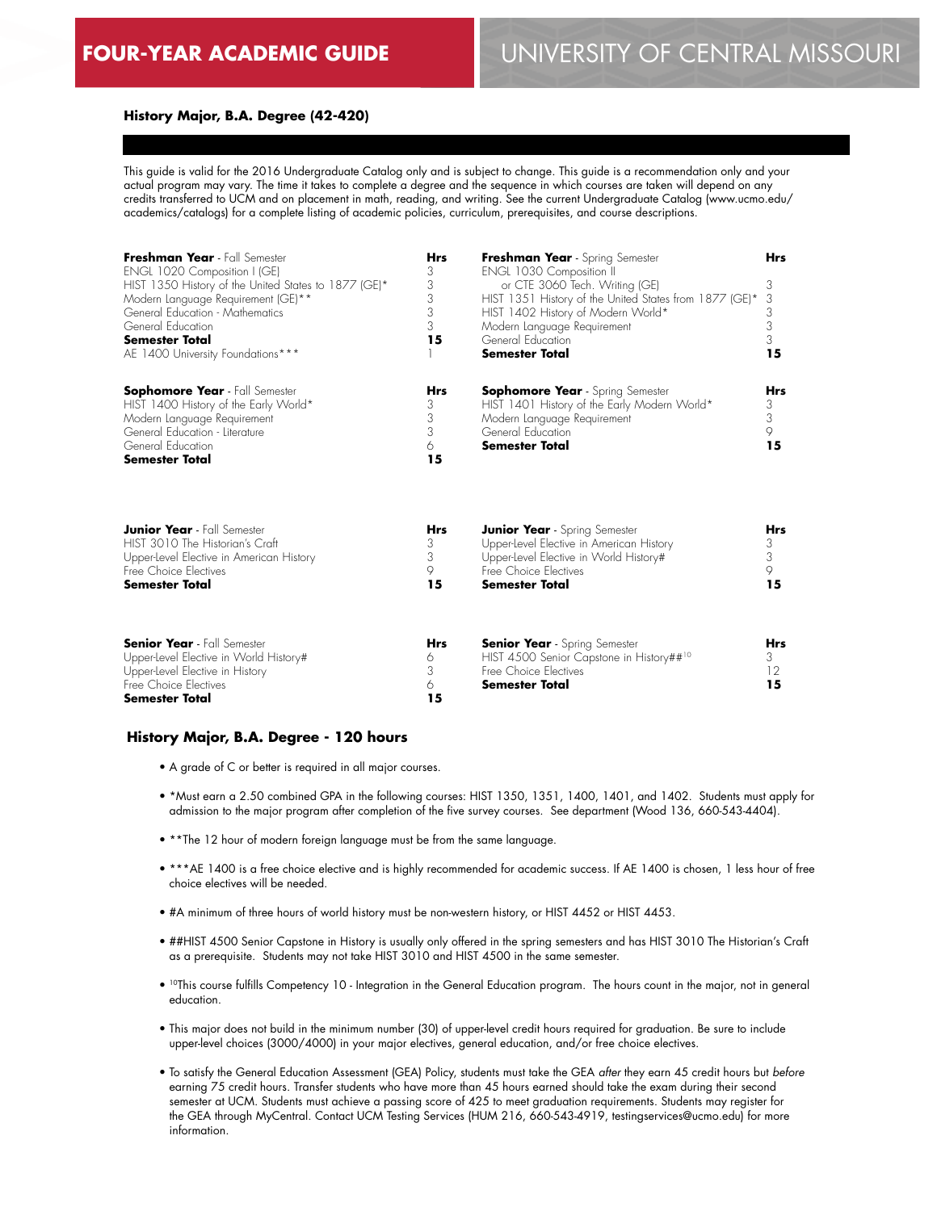FOUR-YEAR ACADEMIC GUIDE

UNIVERSITY OF CENTRAL MISSOURI

### History Major, B.A. Degree (42-420)

This guide is valid for the 2016 Undergraduate Catalog only and is subject to change. This guide is a recommendation only and your actual program may vary. The time it takes to complete a degree and the sequence in which courses are taken will depend on any credits transferred to UCM and on placement in math, reading, and writing. See the current Undergraduate Catalog (www.ucmo.edu/academics/catalogs) for a complete listing of academic policies, curriculum, prerequisites, and course descriptions.

| **Freshman Year** - Fall Semester | **Hrs** |
|---|---|
| ENGL 1020 Composition I (GE) | 3 |
| HIST 1350 History of the United States to 1877 (GE)* | 3 |
| Modern Language Requirement (GE)** | 3 |
| General Education - Mathematics | 3 |
| General Education | 3 |
| **Semester Total** | **15** |
| AE 1400 University Foundations*** | 1 |

| **Freshman Year** - Spring Semester | **Hrs** |
|---|---|
| ENGL 1030 Composition II or CTE 3060 Tech. Writing (GE) | 3 |
| HIST 1351 History of the United States from 1877 (GE)* | 3 |
| HIST 1402 History of Modern World* | 3 |
| Modern Language Requirement | 3 |
| General Education | 3 |
| **Semester Total** | **15** |

| **Sophomore Year** - Fall Semester | **Hrs** |
|---|---|
| HIST 1400 History of the Early World* | 3 |
| Modern Language Requirement | 3 |
| General Education - Literature | 3 |
| General Education | 6 |
| **Semester Total** | **15** |

| **Sophomore Year** - Spring Semester | **Hrs** |
|---|---|
| HIST 1401 History of the Early Modern World* | 3 |
| Modern Language Requirement | 3 |
| General Education | 9 |
| **Semester Total** | **15** |

| **Junior Year** - Fall Semester | **Hrs** |
|---|---|
| HIST 3010 The Historian's Craft | 3 |
| Upper-Level Elective in American History | 3 |
| Free Choice Electives | 9 |
| **Semester Total** | **15** |

| **Junior Year** - Spring Semester | **Hrs** |
|---|---|
| Upper-Level Elective in American History | 3 |
| Upper-Level Elective in World History# | 3 |
| Free Choice Electives | 9 |
| **Semester Total** | **15** |

| **Senior Year** - Fall Semester | **Hrs** |
|---|---|
| Upper-Level Elective in World History# | 6 |
| Upper-Level Elective in History | 3 |
| Free Choice Electives | 6 |
| **Semester Total** | **15** |

| **Senior Year** - Spring Semester | **Hrs** |
|---|---|
| HIST 4500 Senior Capstone in History##[10] | 3 |
| Free Choice Electives | 12 |
| **Semester Total** | **15** |

### History Major, B.A. Degree - 120 hours

- A grade of C or better is required in all major courses.
- *Must earn a 2.50 combined GPA in the following courses: HIST 1350, 1351, 1400, 1401, and 1402. Students must apply for admission to the major program after completion of the five survey courses. See department (Wood 136, 660-543-4404).
- **The 12 hour of modern foreign language must be from the same language.
- ***AE 1400 is a free choice elective and is highly recommended for academic success. If AE 1400 is chosen, 1 less hour of free choice electives will be needed.
- #A minimum of three hours of world history must be non-western history, or HIST 4452 or HIST 4453.
- ##HIST 4500 Senior Capstone in History is usually only offered in the spring semesters and has HIST 3010 The Historian's Craft as a prerequisite. Students may not take HIST 3010 and HIST 4500 in the same semester.
- [10]This course fulfills Competency 10 - Integration in the General Education program. The hours count in the major, not in general education.
- This major does not build in the minimum number (30) of upper-level credit hours required for graduation. Be sure to include upper-level choices (3000/4000) in your major electives, general education, and/or free choice electives.
- To satisfy the General Education Assessment (GEA) Policy, students must take the GEA *after* they earn 45 credit hours but *before* earning 75 credit hours. Transfer students who have more than 45 hours earned should take the exam during their second semester at UCM. Students must achieve a passing score of 425 to meet graduation requirements. Students may register for the GEA through MyCentral. Contact UCM Testing Services (HUM 216, 660-543-4919, testingservices@ucmo.edu) for more information.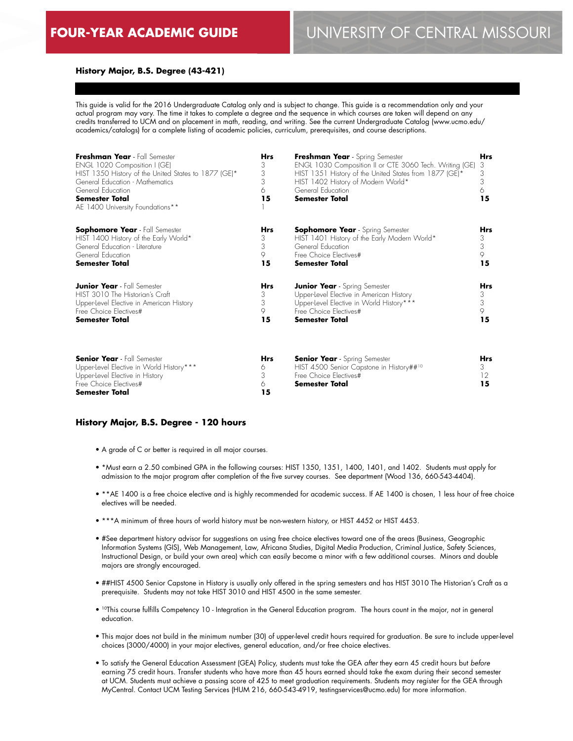# FOUR-YEAR ACADEMIC GUIDE

# UNIVERSITY OF CENTRAL MISSOURI

### History Major, B.S. Degree (43-421)

This guide is valid for the 2016 Undergraduate Catalog only and is subject to change. This guide is a recommendation only and your actual program may vary. The time it takes to complete a degree and the sequence in which courses are taken will depend on any credits transferred to UCM and on placement in math, reading, and writing. See the current Undergraduate Catalog (www.ucmo.edu/academics/catalogs) for a complete listing of academic policies, curriculum, prerequisites, and course descriptions.

| **Freshman Year** - Fall Semester | **Hrs** | **Freshman Year** - Spring Semester | **Hrs** |
|---|---|---|---|
| ENGL 1020 Composition I (GE) | 3 | ENGL 1030 Composition II or CTE 3060 Tech. Writing (GE) | 3 |
| HIST 1350 History of the United States to 1877 (GE)* | 3 | HIST 1351 History of the United States from 1877 (GE)* | 3 |
| General Education - Mathematics | 3 | HIST 1402 History of Modern World* | 3 |
| General Education | 6 | General Education | 6 |
| **Semester Total** | **15** | **Semester Total** | **15** |
| AE 1400 University Foundations** | 1 | | |

| **Sophomore Year** - Fall Semester | **Hrs** | **Sophomore Year** - Spring Semester | **Hrs** |
|---|---|---|---|
| HIST 1400 History of the Early World* | 3 | HIST 1401 History of the Early Modern World* | 3 |
| General Education - Literature | 3 | General Education | 3 |
| General Education | 9 | Free Choice Electives# | 9 |
| **Semester Total** | **15** | **Semester Total** | **15** |

| **Junior Year** - Fall Semester | **Hrs** | **Junior Year** - Spring Semester | **Hrs** |
|---|---|---|---|
| HIST 3010 The Historian's Craft | 3 | Upper-Level Elective in American History | 3 |
| Upper-Level Elective in American History | 3 | Upper-Level Elective in World History*** | 3 |
| Free Choice Electives# | 9 | Free Choice Electives# | 9 |
| **Semester Total** | **15** | **Semester Total** | **15** |

| **Senior Year** - Fall Semester | **Hrs** | **Senior Year** - Spring Semester | **Hrs** |
|---|---|---|---|
| Upper-Level Elective in World History*** | 6 | HIST 4500 Senior Capstone in History##[10] | 3 |
| Upper-Level Elective in History | 3 | Free Choice Electives# | 12 |
| Free Choice Electives# | 6 | **Semester Total** | **15** |
| **Semester Total** | **15** | | |

### History Major, B.S. Degree - 120 hours

- A grade of C or better is required in all major courses.
- *Must earn a 2.50 combined GPA in the following courses: HIST 1350, 1351, 1400, 1401, and 1402. Students must apply for admission to the major program after completion of the five survey courses. See department (Wood 136, 660-543-4404).
- **AE 1400 is a free choice elective and is highly recommended for academic success. If AE 1400 is chosen, 1 less hour of free choice electives will be needed.
- ***A minimum of three hours of world history must be non-western history, or HIST 4452 or HIST 4453.
- #See department history advisor for suggestions on using free choice electives toward one of the areas (Business, Geographic Information Systems (GIS), Web Management, Law, Africana Studies, Digital Media Production, Criminal Justice, Safety Sciences, Instructional Design, or build your own area) which can easily become a minor with a few additional courses. Minors and double majors are strongly encouraged.
- ##HIST 4500 Senior Capstone in History is usually only offered in the spring semesters and has HIST 3010 The Historian's Craft as a prerequisite. Students may not take HIST 3010 and HIST 4500 in the same semester.
- [10]This course fulfills Competency 10 - Integration in the General Education program. The hours count in the major, not in general education.
- This major does not build in the minimum number (30) of upper-level credit hours required for graduation. Be sure to include upper-level choices (3000/4000) in your major electives, general education, and/or free choice electives.
- To satisfy the General Education Assessment (GEA) Policy, students must take the GEA *after* they earn 45 credit hours but *before* earning 75 credit hours. Transfer students who have more than 45 hours earned should take the exam during their second semester at UCM. Students must achieve a passing score of 425 to meet graduation requirements. Students may register for the GEA through MyCentral. Contact UCM Testing Services (HUM 216, 660-543-4919, testingservices@ucmo.edu) for more information.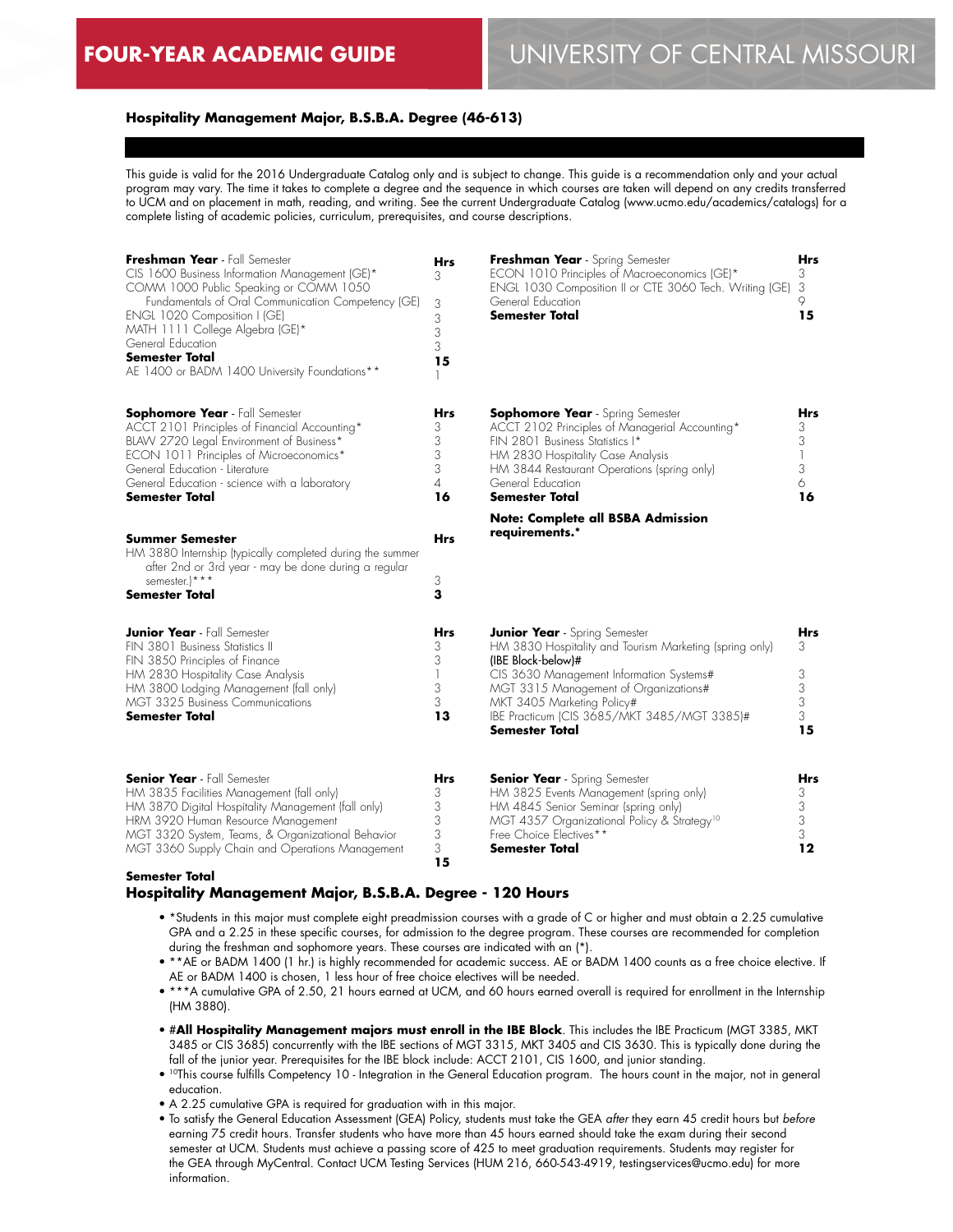# FOUR-YEAR ACADEMIC GUIDE

# UNIVERSITY OF CENTRAL MISSOURI

## Hospitality Management Major, B.S.B.A. Degree (46-613)

This guide is valid for the 2016 Undergraduate Catalog only and is subject to change. This guide is a recommendation only and your actual program may vary. The time it takes to complete a degree and the sequence in which courses are taken will depend on any credits transferred to UCM and on placement in math, reading, and writing. See the current Undergraduate Catalog (www.ucmo.edu/academics/catalogs) for a complete listing of academic policies, curriculum, prerequisites, and course descriptions.

| **Freshman Year** - Fall Semester | **Hrs** |
|---|---|
| CIS 1600 Business Information Management (GE)* | 3 |
| COMM 1000 Public Speaking or COMM 1050 Fundamentals of Oral Communication Competency (GE) | 3 |
| ENGL 1020 Composition I (GE) | 3 |
| MATH 1111 College Algebra (GE)* | 3 |
| General Education | 3 |
| **Semester Total** | **15** |
| AE 1400 or BADM 1400 University Foundations** | 1 |

| **Freshman Year** - Spring Semester | **Hrs** |
|---|---|
| ECON 1010 Principles of Macroeconomics (GE)* | 3 |
| ENGL 1030 Composition II or CTE 3060 Tech. Writing (GE) | 3 |
| General Education | 9 |
| **Semester Total** | **15** |

| **Sophomore Year** - Fall Semester | **Hrs** |
|---|---|
| ACCT 2101 Principles of Financial Accounting* | 3 |
| BLAW 2720 Legal Environment of Business* | 3 |
| ECON 1011 Principles of Microeconomics* | 3 |
| General Education - Literature | 3 |
| General Education - science with a laboratory | 4 |
| **Semester Total** | **16** |

| **Sophomore Year** - Spring Semester | **Hrs** |
|---|---|
| ACCT 2102 Principles of Managerial Accounting* | 3 |
| FIN 2801 Business Statistics I* | 3 |
| HM 2830 Hospitality Case Analysis | 1 |
| HM 3844 Restaurant Operations (spring only) | 3 |
| General Education | 6 |
| **Semester Total** | **16** |

**Note: Complete all BSBA Admission requirements.***

| **Summer Semester** | **Hrs** |
|---|---|
| HM 3880 Internship (typically completed during the summer after 2nd or 3rd year - may be done during a regular semester.)*** | 3 |
| **Semester Total** | **3** |

| **Junior Year** - Fall Semester | **Hrs** |
|---|---|
| FIN 3801 Business Statistics II | 3 |
| FIN 3850 Principles of Finance | 3 |
| HM 2830 Hospitality Case Analysis | 1 |
| HM 3800 Lodging Management (fall only) | 3 |
| MGT 3325 Business Communications | 3 |
| **Semester Total** | **13** |

| **Junior Year** - Spring Semester | **Hrs** |
|---|---|
| HM 3830 Hospitality and Tourism Marketing (spring only) (IBE Block-below)# | 3 |
| CIS 3630 Management Information Systems# | 3 |
| MGT 3315 Management of Organizations# | 3 |
| MKT 3405 Marketing Policy# | 3 |
| IBE Practicum (CIS 3685/MKT 3485/MGT 3385)# | 3 |
| **Semester Total** | **15** |

| **Senior Year** - Fall Semester | **Hrs** |
|---|---|
| HM 3835 Facilities Management (fall only) | 3 |
| HM 3870 Digital Hospitality Management (fall only) | 3 |
| HRM 3920 Human Resource Management | 3 |
| MGT 3320 System, Teams, & Organizational Behavior | 3 |
| MGT 3360 Supply Chain and Operations Management | 3 |
| **Semester Total** | **15** |

| **Senior Year** - Spring Semester | **Hrs** |
|---|---|
| HM 3825 Events Management (spring only) | 3 |
| HM 4845 Senior Seminar (spring only) | 3 |
| MGT 4357 Organizational Policy & Strategy[10] | 3 |
| Free Choice Electives** | 3 |
| **Semester Total** | **12** |

### Hospitality Management Major, B.S.B.A. Degree - 120 Hours

- *Students in this major must complete eight preadmission courses with a grade of C or higher and must obtain a 2.25 cumulative GPA and a 2.25 in these specific courses, for admission to the degree program. These courses are recommended for completion during the freshman and sophomore years. These courses are indicated with an (*).
- **AE or BADM 1400 (1 hr.) is highly recommended for academic success. AE or BADM 1400 counts as a free choice elective. If AE or BADM 1400 is chosen, 1 less hour of free choice electives will be needed.
- ***A cumulative GPA of 2.50, 21 hours earned at UCM, and 60 hours earned overall is required for enrollment in the Internship (HM 3880).
- #**All Hospitality Management majors must enroll in the IBE Block**. This includes the IBE Practicum (MGT 3385, MKT 3485 or CIS 3685) concurrently with the IBE sections of MGT 3315, MKT 3405 and CIS 3630. This is typically done during the fall of the junior year. Prerequisites for the IBE block include: ACCT 2101, CIS 1600, and junior standing.
- [10]This course fulfills Competency 10 - Integration in the General Education program. The hours count in the major, not in general education.
- A 2.25 cumulative GPA is required for graduation with in this major.
- To satisfy the General Education Assessment (GEA) Policy, students must take the GEA *after* they earn 45 credit hours but *before* earning 75 credit hours. Transfer students who have more than 45 hours earned should take the exam during their second semester at UCM. Students must achieve a passing score of 425 to meet graduation requirements. Students may register for the GEA through MyCentral. Contact UCM Testing Services (HUM 216, 660-543-4919, testingservices@ucmo.edu) for more information.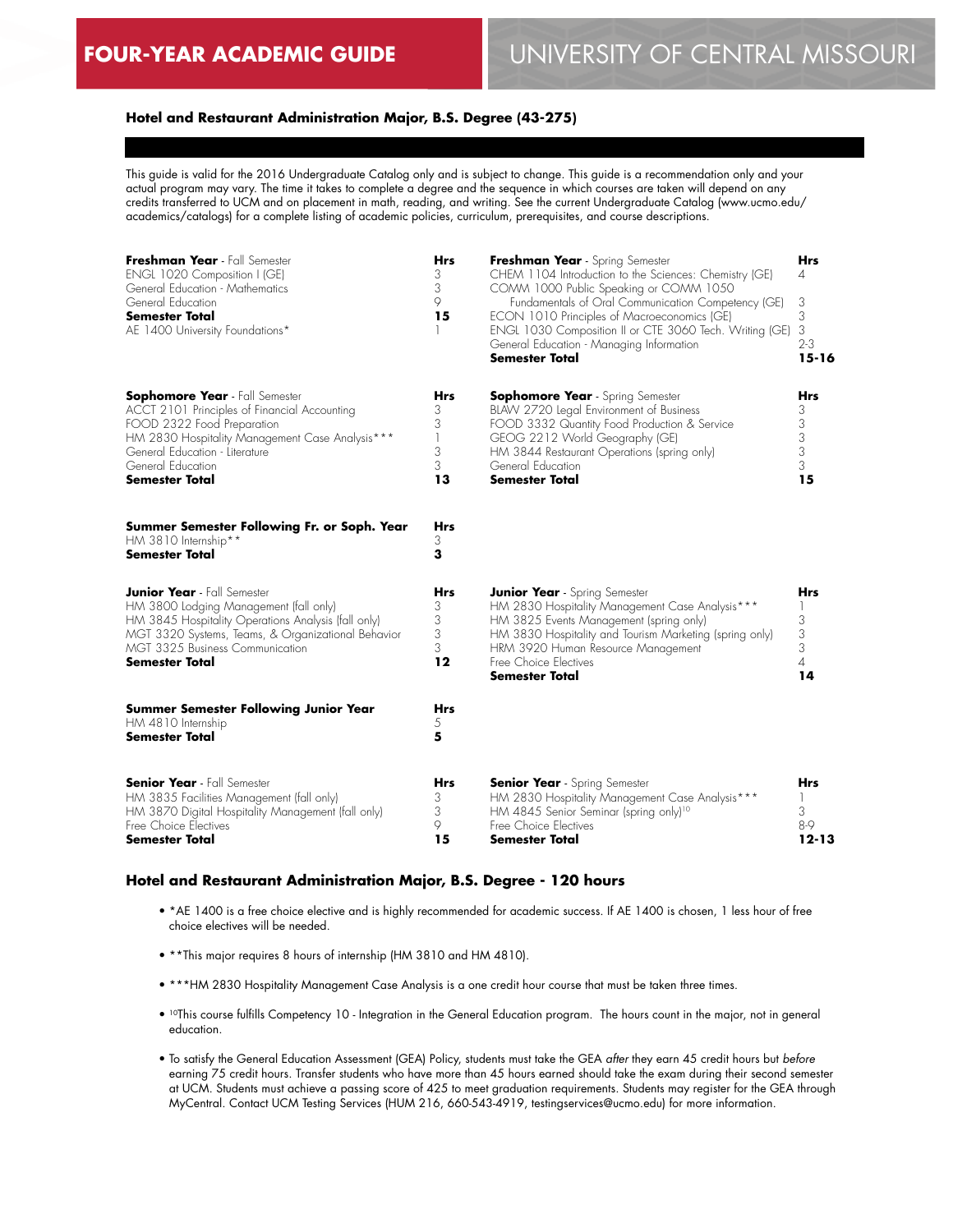# FOUR-YEAR ACADEMIC GUIDE — UNIVERSITY OF CENTRAL MISSOURI

## Hotel and Restaurant Administration Major, B.S. Degree (43-275)

This guide is valid for the 2016 Undergraduate Catalog only and is subject to change. This guide is a recommendation only and your actual program may vary. The time it takes to complete a degree and the sequence in which courses are taken will depend on any credits transferred to UCM and on placement in math, reading, and writing. See the current Undergraduate Catalog (www.ucmo.edu/academics/catalogs) for a complete listing of academic policies, curriculum, prerequisites, and course descriptions.

| **Freshman Year** - Fall Semester | **Hrs** |
|---|---|
| ENGL 1020 Composition I (GE) | 3 |
| General Education - Mathematics | 3 |
| General Education | 9 |
| **Semester Total** | **15** |
| AE 1400 University Foundations* | 1 |

| **Freshman Year** - Spring Semester | **Hrs** |
|---|---|
| CHEM 1104 Introduction to the Sciences: Chemistry (GE) | 4 |
| COMM 1000 Public Speaking or COMM 1050 Fundamentals of Oral Communication Competency (GE) | 3 |
| ECON 1010 Principles of Macroeconomics (GE) | 3 |
| ENGL 1030 Composition II or CTE 3060 Tech. Writing (GE) | 3 |
| General Education - Managing Information | 2-3 |
| **Semester Total** | **15-16** |

| **Sophomore Year** - Fall Semester | **Hrs** |
|---|---|
| ACCT 2101 Principles of Financial Accounting | 3 |
| FOOD 2322 Food Preparation | 3 |
| HM 2830 Hospitality Management Case Analysis*** | 1 |
| General Education - Literature | 3 |
| General Education | 3 |
| **Semester Total** | **13** |

| **Sophomore Year** - Spring Semester | **Hrs** |
|---|---|
| BLAW 2720 Legal Environment of Business | 3 |
| FOOD 3332 Quantity Food Production & Service | 3 |
| GEOG 2212 World Geography (GE) | 3 |
| HM 3844 Restaurant Operations (spring only) | 3 |
| General Education | 3 |
| **Semester Total** | **15** |

| **Summer Semester Following Fr. or Soph. Year** | **Hrs** |
|---|---|
| HM 3810 Internship** | 3 |
| **Semester Total** | **3** |

| **Junior Year** - Fall Semester | **Hrs** |
|---|---|
| HM 3800 Lodging Management (fall only) | 3 |
| HM 3845 Hospitality Operations Analysis (fall only) | 3 |
| MGT 3320 Systems, Teams, & Organizational Behavior | 3 |
| MGT 3325 Business Communication | 3 |
| **Semester Total** | **12** |

| **Junior Year** - Spring Semester | **Hrs** |
|---|---|
| HM 2830 Hospitality Management Case Analysis*** | 1 |
| HM 3825 Events Management (spring only) | 3 |
| HM 3830 Hospitality and Tourism Marketing (spring only) | 3 |
| HRM 3920 Human Resource Management | 3 |
| Free Choice Electives | 4 |
| **Semester Total** | **14** |

| **Summer Semester Following Junior Year** | **Hrs** |
|---|---|
| HM 4810 Internship | 5 |
| **Semester Total** | **5** |

| **Senior Year** - Fall Semester | **Hrs** |
|---|---|
| HM 3835 Facilities Management (fall only) | 3 |
| HM 3870 Digital Hospitality Management (fall only) | 3 |
| Free Choice Electives | 9 |
| **Semester Total** | **15** |

| **Senior Year** - Spring Semester | **Hrs** |
|---|---|
| HM 2830 Hospitality Management Case Analysis*** | 1 |
| HM 4845 Senior Seminar (spring only)[10] | 3 |
| Free Choice Electives | 8-9 |
| **Semester Total** | **12-13** |

### Hotel and Restaurant Administration Major, B.S. Degree - 120 hours

- *AE 1400 is a free choice elective and is highly recommended for academic success. If AE 1400 is chosen, 1 less hour of free choice electives will be needed.
- **This major requires 8 hours of internship (HM 3810 and HM 4810).
- ***HM 2830 Hospitality Management Case Analysis is a one credit hour course that must be taken three times.
- [10]This course fulfills Competency 10 - Integration in the General Education program. The hours count in the major, not in general education.
- To satisfy the General Education Assessment (GEA) Policy, students must take the GEA *after* they earn 45 credit hours but *before* earning 75 credit hours. Transfer students who have more than 45 hours earned should take the exam during their second semester at UCM. Students must achieve a passing score of 425 to meet graduation requirements. Students may register for the GEA through MyCentral. Contact UCM Testing Services (HUM 216, 660-543-4919, testingservices@ucmo.edu) for more information.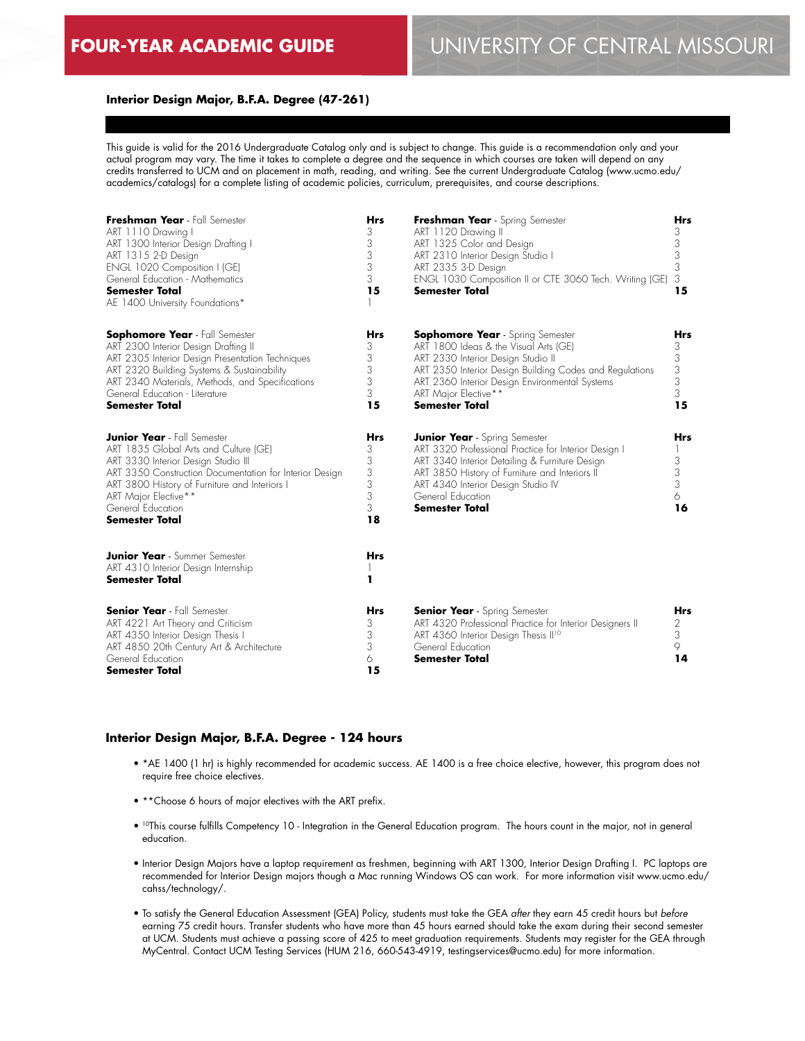# FOUR-YEAR ACADEMIC GUIDE

# UNIVERSITY OF CENTRAL MISSOURI

## Interior Design Major, B.F.A. Degree (47-261)

This guide is valid for the 2016 Undergraduate Catalog only and is subject to change. This guide is a recommendation only and your actual program may vary. The time it takes to complete a degree and the sequence in which courses are taken will depend on any credits transferred to UCM and on placement in math, reading, and writing. See the current Undergraduate Catalog (www.ucmo.edu/academics/catalogs) for a complete listing of academic policies, curriculum, prerequisites, and course descriptions.

| **Freshman Year** - Fall Semester | **Hrs** |
|---|---|
| ART 1110 Drawing I | 3 |
| ART 1300 Interior Design Drafting I | 3 |
| ART 1315 2-D Design | 3 |
| ENGL 1020 Composition I (GE) | 3 |
| General Education - Mathematics | 3 |
| **Semester Total** | **15** |
| AE 1400 University Foundations* | 1 |

| **Freshman Year** - Spring Semester | **Hrs** |
|---|---|
| ART 1120 Drawing II | 3 |
| ART 1325 Color and Design | 3 |
| ART 2310 Interior Design Studio I | 3 |
| ART 2335 3-D Design | 3 |
| ENGL 1030 Composition II or CTE 3060 Tech. Writing (GE) | 3 |
| **Semester Total** | **15** |

| **Sophomore Year** - Fall Semester | **Hrs** |
|---|---|
| ART 2300 Interior Design Drafting II | 3 |
| ART 2305 Interior Design Presentation Techniques | 3 |
| ART 2320 Building Systems & Sustainability | 3 |
| ART 2340 Materials, Methods, and Specifications | 3 |
| General Education - Literature | 3 |
| **Semester Total** | **15** |

| **Sophomore Year** - Spring Semester | **Hrs** |
|---|---|
| ART 1800 Ideas & the Visual Arts (GE) | 3 |
| ART 2330 Interior Design Studio II | 3 |
| ART 2350 Interior Design Building Codes and Regulations | 3 |
| ART 2360 Interior Design Environmental Systems | 3 |
| ART Major Elective** | 3 |
| **Semester Total** | **15** |

| **Junior Year** - Fall Semester | **Hrs** |
|---|---|
| ART 1835 Global Arts and Culture (GE) | 3 |
| ART 3330 Interior Design Studio III | 3 |
| ART 3350 Construction Documentation for Interior Design | 3 |
| ART 3800 History of Furniture and Interiors I | 3 |
| ART Major Elective** | 3 |
| General Education | 3 |
| **Semester Total** | **18** |

| **Junior Year** - Spring Semester | **Hrs** |
|---|---|
| ART 3320 Professional Practice for Interior Design I | 1 |
| ART 3340 Interior Detailing & Furniture Design | 3 |
| ART 3850 History of Furniture and Interiors II | 3 |
| ART 4340 Interior Design Studio IV | 3 |
| General Education | 6 |
| **Semester Total** | **16** |

| **Junior Year** - Summer Semester | **Hrs** |
|---|---|
| ART 4310 Interior Design Internship | 1 |
| **Semester Total** | **1** |

| **Senior Year** - Fall Semester | **Hrs** |
|---|---|
| ART 4221 Art Theory and Criticism | 3 |
| ART 4350 Interior Design Thesis I | 3 |
| ART 4850 20th Century Art & Architecture | 3 |
| General Education | 6 |
| **Semester Total** | **15** |

| **Senior Year** - Spring Semester | **Hrs** |
|---|---|
| ART 4320 Professional Practice for Interior Designers II | 2 |
| ART 4360 Interior Design Thesis II[10] | 3 |
| General Education | 9 |
| **Semester Total** | **14** |

## Interior Design Major, B.F.A. Degree - 124 hours

- *AE 1400 (1 hr) is highly recommended for academic success. AE 1400 is a free choice elective, however, this program does not require free choice electives.
- **Choose 6 hours of major electives with the ART prefix.
- [10]This course fulfills Competency 10 - Integration in the General Education program. The hours count in the major, not in general education.
- Interior Design Majors have a laptop requirement as freshmen, beginning with ART 1300, Interior Design Drafting I. PC laptops are recommended for Interior Design majors though a Mac running Windows OS can work. For more information visit www.ucmo.edu/cahss/technology/.
- To satisfy the General Education Assessment (GEA) Policy, students must take the GEA *after* they earn 45 credit hours but *before* earning 75 credit hours. Transfer students who have more than 45 hours earned should take the exam during their second semester at UCM. Students must achieve a passing score of 425 to meet graduation requirements. Students may register for the GEA through MyCentral. Contact UCM Testing Services (HUM 216, 660-543-4919, testingservices@ucmo.edu) for more information.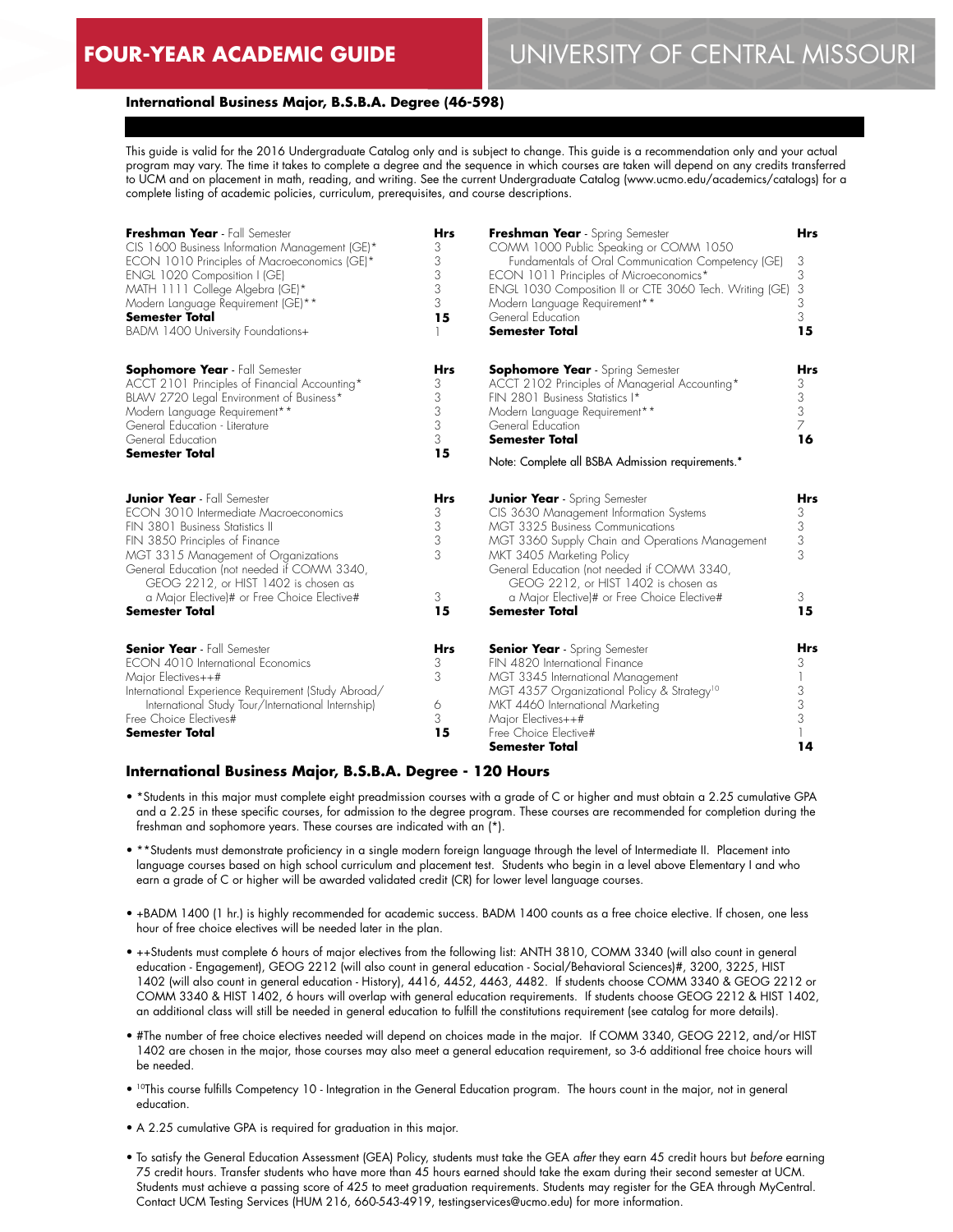# FOUR-YEAR ACADEMIC GUIDE

## UNIVERSITY OF CENTRAL MISSOURI

### International Business Major, B.S.B.A. Degree (46-598)

This guide is valid for the 2016 Undergraduate Catalog only and is subject to change. This guide is a recommendation only and your actual program may vary. The time it takes to complete a degree and the sequence in which courses are taken will depend on any credits transferred to UCM and on placement in math, reading, and writing. See the current Undergraduate Catalog (www.ucmo.edu/academics/catalogs) for a complete listing of academic policies, curriculum, prerequisites, and course descriptions.

| **Freshman Year** - Fall Semester | **Hrs** |
|---|---|
| CIS 1600 Business Information Management (GE)* | 3 |
| ECON 1010 Principles of Macroeconomics (GE)* | 3 |
| ENGL 1020 Composition I (GE) | 3 |
| MATH 1111 College Algebra (GE)* | 3 |
| Modern Language Requirement (GE)** | 3 |
| **Semester Total** | **15** |
| BADM 1400 University Foundations+ | 1 |

| **Freshman Year** - Spring Semester | **Hrs** |
|---|---|
| COMM 1000 Public Speaking or COMM 1050 Fundamentals of Oral Communication Competency (GE) | 3 |
| ECON 1011 Principles of Microeconomics* | 3 |
| ENGL 1030 Composition II or CTE 3060 Tech. Writing (GE) | 3 |
| Modern Language Requirement** | 3 |
| General Education | 3 |
| **Semester Total** | **15** |

| **Sophomore Year** - Fall Semester | **Hrs** |
|---|---|
| ACCT 2101 Principles of Financial Accounting* | 3 |
| BLAW 2720 Legal Environment of Business* | 3 |
| Modern Language Requirement** | 3 |
| General Education - Literature | 3 |
| General Education | 3 |
| **Semester Total** | **15** |

| **Sophomore Year** - Spring Semester | **Hrs** |
|---|---|
| ACCT 2102 Principles of Managerial Accounting* | 3 |
| FIN 2801 Business Statistics I* | 3 |
| Modern Language Requirement** | 3 |
| General Education | 7 |
| **Semester Total** | **16** |

Note: Complete all BSBA Admission requirements.*

| **Junior Year** - Fall Semester | **Hrs** |
|---|---|
| ECON 3010 Intermediate Macroeconomics | 3 |
| FIN 3801 Business Statistics II | 3 |
| FIN 3850 Principles of Finance | 3 |
| MGT 3315 Management of Organizations | 3 |
| General Education (not needed if COMM 3340, GEOG 2212, or HIST 1402 is chosen as a Major Elective)# or Free Choice Elective# | 3 |
| **Semester Total** | **15** |

| **Junior Year** - Spring Semester | **Hrs** |
|---|---|
| CIS 3630 Management Information Systems | 3 |
| MGT 3325 Business Communications | 3 |
| MGT 3360 Supply Chain and Operations Management | 3 |
| MKT 3405 Marketing Policy | 3 |
| General Education (not needed if COMM 3340, GEOG 2212, or HIST 1402 is chosen as a Major Elective)# or Free Choice Elective# | 3 |
| **Semester Total** | **15** |

| **Senior Year** - Fall Semester | **Hrs** |
|---|---|
| ECON 4010 International Economics | 3 |
| Major Electives++# | 3 |
| International Experience Requirement (Study Abroad/ International Study Tour/International Internship) | 6 |
| Free Choice Electives# | 3 |
| **Semester Total** | **15** |

| **Senior Year** - Spring Semester | **Hrs** |
|---|---|
| FIN 4820 International Finance | 3 |
| MGT 3345 International Management | 1 |
| MGT 4357 Organizational Policy & Strategy[10] | 3 |
| MKT 4460 International Marketing | 3 |
| Major Electives++# | 3 |
| Free Choice Elective# | 1 |
| **Semester Total** | **14** |

### International Business Major, B.S.B.A. Degree - 120 Hours

- *Students in this major must complete eight preadmission courses with a grade of C or higher and must obtain a 2.25 cumulative GPA and a 2.25 in these specific courses, for admission to the degree program. These courses are recommended for completion during the freshman and sophomore years. These courses are indicated with an (*).
- **Students must demonstrate proficiency in a single modern foreign language through the level of Intermediate II. Placement into language courses based on high school curriculum and placement test. Students who begin in a level above Elementary I and who earn a grade of C or higher will be awarded validated credit (CR) for lower level language courses.
- +BADM 1400 (1 hr.) is highly recommended for academic success. BADM 1400 counts as a free choice elective. If chosen, one less hour of free choice electives will be needed later in the plan.
- ++Students must complete 6 hours of major electives from the following list: ANTH 3810, COMM 3340 (will also count in general education - Engagement), GEOG 2212 (will also count in general education - Social/Behavioral Sciences)#, 3200, 3225, HIST 1402 (will also count in general education - History), 4416, 4452, 4463, 4482. If students choose COMM 3340 & GEOG 2212 or COMM 3340 & HIST 1402, 6 hours will overlap with general education requirements. If students choose GEOG 2212 & HIST 1402, an additional class will still be needed in general education to fulfill the constitutions requirement (see catalog for more details).
- #The number of free choice electives needed will depend on choices made in the major. If COMM 3340, GEOG 2212, and/or HIST 1402 are chosen in the major, those courses may also meet a general education requirement, so 3-6 additional free choice hours will be needed.
- [10]This course fulfills Competency 10 - Integration in the General Education program. The hours count in the major, not in general education.
- A 2.25 cumulative GPA is required for graduation in this major.
- To satisfy the General Education Assessment (GEA) Policy, students must take the GEA *after* they earn 45 credit hours but *before* earning 75 credit hours. Transfer students who have more than 45 hours earned should take the exam during their second semester at UCM. Students must achieve a passing score of 425 to meet graduation requirements. Students may register for the GEA through MyCentral. Contact UCM Testing Services (HUM 216, 660-543-4919, testingservices@ucmo.edu) for more information.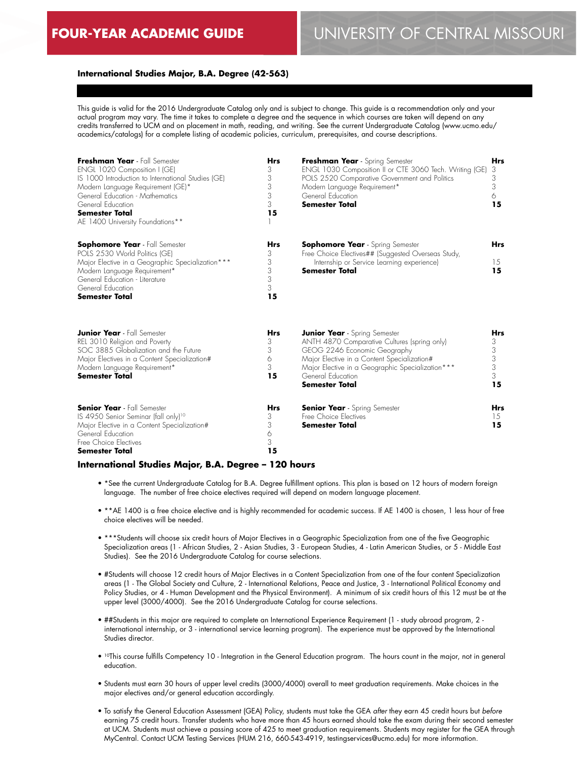# FOUR-YEAR ACADEMIC GUIDE — UNIVERSITY OF CENTRAL MISSOURI

## International Studies Major, B.A. Degree (42-563)

This guide is valid for the 2016 Undergraduate Catalog only and is subject to change. This guide is a recommendation only and your actual program may vary. The time it takes to complete a degree and the sequence in which courses are taken will depend on any credits transferred to UCM and on placement in math, reading, and writing. See the current Undergraduate Catalog (www.ucmo.edu/academics/catalogs) for a complete listing of academic policies, curriculum, prerequisites, and course descriptions.

| **Freshman Year** - Fall Semester | Hrs |
|---|---|
| ENGL 1020 Composition I (GE) | 3 |
| IS 1000 Introduction to International Studies (GE) | 3 |
| Modern Language Requirement (GE)* | 3 |
| General Education - Mathematics | 3 |
| General Education | 3 |
| **Semester Total** | **15** |
| AE 1400 University Foundations** | 1 |

| **Freshman Year** - Spring Semester | Hrs |
|---|---|
| ENGL 1030 Composition II or CTE 3060 Tech. Writing (GE) | 3 |
| POLS 2520 Comparative Government and Politics | 3 |
| Modern Language Requirement* | 3 |
| General Education | 6 |
| **Semester Total** | **15** |

| **Sophomore Year** - Fall Semester | Hrs |
|---|---|
| POLS 2530 World Politics (GE) | 3 |
| Major Elective in a Geographic Specialization*** | 3 |
| Modern Language Requirement* | 3 |
| General Education - Literature | 3 |
| General Education | 3 |
| **Semester Total** | **15** |

| **Sophomore Year** - Spring Semester | Hrs |
|---|---|
| Free Choice Electives## (Suggested Overseas Study, Internship or Service Learning experience) | 15 |
| **Semester Total** | **15** |

| **Junior Year** - Fall Semester | Hrs |
|---|---|
| REL 3010 Religion and Poverty | 3 |
| SOC 3885 Globalization and the Future | 3 |
| Major Electives in a Content Specialization# | 6 |
| Modern Language Requirement* | 3 |
| **Semester Total** | **15** |

| **Junior Year** - Spring Semester | Hrs |
|---|---|
| ANTH 4870 Comparative Cultures (spring only) | 3 |
| GEOG 2246 Economic Geography | 3 |
| Major Elective in a Content Specialization# | 3 |
| Major Elective in a Geographic Specialization*** | 3 |
| General Education | 3 |
| **Semester Total** | **15** |

| **Senior Year** - Fall Semester | Hrs |
|---|---|
| IS 4950 Senior Seminar (fall only)[10] | 3 |
| Major Elective in a Content Specialization# | 3 |
| General Education | 6 |
| Free Choice Electives | 3 |
| **Semester Total** | **15** |

| **Senior Year** - Spring Semester | Hrs |
|---|---|
| Free Choice Electives | 15 |
| **Semester Total** | **15** |

### International Studies Major, B.A. Degree – 120 hours

- *See the current Undergraduate Catalog for B.A. Degree fulfillment options. This plan is based on 12 hours of modern foreign language. The number of free choice electives required will depend on modern language placement.
- **AE 1400 is a free choice elective and is highly recommended for academic success. If AE 1400 is chosen, 1 less hour of free choice electives will be needed.
- ***Students will choose six credit hours of Major Electives in a Geographic Specialization from one of the five Geographic Specialization areas (1 - African Studies, 2 - Asian Studies, 3 - European Studies, 4 - Latin American Studies, or 5 - Middle East Studies). See the 2016 Undergraduate Catalog for course selections.
- #Students will choose 12 credit hours of Major Electives in a Content Specialization from one of the four content Specialization areas (1 - The Global Society and Culture, 2 - International Relations, Peace and Justice, 3 - International Political Economy and Policy Studies, or 4 - Human Development and the Physical Environment). A minimum of six credit hours of this 12 must be at the upper level (3000/4000). See the 2016 Undergraduate Catalog for course selections.
- ##Students in this major are required to complete an International Experience Requirement (1 - study abroad program, 2 - international internship, or 3 - international service learning program). The experience must be approved by the International Studies director.
- [10]This course fulfills Competency 10 - Integration in the General Education program. The hours count in the major, not in general education.
- Students must earn 30 hours of upper level credits (3000/4000) overall to meet graduation requirements. Make choices in the major electives and/or general education accordingly.
- To satisfy the General Education Assessment (GEA) Policy, students must take the GEA *after* they earn 45 credit hours but *before* earning 75 credit hours. Transfer students who have more than 45 hours earned should take the exam during their second semester at UCM. Students must achieve a passing score of 425 to meet graduation requirements. Students may register for the GEA through MyCentral. Contact UCM Testing Services (HUM 216, 660-543-4919, testingservices@ucmo.edu) for more information.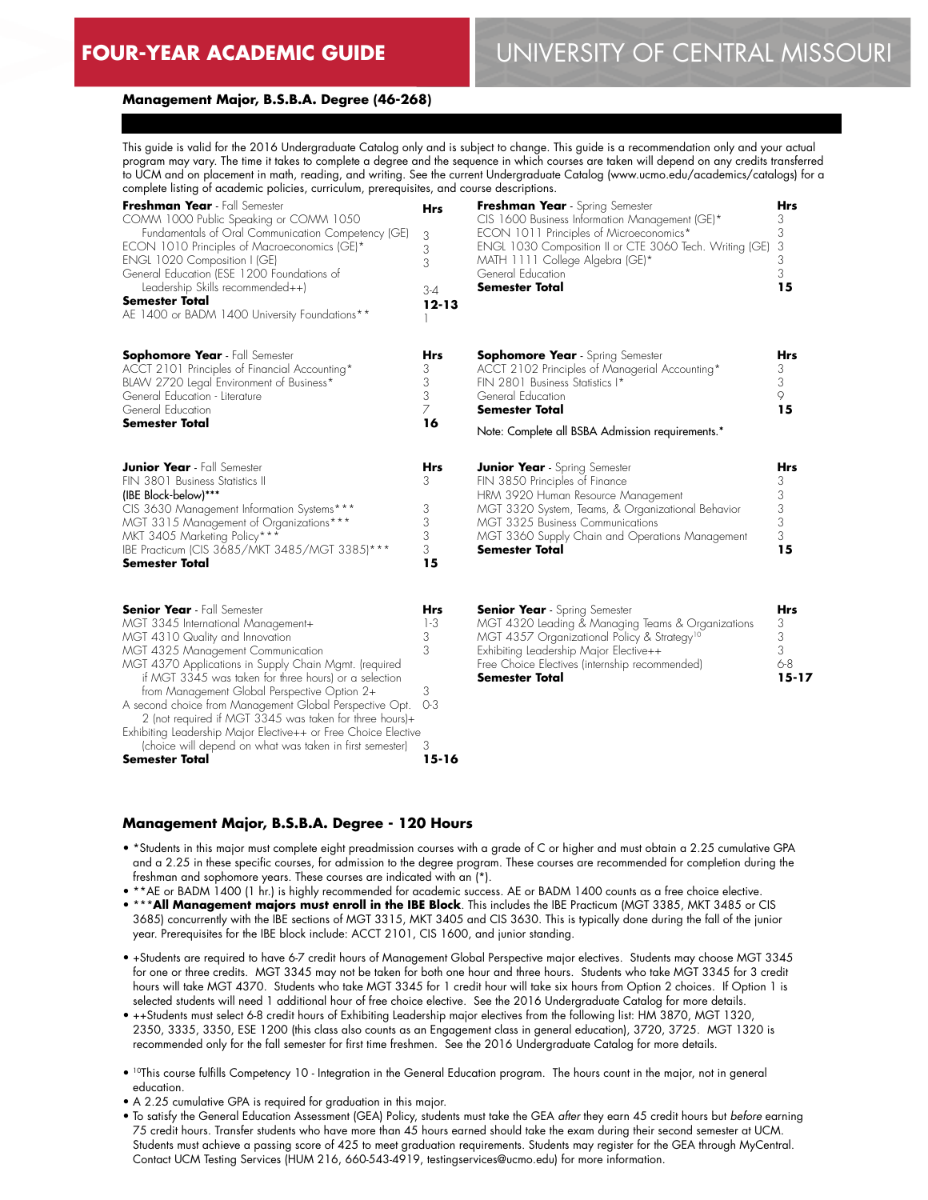# FOUR-YEAR ACADEMIC GUIDE

# UNIVERSITY OF CENTRAL MISSOURI

**Management Major, B.S.B.A. Degree (46-268)**

This guide is valid for the 2016 Undergraduate Catalog only and is subject to change. This guide is a recommendation only and your actual program may vary. The time it takes to complete a degree and the sequence in which courses are taken will depend on any credits transferred to UCM and on placement in math, reading, and writing. See the current Undergraduate Catalog (www.ucmo.edu/academics/catalogs) for a complete listing of academic policies, curriculum, prerequisites, and course descriptions.

| **Freshman Year** - Fall Semester | **Hrs** |
|---|---|
| COMM 1000 Public Speaking or COMM 1050 Fundamentals of Oral Communication Competency (GE) | 3 |
| ECON 1010 Principles of Macroeconomics (GE)* | 3 |
| ENGL 1020 Composition I (GE) | 3 |
| General Education (ESE 1200 Foundations of Leadership Skills recommended++) | 3-4 |
| **Semester Total** | **12-13** |
| AE 1400 or BADM 1400 University Foundations** | 1 |

| **Freshman Year** - Spring Semester | **Hrs** |
|---|---|
| CIS 1600 Business Information Management (GE)* | 3 |
| ECON 1011 Principles of Microeconomics* | 3 |
| ENGL 1030 Composition II or CTE 3060 Tech. Writing (GE) | 3 |
| MATH 1111 College Algebra (GE)* | 3 |
| General Education | 3 |
| **Semester Total** | **15** |

| **Sophomore Year** - Fall Semester | **Hrs** |
|---|---|
| ACCT 2101 Principles of Financial Accounting* | 3 |
| BLAW 2720 Legal Environment of Business* | 3 |
| General Education - Literature | 3 |
| General Education | 7 |
| **Semester Total** | **16** |

| **Sophomore Year** - Spring Semester | **Hrs** |
|---|---|
| ACCT 2102 Principles of Managerial Accounting* | 3 |
| FIN 2801 Business Statistics I* | 3 |
| General Education | 9 |
| **Semester Total** | **15** |

Note: Complete all BSBA Admission requirements.*

| **Junior Year** - Fall Semester | **Hrs** |
|---|---|
| FIN 3801 Business Statistics II | 3 |
| **(IBE Block-below)*** ** | |
| CIS 3630 Management Information Systems*** | 3 |
| MGT 3315 Management of Organizations*** | 3 |
| MKT 3405 Marketing Policy*** | 3 |
| IBE Practicum (CIS 3685/MKT 3485/MGT 3385)*** | 3 |
| **Semester Total** | **15** |

| **Junior Year** - Spring Semester | **Hrs** |
|---|---|
| FIN 3850 Principles of Finance | 3 |
| HRM 3920 Human Resource Management | 3 |
| MGT 3320 System, Teams, & Organizational Behavior | 3 |
| MGT 3325 Business Communications | 3 |
| MGT 3360 Supply Chain and Operations Management | 3 |
| **Semester Total** | **15** |

| **Senior Year** - Fall Semester | **Hrs** |
|---|---|
| MGT 3345 International Management+ | 1-3 |
| MGT 4310 Quality and Innovation | 3 |
| MGT 4325 Management Communication | 3 |
| MGT 4370 Applications in Supply Chain Mgmt. (required if MGT 3345 was taken for three hours) or a selection from Management Global Perspective Option 2+ | 3 |
| A second choice from Management Global Perspective Opt. 2 (not required if MGT 3345 was taken for three hours)+ | 0-3 |
| Exhibiting Leadership Major Elective++ or Free Choice Elective (choice will depend on what was taken in first semester) | 3 |
| **Semester Total** | **15-16** |

| **Senior Year** - Spring Semester | **Hrs** |
|---|---|
| MGT 4320 Leading & Managing Teams & Organizations | 3 |
| MGT 4357 Organizational Policy & Strategy[10] | 3 |
| Exhibiting Leadership Major Elective++ | 3 |
| Free Choice Electives (internship recommended) | 6-8 |
| **Semester Total** | **15-17** |

## Management Major, B.S.B.A. Degree - 120 Hours

- *Students in this major must complete eight preadmission courses with a grade of C or higher and must obtain a 2.25 cumulative GPA and a 2.25 in these specific courses, for admission to the degree program. These courses are recommended for completion during the freshman and sophomore years. These courses are indicated with an (*).
- **AE or BADM 1400 (1 hr.) is highly recommended for academic success. AE or BADM 1400 counts as a free choice elective.
- ***All Management majors must enroll in the IBE Block**. This includes the IBE Practicum (MGT 3385, MKT 3485 or CIS 3685) concurrently with the IBE sections of MGT 3315, MKT 3405 and CIS 3630. This is typically done during the fall of the junior year. Prerequisites for the IBE block include: ACCT 2101, CIS 1600, and junior standing.
- +Students are required to have 6-7 credit hours of Management Global Perspective major electives. Students may choose MGT 3345 for one or three credits. MGT 3345 may not be taken for both one hour and three hours. Students who take MGT 3345 for 3 credit hours will take MGT 4370. Students who take MGT 3345 for 1 credit hour will take six hours from Option 2 choices. If Option 1 is selected students will need 1 additional hour of free choice elective. See the 2016 Undergraduate Catalog for more details.
- ++Students must select 6-8 credit hours of Exhibiting Leadership major electives from the following list: HM 3870, MGT 1320, 2350, 3335, 3350, ESE 1200 (this class also counts as an Engagement class in general education), 3720, 3725. MGT 1320 is recommended only for the fall semester for first time freshmen. See the 2016 Undergraduate Catalog for more details.
- [10]This course fulfills Competency 10 - Integration in the General Education program. The hours count in the major, not in general education.
- A 2.25 cumulative GPA is required for graduation in this major.
- To satisfy the General Education Assessment (GEA) Policy, students must take the GEA *after* they earn 45 credit hours but *before* earning 75 credit hours. Transfer students who have more than 45 hours earned should take the exam during their second semester at UCM. Students must achieve a passing score of 425 to meet graduation requirements. Students may register for the GEA through MyCentral. Contact UCM Testing Services (HUM 216, 660-543-4919, testingservices@ucmo.edu) for more information.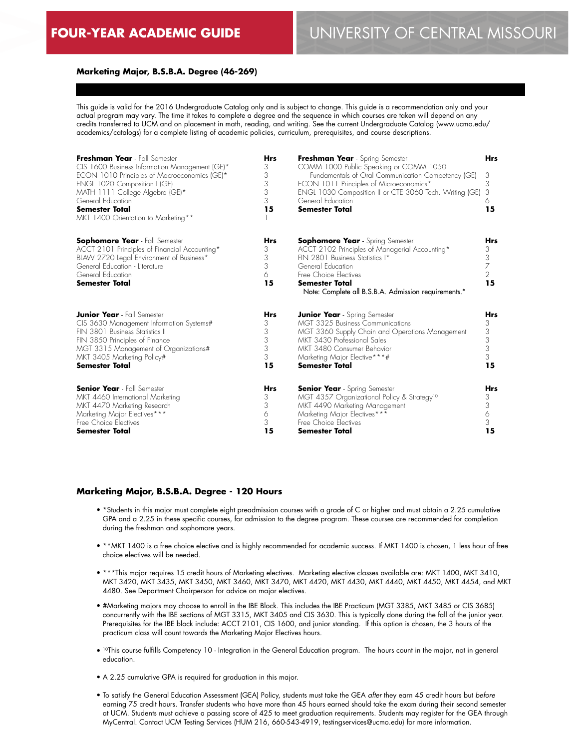# FOUR-YEAR ACADEMIC GUIDE — UNIVERSITY OF CENTRAL MISSOURI

## Marketing Major, B.S.B.A. Degree (46-269)

This guide is valid for the 2016 Undergraduate Catalog only and is subject to change. This guide is a recommendation only and your actual program may vary. The time it takes to complete a degree and the sequence in which courses are taken will depend on any credits transferred to UCM and on placement in math, reading, and writing. See the current Undergraduate Catalog (www.ucmo.edu/academics/catalogs) for a complete listing of academic policies, curriculum, prerequisites, and course descriptions.

| **Freshman Year** - Fall Semester | Hrs |
|---|---|
| CIS 1600 Business Information Management (GE)* | 3 |
| ECON 1010 Principles of Macroeconomics (GE)* | 3 |
| ENGL 1020 Composition I (GE) | 3 |
| MATH 1111 College Algebra (GE)* | 3 |
| General Education | 3 |
| **Semester Total** | **15** |
| MKT 1400 Orientation to Marketing** | 1 |

| **Freshman Year** - Spring Semester | Hrs |
|---|---|
| COMM 1000 Public Speaking or COMM 1050 Fundamentals of Oral Communication Competency (GE) | 3 |
| ECON 1011 Principles of Microeconomics* | 3 |
| ENGL 1030 Composition II or CTE 3060 Tech. Writing (GE) | 3 |
| General Education | 6 |
| **Semester Total** | **15** |

| **Sophomore Year** - Fall Semester | Hrs |
|---|---|
| ACCT 2101 Principles of Financial Accounting* | 3 |
| BLAW 2720 Legal Environment of Business* | 3 |
| General Education - Literature | 3 |
| General Education | 6 |
| **Semester Total** | **15** |

| **Sophomore Year** - Spring Semester | Hrs |
|---|---|
| ACCT 2102 Principles of Managerial Accounting* | 3 |
| FIN 2801 Business Statistics I* | 3 |
| General Education | 7 |
| Free Choice Electives | 2 |
| **Semester Total** | **15** |

Note: Complete all B.S.B.A. Admission requirements.*

| **Junior Year** - Fall Semester | Hrs |
|---|---|
| CIS 3630 Management Information Systems# | 3 |
| FIN 3801 Business Statistics II | 3 |
| FIN 3850 Principles of Finance | 3 |
| MGT 3315 Management of Organizations# | 3 |
| MKT 3405 Marketing Policy# | 3 |
| **Semester Total** | **15** |

| **Junior Year** - Spring Semester | Hrs |
|---|---|
| MGT 3325 Business Communications | 3 |
| MGT 3360 Supply Chain and Operations Management | 3 |
| MKT 3430 Professional Sales | 3 |
| MKT 3480 Consumer Behavior | 3 |
| Marketing Major Elective***# | 3 |
| **Semester Total** | **15** |

| **Senior Year** - Fall Semester | Hrs |
|---|---|
| MKT 4460 International Marketing | 3 |
| MKT 4470 Marketing Research | 3 |
| Marketing Major Electives*** | 6 |
| Free Choice Electives | 3 |
| **Semester Total** | **15** |

| **Senior Year** - Spring Semester | Hrs |
|---|---|
| MGT 4357 Organizational Policy & Strategy[10] | 3 |
| MKT 4490 Marketing Management | 3 |
| Marketing Major Electives*** | 6 |
| Free Choice Electives | 3 |
| **Semester Total** | **15** |

## Marketing Major, B.S.B.A. Degree - 120 Hours

- *Students in this major must complete eight preadmission courses with a grade of C or higher and must obtain a 2.25 cumulative GPA and a 2.25 in these specific courses, for admission to the degree program. These courses are recommended for completion during the freshman and sophomore years.
- **MKT 1400 is a free choice elective and is highly recommended for academic success. If MKT 1400 is chosen, 1 less hour of free choice electives will be needed.
- ***This major requires 15 credit hours of Marketing electives. Marketing elective classes available are: MKT 1400, MKT 3410, MKT 3420, MKT 3435, MKT 3450, MKT 3460, MKT 3470, MKT 4420, MKT 4430, MKT 4440, MKT 4450, MKT 4454, and MKT 4480. See Department Chairperson for advice on major electives.
- #Marketing majors may choose to enroll in the IBE Block. This includes the IBE Practicum (MGT 3385, MKT 3485 or CIS 3685) concurrently with the IBE sections of MGT 3315, MKT 3405 and CIS 3630. This is typically done during the fall of the junior year. Prerequisites for the IBE block include: ACCT 2101, CIS 1600, and junior standing. If this option is chosen, the 3 hours of the practicum class will count towards the Marketing Major Electives hours.
- [10]This course fulfills Competency 10 - Integration in the General Education program. The hours count in the major, not in general education.
- A 2.25 cumulative GPA is required for graduation in this major.
- To satisfy the General Education Assessment (GEA) Policy, students must take the GEA *after* they earn 45 credit hours but *before* earning 75 credit hours. Transfer students who have more than 45 hours earned should take the exam during their second semester at UCM. Students must achieve a passing score of 425 to meet graduation requirements. Students may register for the GEA through MyCentral. Contact UCM Testing Services (HUM 216, 660-543-4919, testingservices@ucmo.edu) for more information.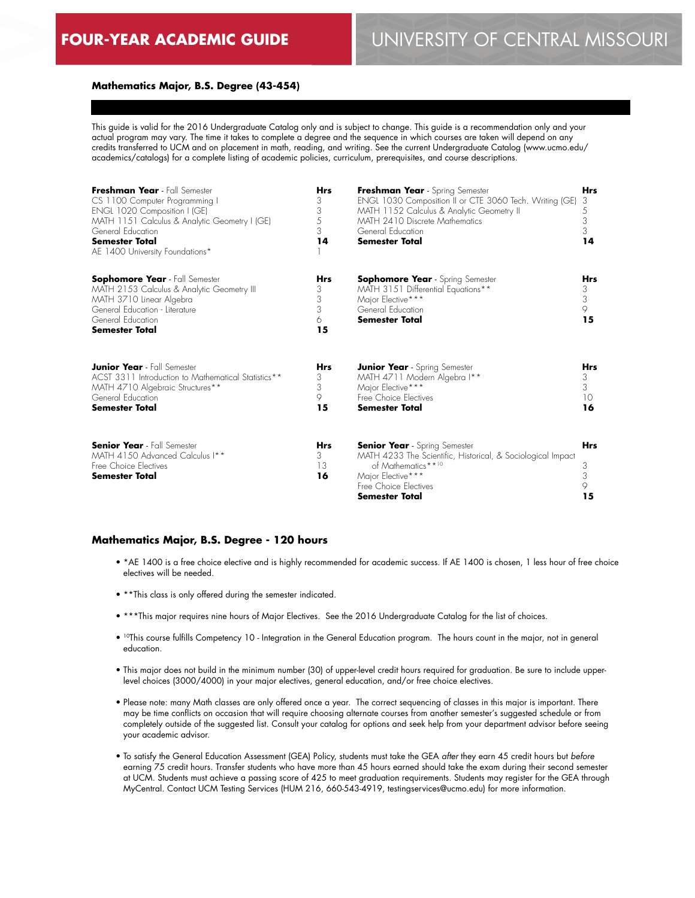# FOUR-YEAR ACADEMIC GUIDE — UNIVERSITY OF CENTRAL MISSOURI

## Mathematics Major, B.S. Degree (43-454)

This guide is valid for the 2016 Undergraduate Catalog only and is subject to change. This guide is a recommendation only and your actual program may vary. The time it takes to complete a degree and the sequence in which courses are taken will depend on any credits transferred to UCM and on placement in math, reading, and writing. See the current Undergraduate Catalog (www.ucmo.edu/academics/catalogs) for a complete listing of academic policies, curriculum, prerequisites, and course descriptions.

| **Freshman Year** - Fall Semester | **Hrs** |
|---|---|
| CS 1100 Computer Programming I | 3 |
| ENGL 1020 Composition I (GE) | 3 |
| MATH 1151 Calculus & Analytic Geometry I (GE) | 5 |
| General Education | 3 |
| **Semester Total** | **14** |
| AE 1400 University Foundations* | 1 |

| **Freshman Year** - Spring Semester | **Hrs** |
|---|---|
| ENGL 1030 Composition II or CTE 3060 Tech. Writing (GE) | 3 |
| MATH 1152 Calculus & Analytic Geometry II | 5 |
| MATH 2410 Discrete Mathematics | 3 |
| General Education | 3 |
| **Semester Total** | **14** |

| **Sophomore Year** - Fall Semester | **Hrs** |
|---|---|
| MATH 2153 Calculus & Analytic Geometry III | 3 |
| MATH 3710 Linear Algebra | 3 |
| General Education - Literature | 3 |
| General Education | 6 |
| **Semester Total** | **15** |

| **Sophomore Year** - Spring Semester | **Hrs** |
|---|---|
| MATH 3151 Differential Equations** | 3 |
| Major Elective*** | 3 |
| General Education | 9 |
| **Semester Total** | **15** |

| **Junior Year** - Fall Semester | **Hrs** |
|---|---|
| ACST 3311 Introduction to Mathematical Statistics** | 3 |
| MATH 4710 Algebraic Structures** | 3 |
| General Education | 9 |
| **Semester Total** | **15** |

| **Junior Year** - Spring Semester | **Hrs** |
|---|---|
| MATH 4711 Modern Algebra I** | 3 |
| Major Elective*** | 3 |
| Free Choice Electives | 10 |
| **Semester Total** | **16** |

| **Senior Year** - Fall Semester | **Hrs** |
|---|---|
| MATH 4150 Advanced Calculus I** | 3 |
| Free Choice Electives | 13 |
| **Semester Total** | **16** |

| **Senior Year** - Spring Semester | **Hrs** |
|---|---|
| MATH 4233 The Scientific, Historical, & Sociological Impact of Mathematics**[10] | 3 |
| Major Elective*** | 3 |
| Free Choice Electives | 9 |
| **Semester Total** | **15** |

### Mathematics Major, B.S. Degree - 120 hours

- *AE 1400 is a free choice elective and is highly recommended for academic success. If AE 1400 is chosen, 1 less hour of free choice electives will be needed.
- **This class is only offered during the semester indicated.
- ***This major requires nine hours of Major Electives. See the 2016 Undergraduate Catalog for the list of choices.
- [10]This course fulfills Competency 10 - Integration in the General Education program. The hours count in the major, not in general education.
- This major does not build in the minimum number (30) of upper-level credit hours required for graduation. Be sure to include upper-level choices (3000/4000) in your major electives, general education, and/or free choice electives.
- Please note: many Math classes are only offered once a year. The correct sequencing of classes in this major is important. There may be time conflicts on occasion that will require choosing alternate courses from another semester's suggested schedule or from completely outside of the suggested list. Consult your catalog for options and seek help from your department advisor before seeing your academic advisor.
- To satisfy the General Education Assessment (GEA) Policy, students must take the GEA *after* they earn 45 credit hours but *before* earning 75 credit hours. Transfer students who have more than 45 hours earned should take the exam during their second semester at UCM. Students must achieve a passing score of 425 to meet graduation requirements. Students may register for the GEA through MyCentral. Contact UCM Testing Services (HUM 216, 660-543-4919, testingservices@ucmo.edu) for more information.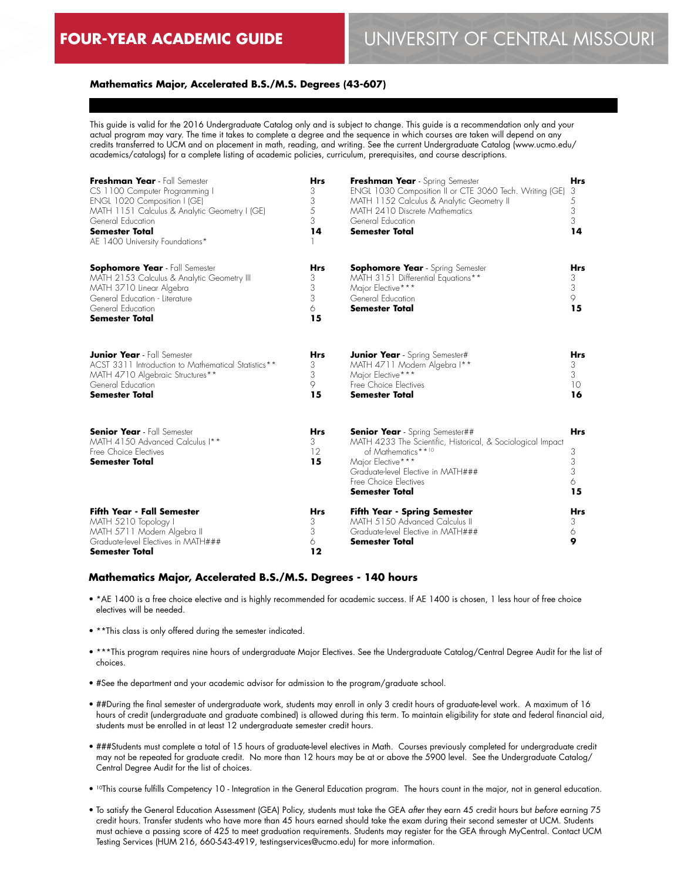# FOUR-YEAR ACADEMIC GUIDE

# UNIVERSITY OF CENTRAL MISSOURI

## Mathematics Major, Accelerated B.S./M.S. Degrees (43-607)

This guide is valid for the 2016 Undergraduate Catalog only and is subject to change. This guide is a recommendation only and your actual program may vary. The time it takes to complete a degree and the sequence in which courses are taken will depend on any credits transferred to UCM and on placement in math, reading, and writing. See the current Undergraduate Catalog (www.ucmo.edu/academics/catalogs) for a complete listing of academic policies, curriculum, prerequisites, and course descriptions.

| **Freshman Year** - Fall Semester | **Hrs** | **Freshman Year** - Spring Semester | **Hrs** |
|---|---|---|---|
| CS 1100 Computer Programming I | 3 | ENGL 1030 Composition II or CTE 3060 Tech. Writing (GE) | 3 |
| ENGL 1020 Composition I (GE) | 3 | MATH 1152 Calculus & Analytic Geometry II | 5 |
| MATH 1151 Calculus & Analytic Geometry I (GE) | 5 | MATH 2410 Discrete Mathematics | 3 |
| General Education | 3 | General Education | 3 |
| **Semester Total** | **14** | **Semester Total** | **14** |
| AE 1400 University Foundations* | 1 | | |

| **Sophomore Year** - Fall Semester | **Hrs** | **Sophomore Year** - Spring Semester | **Hrs** |
|---|---|---|---|
| MATH 2153 Calculus & Analytic Geometry III | 3 | MATH 3151 Differential Equations** | 3 |
| MATH 3710 Linear Algebra | 3 | Major Elective*** | 3 |
| General Education - Literature | 3 | General Education | 9 |
| General Education | 6 | **Semester Total** | **15** |
| **Semester Total** | **15** | | |

| **Junior Year** - Fall Semester | **Hrs** | **Junior Year** - Spring Semester# | **Hrs** |
|---|---|---|---|
| ACST 3311 Introduction to Mathematical Statistics** | 3 | MATH 4711 Modern Algebra I** | 3 |
| MATH 4710 Algebraic Structures** | 3 | Major Elective*** | 3 |
| General Education | 9 | Free Choice Electives | 10 |
| **Semester Total** | **15** | **Semester Total** | **16** |

| **Senior Year** - Fall Semester | **Hrs** | **Senior Year** - Spring Semester## | **Hrs** |
|---|---|---|---|
| MATH 4150 Advanced Calculus I** | 3 | MATH 4233 The Scientific, Historical, & Sociological Impact of Mathematics**[10] | 3 |
| Free Choice Electives | 12 | Major Elective*** | 3 |
| **Semester Total** | **15** | Graduate-level Elective in MATH### | 3 |
| | | Free Choice Electives | 6 |
| | | **Semester Total** | **15** |

| **Fifth Year - Fall Semester** | **Hrs** | **Fifth Year - Spring Semester** | **Hrs** |
|---|---|---|---|
| MATH 5210 Topology I | 3 | MATH 5150 Advanced Calculus II | 3 |
| MATH 5711 Modern Algebra II | 3 | Graduate-level Elective in MATH### | 6 |
| Graduate-level Electives in MATH### | 6 | **Semester Total** | **9** |
| **Semester Total** | **12** | | |

## Mathematics Major, Accelerated B.S./M.S. Degrees - 140 hours

- *AE 1400 is a free choice elective and is highly recommended for academic success. If AE 1400 is chosen, 1 less hour of free choice electives will be needed.
- **This class is only offered during the semester indicated.
- ***This program requires nine hours of undergraduate Major Electives. See the Undergraduate Catalog/Central Degree Audit for the list of choices.
- #See the department and your academic advisor for admission to the program/graduate school.
- ##During the final semester of undergraduate work, students may enroll in only 3 credit hours of graduate-level work. A maximum of 16 hours of credit (undergraduate and graduate combined) is allowed during this term. To maintain eligibility for state and federal financial aid, students must be enrolled in at least 12 undergraduate semester credit hours.
- ###Students must complete a total of 15 hours of graduate-level electives in Math. Courses previously completed for undergraduate credit may not be repeated for graduate credit. No more than 12 hours may be at or above the 5900 level. See the Undergraduate Catalog/Central Degree Audit for the list of choices.
- [10]This course fulfills Competency 10 - Integration in the General Education program. The hours count in the major, not in general education.
- To satisfy the General Education Assessment (GEA) Policy, students must take the GEA *after* they earn 45 credit hours but *before* earning 75 credit hours. Transfer students who have more than 45 hours earned should take the exam during their second semester at UCM. Students must achieve a passing score of 425 to meet graduation requirements. Students may register for the GEA through MyCentral. Contact UCM Testing Services (HUM 216, 660-543-4919, testingservices@ucmo.edu) for more information.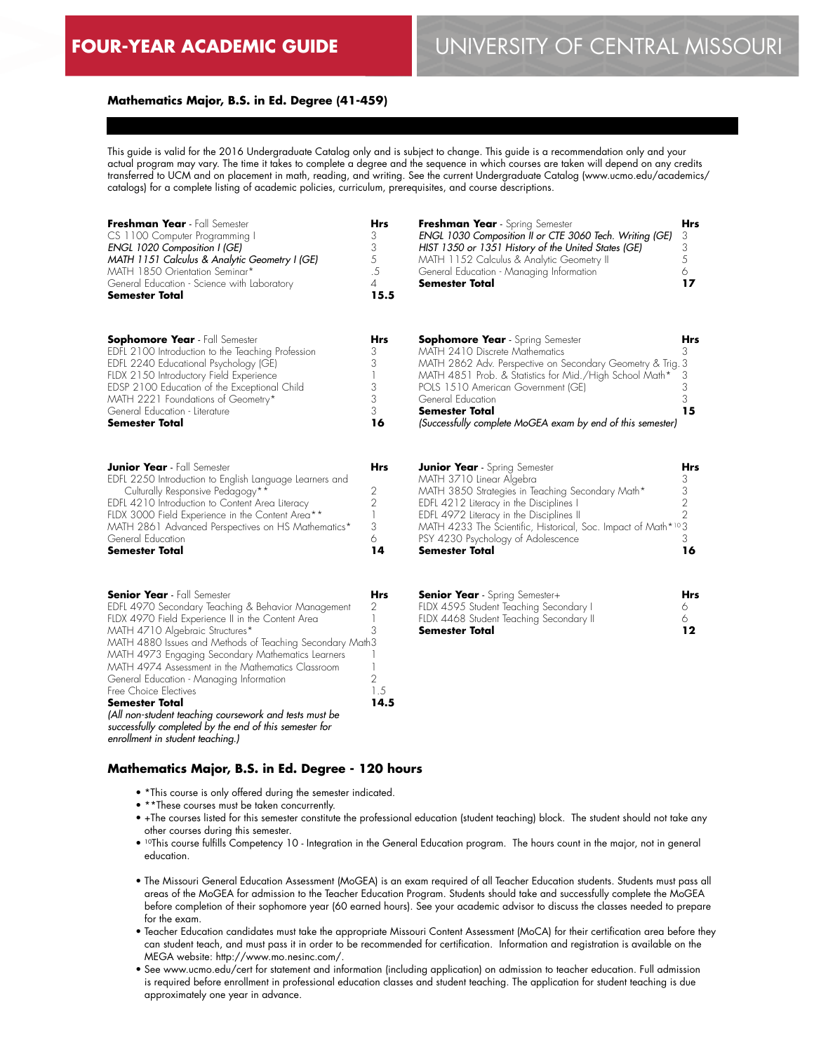# FOUR-YEAR ACADEMIC GUIDE — UNIVERSITY OF CENTRAL MISSOURI

## Mathematics Major, B.S. in Ed. Degree (41-459)

This guide is valid for the 2016 Undergraduate Catalog only and is subject to change. This guide is a recommendation only and your actual program may vary. The time it takes to complete a degree and the sequence in which courses are taken will depend on any credits transferred to UCM and on placement in math, reading, and writing. See the current Undergraduate Catalog (www.ucmo.edu/academics/catalogs) for a complete listing of academic policies, curriculum, prerequisites, and course descriptions.

| **Freshman Year** - Fall Semester | **Hrs** |
|---|---|
| CS 1100 Computer Programming I | 3 |
| *ENGL 1020 Composition I (GE)* | 3 |
| *MATH 1151 Calculus & Analytic Geometry I (GE)* | 5 |
| MATH 1850 Orientation Seminar* | .5 |
| General Education - Science with Laboratory | 4 |
| **Semester Total** | **15.5** |

| **Freshman Year** - Spring Semester | **Hrs** |
|---|---|
| *ENGL 1030 Composition II or CTE 3060 Tech. Writing (GE)* | 3 |
| *HIST 1350 or 1351 History of the United States (GE)* | 3 |
| MATH 1152 Calculus & Analytic Geometry II | 5 |
| General Education - Managing Information | 6 |
| **Semester Total** | **17** |

| **Sophomore Year** - Fall Semester | **Hrs** |
|---|---|
| EDFL 2100 Introduction to the Teaching Profession | 3 |
| EDFL 2240 Educational Psychology (GE) | 3 |
| FLDX 2150 Introductory Field Experience | 1 |
| EDSP 2100 Education of the Exceptional Child | 3 |
| MATH 2221 Foundations of Geometry* | 3 |
| General Education - Literature | 3 |
| **Semester Total** | **16** |

| **Sophomore Year** - Spring Semester | **Hrs** |
|---|---|
| MATH 2410 Discrete Mathematics | 3 |
| MATH 2862 Adv. Perspective on Secondary Geometry & Trig. | 3 |
| MATH 4851 Prob. & Statistics for Mid./High School Math* | 3 |
| POLS 1510 American Government (GE) | 3 |
| General Education | 3 |
| **Semester Total** | **15** |

*(Successfully complete MoGEA exam by end of this semester)*

| **Junior Year** - Fall Semester | **Hrs** |
|---|---|
| EDFL 2250 Introduction to English Language Learners and Culturally Responsive Pedagogy** | 2 |
| EDFL 4210 Introduction to Content Area Literacy | 2 |
| FLDX 3000 Field Experience in the Content Area** | 1 |
| MATH 2861 Advanced Perspectives on HS Mathematics* | 3 |
| General Education | 6 |
| **Semester Total** | **14** |

| **Junior Year** - Spring Semester | **Hrs** |
|---|---|
| MATH 3710 Linear Algebra | 3 |
| MATH 3850 Strategies in Teaching Secondary Math* | 3 |
| EDFL 4212 Literacy in the Disciplines I | 2 |
| EDFL 4972 Literacy in the Disciplines II | 2 |
| MATH 4233 The Scientific, Historical, Soc. Impact of Math*[10] | 3 |
| PSY 4230 Psychology of Adolescence | 3 |
| **Semester Total** | **16** |

| **Senior Year** - Fall Semester | **Hrs** |
|---|---|
| EDFL 4970 Secondary Teaching & Behavior Management | 2 |
| FLDX 4970 Field Experience II in the Content Area | 1 |
| MATH 4710 Algebraic Structures* | 3 |
| MATH 4880 Issues and Methods of Teaching Secondary Math | 3 |
| MATH 4973 Engaging Secondary Mathematics Learners | 1 |
| MATH 4974 Assessment in the Mathematics Classroom | 1 |
| General Education - Managing Information | 2 |
| Free Choice Electives | 1.5 |
| **Semester Total** | **14.5** |

*(All non-student teaching coursework and tests must be successfully completed by the end of this semester for enrollment in student teaching.)*

| **Senior Year** - Spring Semester+ | **Hrs** |
|---|---|
| FLDX 4595 Student Teaching Secondary I | 6 |
| FLDX 4468 Student Teaching Secondary II | 6 |
| **Semester Total** | **12** |

## Mathematics Major, B.S. in Ed. Degree - 120 hours

- *This course is only offered during the semester indicated.
- **These courses must be taken concurrently.
- +The courses listed for this semester constitute the professional education (student teaching) block. The student should not take any other courses during this semester.
- [10]This course fulfills Competency 10 - Integration in the General Education program. The hours count in the major, not in general education.

- The Missouri General Education Assessment (MoGEA) is an exam required of all Teacher Education students. Students must pass all areas of the MoGEA for admission to the Teacher Education Program. Students should take and successfully complete the MoGEA before completion of their sophomore year (60 earned hours). See your academic advisor to discuss the classes needed to prepare for the exam.
- Teacher Education candidates must take the appropriate Missouri Content Assessment (MoCA) for their certification area before they can student teach, and must pass it in order to be recommended for certification. Information and registration is available on the MEGA website: http://www.mo.nesinc.com/.
- See www.ucmo.edu/cert for statement and information (including application) on admission to teacher education. Full admission is required before enrollment in professional education classes and student teaching. The application for student teaching is due approximately one year in advance.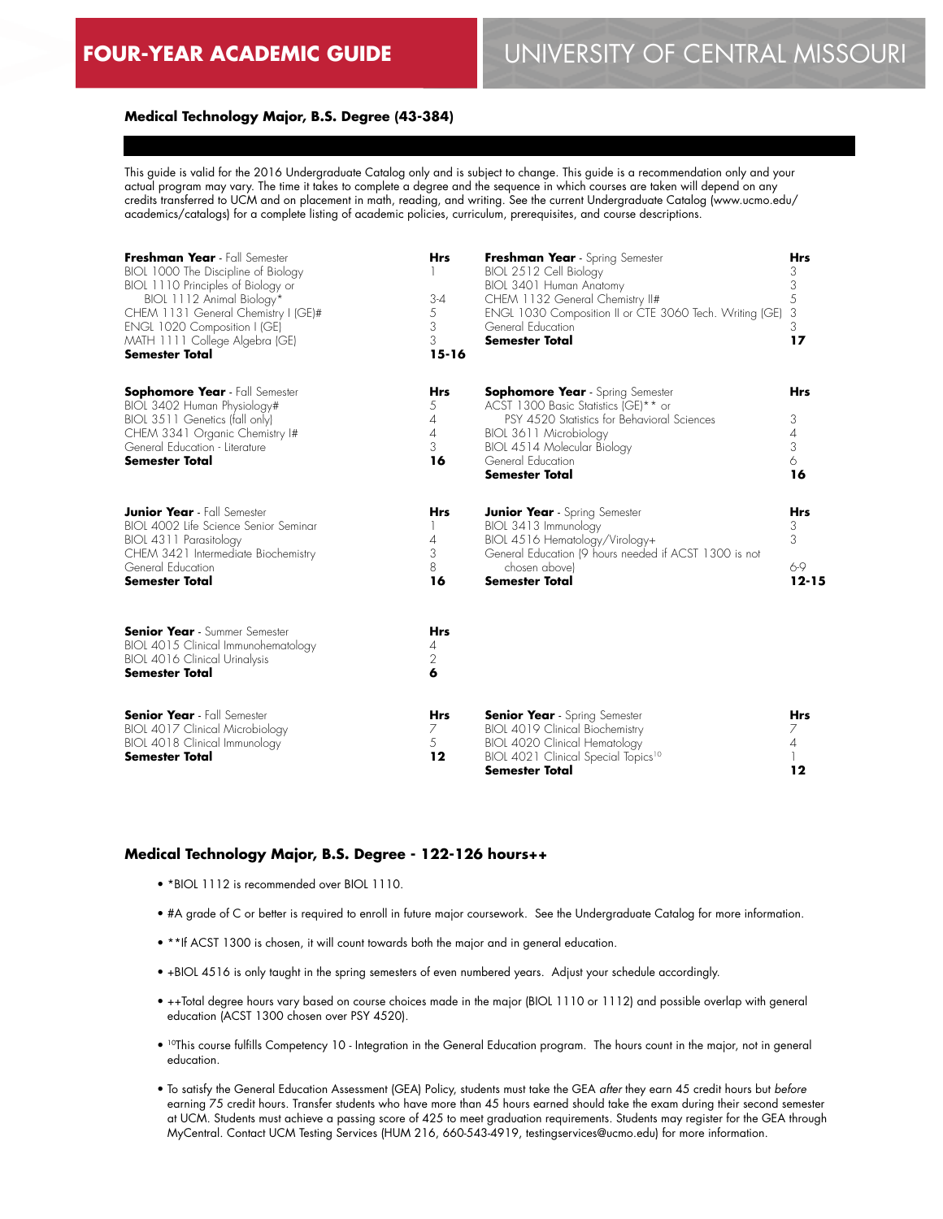# FOUR-YEAR ACADEMIC GUIDE

# UNIVERSITY OF CENTRAL MISSOURI

## Medical Technology Major, B.S. Degree (43-384)

This guide is valid for the 2016 Undergraduate Catalog only and is subject to change. This guide is a recommendation only and your actual program may vary. The time it takes to complete a degree and the sequence in which courses are taken will depend on any credits transferred to UCM and on placement in math, reading, and writing. See the current Undergraduate Catalog (www.ucmo.edu/academics/catalogs) for a complete listing of academic policies, curriculum, prerequisites, and course descriptions.

| **Freshman Year** - Fall Semester | **Hrs** | **Freshman Year** - Spring Semester | **Hrs** |
|---|---|---|---|
| BIOL 1000 The Discipline of Biology | 1 | BIOL 2512 Cell Biology | 3 |
| BIOL 1110 Principles of Biology or BIOL 1112 Animal Biology* | 3-4 | BIOL 3401 Human Anatomy | 3 |
| CHEM 1131 General Chemistry I (GE)# | 5 | CHEM 1132 General Chemistry II# | 5 |
| ENGL 1020 Composition I (GE) | 3 | ENGL 1030 Composition II or CTE 3060 Tech. Writing (GE) | 3 |
| MATH 1111 College Algebra (GE) | 3 | General Education | 3 |
| **Semester Total** | **15-16** | **Semester Total** | **17** |

| **Sophomore Year** - Fall Semester | **Hrs** | **Sophomore Year** - Spring Semester | **Hrs** |
|---|---|---|---|
| BIOL 3402 Human Physiology# | 5 | ACST 1300 Basic Statistics (GE)** or PSY 4520 Statistics for Behavioral Sciences | 3 |
| BIOL 3511 Genetics (fall only) | 4 | BIOL 3611 Microbiology | 4 |
| CHEM 3341 Organic Chemistry I# | 4 | BIOL 4514 Molecular Biology | 3 |
| General Education - Literature | 3 | General Education | 6 |
| **Semester Total** | **16** | **Semester Total** | **16** |

| **Junior Year** - Fall Semester | **Hrs** | **Junior Year** - Spring Semester | **Hrs** |
|---|---|---|---|
| BIOL 4002 Life Science Senior Seminar | 1 | BIOL 3413 Immunology | 3 |
| BIOL 4311 Parasitology | 4 | BIOL 4516 Hematology/Virology+ | 3 |
| CHEM 3421 Intermediate Biochemistry | 3 | General Education (9 hours needed if ACST 1300 is not chosen above) | 6-9 |
| General Education | 8 | | |
| **Semester Total** | **16** | **Semester Total** | **12-15** |

| **Senior Year** - Summer Semester | **Hrs** |
|---|---|
| BIOL 4015 Clinical Immunohematology | 4 |
| BIOL 4016 Clinical Urinalysis | 2 |
| **Semester Total** | **6** |

| **Senior Year** - Fall Semester | **Hrs** | **Senior Year** - Spring Semester | **Hrs** |
|---|---|---|---|
| BIOL 4017 Clinical Microbiology | 7 | BIOL 4019 Clinical Biochemistry | 7 |
| BIOL 4018 Clinical Immunology | 5 | BIOL 4020 Clinical Hematology | 4 |
| | | BIOL 4021 Clinical Special Topics[10] | 1 |
| **Semester Total** | **12** | **Semester Total** | **12** |

### Medical Technology Major, B.S. Degree - 122-126 hours++

- *BIOL 1112 is recommended over BIOL 1110.
- #A grade of C or better is required to enroll in future major coursework. See the Undergraduate Catalog for more information.
- **If ACST 1300 is chosen, it will count towards both the major and in general education.
- +BIOL 4516 is only taught in the spring semesters of even numbered years. Adjust your schedule accordingly.
- ++Total degree hours vary based on course choices made in the major (BIOL 1110 or 1112) and possible overlap with general education (ACST 1300 chosen over PSY 4520).
- [10]This course fulfills Competency 10 - Integration in the General Education program. The hours count in the major, not in general education.
- To satisfy the General Education Assessment (GEA) Policy, students must take the GEA *after* they earn 45 credit hours but *before* earning 75 credit hours. Transfer students who have more than 45 hours earned should take the exam during their second semester at UCM. Students must achieve a passing score of 425 to meet graduation requirements. Students may register for the GEA through MyCentral. Contact UCM Testing Services (HUM 216, 660-543-4919, testingservices@ucmo.edu) for more information.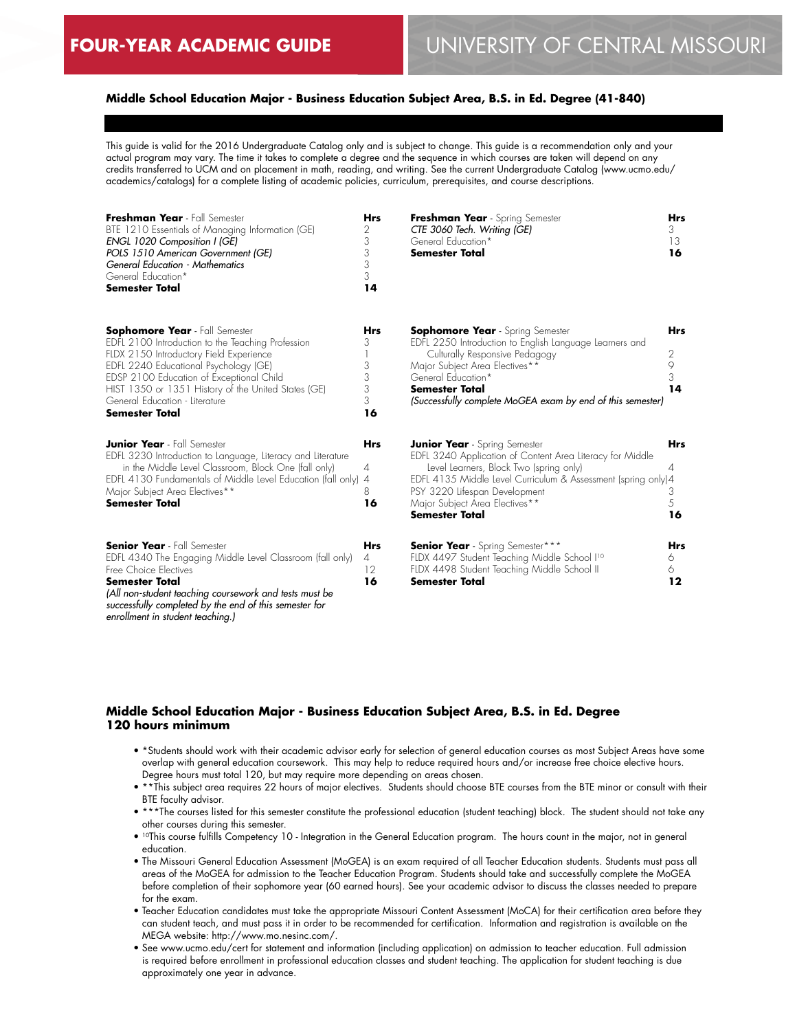# FOUR-YEAR ACADEMIC GUIDE

# UNIVERSITY OF CENTRAL MISSOURI

## Middle School Education Major - Business Education Subject Area, B.S. in Ed. Degree (41-840)

This guide is valid for the 2016 Undergraduate Catalog only and is subject to change. This guide is a recommendation only and your actual program may vary. The time it takes to complete a degree and the sequence in which courses are taken will depend on any credits transferred to UCM and on placement in math, reading, and writing. See the current Undergraduate Catalog (www.ucmo.edu/academics/catalogs) for a complete listing of academic policies, curriculum, prerequisites, and course descriptions.

| **Freshman Year** - Fall Semester | **Hrs** |
|---|---|
| BTE 1210 Essentials of Managing Information (GE) | 2 |
| *ENGL 1020 Composition I (GE)* | 3 |
| *POLS 1510 American Government (GE)* | 3 |
| *General Education - Mathematics* | 3 |
| General Education* | 3 |
| **Semester Total** | **14** |

| **Freshman Year** - Spring Semester | **Hrs** |
|---|---|
| *CTE 3060 Tech. Writing (GE)* | 3 |
| General Education* | 13 |
| **Semester Total** | **16** |

| **Sophomore Year** - Fall Semester | **Hrs** |
|---|---|
| EDFL 2100 Introduction to the Teaching Profession | 3 |
| FLDX 2150 Introductory Field Experience | 1 |
| EDFL 2240 Educational Psychology (GE) | 3 |
| EDSP 2100 Education of Exceptional Child | 3 |
| HIST 1350 or 1351 History of the United States (GE) | 3 |
| General Education - Literature | 3 |
| **Semester Total** | **16** |

| **Sophomore Year** - Spring Semester | **Hrs** |
|---|---|
| EDFL 2250 Introduction to English Language Learners and Culturally Responsive Pedagogy | 2 |
| Major Subject Area Electives** | 9 |
| General Education* | 3 |
| **Semester Total** | **14** |

*(Successfully complete MoGEA exam by end of this semester)*

| **Junior Year** - Fall Semester | **Hrs** |
|---|---|
| EDFL 3230 Introduction to Language, Literacy and Literature in the Middle Level Classroom, Block One (fall only) | 4 |
| EDFL 4130 Fundamentals of Middle Level Education (fall only) | 4 |
| Major Subject Area Electives** | 8 |
| **Semester Total** | **16** |

| **Junior Year** - Spring Semester | **Hrs** |
|---|---|
| EDFL 3240 Application of Content Area Literacy for Middle Level Learners, Block Two (spring only) | 4 |
| EDFL 4135 Middle Level Curriculum & Assessment (spring only) | 4 |
| PSY 3220 Lifespan Development | 3 |
| Major Subject Area Electives** | 5 |
| **Semester Total** | **16** |

| **Senior Year** - Fall Semester | **Hrs** |
|---|---|
| EDFL 4340 The Engaging Middle Level Classroom (fall only) | 4 |
| Free Choice Electives | 12 |
| **Semester Total** | **16** |

*(All non-student teaching coursework and tests must be successfully completed by the end of this semester for enrollment in student teaching.)*

| **Senior Year** - Spring Semester*** | **Hrs** |
|---|---|
| FLDX 4497 Student Teaching Middle School I[10] | 6 |
| FLDX 4498 Student Teaching Middle School II | 6 |
| **Semester Total** | **12** |

## Middle School Education Major - Business Education Subject Area, B.S. in Ed. Degree 120 hours minimum

- *Students should work with their academic advisor early for selection of general education courses as most Subject Areas have some overlap with general education coursework. This may help to reduce required hours and/or increase free choice elective hours. Degree hours must total 120, but may require more depending on areas chosen.
- **This subject area requires 22 hours of major electives. Students should choose BTE courses from the BTE minor or consult with their BTE faculty advisor.
- ***The courses listed for this semester constitute the professional education (student teaching) block. The student should not take any other courses during this semester.
- [10]This course fulfills Competency 10 - Integration in the General Education program. The hours count in the major, not in general education.
- The Missouri General Education Assessment (MoGEA) is an exam required of all Teacher Education students. Students must pass all areas of the MoGEA for admission to the Teacher Education Program. Students should take and successfully complete the MoGEA before completion of their sophomore year (60 earned hours). See your academic advisor to discuss the classes needed to prepare for the exam.
- Teacher Education candidates must take the appropriate Missouri Content Assessment (MoCA) for their certification area before they can student teach, and must pass it in order to be recommended for certification. Information and registration is available on the MEGA website: http://www.mo.nesinc.com/.
- See www.ucmo.edu/cert for statement and information (including application) on admission to teacher education. Full admission is required before enrollment in professional education classes and student teaching. The application for student teaching is due approximately one year in advance.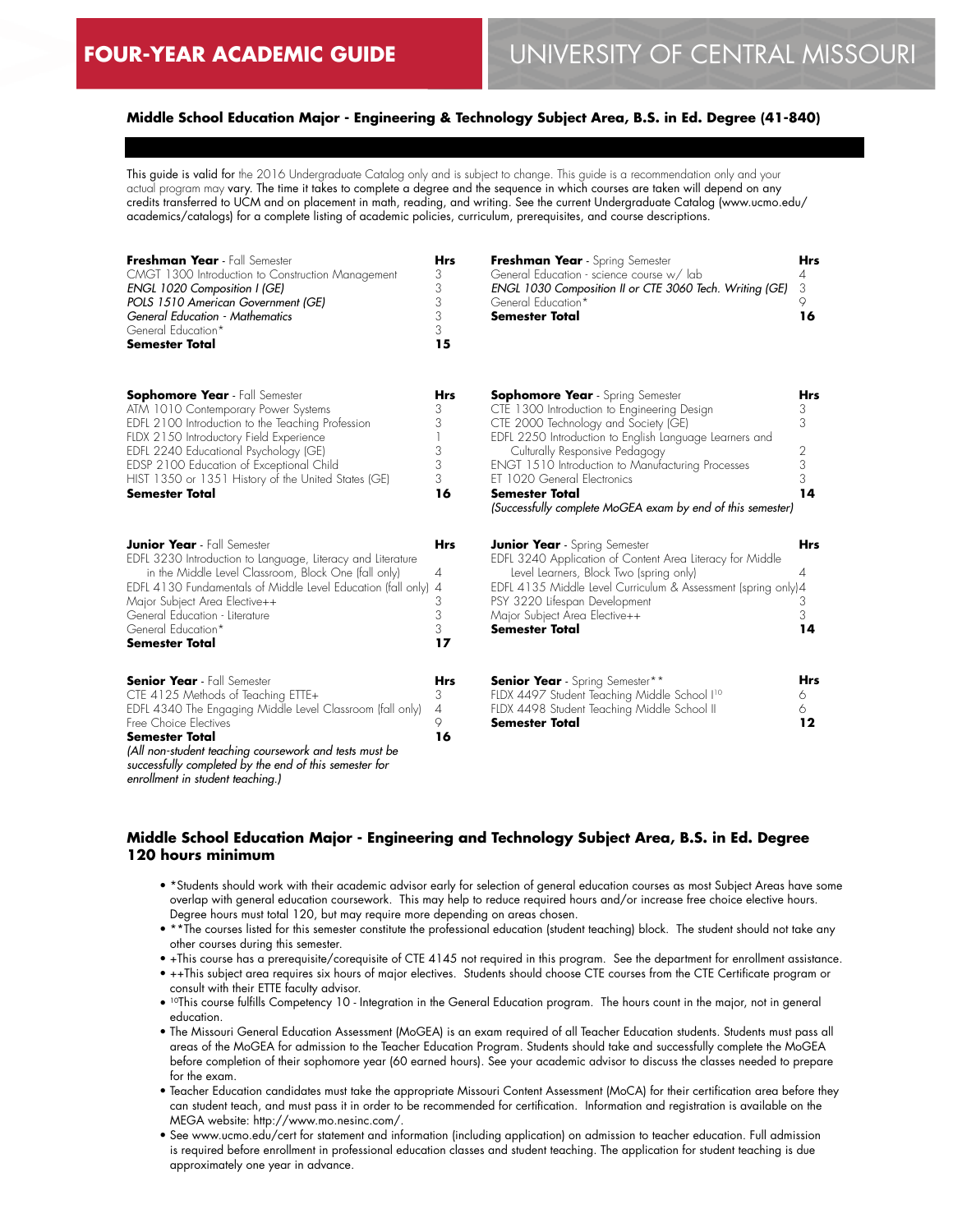# FOUR-YEAR ACADEMIC GUIDE

# UNIVERSITY OF CENTRAL MISSOURI

## Middle School Education Major - Engineering & Technology Subject Area, B.S. in Ed. Degree (41-840)

This guide is valid for the 2016 Undergraduate Catalog only and is subject to change. This guide is a recommendation only and your actual program may vary. The time it takes to complete a degree and the sequence in which courses are taken will depend on any credits transferred to UCM and on placement in math, reading, and writing. See the current Undergraduate Catalog (www.ucmo.edu/academics/catalogs) for a complete listing of academic policies, curriculum, prerequisites, and course descriptions.

| **Freshman Year** - Fall Semester | **Hrs** |
|---|---|
| CMGT 1300 Introduction to Construction Management | 3 |
| *ENGL 1020 Composition I (GE)* | 3 |
| *POLS 1510 American Government (GE)* | 3 |
| *General Education - Mathematics* | 3 |
| General Education* | 3 |
| **Semester Total** | **15** |

| **Freshman Year** - Spring Semester | **Hrs** |
|---|---|
| General Education - science course w/ lab | 4 |
| *ENGL 1030 Composition II or CTE 3060 Tech. Writing (GE)* | 3 |
| General Education* | 9 |
| **Semester Total** | **16** |

| **Sophomore Year** - Fall Semester | **Hrs** |
|---|---|
| ATM 1010 Contemporary Power Systems | 3 |
| EDFL 2100 Introduction to the Teaching Profession | 3 |
| FLDX 2150 Introductory Field Experience | 1 |
| EDFL 2240 Educational Psychology (GE) | 3 |
| EDSP 2100 Education of Exceptional Child | 3 |
| HIST 1350 or 1351 History of the United States (GE) | 3 |
| **Semester Total** | **16** |

| **Sophomore Year** - Spring Semester | **Hrs** |
|---|---|
| CTE 1300 Introduction to Engineering Design | 3 |
| CTE 2000 Technology and Society (GE) | 3 |
| EDFL 2250 Introduction to English Language Learners and Culturally Responsive Pedagogy | 2 |
| ENGT 1510 Introduction to Manufacturing Processes | 3 |
| ET 1020 General Electronics | 3 |
| **Semester Total** | **14** |

*(Successfully complete MoGEA exam by end of this semester)*

| **Junior Year** - Fall Semester | **Hrs** |
|---|---|
| EDFL 3230 Introduction to Language, Literacy and Literature in the Middle Level Classroom, Block One (fall only) | 4 |
| EDFL 4130 Fundamentals of Middle Level Education (fall only) | 4 |
| Major Subject Area Elective++ | 3 |
| General Education - Literature | 3 |
| General Education* | 3 |
| **Semester Total** | **17** |

| **Junior Year** - Spring Semester | **Hrs** |
|---|---|
| EDFL 3240 Application of Content Area Literacy for Middle Level Learners, Block Two (spring only) | 4 |
| EDFL 4135 Middle Level Curriculum & Assessment (spring only) | 4 |
| PSY 3220 Lifespan Development | 3 |
| Major Subject Area Elective++ | 3 |
| **Semester Total** | **14** |

| **Senior Year** - Fall Semester | **Hrs** |
|---|---|
| CTE 4125 Methods of Teaching ETTE+ | 3 |
| EDFL 4340 The Engaging Middle Level Classroom (fall only) | 4 |
| Free Choice Electives | 9 |
| **Semester Total** | **16** |

*(All non-student teaching coursework and tests must be successfully completed by the end of this semester for enrollment in student teaching.)*

| **Senior Year** - Spring Semester** | **Hrs** |
|---|---|
| FLDX 4497 Student Teaching Middle School I[10] | 6 |
| FLDX 4498 Student Teaching Middle School II | 6 |
| **Semester Total** | **12** |

## Middle School Education Major - Engineering and Technology Subject Area, B.S. in Ed. Degree 120 hours minimum

- *Students should work with their academic advisor early for selection of general education courses as most Subject Areas have some overlap with general education coursework. This may help to reduce required hours and/or increase free choice elective hours. Degree hours must total 120, but may require more depending on areas chosen.
- **The courses listed for this semester constitute the professional education (student teaching) block. The student should not take any other courses during this semester.
- +This course has a prerequisite/corequisite of CTE 4145 not required in this program. See the department for enrollment assistance.
- ++This subject area requires six hours of major electives. Students should choose CTE courses from the CTE Certificate program or consult with their ETTE faculty advisor.
- [10]This course fulfills Competency 10 - Integration in the General Education program. The hours count in the major, not in general education.
- The Missouri General Education Assessment (MoGEA) is an exam required of all Teacher Education students. Students must pass all areas of the MoGEA for admission to the Teacher Education Program. Students should take and successfully complete the MoGEA before completion of their sophomore year (60 earned hours). See your academic advisor to discuss the classes needed to prepare for the exam.
- Teacher Education candidates must take the appropriate Missouri Content Assessment (MoCA) for their certification area before they can student teach, and must pass it in order to be recommended for certification. Information and registration is available on the MEGA website: http://www.mo.nesinc.com/.
- See www.ucmo.edu/cert for statement and information (including application) on admission to teacher education. Full admission is required before enrollment in professional education classes and student teaching. The application for student teaching is due approximately one year in advance.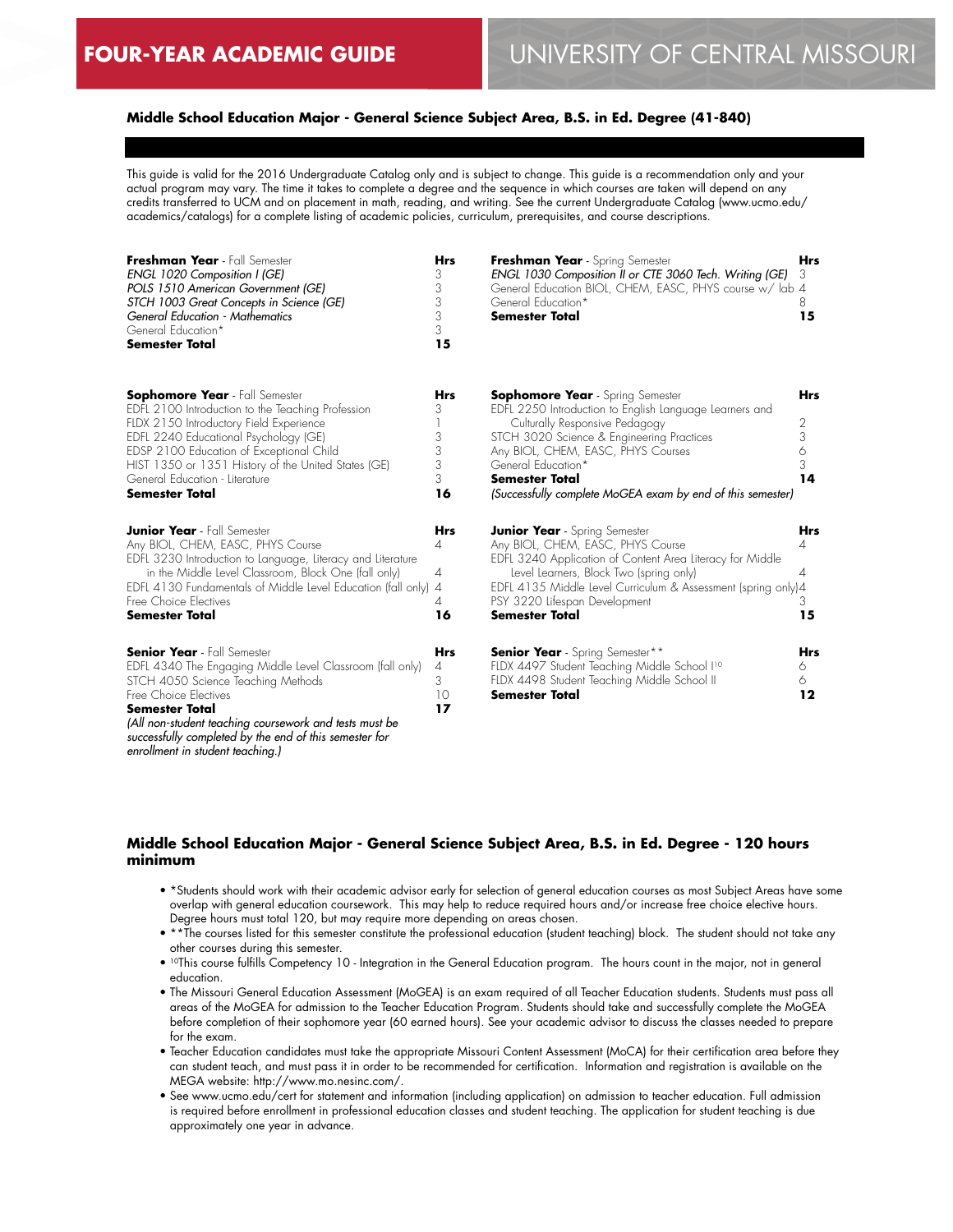# FOUR-YEAR ACADEMIC GUIDE — UNIVERSITY OF CENTRAL MISSOURI

## Middle School Education Major - General Science Subject Area, B.S. in Ed. Degree (41-840)

This guide is valid for the 2016 Undergraduate Catalog only and is subject to change. This guide is a recommendation only and your actual program may vary. The time it takes to complete a degree and the sequence in which courses are taken will depend on any credits transferred to UCM and on placement in math, reading, and writing. See the current Undergraduate Catalog (www.ucmo.edu/academics/catalogs) for a complete listing of academic policies, curriculum, prerequisites, and course descriptions.

| **Freshman Year** - Fall Semester | **Hrs** |
|---|---|
| *ENGL 1020 Composition I (GE)* | 3 |
| *POLS 1510 American Government (GE)* | 3 |
| *STCH 1003 Great Concepts in Science (GE)* | 3 |
| *General Education - Mathematics* | 3 |
| General Education* | 3 |
| **Semester Total** | **15** |

| **Freshman Year** - Spring Semester | **Hrs** |
|---|---|
| *ENGL 1030 Composition II or CTE 3060 Tech. Writing (GE)* | 3 |
| General Education BIOL, CHEM, EASC, PHYS course w/ lab | 4 |
| General Education* | 8 |
| **Semester Total** | **15** |

| **Sophomore Year** - Fall Semester | **Hrs** |
|---|---|
| EDFL 2100 Introduction to the Teaching Profession | 3 |
| FLDX 2150 Introductory Field Experience | 1 |
| EDFL 2240 Educational Psychology (GE) | 3 |
| EDSP 2100 Education of Exceptional Child | 3 |
| HIST 1350 or 1351 History of the United States (GE) | 3 |
| General Education - Literature | 3 |
| **Semester Total** | **16** |

| **Sophomore Year** - Spring Semester | **Hrs** |
|---|---|
| EDFL 2250 Introduction to English Language Learners and Culturally Responsive Pedagogy | 2 |
| STCH 3020 Science & Engineering Practices | 3 |
| Any BIOL, CHEM, EASC, PHYS Courses | 6 |
| General Education* | 3 |
| **Semester Total** | **14** |

*(Successfully complete MoGEA exam by end of this semester)*

| **Junior Year** - Fall Semester | **Hrs** |
|---|---|
| Any BIOL, CHEM, EASC, PHYS Course | 4 |
| EDFL 3230 Introduction to Language, Literacy and Literature in the Middle Level Classroom, Block One (fall only) | 4 |
| EDFL 4130 Fundamentals of Middle Level Education (fall only) | 4 |
| Free Choice Electives | 4 |
| **Semester Total** | **16** |

| **Junior Year** - Spring Semester | **Hrs** |
|---|---|
| Any BIOL, CHEM, EASC, PHYS Course | 4 |
| EDFL 3240 Application of Content Area Literacy for Middle Level Learners, Block Two (spring only) | 4 |
| EDFL 4135 Middle Level Curriculum & Assessment (spring only) | 4 |
| PSY 3220 Lifespan Development | 3 |
| **Semester Total** | **15** |

| **Senior Year** - Fall Semester | **Hrs** |
|---|---|
| EDFL 4340 The Engaging Middle Level Classroom (fall only) | 4 |
| STCH 4050 Science Teaching Methods | 3 |
| Free Choice Electives | 10 |
| **Semester Total** | **17** |

*(All non-student teaching coursework and tests must be successfully completed by the end of this semester for enrollment in student teaching.)*

| **Senior Year** - Spring Semester** | **Hrs** |
|---|---|
| FLDX 4497 Student Teaching Middle School I[10] | 6 |
| FLDX 4498 Student Teaching Middle School II | 6 |
| **Semester Total** | **12** |

## Middle School Education Major - General Science Subject Area, B.S. in Ed. Degree - 120 hours minimum

- *Students should work with their academic advisor early for selection of general education courses as most Subject Areas have some overlap with general education coursework. This may help to reduce required hours and/or increase free choice elective hours. Degree hours must total 120, but may require more depending on areas chosen.
- **The courses listed for this semester constitute the professional education (student teaching) block. The student should not take any other courses during this semester.
- [10]This course fulfills Competency 10 - Integration in the General Education program. The hours count in the major, not in general education.
- The Missouri General Education Assessment (MoGEA) is an exam required of all Teacher Education students. Students must pass all areas of the MoGEA for admission to the Teacher Education Program. Students should take and successfully complete the MoGEA before completion of their sophomore year (60 earned hours). See your academic advisor to discuss the classes needed to prepare for the exam.
- Teacher Education candidates must take the appropriate Missouri Content Assessment (MoCA) for their certification area before they can student teach, and must pass it in order to be recommended for certification. Information and registration is available on the MEGA website: http://www.mo.nesinc.com/.
- See www.ucmo.edu/cert for statement and information (including application) on admission to teacher education. Full admission is required before enrollment in professional education classes and student teaching. The application for student teaching is due approximately one year in advance.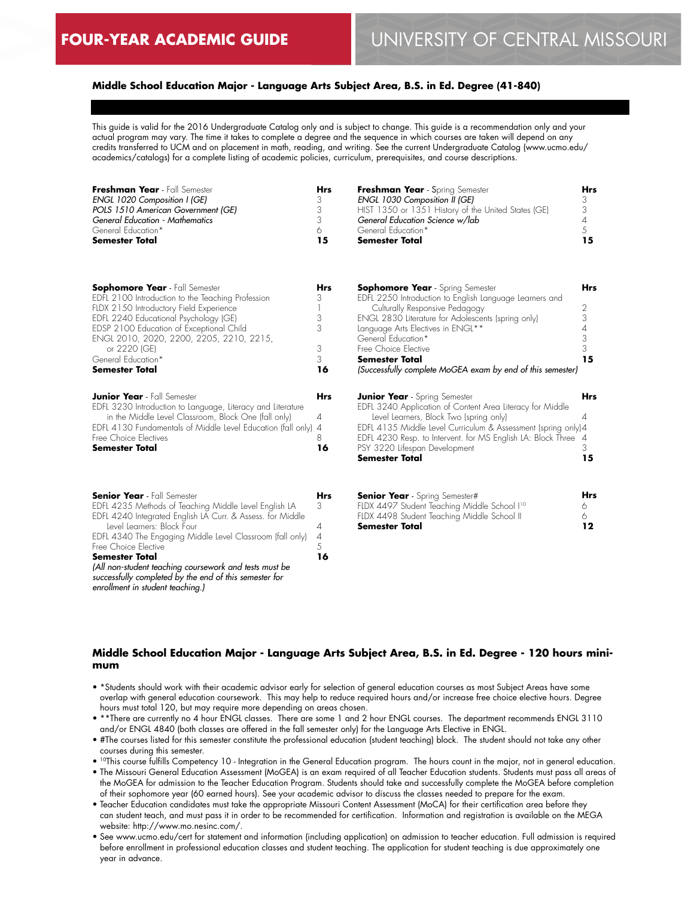# FOUR-YEAR ACADEMIC GUIDE

# UNIVERSITY OF CENTRAL MISSOURI

## Middle School Education Major - Language Arts Subject Area, B.S. in Ed. Degree (41-840)

This guide is valid for the 2016 Undergraduate Catalog only and is subject to change. This guide is a recommendation only and your actual program may vary. The time it takes to complete a degree and the sequence in which courses are taken will depend on any credits transferred to UCM and on placement in math, reading, and writing. See the current Undergraduate Catalog (www.ucmo.edu/academics/catalogs) for a complete listing of academic policies, curriculum, prerequisites, and course descriptions.

| **Freshman Year** - Fall Semester | **Hrs** |
|---|---|
| *ENGL 1020 Composition I (GE)* | 3 |
| *POLS 1510 American Government (GE)* | 3 |
| *General Education - Mathematics* | 3 |
| General Education* | 6 |
| **Semester Total** | **15** |

| **Freshman Year** - Spring Semester | **Hrs** |
|---|---|
| *ENGL 1030 Composition II (GE)* | 3 |
| HIST 1350 or 1351 History of the United States (GE) | 3 |
| *General Education Science w/lab* | 4 |
| General Education* | 5 |
| **Semester Total** | **15** |

| **Sophomore Year** - Fall Semester | **Hrs** |
|---|---|
| EDFL 2100 Introduction to the Teaching Profession | 3 |
| FLDX 2150 Introductory Field Experience | 1 |
| EDFL 2240 Educational Psychology (GE) | 3 |
| EDSP 2100 Education of Exceptional Child | 3 |
| ENGL 2010, 2020, 2200, 2205, 2210, 2215, or 2220 (GE) | 3 |
| General Education* | 3 |
| **Semester Total** | **16** |

| **Sophomore Year** - Spring Semester | **Hrs** |
|---|---|
| EDFL 2250 Introduction to English Language Learners and Culturally Responsive Pedagogy | 2 |
| ENGL 2830 Literature for Adolescents (spring only) | 3 |
| Language Arts Electives in ENGL** | 4 |
| General Education* | 3 |
| Free Choice Elective | 3 |
| **Semester Total** | **15** |

*(Successfully complete MoGEA exam by end of this semester)*

| **Junior Year** - Fall Semester | **Hrs** |
|---|---|
| EDFL 3230 Introduction to Language, Literacy and Literature in the Middle Level Classroom, Block One (fall only) | 4 |
| EDFL 4130 Fundamentals of Middle Level Education (fall only) | 4 |
| Free Choice Electives | 8 |
| **Semester Total** | **16** |

| **Junior Year** - Spring Semester | **Hrs** |
|---|---|
| EDFL 3240 Application of Content Area Literacy for Middle Level Learners, Block Two (spring only) | 4 |
| EDFL 4135 Middle Level Curriculum & Assessment (spring only) | 4 |
| EDFL 4230 Resp. to Intervent. for MS English LA: Block Three | 4 |
| PSY 3220 Lifespan Development | 3 |
| **Semester Total** | **15** |

| **Senior Year** - Fall Semester | **Hrs** |
|---|---|
| EDFL 4235 Methods of Teaching Middle Level English LA | 3 |
| EDFL 4240 Integrated English LA Curr. & Assess. for Middle Level Learners: Block Four | 4 |
| EDFL 4340 The Engaging Middle Level Classroom (fall only) | 4 |
| Free Choice Elective | 5 |
| **Semester Total** | **16** |

*(All non-student teaching coursework and tests must be successfully completed by the end of this semester for enrollment in student teaching.)*

| **Senior Year** - Spring Semester# | **Hrs** |
|---|---|
| FLDX 4497 Student Teaching Middle School I[10] | 6 |
| FLDX 4498 Student Teaching Middle School II | 6 |
| **Semester Total** | **12** |

## Middle School Education Major - Language Arts Subject Area, B.S. in Ed. Degree - 120 hours minimum

- *Students should work with their academic advisor early for selection of general education courses as most Subject Areas have some overlap with general education coursework. This may help to reduce required hours and/or increase free choice elective hours. Degree hours must total 120, but may require more depending on areas chosen.
- **There are currently no 4 hour ENGL classes. There are some 1 and 2 hour ENGL courses. The department recommends ENGL 3110 and/or ENGL 4840 (both classes are offered in the fall semester only) for the Language Arts Elective in ENGL.
- #The courses listed for this semester constitute the professional education (student teaching) block. The student should not take any other courses during this semester.
- [10]This course fulfills Competency 10 - Integration in the General Education program. The hours count in the major, not in general education.
- The Missouri General Education Assessment (MoGEA) is an exam required of all Teacher Education students. Students must pass all areas of the MoGEA for admission to the Teacher Education Program. Students should take and successfully complete the MoGEA before completion of their sophomore year (60 earned hours). See your academic advisor to discuss the classes needed to prepare for the exam.
- Teacher Education candidates must take the appropriate Missouri Content Assessment (MoCA) for their certification area before they can student teach, and must pass it in order to be recommended for certification. Information and registration is available on the MEGA website: http://www.mo.nesinc.com/.
- See www.ucmo.edu/cert for statement and information (including application) on admission to teacher education. Full admission is required before enrollment in professional education classes and student teaching. The application for student teaching is due approximately one year in advance.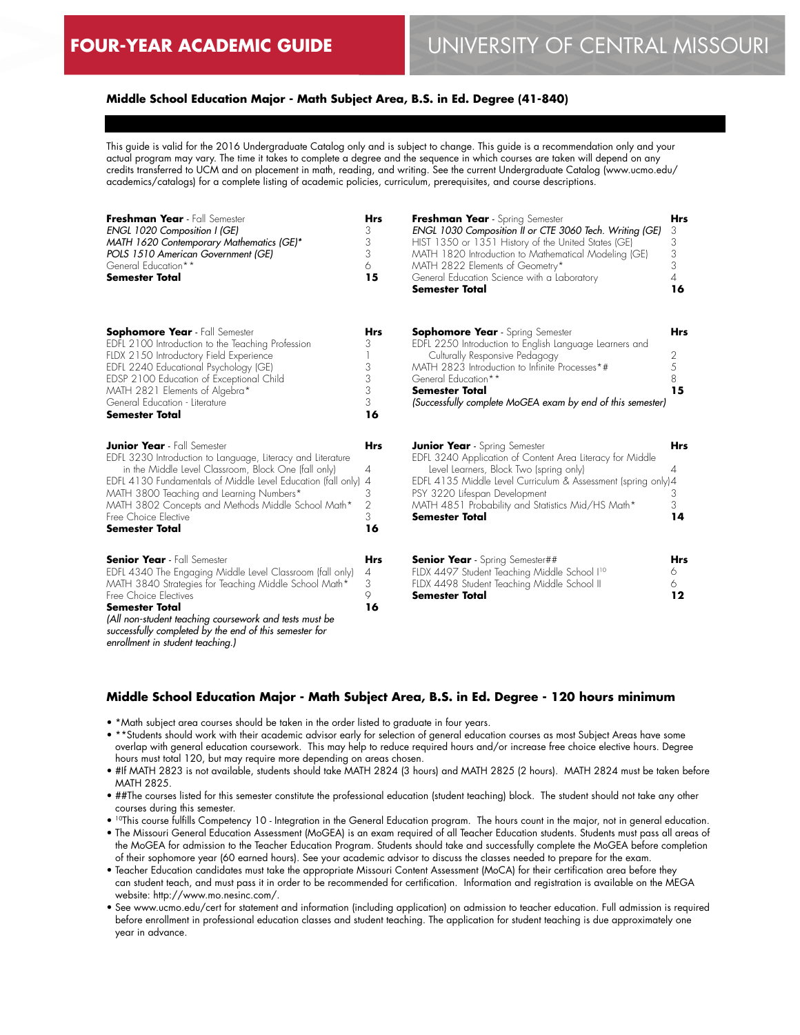# Middle School Education Major - Math Subject Area, B.S. in Ed. Degree (41-840)

This guide is valid for the 2016 Undergraduate Catalog only and is subject to change. This guide is a recommendation only and your actual program may vary. The time it takes to complete a degree and the sequence in which courses are taken will depend on any credits transferred to UCM and on placement in math, reading, and writing. See the current Undergraduate Catalog (www.ucmo.edu/academics/catalogs) for a complete listing of academic policies, curriculum, prerequisites, and course descriptions.

| **Freshman Year** - Fall Semester | **Hrs** |
|---|---|
| *ENGL 1020 Composition I (GE)* | 3 |
| *MATH 1620 Contemporary Mathematics (GE)** | 3 |
| *POLS 1510 American Government (GE)* | 3 |
| General Education** | 6 |
| **Semester Total** | **15** |

| **Freshman Year** - Spring Semester | **Hrs** |
|---|---|
| *ENGL 1030 Composition II or CTE 3060 Tech. Writing (GE)* | 3 |
| HIST 1350 or 1351 History of the United States (GE) | 3 |
| MATH 1820 Introduction to Mathematical Modeling (GE) | 3 |
| MATH 2822 Elements of Geometry* | 3 |
| General Education Science with a Laboratory | 4 |
| **Semester Total** | **16** |

| **Sophomore Year** - Fall Semester | **Hrs** |
|---|---|
| EDFL 2100 Introduction to the Teaching Profession | 3 |
| FLDX 2150 Introductory Field Experience | 1 |
| EDFL 2240 Educational Psychology (GE) | 3 |
| EDSP 2100 Education of Exceptional Child | 3 |
| MATH 2821 Elements of Algebra* | 3 |
| General Education - Literature | 3 |
| **Semester Total** | **16** |

| **Sophomore Year** - Spring Semester | **Hrs** |
|---|---|
| EDFL 2250 Introduction to English Language Learners and Culturally Responsive Pedagogy | 2 |
| MATH 2823 Introduction to Infinite Processes*# | 5 |
| General Education** | 8 |
| **Semester Total** | **15** |
| *(Successfully complete MoGEA exam by end of this semester)* | |

| **Junior Year** - Fall Semester | **Hrs** |
|---|---|
| EDFL 3230 Introduction to Language, Literacy and Literature in the Middle Level Classroom, Block One (fall only) | 4 |
| EDFL 4130 Fundamentals of Middle Level Education (fall only) | 4 |
| MATH 3800 Teaching and Learning Numbers* | 3 |
| MATH 3802 Concepts and Methods Middle School Math* | 2 |
| Free Choice Elective | 3 |
| **Semester Total** | **16** |

| **Junior Year** - Spring Semester | **Hrs** |
|---|---|
| EDFL 3240 Application of Content Area Literacy for Middle Level Learners, Block Two (spring only) | 4 |
| EDFL 4135 Middle Level Curriculum & Assessment (spring only) | 4 |
| PSY 3220 Lifespan Development | 3 |
| MATH 4851 Probability and Statistics Mid/HS Math* | 3 |
| **Semester Total** | **14** |

| **Senior Year** - Fall Semester | **Hrs** |
|---|---|
| EDFL 4340 The Engaging Middle Level Classroom (fall only) | 4 |
| MATH 3840 Strategies for Teaching Middle School Math* | 3 |
| Free Choice Electives | 9 |
| **Semester Total** | **16** |

*(All non-student teaching coursework and tests must be successfully completed by the end of this semester for enrollment in student teaching.)*

| **Senior Year** - Spring Semester## | **Hrs** |
|---|---|
| FLDX 4497 Student Teaching Middle School I[10] | 6 |
| FLDX 4498 Student Teaching Middle School II | 6 |
| **Semester Total** | **12** |

## Middle School Education Major - Math Subject Area, B.S. in Ed. Degree - 120 hours minimum

- *Math subject area courses should be taken in the order listed to graduate in four years.
- **Students should work with their academic advisor early for selection of general education courses as most Subject Areas have some overlap with general education coursework. This may help to reduce required hours and/or increase free choice elective hours. Degree hours must total 120, but may require more depending on areas chosen.
- #If MATH 2823 is not available, students should take MATH 2824 (3 hours) and MATH 2825 (2 hours). MATH 2824 must be taken before MATH 2825.
- ##The courses listed for this semester constitute the professional education (student teaching) block. The student should not take any other courses during this semester.
- [10]This course fulfills Competency 10 - Integration in the General Education program. The hours count in the major, not in general education.
- The Missouri General Education Assessment (MoGEA) is an exam required of all Teacher Education students. Students must pass all areas of the MoGEA for admission to the Teacher Education Program. Students should take and successfully complete the MoGEA before completion of their sophomore year (60 earned hours). See your academic advisor to discuss the classes needed to prepare for the exam.
- Teacher Education candidates must take the appropriate Missouri Content Assessment (MoCA) for their certification area before they can student teach, and must pass it in order to be recommended for certification. Information and registration is available on the MEGA website: http://www.mo.nesinc.com/.
- See www.ucmo.edu/cert for statement and information (including application) on admission to teacher education. Full admission is required before enrollment in professional education classes and student teaching. The application for student teaching is due approximately one year in advance.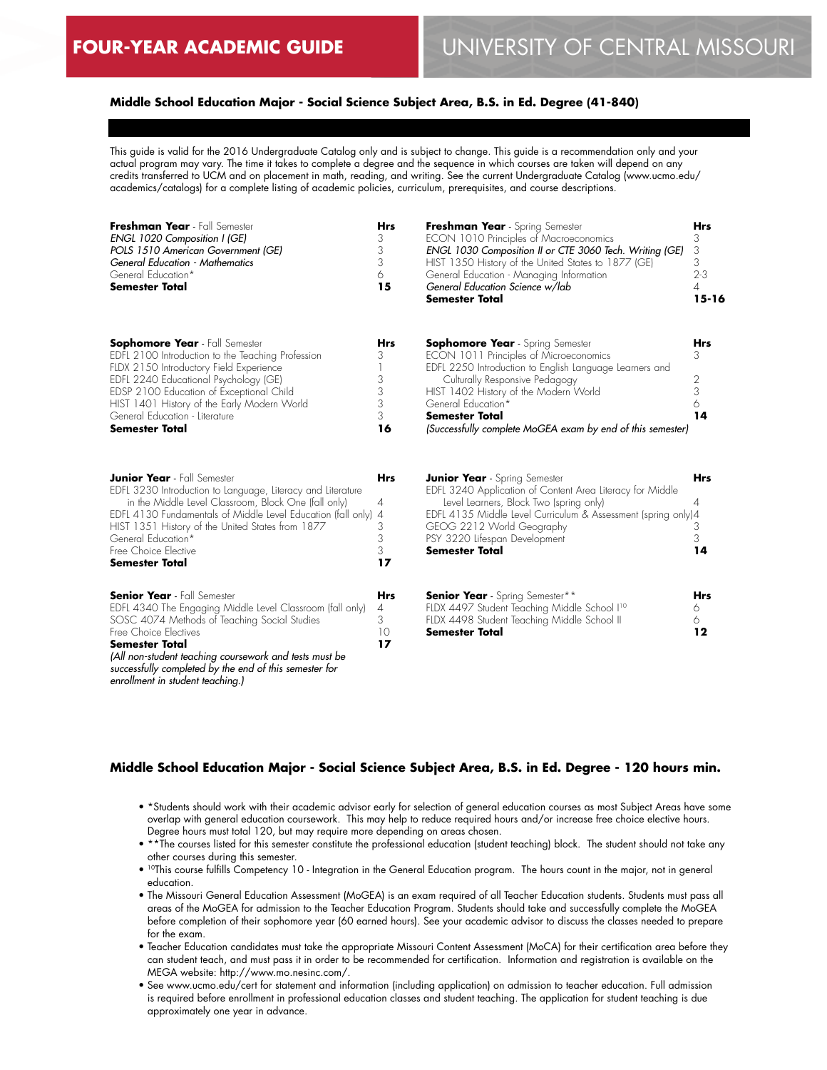# FOUR-YEAR ACADEMIC GUIDE

## UNIVERSITY OF CENTRAL MISSOURI

### Middle School Education Major - Social Science Subject Area, B.S. in Ed. Degree (41-840)

This guide is valid for the 2016 Undergraduate Catalog only and is subject to change. This guide is a recommendation only and your actual program may vary. The time it takes to complete a degree and the sequence in which courses are taken will depend on any credits transferred to UCM and on placement in math, reading, and writing. See the current Undergraduate Catalog (www.ucmo.edu/academics/catalogs) for a complete listing of academic policies, curriculum, prerequisites, and course descriptions.

| **Freshman Year** - Fall Semester | **Hrs** |
|---|---|
| *ENGL 1020 Composition I (GE)* | 3 |
| *POLS 1510 American Government (GE)* | 3 |
| *General Education - Mathematics* | 3 |
| General Education* | 6 |
| **Semester Total** | **15** |

| **Freshman Year** - Spring Semester | **Hrs** |
|---|---|
| ECON 1010 Principles of Macroeconomics | 3 |
| *ENGL 1030 Composition II or CTE 3060 Tech. Writing (GE)* | 3 |
| HIST 1350 History of the United States to 1877 (GE) | 3 |
| General Education - Managing Information | 2-3 |
| *General Education Science w/lab* | 4 |
| **Semester Total** | **15-16** |

| **Sophomore Year** - Fall Semester | **Hrs** |
|---|---|
| EDFL 2100 Introduction to the Teaching Profession | 3 |
| FLDX 2150 Introductory Field Experience | 1 |
| EDFL 2240 Educational Psychology (GE) | 3 |
| EDSP 2100 Education of Exceptional Child | 3 |
| HIST 1401 History of the Early Modern World | 3 |
| General Education - Literature | 3 |
| **Semester Total** | **16** |

| **Sophomore Year** - Spring Semester | **Hrs** |
|---|---|
| ECON 1011 Principles of Microeconomics | 3 |
| EDFL 2250 Introduction to English Language Learners and Culturally Responsive Pedagogy | 2 |
| HIST 1402 History of the Modern World | 3 |
| General Education* | 6 |
| **Semester Total** | **14** |

*(Successfully complete MoGEA exam by end of this semester)*

| **Junior Year** - Fall Semester | **Hrs** |
|---|---|
| EDFL 3230 Introduction to Language, Literacy and Literature in the Middle Level Classroom, Block One (fall only) | 4 |
| EDFL 4130 Fundamentals of Middle Level Education (fall only) | 4 |
| HIST 1351 History of the United States from 1877 | 3 |
| General Education* | 3 |
| Free Choice Elective | 3 |
| **Semester Total** | **17** |

| **Junior Year** - Spring Semester | **Hrs** |
|---|---|
| EDFL 3240 Application of Content Area Literacy for Middle Level Learners, Block Two (spring only) | 4 |
| EDFL 4135 Middle Level Curriculum & Assessment (spring only) | 4 |
| GEOG 2212 World Geography | 3 |
| PSY 3220 Lifespan Development | 3 |
| **Semester Total** | **14** |

| **Senior Year** - Fall Semester | **Hrs** |
|---|---|
| EDFL 4340 The Engaging Middle Level Classroom (fall only) | 4 |
| SOSC 4074 Methods of Teaching Social Studies | 3 |
| Free Choice Electives | 10 |
| **Semester Total** | **17** |

*(All non-student teaching coursework and tests must be successfully completed by the end of this semester for enrollment in student teaching.)*

| **Senior Year** - Spring Semester** | **Hrs** |
|---|---|
| FLDX 4497 Student Teaching Middle School I[10] | 6 |
| FLDX 4498 Student Teaching Middle School II | 6 |
| **Semester Total** | **12** |

### Middle School Education Major - Social Science Subject Area, B.S. in Ed. Degree - 120 hours min.

- *Students should work with their academic advisor early for selection of general education courses as most Subject Areas have some overlap with general education coursework. This may help to reduce required hours and/or increase free choice elective hours. Degree hours must total 120, but may require more depending on areas chosen.
- **The courses listed for this semester constitute the professional education (student teaching) block. The student should not take any other courses during this semester.
- [10]This course fulfills Competency 10 - Integration in the General Education program. The hours count in the major, not in general education.
- The Missouri General Education Assessment (MoGEA) is an exam required of all Teacher Education students. Students must pass all areas of the MoGEA for admission to the Teacher Education Program. Students should take and successfully complete the MoGEA before completion of their sophomore year (60 earned hours). See your academic advisor to discuss the classes needed to prepare for the exam.
- Teacher Education candidates must take the appropriate Missouri Content Assessment (MoCA) for their certification area before they can student teach, and must pass it in order to be recommended for certification. Information and registration is available on the MEGA website: http://www.mo.nesinc.com/.
- See www.ucmo.edu/cert for statement and information (including application) on admission to teacher education. Full admission is required before enrollment in professional education classes and student teaching. The application for student teaching is due approximately one year in advance.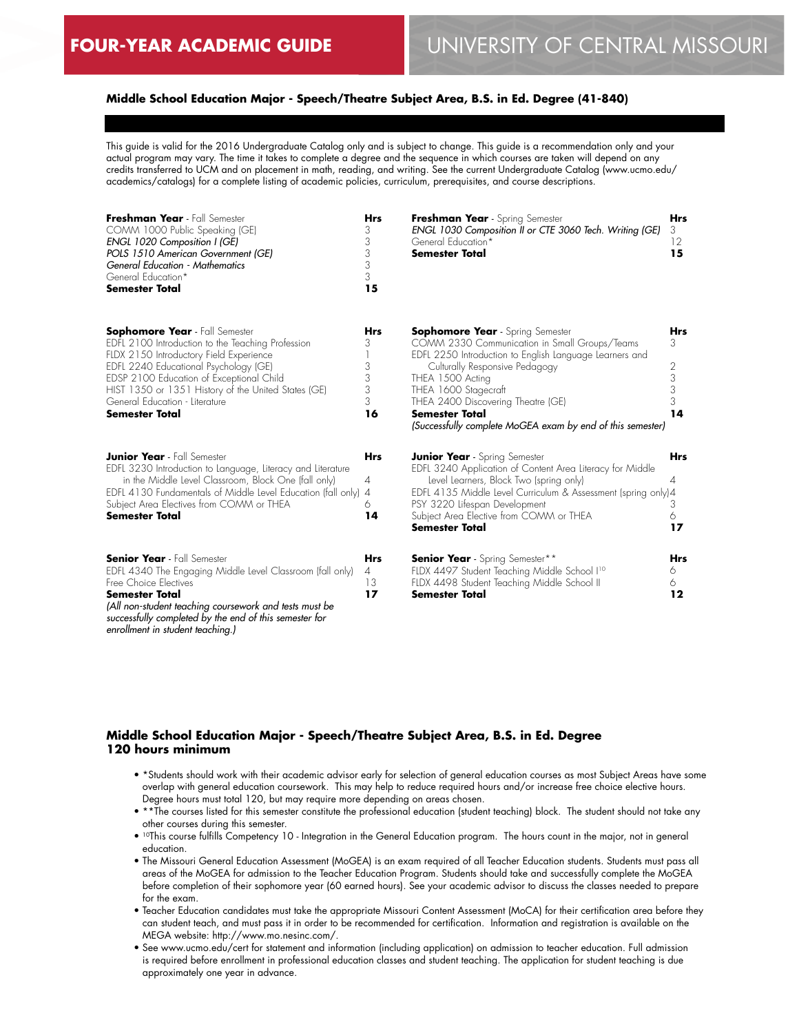# FOUR-YEAR ACADEMIC GUIDE — UNIVERSITY OF CENTRAL MISSOURI

## Middle School Education Major - Speech/Theatre Subject Area, B.S. in Ed. Degree (41-840)

This guide is valid for the 2016 Undergraduate Catalog only and is subject to change. This guide is a recommendation only and your actual program may vary. The time it takes to complete a degree and the sequence in which courses are taken will depend on any credits transferred to UCM and on placement in math, reading, and writing. See the current Undergraduate Catalog (www.ucmo.edu/academics/catalogs) for a complete listing of academic policies, curriculum, prerequisites, and course descriptions.

| **Freshman Year** - Fall Semester | **Hrs** |
|---|---|
| COMM 1000 Public Speaking (GE) | 3 |
| *ENGL 1020 Composition I (GE)* | 3 |
| *POLS 1510 American Government (GE)* | 3 |
| *General Education - Mathematics* | 3 |
| General Education* | 3 |
| **Semester Total** | **15** |

| **Freshman Year** - Spring Semester | **Hrs** |
|---|---|
| *ENGL 1030 Composition II or CTE 3060 Tech. Writing (GE)* | 3 |
| General Education* | 12 |
| **Semester Total** | **15** |

| **Sophomore Year** - Fall Semester | **Hrs** |
|---|---|
| EDFL 2100 Introduction to the Teaching Profession | 3 |
| FLDX 2150 Introductory Field Experience | 1 |
| EDFL 2240 Educational Psychology (GE) | 3 |
| EDSP 2100 Education of Exceptional Child | 3 |
| HIST 1350 or 1351 History of the United States (GE) | 3 |
| General Education - Literature | 3 |
| **Semester Total** | **16** |

| **Sophomore Year** - Spring Semester | **Hrs** |
|---|---|
| COMM 2330 Communication in Small Groups/Teams | 3 |
| EDFL 2250 Introduction to English Language Learners and Culturally Responsive Pedagogy | 2 |
| THEA 1500 Acting | 3 |
| THEA 1600 Stagecraft | 3 |
| THEA 2400 Discovering Theatre (GE) | 3 |
| **Semester Total** | **14** |

*(Successfully complete MoGEA exam by end of this semester)*

| **Junior Year** - Fall Semester | **Hrs** |
|---|---|
| EDFL 3230 Introduction to Language, Literacy and Literature in the Middle Level Classroom, Block One (fall only) | 4 |
| EDFL 4130 Fundamentals of Middle Level Education (fall only) | 4 |
| Subject Area Electives from COMM or THEA | 6 |
| **Semester Total** | **14** |

| **Junior Year** - Spring Semester | **Hrs** |
|---|---|
| EDFL 3240 Application of Content Area Literacy for Middle Level Learners, Block Two (spring only) | 4 |
| EDFL 4135 Middle Level Curriculum & Assessment (spring only) | 4 |
| PSY 3220 Lifespan Development | 3 |
| Subject Area Elective from COMM or THEA | 6 |
| **Semester Total** | **17** |

| **Senior Year** - Fall Semester | **Hrs** |
|---|---|
| EDFL 4340 The Engaging Middle Level Classroom (fall only) | 4 |
| Free Choice Electives | 13 |
| **Semester Total** | **17** |

*(All non-student teaching coursework and tests must be successfully completed by the end of this semester for enrollment in student teaching.)*

| **Senior Year** - Spring Semester** | **Hrs** |
|---|---|
| FLDX 4497 Student Teaching Middle School I[10] | 6 |
| FLDX 4498 Student Teaching Middle School II | 6 |
| **Semester Total** | **12** |

## Middle School Education Major - Speech/Theatre Subject Area, B.S. in Ed. Degree
## 120 hours minimum

- *Students should work with their academic advisor early for selection of general education courses as most Subject Areas have some overlap with general education coursework. This may help to reduce required hours and/or increase free choice elective hours. Degree hours must total 120, but may require more depending on areas chosen.
- **The courses listed for this semester constitute the professional education (student teaching) block. The student should not take any other courses during this semester.
- [10]This course fulfills Competency 10 - Integration in the General Education program. The hours count in the major, not in general education.
- The Missouri General Education Assessment (MoGEA) is an exam required of all Teacher Education students. Students must pass all areas of the MoGEA for admission to the Teacher Education Program. Students should take and successfully complete the MoGEA before completion of their sophomore year (60 earned hours). See your academic advisor to discuss the classes needed to prepare for the exam.
- Teacher Education candidates must take the appropriate Missouri Content Assessment (MoCA) for their certification area before they can student teach, and must pass it in order to be recommended for certification. Information and registration is available on the MEGA website: http://www.mo.nesinc.com/.
- See www.ucmo.edu/cert for statement and information (including application) on admission to teacher education. Full admission is required before enrollment in professional education classes and student teaching. The application for student teaching is due approximately one year in advance.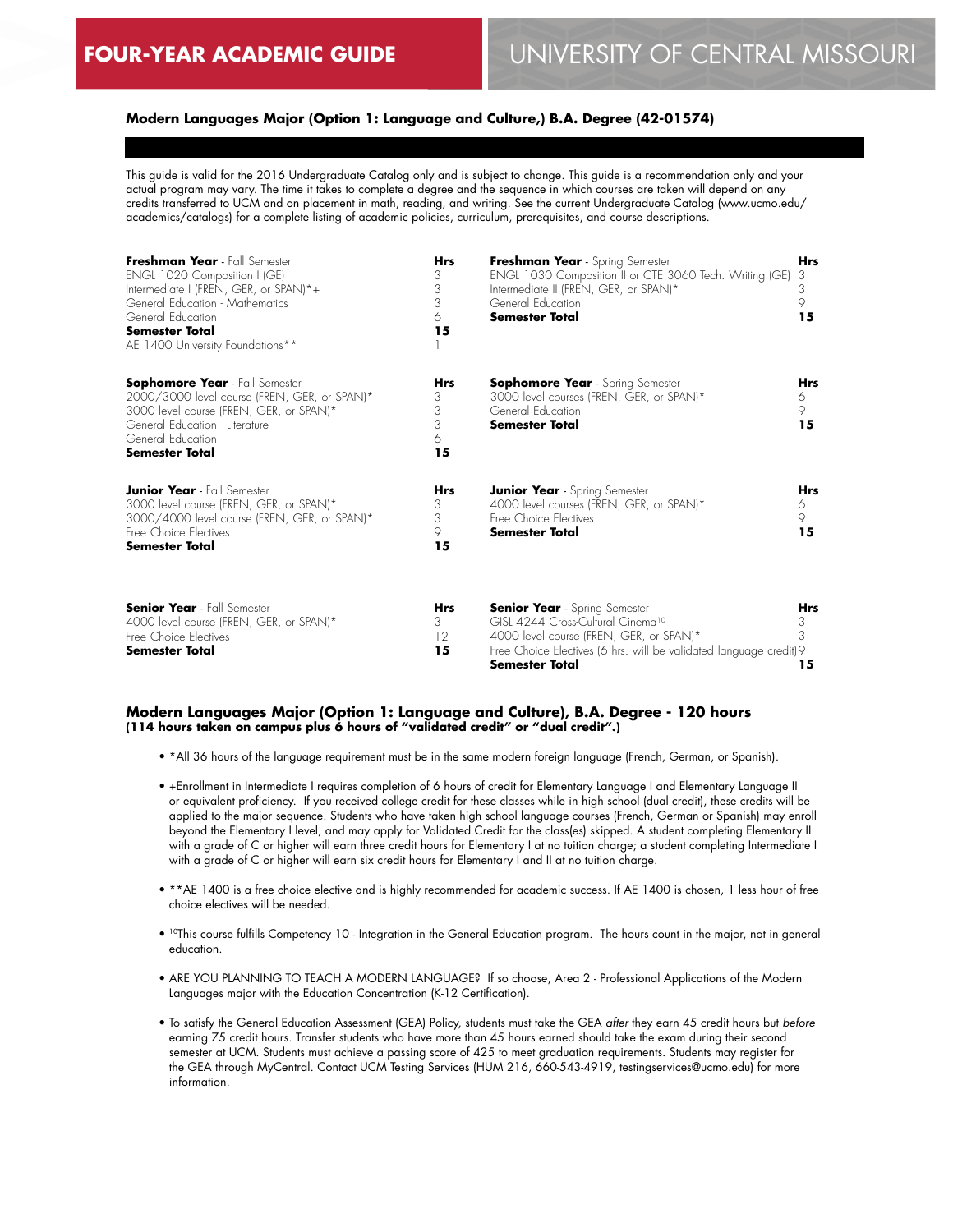**FOUR-YEAR ACADEMIC GUIDE** UNIVERSITY OF CENTRAL MISSOURI

### Modern Languages Major (Option 1: Language and Culture,) B.A. Degree (42-01574)

This guide is valid for the 2016 Undergraduate Catalog only and is subject to change. This guide is a recommendation only and your actual program may vary. The time it takes to complete a degree and the sequence in which courses are taken will depend on any credits transferred to UCM and on placement in math, reading, and writing. See the current Undergraduate Catalog (www.ucmo.edu/academics/catalogs) for a complete listing of academic policies, curriculum, prerequisites, and course descriptions.

| **Freshman Year** - Fall Semester | **Hrs** | **Freshman Year** - Spring Semester | **Hrs** |
|---|---|---|---|
| ENGL 1020 Composition I (GE) | 3 | ENGL 1030 Composition II or CTE 3060 Tech. Writing (GE) | 3 |
| Intermediate I (FREN, GER, or SPAN)*+ | 3 | Intermediate II (FREN, GER, or SPAN)* | 3 |
| General Education - Mathematics | 3 | General Education | 9 |
| General Education | 6 | **Semester Total** | **15** |
| **Semester Total** | **15** | | |
| AE 1400 University Foundations** | 1 | | |

| **Sophomore Year** - Fall Semester | **Hrs** | **Sophomore Year** - Spring Semester | **Hrs** |
|---|---|---|---|
| 2000/3000 level course (FREN, GER, or SPAN)* | 3 | 3000 level courses (FREN, GER, or SPAN)* | 6 |
| 3000 level course (FREN, GER, or SPAN)* | 3 | General Education | 9 |
| General Education - Literature | 3 | **Semester Total** | **15** |
| General Education | 6 | | |
| **Semester Total** | **15** | | |

| **Junior Year** - Fall Semester | **Hrs** | **Junior Year** - Spring Semester | **Hrs** |
|---|---|---|---|
| 3000 level course (FREN, GER, or SPAN)* | 3 | 4000 level courses (FREN, GER, or SPAN)* | 6 |
| 3000/4000 level course (FREN, GER, or SPAN)* | 3 | Free Choice Electives | 9 |
| Free Choice Electives | 9 | **Semester Total** | **15** |
| **Semester Total** | **15** | | |

| **Senior Year** - Fall Semester | **Hrs** | **Senior Year** - Spring Semester | **Hrs** |
|---|---|---|---|
| 4000 level course (FREN, GER, or SPAN)* | 3 | GISL 4244 Cross-Cultural Cinema[10] | 3 |
| Free Choice Electives | 12 | 4000 level course (FREN, GER, or SPAN)* | 3 |
| **Semester Total** | **15** | Free Choice Electives (6 hrs. will be validated language credit) | 9 |
| | | **Semester Total** | **15** |

### Modern Languages Major (Option 1: Language and Culture), B.A. Degree - 120 hours
**(114 hours taken on campus plus 6 hours of "validated credit" or "dual credit".)**

- *All 36 hours of the language requirement must be in the same modern foreign language (French, German, or Spanish).
- +Enrollment in Intermediate I requires completion of 6 hours of credit for Elementary Language I and Elementary Language II or equivalent proficiency. If you received college credit for these classes while in high school (dual credit), these credits will be applied to the major sequence. Students who have taken high school language courses (French, German or Spanish) may enroll beyond the Elementary I level, and may apply for Validated Credit for the class(es) skipped. A student completing Elementary II with a grade of C or higher will earn three credit hours for Elementary I at no tuition charge; a student completing Intermediate I with a grade of C or higher will earn six credit hours for Elementary I and II at no tuition charge.
- **AE 1400 is a free choice elective and is highly recommended for academic success. If AE 1400 is chosen, 1 less hour of free choice electives will be needed.
- [10]This course fulfills Competency 10 - Integration in the General Education program. The hours count in the major, not in general education.
- ARE YOU PLANNING TO TEACH A MODERN LANGUAGE? If so choose, Area 2 - Professional Applications of the Modern Languages major with the Education Concentration (K-12 Certification).
- To satisfy the General Education Assessment (GEA) Policy, students must take the GEA *after* they earn 45 credit hours but *before* earning 75 credit hours. Transfer students who have more than 45 hours earned should take the exam during their second semester at UCM. Students must achieve a passing score of 425 to meet graduation requirements. Students may register for the GEA through MyCentral. Contact UCM Testing Services (HUM 216, 660-543-4919, testingservices@ucmo.edu) for more information.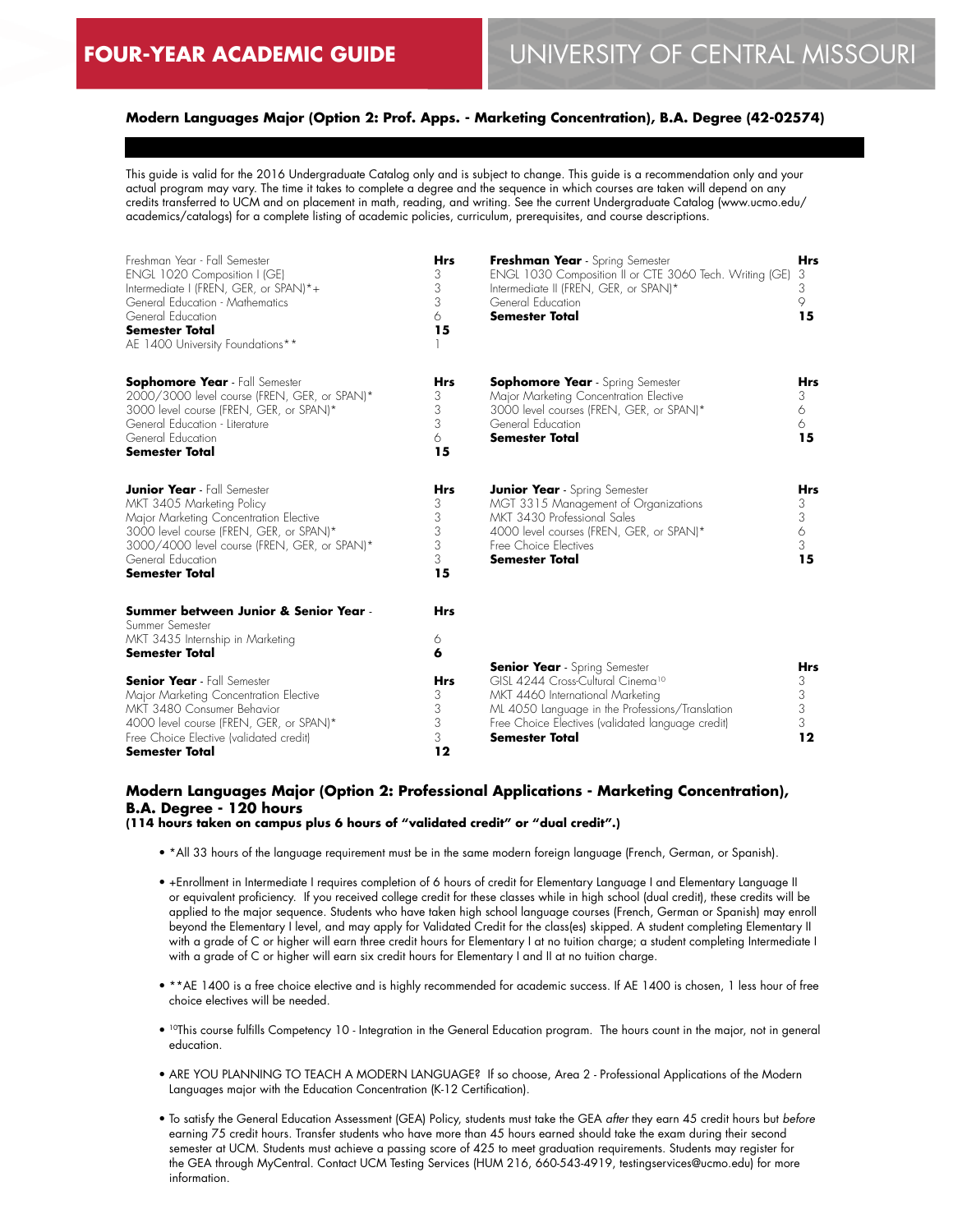# Modern Languages Major (Option 2: Prof. Apps. - Marketing Concentration), B.A. Degree (42-02574)

This guide is valid for the 2016 Undergraduate Catalog only and is subject to change. This guide is a recommendation only and your actual program may vary. The time it takes to complete a degree and the sequence in which courses are taken will depend on any credits transferred to UCM and on placement in math, reading, and writing. See the current Undergraduate Catalog (www.ucmo.edu/academics/catalogs) for a complete listing of academic policies, curriculum, prerequisites, and course descriptions.

| Freshman Year - Fall Semester | Hrs |
|---|---|
| ENGL 1020 Composition I (GE) | 3 |
| Intermediate I (FREN, GER, or SPAN)*+ | 3 |
| General Education - Mathematics | 3 |
| General Education | 6 |
| **Semester Total** | **15** |
| AE 1400 University Foundations** | 1 |

| **Freshman Year** - Spring Semester | Hrs |
|---|---|
| ENGL 1030 Composition II or CTE 3060 Tech. Writing (GE) | 3 |
| Intermediate II (FREN, GER, or SPAN)* | 3 |
| General Education | 9 |
| **Semester Total** | **15** |

| **Sophomore Year** - Fall Semester | Hrs |
|---|---|
| 2000/3000 level course (FREN, GER, or SPAN)* | 3 |
| 3000 level course (FREN, GER, or SPAN)* | 3 |
| General Education - Literature | 3 |
| General Education | 6 |
| **Semester Total** | **15** |

| **Sophomore Year** - Spring Semester | Hrs |
|---|---|
| Major Marketing Concentration Elective | 3 |
| 3000 level courses (FREN, GER, or SPAN)* | 6 |
| General Education | 6 |
| **Semester Total** | **15** |

| **Junior Year** - Fall Semester | Hrs |
|---|---|
| MKT 3405 Marketing Policy | 3 |
| Major Marketing Concentration Elective | 3 |
| 3000 level course (FREN, GER, or SPAN)* | 3 |
| 3000/4000 level course (FREN, GER, or SPAN)* | 3 |
| General Education | 3 |
| **Semester Total** | **15** |

| **Junior Year** - Spring Semester | Hrs |
|---|---|
| MGT 3315 Management of Organizations | 3 |
| MKT 3430 Professional Sales | 3 |
| 4000 level courses (FREN, GER, or SPAN)* | 6 |
| Free Choice Electives | 3 |
| **Semester Total** | **15** |

| **Summer between Junior & Senior Year** - Summer Semester | Hrs |
|---|---|
| MKT 3435 Internship in Marketing | 6 |
| **Semester Total** | **6** |

| **Senior Year** - Fall Semester | Hrs |
|---|---|
| Major Marketing Concentration Elective | 3 |
| MKT 3480 Consumer Behavior | 3 |
| 4000 level course (FREN, GER, or SPAN)* | 3 |
| Free Choice Elective (validated credit) | 3 |
| **Semester Total** | **12** |

| **Senior Year** - Spring Semester | Hrs |
|---|---|
| GISL 4244 Cross-Cultural Cinema[10] | 3 |
| MKT 4460 International Marketing | 3 |
| ML 4050 Language in the Professions/Translation | 3 |
| Free Choice Electives (validated language credit) | 3 |
| **Semester Total** | **12** |

## Modern Languages Major (Option 2: Professional Applications - Marketing Concentration), B.A. Degree - 120 hours

**(114 hours taken on campus plus 6 hours of "validated credit" or "dual credit".)**

- *All 33 hours of the language requirement must be in the same modern foreign language (French, German, or Spanish).
- +Enrollment in Intermediate I requires completion of 6 hours of credit for Elementary Language I and Elementary Language II or equivalent proficiency. If you received college credit for these classes while in high school (dual credit), these credits will be applied to the major sequence. Students who have taken high school language courses (French, German or Spanish) may enroll beyond the Elementary I level, and may apply for Validated Credit for the class(es) skipped. A student completing Elementary II with a grade of C or higher will earn three credit hours for Elementary I at no tuition charge; a student completing Intermediate I with a grade of C or higher will earn six credit hours for Elementary I and II at no tuition charge.
- **AE 1400 is a free choice elective and is highly recommended for academic success. If AE 1400 is chosen, 1 less hour of free choice electives will be needed.
- [10]This course fulfills Competency 10 - Integration in the General Education program. The hours count in the major, not in general education.
- ARE YOU PLANNING TO TEACH A MODERN LANGUAGE? If so choose, Area 2 - Professional Applications of the Modern Languages major with the Education Concentration (K-12 Certification).
- To satisfy the General Education Assessment (GEA) Policy, students must take the GEA *after* they earn 45 credit hours but *before* earning 75 credit hours. Transfer students who have more than 45 hours earned should take the exam during their second semester at UCM. Students must achieve a passing score of 425 to meet graduation requirements. Students may register for the GEA through MyCentral. Contact UCM Testing Services (HUM 216, 660-543-4919, testingservices@ucmo.edu) for more information.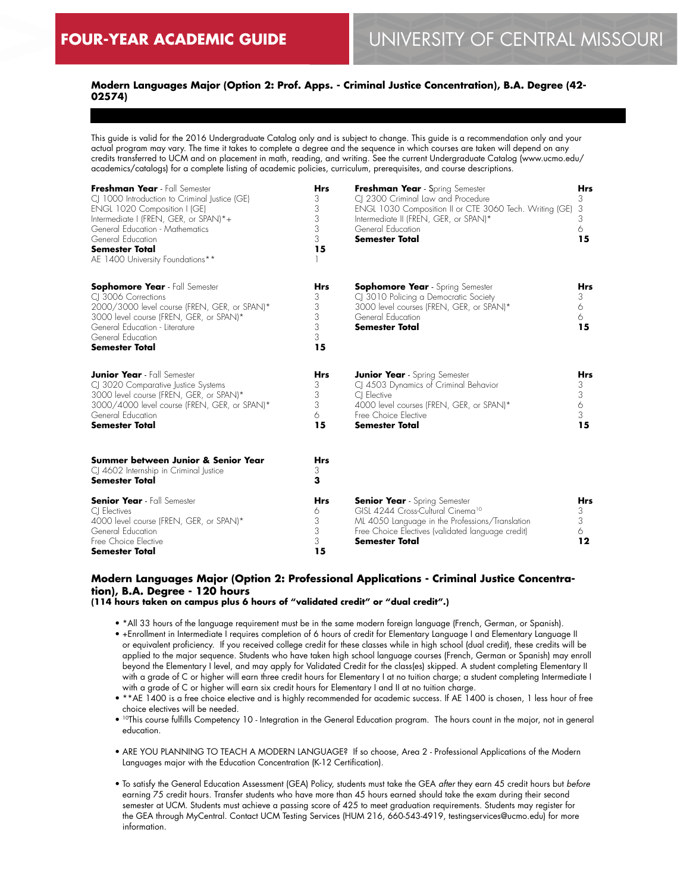FOUR-YEAR ACADEMIC GUIDE

UNIVERSITY OF CENTRAL MISSOURI

### Modern Languages Major (Option 2: Prof. Apps. - Criminal Justice Concentration), B.A. Degree (42-02574)

This guide is valid for the 2016 Undergraduate Catalog only and is subject to change. This guide is a recommendation only and your actual program may vary. The time it takes to complete a degree and the sequence in which courses are taken will depend on any credits transferred to UCM and on placement in math, reading, and writing. See the current Undergraduate Catalog (www.ucmo.edu/academics/catalogs) for a complete listing of academic policies, curriculum, prerequisites, and course descriptions.

| **Freshman Year** - Fall Semester | **Hrs** | **Freshman Year** - Spring Semester | **Hrs** |
|---|---|---|---|
| CJ 1000 Introduction to Criminal Justice (GE) | 3 | CJ 2300 Criminal Law and Procedure | 3 |
| ENGL 1020 Composition I (GE) | 3 | ENGL 1030 Composition II or CTE 3060 Tech. Writing (GE) | 3 |
| Intermediate I (FREN, GER, or SPAN)*+ | 3 | Intermediate II (FREN, GER, or SPAN)* | 3 |
| General Education - Mathematics | 3 | General Education | 6 |
| General Education | 3 | **Semester Total** | **15** |
| **Semester Total** | **15** | | |
| AE 1400 University Foundations** | 1 | | |

| **Sophomore Year** - Fall Semester | **Hrs** | **Sophomore Year** - Spring Semester | **Hrs** |
|---|---|---|---|
| CJ 3006 Corrections | 3 | CJ 3010 Policing a Democratic Society | 3 |
| 2000/3000 level course (FREN, GER, or SPAN)* | 3 | 3000 level courses (FREN, GER, or SPAN)* | 6 |
| 3000 level course (FREN, GER, or SPAN)* | 3 | General Education | 6 |
| General Education - Literature | 3 | **Semester Total** | **15** |
| General Education | 3 | | |
| **Semester Total** | **15** | | |

| **Junior Year** - Fall Semester | **Hrs** | **Junior Year** - Spring Semester | **Hrs** |
|---|---|---|---|
| CJ 3020 Comparative Justice Systems | 3 | CJ 4503 Dynamics of Criminal Behavior | 3 |
| 3000 level course (FREN, GER, or SPAN)* | 3 | CJ Elective | 3 |
| 3000/4000 level course (FREN, GER, or SPAN)* | 3 | 4000 level courses (FREN, GER, or SPAN)* | 6 |
| General Education | 6 | Free Choice Elective | 3 |
| **Semester Total** | **15** | **Semester Total** | **15** |

| **Summer between Junior & Senior Year** | **Hrs** |
|---|---|
| CJ 4602 Internship in Criminal Justice | 3 |
| **Semester Total** | **3** |

| **Senior Year** - Fall Semester | **Hrs** | **Senior Year** - Spring Semester | **Hrs** |
|---|---|---|---|
| CJ Electives | 6 | GISL 4244 Cross-Cultural Cinema[10] | 3 |
| 4000 level course (FREN, GER, or SPAN)* | 3 | ML 4050 Language in the Professions/Translation | 3 |
| General Education | 3 | Free Choice Electives (validated language credit) | 6 |
| Free Choice Elective | 3 | **Semester Total** | **12** |
| **Semester Total** | **15** | | |

### Modern Languages Major (Option 2: Professional Applications - Criminal Justice Concentration), B.A. Degree - 120 hours

**(114 hours taken on campus plus 6 hours of "validated credit" or "dual credit".)**

- *All 33 hours of the language requirement must be in the same modern foreign language (French, German, or Spanish).
- +Enrollment in Intermediate I requires completion of 6 hours of credit for Elementary Language I and Elementary Language II or equivalent proficiency. If you received college credit for these classes while in high school (dual credit), these credits will be applied to the major sequence. Students who have taken high school language courses (French, German or Spanish) may enroll beyond the Elementary I level, and may apply for Validated Credit for the class(es) skipped. A student completing Elementary II with a grade of C or higher will earn three credit hours for Elementary I at no tuition charge; a student completing Intermediate I with a grade of C or higher will earn six credit hours for Elementary I and II at no tuition charge.
- **AE 1400 is a free choice elective and is highly recommended for academic success. If AE 1400 is chosen, 1 less hour of free choice electives will be needed.
- [10]This course fulfills Competency 10 - Integration in the General Education program. The hours count in the major, not in general education.
- ARE YOU PLANNING TO TEACH A MODERN LANGUAGE? If so choose, Area 2 - Professional Applications of the Modern Languages major with the Education Concentration (K-12 Certification).
- To satisfy the General Education Assessment (GEA) Policy, students must take the GEA *after* they earn 45 credit hours but *before* earning 75 credit hours. Transfer students who have more than 45 hours earned should take the exam during their second semester at UCM. Students must achieve a passing score of 425 to meet graduation requirements. Students may register for the GEA through MyCentral. Contact UCM Testing Services (HUM 216, 660-543-4919, testingservices@ucmo.edu) for more information.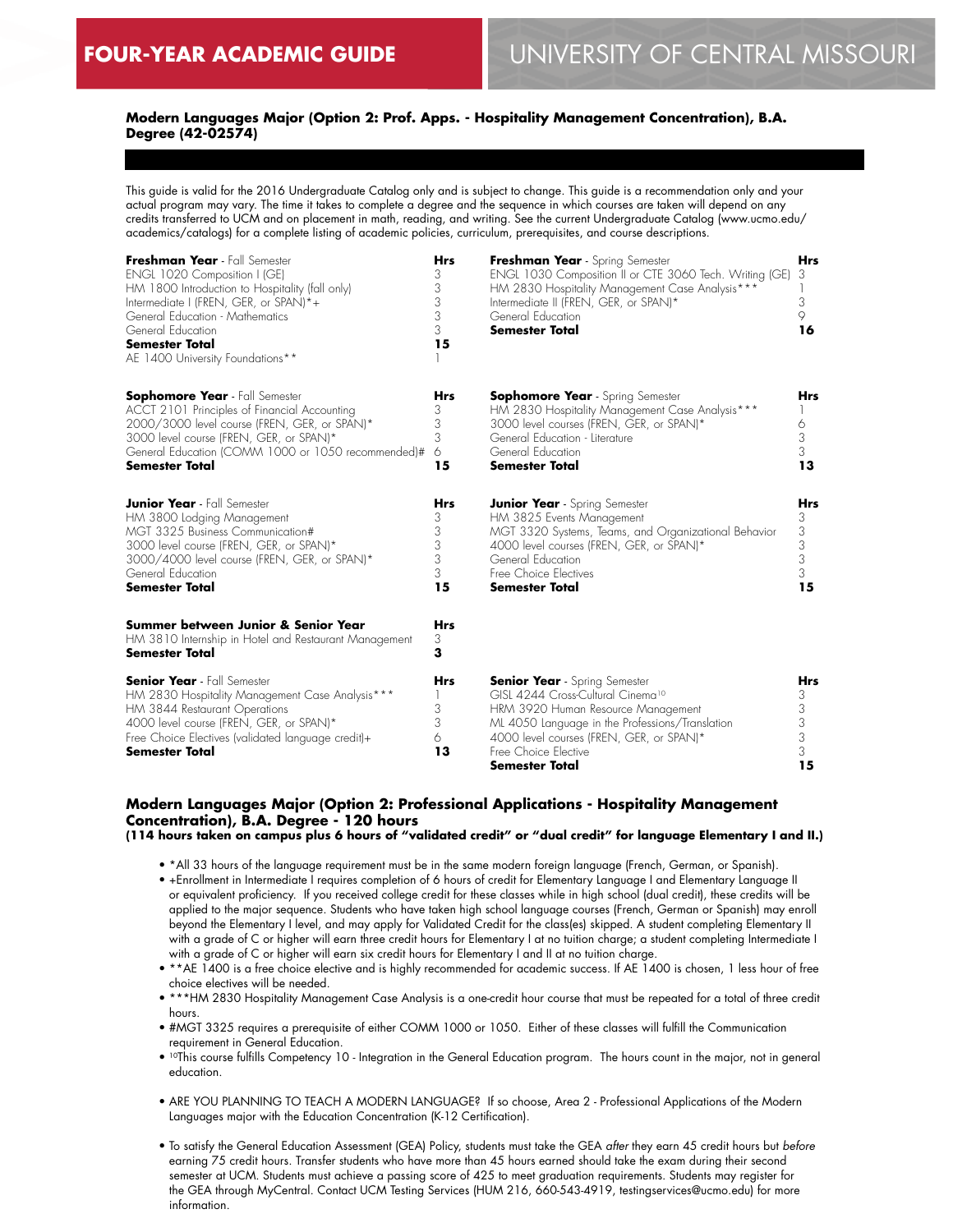# FOUR-YEAR ACADEMIC GUIDE — UNIVERSITY OF CENTRAL MISSOURI

## Modern Languages Major (Option 2: Prof. Apps. - Hospitality Management Concentration), B.A. Degree (42-02574)

This guide is valid for the 2016 Undergraduate Catalog only and is subject to change. This guide is a recommendation only and your actual program may vary. The time it takes to complete a degree and the sequence in which courses are taken will depend on any credits transferred to UCM and on placement in math, reading, and writing. See the current Undergraduate Catalog (www.ucmo.edu/academics/catalogs) for a complete listing of academic policies, curriculum, prerequisites, and course descriptions.

| **Freshman Year** - Fall Semester | Hrs |
|---|---|
| ENGL 1020 Composition I (GE) | 3 |
| HM 1800 Introduction to Hospitality (fall only) | 3 |
| Intermediate I (FREN, GER, or SPAN)*+ | 3 |
| General Education - Mathematics | 3 |
| General Education | 3 |
| **Semester Total** | **15** |
| AE 1400 University Foundations** | 1 |

| **Freshman Year** - Spring Semester | Hrs |
|---|---|
| ENGL 1030 Composition II or CTE 3060 Tech. Writing (GE) | 3 |
| HM 2830 Hospitality Management Case Analysis*** | 1 |
| Intermediate II (FREN, GER, or SPAN)* | 3 |
| General Education | 9 |
| **Semester Total** | **16** |

| **Sophomore Year** - Fall Semester | Hrs |
|---|---|
| ACCT 2101 Principles of Financial Accounting | 3 |
| 2000/3000 level course (FREN, GER, or SPAN)* | 3 |
| 3000 level course (FREN, GER, or SPAN)* | 3 |
| General Education (COMM 1000 or 1050 recommended)# | 6 |
| **Semester Total** | **15** |

| **Sophomore Year** - Spring Semester | Hrs |
|---|---|
| HM 2830 Hospitality Management Case Analysis*** | 1 |
| 3000 level courses (FREN, GER, or SPAN)* | 6 |
| General Education - Literature | 3 |
| General Education | 3 |
| **Semester Total** | **13** |

| **Junior Year** - Fall Semester | Hrs |
|---|---|
| HM 3800 Lodging Management | 3 |
| MGT 3325 Business Communication# | 3 |
| 3000 level course (FREN, GER, or SPAN)* | 3 |
| 3000/4000 level course (FREN, GER, or SPAN)* | 3 |
| General Education | 3 |
| **Semester Total** | **15** |

| **Junior Year** - Spring Semester | Hrs |
|---|---|
| HM 3825 Events Management | 3 |
| MGT 3320 Systems, Teams, and Organizational Behavior | 3 |
| 4000 level courses (FREN, GER, or SPAN)* | 3 |
| General Education | 3 |
| Free Choice Electives | 3 |
| **Semester Total** | **15** |

| **Summer between Junior & Senior Year** | Hrs |
|---|---|
| HM 3810 Internship in Hotel and Restaurant Management | 3 |
| **Semester Total** | **3** |

| **Senior Year** - Fall Semester | Hrs |
|---|---|
| HM 2830 Hospitality Management Case Analysis*** | 1 |
| HM 3844 Restaurant Operations | 3 |
| 4000 level course (FREN, GER, or SPAN)* | 3 |
| Free Choice Electives (validated language credit)+ | 6 |
| **Semester Total** | **13** |

| **Senior Year** - Spring Semester | Hrs |
|---|---|
| GISL 4244 Cross-Cultural Cinema[10] | 3 |
| HRM 3920 Human Resource Management | 3 |
| ML 4050 Language in the Professions/Translation | 3 |
| 4000 level courses (FREN, GER, or SPAN)* | 3 |
| Free Choice Elective | 3 |
| **Semester Total** | **15** |

## Modern Languages Major (Option 2: Professional Applications - Hospitality Management Concentration), B.A. Degree - 120 hours

**(114 hours taken on campus plus 6 hours of "validated credit" or "dual credit" for language Elementary I and II.)**

- *All 33 hours of the language requirement must be in the same modern foreign language (French, German, or Spanish).
- +Enrollment in Intermediate I requires completion of 6 hours of credit for Elementary Language I and Elementary Language II or equivalent proficiency. If you received college credit for these classes while in high school (dual credit), these credits will be applied to the major sequence. Students who have taken high school language courses (French, German or Spanish) may enroll beyond the Elementary I level, and may apply for Validated Credit for the class(es) skipped. A student completing Elementary II with a grade of C or higher will earn three credit hours for Elementary I at no tuition charge; a student completing Intermediate I with a grade of C or higher will earn six credit hours for Elementary I and II at no tuition charge.
- **AE 1400 is a free choice elective and is highly recommended for academic success. If AE 1400 is chosen, 1 less hour of free choice electives will be needed.
- ***HM 2830 Hospitality Management Case Analysis is a one-credit hour course that must be repeated for a total of three credit hours.
- #MGT 3325 requires a prerequisite of either COMM 1000 or 1050. Either of these classes will fulfill the Communication requirement in General Education.
- [10]This course fulfills Competency 10 - Integration in the General Education program. The hours count in the major, not in general education.

- ARE YOU PLANNING TO TEACH A MODERN LANGUAGE? If so choose, Area 2 - Professional Applications of the Modern Languages major with the Education Concentration (K-12 Certification).

- To satisfy the General Education Assessment (GEA) Policy, students must take the GEA *after* they earn 45 credit hours but *before* earning 75 credit hours. Transfer students who have more than 45 hours earned should take the exam during their second semester at UCM. Students must achieve a passing score of 425 to meet graduation requirements. Students may register for the GEA through MyCentral. Contact UCM Testing Services (HUM 216, 660-543-4919, testingservices@ucmo.edu) for more information.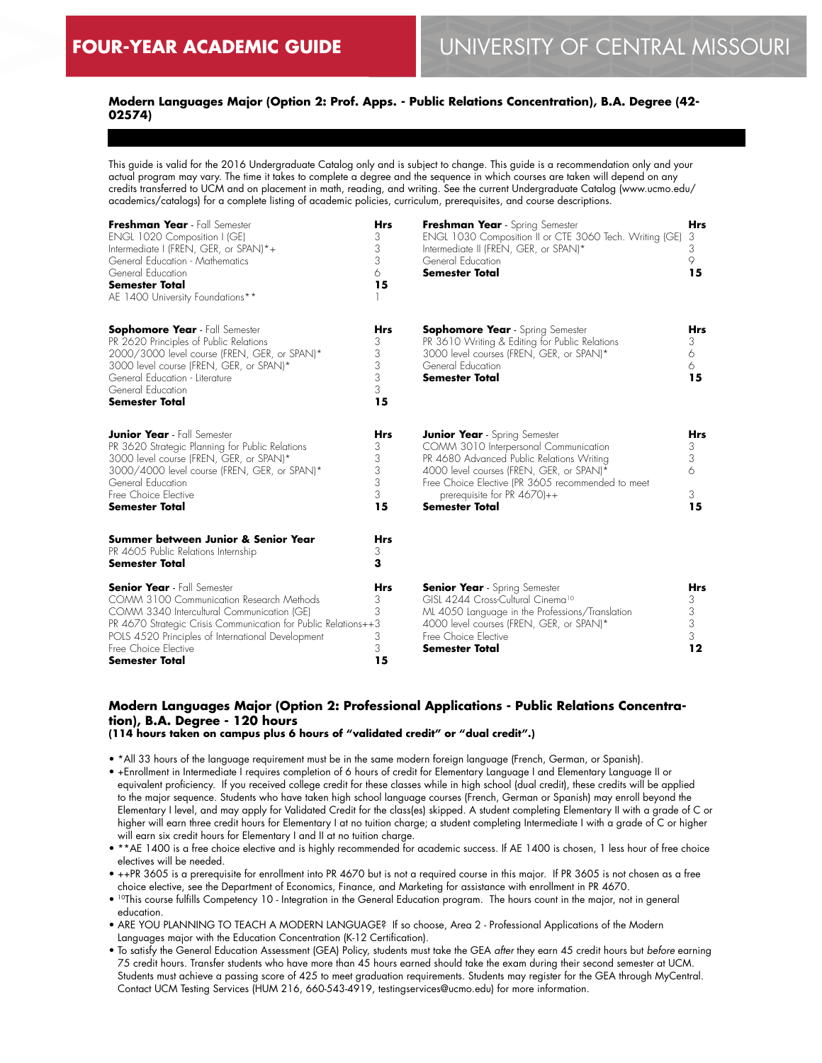# FOUR-YEAR ACADEMIC GUIDE — UNIVERSITY OF CENTRAL MISSOURI

### Modern Languages Major (Option 2: Prof. Apps. - Public Relations Concentration), B.A. Degree (42-02574)

This guide is valid for the 2016 Undergraduate Catalog only and is subject to change. This guide is a recommendation only and your actual program may vary. The time it takes to complete a degree and the sequence in which courses are taken will depend on any credits transferred to UCM and on placement in math, reading, and writing. See the current Undergraduate Catalog (www.ucmo.edu/academics/catalogs) for a complete listing of academic policies, curriculum, prerequisites, and course descriptions.

| **Freshman Year** - Fall Semester | **Hrs** |
|---|---|
| ENGL 1020 Composition I (GE) | 3 |
| Intermediate I (FREN, GER, or SPAN)*+ | 3 |
| General Education - Mathematics | 3 |
| General Education | 6 |
| **Semester Total** | **15** |
| AE 1400 University Foundations** | 1 |

| **Freshman Year** - Spring Semester | **Hrs** |
|---|---|
| ENGL 1030 Composition II or CTE 3060 Tech. Writing (GE) | 3 |
| Intermediate II (FREN, GER, or SPAN)* | 3 |
| General Education | 9 |
| **Semester Total** | **15** |

| **Sophomore Year** - Fall Semester | **Hrs** |
|---|---|
| PR 2620 Principles of Public Relations | 3 |
| 2000/3000 level course (FREN, GER, or SPAN)* | 3 |
| 3000 level course (FREN, GER, or SPAN)* | 3 |
| General Education - Literature | 3 |
| General Education | 3 |
| **Semester Total** | **15** |

| **Sophomore Year** - Spring Semester | **Hrs** |
|---|---|
| PR 3610 Writing & Editing for Public Relations | 3 |
| 3000 level courses (FREN, GER, or SPAN)* | 6 |
| General Education | 6 |
| **Semester Total** | **15** |

| **Junior Year** - Fall Semester | **Hrs** |
|---|---|
| PR 3620 Strategic Planning for Public Relations | 3 |
| 3000 level course (FREN, GER, or SPAN)* | 3 |
| 3000/4000 level course (FREN, GER, or SPAN)* | 3 |
| General Education | 3 |
| Free Choice Elective | 3 |
| **Semester Total** | **15** |

| **Junior Year** - Spring Semester | **Hrs** |
|---|---|
| COMM 3010 Interpersonal Communication | 3 |
| PR 4680 Advanced Public Relations Writing | 3 |
| 4000 level courses (FREN, GER, or SPAN)* | 6 |
| Free Choice Elective (PR 3605 recommended to meet prerequisite for PR 4670)++ | 3 |
| **Semester Total** | **15** |

| **Summer between Junior & Senior Year** | **Hrs** |
|---|---|
| PR 4605 Public Relations Internship | 3 |
| **Semester Total** | **3** |

| **Senior Year** - Fall Semester | **Hrs** |
|---|---|
| COMM 3100 Communication Research Methods | 3 |
| COMM 3340 Intercultural Communication (GE) | 3 |
| PR 4670 Strategic Crisis Communication for Public Relations++ | 3 |
| POLS 4520 Principles of International Development | 3 |
| Free Choice Elective | 3 |
| **Semester Total** | **15** |

| **Senior Year** - Spring Semester | **Hrs** |
|---|---|
| GISL 4244 Cross-Cultural Cinema[10] | 3 |
| ML 4050 Language in the Professions/Translation | 3 |
| 4000 level courses (FREN, GER, or SPAN)* | 3 |
| Free Choice Elective | 3 |
| **Semester Total** | **12** |

### Modern Languages Major (Option 2: Professional Applications - Public Relations Concentration), B.A. Degree - 120 hours
**(114 hours taken on campus plus 6 hours of "validated credit" or "dual credit".)**

- *All 33 hours of the language requirement must be in the same modern foreign language (French, German, or Spanish).
- +Enrollment in Intermediate I requires completion of 6 hours of credit for Elementary Language I and Elementary Language II or equivalent proficiency. If you received college credit for these classes while in high school (dual credit), these credits will be applied to the major sequence. Students who have taken high school language courses (French, German or Spanish) may enroll beyond the Elementary I level, and may apply for Validated Credit for the class(es) skipped. A student completing Elementary II with a grade of C or higher will earn three credit hours for Elementary I at no tuition charge; a student completing Intermediate I with a grade of C or higher will earn six credit hours for Elementary I and II at no tuition charge.
- **AE 1400 is a free choice elective and is highly recommended for academic success. If AE 1400 is chosen, 1 less hour of free choice electives will be needed.
- ++PR 3605 is a prerequisite for enrollment into PR 4670 but is not a required course in this major. If PR 3605 is not chosen as a free choice elective, see the Department of Economics, Finance, and Marketing for assistance with enrollment in PR 4670.
- [10]This course fulfills Competency 10 - Integration in the General Education program. The hours count in the major, not in general education.
- ARE YOU PLANNING TO TEACH A MODERN LANGUAGE? If so choose, Area 2 - Professional Applications of the Modern Languages major with the Education Concentration (K-12 Certification).
- To satisfy the General Education Assessment (GEA) Policy, students must take the GEA *after* they earn 45 credit hours but *before* earning 75 credit hours. Transfer students who have more than 45 hours earned should take the exam during their second semester at UCM. Students must achieve a passing score of 425 to meet graduation requirements. Students may register for the GEA through MyCentral. Contact UCM Testing Services (HUM 216, 660-543-4919, testingservices@ucmo.edu) for more information.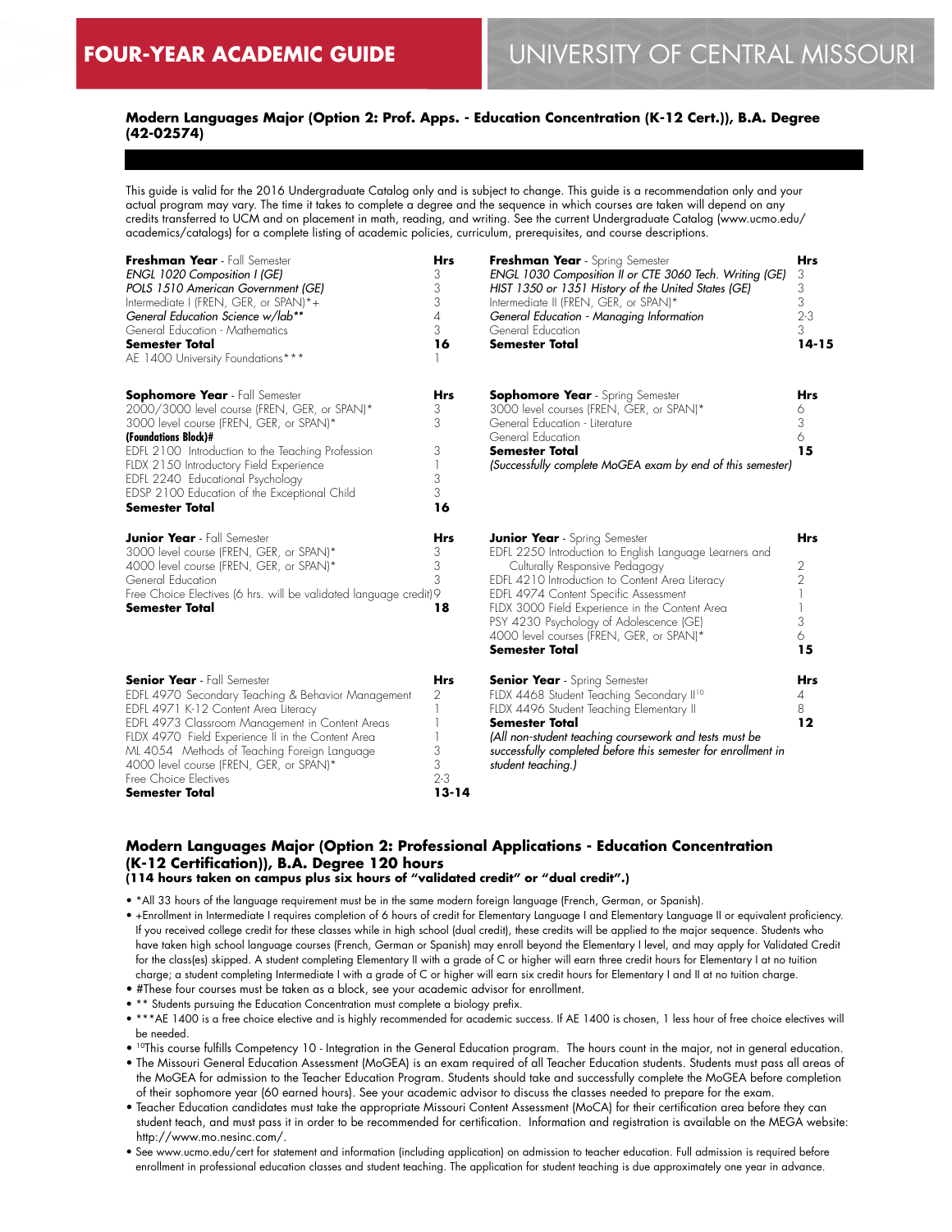# FOUR-YEAR ACADEMIC GUIDE — UNIVERSITY OF CENTRAL MISSOURI

### Modern Languages Major (Option 2: Prof. Apps. - Education Concentration (K-12 Cert.)), B.A. Degree (42-02574)

This guide is valid for the 2016 Undergraduate Catalog only and is subject to change. This guide is a recommendation only and your actual program may vary. The time it takes to complete a degree and the sequence in which courses are taken will depend on any credits transferred to UCM and on placement in math, reading, and writing. See the current Undergraduate Catalog (www.ucmo.edu/academics/catalogs) for a complete listing of academic policies, curriculum, prerequisites, and course descriptions.

| **Freshman Year** - Fall Semester | Hrs |
|---|---|
| *ENGL 1020 Composition I (GE)* | 3 |
| *POLS 1510 American Government (GE)* | 3 |
| Intermediate I (FREN, GER, or SPAN)*+ | 3 |
| *General Education Science w/lab*** | 4 |
| General Education - Mathematics | 3 |
| **Semester Total** | **16** |
| AE 1400 University Foundations*** | 1 |

| **Freshman Year** - Spring Semester | Hrs |
|---|---|
| *ENGL 1030 Composition II or CTE 3060 Tech. Writing (GE)* | 3 |
| *HIST 1350 or 1351 History of the United States (GE)* | 3 |
| Intermediate II (FREN, GER, or SPAN)* | 3 |
| *General Education - Managing Information* | 2-3 |
| General Education | 3 |
| **Semester Total** | **14-15** |

| **Sophomore Year** - Fall Semester | Hrs |
|---|---|
| 2000/3000 level course (FREN, GER, or SPAN)* | 3 |
| 3000 level course (FREN, GER, or SPAN)* | 3 |
| **(Foundations Block)#** | |
| EDFL 2100 Introduction to the Teaching Profession | 3 |
| FLDX 2150 Introductory Field Experience | 1 |
| EDFL 2240 Educational Psychology | 3 |
| EDSP 2100 Education of the Exceptional Child | 3 |
| **Semester Total** | **16** |

| **Sophomore Year** - Spring Semester | Hrs |
|---|---|
| 3000 level courses (FREN, GER, or SPAN)* | 6 |
| General Education - Literature | 3 |
| General Education | 6 |
| **Semester Total** | **15** |
| *(Successfully complete MoGEA exam by end of this semester)* | |

| **Junior Year** - Fall Semester | Hrs |
|---|---|
| 3000 level course (FREN, GER, or SPAN)* | 3 |
| 4000 level course (FREN, GER, or SPAN)* | 3 |
| General Education | 3 |
| Free Choice Electives (6 hrs. will be validated language credit) | 9 |
| **Semester Total** | **18** |

| **Junior Year** - Spring Semester | Hrs |
|---|---|
| EDFL 2250 Introduction to English Language Learners and Culturally Responsive Pedagogy | 2 |
| EDFL 4210 Introduction to Content Area Literacy | 2 |
| EDFL 4974 Content Specific Assessment | 1 |
| FLDX 3000 Field Experience in the Content Area | 1 |
| PSY 4230 Psychology of Adolescence (GE) | 3 |
| 4000 level courses (FREN, GER, or SPAN)* | 6 |
| **Semester Total** | **15** |

| **Senior Year** - Fall Semester | Hrs |
|---|---|
| EDFL 4970 Secondary Teaching & Behavior Management | 2 |
| EDFL 4971 K-12 Content Area Literacy | 1 |
| EDFL 4973 Classroom Management in Content Areas | 1 |
| FLDX 4970 Field Experience II in the Content Area | 1 |
| ML 4054 Methods of Teaching Foreign Language | 3 |
| 4000 level course (FREN, GER, or SPAN)* | 3 |
| Free Choice Electives | 2-3 |
| **Semester Total** | **13-14** |

| **Senior Year** - Spring Semester | Hrs |
|---|---|
| FLDX 4468 Student Teaching Secondary II[10] | 4 |
| FLDX 4496 Student Teaching Elementary II | 8 |
| **Semester Total** | **12** |
| *(All non-student teaching coursework and tests must be successfully completed before this semester for enrollment in student teaching.)* | |

### Modern Languages Major (Option 2: Professional Applications - Education Concentration (K-12 Certification)), B.A. Degree 120 hours
**(114 hours taken on campus plus six hours of "validated credit" or "dual credit".)**

- *All 33 hours of the language requirement must be in the same modern foreign language (French, German, or Spanish).
- +Enrollment in Intermediate I requires completion of 6 hours of credit for Elementary Language I and Elementary Language II or equivalent proficiency. If you received college credit for these classes while in high school (dual credit), these credits will be applied to the major sequence. Students who have taken high school language courses (French, German or Spanish) may enroll beyond the Elementary I level, and may apply for Validated Credit for the class(es) skipped. A student completing Elementary II with a grade of C or higher will earn three credit hours for Elementary I at no tuition charge; a student completing Intermediate I with a grade of C or higher will earn six credit hours for Elementary I and II at no tuition charge.
- #These four courses must be taken as a block, see your academic advisor for enrollment.
- ** Students pursuing the Education Concentration must complete a biology prefix.
- ***AE 1400 is a free choice elective and is highly recommended for academic success. If AE 1400 is chosen, 1 less hour of free choice electives will be needed.
- [10]This course fulfills Competency 10 - Integration in the General Education program. The hours count in the major, not in general education.
- The Missouri General Education Assessment (MoGEA) is an exam required of all Teacher Education students. Students must pass all areas of the MoGEA for admission to the Teacher Education Program. Students should take and successfully complete the MoGEA before completion of their sophomore year (60 earned hours). See your academic advisor to discuss the classes needed to prepare for the exam.
- Teacher Education candidates must take the appropriate Missouri Content Assessment (MoCA) for their certification area before they can student teach, and must pass it in order to be recommended for certification. Information and registration is available on the MEGA website: http://www.mo.nesinc.com/.
- See www.ucmo.edu/cert for statement and information (including application) on admission to teacher education. Full admission is required before enrollment in professional education classes and student teaching. The application for student teaching is due approximately one year in advance.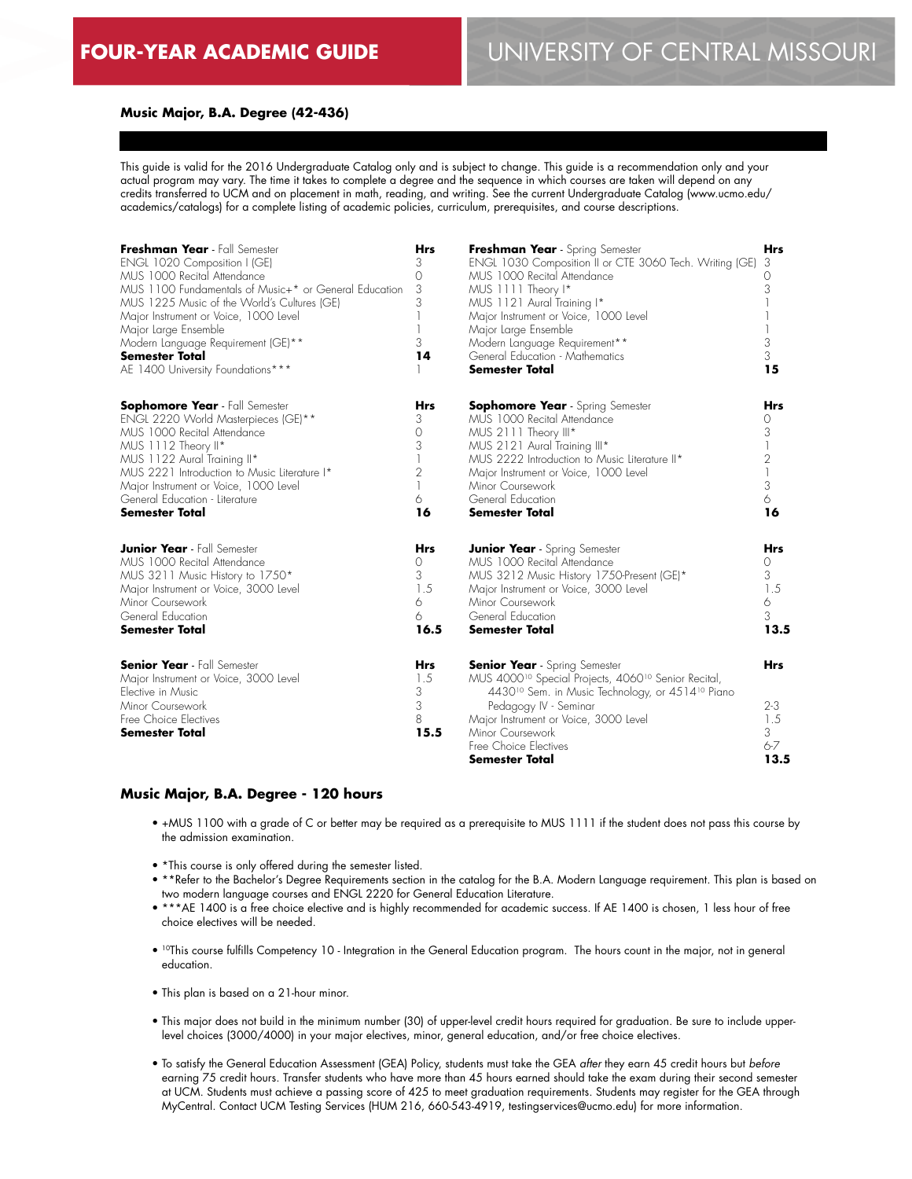## Music Major, B.A. Degree (42-436)

This guide is valid for the 2016 Undergraduate Catalog only and is subject to change. This guide is a recommendation only and your actual program may vary. The time it takes to complete a degree and the sequence in which courses are taken will depend on any credits transferred to UCM and on placement in math, reading, and writing. See the current Undergraduate Catalog (www.ucmo.edu/academics/catalogs) for a complete listing of academic policies, curriculum, prerequisites, and course descriptions.

| **Freshman Year** - Fall Semester | **Hrs** |
|---|---|
| ENGL 1020 Composition I (GE) | 3 |
| MUS 1000 Recital Attendance | 0 |
| MUS 1100 Fundamentals of Music+* or General Education | 3 |
| MUS 1225 Music of the World's Cultures (GE) | 3 |
| Major Instrument or Voice, 1000 Level | 1 |
| Major Large Ensemble | 1 |
| Modern Language Requirement (GE)** | 3 |
| **Semester Total** | **14** |
| AE 1400 University Foundations*** | 1 |

| **Freshman Year** - Spring Semester | **Hrs** |
|---|---|
| ENGL 1030 Composition II or CTE 3060 Tech. Writing (GE) | 3 |
| MUS 1000 Recital Attendance | 0 |
| MUS 1111 Theory I* | 3 |
| MUS 1121 Aural Training I* | 1 |
| Major Instrument or Voice, 1000 Level | 1 |
| Major Large Ensemble | 1 |
| Modern Language Requirement** | 3 |
| General Education - Mathematics | 3 |
| **Semester Total** | **15** |

| **Sophomore Year** - Fall Semester | **Hrs** |
|---|---|
| ENGL 2220 World Masterpieces (GE)** | 3 |
| MUS 1000 Recital Attendance | 0 |
| MUS 1112 Theory II* | 3 |
| MUS 1122 Aural Training II* | 1 |
| MUS 2221 Introduction to Music Literature I* | 2 |
| Major Instrument or Voice, 1000 Level | 1 |
| General Education - Literature | 6 |
| **Semester Total** | **16** |

| **Sophomore Year** - Spring Semester | **Hrs** |
|---|---|
| MUS 1000 Recital Attendance | 0 |
| MUS 2111 Theory III* | 3 |
| MUS 2121 Aural Training III* | 1 |
| MUS 2222 Introduction to Music Literature II* | 2 |
| Major Instrument or Voice, 1000 Level | 1 |
| Minor Coursework | 3 |
| General Education | 6 |
| **Semester Total** | **16** |

| **Junior Year** - Fall Semester | **Hrs** |
|---|---|
| MUS 1000 Recital Attendance | 0 |
| MUS 3211 Music History to 1750* | 3 |
| Major Instrument or Voice, 3000 Level | 1.5 |
| Minor Coursework | 6 |
| General Education | 6 |
| **Semester Total** | **16.5** |

| **Junior Year** - Spring Semester | **Hrs** |
|---|---|
| MUS 1000 Recital Attendance | 0 |
| MUS 3212 Music History 1750-Present (GE)* | 3 |
| Major Instrument or Voice, 3000 Level | 1.5 |
| Minor Coursework | 6 |
| General Education | 3 |
| **Semester Total** | **13.5** |

| **Senior Year** - Fall Semester | **Hrs** |
|---|---|
| Major Instrument or Voice, 3000 Level | 1.5 |
| Elective in Music | 3 |
| Minor Coursework | 3 |
| Free Choice Electives | 8 |
| **Semester Total** | **15.5** |

| **Senior Year** - Spring Semester | **Hrs** |
|---|---|
| MUS 4000[10] Special Projects, 4060[10] Senior Recital, 4430[10] Sem. in Music Technology, or 4514[10] Piano Pedagogy IV - Seminar | 2-3 |
| Major Instrument or Voice, 3000 Level | 1.5 |
| Minor Coursework | 3 |
| Free Choice Electives | 6-7 |
| **Semester Total** | **13.5** |

## Music Major, B.A. Degree - 120 hours

- +MUS 1100 with a grade of C or better may be required as a prerequisite to MUS 1111 if the student does not pass this course by the admission examination.
- *This course is only offered during the semester listed.
- **Refer to the Bachelor's Degree Requirements section in the catalog for the B.A. Modern Language requirement. This plan is based on two modern language courses and ENGL 2220 for General Education Literature.
- ***AE 1400 is a free choice elective and is highly recommended for academic success. If AE 1400 is chosen, 1 less hour of free choice electives will be needed.
- [10]This course fulfills Competency 10 - Integration in the General Education program. The hours count in the major, not in general education.
- This plan is based on a 21-hour minor.
- This major does not build in the minimum number (30) of upper-level credit hours required for graduation. Be sure to include upper-level choices (3000/4000) in your major electives, minor, general education, and/or free choice electives.
- To satisfy the General Education Assessment (GEA) Policy, students must take the GEA *after* they earn 45 credit hours but *before* earning 75 credit hours. Transfer students who have more than 45 hours earned should take the exam during their second semester at UCM. Students must achieve a passing score of 425 to meet graduation requirements. Students may register for the GEA through MyCentral. Contact UCM Testing Services (HUM 216, 660-543-4919, testingservices@ucmo.edu) for more information.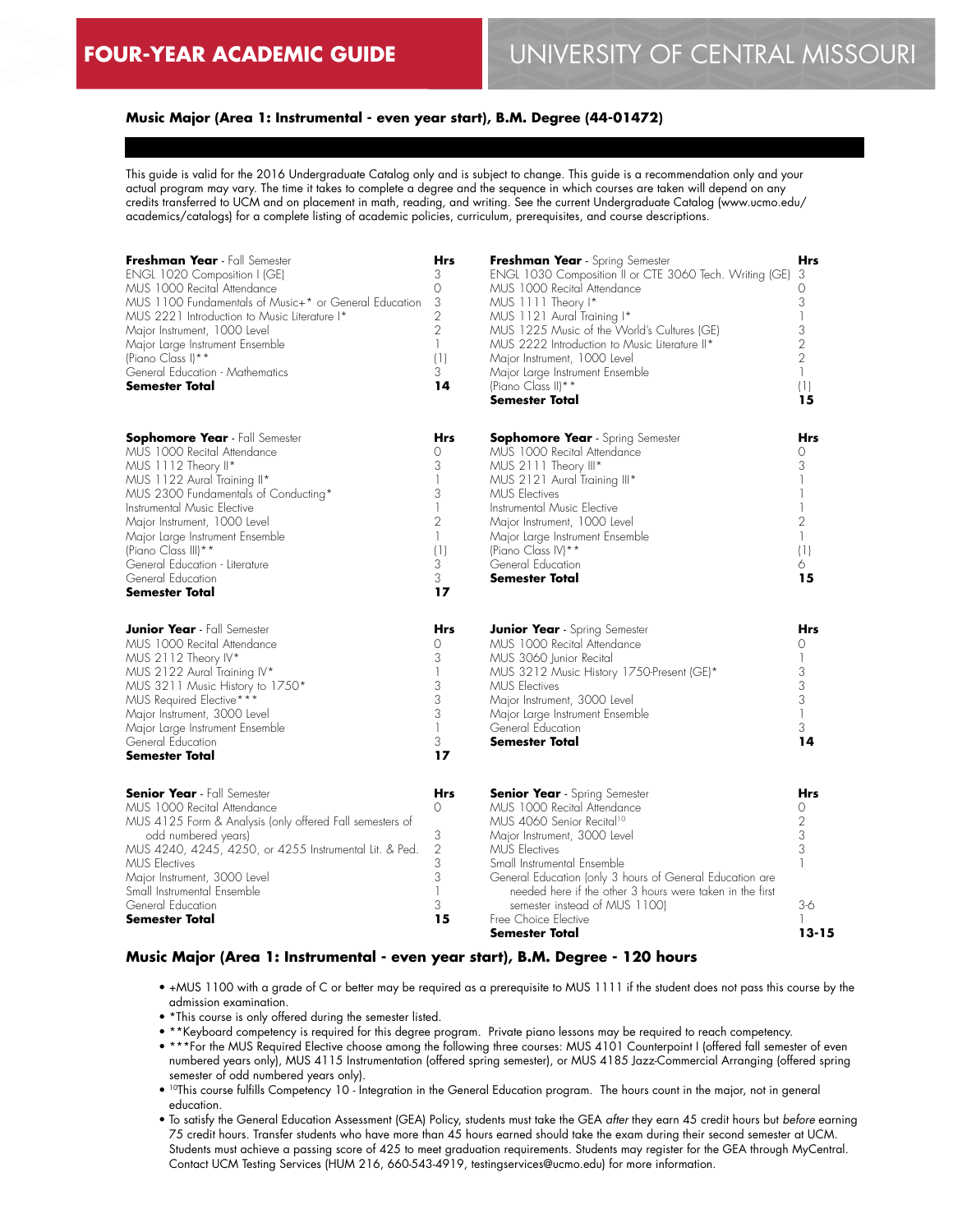# FOUR-YEAR ACADEMIC GUIDE

# UNIVERSITY OF CENTRAL MISSOURI

### Music Major (Area 1: Instrumental - even year start), B.M. Degree (44-01472)

This guide is valid for the 2016 Undergraduate Catalog only and is subject to change. This guide is a recommendation only and your actual program may vary. The time it takes to complete a degree and the sequence in which courses are taken will depend on any credits transferred to UCM and on placement in math, reading, and writing. See the current Undergraduate Catalog (www.ucmo.edu/academics/catalogs) for a complete listing of academic policies, curriculum, prerequisites, and course descriptions.

| **Freshman Year** - Fall Semester | Hrs |
|---|---|
| ENGL 1020 Composition I (GE) | 3 |
| MUS 1000 Recital Attendance | 0 |
| MUS 1100 Fundamentals of Music+* or General Education | 3 |
| MUS 2221 Introduction to Music Literature I* | 2 |
| Major Instrument, 1000 Level | 2 |
| Major Large Instrument Ensemble | 1 |
| (Piano Class I)** | (1) |
| General Education - Mathematics | 3 |
| **Semester Total** | **14** |

| **Freshman Year** - Spring Semester | Hrs |
|---|---|
| ENGL 1030 Composition II or CTE 3060 Tech. Writing (GE) | 3 |
| MUS 1000 Recital Attendance | 0 |
| MUS 1111 Theory I* | 3 |
| MUS 1121 Aural Training I* | 1 |
| MUS 1225 Music of the World's Cultures (GE) | 3 |
| MUS 2222 Introduction to Music Literature II* | 2 |
| Major Instrument, 1000 Level | 2 |
| Major Large Instrument Ensemble | 1 |
| (Piano Class II)** | (1) |
| **Semester Total** | **15** |

| **Sophomore Year** - Fall Semester | Hrs |
|---|---|
| MUS 1000 Recital Attendance | 0 |
| MUS 1112 Theory II* | 3 |
| MUS 1122 Aural Training II* | 1 |
| MUS 2300 Fundamentals of Conducting* | 3 |
| Instrumental Music Elective | 1 |
| Major Instrument, 1000 Level | 2 |
| Major Large Instrument Ensemble | 1 |
| (Piano Class III)** | (1) |
| General Education - Literature | 3 |
| General Education | 3 |
| **Semester Total** | **17** |

| **Sophomore Year** - Spring Semester | Hrs |
|---|---|
| MUS 1000 Recital Attendance | 0 |
| MUS 2111 Theory III* | 3 |
| MUS 2121 Aural Training III* | 1 |
| MUS Electives | 1 |
| Instrumental Music Elective | 1 |
| Major Instrument, 1000 Level | 2 |
| Major Large Instrument Ensemble | 1 |
| (Piano Class IV)** | (1) |
| General Education | 6 |
| **Semester Total** | **15** |

| **Junior Year** - Fall Semester | Hrs |
|---|---|
| MUS 1000 Recital Attendance | 0 |
| MUS 2112 Theory IV* | 3 |
| MUS 2122 Aural Training IV* | 1 |
| MUS 3211 Music History to 1750* | 3 |
| MUS Required Elective*** | 3 |
| Major Instrument, 3000 Level | 3 |
| Major Large Instrument Ensemble | 1 |
| General Education | 3 |
| **Semester Total** | **17** |

| **Junior Year** - Spring Semester | Hrs |
|---|---|
| MUS 1000 Recital Attendance | 0 |
| MUS 3060 Junior Recital | 1 |
| MUS 3212 Music History 1750-Present (GE)* | 3 |
| MUS Electives | 3 |
| Major Instrument, 3000 Level | 3 |
| Major Large Instrument Ensemble | 1 |
| General Education | 3 |
| **Semester Total** | **14** |

| **Senior Year** - Fall Semester | Hrs |
|---|---|
| MUS 1000 Recital Attendance | 0 |
| MUS 4125 Form & Analysis (only offered Fall semesters of odd numbered years) | 3 |
| MUS 4240, 4245, 4250, or 4255 Instrumental Lit. & Ped. | 2 |
| MUS Electives | 3 |
| Major Instrument, 3000 Level | 3 |
| Small Instrumental Ensemble | 1 |
| General Education | 3 |
| **Semester Total** | **15** |

| **Senior Year** - Spring Semester | Hrs |
|---|---|
| MUS 1000 Recital Attendance | 0 |
| MUS 4060 Senior Recital[10] | 2 |
| Major Instrument, 3000 Level | 3 |
| MUS Electives | 3 |
| Small Instrumental Ensemble | 1 |
| General Education (only 3 hours of General Education are needed here if the other 3 hours were taken in the first semester instead of MUS 1100) | 3-6 |
| Free Choice Elective | 1 |
| **Semester Total** | **13-15** |

### Music Major (Area 1: Instrumental - even year start), B.M. Degree - 120 hours

- +MUS 1100 with a grade of C or better may be required as a prerequisite to MUS 1111 if the student does not pass this course by the admission examination.
- *This course is only offered during the semester listed.
- **Keyboard competency is required for this degree program. Private piano lessons may be required to reach competency.
- ***For the MUS Required Elective choose among the following three courses: MUS 4101 Counterpoint I (offered fall semester of even numbered years only), MUS 4115 Instrumentation (offered spring semester), or MUS 4185 Jazz-Commercial Arranging (offered spring semester of odd numbered years only).
- [10]This course fulfills Competency 10 - Integration in the General Education program. The hours count in the major, not in general education.
- To satisfy the General Education Assessment (GEA) Policy, students must take the GEA *after* they earn 45 credit hours but *before* earning 75 credit hours. Transfer students who have more than 45 hours earned should take the exam during their second semester at UCM. Students must achieve a passing score of 425 to meet graduation requirements. Students may register for the GEA through MyCentral. Contact UCM Testing Services (HUM 216, 660-543-4919, testingservices@ucmo.edu) for more information.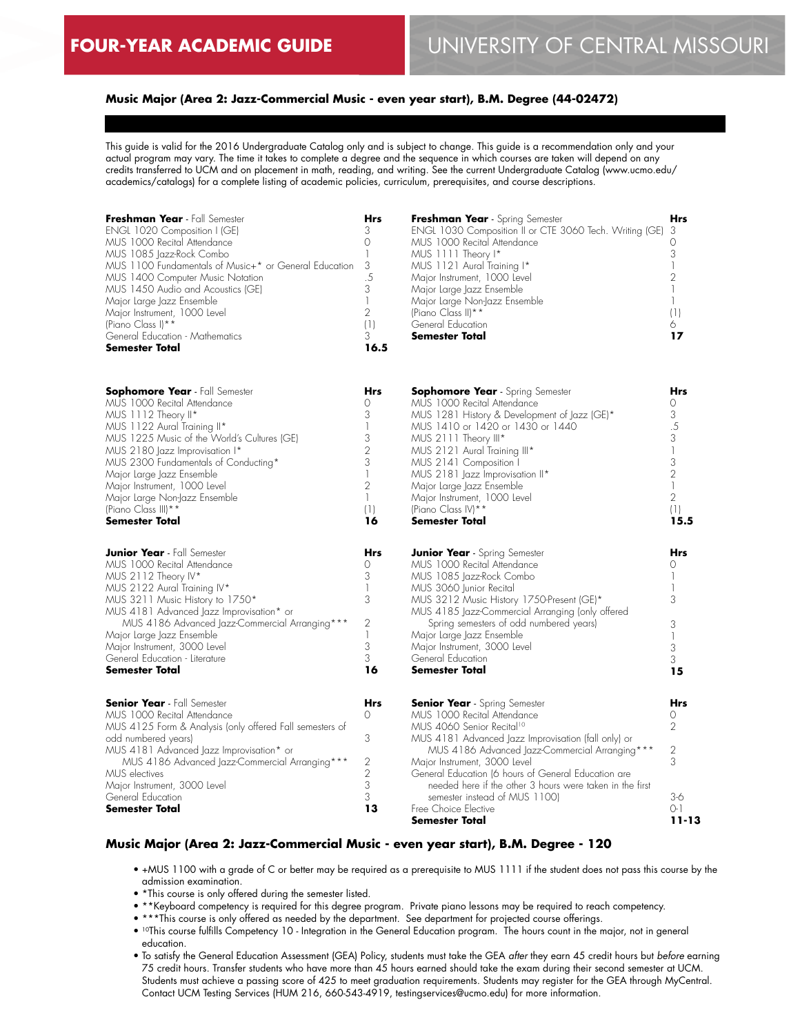# FOUR-YEAR ACADEMIC GUIDE

# UNIVERSITY OF CENTRAL MISSOURI

## Music Major (Area 2: Jazz-Commercial Music - even year start), B.M. Degree (44-02472)

This guide is valid for the 2016 Undergraduate Catalog only and is subject to change. This guide is a recommendation only and your actual program may vary. The time it takes to complete a degree and the sequence in which courses are taken will depend on any credits transferred to UCM and on placement in math, reading, and writing. See the current Undergraduate Catalog (www.ucmo.edu/academics/catalogs) for a complete listing of academic policies, curriculum, prerequisites, and course descriptions.

| **Freshman Year** - Fall Semester | **Hrs** |
|---|---|
| ENGL 1020 Composition I (GE) | 3 |
| MUS 1000 Recital Attendance | 0 |
| MUS 1085 Jazz-Rock Combo | 1 |
| MUS 1100 Fundamentals of Music+* or General Education | 3 |
| MUS 1400 Computer Music Notation | .5 |
| MUS 1450 Audio and Acoustics (GE) | 3 |
| Major Large Jazz Ensemble | 1 |
| Major Instrument, 1000 Level | 2 |
| (Piano Class I)** | (1) |
| General Education - Mathematics | 3 |
| **Semester Total** | **16.5** |

| **Freshman Year** - Spring Semester | **Hrs** |
|---|---|
| ENGL 1030 Composition II or CTE 3060 Tech. Writing (GE) | 3 |
| MUS 1000 Recital Attendance | 0 |
| MUS 1111 Theory I* | 3 |
| MUS 1121 Aural Training I* | 1 |
| Major Instrument, 1000 Level | 2 |
| Major Large Jazz Ensemble | 1 |
| Major Large Non-Jazz Ensemble | 1 |
| (Piano Class II)** | (1) |
| General Education | 6 |
| **Semester Total** | **17** |

| **Sophomore Year** - Fall Semester | **Hrs** |
|---|---|
| MUS 1000 Recital Attendance | 0 |
| MUS 1112 Theory II* | 3 |
| MUS 1122 Aural Training II* | 1 |
| MUS 1225 Music of the World's Cultures (GE) | 3 |
| MUS 2180 Jazz Improvisation I* | 2 |
| MUS 2300 Fundamentals of Conducting* | 3 |
| Major Large Jazz Ensemble | 1 |
| Major Instrument, 1000 Level | 2 |
| Major Large Non-Jazz Ensemble | 1 |
| (Piano Class III)** | (1) |
| **Semester Total** | **16** |

| **Sophomore Year** - Spring Semester | **Hrs** |
|---|---|
| MUS 1000 Recital Attendance | 0 |
| MUS 1281 History & Development of Jazz (GE)* | 3 |
| MUS 1410 or 1420 or 1430 or 1440 | .5 |
| MUS 2111 Theory III* | 3 |
| MUS 2121 Aural Training III* | 1 |
| MUS 2141 Composition I | 3 |
| MUS 2181 Jazz Improvisation II* | 2 |
| Major Large Jazz Ensemble | 1 |
| Major Instrument, 1000 Level | 2 |
| (Piano Class IV)** | (1) |
| **Semester Total** | **15.5** |

| **Junior Year** - Fall Semester | **Hrs** |
|---|---|
| MUS 1000 Recital Attendance | 0 |
| MUS 2112 Theory IV* | 3 |
| MUS 2122 Aural Training IV* | 1 |
| MUS 3211 Music History to 1750* | 3 |
| MUS 4181 Advanced Jazz Improvisation* or MUS 4186 Advanced Jazz-Commercial Arranging*** | 2 |
| Major Large Jazz Ensemble | 1 |
| Major Instrument, 3000 Level | 3 |
| General Education - Literature | 3 |
| **Semester Total** | **16** |

| **Junior Year** - Spring Semester | **Hrs** |
|---|---|
| MUS 1000 Recital Attendance | 0 |
| MUS 1085 Jazz-Rock Combo | 1 |
| MUS 3060 Junior Recital | 1 |
| MUS 3212 Music History 1750-Present (GE)* | 3 |
| MUS 4185 Jazz-Commercial Arranging (only offered Spring semesters of odd numbered years) | 3 |
| Major Large Jazz Ensemble | 1 |
| Major Instrument, 3000 Level | 3 |
| General Education | 3 |
| **Semester Total** | **15** |

| **Senior Year** - Fall Semester | **Hrs** |
|---|---|
| MUS 1000 Recital Attendance | 0 |
| MUS 4125 Form & Analysis (only offered Fall semesters of odd numbered years) | 3 |
| MUS 4181 Advanced Jazz Improvisation* or MUS 4186 Advanced Jazz-Commercial Arranging*** | 2 |
| MUS electives | 2 |
| Major Instrument, 3000 Level | 3 |
| General Education | 3 |
| **Semester Total** | **13** |

| **Senior Year** - Spring Semester | **Hrs** |
|---|---|
| MUS 1000 Recital Attendance | 0 |
| MUS 4060 Senior Recital[10] | 2 |
| MUS 4181 Advanced Jazz Improvisation (fall only) or MUS 4186 Advanced Jazz-Commercial Arranging*** | 2 |
| Major Instrument, 3000 Level | 3 |
| General Education (6 hours of General Education are needed here if the other 3 hours were taken in the first semester instead of MUS 1100) | 3-6 |
| Free Choice Elective | 0-1 |
| **Semester Total** | **11-13** |

## Music Major (Area 2: Jazz-Commercial Music - even year start), B.M. Degree - 120

- +MUS 1100 with a grade of C or better may be required as a prerequisite to MUS 1111 if the student does not pass this course by the admission examination.
- *This course is only offered during the semester listed.
- **Keyboard competency is required for this degree program. Private piano lessons may be required to reach competency.
- ***This course is only offered as needed by the department. See department for projected course offerings.
- [10]This course fulfills Competency 10 - Integration in the General Education program. The hours count in the major, not in general education.
- To satisfy the General Education Assessment (GEA) Policy, students must take the GEA *after* they earn 45 credit hours but *before* earning 75 credit hours. Transfer students who have more than 45 hours earned should take the exam during their second semester at UCM. Students must achieve a passing score of 425 to meet graduation requirements. Students may register for the GEA through MyCentral. Contact UCM Testing Services (HUM 216, 660-543-4919, testingservices@ucmo.edu) for more information.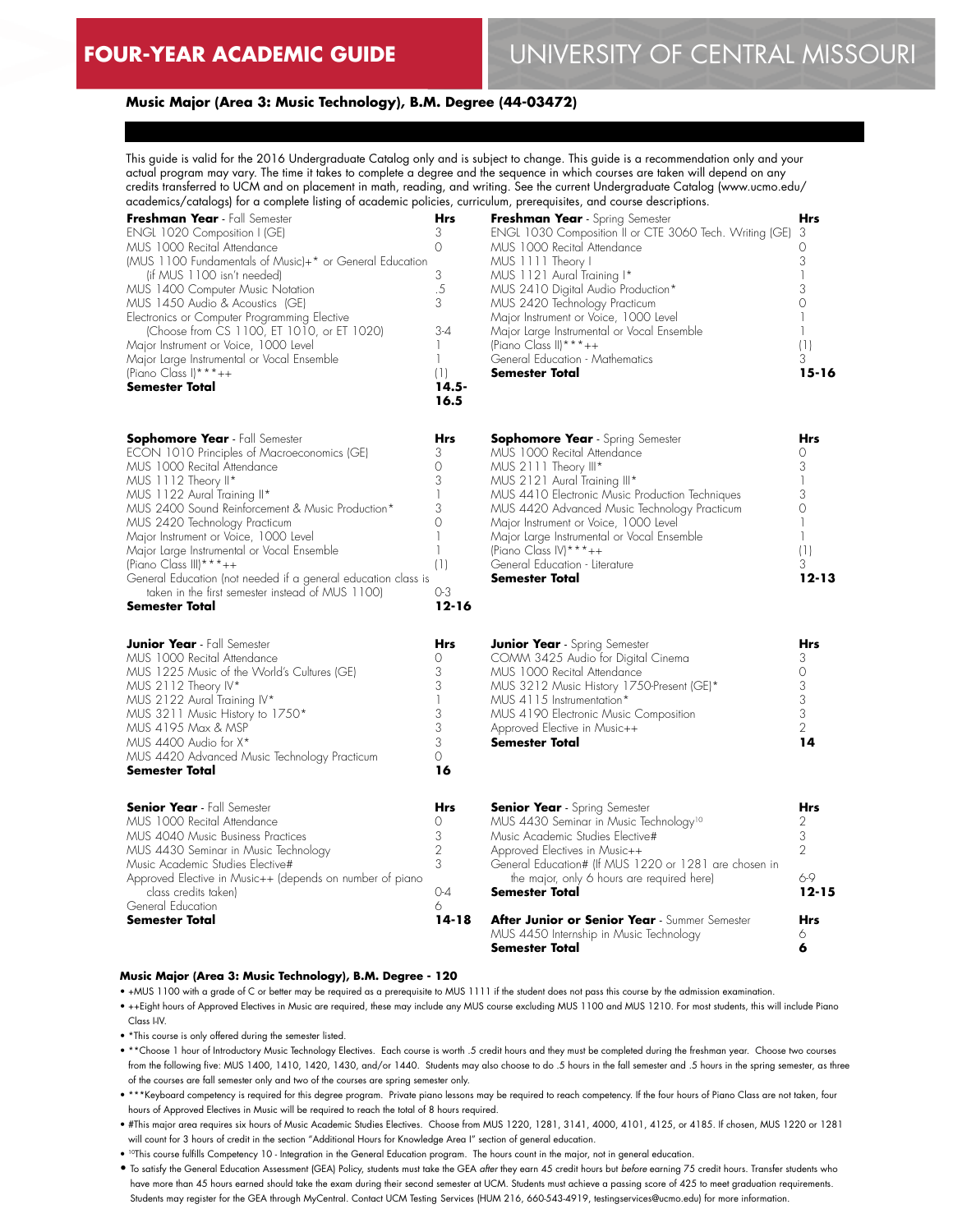# FOUR-YEAR ACADEMIC GUIDE

# UNIVERSITY OF CENTRAL MISSOURI

### Music Major (Area 3: Music Technology), B.M. Degree (44-03472)

This guide is valid for the 2016 Undergraduate Catalog only and is subject to change. This guide is a recommendation only and your actual program may vary. The time it takes to complete a degree and the sequence in which courses are taken will depend on any credits transferred to UCM and on placement in math, reading, and writing. See the current Undergraduate Catalog (www.ucmo.edu/academics/catalogs) for a complete listing of academic policies, curriculum, prerequisites, and course descriptions.

| **Freshman Year** - Fall Semester | **Hrs** |
|---|---|
| ENGL 1020 Composition I (GE) | 3 |
| MUS 1000 Recital Attendance | 0 |
| (MUS 1100 Fundamentals of Music)+* or General Education (if MUS 1100 isn't needed) | 3 |
| MUS 1400 Computer Music Notation | .5 |
| MUS 1450 Audio & Acoustics (GE) | 3 |
| Electronics or Computer Programming Elective (Choose from CS 1100, ET 1010, or ET 1020) | 3-4 |
| Major Instrument or Voice, 1000 Level | 1 |
| Major Large Instrumental or Vocal Ensemble | 1 |
| (Piano Class I)***++ | (1) |
| **Semester Total** | **14.5-16.5** |

| **Freshman Year** - Spring Semester | **Hrs** |
|---|---|
| ENGL 1030 Composition II or CTE 3060 Tech. Writing (GE) | 3 |
| MUS 1000 Recital Attendance | 0 |
| MUS 1111 Theory I | 3 |
| MUS 1121 Aural Training I* | 1 |
| MUS 2410 Digital Audio Production* | 3 |
| MUS 2420 Technology Practicum | 0 |
| Major Instrument or Voice, 1000 Level | 1 |
| Major Large Instrumental or Vocal Ensemble | 1 |
| (Piano Class II)***++ | (1) |
| General Education - Mathematics | 3 |
| **Semester Total** | **15-16** |

| **Sophomore Year** - Fall Semester | **Hrs** |
|---|---|
| ECON 1010 Principles of Macroeconomics (GE) | 3 |
| MUS 1000 Recital Attendance | 0 |
| MUS 1112 Theory II* | 3 |
| MUS 1122 Aural Training II* | 1 |
| MUS 2400 Sound Reinforcement & Music Production* | 3 |
| MUS 2420 Technology Practicum | 0 |
| Major Instrument or Voice, 1000 Level | 1 |
| Major Large Instrumental or Vocal Ensemble | 1 |
| (Piano Class III)***++ | (1) |
| General Education (not needed if a general education class is taken in the first semester instead of MUS 1100) | 0-3 |
| **Semester Total** | **12-16** |

| **Sophomore Year** - Spring Semester | **Hrs** |
|---|---|
| MUS 1000 Recital Attendance | 0 |
| MUS 2111 Theory III* | 3 |
| MUS 2121 Aural Training III* | 1 |
| MUS 4410 Electronic Music Production Techniques | 3 |
| MUS 4420 Advanced Music Technology Practicum | 0 |
| Major Instrument or Voice, 1000 Level | 1 |
| Major Large Instrumental or Vocal Ensemble | 1 |
| (Piano Class IV)***++ | (1) |
| General Education - Literature | 3 |
| **Semester Total** | **12-13** |

| **Junior Year** - Fall Semester | **Hrs** |
|---|---|
| MUS 1000 Recital Attendance | 0 |
| MUS 1225 Music of the World's Cultures (GE) | 3 |
| MUS 2112 Theory IV* | 3 |
| MUS 2122 Aural Training IV* | 1 |
| MUS 3211 Music History to 1750* | 3 |
| MUS 4195 Max & MSP | 3 |
| MUS 4400 Audio for X* | 3 |
| MUS 4420 Advanced Music Technology Practicum | 0 |
| **Semester Total** | **16** |

| **Junior Year** - Spring Semester | **Hrs** |
|---|---|
| COMM 3425 Audio for Digital Cinema | 3 |
| MUS 1000 Recital Attendance | 0 |
| MUS 3212 Music History 1750-Present (GE)* | 3 |
| MUS 4115 Instrumentation* | 3 |
| MUS 4190 Electronic Music Composition | 3 |
| Approved Elective in Music++ | 2 |
| **Semester Total** | **14** |

| **Senior Year** - Fall Semester | **Hrs** |
|---|---|
| MUS 1000 Recital Attendance | 0 |
| MUS 4040 Music Business Practices | 3 |
| MUS 4430 Seminar in Music Technology | 2 |
| Music Academic Studies Elective# | 3 |
| Approved Elective in Music++ (depends on number of piano class credits taken) | 0-4 |
| General Education | 6 |
| **Semester Total** | **14-18** |

| **Senior Year** - Spring Semester | **Hrs** |
|---|---|
| MUS 4430 Seminar in Music Technology[10] | 2 |
| Music Academic Studies Elective# | 3 |
| Approved Electives in Music++ | 2 |
| General Education# (If MUS 1220 or 1281 are chosen in the major, only 6 hours are required here) | 6-9 |
| **Semester Total** | **12-15** |

| **After Junior or Senior Year** - Summer Semester | **Hrs** |
|---|---|
| MUS 4450 Internship in Music Technology | 6 |
| **Semester Total** | **6** |

**Music Major (Area 3: Music Technology), B.M. Degree - 120**

- +MUS 1100 with a grade of C or better may be required as a prerequisite to MUS 1111 if the student does not pass this course by the admission examination.
- ++Eight hours of Approved Electives in Music are required, these may include any MUS course excluding MUS 1100 and MUS 1210. For most students, this will include Piano Class I-IV.
- *This course is only offered during the semester listed.
- **Choose 1 hour of Introductory Music Technology Electives. Each course is worth .5 credit hours and they must be completed during the freshman year. Choose two courses from the following five: MUS 1400, 1410, 1420, 1430, and/or 1440. Students may also choose to do .5 hours in the fall semester and .5 hours in the spring semester, as three of the courses are fall semester only and two of the courses are spring semester only.
- ***Keyboard competency is required for this degree program. Private piano lessons may be required to reach competency. If the four hours of Piano Class are not taken, four hours of Approved Electives in Music will be required to reach the total of 8 hours required.
- #This major area requires six hours of Music Academic Studies Electives. Choose from MUS 1220, 1281, 3141, 4000, 4101, 4125, or 4185. If chosen, MUS 1220 or 1281 will count for 3 hours of credit in the section "Additional Hours for Knowledge Area I" section of general education.
- [10]This course fulfills Competency 10 - Integration in the General Education program. The hours count in the major, not in general education.
- To satisfy the General Education Assessment (GEA) Policy, students must take the GEA *after* they earn 45 credit hours but *before* earning 75 credit hours. Transfer students who have more than 45 hours earned should take the exam during their second semester at UCM. Students must achieve a passing score of 425 to meet graduation requirements. Students may register for the GEA through MyCentral. Contact UCM Testing Services (HUM 216, 660-543-4919, testingservices@ucmo.edu) for more information.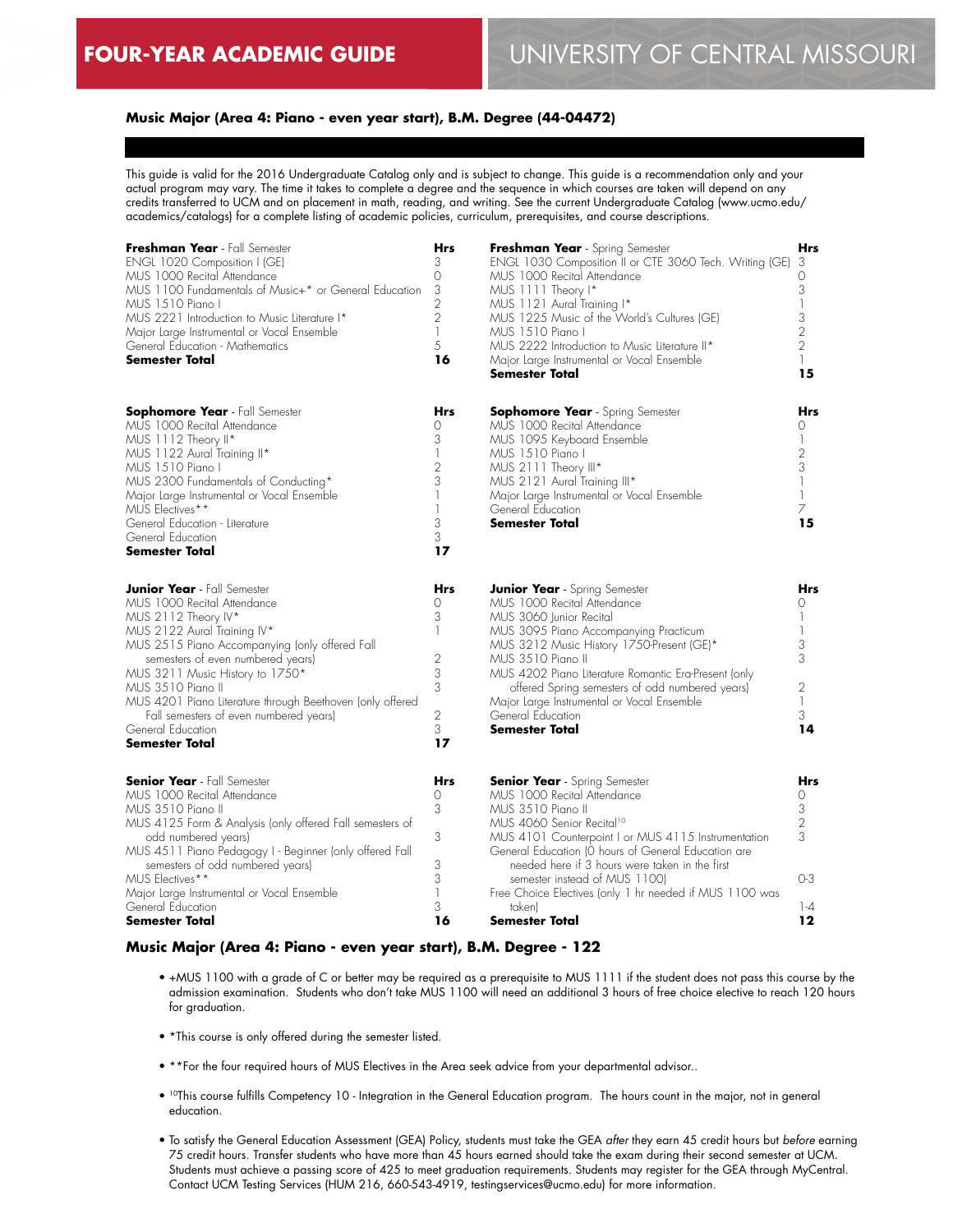# FOUR-YEAR ACADEMIC GUIDE

# UNIVERSITY OF CENTRAL MISSOURI

### Music Major (Area 4: Piano - even year start), B.M. Degree (44-04472)

This guide is valid for the 2016 Undergraduate Catalog only and is subject to change. This guide is a recommendation only and your actual program may vary. The time it takes to complete a degree and the sequence in which courses are taken will depend on any credits transferred to UCM and on placement in math, reading, and writing. See the current Undergraduate Catalog (www.ucmo.edu/academics/catalogs) for a complete listing of academic policies, curriculum, prerequisites, and course descriptions.

| **Freshman Year** - Fall Semester | **Hrs** |
|---|---|
| ENGL 1020 Composition I (GE) | 3 |
| MUS 1000 Recital Attendance | 0 |
| MUS 1100 Fundamentals of Music+* or General Education | 3 |
| MUS 1510 Piano I | 2 |
| MUS 2221 Introduction to Music Literature I* | 2 |
| Major Large Instrumental or Vocal Ensemble | 1 |
| General Education - Mathematics | 5 |
| **Semester Total** | **16** |

| **Freshman Year** - Spring Semester | **Hrs** |
|---|---|
| ENGL 1030 Composition II or CTE 3060 Tech. Writing (GE) | 3 |
| MUS 1000 Recital Attendance | 0 |
| MUS 1111 Theory I* | 3 |
| MUS 1121 Aural Training I* | 1 |
| MUS 1225 Music of the World's Cultures (GE) | 3 |
| MUS 1510 Piano I | 2 |
| MUS 2222 Introduction to Music Literature II* | 2 |
| Major Large Instrumental or Vocal Ensemble | 1 |
| **Semester Total** | **15** |

| **Sophomore Year** - Fall Semester | **Hrs** |
|---|---|
| MUS 1000 Recital Attendance | 0 |
| MUS 1112 Theory II* | 3 |
| MUS 1122 Aural Training II* | 1 |
| MUS 1510 Piano I | 2 |
| MUS 2300 Fundamentals of Conducting* | 3 |
| Major Large Instrumental or Vocal Ensemble | 1 |
| MUS Electives** | 1 |
| General Education - Literature | 3 |
| General Education | 3 |
| **Semester Total** | **17** |

| **Sophomore Year** - Spring Semester | **Hrs** |
|---|---|
| MUS 1000 Recital Attendance | 0 |
| MUS 1095 Keyboard Ensemble | 1 |
| MUS 1510 Piano I | 2 |
| MUS 2111 Theory III* | 3 |
| MUS 2121 Aural Training III* | 1 |
| Major Large Instrumental or Vocal Ensemble | 1 |
| General Education | 7 |
| **Semester Total** | **15** |

| **Junior Year** - Fall Semester | **Hrs** |
|---|---|
| MUS 1000 Recital Attendance | 0 |
| MUS 2112 Theory IV* | 3 |
| MUS 2122 Aural Training IV* | 1 |
| MUS 2515 Piano Accompanying (only offered Fall semesters of even numbered years) | 2 |
| MUS 3211 Music History to 1750* | 3 |
| MUS 3510 Piano II | 3 |
| MUS 4201 Piano Literature through Beethoven (only offered Fall semesters of even numbered years) | 2 |
| General Education | 3 |
| **Semester Total** | **17** |

| **Junior Year** - Spring Semester | **Hrs** |
|---|---|
| MUS 1000 Recital Attendance | 0 |
| MUS 3060 Junior Recital | 1 |
| MUS 3095 Piano Accompanying Practicum | 1 |
| MUS 3212 Music History 1750-Present (GE)* | 3 |
| MUS 3510 Piano II | 3 |
| MUS 4202 Piano Literature Romantic Era-Present (only offered Spring semesters of odd numbered years) | 2 |
| Major Large Instrumental or Vocal Ensemble | 1 |
| General Education | 3 |
| **Semester Total** | **14** |

| **Senior Year** - Fall Semester | **Hrs** |
|---|---|
| MUS 1000 Recital Attendance | 0 |
| MUS 3510 Piano II | 3 |
| MUS 4125 Form & Analysis (only offered Fall semesters of odd numbered years) | 3 |
| MUS 4511 Piano Pedagogy I - Beginner (only offered Fall semesters of odd numbered years) | 3 |
| MUS Electives** | 3 |
| Major Large Instrumental or Vocal Ensemble | 1 |
| General Education | 3 |
| **Semester Total** | **16** |

| **Senior Year** - Spring Semester | **Hrs** |
|---|---|
| MUS 1000 Recital Attendance | 0 |
| MUS 3510 Piano II | 3 |
| MUS 4060 Senior Recital[10] | 2 |
| MUS 4101 Counterpoint I or MUS 4115 Instrumentation | 3 |
| General Education (0 hours of General Education are needed here if 3 hours were taken in the first semester instead of MUS 1100) | 0-3 |
| Free Choice Electives (only 1 hr needed if MUS 1100 was taken) | 1-4 |
| **Semester Total** | **12** |

### Music Major (Area 4: Piano - even year start), B.M. Degree - 122

- +MUS 1100 with a grade of C or better may be required as a prerequisite to MUS 1111 if the student does not pass this course by the admission examination. Students who don't take MUS 1100 will need an additional 3 hours of free choice elective to reach 120 hours for graduation.
- *This course is only offered during the semester listed.
- **For the four required hours of MUS Electives in the Area seek advice from your departmental advisor..
- [10]This course fulfills Competency 10 - Integration in the General Education program. The hours count in the major, not in general education.
- To satisfy the General Education Assessment (GEA) Policy, students must take the GEA *after* they earn 45 credit hours but *before* earning 75 credit hours. Transfer students who have more than 45 hours earned should take the exam during their second semester at UCM. Students must achieve a passing score of 425 to meet graduation requirements. Students may register for the GEA through MyCentral. Contact UCM Testing Services (HUM 216, 660-543-4919, testingservices@ucmo.edu) for more information.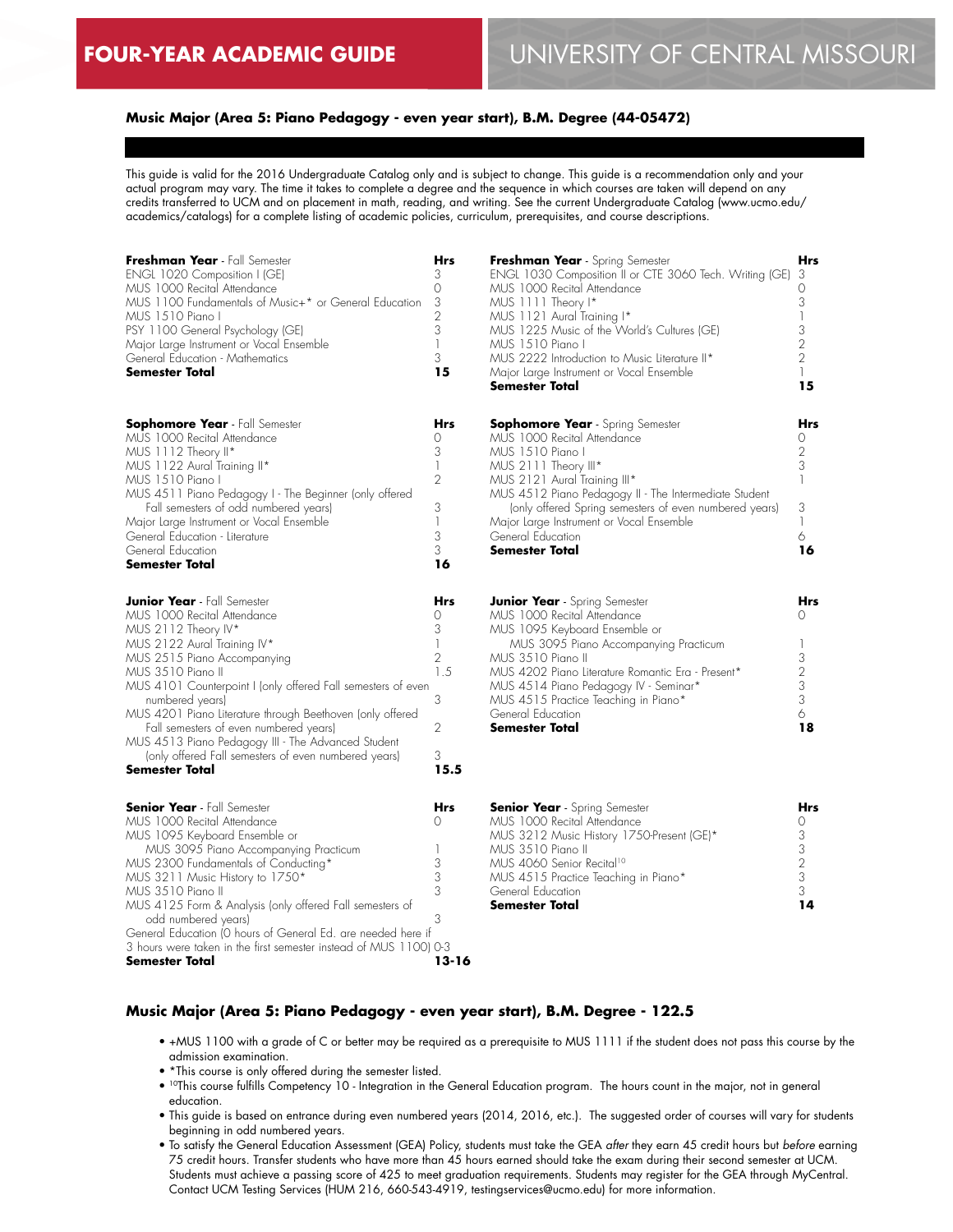# FOUR-YEAR ACADEMIC GUIDE

# UNIVERSITY OF CENTRAL MISSOURI

## Music Major (Area 5: Piano Pedagogy - even year start), B.M. Degree (44-05472)

This guide is valid for the 2016 Undergraduate Catalog only and is subject to change. This guide is a recommendation only and your actual program may vary. The time it takes to complete a degree and the sequence in which courses are taken will depend on any credits transferred to UCM and on placement in math, reading, and writing. See the current Undergraduate Catalog (www.ucmo.edu/academics/catalogs) for a complete listing of academic policies, curriculum, prerequisites, and course descriptions.

| **Freshman Year** - Fall Semester | Hrs |
|---|---|
| ENGL 1020 Composition I (GE) | 3 |
| MUS 1000 Recital Attendance | 0 |
| MUS 1100 Fundamentals of Music+* or General Education | 3 |
| MUS 1510 Piano I | 2 |
| PSY 1100 General Psychology (GE) | 3 |
| Major Large Instrument or Vocal Ensemble | 1 |
| General Education - Mathematics | 3 |
| **Semester Total** | **15** |

| **Freshman Year** - Spring Semester | Hrs |
|---|---|
| ENGL 1030 Composition II or CTE 3060 Tech. Writing (GE) | 3 |
| MUS 1000 Recital Attendance | 0 |
| MUS 1111 Theory I* | 3 |
| MUS 1121 Aural Training I* | 1 |
| MUS 1225 Music of the World's Cultures (GE) | 3 |
| MUS 1510 Piano I | 2 |
| MUS 2222 Introduction to Music Literature II* | 2 |
| Major Large Instrument or Vocal Ensemble | 1 |
| **Semester Total** | **15** |

| **Sophomore Year** - Fall Semester | Hrs |
|---|---|
| MUS 1000 Recital Attendance | 0 |
| MUS 1112 Theory II* | 3 |
| MUS 1122 Aural Training II* | 1 |
| MUS 1510 Piano I | 2 |
| MUS 4511 Piano Pedagogy I - The Beginner (only offered Fall semesters of odd numbered years) | 3 |
| Major Large Instrument or Vocal Ensemble | 1 |
| General Education - Literature | 3 |
| General Education | 3 |
| **Semester Total** | **16** |

| **Sophomore Year** - Spring Semester | Hrs |
|---|---|
| MUS 1000 Recital Attendance | 0 |
| MUS 1510 Piano I | 2 |
| MUS 2111 Theory III* | 3 |
| MUS 2121 Aural Training III* | 1 |
| MUS 4512 Piano Pedagogy II - The Intermediate Student (only offered Spring semesters of even numbered years) | 3 |
| Major Large Instrument or Vocal Ensemble | 1 |
| General Education | 6 |
| **Semester Total** | **16** |

| **Junior Year** - Fall Semester | Hrs |
|---|---|
| MUS 1000 Recital Attendance | 0 |
| MUS 2112 Theory IV* | 3 |
| MUS 2122 Aural Training IV* | 1 |
| MUS 2515 Piano Accompanying | 2 |
| MUS 3510 Piano II | 1.5 |
| MUS 4101 Counterpoint I (only offered Fall semesters of even numbered years) | 3 |
| MUS 4201 Piano Literature through Beethoven (only offered Fall semesters of even numbered years) | 2 |
| MUS 4513 Piano Pedagogy III - The Advanced Student (only offered Fall semesters of even numbered years) | 3 |
| **Semester Total** | **15.5** |

| **Junior Year** - Spring Semester | Hrs |
|---|---|
| MUS 1000 Recital Attendance | 0 |
| MUS 1095 Keyboard Ensemble or MUS 3095 Piano Accompanying Practicum | 1 |
| MUS 3510 Piano II | 3 |
| MUS 4202 Piano Literature Romantic Era - Present* | 2 |
| MUS 4514 Piano Pedagogy IV - Seminar* | 3 |
| MUS 4515 Practice Teaching in Piano* | 3 |
| General Education | 6 |
| **Semester Total** | **18** |

| **Senior Year** - Fall Semester | Hrs |
|---|---|
| MUS 1000 Recital Attendance | 0 |
| MUS 1095 Keyboard Ensemble or MUS 3095 Piano Accompanying Practicum | 1 |
| MUS 2300 Fundamentals of Conducting* | 3 |
| MUS 3211 Music History to 1750* | 3 |
| MUS 3510 Piano II | 3 |
| MUS 4125 Form & Analysis (only offered Fall semesters of odd numbered years) | 3 |
| General Education (0 hours of General Ed. are needed here if 3 hours were taken in the first semester instead of MUS 1100) | 0-3 |
| **Semester Total** | **13-16** |

| **Senior Year** - Spring Semester | Hrs |
|---|---|
| MUS 1000 Recital Attendance | 0 |
| MUS 3212 Music History 1750-Present (GE)* | 3 |
| MUS 3510 Piano II | 3 |
| MUS 4060 Senior Recital[10] | 2 |
| MUS 4515 Practice Teaching in Piano* | 3 |
| General Education | 3 |
| **Semester Total** | **14** |

## Music Major (Area 5: Piano Pedagogy - even year start), B.M. Degree - 122.5

- +MUS 1100 with a grade of C or better may be required as a prerequisite to MUS 1111 if the student does not pass this course by the admission examination.
- *This course is only offered during the semester listed.
- [10]This course fulfills Competency 10 - Integration in the General Education program. The hours count in the major, not in general education.
- This guide is based on entrance during even numbered years (2014, 2016, etc.). The suggested order of courses will vary for students beginning in odd numbered years.
- To satisfy the General Education Assessment (GEA) Policy, students must take the GEA *after* they earn 45 credit hours but *before* earning 75 credit hours. Transfer students who have more than 45 hours earned should take the exam during their second semester at UCM. Students must achieve a passing score of 425 to meet graduation requirements. Students may register for the GEA through MyCentral. Contact UCM Testing Services (HUM 216, 660-543-4919, testingservices@ucmo.edu) for more information.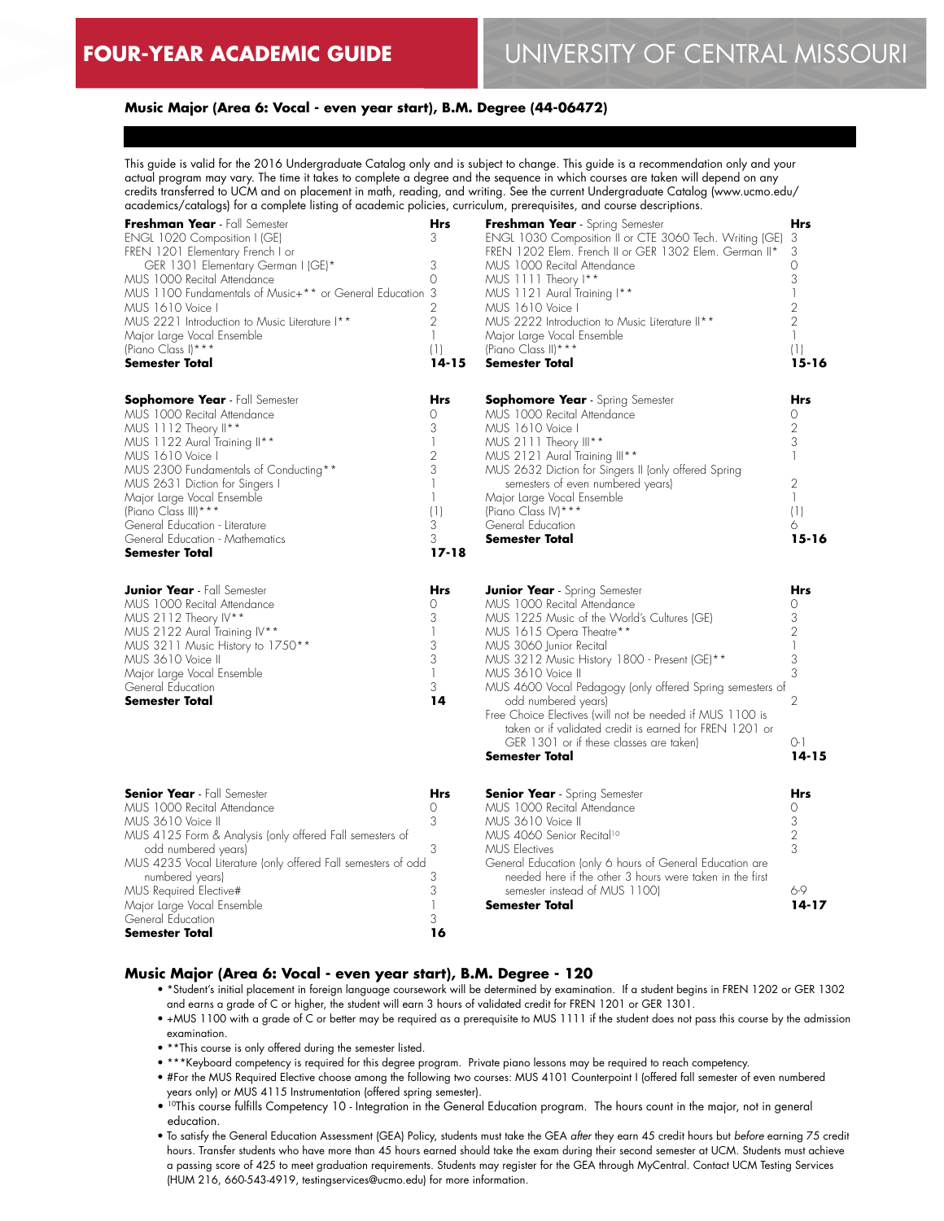# FOUR-YEAR ACADEMIC GUIDE — UNIVERSITY OF CENTRAL MISSOURI

**Music Major (Area 6: Vocal - even year start), B.M. Degree (44-06472)**

This guide is valid for the 2016 Undergraduate Catalog only and is subject to change. This guide is a recommendation only and your actual program may vary. The time it takes to complete a degree and the sequence in which courses are taken will depend on any credits transferred to UCM and on placement in math, reading, and writing. See the current Undergraduate Catalog (www.ucmo.edu/academics/catalogs) for a complete listing of academic policies, curriculum, prerequisites, and course descriptions.

| **Freshman Year** - Fall Semester | **Hrs** |
|---|---|
| ENGL 1020 Composition I (GE) | 3 |
| FREN 1201 Elementary French I or GER 1301 Elementary German I (GE)* | 3 |
| MUS 1000 Recital Attendance | 0 |
| MUS 1100 Fundamentals of Music+** or General Education | 3 |
| MUS 1610 Voice I | 2 |
| MUS 2221 Introduction to Music Literature I** | 2 |
| Major Large Vocal Ensemble | 1 |
| (Piano Class I)*** | (1) |
| **Semester Total** | **14-15** |

| **Freshman Year** - Spring Semester | **Hrs** |
|---|---|
| ENGL 1030 Composition II or CTE 3060 Tech. Writing (GE) | 3 |
| FREN 1202 Elem. French II or GER 1302 Elem. German II* | 3 |
| MUS 1000 Recital Attendance | 0 |
| MUS 1111 Theory I** | 3 |
| MUS 1121 Aural Training I** | 1 |
| MUS 1610 Voice I | 2 |
| MUS 2222 Introduction to Music Literature II** | 2 |
| Major Large Vocal Ensemble | 1 |
| (Piano Class II)*** | (1) |
| **Semester Total** | **15-16** |

| **Sophomore Year** - Fall Semester | **Hrs** |
|---|---|
| MUS 1000 Recital Attendance | 0 |
| MUS 1112 Theory II** | 3 |
| MUS 1122 Aural Training II** | 1 |
| MUS 1610 Voice I | 2 |
| MUS 2300 Fundamentals of Conducting** | 3 |
| MUS 2631 Diction for Singers I | 1 |
| Major Large Vocal Ensemble | 1 |
| (Piano Class III)*** | (1) |
| General Education - Literature | 3 |
| General Education - Mathematics | 3 |
| **Semester Total** | **17-18** |

| **Sophomore Year** - Spring Semester | **Hrs** |
|---|---|
| MUS 1000 Recital Attendance | 0 |
| MUS 1610 Voice I | 2 |
| MUS 2111 Theory III** | 3 |
| MUS 2121 Aural Training III** | 1 |
| MUS 2632 Diction for Singers II (only offered Spring semesters of even numbered years) | 2 |
| Major Large Vocal Ensemble | 1 |
| (Piano Class IV)*** | (1) |
| General Education | 6 |
| **Semester Total** | **15-16** |

| **Junior Year** - Fall Semester | **Hrs** |
|---|---|
| MUS 1000 Recital Attendance | 0 |
| MUS 2112 Theory IV** | 3 |
| MUS 2122 Aural Training IV** | 1 |
| MUS 3211 Music History to 1750** | 3 |
| MUS 3610 Voice II | 3 |
| Major Large Vocal Ensemble | 1 |
| General Education | 3 |
| **Semester Total** | **14** |

| **Junior Year** - Spring Semester | **Hrs** |
|---|---|
| MUS 1000 Recital Attendance | 0 |
| MUS 1225 Music of the World's Cultures (GE) | 3 |
| MUS 1615 Opera Theatre** | 2 |
| MUS 3060 Junior Recital | 1 |
| MUS 3212 Music History 1800 - Present (GE)** | 3 |
| MUS 3610 Voice II | 3 |
| MUS 4600 Vocal Pedagogy (only offered Spring semesters of odd numbered years) | 2 |
| Free Choice Electives (will not be needed if MUS 1100 is taken or if validated credit is earned for FREN 1201 or GER 1301 or if these classes are taken) | 0-1 |
| **Semester Total** | **14-15** |

| **Senior Year** - Fall Semester | **Hrs** |
|---|---|
| MUS 1000 Recital Attendance | 0 |
| MUS 3610 Voice II | 3 |
| MUS 4125 Form & Analysis (only offered Fall semesters of odd numbered years) | 3 |
| MUS 4235 Vocal Literature (only offered Fall semesters of odd numbered years) | 3 |
| MUS Required Elective# | 3 |
| Major Large Vocal Ensemble | 1 |
| General Education | 3 |
| **Semester Total** | **16** |

| **Senior Year** - Spring Semester | **Hrs** |
|---|---|
| MUS 1000 Recital Attendance | 0 |
| MUS 3610 Voice II | 3 |
| MUS 4060 Senior Recital[10] | 2 |
| MUS Electives | 3 |
| General Education (only 6 hours of General Education are needed here if the other 3 hours were taken in the first semester instead of MUS 1100) | 6-9 |
| **Semester Total** | **14-17** |

## Music Major (Area 6: Vocal - even year start), B.M. Degree - 120

- *Student's initial placement in foreign language coursework will be determined by examination. If a student begins in FREN 1202 or GER 1302 and earns a grade of C or higher, the student will earn 3 hours of validated credit for FREN 1201 or GER 1301.
- +MUS 1100 with a grade of C or better may be required as a prerequisite to MUS 1111 if the student does not pass this course by the admission examination.
- **This course is only offered during the semester listed.
- ***Keyboard competency is required for this degree program. Private piano lessons may be required to reach competency.
- #For the MUS Required Elective choose among the following two courses: MUS 4101 Counterpoint I (offered fall semester of even numbered years only) or MUS 4115 Instrumentation (offered spring semester).
- [10]This course fulfills Competency 10 - Integration in the General Education program. The hours count in the major, not in general education.
- To satisfy the General Education Assessment (GEA) Policy, students must take the GEA *after* they earn 45 credit hours but *before* earning 75 credit hours. Transfer students who have more than 45 hours earned should take the exam during their second semester at UCM. Students must achieve a passing score of 425 to meet graduation requirements. Students may register for the GEA through MyCentral. Contact UCM Testing Services (HUM 216, 660-543-4919, testingservices@ucmo.edu) for more information.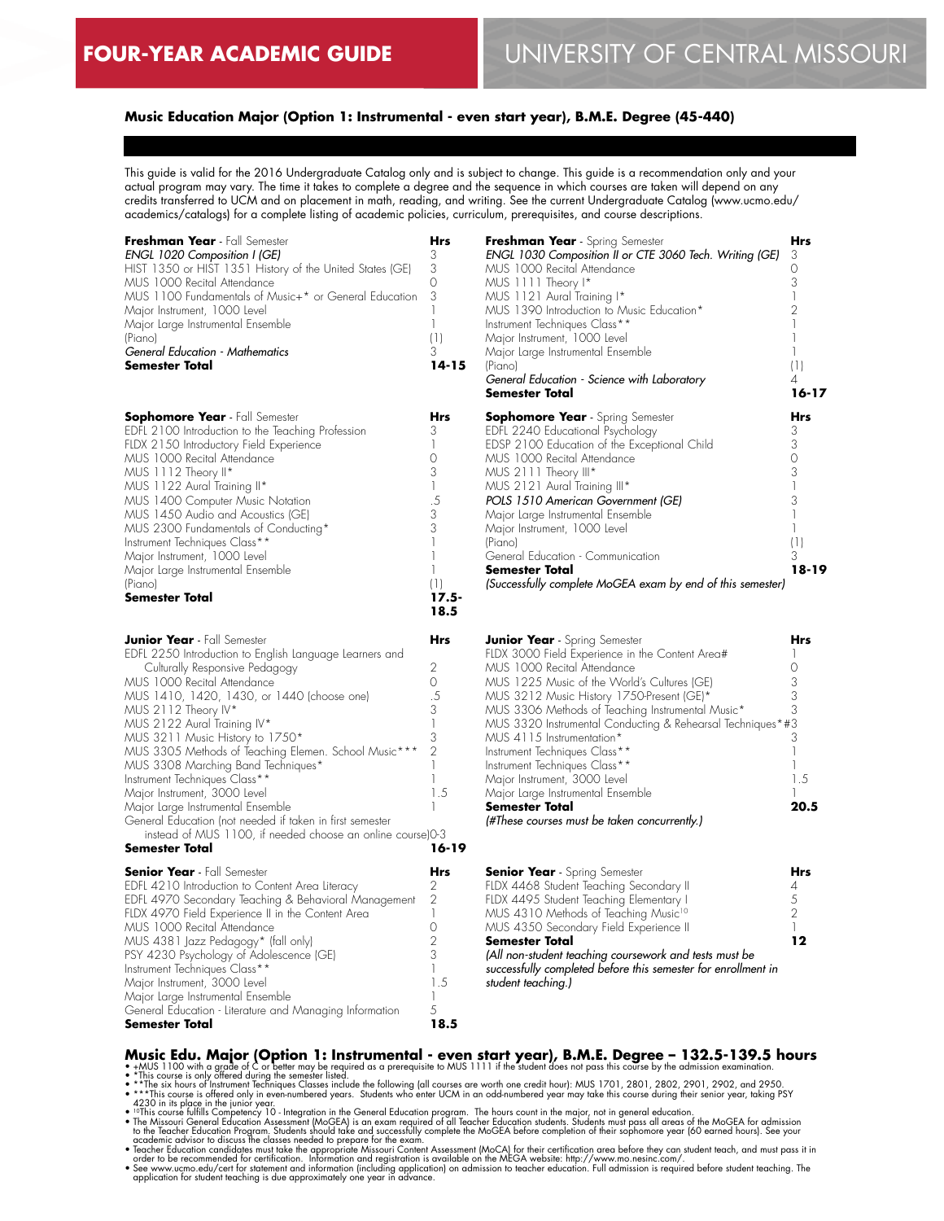# FOUR-YEAR ACADEMIC GUIDE

# UNIVERSITY OF CENTRAL MISSOURI

### Music Education Major (Option 1: Instrumental - even start year), B.M.E. Degree (45-440)

This guide is valid for the 2016 Undergraduate Catalog only and is subject to change. This guide is a recommendation only and your actual program may vary. The time it takes to complete a degree and the sequence in which courses are taken will depend on any credits transferred to UCM and on placement in math, reading, and writing. See the current Undergraduate Catalog (www.ucmo.edu/academics/catalogs) for a complete listing of academic policies, curriculum, prerequisites, and course descriptions.

| **Freshman Year** - Fall Semester | **Hrs** |
|---|---|
| *ENGL 1020 Composition I (GE)* | 3 |
| HIST 1350 or HIST 1351 History of the United States (GE) | 3 |
| MUS 1000 Recital Attendance | 0 |
| MUS 1100 Fundamentals of Music+* or General Education | 3 |
| Major Instrument, 1000 Level | 1 |
| Major Large Instrumental Ensemble | 1 |
| (Piano) | (1) |
| *General Education - Mathematics* | 3 |
| **Semester Total** | **14-15** |

| **Freshman Year** - Spring Semester | **Hrs** |
|---|---|
| *ENGL 1030 Composition II or CTE 3060 Tech. Writing (GE)* | 3 |
| MUS 1000 Recital Attendance | 0 |
| MUS 1111 Theory I* | 3 |
| MUS 1121 Aural Training I* | 1 |
| MUS 1390 Introduction to Music Education* | 2 |
| Instrument Techniques Class** | 1 |
| Major Instrument, 1000 Level | 1 |
| Major Large Instrumental Ensemble | 1 |
| (Piano) | (1) |
| *General Education - Science with Laboratory* | 4 |
| **Semester Total** | **16-17** |

| **Sophomore Year** - Fall Semester | **Hrs** |
|---|---|
| EDFL 2100 Introduction to the Teaching Profession | 3 |
| FLDX 2150 Introductory Field Experience | 1 |
| MUS 1000 Recital Attendance | 0 |
| MUS 1112 Theory II* | 3 |
| MUS 1122 Aural Training II* | 1 |
| MUS 1400 Computer Music Notation | .5 |
| MUS 1450 Audio and Acoustics (GE) | 3 |
| MUS 2300 Fundamentals of Conducting* | 3 |
| Instrument Techniques Class** | 1 |
| Major Instrument, 1000 Level | 1 |
| Major Large Instrumental Ensemble | 1 |
| (Piano) | (1) |
| **Semester Total** | **17.5-18.5** |

| **Sophomore Year** - Spring Semester | **Hrs** |
|---|---|
| EDFL 2240 Educational Psychology | 3 |
| EDSP 2100 Education of the Exceptional Child | 3 |
| MUS 1000 Recital Attendance | 0 |
| MUS 2111 Theory III* | 3 |
| MUS 2121 Aural Training III* | 1 |
| *POLS 1510 American Government (GE)* | 3 |
| Major Large Instrumental Ensemble | 1 |
| Major Instrument, 1000 Level | 1 |
| (Piano) | (1) |
| General Education - Communication | 3 |
| **Semester Total** | **18-19** |
| *(Successfully complete MoGEA exam by end of this semester)* | |

| **Junior Year** - Fall Semester | **Hrs** |
|---|---|
| EDFL 2250 Introduction to English Language Learners and Culturally Responsive Pedagogy | 2 |
| MUS 1000 Recital Attendance | 0 |
| MUS 1410, 1420, 1430, or 1440 (choose one) | .5 |
| MUS 2112 Theory IV* | 3 |
| MUS 2122 Aural Training IV* | 1 |
| MUS 3211 Music History to 1750* | 3 |
| MUS 3305 Methods of Teaching Elemen. School Music*** | 2 |
| MUS 3308 Marching Band Techniques* | 1 |
| Instrument Techniques Class** | 1 |
| Major Instrument, 3000 Level | 1.5 |
| Major Large Instrumental Ensemble | 1 |
| General Education (not needed if taken in first semester instead of MUS 1100, if needed choose an online course) | 0-3 |
| **Semester Total** | **16-19** |

| **Junior Year** - Spring Semester | **Hrs** |
|---|---|
| FLDX 3000 Field Experience in the Content Area# | 1 |
| MUS 1000 Recital Attendance | 0 |
| MUS 1225 Music of the World's Cultures (GE) | 3 |
| MUS 3212 Music History 1750-Present (GE)* | 3 |
| MUS 3306 Methods of Teaching Instrumental Music* | 3 |
| MUS 3320 Instrumental Conducting & Rehearsal Techniques*# | 3 |
| MUS 4115 Instrumentation* | 3 |
| Instrument Techniques Class** | 1 |
| Instrument Techniques Class** | 1 |
| Major Instrument, 3000 Level | 1.5 |
| Major Large Instrumental Ensemble | 1 |
| **Semester Total** | **20.5** |
| *(#These courses must be taken concurrently.)* | |

| **Senior Year** - Fall Semester | **Hrs** |
|---|---|
| EDFL 4210 Introduction to Content Area Literacy | 2 |
| EDFL 4970 Secondary Teaching & Behavioral Management | 2 |
| FLDX 4970 Field Experience II in the Content Area | 1 |
| MUS 1000 Recital Attendance | 0 |
| MUS 4381 Jazz Pedagogy* (fall only) | 2 |
| PSY 4230 Psychology of Adolescence (GE) | 3 |
| Instrument Techniques Class** | 1 |
| Major Instrument, 3000 Level | 1.5 |
| Major Large Instrumental Ensemble | 1 |
| General Education - Literature and Managing Information | 5 |
| **Semester Total** | **18.5** |

| **Senior Year** - Spring Semester | **Hrs** |
|---|---|
| FLDX 4468 Student Teaching Secondary II | 4 |
| FLDX 4495 Student Teaching Elementary I | 5 |
| MUS 4310 Methods of Teaching Music[10] | 2 |
| MUS 4350 Secondary Field Experience II | 1 |
| **Semester Total** | **12** |
| *(All non-student teaching coursework and tests must be successfully completed before this semester for enrollment in student teaching.)* | |

## Music Edu. Major (Option 1: Instrumental - even start year), B.M.E. Degree – 132.5-139.5 hours

- +MUS 1100 with a grade of C or better may be required as a prerequisite to MUS 1111 if the student does not pass this course by the admission examination.
- *This course is only offered during the semester listed.
- **The six hours of Instrument Techniques Classes include the following (all courses are worth one credit hour): MUS 1701, 2801, 2802, 2901, 2902, and 2950.
- ***This course is offered only in even-numbered years. Students who enter UCM in an odd-numbered year may take this course during their senior year, taking PSY 4230 in its place in the junior year.
- [10]This course fulfills Competency 10 - Integration in the General Education program. The hours count in the major, not in general education.
- The Missouri General Education Assessment (MoGEA) is an exam required of all Teacher Education students. Students must pass all areas of the MoGEA for admission to the Teacher Education Program. Students should take and successfully complete the MoGEA before completion of their sophomore year (60 earned hours). See your academic advisor to discuss the classes needed to prepare for the exam.
- Teacher Education candidates must take the appropriate Missouri Content Assessment (MoCA) for their certification area before they can student teach, and must pass it in order to be recommended for certification. Information and registration is available on the MEGA website: http://www.mo.nesinc.com/.
- See www.ucmo.edu/cert for statement and information (including application) on admission to teacher education. Full admission is required before student teaching. The application for student teaching is due approximately one year in advance.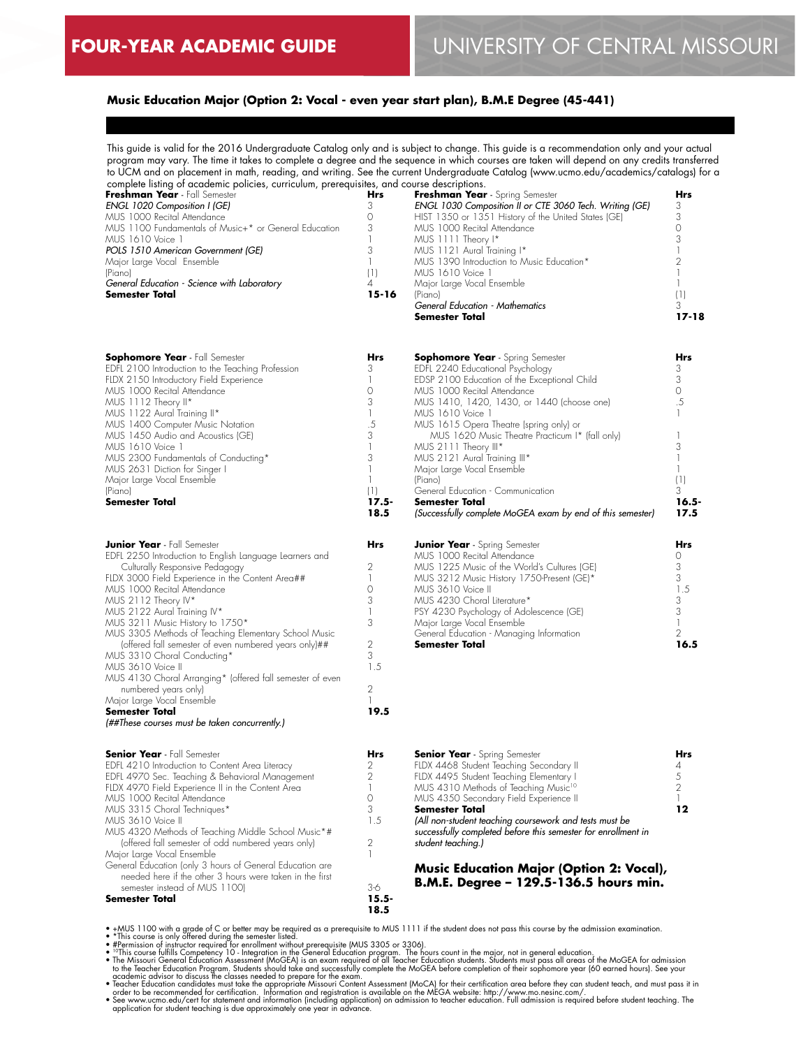# FOUR-YEAR ACADEMIC GUIDE

# UNIVERSITY OF CENTRAL MISSOURI

## Music Education Major (Option 2: Vocal - even year start plan), B.M.E Degree (45-441)

This guide is valid for the 2016 Undergraduate Catalog only and is subject to change. This guide is a recommendation only and your actual program may vary. The time it takes to complete a degree and the sequence in which courses are taken will depend on any credits transferred to UCM and on placement in math, reading, and writing. See the current Undergraduate Catalog (www.ucmo.edu/academics/catalogs) for a complete listing of academic policies, curriculum, prerequisites, and course descriptions.

| **Freshman Year** - Fall Semester | Hrs |
|---|---|
| *ENGL 1020 Composition I (GE)* | 3 |
| MUS 1000 Recital Attendance | 0 |
| MUS 1100 Fundamentals of Music+* or General Education | 3 |
| MUS 1610 Voice 1 | 1 |
| *POLS 1510 American Government (GE)* | 3 |
| Major Large Vocal Ensemble | 1 |
| (Piano) | (1) |
| *General Education - Science with Laboratory* | 4 |
| **Semester Total** | **15-16** |

| **Freshman Year** - Spring Semester | Hrs |
|---|---|
| *ENGL 1030 Composition II or CTE 3060 Tech. Writing (GE)* | 3 |
| HIST 1350 or 1351 History of the United States (GE) | 3 |
| MUS 1000 Recital Attendance | 0 |
| MUS 1111 Theory I* | 3 |
| MUS 1121 Aural Training I* | 1 |
| MUS 1390 Introduction to Music Education* | 2 |
| MUS 1610 Voice 1 | 1 |
| Major Large Vocal Ensemble | 1 |
| (Piano) | (1) |
| *General Education - Mathematics* | 3 |
| **Semester Total** | **17-18** |

| **Sophomore Year** - Fall Semester | Hrs |
|---|---|
| EDFL 2100 Introduction to the Teaching Profession | 3 |
| FLDX 2150 Introductory Field Experience | 1 |
| MUS 1000 Recital Attendance | 0 |
| MUS 1112 Theory II* | 3 |
| MUS 1122 Aural Training II* | 1 |
| MUS 1400 Computer Music Notation | .5 |
| MUS 1450 Audio and Acoustics (GE) | 3 |
| MUS 1610 Voice 1 | 1 |
| MUS 2300 Fundamentals of Conducting* | 3 |
| MUS 2631 Diction for Singer I | 1 |
| Major Large Vocal Ensemble | 1 |
| (Piano) | (1) |
| **Semester Total** | **17.5-18.5** |

| **Sophomore Year** - Spring Semester | Hrs |
|---|---|
| EDFL 2240 Educational Psychology | 3 |
| EDSP 2100 Education of the Exceptional Child | 3 |
| MUS 1000 Recital Attendance | 0 |
| MUS 1410, 1420, 1430, or 1440 (choose one) | .5 |
| MUS 1610 Voice 1 | 1 |
| MUS 1615 Opera Theatre (spring only) or MUS 1620 Music Theatre Practicum I* (fall only) | 1 |
| MUS 2111 Theory III* | 3 |
| MUS 2121 Aural Training III* | 1 |
| Major Large Vocal Ensemble | 1 |
| (Piano) | (1) |
| General Education - Communication | 3 |
| **Semester Total** | **16.5-17.5** |
| *(Successfully complete MoGEA exam by end of this semester)* | |

| **Junior Year** - Fall Semester | Hrs |
|---|---|
| EDFL 2250 Introduction to English Language Learners and Culturally Responsive Pedagogy | 2 |
| FLDX 3000 Field Experience in the Content Area## | 1 |
| MUS 1000 Recital Attendance | 0 |
| MUS 2112 Theory IV* | 3 |
| MUS 2122 Aural Training IV* | 1 |
| MUS 3211 Music History to 1750* | 3 |
| MUS 3305 Methods of Teaching Elementary School Music (offered fall semester of even numbered years only)## | 2 |
| MUS 3310 Choral Conducting* | 3 |
| MUS 3610 Voice II | 1.5 |
| MUS 4130 Choral Arranging* (offered fall semester of even numbered years only) | 2 |
| Major Large Vocal Ensemble | 1 |
| **Semester Total** | **19.5** |

*(##These courses must be taken concurrently.)*

| **Junior Year** - Spring Semester | Hrs |
|---|---|
| MUS 1000 Recital Attendance | 0 |
| MUS 1225 Music of the World's Cultures (GE) | 3 |
| MUS 3212 Music History 1750-Present (GE)* | 3 |
| MUS 3610 Voice II | 1.5 |
| MUS 4230 Choral Literature* | 3 |
| PSY 4230 Psychology of Adolescence (GE) | 3 |
| Major Large Vocal Ensemble | 1 |
| General Education - Managing Information | 2 |
| **Semester Total** | **16.5** |

| **Senior Year** - Fall Semester | Hrs |
|---|---|
| EDFL 4210 Introduction to Content Area Literacy | 2 |
| EDFL 4970 Sec. Teaching & Behavioral Management | 2 |
| FLDX 4970 Field Experience II in the Content Area | 1 |
| MUS 1000 Recital Attendance | 0 |
| MUS 3315 Choral Techniques* | 3 |
| MUS 3610 Voice II | 1.5 |
| MUS 4320 Methods of Teaching Middle School Music*# (offered fall semester of odd numbered years only) | 2 |
| Major Large Vocal Ensemble | 1 |
| General Education (only 3 hours of General Education are needed here if the other 3 hours were taken in the first semester instead of MUS 1100) | 3-6 |
| **Semester Total** | **15.5-18.5** |

| **Senior Year** - Spring Semester | Hrs |
|---|---|
| FLDX 4468 Student Teaching Secondary II | 4 |
| FLDX 4495 Student Teaching Elementary I | 5 |
| MUS 4310 Methods of Teaching Music[10] | 2 |
| MUS 4350 Secondary Field Experience II | 1 |
| **Semester Total** | **12** |

*(All non-student teaching coursework and tests must be successfully completed before this semester for enrollment in student teaching.)*

### Music Education Major (Option 2: Vocal), B.M.E. Degree – 129.5-136.5 hours min.

- +MUS 1100 with a grade of C or better may be required as a prerequisite to MUS 1111 if the student does not pass this course by the admission examination.
- *This course is only offered during the semester listed.
- #Permission of instructor required for enrollment without prerequisite (MUS 3305 or 3306).
- [10]This course fulfills Competency 10 - Integration in the General Education program. The hours count in the major, not in general education.
- The Missouri General Education Assessment (MoGEA) is an exam required of all Teacher Education students. Students must pass all areas of the MoGEA for admission to the Teacher Education Program. Students should take and successfully complete the MoGEA before completion of their sophomore year (60 earned hours). See your academic advisor to discuss the classes needed to prepare for the exam.
- Teacher Education candidates must take the appropriate Missouri Content Assessment (MoCA) for their certification area before they can student teach, and must pass it in order to be recommended for certification. Information and registration is available on the MEGA website: http://www.mo.nesinc.com/.
- See www.ucmo.edu/cert for statement and information (including application) on admission to teacher education. Full admission is required before student teaching. The application for student teaching is due approximately one year in advance.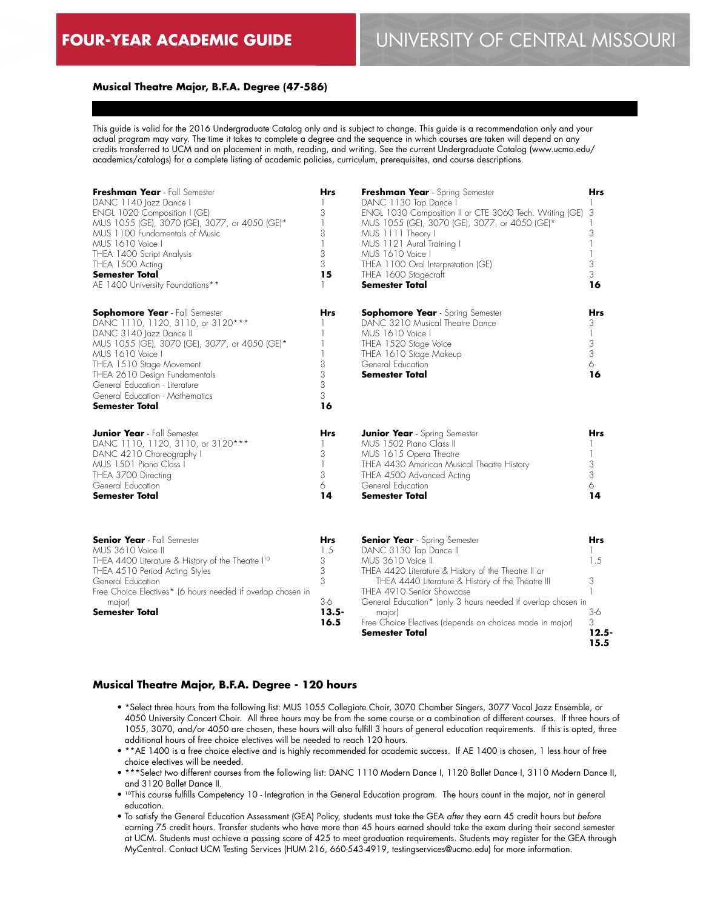# FOUR-YEAR ACADEMIC GUIDE

# UNIVERSITY OF CENTRAL MISSOURI

## Musical Theatre Major, B.F.A. Degree (47-586)

This guide is valid for the 2016 Undergraduate Catalog only and is subject to change. This guide is a recommendation only and your actual program may vary. The time it takes to complete a degree and the sequence in which courses are taken will depend on any credits transferred to UCM and on placement in math, reading, and writing. See the current Undergraduate Catalog (www.ucmo.edu/academics/catalogs) for a complete listing of academic policies, curriculum, prerequisites, and course descriptions.

| **Freshman Year** - Fall Semester | **Hrs** |
|---|---|
| DANC 1140 Jazz Dance I | 1 |
| ENGL 1020 Composition I (GE) | 3 |
| MUS 1055 (GE), 3070 (GE), 3077, or 4050 (GE)* | 1 |
| MUS 1100 Fundamentals of Music | 3 |
| MUS 1610 Voice I | 1 |
| THEA 1400 Script Analysis | 3 |
| THEA 1500 Acting | 3 |
| **Semester Total** | **15** |
| AE 1400 University Foundations** | 1 |

| **Freshman Year** - Spring Semester | **Hrs** |
|---|---|
| DANC 1130 Tap Dance I | 1 |
| ENGL 1030 Composition II or CTE 3060 Tech. Writing (GE) | 3 |
| MUS 1055 (GE), 3070 (GE), 3077, or 4050 (GE)* | 1 |
| MUS 1111 Theory I | 3 |
| MUS 1121 Aural Training I | 1 |
| MUS 1610 Voice I | 1 |
| THEA 1100 Oral Interpretation (GE) | 3 |
| THEA 1600 Stagecraft | 3 |
| **Semester Total** | **16** |

| **Sophomore Year** - Fall Semester | **Hrs** |
|---|---|
| DANC 1110, 1120, 3110, or 3120*** | 1 |
| DANC 3140 Jazz Dance II | 1 |
| MUS 1055 (GE), 3070 (GE), 3077, or 4050 (GE)* | 1 |
| MUS 1610 Voice I | 1 |
| THEA 1510 Stage Movement | 3 |
| THEA 2610 Design Fundamentals | 3 |
| General Education - Literature | 3 |
| General Education - Mathematics | 3 |
| **Semester Total** | **16** |

| **Sophomore Year** - Spring Semester | **Hrs** |
|---|---|
| DANC 3210 Musical Theatre Dance | 3 |
| MUS 1610 Voice I | 1 |
| THEA 1520 Stage Voice | 3 |
| THEA 1610 Stage Makeup | 3 |
| General Education | 6 |
| **Semester Total** | **16** |

| **Junior Year** - Fall Semester | **Hrs** |
|---|---|
| DANC 1110, 1120, 3110, or 3120*** | 1 |
| DANC 4210 Choreography I | 3 |
| MUS 1501 Piano Class I | 1 |
| THEA 3700 Directing | 3 |
| General Education | 6 |
| **Semester Total** | **14** |

| **Junior Year** - Spring Semester | **Hrs** |
|---|---|
| MUS 1502 Piano Class II | 1 |
| MUS 1615 Opera Theatre | 1 |
| THEA 4430 American Musical Theatre History | 3 |
| THEA 4500 Advanced Acting | 3 |
| General Education | 6 |
| **Semester Total** | **14** |

| **Senior Year** - Fall Semester | **Hrs** |
|---|---|
| MUS 3610 Voice II | 1.5 |
| THEA 4400 Literature & History of the Theatre I[10] | 3 |
| THEA 4510 Period Acting Styles | 3 |
| General Education | 3 |
| Free Choice Electives* (6 hours needed if overlap chosen in major) | 3-6 |
| **Semester Total** | **13.5-16.5** |

| **Senior Year** - Spring Semester | **Hrs** |
|---|---|
| DANC 3130 Tap Dance II | 1 |
| MUS 3610 Voice II | 1.5 |
| THEA 4420 Literature & History of the Theatre II or THEA 4440 Literature & History of the Theatre III | 3 |
| THEA 4910 Senior Showcase | 1 |
| General Education* (only 3 hours needed if overlap chosen in major) | 3-6 |
| Free Choice Electives (depends on choices made in major) | 3 |
| **Semester Total** | **12.5-15.5** |

### Musical Theatre Major, B.F.A. Degree - 120 hours

- *Select three hours from the following list: MUS 1055 Collegiate Choir, 3070 Chamber Singers, 3077 Vocal Jazz Ensemble, or 4050 University Concert Choir. All three hours may be from the same course or a combination of different courses. If three hours of 1055, 3070, and/or 4050 are chosen, these hours will also fulfill 3 hours of general education requirements. If this is opted, three additional hours of free choice electives will be needed to reach 120 hours.
- **AE 1400 is a free choice elective and is highly recommended for academic success. If AE 1400 is chosen, 1 less hour of free choice electives will be needed.
- ***Select two different courses from the following list: DANC 1110 Modern Dance I, 1120 Ballet Dance I, 3110 Modern Dance II, and 3120 Ballet Dance II.
- [10]This course fulfills Competency 10 - Integration in the General Education program. The hours count in the major, not in general education.
- To satisfy the General Education Assessment (GEA) Policy, students must take the GEA *after* they earn 45 credit hours but *before* earning 75 credit hours. Transfer students who have more than 45 hours earned should take the exam during their second semester at UCM. Students must achieve a passing score of 425 to meet graduation requirements. Students may register for the GEA through MyCentral. Contact UCM Testing Services (HUM 216, 660-543-4919, testingservices@ucmo.edu) for more information.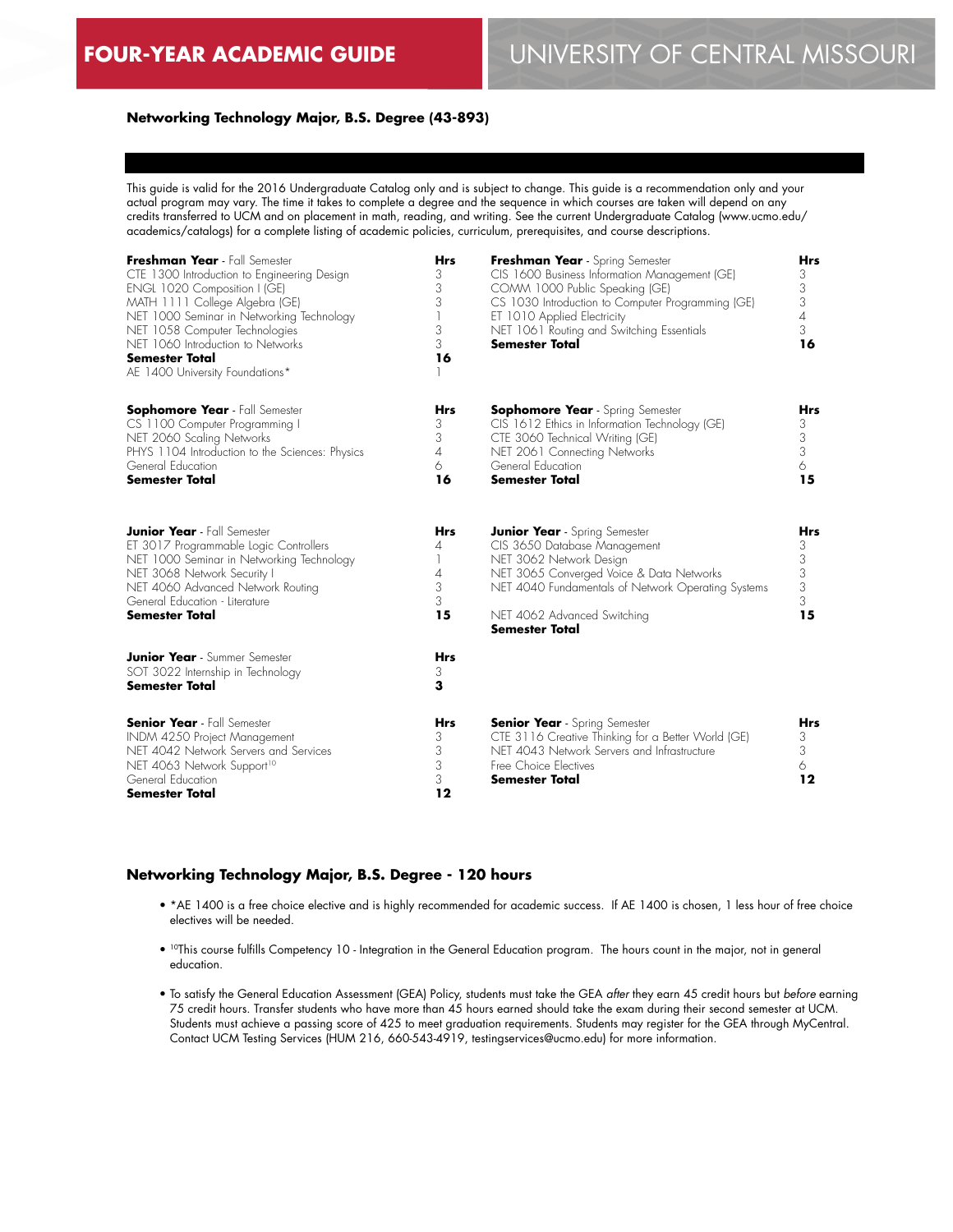# FOUR-YEAR ACADEMIC GUIDE — UNIVERSITY OF CENTRAL MISSOURI

## Networking Technology Major, B.S. Degree (43-893)

This guide is valid for the 2016 Undergraduate Catalog only and is subject to change. This guide is a recommendation only and your actual program may vary. The time it takes to complete a degree and the sequence in which courses are taken will depend on any credits transferred to UCM and on placement in math, reading, and writing. See the current Undergraduate Catalog (www.ucmo.edu/academics/catalogs) for a complete listing of academic policies, curriculum, prerequisites, and course descriptions.

| **Freshman Year** - Fall Semester | **Hrs** |
|---|---|
| CTE 1300 Introduction to Engineering Design | 3 |
| ENGL 1020 Composition I (GE) | 3 |
| MATH 1111 College Algebra (GE) | 3 |
| NET 1000 Seminar in Networking Technology | 1 |
| NET 1058 Computer Technologies | 3 |
| NET 1060 Introduction to Networks | 3 |
| **Semester Total** | **16** |
| AE 1400 University Foundations* | 1 |

| **Freshman Year** - Spring Semester | **Hrs** |
|---|---|
| CIS 1600 Business Information Management (GE) | 3 |
| COMM 1000 Public Speaking (GE) | 3 |
| CS 1030 Introduction to Computer Programming (GE) | 3 |
| ET 1010 Applied Electricity | 4 |
| NET 1061 Routing and Switching Essentials | 3 |
| **Semester Total** | **16** |

| **Sophomore Year** - Fall Semester | **Hrs** |
|---|---|
| CS 1100 Computer Programming I | 3 |
| NET 2060 Scaling Networks | 3 |
| PHYS 1104 Introduction to the Sciences: Physics | 4 |
| General Education | 6 |
| **Semester Total** | **16** |

| **Sophomore Year** - Spring Semester | **Hrs** |
|---|---|
| CIS 1612 Ethics in Information Technology (GE) | 3 |
| CTE 3060 Technical Writing (GE) | 3 |
| NET 2061 Connecting Networks | 3 |
| General Education | 6 |
| **Semester Total** | **15** |

| **Junior Year** - Fall Semester | **Hrs** |
|---|---|
| ET 3017 Programmable Logic Controllers | 4 |
| NET 1000 Seminar in Networking Technology | 1 |
| NET 3068 Network Security I | 4 |
| NET 4060 Advanced Network Routing | 3 |
| General Education - Literature | 3 |
| **Semester Total** | **15** |

| **Junior Year** - Spring Semester | **Hrs** |
|---|---|
| CIS 3650 Database Management | 3 |
| NET 3062 Network Design | 3 |
| NET 3065 Converged Voice & Data Networks | 3 |
| NET 4040 Fundamentals of Network Operating Systems | 3 |
| NET 4062 Advanced Switching | 3 |
| **Semester Total** | **15** |

| **Junior Year** - Summer Semester | **Hrs** |
|---|---|
| SOT 3022 Internship in Technology | 3 |
| **Semester Total** | **3** |

| **Senior Year** - Fall Semester | **Hrs** |
|---|---|
| INDM 4250 Project Management | 3 |
| NET 4042 Network Servers and Services | 3 |
| NET 4063 Network Support[10] | 3 |
| General Education | 3 |
| **Semester Total** | **12** |

| **Senior Year** - Spring Semester | **Hrs** |
|---|---|
| CTE 3116 Creative Thinking for a Better World (GE) | 3 |
| NET 4043 Network Servers and Infrastructure | 3 |
| Free Choice Electives | 6 |
| **Semester Total** | **12** |

## Networking Technology Major, B.S. Degree - 120 hours

- *AE 1400 is a free choice elective and is highly recommended for academic success. If AE 1400 is chosen, 1 less hour of free choice electives will be needed.
- [10]This course fulfills Competency 10 - Integration in the General Education program. The hours count in the major, not in general education.
- To satisfy the General Education Assessment (GEA) Policy, students must take the GEA *after* they earn 45 credit hours but *before* earning 75 credit hours. Transfer students who have more than 45 hours earned should take the exam during their second semester at UCM. Students must achieve a passing score of 425 to meet graduation requirements. Students may register for the GEA through MyCentral. Contact UCM Testing Services (HUM 216, 660-543-4919, testingservices@ucmo.edu) for more information.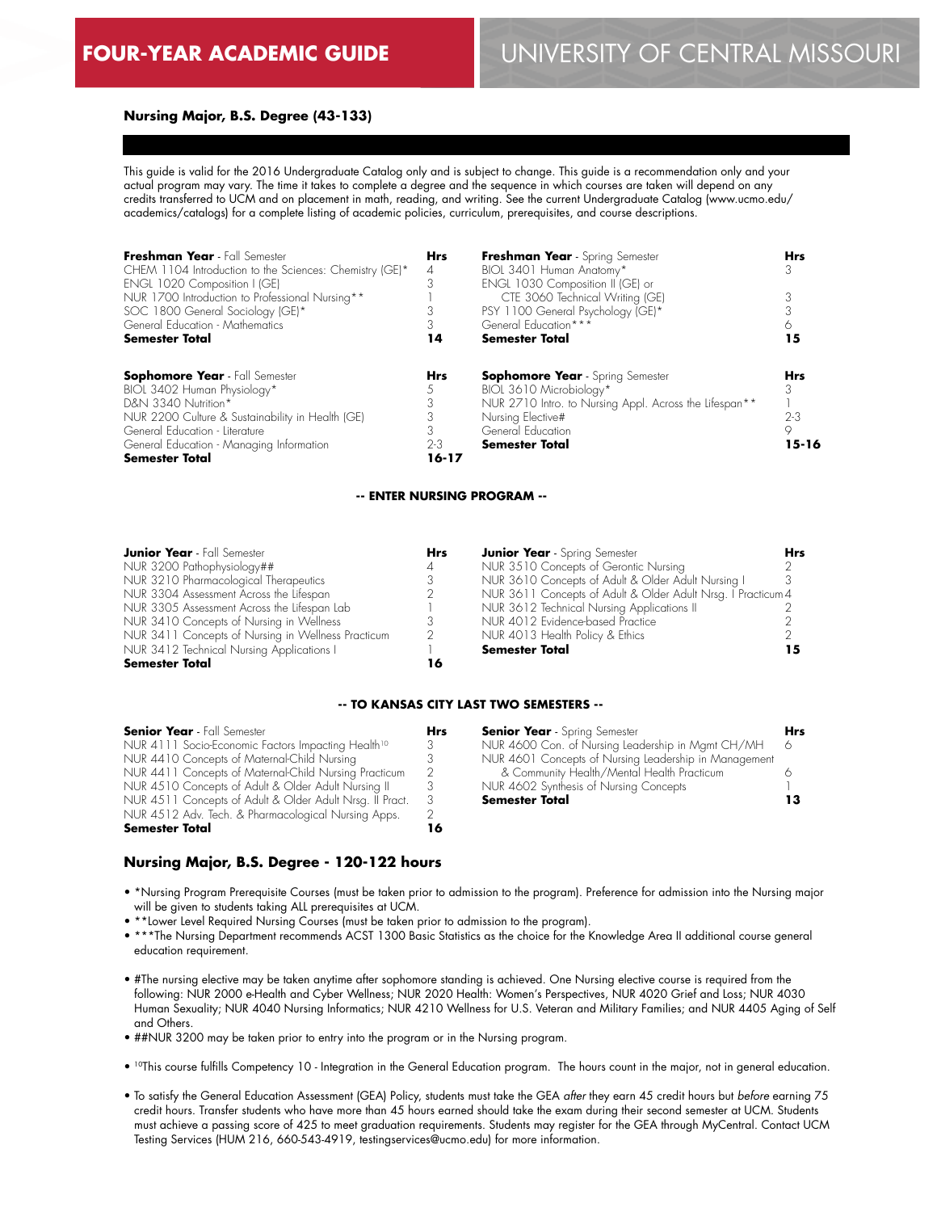# FOUR-YEAR ACADEMIC GUIDE — UNIVERSITY OF CENTRAL MISSOURI

## Nursing Major, B.S. Degree (43-133)

This guide is valid for the 2016 Undergraduate Catalog only and is subject to change. This guide is a recommendation only and your actual program may vary. The time it takes to complete a degree and the sequence in which courses are taken will depend on any credits transferred to UCM and on placement in math, reading, and writing. See the current Undergraduate Catalog (www.ucmo.edu/academics/catalogs) for a complete listing of academic policies, curriculum, prerequisites, and course descriptions.

| **Freshman Year** - Fall Semester | **Hrs** |
|---|---|
| CHEM 1104 Introduction to the Sciences: Chemistry (GE)* | 4 |
| ENGL 1020 Composition I (GE) | 3 |
| NUR 1700 Introduction to Professional Nursing** | 1 |
| SOC 1800 General Sociology (GE)* | 3 |
| General Education - Mathematics | 3 |
| **Semester Total** | **14** |

| **Freshman Year** - Spring Semester | **Hrs** |
|---|---|
| BIOL 3401 Human Anatomy* | 3 |
| ENGL 1030 Composition II (GE) or CTE 3060 Technical Writing (GE) | 3 |
| PSY 1100 General Psychology (GE)* | 3 |
| General Education*** | 6 |
| **Semester Total** | **15** |

| **Sophomore Year** - Fall Semester | **Hrs** |
|---|---|
| BIOL 3402 Human Physiology* | 5 |
| D&N 3340 Nutrition* | 3 |
| NUR 2200 Culture & Sustainability in Health (GE) | 3 |
| General Education - Literature | 3 |
| General Education - Managing Information | 2-3 |
| **Semester Total** | **16-17** |

| **Sophomore Year** - Spring Semester | **Hrs** |
|---|---|
| BIOL 3610 Microbiology* | 3 |
| NUR 2710 Intro. to Nursing Appl. Across the Lifespan** | 1 |
| Nursing Elective# | 2-3 |
| General Education | 9 |
| **Semester Total** | **15-16** |

**-- ENTER NURSING PROGRAM --**

| **Junior Year** - Fall Semester | **Hrs** |
|---|---|
| NUR 3200 Pathophysiology## | 4 |
| NUR 3210 Pharmacological Therapeutics | 3 |
| NUR 3304 Assessment Across the Lifespan | 2 |
| NUR 3305 Assessment Across the Lifespan Lab | 1 |
| NUR 3410 Concepts of Nursing in Wellness | 3 |
| NUR 3411 Concepts of Nursing in Wellness Practicum | 2 |
| NUR 3412 Technical Nursing Applications I | 1 |
| **Semester Total** | **16** |

| **Junior Year** - Spring Semester | **Hrs** |
|---|---|
| NUR 3510 Concepts of Gerontic Nursing | 2 |
| NUR 3610 Concepts of Adult & Older Adult Nursing I | 3 |
| NUR 3611 Concepts of Adult & Older Adult Nrsg. I Practicum | 4 |
| NUR 3612 Technical Nursing Applications II | 2 |
| NUR 4012 Evidence-based Practice | 2 |
| NUR 4013 Health Policy & Ethics | 2 |
| **Semester Total** | **15** |

**-- TO KANSAS CITY LAST TWO SEMESTERS --**

| **Senior Year** - Fall Semester | **Hrs** |
|---|---|
| NUR 4111 Socio-Economic Factors Impacting Health[10] | 3 |
| NUR 4410 Concepts of Maternal-Child Nursing | 3 |
| NUR 4411 Concepts of Maternal-Child Nursing Practicum | 2 |
| NUR 4510 Concepts of Adult & Older Adult Nursing II | 3 |
| NUR 4511 Concepts of Adult & Older Adult Nrsg. II Pract. | 3 |
| NUR 4512 Adv. Tech. & Pharmacological Nursing Apps. | 2 |
| **Semester Total** | **16** |

| **Senior Year** - Spring Semester | **Hrs** |
|---|---|
| NUR 4600 Con. of Nursing Leadership in Mgmt CH/MH | 6 |
| NUR 4601 Concepts of Nursing Leadership in Management & Community Health/Mental Health Practicum | 6 |
| NUR 4602 Synthesis of Nursing Concepts | 1 |
| **Semester Total** | **13** |

## Nursing Major, B.S. Degree - 120-122 hours

- *Nursing Program Prerequisite Courses (must be taken prior to admission to the program). Preference for admission into the Nursing major will be given to students taking ALL prerequisites at UCM.
- **Lower Level Required Nursing Courses (must be taken prior to admission to the program).
- ***The Nursing Department recommends ACST 1300 Basic Statistics as the choice for the Knowledge Area II additional course general education requirement.
- #The nursing elective may be taken anytime after sophomore standing is achieved. One Nursing elective course is required from the following: NUR 2000 e-Health and Cyber Wellness; NUR 2020 Health: Women's Perspectives, NUR 4020 Grief and Loss; NUR 4030 Human Sexuality; NUR 4040 Nursing Informatics; NUR 4210 Wellness for U.S. Veteran and Military Families; and NUR 4405 Aging of Self and Others.
- ##NUR 3200 may be taken prior to entry into the program or in the Nursing program.
- [10]This course fulfills Competency 10 - Integration in the General Education program. The hours count in the major, not in general education.
- To satisfy the General Education Assessment (GEA) Policy, students must take the GEA *after* they earn 45 credit hours but *before* earning 75 credit hours. Transfer students who have more than 45 hours earned should take the exam during their second semester at UCM. Students must achieve a passing score of 425 to meet graduation requirements. Students may register for the GEA through MyCentral. Contact UCM Testing Services (HUM 216, 660-543-4919, testingservices@ucmo.edu) for more information.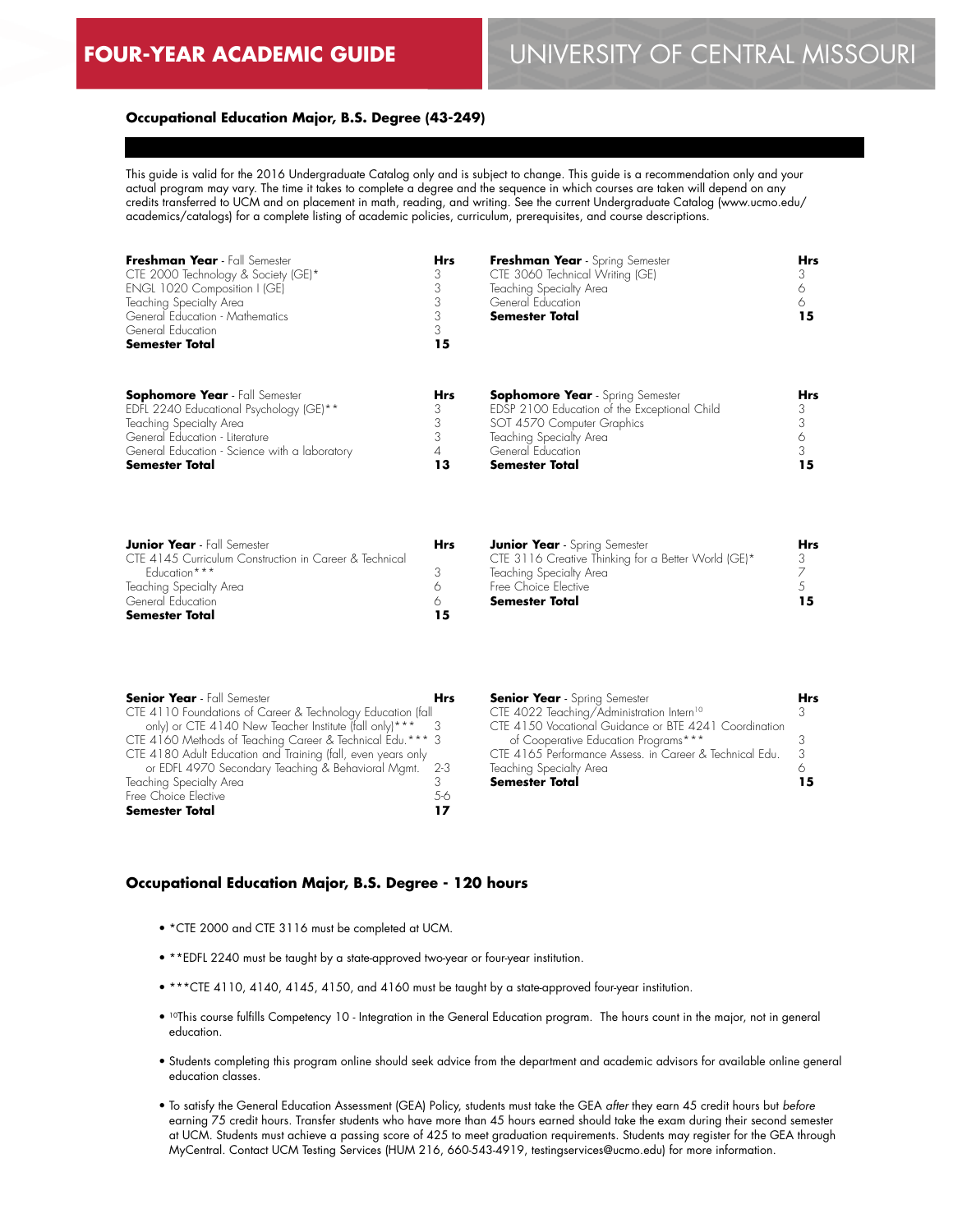# FOUR-YEAR ACADEMIC GUIDE — UNIVERSITY OF CENTRAL MISSOURI

## Occupational Education Major, B.S. Degree (43-249)

This guide is valid for the 2016 Undergraduate Catalog only and is subject to change. This guide is a recommendation only and your actual program may vary. The time it takes to complete a degree and the sequence in which courses are taken will depend on any credits transferred to UCM and on placement in math, reading, and writing. See the current Undergraduate Catalog (www.ucmo.edu/academics/catalogs) for a complete listing of academic policies, curriculum, prerequisites, and course descriptions.

| **Freshman Year** - Fall Semester | **Hrs** |
|---|---|
| CTE 2000 Technology & Society (GE)* | 3 |
| ENGL 1020 Composition I (GE) | 3 |
| Teaching Specialty Area | 3 |
| General Education - Mathematics | 3 |
| General Education | 3 |
| **Semester Total** | **15** |

| **Freshman Year** - Spring Semester | **Hrs** |
|---|---|
| CTE 3060 Technical Writing (GE) | 3 |
| Teaching Specialty Area | 6 |
| General Education | 6 |
| **Semester Total** | **15** |

| **Sophomore Year** - Fall Semester | **Hrs** |
|---|---|
| EDFL 2240 Educational Psychology (GE)** | 3 |
| Teaching Specialty Area | 3 |
| General Education - Literature | 3 |
| General Education - Science with a laboratory | 4 |
| **Semester Total** | **13** |

| **Sophomore Year** - Spring Semester | **Hrs** |
|---|---|
| EDSP 2100 Education of the Exceptional Child | 3 |
| SOT 4570 Computer Graphics | 3 |
| Teaching Specialty Area | 6 |
| General Education | 3 |
| **Semester Total** | **15** |

| **Junior Year** - Fall Semester | **Hrs** |
|---|---|
| CTE 4145 Curriculum Construction in Career & Technical Education*** | 3 |
| Teaching Specialty Area | 6 |
| General Education | 6 |
| **Semester Total** | **15** |

| **Junior Year** - Spring Semester | **Hrs** |
|---|---|
| CTE 3116 Creative Thinking for a Better World (GE)* | 3 |
| Teaching Specialty Area | 7 |
| Free Choice Elective | 5 |
| **Semester Total** | **15** |

| **Senior Year** - Fall Semester | **Hrs** |
|---|---|
| CTE 4110 Foundations of Career & Technology Education (fall only) or CTE 4140 New Teacher Institute (fall only)*** | 3 |
| CTE 4160 Methods of Teaching Career & Technical Edu.*** | 3 |
| CTE 4180 Adult Education and Training (fall, even years only or EDFL 4970 Secondary Teaching & Behavioral Mgmt. | 2-3 |
| Teaching Specialty Area | 3 |
| Free Choice Elective | 5-6 |
| **Semester Total** | **17** |

| **Senior Year** - Spring Semester | **Hrs** |
|---|---|
| CTE 4022 Teaching/Administration Intern[10] | 3 |
| CTE 4150 Vocational Guidance or BTE 4241 Coordination of Cooperative Education Programs*** | 3 |
| CTE 4165 Performance Assess. in Career & Technical Edu. | 3 |
| Teaching Specialty Area | 6 |
| **Semester Total** | **15** |

## Occupational Education Major, B.S. Degree - 120 hours

- *CTE 2000 and CTE 3116 must be completed at UCM.
- **EDFL 2240 must be taught by a state-approved two-year or four-year institution.
- ***CTE 4110, 4140, 4145, 4150, and 4160 must be taught by a state-approved four-year institution.
- [10]This course fulfills Competency 10 - Integration in the General Education program. The hours count in the major, not in general education.
- Students completing this program online should seek advice from the department and academic advisors for available online general education classes.
- To satisfy the General Education Assessment (GEA) Policy, students must take the GEA *after* they earn 45 credit hours but *before* earning 75 credit hours. Transfer students who have more than 45 hours earned should take the exam during their second semester at UCM. Students must achieve a passing score of 425 to meet graduation requirements. Students may register for the GEA through MyCentral. Contact UCM Testing Services (HUM 216, 660-543-4919, testingservices@ucmo.edu) for more information.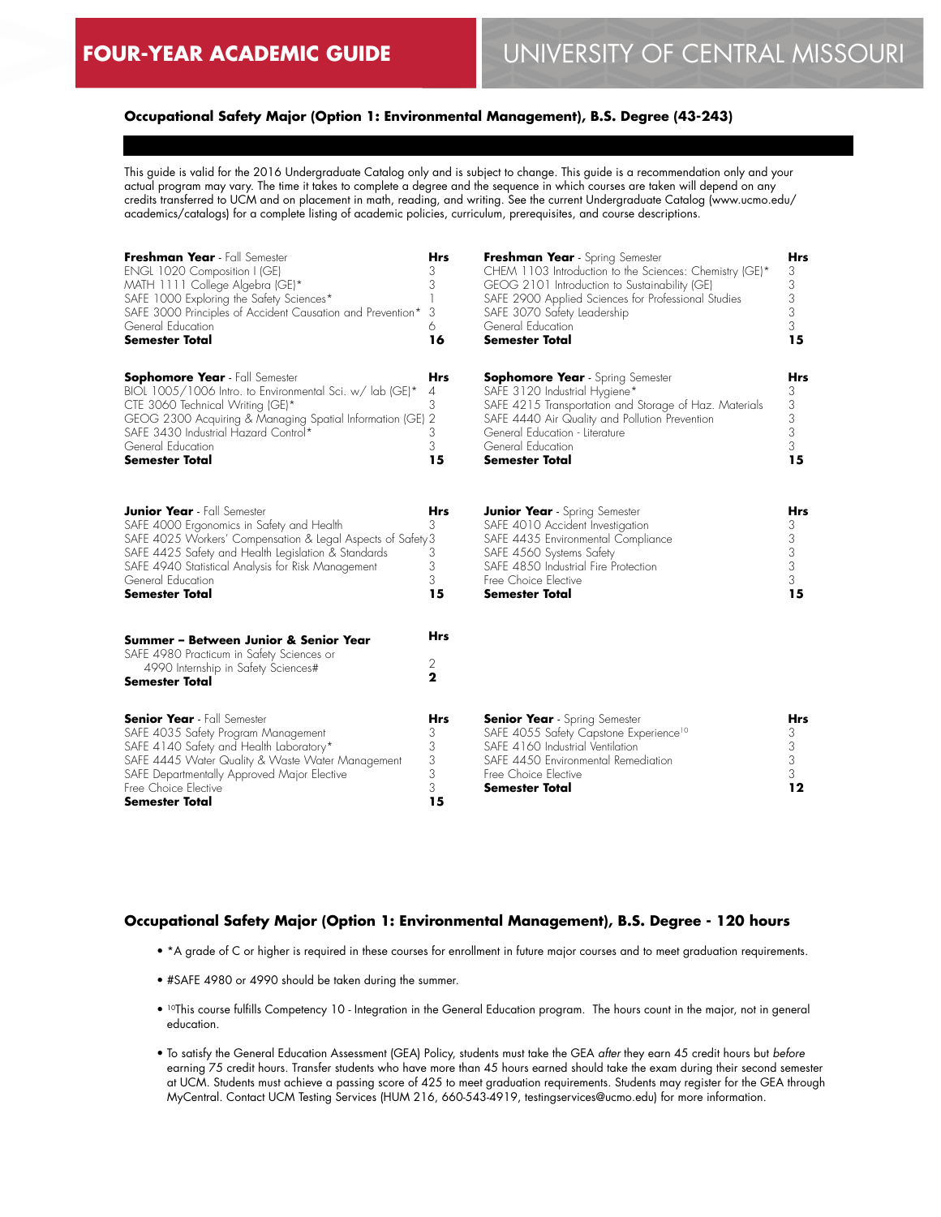**FOUR-YEAR ACADEMIC GUIDE** UNIVERSITY OF CENTRAL MISSOURI

### Occupational Safety Major (Option 1: Environmental Management), B.S. Degree (43-243)

This guide is valid for the 2016 Undergraduate Catalog only and is subject to change. This guide is a recommendation only and your actual program may vary. The time it takes to complete a degree and the sequence in which courses are taken will depend on any credits transferred to UCM and on placement in math, reading, and writing. See the current Undergraduate Catalog (www.ucmo.edu/academics/catalogs) for a complete listing of academic policies, curriculum, prerequisites, and course descriptions.

| **Freshman Year** - Fall Semester | **Hrs** |
|---|---|
| ENGL 1020 Composition I (GE) | 3 |
| MATH 1111 College Algebra (GE)* | 3 |
| SAFE 1000 Exploring the Safety Sciences* | 1 |
| SAFE 3000 Principles of Accident Causation and Prevention* | 3 |
| General Education | 6 |
| **Semester Total** | **16** |

| **Freshman Year** - Spring Semester | **Hrs** |
|---|---|
| CHEM 1103 Introduction to the Sciences: Chemistry (GE)* | 3 |
| GEOG 2101 Introduction to Sustainability (GE) | 3 |
| SAFE 2900 Applied Sciences for Professional Studies | 3 |
| SAFE 3070 Safety Leadership | 3 |
| General Education | 3 |
| **Semester Total** | **15** |

| **Sophomore Year** - Fall Semester | **Hrs** |
|---|---|
| BIOL 1005/1006 Intro. to Environmental Sci. w/ lab (GE)* | 4 |
| CTE 3060 Technical Writing (GE)* | 3 |
| GEOG 2300 Acquiring & Managing Spatial Information (GE) | 2 |
| SAFE 3430 Industrial Hazard Control* | 3 |
| General Education | 3 |
| **Semester Total** | **15** |

| **Sophomore Year** - Spring Semester | **Hrs** |
|---|---|
| SAFE 3120 Industrial Hygiene* | 3 |
| SAFE 4215 Transportation and Storage of Haz. Materials | 3 |
| SAFE 4440 Air Quality and Pollution Prevention | 3 |
| General Education - Literature | 3 |
| General Education | 3 |
| **Semester Total** | **15** |

| **Junior Year** - Fall Semester | **Hrs** |
|---|---|
| SAFE 4000 Ergonomics in Safety and Health | 3 |
| SAFE 4025 Workers' Compensation & Legal Aspects of Safety | 3 |
| SAFE 4425 Safety and Health Legislation & Standards | 3 |
| SAFE 4940 Statistical Analysis for Risk Management | 3 |
| General Education | 3 |
| **Semester Total** | **15** |

| **Junior Year** - Spring Semester | **Hrs** |
|---|---|
| SAFE 4010 Accident Investigation | 3 |
| SAFE 4435 Environmental Compliance | 3 |
| SAFE 4560 Systems Safety | 3 |
| SAFE 4850 Industrial Fire Protection | 3 |
| Free Choice Elective | 3 |
| **Semester Total** | **15** |

| **Summer – Between Junior & Senior Year** | **Hrs** |
|---|---|
| SAFE 4980 Practicum in Safety Sciences or 4990 Internship in Safety Sciences# | 2 |
| **Semester Total** | **2** |

| **Senior Year** - Fall Semester | **Hrs** |
|---|---|
| SAFE 4035 Safety Program Management | 3 |
| SAFE 4140 Safety and Health Laboratory* | 3 |
| SAFE 4445 Water Quality & Waste Water Management | 3 |
| SAFE Departmentally Approved Major Elective | 3 |
| Free Choice Elective | 3 |
| **Semester Total** | **15** |

| **Senior Year** - Spring Semester | **Hrs** |
|---|---|
| SAFE 4055 Safety Capstone Experience[10] | 3 |
| SAFE 4160 Industrial Ventilation | 3 |
| SAFE 4450 Environmental Remediation | 3 |
| Free Choice Elective | 3 |
| **Semester Total** | **12** |

### Occupational Safety Major (Option 1: Environmental Management), B.S. Degree - 120 hours

- *A grade of C or higher is required in these courses for enrollment in future major courses and to meet graduation requirements.
- #SAFE 4980 or 4990 should be taken during the summer.
- [10]This course fulfills Competency 10 - Integration in the General Education program. The hours count in the major, not in general education.
- To satisfy the General Education Assessment (GEA) Policy, students must take the GEA *after* they earn 45 credit hours but *before* earning 75 credit hours. Transfer students who have more than 45 hours earned should take the exam during their second semester at UCM. Students must achieve a passing score of 425 to meet graduation requirements. Students may register for the GEA through MyCentral. Contact UCM Testing Services (HUM 216, 660-543-4919, testingservices@ucmo.edu) for more information.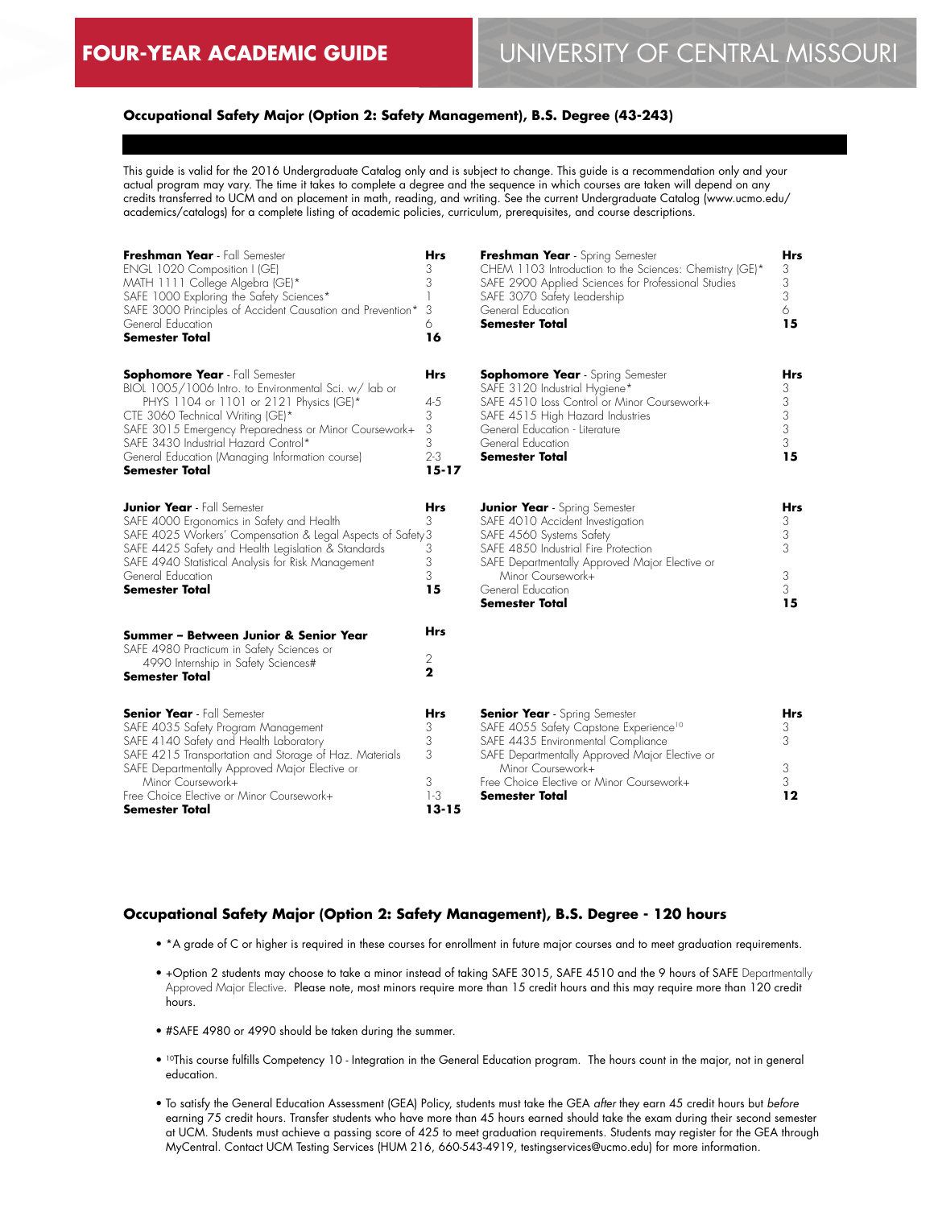# FOUR-YEAR ACADEMIC GUIDE — UNIVERSITY OF CENTRAL MISSOURI

## Occupational Safety Major (Option 2: Safety Management), B.S. Degree (43-243)

This guide is valid for the 2016 Undergraduate Catalog only and is subject to change. This guide is a recommendation only and your actual program may vary. The time it takes to complete a degree and the sequence in which courses are taken will depend on any credits transferred to UCM and on placement in math, reading, and writing. See the current Undergraduate Catalog (www.ucmo.edu/academics/catalogs) for a complete listing of academic policies, curriculum, prerequisites, and course descriptions.

| **Freshman Year** - Fall Semester | **Hrs** |
|---|---|
| ENGL 1020 Composition I (GE) | 3 |
| MATH 1111 College Algebra (GE)* | 3 |
| SAFE 1000 Exploring the Safety Sciences* | 1 |
| SAFE 3000 Principles of Accident Causation and Prevention* | 3 |
| General Education | 6 |
| **Semester Total** | **16** |

| **Freshman Year** - Spring Semester | **Hrs** |
|---|---|
| CHEM 1103 Introduction to the Sciences: Chemistry (GE)* | 3 |
| SAFE 2900 Applied Sciences for Professional Studies | 3 |
| SAFE 3070 Safety Leadership | 3 |
| General Education | 6 |
| **Semester Total** | **15** |

| **Sophomore Year** - Fall Semester | **Hrs** |
|---|---|
| BIOL 1005/1006 Intro. to Environmental Sci. w/ lab or PHYS 1104 or 1101 or 2121 Physics (GE)* | 4-5 |
| CTE 3060 Technical Writing (GE)* | 3 |
| SAFE 3015 Emergency Preparedness or Minor Coursework+ | 3 |
| SAFE 3430 Industrial Hazard Control* | 3 |
| General Education (Managing Information course) | 2-3 |
| **Semester Total** | **15-17** |

| **Sophomore Year** - Spring Semester | **Hrs** |
|---|---|
| SAFE 3120 Industrial Hygiene* | 3 |
| SAFE 4510 Loss Control or Minor Coursework+ | 3 |
| SAFE 4515 High Hazard Industries | 3 |
| General Education - Literature | 3 |
| General Education | 3 |
| **Semester Total** | **15** |

| **Junior Year** - Fall Semester | **Hrs** |
|---|---|
| SAFE 4000 Ergonomics in Safety and Health | 3 |
| SAFE 4025 Workers' Compensation & Legal Aspects of Safety | 3 |
| SAFE 4425 Safety and Health Legislation & Standards | 3 |
| SAFE 4940 Statistical Analysis for Risk Management | 3 |
| General Education | 3 |
| **Semester Total** | **15** |

| **Junior Year** - Spring Semester | **Hrs** |
|---|---|
| SAFE 4010 Accident Investigation | 3 |
| SAFE 4560 Systems Safety | 3 |
| SAFE 4850 Industrial Fire Protection | 3 |
| SAFE Departmentally Approved Major Elective or Minor Coursework+ | 3 |
| General Education | 3 |
| **Semester Total** | **15** |

| **Summer – Between Junior & Senior Year** | **Hrs** |
|---|---|
| SAFE 4980 Practicum in Safety Sciences or 4990 Internship in Safety Sciences# | 2 |
| **Semester Total** | **2** |

| **Senior Year** - Fall Semester | **Hrs** |
|---|---|
| SAFE 4035 Safety Program Management | 3 |
| SAFE 4140 Safety and Health Laboratory | 3 |
| SAFE 4215 Transportation and Storage of Haz. Materials | 3 |
| SAFE Departmentally Approved Major Elective or Minor Coursework+ | 3 |
| Free Choice Elective or Minor Coursework+ | 1-3 |
| **Semester Total** | **13-15** |

| **Senior Year** - Spring Semester | **Hrs** |
|---|---|
| SAFE 4055 Safety Capstone Experience[10] | 3 |
| SAFE 4435 Environmental Compliance | 3 |
| SAFE Departmentally Approved Major Elective or Minor Coursework+ | 3 |
| Free Choice Elective or Minor Coursework+ | 3 |
| **Semester Total** | **12** |

## Occupational Safety Major (Option 2: Safety Management), B.S. Degree - 120 hours

- *A grade of C or higher is required in these courses for enrollment in future major courses and to meet graduation requirements.
- +Option 2 students may choose to take a minor instead of taking SAFE 3015, SAFE 4510 and the 9 hours of SAFE Departmentally Approved Major Elective. Please note, most minors require more than 15 credit hours and this may require more than 120 credit hours.
- #SAFE 4980 or 4990 should be taken during the summer.
- [10]This course fulfills Competency 10 - Integration in the General Education program. The hours count in the major, not in general education.
- To satisfy the General Education Assessment (GEA) Policy, students must take the GEA *after* they earn 45 credit hours but *before* earning 75 credit hours. Transfer students who have more than 45 hours earned should take the exam during their second semester at UCM. Students must achieve a passing score of 425 to meet graduation requirements. Students may register for the GEA through MyCentral. Contact UCM Testing Services (HUM 216, 660-543-4919, testingservices@ucmo.edu) for more information.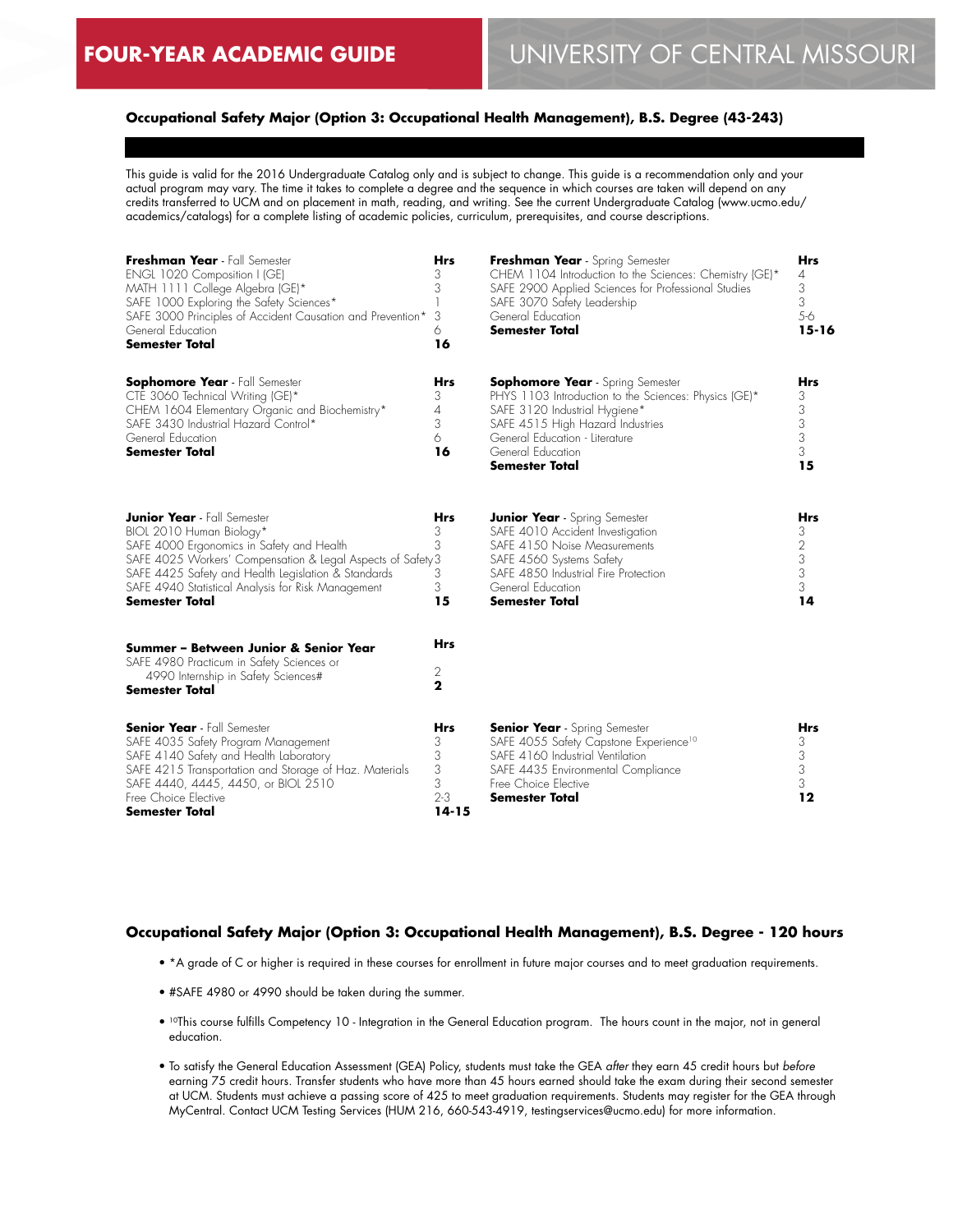**FOUR-YEAR ACADEMIC GUIDE** UNIVERSITY OF CENTRAL MISSOURI

### Occupational Safety Major (Option 3: Occupational Health Management), B.S. Degree (43-243)

This guide is valid for the 2016 Undergraduate Catalog only and is subject to change. This guide is a recommendation only and your actual program may vary. The time it takes to complete a degree and the sequence in which courses are taken will depend on any credits transferred to UCM and on placement in math, reading, and writing. See the current Undergraduate Catalog (www.ucmo.edu/academics/catalogs) for a complete listing of academic policies, curriculum, prerequisites, and course descriptions.

| **Freshman Year** - Fall Semester | **Hrs** |
|---|---|
| ENGL 1020 Composition I (GE) | 3 |
| MATH 1111 College Algebra (GE)* | 3 |
| SAFE 1000 Exploring the Safety Sciences* | 1 |
| SAFE 3000 Principles of Accident Causation and Prevention* | 3 |
| General Education | 6 |
| **Semester Total** | **16** |

| **Freshman Year** - Spring Semester | **Hrs** |
|---|---|
| CHEM 1104 Introduction to the Sciences: Chemistry (GE)* | 4 |
| SAFE 2900 Applied Sciences for Professional Studies | 3 |
| SAFE 3070 Safety Leadership | 3 |
| General Education | 5-6 |
| **Semester Total** | **15-16** |

| **Sophomore Year** - Fall Semester | **Hrs** |
|---|---|
| CTE 3060 Technical Writing (GE)* | 3 |
| CHEM 1604 Elementary Organic and Biochemistry* | 4 |
| SAFE 3430 Industrial Hazard Control* | 3 |
| General Education | 6 |
| **Semester Total** | **16** |

| **Sophomore Year** - Spring Semester | **Hrs** |
|---|---|
| PHYS 1103 Introduction to the Sciences: Physics (GE)* | 3 |
| SAFE 3120 Industrial Hygiene* | 3 |
| SAFE 4515 High Hazard Industries | 3 |
| General Education - Literature | 3 |
| General Education | 3 |
| **Semester Total** | **15** |

| **Junior Year** - Fall Semester | **Hrs** |
|---|---|
| BIOL 2010 Human Biology* | 3 |
| SAFE 4000 Ergonomics in Safety and Health | 3 |
| SAFE 4025 Workers' Compensation & Legal Aspects of Safety | 3 |
| SAFE 4425 Safety and Health Legislation & Standards | 3 |
| SAFE 4940 Statistical Analysis for Risk Management | 3 |
| **Semester Total** | **15** |

| **Junior Year** - Spring Semester | **Hrs** |
|---|---|
| SAFE 4010 Accident Investigation | 3 |
| SAFE 4150 Noise Measurements | 2 |
| SAFE 4560 Systems Safety | 3 |
| SAFE 4850 Industrial Fire Protection | 3 |
| General Education | 3 |
| **Semester Total** | **14** |

| **Summer – Between Junior & Senior Year** | **Hrs** |
|---|---|
| SAFE 4980 Practicum in Safety Sciences or 4990 Internship in Safety Sciences# | 2 |
| **Semester Total** | **2** |

| **Senior Year** - Fall Semester | **Hrs** |
|---|---|
| SAFE 4035 Safety Program Management | 3 |
| SAFE 4140 Safety and Health Laboratory | 3 |
| SAFE 4215 Transportation and Storage of Haz. Materials | 3 |
| SAFE 4440, 4445, 4450, or BIOL 2510 | 3 |
| Free Choice Elective | 2-3 |
| **Semester Total** | **14-15** |

| **Senior Year** - Spring Semester | **Hrs** |
|---|---|
| SAFE 4055 Safety Capstone Experience[10] | 3 |
| SAFE 4160 Industrial Ventilation | 3 |
| SAFE 4435 Environmental Compliance | 3 |
| Free Choice Elective | 3 |
| **Semester Total** | **12** |

### Occupational Safety Major (Option 3: Occupational Health Management), B.S. Degree - 120 hours

- *A grade of C or higher is required in these courses for enrollment in future major courses and to meet graduation requirements.
- #SAFE 4980 or 4990 should be taken during the summer.
- [10]This course fulfills Competency 10 - Integration in the General Education program. The hours count in the major, not in general education.
- To satisfy the General Education Assessment (GEA) Policy, students must take the GEA *after* they earn 45 credit hours but *before* earning 75 credit hours. Transfer students who have more than 45 hours earned should take the exam during their second semester at UCM. Students must achieve a passing score of 425 to meet graduation requirements. Students may register for the GEA through MyCentral. Contact UCM Testing Services (HUM 216, 660-543-4919, testingservices@ucmo.edu) for more information.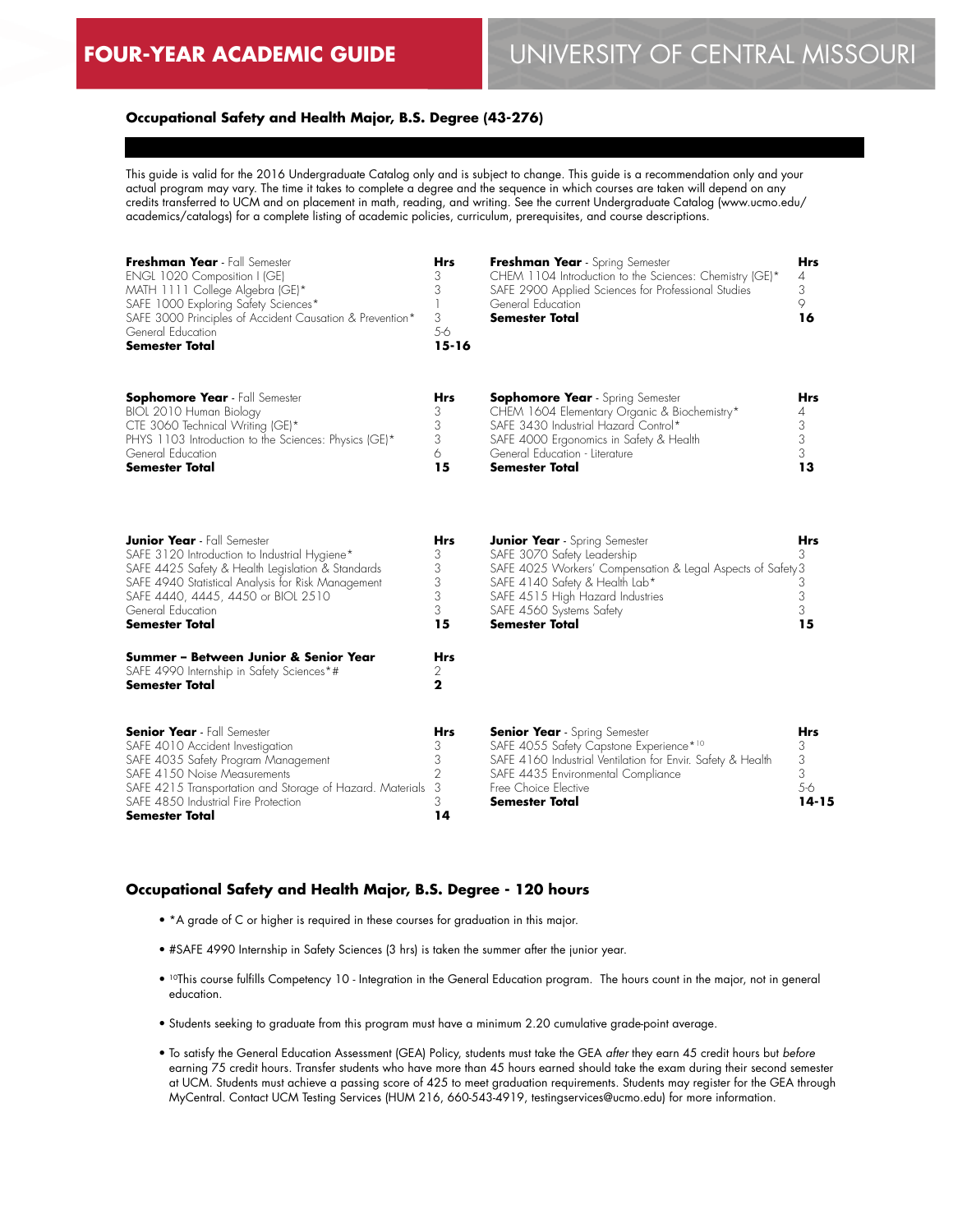# FOUR-YEAR ACADEMIC GUIDE

# UNIVERSITY OF CENTRAL MISSOURI

### Occupational Safety and Health Major, B.S. Degree (43-276)

This guide is valid for the 2016 Undergraduate Catalog only and is subject to change. This guide is a recommendation only and your actual program may vary. The time it takes to complete a degree and the sequence in which courses are taken will depend on any credits transferred to UCM and on placement in math, reading, and writing. See the current Undergraduate Catalog (www.ucmo.edu/academics/catalogs) for a complete listing of academic policies, curriculum, prerequisites, and course descriptions.

| **Freshman Year** - Fall Semester | **Hrs** |
|---|---|
| ENGL 1020 Composition I (GE) | 3 |
| MATH 1111 College Algebra (GE)* | 3 |
| SAFE 1000 Exploring Safety Sciences* | 1 |
| SAFE 3000 Principles of Accident Causation & Prevention* | 3 |
| General Education | 5-6 |
| **Semester Total** | **15-16** |

| **Freshman Year** - Spring Semester | **Hrs** |
|---|---|
| CHEM 1104 Introduction to the Sciences: Chemistry (GE)* | 4 |
| SAFE 2900 Applied Sciences for Professional Studies | 3 |
| General Education | 9 |
| **Semester Total** | **16** |

| **Sophomore Year** - Fall Semester | **Hrs** |
|---|---|
| BIOL 2010 Human Biology | 3 |
| CTE 3060 Technical Writing (GE)* | 3 |
| PHYS 1103 Introduction to the Sciences: Physics (GE)* | 3 |
| General Education | 6 |
| **Semester Total** | **15** |

| **Sophomore Year** - Spring Semester | **Hrs** |
|---|---|
| CHEM 1604 Elementary Organic & Biochemistry* | 4 |
| SAFE 3430 Industrial Hazard Control* | 3 |
| SAFE 4000 Ergonomics in Safety & Health | 3 |
| General Education - Literature | 3 |
| **Semester Total** | **13** |

| **Junior Year** - Fall Semester | **Hrs** |
|---|---|
| SAFE 3120 Introduction to Industrial Hygiene* | 3 |
| SAFE 4425 Safety & Health Legislation & Standards | 3 |
| SAFE 4940 Statistical Analysis for Risk Management | 3 |
| SAFE 4440, 4445, 4450 or BIOL 2510 | 3 |
| General Education | 3 |
| **Semester Total** | **15** |

| **Junior Year** - Spring Semester | **Hrs** |
|---|---|
| SAFE 3070 Safety Leadership | 3 |
| SAFE 4025 Workers' Compensation & Legal Aspects of Safety | 3 |
| SAFE 4140 Safety & Health Lab* | 3 |
| SAFE 4515 High Hazard Industries | 3 |
| SAFE 4560 Systems Safety | 3 |
| **Semester Total** | **15** |

| **Summer – Between Junior & Senior Year** | **Hrs** |
|---|---|
| SAFE 4990 Internship in Safety Sciences*# | 2 |
| **Semester Total** | **2** |

| **Senior Year** - Fall Semester | **Hrs** |
|---|---|
| SAFE 4010 Accident Investigation | 3 |
| SAFE 4035 Safety Program Management | 3 |
| SAFE 4150 Noise Measurements | 2 |
| SAFE 4215 Transportation and Storage of Hazard. Materials | 3 |
| SAFE 4850 Industrial Fire Protection | 3 |
| **Semester Total** | **14** |

| **Senior Year** - Spring Semester | **Hrs** |
|---|---|
| SAFE 4055 Safety Capstone Experience*[10] | 3 |
| SAFE 4160 Industrial Ventilation for Envir. Safety & Health | 3 |
| SAFE 4435 Environmental Compliance | 3 |
| Free Choice Elective | 5-6 |
| **Semester Total** | **14-15** |

### Occupational Safety and Health Major, B.S. Degree - 120 hours

- *A grade of C or higher is required in these courses for graduation in this major.
- #SAFE 4990 Internship in Safety Sciences (3 hrs) is taken the summer after the junior year.
- [10]This course fulfills Competency 10 - Integration in the General Education program. The hours count in the major, not in general education.
- Students seeking to graduate from this program must have a minimum 2.20 cumulative grade-point average.
- To satisfy the General Education Assessment (GEA) Policy, students must take the GEA *after* they earn 45 credit hours but *before* earning 75 credit hours. Transfer students who have more than 45 hours earned should take the exam during their second semester at UCM. Students must achieve a passing score of 425 to meet graduation requirements. Students may register for the GEA through MyCentral. Contact UCM Testing Services (HUM 216, 660-543-4919, testingservices@ucmo.edu) for more information.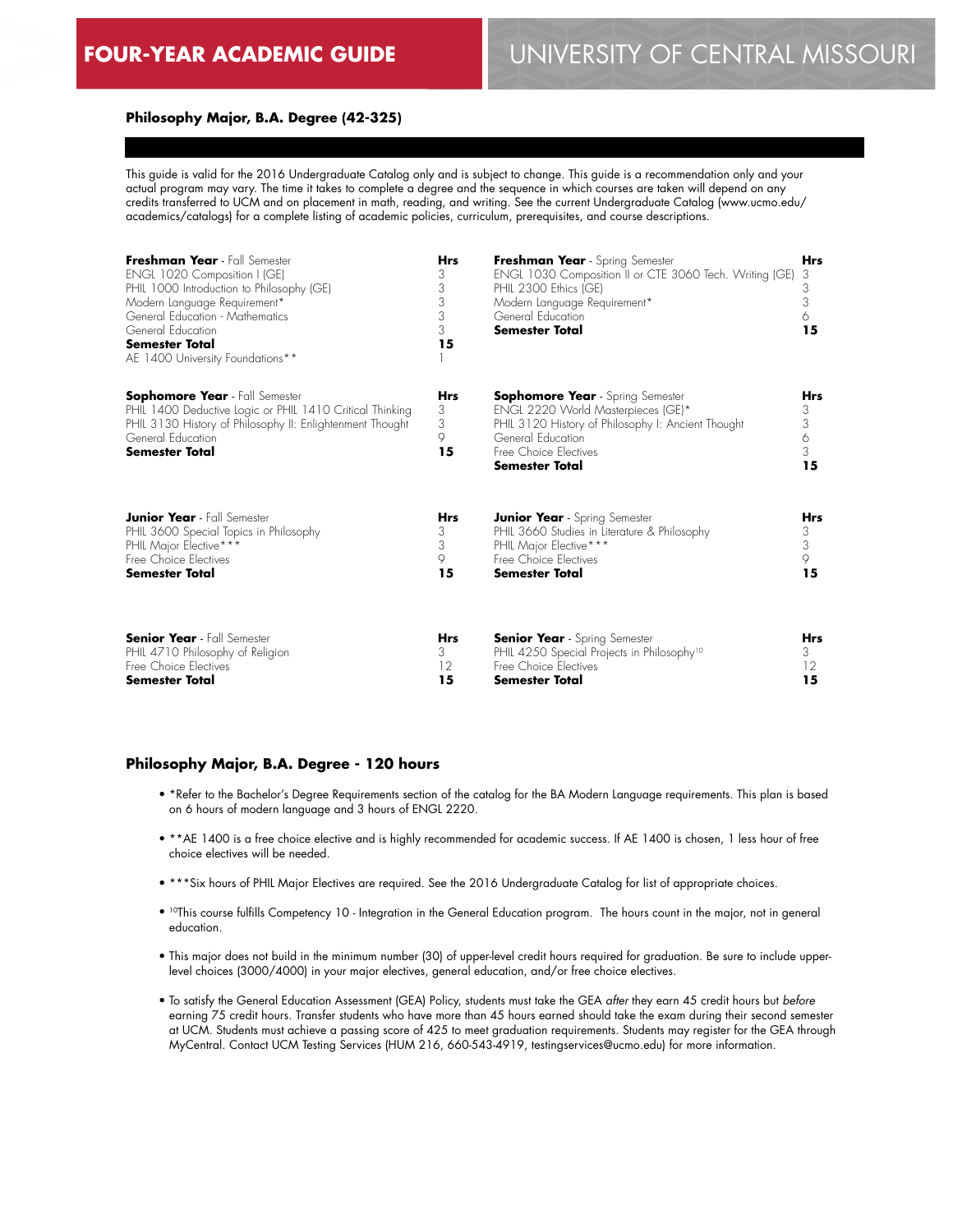# FOUR-YEAR ACADEMIC GUIDE

# UNIVERSITY OF CENTRAL MISSOURI

**Philosophy Major, B.A. Degree (42-325)**

This guide is valid for the 2016 Undergraduate Catalog only and is subject to change. This guide is a recommendation only and your actual program may vary. The time it takes to complete a degree and the sequence in which courses are taken will depend on any credits transferred to UCM and on placement in math, reading, and writing. See the current Undergraduate Catalog (www.ucmo.edu/academics/catalogs) for a complete listing of academic policies, curriculum, prerequisites, and course descriptions.

| **Freshman Year** - Fall Semester | **Hrs** | **Freshman Year** - Spring Semester | **Hrs** |
|---|---|---|---|
| ENGL 1020 Composition I (GE) | 3 | ENGL 1030 Composition II or CTE 3060 Tech. Writing (GE) | 3 |
| PHIL 1000 Introduction to Philosophy (GE) | 3 | PHIL 2300 Ethics (GE) | 3 |
| Modern Language Requirement* | 3 | Modern Language Requirement* | 3 |
| General Education - Mathematics | 3 | General Education | 6 |
| General Education | 3 | **Semester Total** | **15** |
| **Semester Total** | **15** | | |
| AE 1400 University Foundations** | 1 | | |

| **Sophomore Year** - Fall Semester | **Hrs** | **Sophomore Year** - Spring Semester | **Hrs** |
|---|---|---|---|
| PHIL 1400 Deductive Logic or PHIL 1410 Critical Thinking | 3 | ENGL 2220 World Masterpieces (GE)* | 3 |
| PHIL 3130 History of Philosophy II: Enlightenment Thought | 3 | PHIL 3120 History of Philosophy I: Ancient Thought | 3 |
| General Education | 9 | General Education | 6 |
| **Semester Total** | **15** | Free Choice Electives | 3 |
| | | **Semester Total** | **15** |

| **Junior Year** - Fall Semester | **Hrs** | **Junior Year** - Spring Semester | **Hrs** |
|---|---|---|---|
| PHIL 3600 Special Topics in Philosophy | 3 | PHIL 3660 Studies in Literature & Philosophy | 3 |
| PHIL Major Elective*** | 3 | PHIL Major Elective*** | 3 |
| Free Choice Electives | 9 | Free Choice Electives | 9 |
| **Semester Total** | **15** | **Semester Total** | **15** |

| **Senior Year** - Fall Semester | **Hrs** | **Senior Year** - Spring Semester | **Hrs** |
|---|---|---|---|
| PHIL 4710 Philosophy of Religion | 3 | PHIL 4250 Special Projects in Philosophy[10] | 3 |
| Free Choice Electives | 12 | Free Choice Electives | 12 |
| **Semester Total** | **15** | **Semester Total** | **15** |

### Philosophy Major, B.A. Degree - 120 hours

- *Refer to the Bachelor's Degree Requirements section of the catalog for the BA Modern Language requirements. This plan is based on 6 hours of modern language and 3 hours of ENGL 2220.
- **AE 1400 is a free choice elective and is highly recommended for academic success. If AE 1400 is chosen, 1 less hour of free choice electives will be needed.
- ***Six hours of PHIL Major Electives are required. See the 2016 Undergraduate Catalog for list of appropriate choices.
- [10]This course fulfills Competency 10 - Integration in the General Education program. The hours count in the major, not in general education.
- This major does not build in the minimum number (30) of upper-level credit hours required for graduation. Be sure to include upper-level choices (3000/4000) in your major electives, general education, and/or free choice electives.
- To satisfy the General Education Assessment (GEA) Policy, students must take the GEA *after* they earn 45 credit hours but *before* earning 75 credit hours. Transfer students who have more than 45 hours earned should take the exam during their second semester at UCM. Students must achieve a passing score of 425 to meet graduation requirements. Students may register for the GEA through MyCentral. Contact UCM Testing Services (HUM 216, 660-543-4919, testingservices@ucmo.edu) for more information.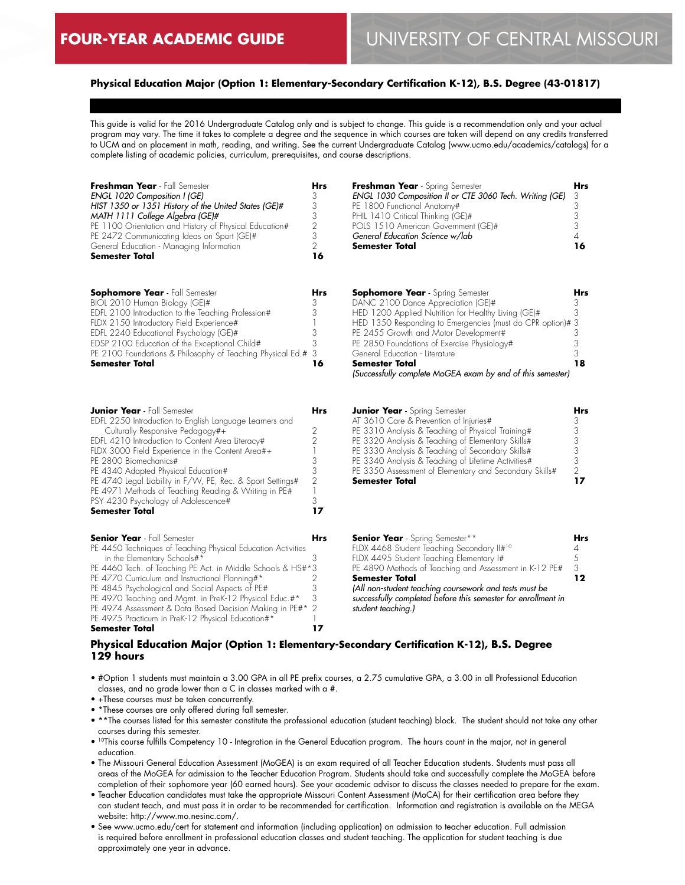## FOUR-YEAR ACADEMIC GUIDE

## UNIVERSITY OF CENTRAL MISSOURI

### Physical Education Major (Option 1: Elementary-Secondary Certification K-12), B.S. Degree (43-01817)

This guide is valid for the 2016 Undergraduate Catalog only and is subject to change. This guide is a recommendation only and your actual program may vary. The time it takes to complete a degree and the sequence in which courses are taken will depend on any credits transferred to UCM and on placement in math, reading, and writing. See the current Undergraduate Catalog (www.ucmo.edu/academics/catalogs) for a complete listing of academic policies, curriculum, prerequisites, and course descriptions.

| **Freshman Year** - Fall Semester | **Hrs** |
|---|---|
| *ENGL 1020 Composition I (GE)* | 3 |
| *HIST 1350 or 1351 History of the United States (GE)#* | 3 |
| *MATH 1111 College Algebra (GE)#* | 3 |
| PE 1100 Orientation and History of Physical Education# | 2 |
| PE 2472 Communicating Ideas on Sport (GE)# | 3 |
| General Education - Managing Information | 2 |
| **Semester Total** | **16** |

| **Freshman Year** - Spring Semester | **Hrs** |
|---|---|
| *ENGL 1030 Composition II or CTE 3060 Tech. Writing (GE)* | 3 |
| PE 1800 Functional Anatomy# | 3 |
| PHIL 1410 Critical Thinking (GE)# | 3 |
| POLS 1510 American Government (GE)# | 3 |
| *General Education Science w/lab* | 4 |
| **Semester Total** | **16** |

| **Sophomore Year** - Fall Semester | **Hrs** |
|---|---|
| BIOL 2010 Human Biology (GE)# | 3 |
| EDFL 2100 Introduction to the Teaching Profession# | 3 |
| FLDX 2150 Introductory Field Experience# | 1 |
| EDFL 2240 Educational Psychology (GE)# | 3 |
| EDSP 2100 Education of the Exceptional Child# | 3 |
| PE 2100 Foundations & Philosophy of Teaching Physical Ed.# | 3 |
| **Semester Total** | **16** |

| **Sophomore Year** - Spring Semester | **Hrs** |
|---|---|
| DANC 2100 Dance Appreciation (GE)# | 3 |
| HED 1200 Applied Nutrition for Healthy Living (GE)# | 3 |
| HED 1350 Responding to Emergencies (must do CPR option)# | 3 |
| PE 2455 Growth and Motor Development# | 3 |
| PE 2850 Foundations of Exercise Physiology# | 3 |
| General Education - Literature | 3 |
| **Semester Total** | **18** |

*(Successfully complete MoGEA exam by end of this semester)*

| **Junior Year** - Fall Semester | **Hrs** |
|---|---|
| EDFL 2250 Introduction to English Language Learners and Culturally Responsive Pedagogy#+ | 2 |
| EDFL 4210 Introduction to Content Area Literacy# | 2 |
| FLDX 3000 Field Experience in the Content Area#+ | 1 |
| PE 2800 Biomechanics# | 3 |
| PE 4340 Adapted Physical Education# | 3 |
| PE 4740 Legal Liability in F/W, PE, Rec. & Sport Settings# | 2 |
| PE 4971 Methods of Teaching Reading & Writing in PE# | 1 |
| PSY 4230 Psychology of Adolescence# | 3 |
| **Semester Total** | **17** |

| **Junior Year** - Spring Semester | **Hrs** |
|---|---|
| AT 3610 Care & Prevention of Injuries# | 3 |
| PE 3310 Analysis & Teaching of Physical Training# | 3 |
| PE 3320 Analysis & Teaching of Elementary Skills# | 3 |
| PE 3330 Analysis & Teaching of Secondary Skills# | 3 |
| PE 3340 Analysis & Teaching of Lifetime Activities# | 3 |
| PE 3350 Assessment of Elementary and Secondary Skills# | 2 |
| **Semester Total** | **17** |

| **Senior Year** - Fall Semester | **Hrs** |
|---|---|
| PE 4450 Techniques of Teaching Physical Education Activities in the Elementary Schools#* | 3 |
| PE 4460 Tech. of Teaching PE Act. in Middle Schools & HS#* | 3 |
| PE 4770 Curriculum and Instructional Planning#* | 2 |
| PE 4845 Psychological and Social Aspects of PE# | 3 |
| PE 4970 Teaching and Mgmt. in PreK-12 Physical Educ.#* | 3 |
| PE 4974 Assessment & Data Based Decision Making in PE#* | 2 |
| PE 4975 Practicum in PreK-12 Physical Education#* | 1 |
| **Semester Total** | **17** |

| **Senior Year** - Spring Semester** | **Hrs** |
|---|---|
| FLDX 4468 Student Teaching Secondary II#[10] | 4 |
| FLDX 4495 Student Teaching Elementary I# | 5 |
| PE 4890 Methods of Teaching and Assessment in K-12 PE# | 3 |
| **Semester Total** | **12** |

*(All non-student teaching coursework and tests must be successfully completed before this semester for enrollment in student teaching.)*

### Physical Education Major (Option 1: Elementary-Secondary Certification K-12), B.S. Degree 129 hours

- #Option 1 students must maintain a 3.00 GPA in all PE prefix courses, a 2.75 cumulative GPA, a 3.00 in all Professional Education classes, and no grade lower than a C in classes marked with a #.
- +These courses must be taken concurrently.
- *These courses are only offered during fall semester.
- **The courses listed for this semester constitute the professional education (student teaching) block. The student should not take any other courses during this semester.
- [10]This course fulfills Competency 10 - Integration in the General Education program. The hours count in the major, not in general education.
- The Missouri General Education Assessment (MoGEA) is an exam required of all Teacher Education students. Students must pass all areas of the MoGEA for admission to the Teacher Education Program. Students should take and successfully complete the MoGEA before completion of their sophomore year (60 earned hours). See your academic advisor to discuss the classes needed to prepare for the exam.
- Teacher Education candidates must take the appropriate Missouri Content Assessment (MoCA) for their certification area before they can student teach, and must pass it in order to be recommended for certification. Information and registration is available on the MEGA website: http://www.mo.nesinc.com/.
- See www.ucmo.edu/cert for statement and information (including application) on admission to teacher education. Full admission is required before enrollment in professional education classes and student teaching. The application for student teaching is due approximately one year in advance.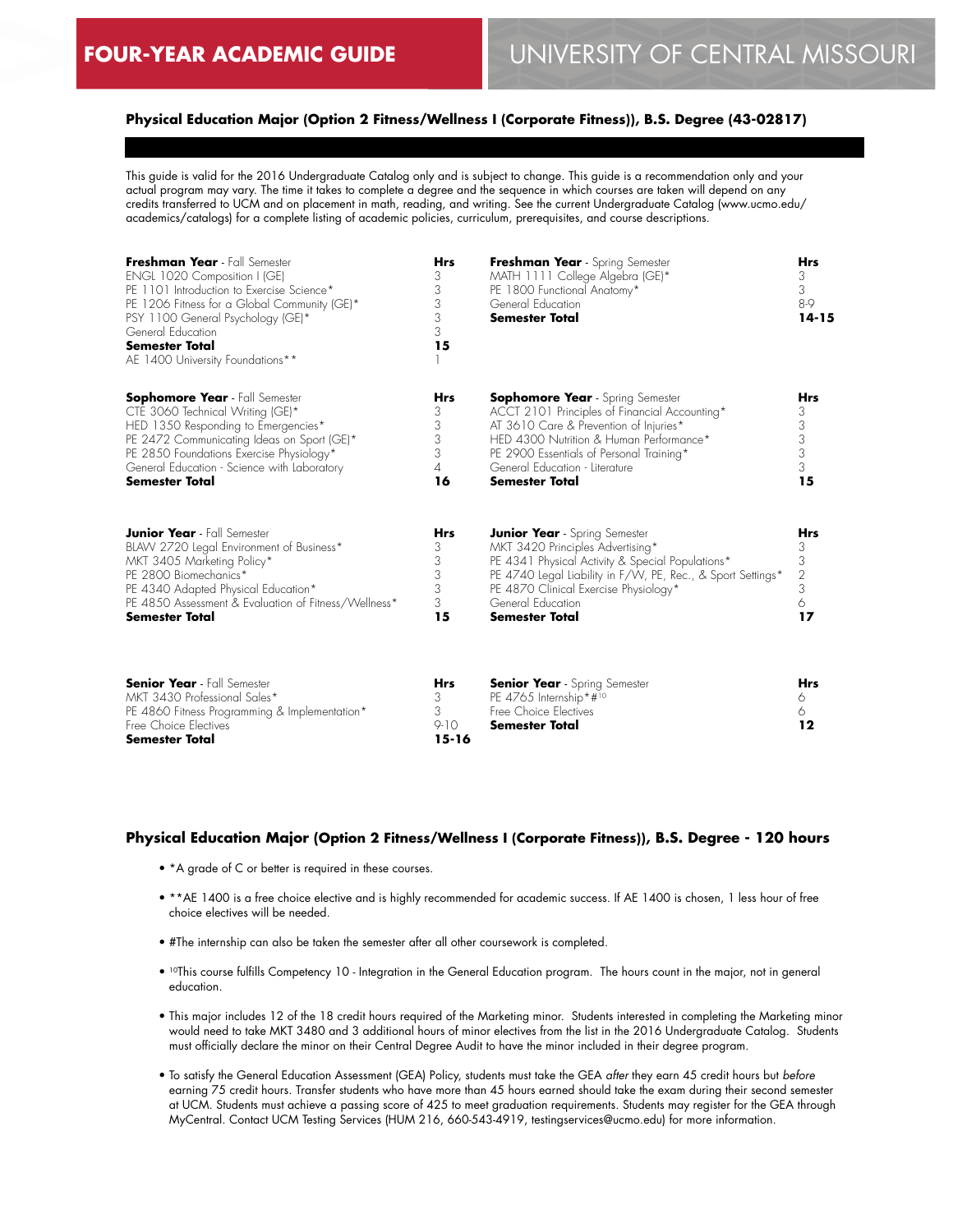# FOUR-YEAR ACADEMIC GUIDE — UNIVERSITY OF CENTRAL MISSOURI

### Physical Education Major (Option 2 Fitness/Wellness I (Corporate Fitness)), B.S. Degree (43-02817)

This guide is valid for the 2016 Undergraduate Catalog only and is subject to change. This guide is a recommendation only and your actual program may vary. The time it takes to complete a degree and the sequence in which courses are taken will depend on any credits transferred to UCM and on placement in math, reading, and writing. See the current Undergraduate Catalog (www.ucmo.edu/academics/catalogs) for a complete listing of academic policies, curriculum, prerequisites, and course descriptions.

| **Freshman Year** - Fall Semester | **Hrs** |
|---|---|
| ENGL 1020 Composition I (GE) | 3 |
| PE 1101 Introduction to Exercise Science* | 3 |
| PE 1206 Fitness for a Global Community (GE)* | 3 |
| PSY 1100 General Psychology (GE)* | 3 |
| General Education | 3 |
| **Semester Total** | **15** |
| AE 1400 University Foundations** | 1 |

| **Freshman Year** - Spring Semester | **Hrs** |
|---|---|
| MATH 1111 College Algebra (GE)* | 3 |
| PE 1800 Functional Anatomy* | 3 |
| General Education | 8-9 |
| **Semester Total** | **14-15** |

| **Sophomore Year** - Fall Semester | **Hrs** |
|---|---|
| CTE 3060 Technical Writing (GE)* | 3 |
| HED 1350 Responding to Emergencies* | 3 |
| PE 2472 Communicating Ideas on Sport (GE)* | 3 |
| PE 2850 Foundations Exercise Physiology* | 3 |
| General Education - Science with Laboratory | 4 |
| **Semester Total** | **16** |

| **Sophomore Year** - Spring Semester | **Hrs** |
|---|---|
| ACCT 2101 Principles of Financial Accounting* | 3 |
| AT 3610 Care & Prevention of Injuries* | 3 |
| HED 4300 Nutrition & Human Performance* | 3 |
| PE 2900 Essentials of Personal Training* | 3 |
| General Education - Literature | 3 |
| **Semester Total** | **15** |

| **Junior Year** - Fall Semester | **Hrs** |
|---|---|
| BLAW 2720 Legal Environment of Business* | 3 |
| MKT 3405 Marketing Policy* | 3 |
| PE 2800 Biomechanics* | 3 |
| PE 4340 Adapted Physical Education* | 3 |
| PE 4850 Assessment & Evaluation of Fitness/Wellness* | 3 |
| **Semester Total** | **15** |

| **Junior Year** - Spring Semester | **Hrs** |
|---|---|
| MKT 3420 Principles Advertising* | 3 |
| PE 4341 Physical Activity & Special Populations* | 3 |
| PE 4740 Legal Liability in F/W, PE, Rec., & Sport Settings* | 2 |
| PE 4870 Clinical Exercise Physiology* | 3 |
| General Education | 6 |
| **Semester Total** | **17** |

| **Senior Year** - Fall Semester | **Hrs** |
|---|---|
| MKT 3430 Professional Sales* | 3 |
| PE 4860 Fitness Programming & Implementation* | 3 |
| Free Choice Electives | 9-10 |
| **Semester Total** | **15-16** |

| **Senior Year** - Spring Semester | **Hrs** |
|---|---|
| PE 4765 Internship*#[10] | 6 |
| Free Choice Electives | 6 |
| **Semester Total** | **12** |

### Physical Education Major (Option 2 Fitness/Wellness I (Corporate Fitness)), B.S. Degree - 120 hours

- *A grade of C or better is required in these courses.
- **AE 1400 is a free choice elective and is highly recommended for academic success. If AE 1400 is chosen, 1 less hour of free choice electives will be needed.
- #The internship can also be taken the semester after all other coursework is completed.
- [10]This course fulfills Competency 10 - Integration in the General Education program. The hours count in the major, not in general education.
- This major includes 12 of the 18 credit hours required of the Marketing minor. Students interested in completing the Marketing minor would need to take MKT 3480 and 3 additional hours of minor electives from the list in the 2016 Undergraduate Catalog. Students must officially declare the minor on their Central Degree Audit to have the minor included in their degree program.
- To satisfy the General Education Assessment (GEA) Policy, students must take the GEA *after* they earn 45 credit hours but *before* earning 75 credit hours. Transfer students who have more than 45 hours earned should take the exam during their second semester at UCM. Students must achieve a passing score of 425 to meet graduation requirements. Students may register for the GEA through MyCentral. Contact UCM Testing Services (HUM 216, 660-543-4919, testingservices@ucmo.edu) for more information.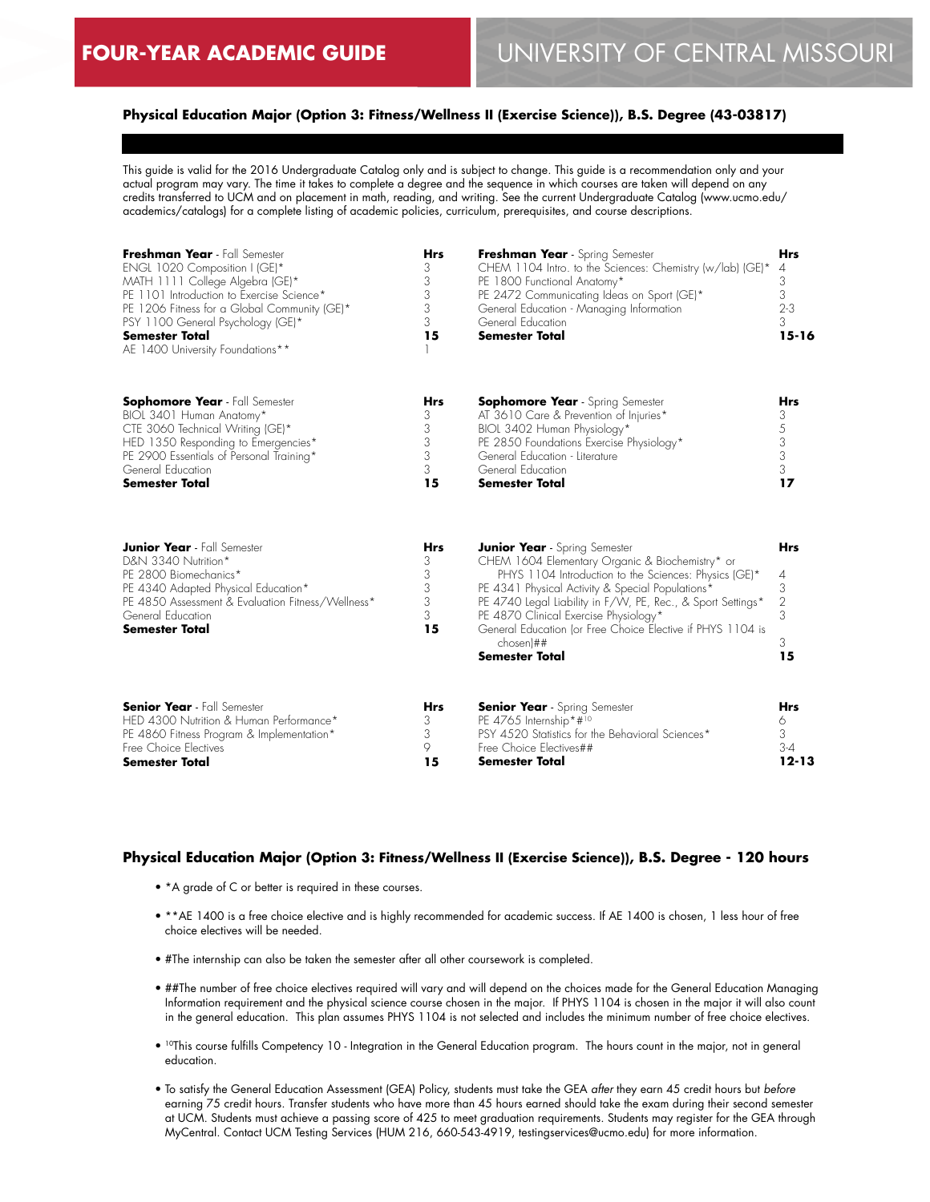# FOUR-YEAR ACADEMIC GUIDE

# UNIVERSITY OF CENTRAL MISSOURI

### Physical Education Major (Option 3: Fitness/Wellness II (Exercise Science)), B.S. Degree (43-03817)

This guide is valid for the 2016 Undergraduate Catalog only and is subject to change. This guide is a recommendation only and your actual program may vary. The time it takes to complete a degree and the sequence in which courses are taken will depend on any credits transferred to UCM and on placement in math, reading, and writing. See the current Undergraduate Catalog (www.ucmo.edu/academics/catalogs) for a complete listing of academic policies, curriculum, prerequisites, and course descriptions.

| **Freshman Year** - Fall Semester | **Hrs** | **Freshman Year** - Spring Semester | **Hrs** |
|---|---|---|---|
| ENGL 1020 Composition I (GE)* | 3 | CHEM 1104 Intro. to the Sciences: Chemistry (w/lab) (GE)* | 4 |
| MATH 1111 College Algebra (GE)* | 3 | PE 1800 Functional Anatomy* | 3 |
| PE 1101 Introduction to Exercise Science* | 3 | PE 2472 Communicating Ideas on Sport (GE)* | 3 |
| PE 1206 Fitness for a Global Community (GE)* | 3 | General Education - Managing Information | 2-3 |
| PSY 1100 General Psychology (GE)* | 3 | General Education | 3 |
| **Semester Total** | **15** | **Semester Total** | **15-16** |
| AE 1400 University Foundations** | 1 | | |

| **Sophomore Year** - Fall Semester | **Hrs** | **Sophomore Year** - Spring Semester | **Hrs** |
|---|---|---|---|
| BIOL 3401 Human Anatomy* | 3 | AT 3610 Care & Prevention of Injuries* | 3 |
| CTE 3060 Technical Writing (GE)* | 3 | BIOL 3402 Human Physiology* | 5 |
| HED 1350 Responding to Emergencies* | 3 | PE 2850 Foundations Exercise Physiology* | 3 |
| PE 2900 Essentials of Personal Training* | 3 | General Education - Literature | 3 |
| General Education | 3 | General Education | 3 |
| **Semester Total** | **15** | **Semester Total** | **17** |

| **Junior Year** - Fall Semester | **Hrs** | **Junior Year** - Spring Semester | **Hrs** |
|---|---|---|---|
| D&N 3340 Nutrition* | 3 | CHEM 1604 Elementary Organic & Biochemistry* or PHYS 1104 Introduction to the Sciences: Physics (GE)* | 4 |
| PE 2800 Biomechanics* | 3 | PE 4341 Physical Activity & Special Populations* | 3 |
| PE 4340 Adapted Physical Education* | 3 | PE 4740 Legal Liability in F/W, PE, Rec., & Sport Settings* | 2 |
| PE 4850 Assessment & Evaluation Fitness/Wellness* | 3 | PE 4870 Clinical Exercise Physiology* | 3 |
| General Education | 3 | General Education (or Free Choice Elective if PHYS 1104 is chosen)## | 3 |
| **Semester Total** | **15** | **Semester Total** | **15** |

| **Senior Year** - Fall Semester | **Hrs** | **Senior Year** - Spring Semester | **Hrs** |
|---|---|---|---|
| HED 4300 Nutrition & Human Performance* | 3 | PE 4765 Internship*#[10] | 6 |
| PE 4860 Fitness Program & Implementation* | 3 | PSY 4520 Statistics for the Behavioral Sciences* | 3 |
| Free Choice Electives | 9 | Free Choice Electives## | 3-4 |
| **Semester Total** | **15** | **Semester Total** | **12-13** |

### Physical Education Major (Option 3: Fitness/Wellness II (Exercise Science)), B.S. Degree - 120 hours

- *A grade of C or better is required in these courses.
- **AE 1400 is a free choice elective and is highly recommended for academic success. If AE 1400 is chosen, 1 less hour of free choice electives will be needed.
- #The internship can also be taken the semester after all other coursework is completed.
- ##The number of free choice electives required will vary and will depend on the choices made for the General Education Managing Information requirement and the physical science course chosen in the major. If PHYS 1104 is chosen in the major it will also count in the general education. This plan assumes PHYS 1104 is not selected and includes the minimum number of free choice electives.
- [10]This course fulfills Competency 10 - Integration in the General Education program. The hours count in the major, not in general education.
- To satisfy the General Education Assessment (GEA) Policy, students must take the GEA *after* they earn 45 credit hours but *before* earning 75 credit hours. Transfer students who have more than 45 hours earned should take the exam during their second semester at UCM. Students must achieve a passing score of 425 to meet graduation requirements. Students may register for the GEA through MyCentral. Contact UCM Testing Services (HUM 216, 660-543-4919, testingservices@ucmo.edu) for more information.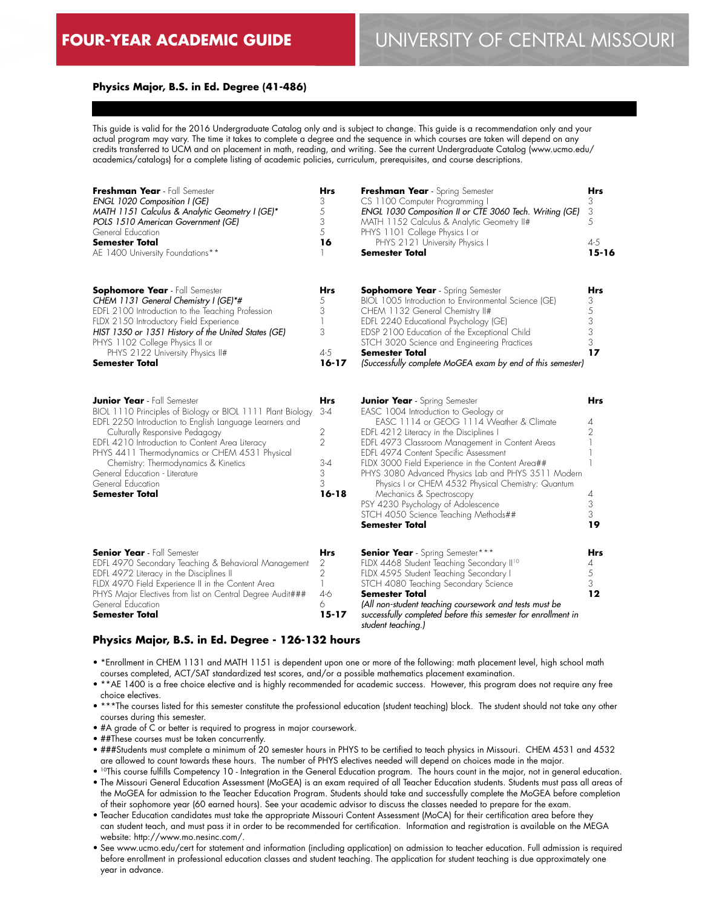# FOUR-YEAR ACADEMIC GUIDE

# UNIVERSITY OF CENTRAL MISSOURI

## Physics Major, B.S. in Ed. Degree (41-486)

This guide is valid for the 2016 Undergraduate Catalog only and is subject to change. This guide is a recommendation only and your actual program may vary. The time it takes to complete a degree and the sequence in which courses are taken will depend on any credits transferred to UCM and on placement in math, reading, and writing. See the current Undergraduate Catalog (www.ucmo.edu/academics/catalogs) for a complete listing of academic policies, curriculum, prerequisites, and course descriptions.

| **Freshman Year** - Fall Semester | Hrs |
|---|---|
| *ENGL 1020 Composition I (GE)* | 3 |
| *MATH 1151 Calculus & Analytic Geometry I (GE)** | 5 |
| *POLS 1510 American Government (GE)* | 3 |
| General Education | 5 |
| **Semester Total** | **16** |
| AE 1400 University Foundations** | 1 |

| **Freshman Year** - Spring Semester | Hrs |
|---|---|
| CS 1100 Computer Programming I | 3 |
| *ENGL 1030 Composition II or CTE 3060 Tech. Writing (GE)* | 3 |
| MATH 1152 Calculus & Analytic Geometry II# | 5 |
| PHYS 1101 College Physics I or PHYS 2121 University Physics I | 4-5 |
| **Semester Total** | **15-16** |

| **Sophomore Year** - Fall Semester | Hrs |
|---|---|
| *CHEM 1131 General Chemistry I (GE)*#* | 5 |
| EDFL 2100 Introduction to the Teaching Profession | 3 |
| FLDX 2150 Introductory Field Experience | 1 |
| *HIST 1350 or 1351 History of the United States (GE)* | 3 |
| PHYS 1102 College Physics II or PHYS 2122 University Physics II# | 4-5 |
| **Semester Total** | **16-17** |

| **Sophomore Year** - Spring Semester | Hrs |
|---|---|
| BIOL 1005 Introduction to Environmental Science (GE) | 3 |
| CHEM 1132 General Chemistry II# | 5 |
| EDFL 2240 Educational Psychology (GE) | 3 |
| EDSP 2100 Education of the Exceptional Child | 3 |
| STCH 3020 Science and Engineering Practices | 3 |
| **Semester Total** | **17** |
| *(Successfully complete MoGEA exam by end of this semester)* | |

| **Junior Year** - Fall Semester | Hrs |
|---|---|
| BIOL 1110 Principles of Biology or BIOL 1111 Plant Biology | 3-4 |
| EDFL 2250 Introduction to English Language Learners and Culturally Responsive Pedagogy | 2 |
| EDFL 4210 Introduction to Content Area Literacy | 2 |
| PHYS 4411 Thermodynamics or CHEM 4531 Physical Chemistry: Thermodynamics & Kinetics | 3-4 |
| General Education - Literature | 3 |
| General Education | 3 |
| **Semester Total** | **16-18** |

| **Junior Year** - Spring Semester | Hrs |
|---|---|
| EASC 1004 Introduction to Geology or EASC 1114 or GEOG 1114 Weather & Climate | 4 |
| EDFL 4212 Literacy in the Disciplines I | 2 |
| EDFL 4973 Classroom Management in Content Areas | 1 |
| EDFL 4974 Content Specific Assessment | 1 |
| FLDX 3000 Field Experience in the Content Area## | 1 |
| PHYS 3080 Advanced Physics Lab and PHYS 3511 Modern Physics I or CHEM 4532 Physical Chemistry: Quantum Mechanics & Spectroscopy | 4 |
| PSY 4230 Psychology of Adolescence | 3 |
| STCH 4050 Science Teaching Methods## | 3 |
| **Semester Total** | **19** |

| **Senior Year** - Fall Semester | Hrs |
|---|---|
| EDFL 4970 Secondary Teaching & Behavioral Management | 2 |
| EDFL 4972 Literacy in the Disciplines II | 2 |
| FLDX 4970 Field Experience II in the Content Area | 1 |
| PHYS Major Electives from list on Central Degree Audit### | 4-6 |
| General Education | 6 |
| **Semester Total** | **15-17** |

| **Senior Year** - Spring Semester*** | Hrs |
|---|---|
| FLDX 4468 Student Teaching Secondary II[10] | 4 |
| FLDX 4595 Student Teaching Secondary I | 5 |
| STCH 4080 Teaching Secondary Science | 3 |
| **Semester Total** | **12** |
| *(All non-student teaching coursework and tests must be successfully completed before this semester for enrollment in student teaching.)* | |

## Physics Major, B.S. in Ed. Degree - 126-132 hours

- *Enrollment in CHEM 1131 and MATH 1151 is dependent upon one or more of the following: math placement level, high school math courses completed, ACT/SAT standardized test scores, and/or a possible mathematics placement examination.
- **AE 1400 is a free choice elective and is highly recommended for academic success. However, this program does not require any free choice electives.
- ***The courses listed for this semester constitute the professional education (student teaching) block. The student should not take any other courses during this semester.
- #A grade of C or better is required to progress in major coursework.
- ##These courses must be taken concurrently.
- ###Students must complete a minimum of 20 semester hours in PHYS to be certified to teach physics in Missouri. CHEM 4531 and 4532 are allowed to count towards these hours. The number of PHYS electives needed will depend on choices made in the major.
- [10]This course fulfills Competency 10 - Integration in the General Education program. The hours count in the major, not in general education.
- The Missouri General Education Assessment (MoGEA) is an exam required of all Teacher Education students. Students must pass all areas of the MoGEA for admission to the Teacher Education Program. Students should take and successfully complete the MoGEA before completion of their sophomore year (60 earned hours). See your academic advisor to discuss the classes needed to prepare for the exam.
- Teacher Education candidates must take the appropriate Missouri Content Assessment (MoCA) for their certification area before they can student teach, and must pass it in order to be recommended for certification. Information and registration is available on the MEGA website: http://www.mo.nesinc.com/.
- See www.ucmo.edu/cert for statement and information (including application) on admission to teacher education. Full admission is required before enrollment in professional education classes and student teaching. The application for student teaching is due approximately one year in advance.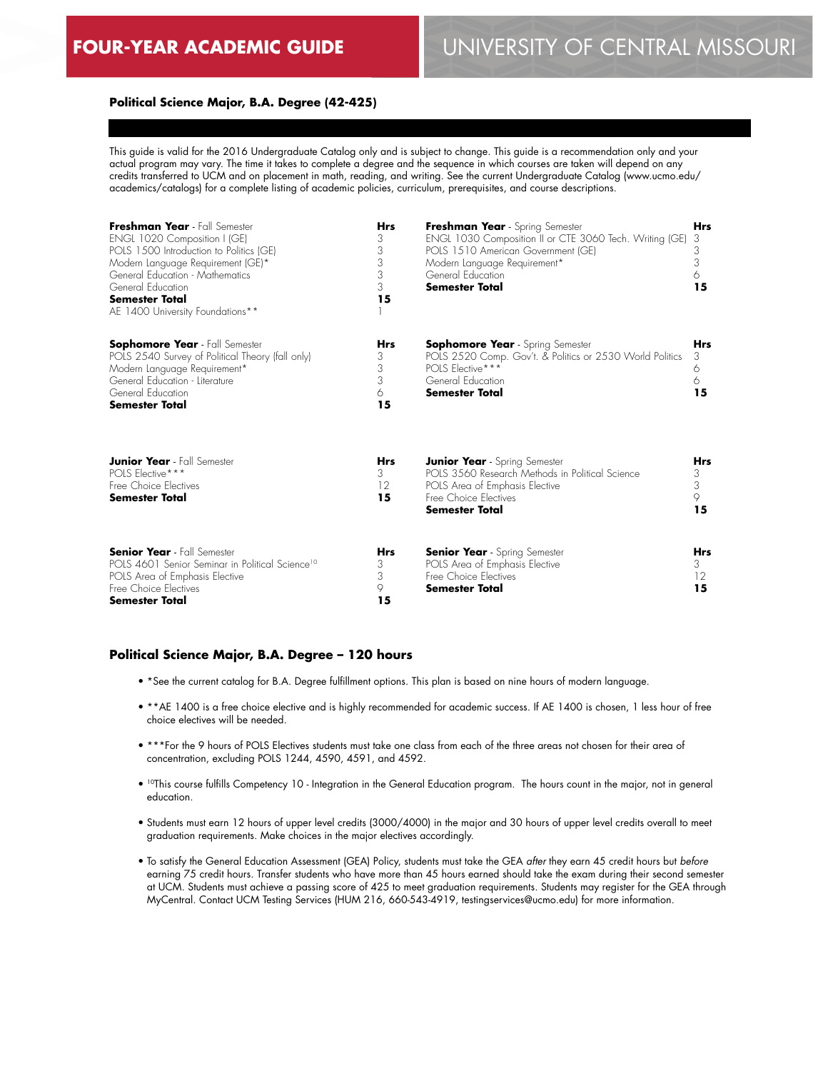### Political Science Major, B.A. Degree (42-425)

This guide is valid for the 2016 Undergraduate Catalog only and is subject to change. This guide is a recommendation only and your actual program may vary. The time it takes to complete a degree and the sequence in which courses are taken will depend on any credits transferred to UCM and on placement in math, reading, and writing. See the current Undergraduate Catalog (www.ucmo.edu/academics/catalogs) for a complete listing of academic policies, curriculum, prerequisites, and course descriptions.

| **Freshman Year** - Fall Semester | **Hrs** | **Freshman Year** - Spring Semester | **Hrs** |
|---|---|---|---|
| ENGL 1020 Composition I (GE) | 3 | ENGL 1030 Composition II or CTE 3060 Tech. Writing (GE) | 3 |
| POLS 1500 Introduction to Politics (GE) | 3 | POLS 1510 American Government (GE) | 3 |
| Modern Language Requirement (GE)* | 3 | Modern Language Requirement* | 3 |
| General Education - Mathematics | 3 | General Education | 6 |
| General Education | 3 | **Semester Total** | **15** |
| **Semester Total** | **15** | | |
| AE 1400 University Foundations** | 1 | | |

| **Sophomore Year** - Fall Semester | **Hrs** | **Sophomore Year** - Spring Semester | **Hrs** |
|---|---|---|---|
| POLS 2540 Survey of Political Theory (fall only) | 3 | POLS 2520 Comp. Gov't. & Politics or 2530 World Politics | 3 |
| Modern Language Requirement* | 3 | POLS Elective*** | 6 |
| General Education - Literature | 3 | General Education | 6 |
| General Education | 6 | **Semester Total** | **15** |
| **Semester Total** | **15** | | |

| **Junior Year** - Fall Semester | **Hrs** | **Junior Year** - Spring Semester | **Hrs** |
|---|---|---|---|
| POLS Elective*** | 3 | POLS 3560 Research Methods in Political Science | 3 |
| Free Choice Electives | 12 | POLS Area of Emphasis Elective | 3 |
| **Semester Total** | **15** | Free Choice Electives | 9 |
| | | **Semester Total** | **15** |

| **Senior Year** - Fall Semester | **Hrs** | **Senior Year** - Spring Semester | **Hrs** |
|---|---|---|---|
| POLS 4601 Senior Seminar in Political Science[10] | 3 | POLS Area of Emphasis Elective | 3 |
| POLS Area of Emphasis Elective | 3 | Free Choice Electives | 12 |
| Free Choice Electives | 9 | **Semester Total** | **15** |
| **Semester Total** | **15** | | |

### Political Science Major, B.A. Degree – 120 hours

- *See the current catalog for B.A. Degree fulfillment options. This plan is based on nine hours of modern language.
- **AE 1400 is a free choice elective and is highly recommended for academic success. If AE 1400 is chosen, 1 less hour of free choice electives will be needed.
- ***For the 9 hours of POLS Electives students must take one class from each of the three areas not chosen for their area of concentration, excluding POLS 1244, 4590, 4591, and 4592.
- [10]This course fulfills Competency 10 - Integration in the General Education program. The hours count in the major, not in general education.
- Students must earn 12 hours of upper level credits (3000/4000) in the major and 30 hours of upper level credits overall to meet graduation requirements. Make choices in the major electives accordingly.
- To satisfy the General Education Assessment (GEA) Policy, students must take the GEA *after* they earn 45 credit hours but *before* earning 75 credit hours. Transfer students who have more than 45 hours earned should take the exam during their second semester at UCM. Students must achieve a passing score of 425 to meet graduation requirements. Students may register for the GEA through MyCentral. Contact UCM Testing Services (HUM 216, 660-543-4919, testingservices@ucmo.edu) for more information.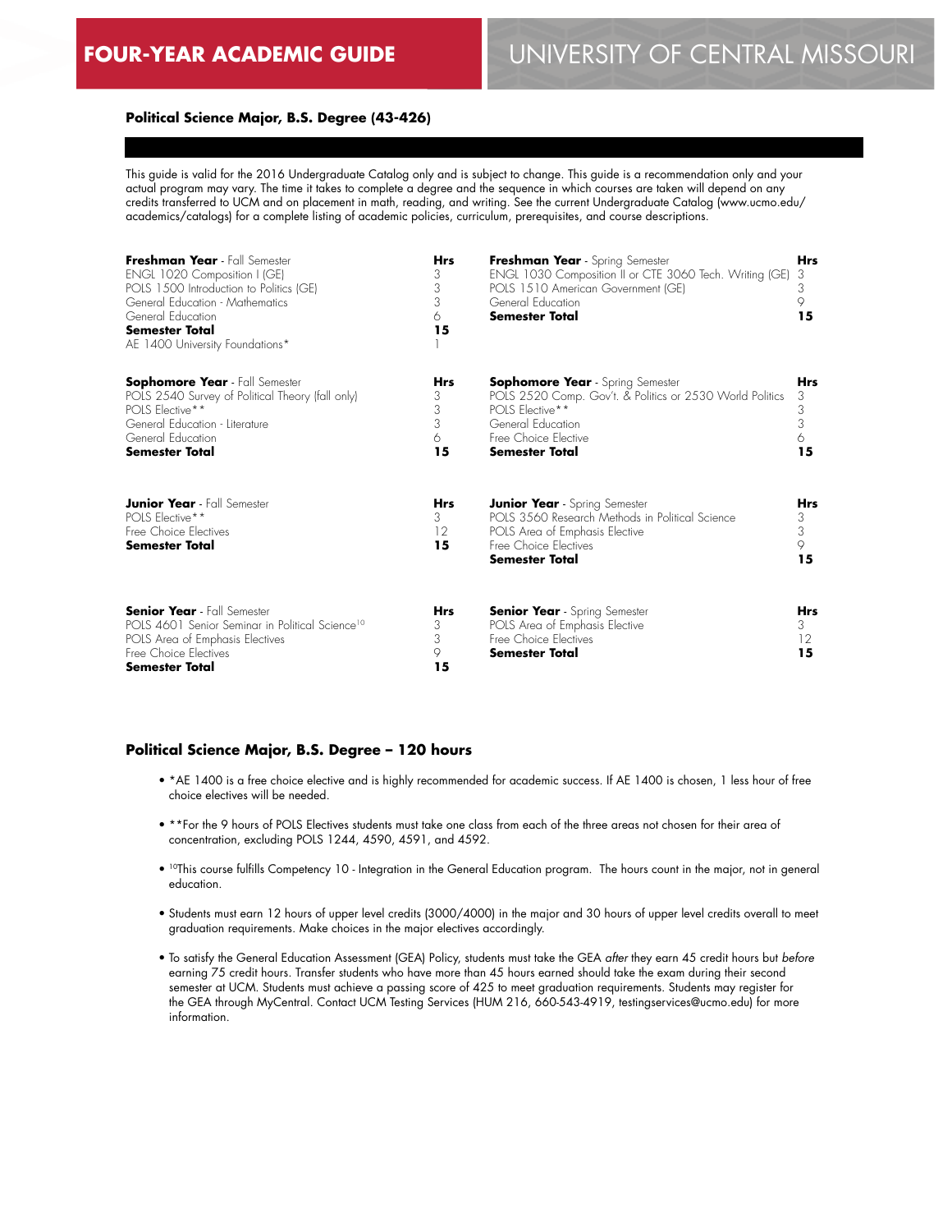# FOUR-YEAR ACADEMIC GUIDE

# UNIVERSITY OF CENTRAL MISSOURI

### Political Science Major, B.S. Degree (43-426)

This guide is valid for the 2016 Undergraduate Catalog only and is subject to change. This guide is a recommendation only and your actual program may vary. The time it takes to complete a degree and the sequence in which courses are taken will depend on any credits transferred to UCM and on placement in math, reading, and writing. See the current Undergraduate Catalog (www.ucmo.edu/academics/catalogs) for a complete listing of academic policies, curriculum, prerequisites, and course descriptions.

| **Freshman Year** - Fall Semester | **Hrs** |
|---|---|
| ENGL 1020 Composition I (GE) | 3 |
| POLS 1500 Introduction to Politics (GE) | 3 |
| General Education - Mathematics | 3 |
| General Education | 6 |
| **Semester Total** | **15** |
| AE 1400 University Foundations* | 1 |

| **Freshman Year** - Spring Semester | **Hrs** |
|---|---|
| ENGL 1030 Composition II or CTE 3060 Tech. Writing (GE) | 3 |
| POLS 1510 American Government (GE) | 3 |
| General Education | 9 |
| **Semester Total** | **15** |

| **Sophomore Year** - Fall Semester | **Hrs** |
|---|---|
| POLS 2540 Survey of Political Theory (fall only) | 3 |
| POLS Elective** | 3 |
| General Education - Literature | 3 |
| General Education | 6 |
| **Semester Total** | **15** |

| **Sophomore Year** - Spring Semester | **Hrs** |
|---|---|
| POLS 2520 Comp. Gov't. & Politics or 2530 World Politics | 3 |
| POLS Elective** | 3 |
| General Education | 3 |
| Free Choice Elective | 6 |
| **Semester Total** | **15** |

| **Junior Year** - Fall Semester | **Hrs** |
|---|---|
| POLS Elective** | 3 |
| Free Choice Electives | 12 |
| **Semester Total** | **15** |

| **Junior Year** - Spring Semester | **Hrs** |
|---|---|
| POLS 3560 Research Methods in Political Science | 3 |
| POLS Area of Emphasis Elective | 3 |
| Free Choice Electives | 9 |
| **Semester Total** | **15** |

| **Senior Year** - Fall Semester | **Hrs** |
|---|---|
| POLS 4601 Senior Seminar in Political Science[10] | 3 |
| POLS Area of Emphasis Electives | 3 |
| Free Choice Electives | 9 |
| **Semester Total** | **15** |

| **Senior Year** - Spring Semester | **Hrs** |
|---|---|
| POLS Area of Emphasis Elective | 3 |
| Free Choice Electives | 12 |
| **Semester Total** | **15** |

### Political Science Major, B.S. Degree – 120 hours

- *AE 1400 is a free choice elective and is highly recommended for academic success. If AE 1400 is chosen, 1 less hour of free choice electives will be needed.
- **For the 9 hours of POLS Electives students must take one class from each of the three areas not chosen for their area of concentration, excluding POLS 1244, 4590, 4591, and 4592.
- [10]This course fulfills Competency 10 - Integration in the General Education program. The hours count in the major, not in general education.
- Students must earn 12 hours of upper level credits (3000/4000) in the major and 30 hours of upper level credits overall to meet graduation requirements. Make choices in the major electives accordingly.
- To satisfy the General Education Assessment (GEA) Policy, students must take the GEA *after* they earn 45 credit hours but *before* earning 75 credit hours. Transfer students who have more than 45 hours earned should take the exam during their second semester at UCM. Students must achieve a passing score of 425 to meet graduation requirements. Students may register for the GEA through MyCentral. Contact UCM Testing Services (HUM 216, 660-543-4919, testingservices@ucmo.edu) for more information.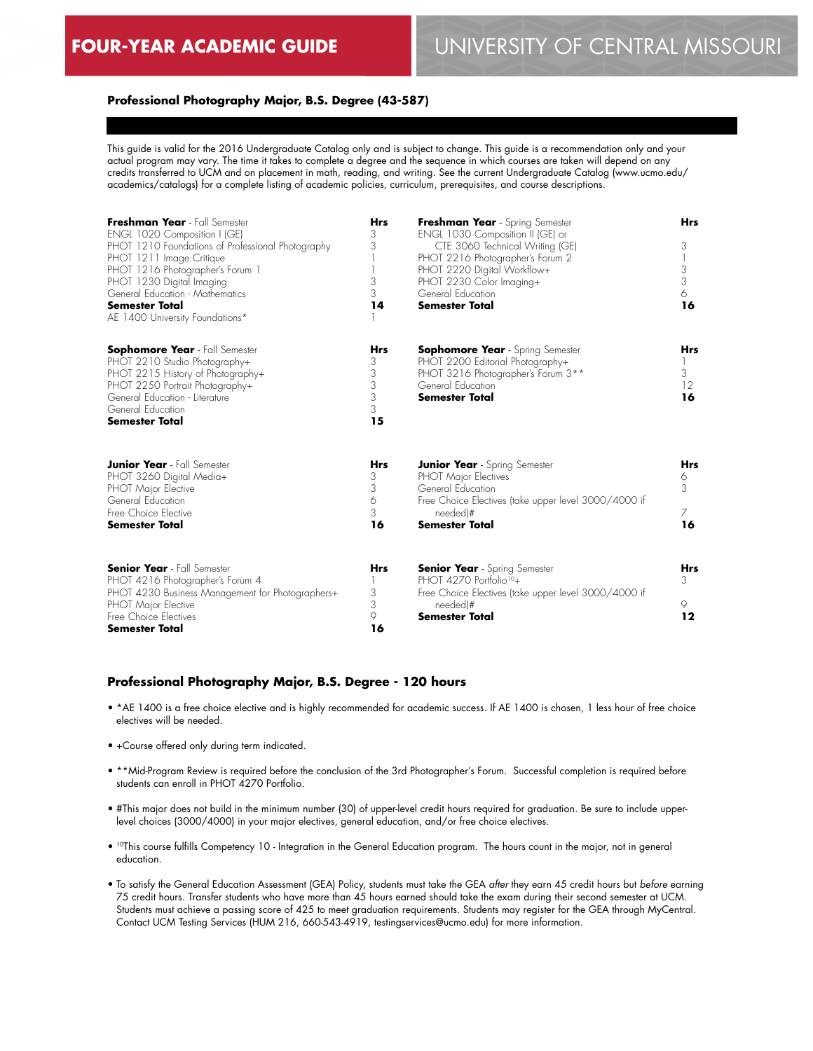# FOUR-YEAR ACADEMIC GUIDE

# UNIVERSITY OF CENTRAL MISSOURI

### Professional Photography Major, B.S. Degree (43-587)

This guide is valid for the 2016 Undergraduate Catalog only and is subject to change. This guide is a recommendation only and your actual program may vary. The time it takes to complete a degree and the sequence in which courses are taken will depend on any credits transferred to UCM and on placement in math, reading, and writing. See the current Undergraduate Catalog (www.ucmo.edu/academics/catalogs) for a complete listing of academic policies, curriculum, prerequisites, and course descriptions.

| **Freshman Year** - Fall Semester | **Hrs** |
|---|---|
| ENGL 1020 Composition I (GE) | 3 |
| PHOT 1210 Foundations of Professional Photography | 3 |
| PHOT 1211 Image Critique | 1 |
| PHOT 1216 Photographer's Forum 1 | 1 |
| PHOT 1230 Digital Imaging | 3 |
| General Education - Mathematics | 3 |
| **Semester Total** | **14** |
| AE 1400 University Foundations* | 1 |

| **Freshman Year** - Spring Semester | **Hrs** |
|---|---|
| ENGL 1030 Composition II (GE) or CTE 3060 Technical Writing (GE) | 3 |
| PHOT 2216 Photographer's Forum 2 | 1 |
| PHOT 2220 Digital Workflow+ | 3 |
| PHOT 2230 Color Imaging+ | 3 |
| General Education | 6 |
| **Semester Total** | **16** |

| **Sophomore Year** - Fall Semester | **Hrs** |
|---|---|
| PHOT 2210 Studio Photography+ | 3 |
| PHOT 2215 History of Photography+ | 3 |
| PHOT 2250 Portrait Photography+ | 3 |
| General Education - Literature | 3 |
| General Education | 3 |
| **Semester Total** | **15** |

| **Sophomore Year** - Spring Semester | **Hrs** |
|---|---|
| PHOT 2200 Editorial Photography+ | 1 |
| PHOT 3216 Photographer's Forum 3** | 3 |
| General Education | 12 |
| **Semester Total** | **16** |

| **Junior Year** - Fall Semester | **Hrs** |
|---|---|
| PHOT 3260 Digital Media+ | 3 |
| PHOT Major Elective | 3 |
| General Education | 6 |
| Free Choice Elective | 3 |
| **Semester Total** | **16** |

| **Junior Year** - Spring Semester | **Hrs** |
|---|---|
| PHOT Major Electives | 6 |
| General Education | 3 |
| Free Choice Electives (take upper level 3000/4000 if needed)# | 7 |
| **Semester Total** | **16** |

| **Senior Year** - Fall Semester | **Hrs** |
|---|---|
| PHOT 4216 Photographer's Forum 4 | 1 |
| PHOT 4230 Business Management for Photographers+ | 3 |
| PHOT Major Elective | 3 |
| Free Choice Electives | 9 |
| **Semester Total** | **16** |

| **Senior Year** - Spring Semester | **Hrs** |
|---|---|
| PHOT 4270 Portfolio[10]+ | 3 |
| Free Choice Electives (take upper level 3000/4000 if needed)# | 9 |
| **Semester Total** | **12** |

### Professional Photography Major, B.S. Degree - 120 hours

- *AE 1400 is a free choice elective and is highly recommended for academic success. If AE 1400 is chosen, 1 less hour of free choice electives will be needed.
- +Course offered only during term indicated.
- **Mid-Program Review is required before the conclusion of the 3rd Photographer's Forum. Successful completion is required before students can enroll in PHOT 4270 Portfolio.
- #This major does not build in the minimum number (30) of upper-level credit hours required for graduation. Be sure to include upper-level choices (3000/4000) in your major electives, general education, and/or free choice electives.
- [10]This course fulfills Competency 10 - Integration in the General Education program. The hours count in the major, not in general education.
- To satisfy the General Education Assessment (GEA) Policy, students must take the GEA *after* they earn 45 credit hours but *before* earning 75 credit hours. Transfer students who have more than 45 hours earned should take the exam during their second semester at UCM. Students must achieve a passing score of 425 to meet graduation requirements. Students may register for the GEA through MyCentral. Contact UCM Testing Services (HUM 216, 660-543-4919, testingservices@ucmo.edu) for more information.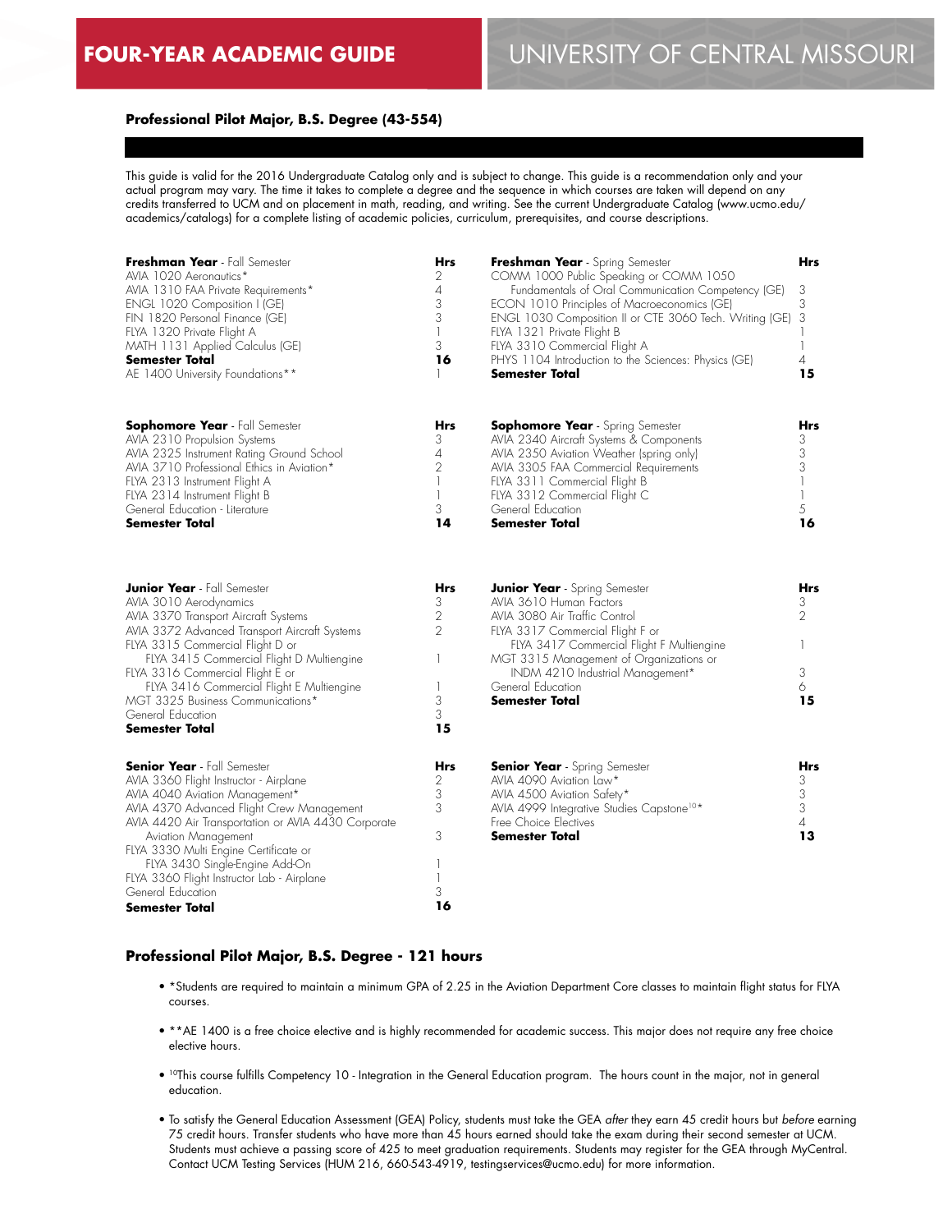# FOUR-YEAR ACADEMIC GUIDE

# UNIVERSITY OF CENTRAL MISSOURI

## Professional Pilot Major, B.S. Degree (43-554)

This guide is valid for the 2016 Undergraduate Catalog only and is subject to change. This guide is a recommendation only and your actual program may vary. The time it takes to complete a degree and the sequence in which courses are taken will depend on any credits transferred to UCM and on placement in math, reading, and writing. See the current Undergraduate Catalog (www.ucmo.edu/academics/catalogs) for a complete listing of academic policies, curriculum, prerequisites, and course descriptions.

| **Freshman Year** - Fall Semester | **Hrs** |
|---|---|
| AVIA 1020 Aeronautics* | 2 |
| AVIA 1310 FAA Private Requirements* | 4 |
| ENGL 1020 Composition I (GE) | 3 |
| FIN 1820 Personal Finance (GE) | 3 |
| FLYA 1320 Private Flight A | 1 |
| MATH 1131 Applied Calculus (GE) | 3 |
| **Semester Total** | **16** |
| AE 1400 University Foundations** | 1 |

| **Freshman Year** - Spring Semester | **Hrs** |
|---|---|
| COMM 1000 Public Speaking or COMM 1050 Fundamentals of Oral Communication Competency (GE) | 3 |
| ECON 1010 Principles of Macroeconomics (GE) | 3 |
| ENGL 1030 Composition II or CTE 3060 Tech. Writing (GE) | 3 |
| FLYA 1321 Private Flight B | 1 |
| FLYA 3310 Commercial Flight A | 1 |
| PHYS 1104 Introduction to the Sciences: Physics (GE) | 4 |
| **Semester Total** | **15** |

| **Sophomore Year** - Fall Semester | **Hrs** |
|---|---|
| AVIA 2310 Propulsion Systems | 3 |
| AVIA 2325 Instrument Rating Ground School | 4 |
| AVIA 3710 Professional Ethics in Aviation* | 2 |
| FLYA 2313 Instrument Flight A | 1 |
| FLYA 2314 Instrument Flight B | 1 |
| General Education - Literature | 3 |
| **Semester Total** | **14** |

| **Sophomore Year** - Spring Semester | **Hrs** |
|---|---|
| AVIA 2340 Aircraft Systems & Components | 3 |
| AVIA 2350 Aviation Weather (spring only) | 3 |
| AVIA 3305 FAA Commercial Requirements | 3 |
| FLYA 3311 Commercial Flight B | 1 |
| FLYA 3312 Commercial Flight C | 1 |
| General Education | 5 |
| **Semester Total** | **16** |

| **Junior Year** - Fall Semester | **Hrs** |
|---|---|
| AVIA 3010 Aerodynamics | 3 |
| AVIA 3370 Transport Aircraft Systems | 2 |
| AVIA 3372 Advanced Transport Aircraft Systems | 2 |
| FLYA 3315 Commercial Flight D or FLYA 3415 Commercial Flight D Multiengine | 1 |
| FLYA 3316 Commercial Flight E or FLYA 3416 Commercial Flight E Multiengine | 1 |
| MGT 3325 Business Communications* | 3 |
| General Education | 3 |
| **Semester Total** | **15** |

| **Junior Year** - Spring Semester | **Hrs** |
|---|---|
| AVIA 3610 Human Factors | 3 |
| AVIA 3080 Air Traffic Control | 2 |
| FLYA 3317 Commercial Flight F or FLYA 3417 Commercial Flight F Multiengine | 1 |
| MGT 3315 Management of Organizations or INDM 4210 Industrial Management* | 3 |
| General Education | 6 |
| **Semester Total** | **15** |

| **Senior Year** - Fall Semester | **Hrs** |
|---|---|
| AVIA 3360 Flight Instructor - Airplane | 2 |
| AVIA 4040 Aviation Management* | 3 |
| AVIA 4370 Advanced Flight Crew Management | 3 |
| AVIA 4420 Air Transportation or AVIA 4430 Corporate Aviation Management | 3 |
| FLYA 3330 Multi Engine Certificate or FLYA 3430 Single-Engine Add-On | 1 |
| FLYA 3360 Flight Instructor Lab - Airplane | 1 |
| General Education | 3 |
| **Semester Total** | **16** |

| **Senior Year** - Spring Semester | **Hrs** |
|---|---|
| AVIA 4090 Aviation Law* | 3 |
| AVIA 4500 Aviation Safety* | 3 |
| AVIA 4999 Integrative Studies Capstone[10]* | 3 |
| Free Choice Electives | 4 |
| **Semester Total** | **13** |

## Professional Pilot Major, B.S. Degree - 121 hours

- *Students are required to maintain a minimum GPA of 2.25 in the Aviation Department Core classes to maintain flight status for FLYA courses.
- **AE 1400 is a free choice elective and is highly recommended for academic success. This major does not require any free choice elective hours.
- [10]This course fulfills Competency 10 - Integration in the General Education program. The hours count in the major, not in general education.
- To satisfy the General Education Assessment (GEA) Policy, students must take the GEA *after* they earn 45 credit hours but *before* earning 75 credit hours. Transfer students who have more than 45 hours earned should take the exam during their second semester at UCM. Students must achieve a passing score of 425 to meet graduation requirements. Students may register for the GEA through MyCentral. Contact UCM Testing Services (HUM 216, 660-543-4919, testingservices@ucmo.edu) for more information.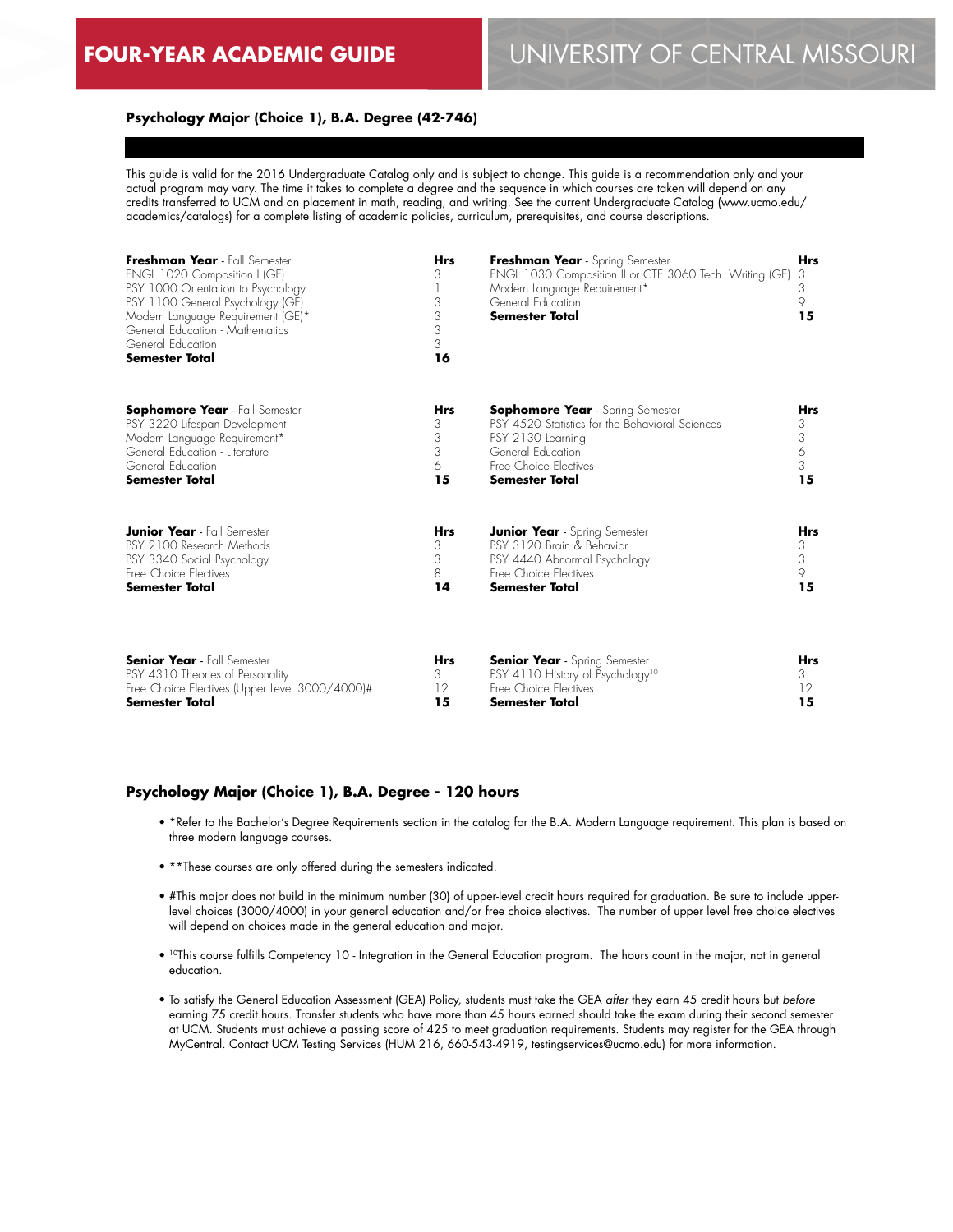## FOUR-YEAR ACADEMIC GUIDE — UNIVERSITY OF CENTRAL MISSOURI

### Psychology Major (Choice 1), B.A. Degree (42-746)

This guide is valid for the 2016 Undergraduate Catalog only and is subject to change. This guide is a recommendation only and your actual program may vary. The time it takes to complete a degree and the sequence in which courses are taken will depend on any credits transferred to UCM and on placement in math, reading, and writing. See the current Undergraduate Catalog (www.ucmo.edu/academics/catalogs) for a complete listing of academic policies, curriculum, prerequisites, and course descriptions.

| **Freshman Year** - Fall Semester | **Hrs** | **Freshman Year** - Spring Semester | **Hrs** |
|---|---|---|---|
| ENGL 1020 Composition I (GE) | 3 | ENGL 1030 Composition II or CTE 3060 Tech. Writing (GE) | 3 |
| PSY 1000 Orientation to Psychology | 1 | Modern Language Requirement* | 3 |
| PSY 1100 General Psychology (GE) | 3 | General Education | 9 |
| Modern Language Requirement (GE)* | 3 | **Semester Total** | **15** |
| General Education - Mathematics | 3 | | |
| General Education | 3 | | |
| **Semester Total** | **16** | | |

| **Sophomore Year** - Fall Semester | **Hrs** | **Sophomore Year** - Spring Semester | **Hrs** |
|---|---|---|---|
| PSY 3220 Lifespan Development | 3 | PSY 4520 Statistics for the Behavioral Sciences | 3 |
| Modern Language Requirement* | 3 | PSY 2130 Learning | 3 |
| General Education - Literature | 3 | General Education | 6 |
| General Education | 6 | Free Choice Electives | 3 |
| **Semester Total** | **15** | **Semester Total** | **15** |

| **Junior Year** - Fall Semester | **Hrs** | **Junior Year** - Spring Semester | **Hrs** |
|---|---|---|---|
| PSY 2100 Research Methods | 3 | PSY 3120 Brain & Behavior | 3 |
| PSY 3340 Social Psychology | 3 | PSY 4440 Abnormal Psychology | 3 |
| Free Choice Electives | 8 | Free Choice Electives | 9 |
| **Semester Total** | **14** | **Semester Total** | **15** |

| **Senior Year** - Fall Semester | **Hrs** | **Senior Year** - Spring Semester | **Hrs** |
|---|---|---|---|
| PSY 4310 Theories of Personality | 3 | PSY 4110 History of Psychology[10] | 3 |
| Free Choice Electives (Upper Level 3000/4000)# | 12 | Free Choice Electives | 12 |
| **Semester Total** | **15** | **Semester Total** | **15** |

### Psychology Major (Choice 1), B.A. Degree - 120 hours

- *Refer to the Bachelor's Degree Requirements section in the catalog for the B.A. Modern Language requirement. This plan is based on three modern language courses.
- **These courses are only offered during the semesters indicated.
- #This major does not build in the minimum number (30) of upper-level credit hours required for graduation. Be sure to include upper-level choices (3000/4000) in your general education and/or free choice electives. The number of upper level free choice electives will depend on choices made in the general education and major.
- [10]This course fulfills Competency 10 - Integration in the General Education program. The hours count in the major, not in general education.
- To satisfy the General Education Assessment (GEA) Policy, students must take the GEA *after* they earn 45 credit hours but *before* earning 75 credit hours. Transfer students who have more than 45 hours earned should take the exam during their second semester at UCM. Students must achieve a passing score of 425 to meet graduation requirements. Students may register for the GEA through MyCentral. Contact UCM Testing Services (HUM 216, 660-543-4919, testingservices@ucmo.edu) for more information.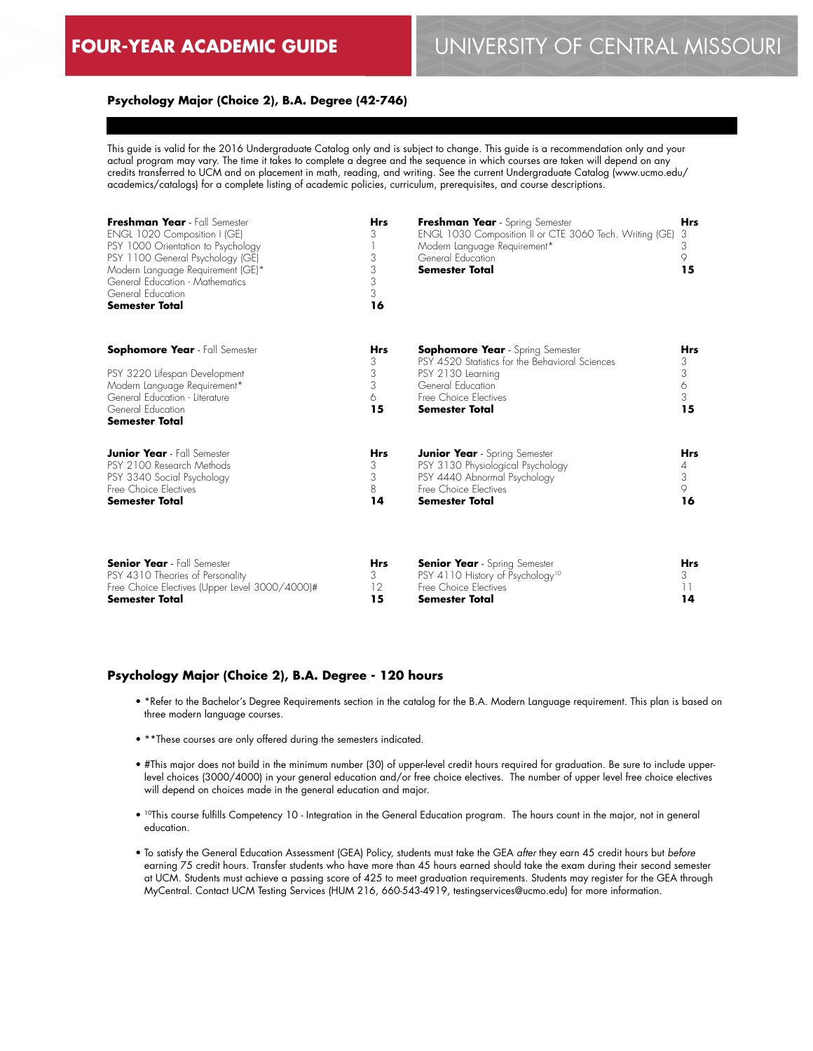## Psychology Major (Choice 2), B.A. Degree (42-746)

This guide is valid for the 2016 Undergraduate Catalog only and is subject to change. This guide is a recommendation only and your actual program may vary. The time it takes to complete a degree and the sequence in which courses are taken will depend on any credits transferred to UCM and on placement in math, reading, and writing. See the current Undergraduate Catalog (www.ucmo.edu/academics/catalogs) for a complete listing of academic policies, curriculum, prerequisites, and course descriptions.

| **Freshman Year** - Fall Semester | **Hrs** | **Freshman Year** - Spring Semester | **Hrs** |
|---|---|---|---|
| ENGL 1020 Composition I (GE) | 3 | ENGL 1030 Composition II or CTE 3060 Tech. Writing (GE) | 3 |
| PSY 1000 Orientation to Psychology | 1 | Modern Language Requirement* | 3 |
| PSY 1100 General Psychology (GE) | 3 | General Education | 9 |
| Modern Language Requirement (GE)* | 3 | **Semester Total** | **15** |
| General Education - Mathematics | 3 | | |
| General Education | 3 | | |
| **Semester Total** | **16** | | |

| **Sophomore Year** - Fall Semester | **Hrs** | **Sophomore Year** - Spring Semester | **Hrs** |
|---|---|---|---|
| | 3 | PSY 4520 Statistics for the Behavioral Sciences | 3 |
| PSY 3220 Lifespan Development | 3 | PSY 2130 Learning | 3 |
| Modern Language Requirement* | 3 | General Education | 6 |
| General Education - Literature | 6 | Free Choice Electives | 3 |
| General Education | 15 | **Semester Total** | **15** |
| **Semester Total** | | | |

| **Junior Year** - Fall Semester | **Hrs** | **Junior Year** - Spring Semester | **Hrs** |
|---|---|---|---|
| PSY 2100 Research Methods | 3 | PSY 3130 Physiological Psychology | 4 |
| PSY 3340 Social Psychology | 3 | PSY 4440 Abnormal Psychology | 3 |
| Free Choice Electives | 8 | Free Choice Electives | 9 |
| **Semester Total** | **14** | **Semester Total** | **16** |

| **Senior Year** - Fall Semester | **Hrs** | **Senior Year** - Spring Semester | **Hrs** |
|---|---|---|---|
| PSY 4310 Theories of Personality | 3 | PSY 4110 History of Psychology[10] | 3 |
| Free Choice Electives (Upper Level 3000/4000)# | 12 | Free Choice Electives | 11 |
| **Semester Total** | **15** | **Semester Total** | **14** |

### Psychology Major (Choice 2), B.A. Degree - 120 hours

- *Refer to the Bachelor's Degree Requirements section in the catalog for the B.A. Modern Language requirement. This plan is based on three modern language courses.
- **These courses are only offered during the semesters indicated.
- #This major does not build in the minimum number (30) of upper-level credit hours required for graduation. Be sure to include upper-level choices (3000/4000) in your general education and/or free choice electives. The number of upper level free choice electives will depend on choices made in the general education and major.
- [10]This course fulfills Competency 10 - Integration in the General Education program. The hours count in the major, not in general education.
- To satisfy the General Education Assessment (GEA) Policy, students must take the GEA *after* they earn 45 credit hours but *before* earning 75 credit hours. Transfer students who have more than 45 hours earned should take the exam during their second semester at UCM. Students must achieve a passing score of 425 to meet graduation requirements. Students may register for the GEA through MyCentral. Contact UCM Testing Services (HUM 216, 660-543-4919, testingservices@ucmo.edu) for more information.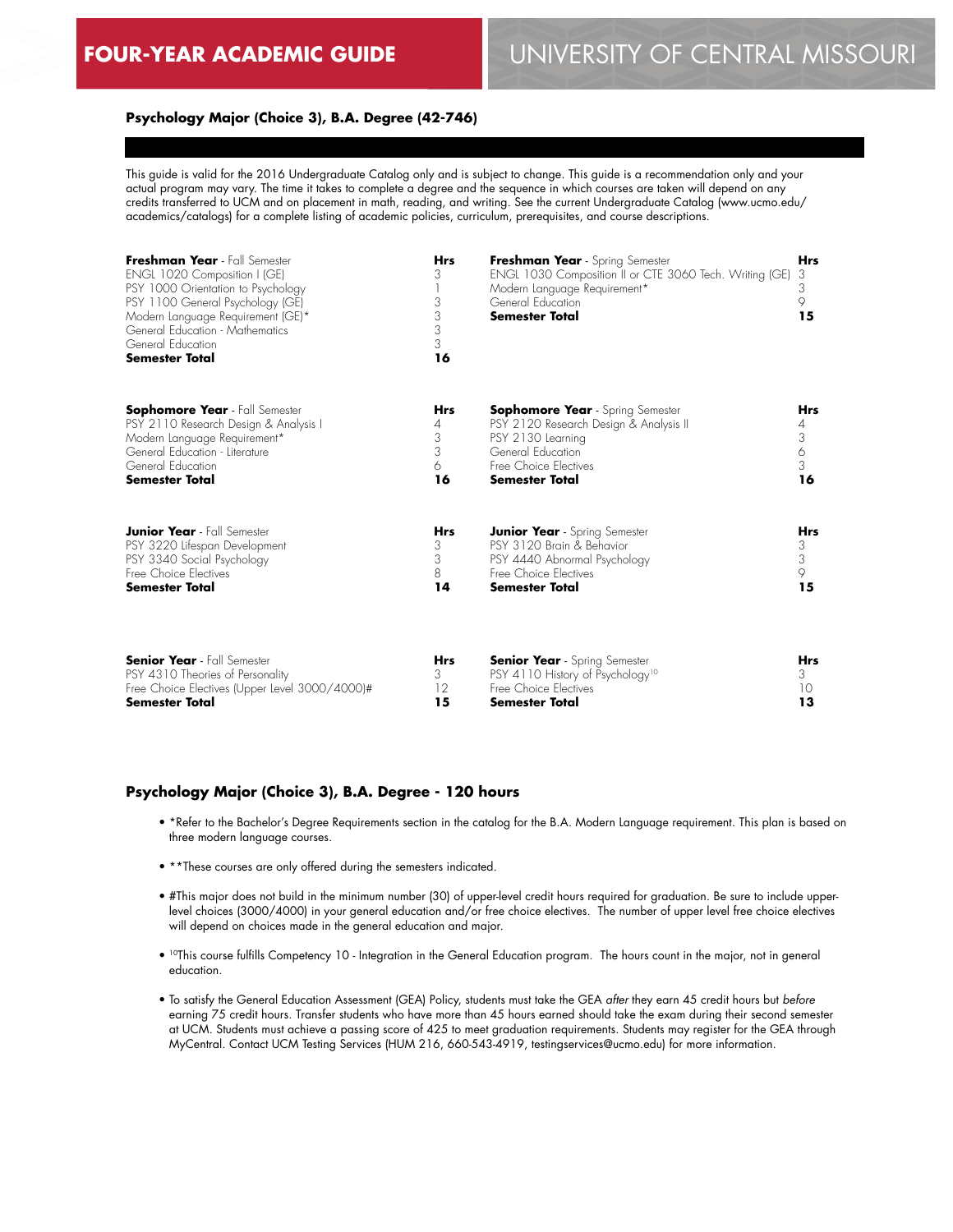## FOUR-YEAR ACADEMIC GUIDE — UNIVERSITY OF CENTRAL MISSOURI

### Psychology Major (Choice 3), B.A. Degree (42-746)

This guide is valid for the 2016 Undergraduate Catalog only and is subject to change. This guide is a recommendation only and your actual program may vary. The time it takes to complete a degree and the sequence in which courses are taken will depend on any credits transferred to UCM and on placement in math, reading, and writing. See the current Undergraduate Catalog (www.ucmo.edu/academics/catalogs) for a complete listing of academic policies, curriculum, prerequisites, and course descriptions.

| **Freshman Year** - Fall Semester | **Hrs** | **Freshman Year** - Spring Semester | **Hrs** |
|---|---|---|---|
| ENGL 1020 Composition I (GE) | 3 | ENGL 1030 Composition II or CTE 3060 Tech. Writing (GE) | 3 |
| PSY 1000 Orientation to Psychology | 1 | Modern Language Requirement* | 3 |
| PSY 1100 General Psychology (GE) | 3 | General Education | 9 |
| Modern Language Requirement (GE)* | 3 | **Semester Total** | **15** |
| General Education - Mathematics | 3 | | |
| General Education | 3 | | |
| **Semester Total** | **16** | | |

| **Sophomore Year** - Fall Semester | **Hrs** | **Sophomore Year** - Spring Semester | **Hrs** |
|---|---|---|---|
| PSY 2110 Research Design & Analysis I | 4 | PSY 2120 Research Design & Analysis II | 4 |
| Modern Language Requirement* | 3 | PSY 2130 Learning | 3 |
| General Education - Literature | 3 | General Education | 6 |
| General Education | 6 | Free Choice Electives | 3 |
| **Semester Total** | **16** | **Semester Total** | **16** |

| **Junior Year** - Fall Semester | **Hrs** | **Junior Year** - Spring Semester | **Hrs** |
|---|---|---|---|
| PSY 3220 Lifespan Development | 3 | PSY 3120 Brain & Behavior | 3 |
| PSY 3340 Social Psychology | 3 | PSY 4440 Abnormal Psychology | 3 |
| Free Choice Electives | 8 | Free Choice Electives | 9 |
| **Semester Total** | **14** | **Semester Total** | **15** |

| **Senior Year** - Fall Semester | **Hrs** | **Senior Year** - Spring Semester | **Hrs** |
|---|---|---|---|
| PSY 4310 Theories of Personality | 3 | PSY 4110 History of Psychology[10] | 3 |
| Free Choice Electives (Upper Level 3000/4000)# | 12 | Free Choice Electives | 10 |
| **Semester Total** | **15** | **Semester Total** | **13** |

### Psychology Major (Choice 3), B.A. Degree - 120 hours

- *Refer to the Bachelor's Degree Requirements section in the catalog for the B.A. Modern Language requirement. This plan is based on three modern language courses.
- **These courses are only offered during the semesters indicated.
- #This major does not build in the minimum number (30) of upper-level credit hours required for graduation. Be sure to include upper-level choices (3000/4000) in your general education and/or free choice electives. The number of upper level free choice electives will depend on choices made in the general education and major.
- [10]This course fulfills Competency 10 - Integration in the General Education program. The hours count in the major, not in general education.
- To satisfy the General Education Assessment (GEA) Policy, students must take the GEA *after* they earn 45 credit hours but *before* earning 75 credit hours. Transfer students who have more than 45 hours earned should take the exam during their second semester at UCM. Students must achieve a passing score of 425 to meet graduation requirements. Students may register for the GEA through MyCentral. Contact UCM Testing Services (HUM 216, 660-543-4919, testingservices@ucmo.edu) for more information.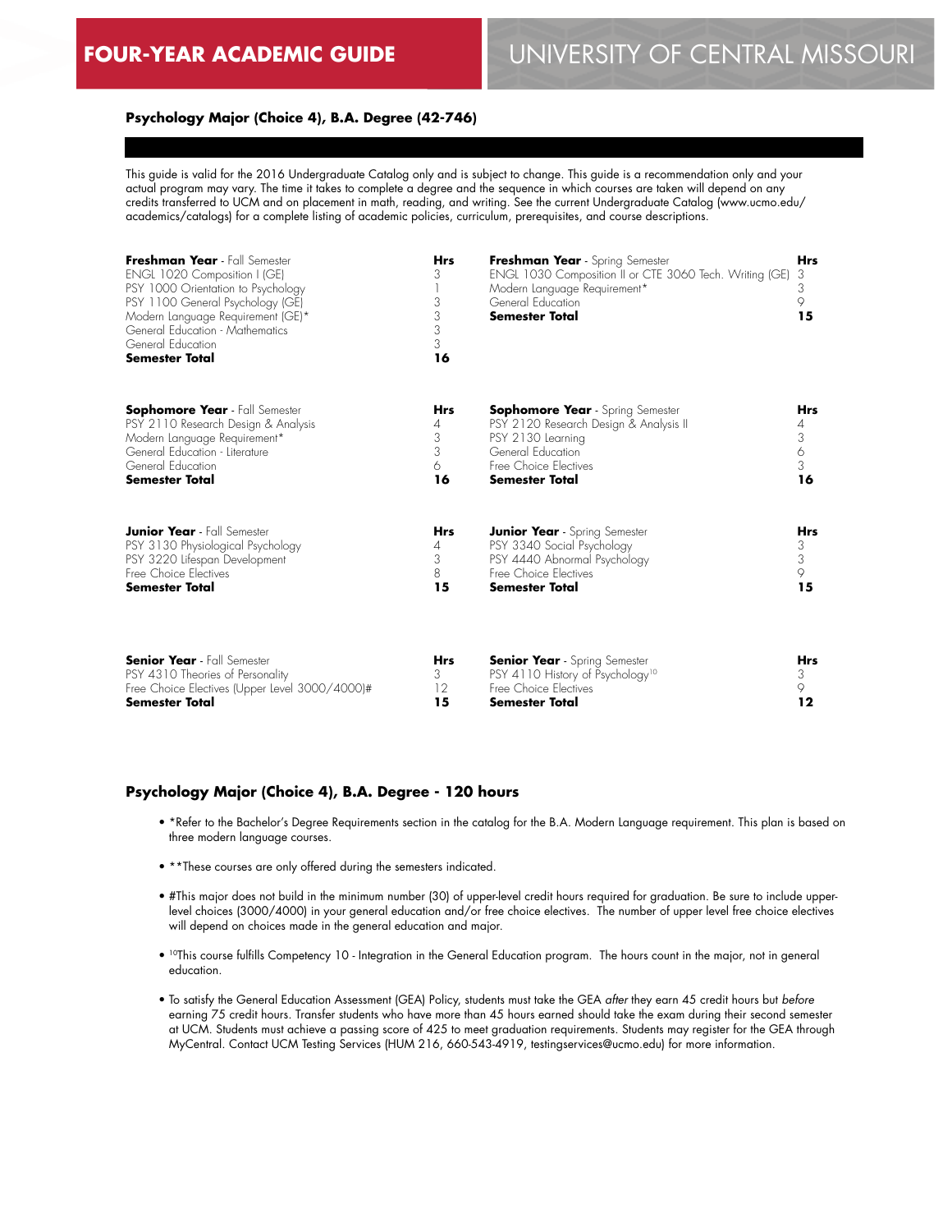# FOUR-YEAR ACADEMIC GUIDE

## UNIVERSITY OF CENTRAL MISSOURI

### Psychology Major (Choice 4), B.A. Degree (42-746)

This guide is valid for the 2016 Undergraduate Catalog only and is subject to change. This guide is a recommendation only and your actual program may vary. The time it takes to complete a degree and the sequence in which courses are taken will depend on any credits transferred to UCM and on placement in math, reading, and writing. See the current Undergraduate Catalog (www.ucmo.edu/academics/catalogs) for a complete listing of academic policies, curriculum, prerequisites, and course descriptions.

| **Freshman Year** - Fall Semester | **Hrs** | **Freshman Year** - Spring Semester | **Hrs** |
|---|---|---|---|
| ENGL 1020 Composition I (GE) | 3 | ENGL 1030 Composition II or CTE 3060 Tech. Writing (GE) | 3 |
| PSY 1000 Orientation to Psychology | 1 | Modern Language Requirement* | 3 |
| PSY 1100 General Psychology (GE) | 3 | General Education | 9 |
| Modern Language Requirement (GE)* | 3 | **Semester Total** | **15** |
| General Education - Mathematics | 3 | | |
| General Education | 3 | | |
| **Semester Total** | **16** | | |

| **Sophomore Year** - Fall Semester | **Hrs** | **Sophomore Year** - Spring Semester | **Hrs** |
|---|---|---|---|
| PSY 2110 Research Design & Analysis | 4 | PSY 2120 Research Design & Analysis II | 4 |
| Modern Language Requirement* | 3 | PSY 2130 Learning | 3 |
| General Education - Literature | 3 | General Education | 6 |
| General Education | 6 | Free Choice Electives | 3 |
| **Semester Total** | **16** | **Semester Total** | **16** |

| **Junior Year** - Fall Semester | **Hrs** | **Junior Year** - Spring Semester | **Hrs** |
|---|---|---|---|
| PSY 3130 Physiological Psychology | 4 | PSY 3340 Social Psychology | 3 |
| PSY 3220 Lifespan Development | 3 | PSY 4440 Abnormal Psychology | 3 |
| Free Choice Electives | 8 | Free Choice Electives | 9 |
| **Semester Total** | **15** | **Semester Total** | **15** |

| **Senior Year** - Fall Semester | **Hrs** | **Senior Year** - Spring Semester | **Hrs** |
|---|---|---|---|
| PSY 4310 Theories of Personality | 3 | PSY 4110 History of Psychology[10] | 3 |
| Free Choice Electives (Upper Level 3000/4000)# | 12 | Free Choice Electives | 9 |
| **Semester Total** | **15** | **Semester Total** | **12** |

### Psychology Major (Choice 4), B.A. Degree - 120 hours

- *Refer to the Bachelor's Degree Requirements section in the catalog for the B.A. Modern Language requirement. This plan is based on three modern language courses.
- **These courses are only offered during the semesters indicated.
- #This major does not build in the minimum number (30) of upper-level credit hours required for graduation. Be sure to include upper-level choices (3000/4000) in your general education and/or free choice electives. The number of upper level free choice electives will depend on choices made in the general education and major.
- [10]This course fulfills Competency 10 - Integration in the General Education program. The hours count in the major, not in general education.
- To satisfy the General Education Assessment (GEA) Policy, students must take the GEA *after* they earn 45 credit hours but *before* earning 75 credit hours. Transfer students who have more than 45 hours earned should take the exam during their second semester at UCM. Students must achieve a passing score of 425 to meet graduation requirements. Students may register for the GEA through MyCentral. Contact UCM Testing Services (HUM 216, 660-543-4919, testingservices@ucmo.edu) for more information.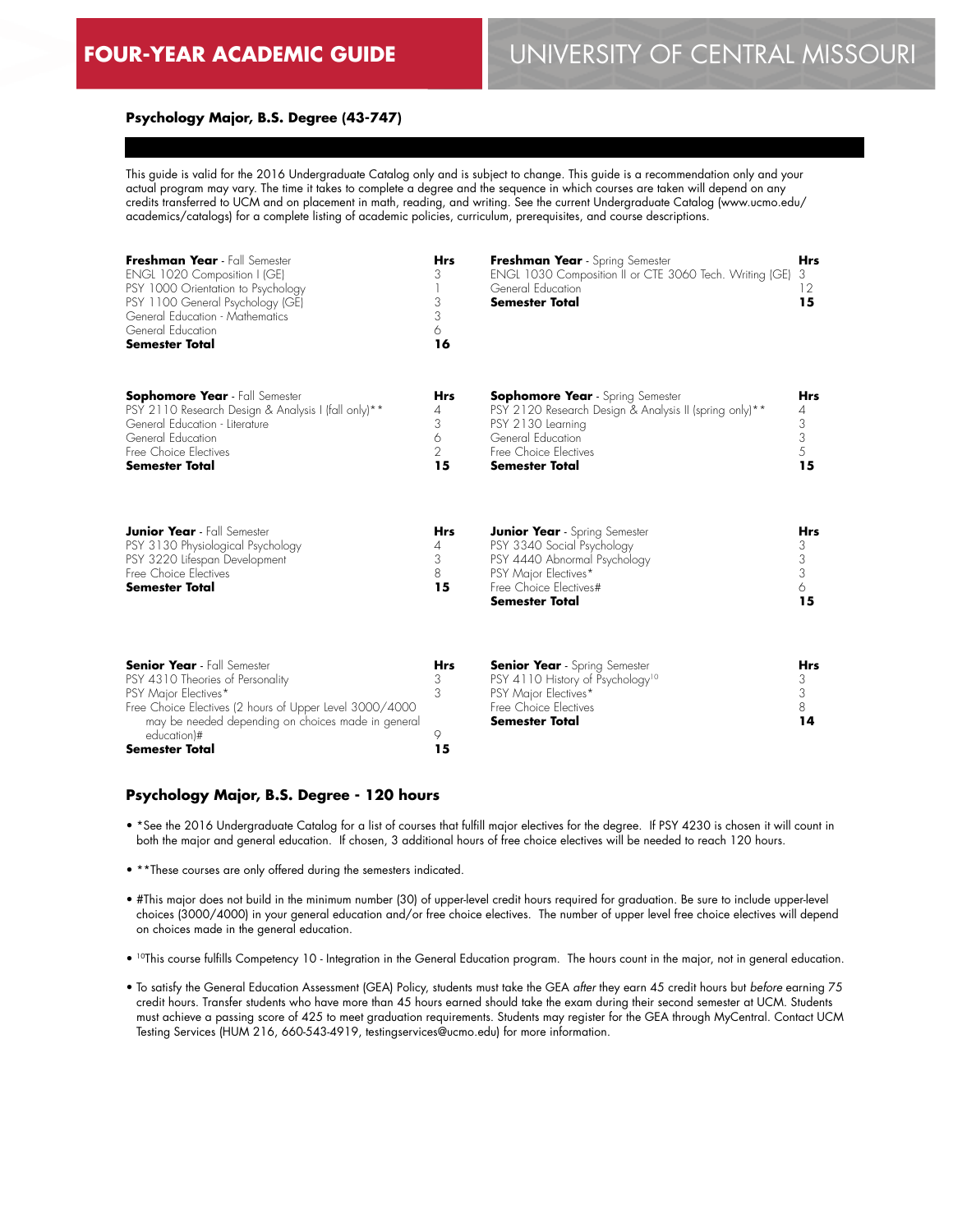FOUR-YEAR ACADEMIC GUIDE

UNIVERSITY OF CENTRAL MISSOURI

### Psychology Major, B.S. Degree (43-747)

This guide is valid for the 2016 Undergraduate Catalog only and is subject to change. This guide is a recommendation only and your actual program may vary. The time it takes to complete a degree and the sequence in which courses are taken will depend on any credits transferred to UCM and on placement in math, reading, and writing. See the current Undergraduate Catalog (www.ucmo.edu/academics/catalogs) for a complete listing of academic policies, curriculum, prerequisites, and course descriptions.

| **Freshman Year** - Fall Semester | **Hrs** |
|---|---|
| ENGL 1020 Composition I (GE) | 3 |
| PSY 1000 Orientation to Psychology | 1 |
| PSY 1100 General Psychology (GE) | 3 |
| General Education - Mathematics | 3 |
| General Education | 6 |
| **Semester Total** | **16** |

| **Freshman Year** - Spring Semester | **Hrs** |
|---|---|
| ENGL 1030 Composition II or CTE 3060 Tech. Writing (GE) | 3 |
| General Education | 12 |
| **Semester Total** | **15** |

| **Sophomore Year** - Fall Semester | **Hrs** |
|---|---|
| PSY 2110 Research Design & Analysis I (fall only)** | 4 |
| General Education - Literature | 3 |
| General Education | 6 |
| Free Choice Electives | 2 |
| **Semester Total** | **15** |

| **Sophomore Year** - Spring Semester | **Hrs** |
|---|---|
| PSY 2120 Research Design & Analysis II (spring only)** | 4 |
| PSY 2130 Learning | 3 |
| General Education | 3 |
| Free Choice Electives | 5 |
| **Semester Total** | **15** |

| **Junior Year** - Fall Semester | **Hrs** |
|---|---|
| PSY 3130 Physiological Psychology | 4 |
| PSY 3220 Lifespan Development | 3 |
| Free Choice Electives | 8 |
| **Semester Total** | **15** |

| **Junior Year** - Spring Semester | **Hrs** |
|---|---|
| PSY 3340 Social Psychology | 3 |
| PSY 4440 Abnormal Psychology | 3 |
| PSY Major Electives* | 3 |
| Free Choice Electives# | 6 |
| **Semester Total** | **15** |

| **Senior Year** - Fall Semester | **Hrs** |
|---|---|
| PSY 4310 Theories of Personality | 3 |
| PSY Major Electives* | 3 |
| Free Choice Electives (2 hours of Upper Level 3000/4000 may be needed depending on choices made in general education)# | 9 |
| **Semester Total** | **15** |

| **Senior Year** - Spring Semester | **Hrs** |
|---|---|
| PSY 4110 History of Psychology[10] | 3 |
| PSY Major Electives* | 3 |
| Free Choice Electives | 8 |
| **Semester Total** | **14** |

### Psychology Major, B.S. Degree - 120 hours

- *See the 2016 Undergraduate Catalog for a list of courses that fulfill major electives for the degree. If PSY 4230 is chosen it will count in both the major and general education. If chosen, 3 additional hours of free choice electives will be needed to reach 120 hours.
- **These courses are only offered during the semesters indicated.
- #This major does not build in the minimum number (30) of upper-level credit hours required for graduation. Be sure to include upper-level choices (3000/4000) in your general education and/or free choice electives. The number of upper level free choice electives will depend on choices made in the general education.
- [10]This course fulfills Competency 10 - Integration in the General Education program. The hours count in the major, not in general education.
- To satisfy the General Education Assessment (GEA) Policy, students must take the GEA *after* they earn 45 credit hours but *before* earning 75 credit hours. Transfer students who have more than 45 hours earned should take the exam during their second semester at UCM. Students must achieve a passing score of 425 to meet graduation requirements. Students may register for the GEA through MyCentral. Contact UCM Testing Services (HUM 216, 660-543-4919, testingservices@ucmo.edu) for more information.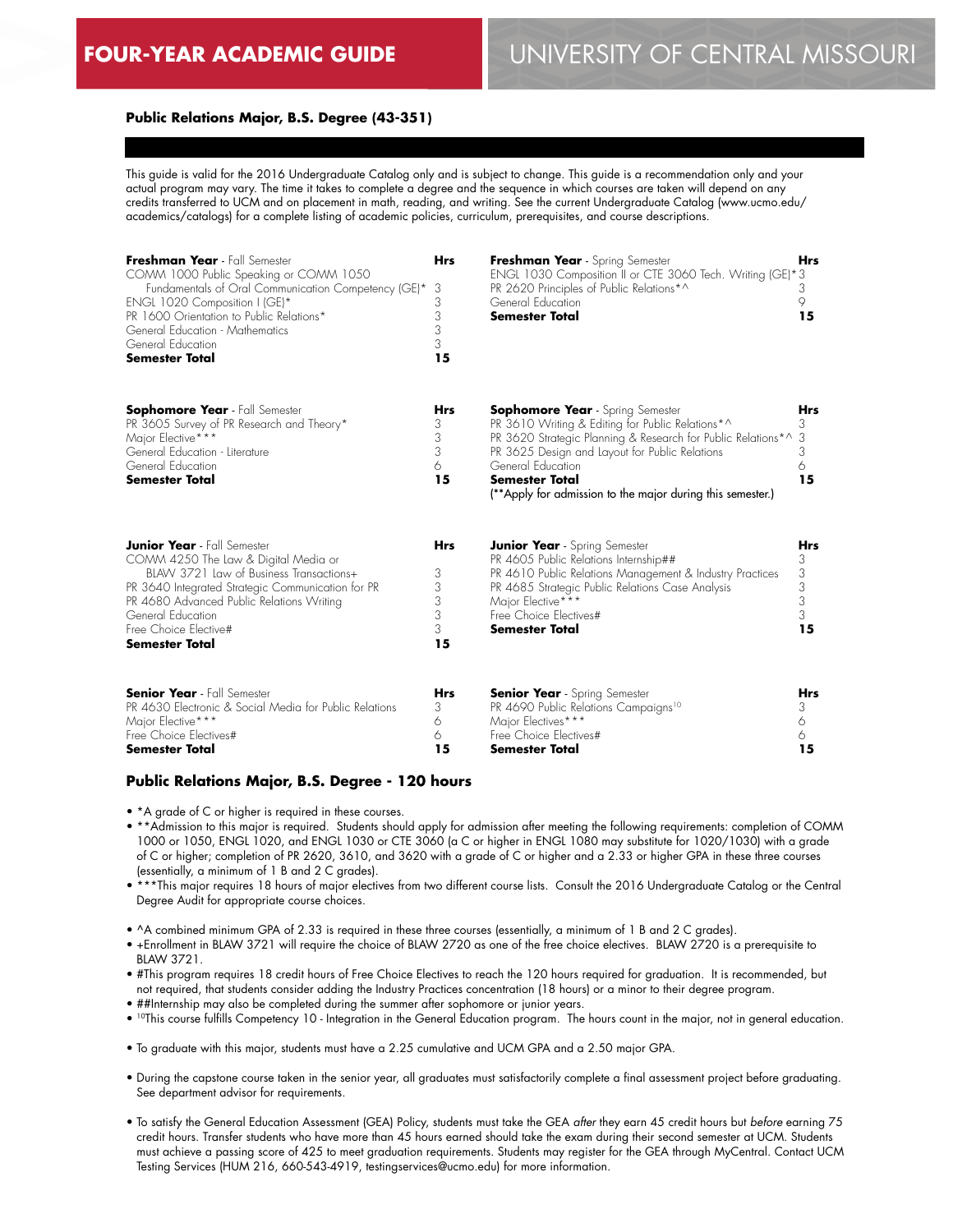# FOUR-YEAR ACADEMIC GUIDE

## UNIVERSITY OF CENTRAL MISSOURI

### Public Relations Major, B.S. Degree (43-351)

This guide is valid for the 2016 Undergraduate Catalog only and is subject to change. This guide is a recommendation only and your actual program may vary. The time it takes to complete a degree and the sequence in which courses are taken will depend on any credits transferred to UCM and on placement in math, reading, and writing. See the current Undergraduate Catalog (www.ucmo.edu/academics/catalogs) for a complete listing of academic policies, curriculum, prerequisites, and course descriptions.

| **Freshman Year** - Fall Semester | **Hrs** |
|---|---|
| COMM 1000 Public Speaking or COMM 1050 Fundamentals of Oral Communication Competency (GE)* | 3 |
| ENGL 1020 Composition I (GE)* | 3 |
| PR 1600 Orientation to Public Relations* | 3 |
| General Education - Mathematics | 3 |
| General Education | 3 |
| **Semester Total** | **15** |

| **Freshman Year** - Spring Semester | **Hrs** |
|---|---|
| ENGL 1030 Composition II or CTE 3060 Tech. Writing (GE)* | 3 |
| PR 2620 Principles of Public Relations*^ | 3 |
| General Education | 9 |
| **Semester Total** | **15** |

| **Sophomore Year** - Fall Semester | **Hrs** |
|---|---|
| PR 3605 Survey of PR Research and Theory* | 3 |
| Major Elective*** | 3 |
| General Education - Literature | 3 |
| General Education | 6 |
| **Semester Total** | **15** |

| **Sophomore Year** - Spring Semester | **Hrs** |
|---|---|
| PR 3610 Writing & Editing for Public Relations*^ | 3 |
| PR 3620 Strategic Planning & Research for Public Relations*^ | 3 |
| PR 3625 Design and Layout for Public Relations | 3 |
| General Education | 6 |
| **Semester Total** | **15** |

(**Apply for admission to the major during this semester.)

| **Junior Year** - Fall Semester | **Hrs** |
|---|---|
| COMM 4250 The Law & Digital Media or BLAW 3721 Law of Business Transactions+ | 3 |
| PR 3640 Integrated Strategic Communication for PR | 3 |
| PR 4680 Advanced Public Relations Writing | 3 |
| General Education | 3 |
| Free Choice Elective# | 3 |
| **Semester Total** | **15** |

| **Junior Year** - Spring Semester | **Hrs** |
|---|---|
| PR 4605 Public Relations Internship## | 3 |
| PR 4610 Public Relations Management & Industry Practices | 3 |
| PR 4685 Strategic Public Relations Case Analysis | 3 |
| Major Elective*** | 3 |
| Free Choice Electives# | 3 |
| **Semester Total** | **15** |

| **Senior Year** - Fall Semester | **Hrs** |
|---|---|
| PR 4630 Electronic & Social Media for Public Relations | 3 |
| Major Elective*** | 6 |
| Free Choice Electives# | 6 |
| **Semester Total** | **15** |

| **Senior Year** - Spring Semester | **Hrs** |
|---|---|
| PR 4690 Public Relations Campaigns[10] | 3 |
| Major Electives*** | 6 |
| Free Choice Electives# | 6 |
| **Semester Total** | **15** |

### Public Relations Major, B.S. Degree - 120 hours

- *A grade of C or higher is required in these courses.
- **Admission to this major is required. Students should apply for admission after meeting the following requirements: completion of COMM 1000 or 1050, ENGL 1020, and ENGL 1030 or CTE 3060 (a C or higher in ENGL 1080 may substitute for 1020/1030) with a grade of C or higher; completion of PR 2620, 3610, and 3620 with a grade of C or higher and a 2.33 or higher GPA in these three courses (essentially, a minimum of 1 B and 2 C grades).
- ***This major requires 18 hours of major electives from two different course lists. Consult the 2016 Undergraduate Catalog or the Central Degree Audit for appropriate course choices.
- ^A combined minimum GPA of 2.33 is required in these three courses (essentially, a minimum of 1 B and 2 C grades).
- +Enrollment in BLAW 3721 will require the choice of BLAW 2720 as one of the free choice electives. BLAW 2720 is a prerequisite to BLAW 3721.
- #This program requires 18 credit hours of Free Choice Electives to reach the 120 hours required for graduation. It is recommended, but not required, that students consider adding the Industry Practices concentration (18 hours) or a minor to their degree program.
- ##Internship may also be completed during the summer after sophomore or junior years.
- [10]This course fulfills Competency 10 - Integration in the General Education program. The hours count in the major, not in general education.
- To graduate with this major, students must have a 2.25 cumulative and UCM GPA and a 2.50 major GPA.
- During the capstone course taken in the senior year, all graduates must satisfactorily complete a final assessment project before graduating. See department advisor for requirements.
- To satisfy the General Education Assessment (GEA) Policy, students must take the GEA *after* they earn 45 credit hours but *before* earning 75 credit hours. Transfer students who have more than 45 hours earned should take the exam during their second semester at UCM. Students must achieve a passing score of 425 to meet graduation requirements. Students may register for the GEA through MyCentral. Contact UCM Testing Services (HUM 216, 660-543-4919, testingservices@ucmo.edu) for more information.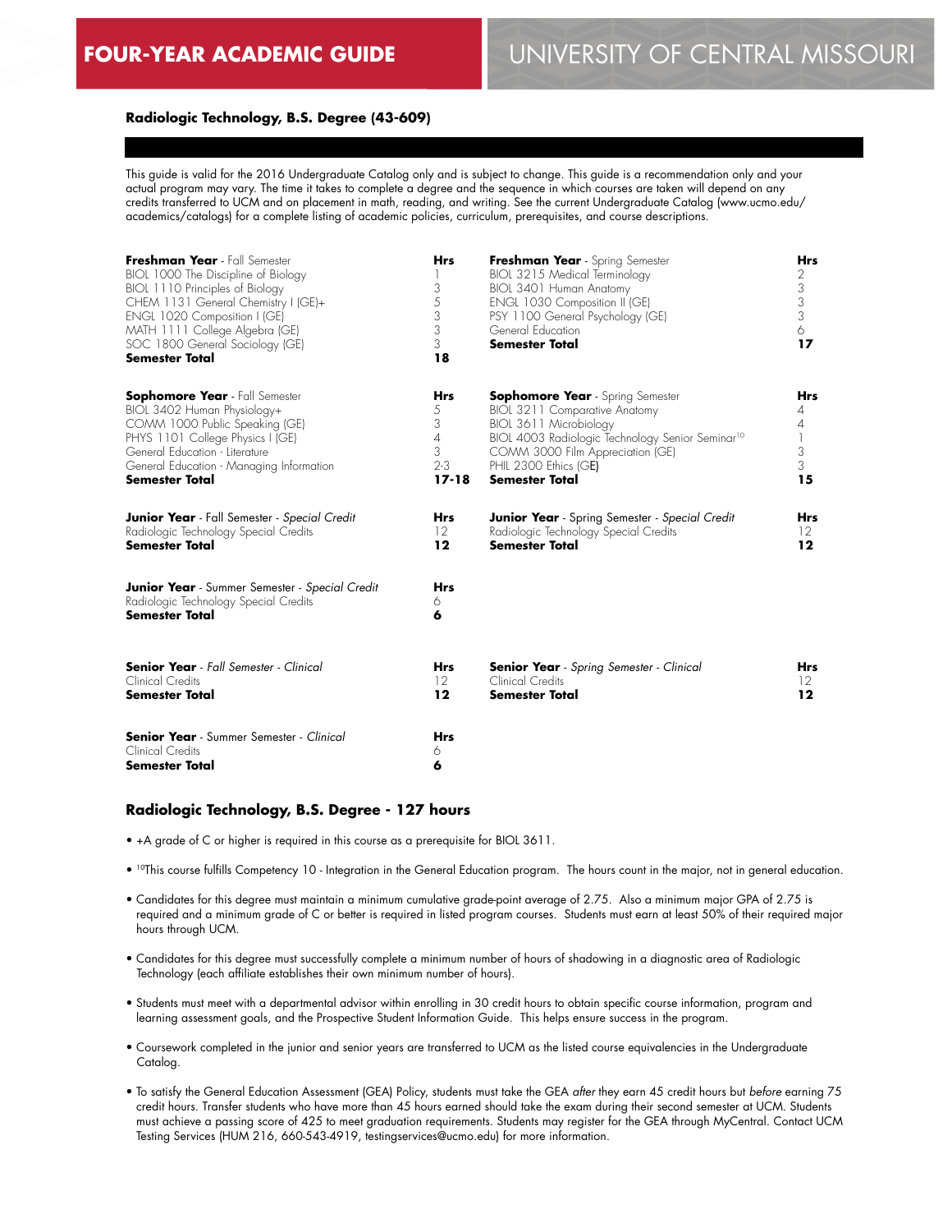# FOUR-YEAR ACADEMIC GUIDE

# UNIVERSITY OF CENTRAL MISSOURI

**Radiologic Technology, B.S. Degree (43-609)**

This guide is valid for the 2016 Undergraduate Catalog only and is subject to change. This guide is a recommendation only and your actual program may vary. The time it takes to complete a degree and the sequence in which courses are taken will depend on any credits transferred to UCM and on placement in math, reading, and writing. See the current Undergraduate Catalog (www.ucmo.edu/academics/catalogs) for a complete listing of academic policies, curriculum, prerequisites, and course descriptions.

| **Freshman Year** - Fall Semester | **Hrs** | **Freshman Year** - Spring Semester | **Hrs** |
|---|---|---|---|
| BIOL 1000 The Discipline of Biology | 1 | BIOL 3215 Medical Terminology | 2 |
| BIOL 1110 Principles of Biology | 3 | BIOL 3401 Human Anatomy | 3 |
| CHEM 1131 General Chemistry I (GE)+ | 5 | ENGL 1030 Composition II (GE) | 3 |
| ENGL 1020 Composition I (GE) | 3 | PSY 1100 General Psychology (GE) | 3 |
| MATH 1111 College Algebra (GE) | 3 | General Education | 6 |
| SOC 1800 General Sociology (GE) | 3 | **Semester Total** | **17** |
| **Semester Total** | **18** | | |

| **Sophomore Year** - Fall Semester | **Hrs** | **Sophomore Year** - Spring Semester | **Hrs** |
|---|---|---|---|
| BIOL 3402 Human Physiology+ | 5 | BIOL 3211 Comparative Anatomy | 4 |
| COMM 1000 Public Speaking (GE) | 3 | BIOL 3611 Microbiology | 4 |
| PHYS 1101 College Physics I (GE) | 4 | BIOL 4003 Radiologic Technology Senior Seminar[10] | 1 |
| General Education - Literature | 3 | COMM 3000 Film Appreciation (GE) | 3 |
| General Education - Managing Information | 2-3 | PHIL 2300 Ethics (GE) | 3 |
| **Semester Total** | **17-18** | **Semester Total** | **15** |

| **Junior Year** - Fall Semester - *Special Credit* | **Hrs** | **Junior Year** - Spring Semester - *Special Credit* | **Hrs** |
|---|---|---|---|
| Radiologic Technology Special Credits | 12 | Radiologic Technology Special Credits | 12 |
| **Semester Total** | **12** | **Semester Total** | **12** |

| **Junior Year** - Summer Semester - *Special Credit* | **Hrs** |
|---|---|
| Radiologic Technology Special Credits | 6 |
| **Semester Total** | **6** |

| **Senior Year** - *Fall Semester - Clinical* | **Hrs** | **Senior Year** - *Spring Semester - Clinical* | **Hrs** |
|---|---|---|---|
| Clinical Credits | 12 | Clinical Credits | 12 |
| **Semester Total** | **12** | **Semester Total** | **12** |

| **Senior Year** - Summer Semester - *Clinical* | **Hrs** |
|---|---|
| Clinical Credits | 6 |
| **Semester Total** | **6** |

## Radiologic Technology, B.S. Degree - 127 hours

- +A grade of C or higher is required in this course as a prerequisite for BIOL 3611.
- [10]This course fulfills Competency 10 - Integration in the General Education program. The hours count in the major, not in general education.
- Candidates for this degree must maintain a minimum cumulative grade-point average of 2.75. Also a minimum major GPA of 2.75 is required and a minimum grade of C or better is required in listed program courses. Students must earn at least 50% of their required major hours through UCM.
- Candidates for this degree must successfully complete a minimum number of hours of shadowing in a diagnostic area of Radiologic Technology (each affiliate establishes their own minimum number of hours).
- Students must meet with a departmental advisor within enrolling in 30 credit hours to obtain specific course information, program and learning assessment goals, and the Prospective Student Information Guide. This helps ensure success in the program.
- Coursework completed in the junior and senior years are transferred to UCM as the listed course equivalencies in the Undergraduate Catalog.
- To satisfy the General Education Assessment (GEA) Policy, students must take the GEA *after* they earn 45 credit hours but *before* earning 75 credit hours. Transfer students who have more than 45 hours earned should take the exam during their second semester at UCM. Students must achieve a passing score of 425 to meet graduation requirements. Students may register for the GEA through MyCentral. Contact UCM Testing Services (HUM 216, 660-543-4919, testingservices@ucmo.edu) for more information.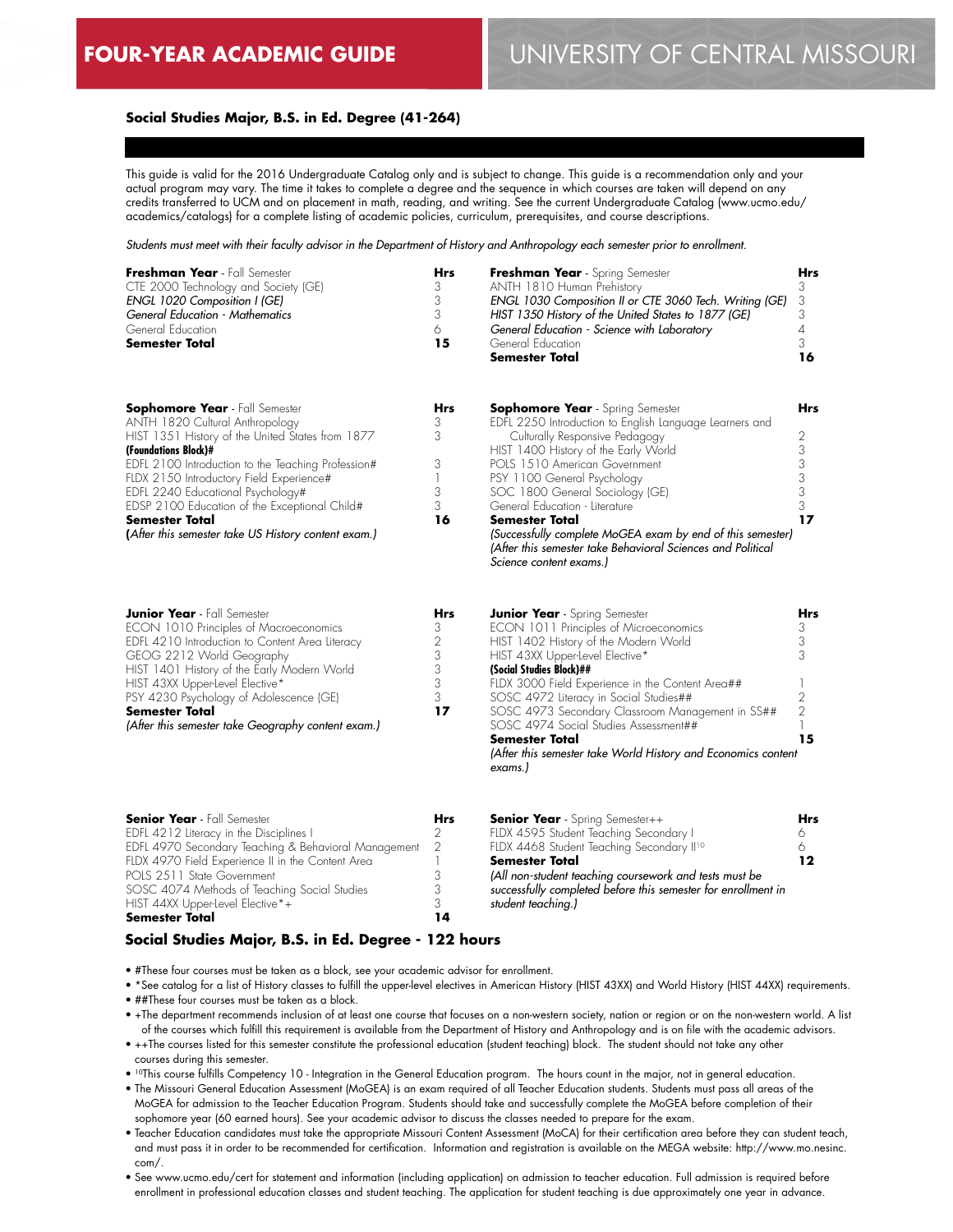# FOUR-YEAR ACADEMIC GUIDE — UNIVERSITY OF CENTRAL MISSOURI

## Social Studies Major, B.S. in Ed. Degree (41-264)

This guide is valid for the 2016 Undergraduate Catalog only and is subject to change. This guide is a recommendation only and your actual program may vary. The time it takes to complete a degree and the sequence in which courses are taken will depend on any credits transferred to UCM and on placement in math, reading, and writing. See the current Undergraduate Catalog (www.ucmo.edu/academics/catalogs) for a complete listing of academic policies, curriculum, prerequisites, and course descriptions.

*Students must meet with their faculty advisor in the Department of History and Anthropology each semester prior to enrollment.*

| **Freshman Year** - Fall Semester | **Hrs** |
|---|---|
| CTE 2000 Technology and Society (GE) | 3 |
| *ENGL 1020 Composition I (GE)* | 3 |
| *General Education - Mathematics* | 3 |
| General Education | 6 |
| **Semester Total** | **15** |

| **Freshman Year** - Spring Semester | **Hrs** |
|---|---|
| ANTH 1810 Human Prehistory | 3 |
| *ENGL 1030 Composition II or CTE 3060 Tech. Writing (GE)* | 3 |
| *HIST 1350 History of the United States to 1877 (GE)* | 3 |
| *General Education - Science with Laboratory* | 4 |
| General Education | 3 |
| **Semester Total** | **16** |

| **Sophomore Year** - Fall Semester | **Hrs** |
|---|---|
| ANTH 1820 Cultural Anthropology | 3 |
| HIST 1351 History of the United States from 1877 | 3 |
| **(Foundations Block)#** | |
| EDFL 2100 Introduction to the Teaching Profession# | 3 |
| FLDX 2150 Introductory Field Experience# | 1 |
| EDFL 2240 Educational Psychology# | 3 |
| EDSP 2100 Education of the Exceptional Child# | 3 |
| **Semester Total** | **16** |

*(After this semester take US History content exam.)*

| **Sophomore Year** - Spring Semester | **Hrs** |
|---|---|
| EDFL 2250 Introduction to English Language Learners and Culturally Responsive Pedagogy | 2 |
| HIST 1400 History of the Early World | 3 |
| POLS 1510 American Government | 3 |
| PSY 1100 General Psychology | 3 |
| SOC 1800 General Sociology (GE) | 3 |
| General Education - Literature | 3 |
| **Semester Total** | **17** |

*(Successfully complete MoGEA exam by end of this semester)*
*(After this semester take Behavioral Sciences and Political Science content exams.)*

| **Junior Year** - Fall Semester | **Hrs** |
|---|---|
| ECON 1010 Principles of Macroeconomics | 3 |
| EDFL 4210 Introduction to Content Area Literacy | 2 |
| GEOG 2212 World Geography | 3 |
| HIST 1401 History of the Early Modern World | 3 |
| HIST 43XX Upper-Level Elective* | 3 |
| PSY 4230 Psychology of Adolescence (GE) | 3 |
| **Semester Total** | **17** |

*(After this semester take Geography content exam.)*

| **Junior Year** - Spring Semester | **Hrs** |
|---|---|
| ECON 1011 Principles of Microeconomics | 3 |
| HIST 1402 History of the Modern World | 3 |
| HIST 43XX Upper-Level Elective* | 3 |
| **(Social Studies Block)##** | |
| FLDX 3000 Field Experience in the Content Area## | 1 |
| SOSC 4972 Literacy in Social Studies## | 2 |
| SOSC 4973 Secondary Classroom Management in SS## | 2 |
| SOSC 4974 Social Studies Assessment## | 1 |
| **Semester Total** | **15** |

*(After this semester take World History and Economics content exams.)*

| **Senior Year** - Fall Semester | **Hrs** |
|---|---|
| EDFL 4212 Literacy in the Disciplines I | 2 |
| EDFL 4970 Secondary Teaching & Behavioral Management | 2 |
| FLDX 4970 Field Experience II in the Content Area | 1 |
| POLS 2511 State Government | 3 |
| SOSC 4074 Methods of Teaching Social Studies | 3 |
| HIST 44XX Upper-Level Elective*+ | 3 |
| **Semester Total** | **14** |

| **Senior Year** - Spring Semester++ | **Hrs** |
|---|---|
| FLDX 4595 Student Teaching Secondary I | 6 |
| FLDX 4468 Student Teaching Secondary II[10] | 6 |
| **Semester Total** | **12** |

*(All non-student teaching coursework and tests must be successfully completed before this semester for enrollment in student teaching.)*

### Social Studies Major, B.S. in Ed. Degree - 122 hours

- #These four courses must be taken as a block, see your academic advisor for enrollment.
- *See catalog for a list of History classes to fulfill the upper-level electives in American History (HIST 43XX) and World History (HIST 44XX) requirements.
- ##These four courses must be taken as a block.
- +The department recommends inclusion of at least one course that focuses on a non-western society, nation or region or on the non-western world. A list of the courses which fulfill this requirement is available from the Department of History and Anthropology and is on file with the academic advisors.
- ++The courses listed for this semester constitute the professional education (student teaching) block. The student should not take any other courses during this semester.
- [10]This course fulfills Competency 10 - Integration in the General Education program. The hours count in the major, not in general education.
- The Missouri General Education Assessment (MoGEA) is an exam required of all Teacher Education students. Students must pass all areas of the MoGEA for admission to the Teacher Education Program. Students should take and successfully complete the MoGEA before completion of their sophomore year (60 earned hours). See your academic advisor to discuss the classes needed to prepare for the exam.
- Teacher Education candidates must take the appropriate Missouri Content Assessment (MoCA) for their certification area before they can student teach, and must pass it in order to be recommended for certification. Information and registration is available on the MEGA website: http://www.mo.nesinc.com/.
- See www.ucmo.edu/cert for statement and information (including application) on admission to teacher education. Full admission is required before enrollment in professional education classes and student teaching. The application for student teaching is due approximately one year in advance.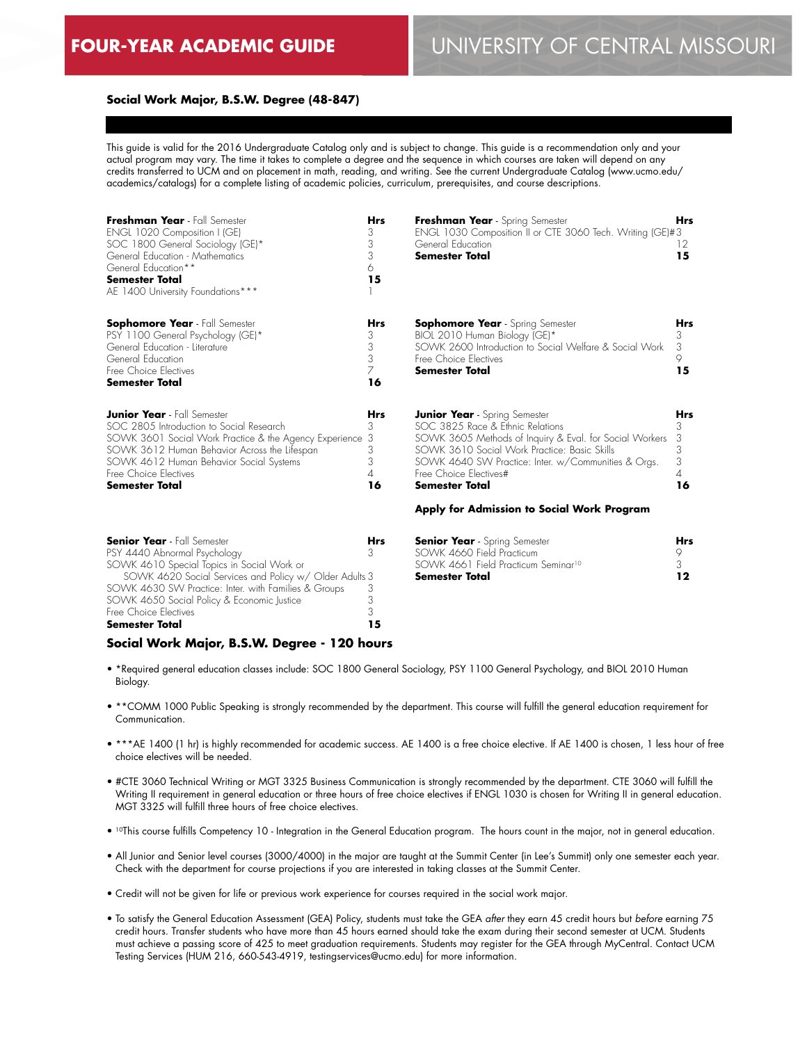# FOUR-YEAR ACADEMIC GUIDE

## Social Work Major, B.S.W. Degree (48-847)

This guide is valid for the 2016 Undergraduate Catalog only and is subject to change. This guide is a recommendation only and your actual program may vary. The time it takes to complete a degree and the sequence in which courses are taken will depend on any credits transferred to UCM and on placement in math, reading, and writing. See the current Undergraduate Catalog (www.ucmo.edu/academics/catalogs) for a complete listing of academic policies, curriculum, prerequisites, and course descriptions.

| **Freshman Year** - Fall Semester | **Hrs** |
|---|---|
| ENGL 1020 Composition I (GE) | 3 |
| SOC 1800 General Sociology (GE)* | 3 |
| General Education - Mathematics | 3 |
| General Education** | 6 |
| **Semester Total** | **15** |
| AE 1400 University Foundations*** | 1 |

| **Freshman Year** - Spring Semester | **Hrs** |
|---|---|
| ENGL 1030 Composition II or CTE 3060 Tech. Writing (GE)# | 3 |
| General Education | 12 |
| **Semester Total** | **15** |

| **Sophomore Year** - Fall Semester | **Hrs** |
|---|---|
| PSY 1100 General Psychology (GE)* | 3 |
| General Education - Literature | 3 |
| General Education | 3 |
| Free Choice Electives | 7 |
| **Semester Total** | **16** |

| **Sophomore Year** - Spring Semester | **Hrs** |
|---|---|
| BIOL 2010 Human Biology (GE)* | 3 |
| SOWK 2600 Introduction to Social Welfare & Social Work | 3 |
| Free Choice Electives | 9 |
| **Semester Total** | **15** |

| **Junior Year** - Fall Semester | **Hrs** |
|---|---|
| SOC 2805 Introduction to Social Research | 3 |
| SOWK 3601 Social Work Practice & the Agency Experience | 3 |
| SOWK 3612 Human Behavior Across the Lifespan | 3 |
| SOWK 4612 Human Behavior Social Systems | 3 |
| Free Choice Electives | 4 |
| **Semester Total** | **16** |

| **Junior Year** - Spring Semester | **Hrs** |
|---|---|
| SOC 3825 Race & Ethnic Relations | 3 |
| SOWK 3605 Methods of Inquiry & Eval. for Social Workers | 3 |
| SOWK 3610 Social Work Practice: Basic Skills | 3 |
| SOWK 4640 SW Practice: Inter. w/Communities & Orgs. | 3 |
| Free Choice Electives# | 4 |
| **Semester Total** | **16** |

**Apply for Admission to Social Work Program**

| **Senior Year** - Fall Semester | **Hrs** |
|---|---|
| PSY 4440 Abnormal Psychology | 3 |
| SOWK 4610 Special Topics in Social Work or SOWK 4620 Social Services and Policy w/ Older Adults | 3 |
| SOWK 4630 SW Practice: Inter. with Families & Groups | 3 |
| SOWK 4650 Social Policy & Economic Justice | 3 |
| Free Choice Electives | 3 |
| **Semester Total** | **15** |

| **Senior Year** - Spring Semester | **Hrs** |
|---|---|
| SOWK 4660 Field Practicum | 9 |
| SOWK 4661 Field Practicum Seminar[10] | 3 |
| **Semester Total** | **12** |

### Social Work Major, B.S.W. Degree - 120 hours

- *Required general education classes include: SOC 1800 General Sociology, PSY 1100 General Psychology, and BIOL 2010 Human Biology.
- **COMM 1000 Public Speaking is strongly recommended by the department. This course will fulfill the general education requirement for Communication.
- ***AE 1400 (1 hr) is highly recommended for academic success. AE 1400 is a free choice elective. If AE 1400 is chosen, 1 less hour of free choice electives will be needed.
- #CTE 3060 Technical Writing or MGT 3325 Business Communication is strongly recommended by the department. CTE 3060 will fulfill the Writing II requirement in general education or three hours of free choice electives if ENGL 1030 is chosen for Writing II in general education. MGT 3325 will fulfill three hours of free choice electives.
- [10]This course fulfills Competency 10 - Integration in the General Education program. The hours count in the major, not in general education.
- All Junior and Senior level courses (3000/4000) in the major are taught at the Summit Center (in Lee's Summit) only one semester each year. Check with the department for course projections if you are interested in taking classes at the Summit Center.
- Credit will not be given for life or previous work experience for courses required in the social work major.
- To satisfy the General Education Assessment (GEA) Policy, students must take the GEA *after* they earn 45 credit hours but *before* earning 75 credit hours. Transfer students who have more than 45 hours earned should take the exam during their second semester at UCM. Students must achieve a passing score of 425 to meet graduation requirements. Students may register for the GEA through MyCentral. Contact UCM Testing Services (HUM 216, 660-543-4919, testingservices@ucmo.edu) for more information.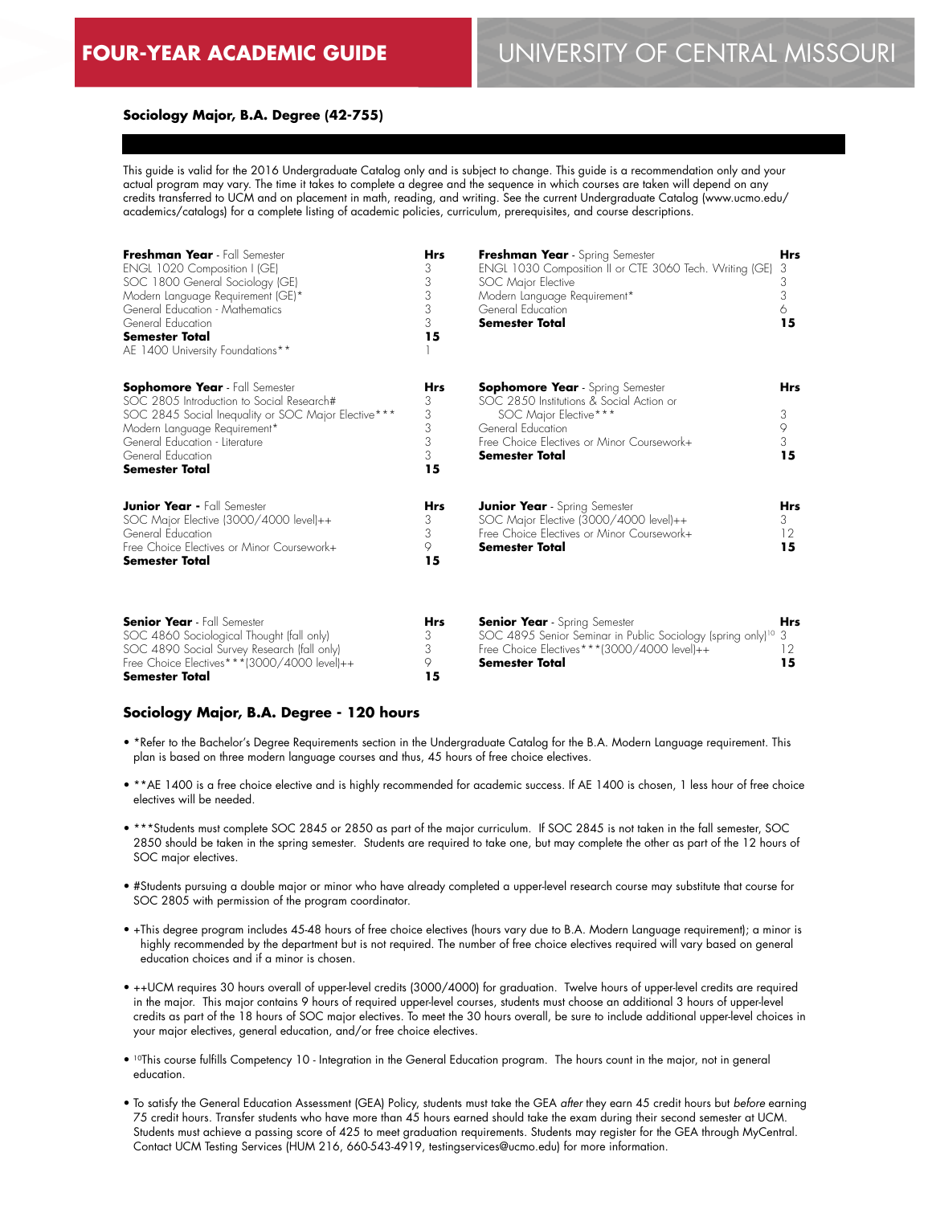# FOUR-YEAR ACADEMIC GUIDE

# UNIVERSITY OF CENTRAL MISSOURI

## Sociology Major, B.A. Degree (42-755)

This guide is valid for the 2016 Undergraduate Catalog only and is subject to change. This guide is a recommendation only and your actual program may vary. The time it takes to complete a degree and the sequence in which courses are taken will depend on any credits transferred to UCM and on placement in math, reading, and writing. See the current Undergraduate Catalog (www.ucmo.edu/academics/catalogs) for a complete listing of academic policies, curriculum, prerequisites, and course descriptions.

| **Freshman Year** - Fall Semester | **Hrs** |
|---|---|
| ENGL 1020 Composition I (GE) | 3 |
| SOC 1800 General Sociology (GE) | 3 |
| Modern Language Requirement (GE)* | 3 |
| General Education - Mathematics | 3 |
| General Education | 3 |
| **Semester Total** | **15** |
| AE 1400 University Foundations** | 1 |

| **Freshman Year** - Spring Semester | **Hrs** |
|---|---|
| ENGL 1030 Composition II or CTE 3060 Tech. Writing (GE) | 3 |
| SOC Major Elective | 3 |
| Modern Language Requirement* | 3 |
| General Education | 6 |
| **Semester Total** | **15** |

| **Sophomore Year** - Fall Semester | **Hrs** |
|---|---|
| SOC 2805 Introduction to Social Research# | 3 |
| SOC 2845 Social Inequality or SOC Major Elective*** | 3 |
| Modern Language Requirement* | 3 |
| General Education - Literature | 3 |
| General Education | 3 |
| **Semester Total** | **15** |

| **Sophomore Year** - Spring Semester | **Hrs** |
|---|---|
| SOC 2850 Institutions & Social Action or SOC Major Elective*** | 3 |
| General Education | 9 |
| Free Choice Electives or Minor Coursework+ | 3 |
| **Semester Total** | **15** |

| **Junior Year** - Fall Semester | **Hrs** |
|---|---|
| SOC Major Elective (3000/4000 level)++ | 3 |
| General Education | 3 |
| Free Choice Electives or Minor Coursework+ | 9 |
| **Semester Total** | **15** |

| **Junior Year** - Spring Semester | **Hrs** |
|---|---|
| SOC Major Elective (3000/4000 level)++ | 3 |
| Free Choice Electives or Minor Coursework+ | 12 |
| **Semester Total** | **15** |

| **Senior Year** - Fall Semester | **Hrs** |
|---|---|
| SOC 4860 Sociological Thought (fall only) | 3 |
| SOC 4890 Social Survey Research (fall only) | 3 |
| Free Choice Electives***(3000/4000 level)++ | 9 |
| **Semester Total** | **15** |

| **Senior Year** - Spring Semester | **Hrs** |
|---|---|
| SOC 4895 Senior Seminar in Public Sociology (spring only)[10] | 3 |
| Free Choice Electives***(3000/4000 level)++ | 12 |
| **Semester Total** | **15** |

## Sociology Major, B.A. Degree - 120 hours

- *Refer to the Bachelor's Degree Requirements section in the Undergraduate Catalog for the B.A. Modern Language requirement. This plan is based on three modern language courses and thus, 45 hours of free choice electives.
- **AE 1400 is a free choice elective and is highly recommended for academic success. If AE 1400 is chosen, 1 less hour of free choice electives will be needed.
- ***Students must complete SOC 2845 or 2850 as part of the major curriculum. If SOC 2845 is not taken in the fall semester, SOC 2850 should be taken in the spring semester. Students are required to take one, but may complete the other as part of the 12 hours of SOC major electives.
- #Students pursuing a double major or minor who have already completed a upper-level research course may substitute that course for SOC 2805 with permission of the program coordinator.
- +This degree program includes 45-48 hours of free choice electives (hours vary due to B.A. Modern Language requirement); a minor is highly recommended by the department but is not required. The number of free choice electives required will vary based on general education choices and if a minor is chosen.
- ++UCM requires 30 hours overall of upper-level credits (3000/4000) for graduation. Twelve hours of upper-level credits are required in the major. This major contains 9 hours of required upper-level courses, students must choose an additional 3 hours of upper-level credits as part of the 18 hours of SOC major electives. To meet the 30 hours overall, be sure to include additional upper-level choices in your major electives, general education, and/or free choice electives.
- [10]This course fulfills Competency 10 - Integration in the General Education program. The hours count in the major, not in general education.
- To satisfy the General Education Assessment (GEA) Policy, students must take the GEA *after* they earn 45 credit hours but *before* earning 75 credit hours. Transfer students who have more than 45 hours earned should take the exam during their second semester at UCM. Students must achieve a passing score of 425 to meet graduation requirements. Students may register for the GEA through MyCentral. Contact UCM Testing Services (HUM 216, 660-543-4919, testingservices@ucmo.edu) for more information.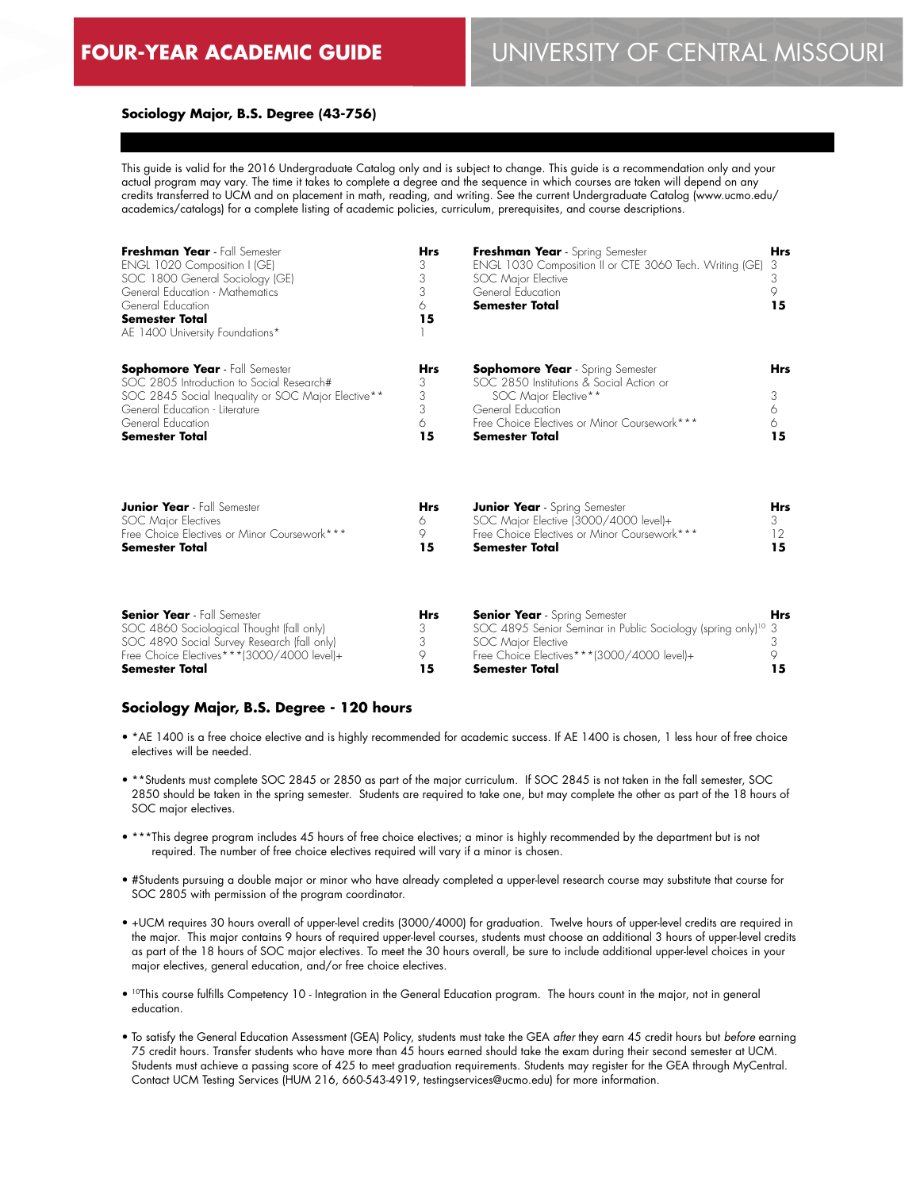# FOUR-YEAR ACADEMIC GUIDE — UNIVERSITY OF CENTRAL MISSOURI

## Sociology Major, B.S. Degree (43-756)

This guide is valid for the 2016 Undergraduate Catalog only and is subject to change. This guide is a recommendation only and your actual program may vary. The time it takes to complete a degree and the sequence in which courses are taken will depend on any credits transferred to UCM and on placement in math, reading, and writing. See the current Undergraduate Catalog (www.ucmo.edu/academics/catalogs) for a complete listing of academic policies, curriculum, prerequisites, and course descriptions.

| **Freshman Year** - Fall Semester | **Hrs** | **Freshman Year** - Spring Semester | **Hrs** |
|---|---|---|---|
| ENGL 1020 Composition I (GE) | 3 | ENGL 1030 Composition II or CTE 3060 Tech. Writing (GE) | 3 |
| SOC 1800 General Sociology (GE) | 3 | SOC Major Elective | 3 |
| General Education - Mathematics | 3 | General Education | 9 |
| General Education | 6 | **Semester Total** | **15** |
| **Semester Total** | **15** | | |
| AE 1400 University Foundations* | 1 | | |

| **Sophomore Year** - Fall Semester | **Hrs** | **Sophomore Year** - Spring Semester | **Hrs** |
|---|---|---|---|
| SOC 2805 Introduction to Social Research# | 3 | SOC 2850 Institutions & Social Action or SOC Major Elective** | 3 |
| SOC 2845 Social Inequality or SOC Major Elective** | 3 | General Education | 6 |
| General Education - Literature | 3 | Free Choice Electives or Minor Coursework*** | 6 |
| General Education | 6 | **Semester Total** | **15** |
| **Semester Total** | **15** | | |

| **Junior Year** - Fall Semester | **Hrs** | **Junior Year** - Spring Semester | **Hrs** |
|---|---|---|---|
| SOC Major Electives | 6 | SOC Major Elective (3000/4000 level)+ | 3 |
| Free Choice Electives or Minor Coursework*** | 9 | Free Choice Electives or Minor Coursework*** | 12 |
| **Semester Total** | **15** | **Semester Total** | **15** |

| **Senior Year** - Fall Semester | **Hrs** | **Senior Year** - Spring Semester | **Hrs** |
|---|---|---|---|
| SOC 4860 Sociological Thought (fall only) | 3 | SOC 4895 Senior Seminar in Public Sociology (spring only)[10] | 3 |
| SOC 4890 Social Survey Research (fall only) | 3 | SOC Major Elective | 3 |
| Free Choice Electives***(3000/4000 level)+ | 9 | Free Choice Electives***(3000/4000 level)+ | 9 |
| **Semester Total** | **15** | **Semester Total** | **15** |

### Sociology Major, B.S. Degree - 120 hours

- *AE 1400 is a free choice elective and is highly recommended for academic success. If AE 1400 is chosen, 1 less hour of free choice electives will be needed.
- **Students must complete SOC 2845 or 2850 as part of the major curriculum. If SOC 2845 is not taken in the fall semester, SOC 2850 should be taken in the spring semester. Students are required to take one, but may complete the other as part of the 18 hours of SOC major electives.
- ***This degree program includes 45 hours of free choice electives; a minor is highly recommended by the department but is not required. The number of free choice electives required will vary if a minor is chosen.
- #Students pursuing a double major or minor who have already completed a upper-level research course may substitute that course for SOC 2805 with permission of the program coordinator.
- +UCM requires 30 hours overall of upper-level credits (3000/4000) for graduation. Twelve hours of upper-level credits are required in the major. This major contains 9 hours of required upper-level courses, students must choose an additional 3 hours of upper-level credits as part of the 18 hours of SOC major electives. To meet the 30 hours overall, be sure to include additional upper-level choices in your major electives, general education, and/or free choice electives.
- [10]This course fulfills Competency 10 - Integration in the General Education program. The hours count in the major, not in general education.
- To satisfy the General Education Assessment (GEA) Policy, students must take the GEA *after* they earn 45 credit hours but *before* earning 75 credit hours. Transfer students who have more than 45 hours earned should take the exam during their second semester at UCM. Students must achieve a passing score of 425 to meet graduation requirements. Students may register for the GEA through MyCentral. Contact UCM Testing Services (HUM 216, 660-543-4919, testingservices@ucmo.edu) for more information.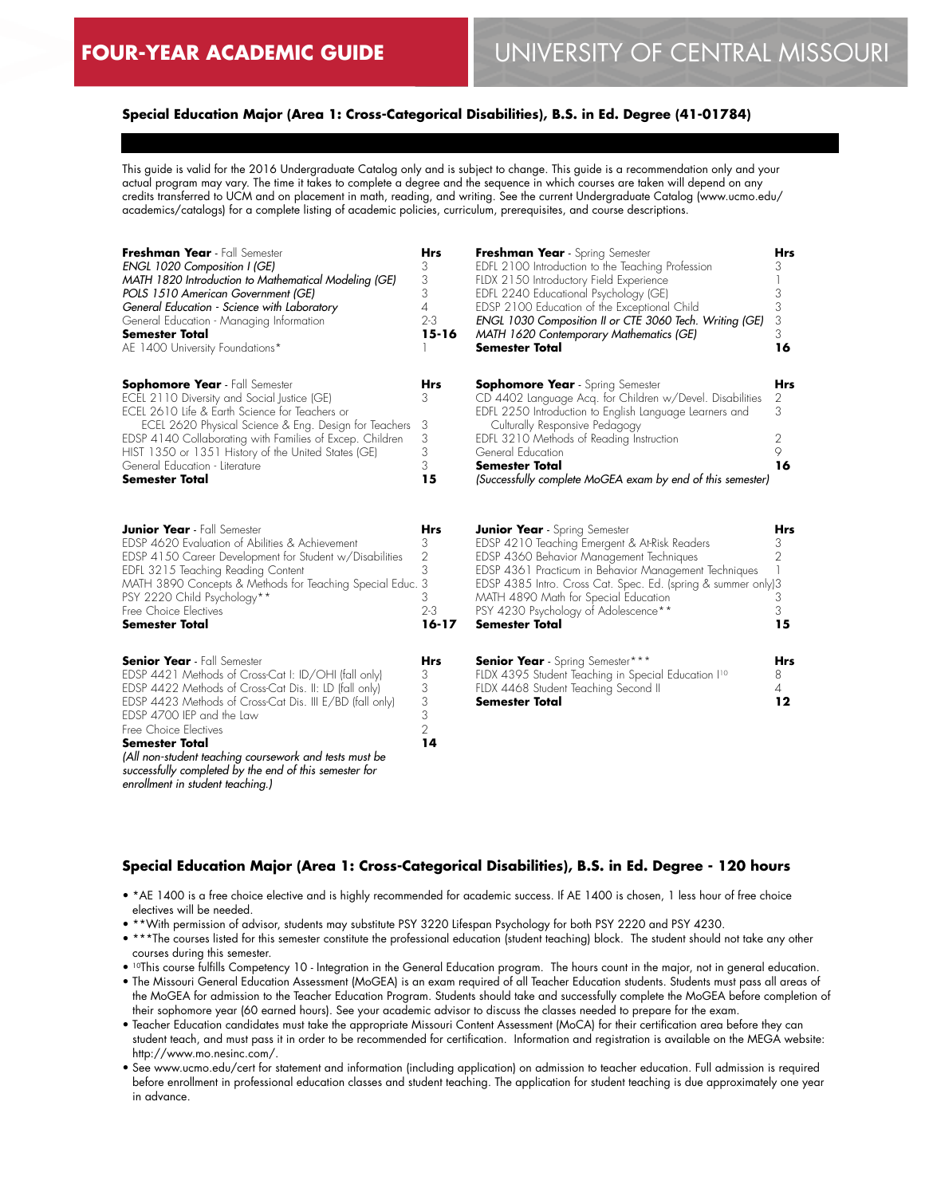# FOUR-YEAR ACADEMIC GUIDE — UNIVERSITY OF CENTRAL MISSOURI

## Special Education Major (Area 1: Cross-Categorical Disabilities), B.S. in Ed. Degree (41-01784)

This guide is valid for the 2016 Undergraduate Catalog only and is subject to change. This guide is a recommendation only and your actual program may vary. The time it takes to complete a degree and the sequence in which courses are taken will depend on any credits transferred to UCM and on placement in math, reading, and writing. See the current Undergraduate Catalog (www.ucmo.edu/academics/catalogs) for a complete listing of academic policies, curriculum, prerequisites, and course descriptions.

| **Freshman Year** - Fall Semester | Hrs |
|---|---|
| *ENGL 1020 Composition I (GE)* | 3 |
| *MATH 1820 Introduction to Mathematical Modeling (GE)* | 3 |
| *POLS 1510 American Government (GE)* | 3 |
| *General Education - Science with Laboratory* | 4 |
| General Education - Managing Information | 2-3 |
| **Semester Total** | **15-16** |
| AE 1400 University Foundations* | 1 |

| **Freshman Year** - Spring Semester | Hrs |
|---|---|
| EDFL 2100 Introduction to the Teaching Profession | 3 |
| FLDX 2150 Introductory Field Experience | 1 |
| EDFL 2240 Educational Psychology (GE) | 3 |
| EDSP 2100 Education of the Exceptional Child | 3 |
| *ENGL 1030 Composition II or CTE 3060 Tech. Writing (GE)* | 3 |
| *MATH 1620 Contemporary Mathematics (GE)* | 3 |
| **Semester Total** | **16** |

| **Sophomore Year** - Fall Semester | Hrs |
|---|---|
| ECEL 2110 Diversity and Social Justice (GE) | 3 |
| ECEL 2610 Life & Earth Science for Teachers or ECEL 2620 Physical Science & Eng. Design for Teachers | 3 |
| EDSP 4140 Collaborating with Families of Excep. Children | 3 |
| HIST 1350 or 1351 History of the United States (GE) | 3 |
| General Education - Literature | 3 |
| **Semester Total** | **15** |

| **Sophomore Year** - Spring Semester | Hrs |
|---|---|
| CD 4402 Language Acq. for Children w/Devel. Disabilities | 2 |
| EDFL 2250 Introduction to English Language Learners and Culturally Responsive Pedagogy | 3 |
| EDFL 3210 Methods of Reading Instruction | 2 |
| General Education | 9 |
| **Semester Total** | **16** |
| *(Successfully complete MoGEA exam by end of this semester)* | |

| **Junior Year** - Fall Semester | Hrs |
|---|---|
| EDSP 4620 Evaluation of Abilities & Achievement | 3 |
| EDSP 4150 Career Development for Student w/Disabilities | 2 |
| EDFL 3215 Teaching Reading Content | 3 |
| MATH 3890 Concepts & Methods for Teaching Special Educ. | 3 |
| PSY 2220 Child Psychology** | 3 |
| Free Choice Electives | 2-3 |
| **Semester Total** | **16-17** |

| **Junior Year** - Spring Semester | Hrs |
|---|---|
| EDSP 4210 Teaching Emergent & At-Risk Readers | 3 |
| EDSP 4360 Behavior Management Techniques | 2 |
| EDSP 4361 Practicum in Behavior Management Techniques | 1 |
| EDSP 4385 Intro. Cross Cat. Spec. Ed. (spring & summer only) | 3 |
| MATH 4890 Math for Special Education | 3 |
| PSY 4230 Psychology of Adolescence** | 3 |
| **Semester Total** | **15** |

| **Senior Year** - Fall Semester | Hrs |
|---|---|
| EDSP 4421 Methods of Cross-Cat I: ID/OHI (fall only) | 3 |
| EDSP 4422 Methods of Cross-Cat Dis. II: LD (fall only) | 3 |
| EDSP 4423 Methods of Cross-Cat Dis. III E/BD (fall only) | 3 |
| EDSP 4700 IEP and the Law | 3 |
| Free Choice Electives | 2 |
| **Semester Total** | **14** |

*(All non-student teaching coursework and tests must be successfully completed by the end of this semester for enrollment in student teaching.)*

| **Senior Year** - Spring Semester*** | Hrs |
|---|---|
| FLDX 4395 Student Teaching in Special Education I[10] | 8 |
| FLDX 4468 Student Teaching Second II | 4 |
| **Semester Total** | **12** |

## Special Education Major (Area 1: Cross-Categorical Disabilities), B.S. in Ed. Degree - 120 hours

- *AE 1400 is a free choice elective and is highly recommended for academic success. If AE 1400 is chosen, 1 less hour of free choice electives will be needed.
- **With permission of advisor, students may substitute PSY 3220 Lifespan Psychology for both PSY 2220 and PSY 4230.
- ***The courses listed for this semester constitute the professional education (student teaching) block. The student should not take any other courses during this semester.
- [10]This course fulfills Competency 10 - Integration in the General Education program. The hours count in the major, not in general education.
- The Missouri General Education Assessment (MoGEA) is an exam required of all Teacher Education students. Students must pass all areas of the MoGEA for admission to the Teacher Education Program. Students should take and successfully complete the MoGEA before completion of their sophomore year (60 earned hours). See your academic advisor to discuss the classes needed to prepare for the exam.
- Teacher Education candidates must take the appropriate Missouri Content Assessment (MoCA) for their certification area before they can student teach, and must pass it in order to be recommended for certification. Information and registration is available on the MEGA website: http://www.mo.nesinc.com/.
- See www.ucmo.edu/cert for statement and information (including application) on admission to teacher education. Full admission is required before enrollment in professional education classes and student teaching. The application for student teaching is due approximately one year in advance.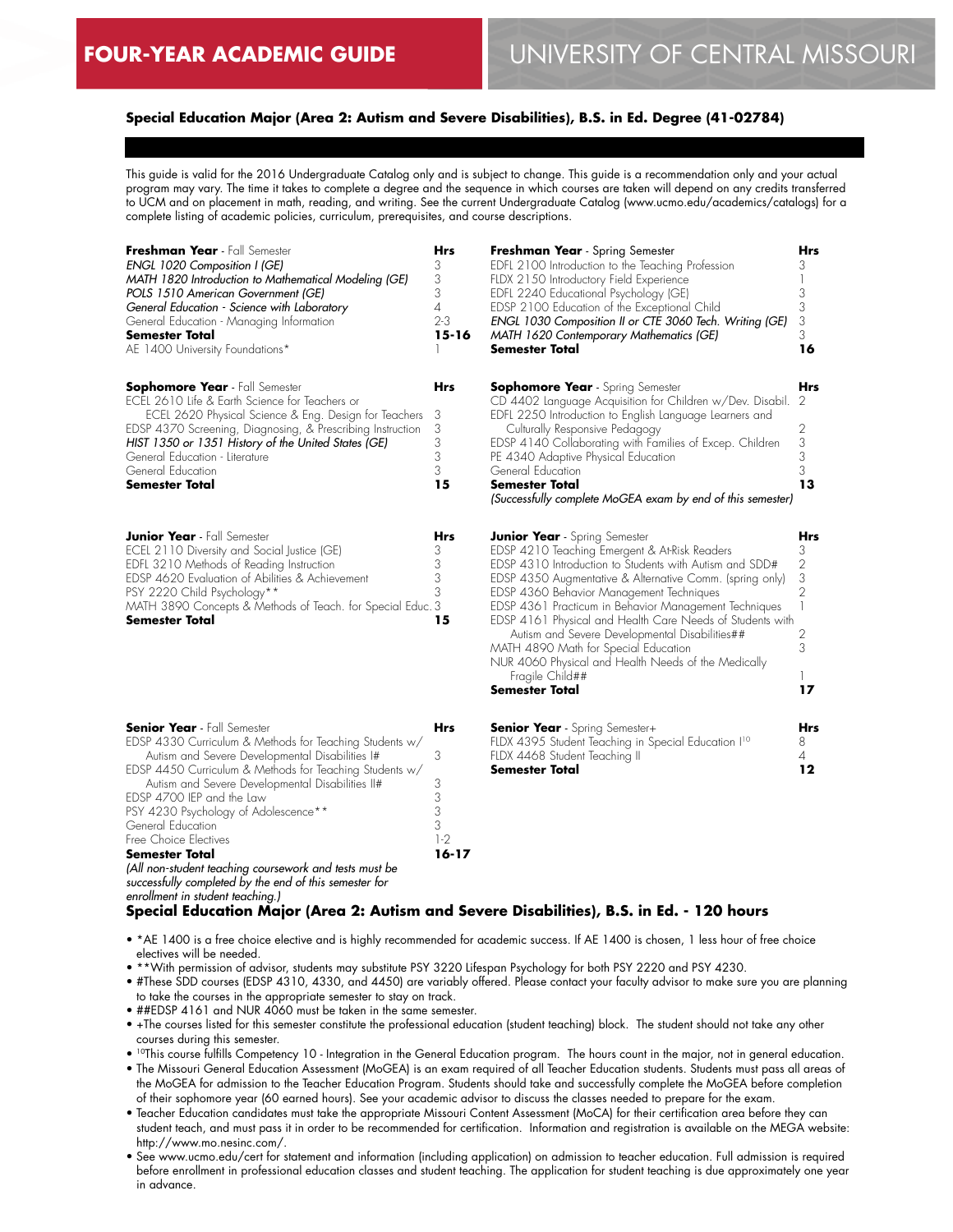# FOUR-YEAR ACADEMIC GUIDE

## UNIVERSITY OF CENTRAL MISSOURI

### Special Education Major (Area 2: Autism and Severe Disabilities), B.S. in Ed. Degree (41-02784)

This guide is valid for the 2016 Undergraduate Catalog only and is subject to change. This guide is a recommendation only and your actual program may vary. The time it takes to complete a degree and the sequence in which courses are taken will depend on any credits transferred to UCM and on placement in math, reading, and writing. See the current Undergraduate Catalog (www.ucmo.edu/academics/catalogs) for a complete listing of academic policies, curriculum, prerequisites, and course descriptions.

| **Freshman Year** - Fall Semester | **Hrs** |
|---|---|
| *ENGL 1020 Composition I (GE)* | 3 |
| *MATH 1820 Introduction to Mathematical Modeling (GE)* | 3 |
| *POLS 1510 American Government (GE)* | 3 |
| *General Education - Science with Laboratory* | 4 |
| General Education - Managing Information | 2-3 |
| **Semester Total** | **15-16** |
| AE 1400 University Foundations* | 1 |

| **Freshman Year** - Spring Semester | **Hrs** |
|---|---|
| EDFL 2100 Introduction to the Teaching Profession | 3 |
| FLDX 2150 Introductory Field Experience | 1 |
| EDFL 2240 Educational Psychology (GE) | 3 |
| EDSP 2100 Education of the Exceptional Child | 3 |
| *ENGL 1030 Composition II or CTE 3060 Tech. Writing (GE)* | 3 |
| *MATH 1620 Contemporary Mathematics (GE)* | 3 |
| **Semester Total** | **16** |

| **Sophomore Year** - Fall Semester | **Hrs** |
|---|---|
| ECEL 2610 Life & Earth Science for Teachers or ECEL 2620 Physical Science & Eng. Design for Teachers | 3 |
| EDSP 4370 Screening, Diagnosing, & Prescribing Instruction | 3 |
| *HIST 1350 or 1351 History of the United States (GE)* | 3 |
| General Education - Literature | 3 |
| General Education | 3 |
| **Semester Total** | **15** |

| **Sophomore Year** - Spring Semester | **Hrs** |
|---|---|
| CD 4402 Language Acquisition for Children w/Dev. Disabil. | 2 |
| EDFL 2250 Introduction to English Language Learners and Culturally Responsive Pedagogy | 2 |
| EDSP 4140 Collaborating with Families of Excep. Children | 3 |
| PE 4340 Adaptive Physical Education | 3 |
| General Education | 3 |
| **Semester Total** | **13** |

*(Successfully complete MoGEA exam by end of this semester)*

| **Junior Year** - Fall Semester | **Hrs** |
|---|---|
| ECEL 2110 Diversity and Social Justice (GE) | 3 |
| EDFL 3210 Methods of Reading Instruction | 3 |
| EDSP 4620 Evaluation of Abilities & Achievement | 3 |
| PSY 2220 Child Psychology** | 3 |
| MATH 3890 Concepts & Methods of Teach. for Special Educ. | 3 |
| **Semester Total** | **15** |

| **Junior Year** - Spring Semester | **Hrs** |
|---|---|
| EDSP 4210 Teaching Emergent & At-Risk Readers | 3 |
| EDSP 4310 Introduction to Students with Autism and SDD# | 2 |
| EDSP 4350 Augmentative & Alternative Comm. (spring only) | 3 |
| EDSP 4360 Behavior Management Techniques | 2 |
| EDSP 4361 Practicum in Behavior Management Techniques | 1 |
| EDSP 4161 Physical and Health Care Needs of Students with Autism and Severe Developmental Disabilities## | 2 |
| MATH 4890 Math for Special Education | 3 |
| NUR 4060 Physical and Health Needs of the Medically Fragile Child## | 1 |
| **Semester Total** | **17** |

| **Senior Year** - Fall Semester | **Hrs** |
|---|---|
| EDSP 4330 Curriculum & Methods for Teaching Students w/ Autism and Severe Developmental Disabilities I# | 3 |
| EDSP 4450 Curriculum & Methods for Teaching Students w/ Autism and Severe Developmental Disabilities II# | 3 |
| EDSP 4700 IEP and the Law | 3 |
| PSY 4230 Psychology of Adolescence** | 3 |
| General Education | 3 |
| Free Choice Electives | 1-2 |
| **Semester Total** | **16-17** |

*(All non-student teaching coursework and tests must be successfully completed by the end of this semester for enrollment in student teaching.)*

| **Senior Year** - Spring Semester+ | **Hrs** |
|---|---|
| FLDX 4395 Student Teaching in Special Education I[10] | 8 |
| FLDX 4468 Student Teaching II | 4 |
| **Semester Total** | **12** |

### Special Education Major (Area 2: Autism and Severe Disabilities), B.S. in Ed. - 120 hours

- *AE 1400 is a free choice elective and is highly recommended for academic success. If AE 1400 is chosen, 1 less hour of free choice electives will be needed.
- **With permission of advisor, students may substitute PSY 3220 Lifespan Psychology for both PSY 2220 and PSY 4230.
- #These SDD courses (EDSP 4310, 4330, and 4450) are variably offered. Please contact your faculty advisor to make sure you are planning to take the courses in the appropriate semester to stay on track.
- ##EDSP 4161 and NUR 4060 must be taken in the same semester.
- +The courses listed for this semester constitute the professional education (student teaching) block. The student should not take any other courses during this semester.
- [10]This course fulfills Competency 10 - Integration in the General Education program. The hours count in the major, not in general education.
- The Missouri General Education Assessment (MoGEA) is an exam required of all Teacher Education students. Students must pass all areas of the MoGEA for admission to the Teacher Education Program. Students should take and successfully complete the MoGEA before completion of their sophomore year (60 earned hours). See your academic advisor to discuss the classes needed to prepare for the exam.
- Teacher Education candidates must take the appropriate Missouri Content Assessment (MoCA) for their certification area before they can student teach, and must pass it in order to be recommended for certification. Information and registration is available on the MEGA website: http://www.mo.nesinc.com/.
- See www.ucmo.edu/cert for statement and information (including application) on admission to teacher education. Full admission is required before enrollment in professional education classes and student teaching. The application for student teaching is due approximately one year in advance.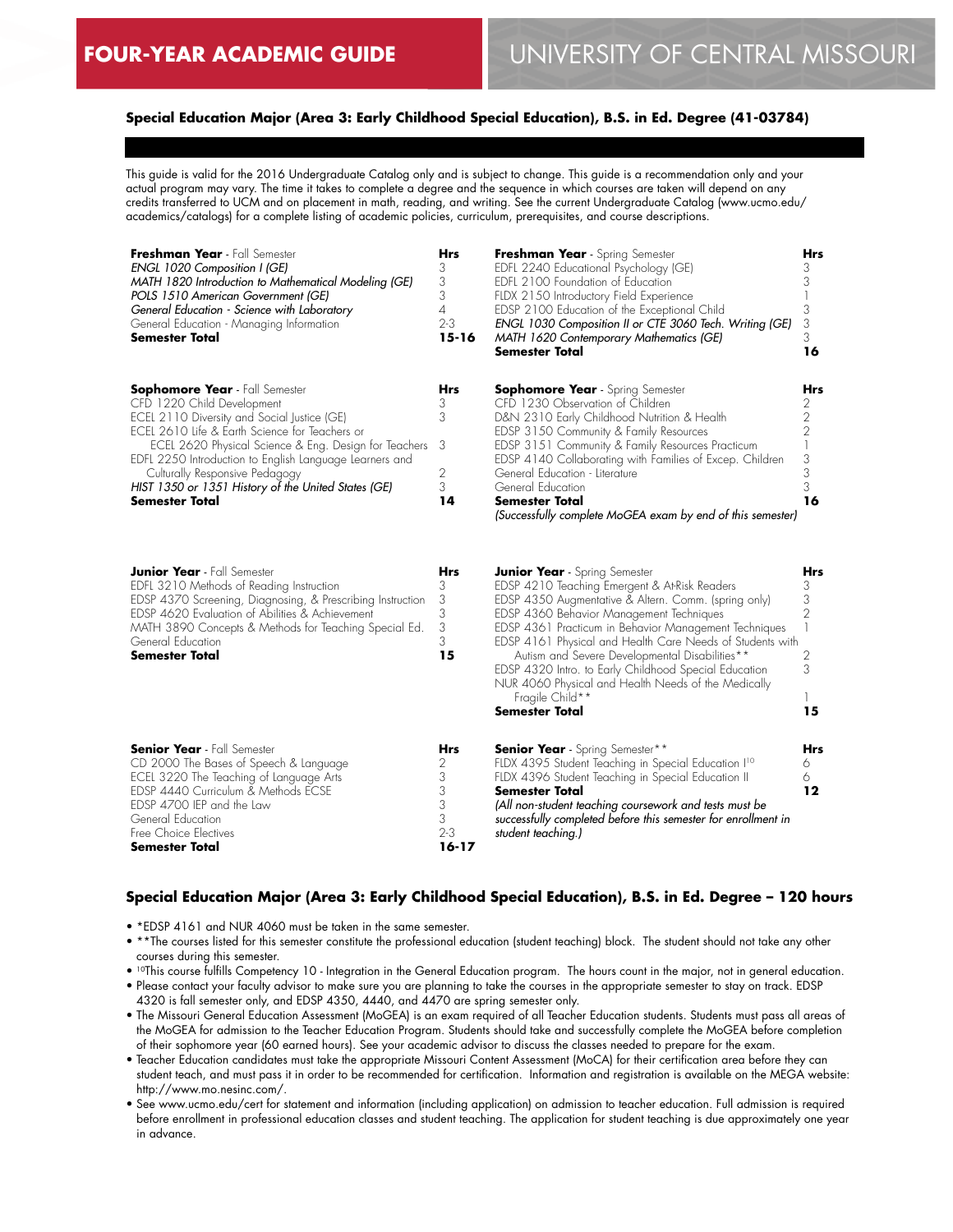FOUR-YEAR ACADEMIC GUIDE

UNIVERSITY OF CENTRAL MISSOURI

### Special Education Major (Area 3: Early Childhood Special Education), B.S. in Ed. Degree (41-03784)

This guide is valid for the 2016 Undergraduate Catalog only and is subject to change. This guide is a recommendation only and your actual program may vary. The time it takes to complete a degree and the sequence in which courses are taken will depend on any credits transferred to UCM and on placement in math, reading, and writing. See the current Undergraduate Catalog (www.ucmo.edu/academics/catalogs) for a complete listing of academic policies, curriculum, prerequisites, and course descriptions.

| **Freshman Year** - Fall Semester | **Hrs** |
|---|---|
| *ENGL 1020 Composition I (GE)* | 3 |
| *MATH 1820 Introduction to Mathematical Modeling (GE)* | 3 |
| *POLS 1510 American Government (GE)* | 3 |
| *General Education - Science with Laboratory* | 4 |
| General Education - Managing Information | 2-3 |
| **Semester Total** | **15-16** |

| **Freshman Year** - Spring Semester | **Hrs** |
|---|---|
| EDFL 2240 Educational Psychology (GE) | 3 |
| EDFL 2100 Foundation of Education | 3 |
| FLDX 2150 Introductory Field Experience | 1 |
| EDSP 2100 Education of the Exceptional Child | 3 |
| *ENGL 1030 Composition II or CTE 3060 Tech. Writing (GE)* | 3 |
| *MATH 1620 Contemporary Mathematics (GE)* | 3 |
| **Semester Total** | **16** |

| **Sophomore Year** - Fall Semester | **Hrs** |
|---|---|
| CFD 1220 Child Development | 3 |
| ECEL 2110 Diversity and Social Justice (GE) | 3 |
| ECEL 2610 Life & Earth Science for Teachers or ECEL 2620 Physical Science & Eng. Design for Teachers | 3 |
| EDFL 2250 Introduction to English Language Learners and Culturally Responsive Pedagogy | 2 |
| *HIST 1350 or 1351 History of the United States (GE)* | 3 |
| **Semester Total** | **14** |

| **Sophomore Year** - Spring Semester | **Hrs** |
|---|---|
| CFD 1230 Observation of Children | 2 |
| D&N 2310 Early Childhood Nutrition & Health | 2 |
| EDSP 3150 Community & Family Resources | 2 |
| EDSP 3151 Community & Family Resources Practicum | 1 |
| EDSP 4140 Collaborating with Families of Excep. Children | 3 |
| General Education - Literature | 3 |
| General Education | 3 |
| **Semester Total** | **16** |

*(Successfully complete MoGEA exam by end of this semester)*

| **Junior Year** - Fall Semester | **Hrs** |
|---|---|
| EDFL 3210 Methods of Reading Instruction | 3 |
| EDSP 4370 Screening, Diagnosing, & Prescribing Instruction | 3 |
| EDSP 4620 Evaluation of Abilities & Achievement | 3 |
| MATH 3890 Concepts & Methods for Teaching Special Ed. | 3 |
| General Education | 3 |
| **Semester Total** | **15** |

| **Junior Year** - Spring Semester | **Hrs** |
|---|---|
| EDSP 4210 Teaching Emergent & At-Risk Readers | 3 |
| EDSP 4350 Augmentative & Altern. Comm. (spring only) | 3 |
| EDSP 4360 Behavior Management Techniques | 2 |
| EDSP 4361 Practicum in Behavior Management Techniques | 1 |
| EDSP 4161 Physical and Health Care Needs of Students with Autism and Severe Developmental Disabilities** | 2 |
| EDSP 4320 Intro. to Early Childhood Special Education | 3 |
| NUR 4060 Physical and Health Needs of the Medically Fragile Child** | 1 |
| **Semester Total** | **15** |

| **Senior Year** - Fall Semester | **Hrs** |
|---|---|
| CD 2000 The Bases of Speech & Language | 2 |
| ECEL 3220 The Teaching of Language Arts | 3 |
| EDSP 4440 Curriculum & Methods ECSE | 3 |
| EDSP 4700 IEP and the Law | 3 |
| General Education | 3 |
| Free Choice Electives | 2-3 |
| **Semester Total** | **16-17** |

| **Senior Year** - Spring Semester** | **Hrs** |
|---|---|
| FLDX 4395 Student Teaching in Special Education I[10] | 6 |
| FLDX 4396 Student Teaching in Special Education II | 6 |
| **Semester Total** | **12** |

*(All non-student teaching coursework and tests must be successfully completed before this semester for enrollment in student teaching.)*

### Special Education Major (Area 3: Early Childhood Special Education), B.S. in Ed. Degree – 120 hours

- *EDSP 4161 and NUR 4060 must be taken in the same semester.
- **The courses listed for this semester constitute the professional education (student teaching) block. The student should not take any other courses during this semester.
- [10]This course fulfills Competency 10 - Integration in the General Education program. The hours count in the major, not in general education.
- Please contact your faculty advisor to make sure you are planning to take the courses in the appropriate semester to stay on track. EDSP 4320 is fall semester only, and EDSP 4350, 4440, and 4470 are spring semester only.
- The Missouri General Education Assessment (MoGEA) is an exam required of all Teacher Education students. Students must pass all areas of the MoGEA for admission to the Teacher Education Program. Students should take and successfully complete the MoGEA before completion of their sophomore year (60 earned hours). See your academic advisor to discuss the classes needed to prepare for the exam.
- Teacher Education candidates must take the appropriate Missouri Content Assessment (MoCA) for their certification area before they can student teach, and must pass it in order to be recommended for certification. Information and registration is available on the MEGA website: http://www.mo.nesinc.com/.
- See www.ucmo.edu/cert for statement and information (including application) on admission to teacher education. Full admission is required before enrollment in professional education classes and student teaching. The application for student teaching is due approximately one year in advance.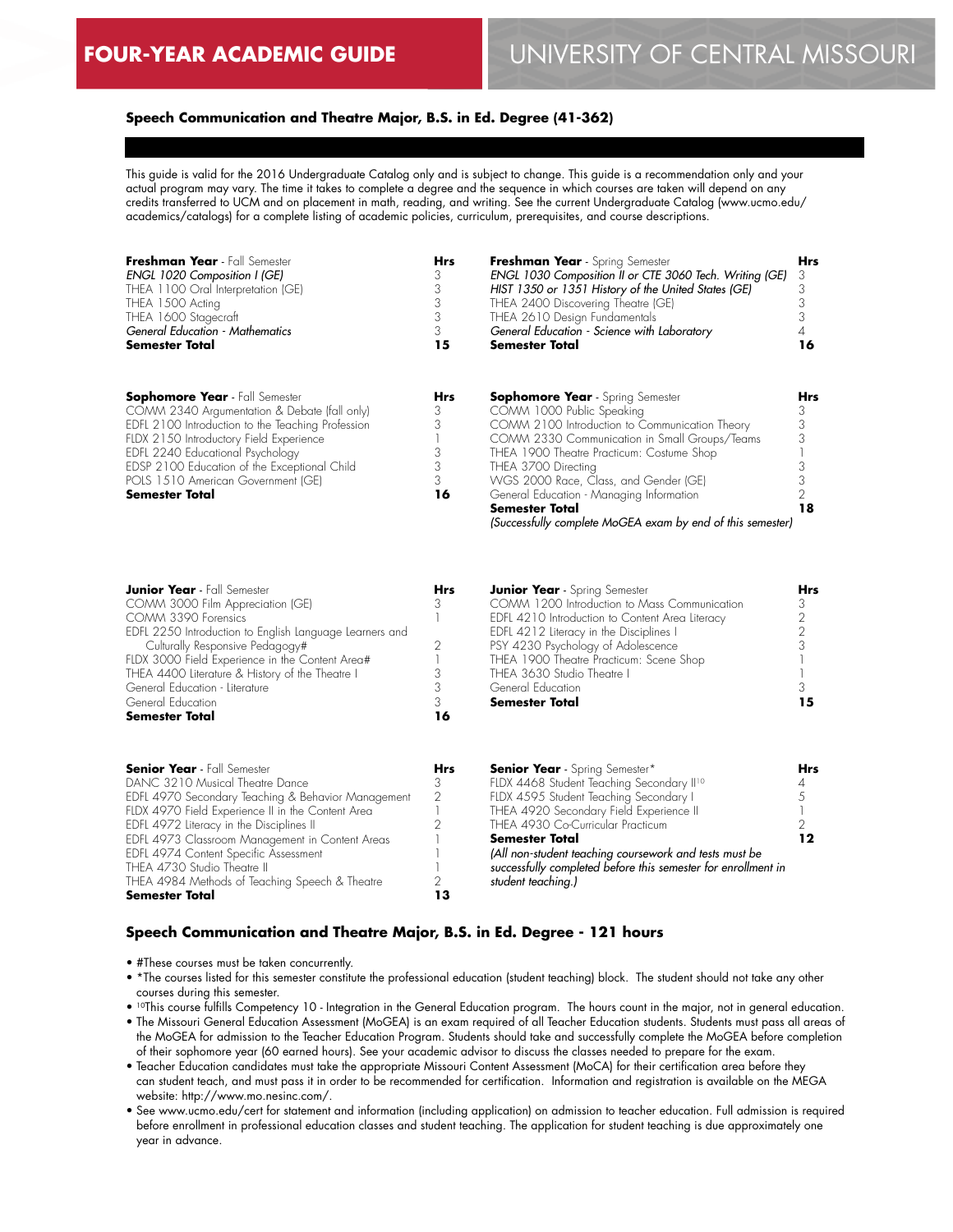# FOUR-YEAR ACADEMIC GUIDE — UNIVERSITY OF CENTRAL MISSOURI

## Speech Communication and Theatre Major, B.S. in Ed. Degree (41-362)

This guide is valid for the 2016 Undergraduate Catalog only and is subject to change. This guide is a recommendation only and your actual program may vary. The time it takes to complete a degree and the sequence in which courses are taken will depend on any credits transferred to UCM and on placement in math, reading, and writing. See the current Undergraduate Catalog (www.ucmo.edu/academics/catalogs) for a complete listing of academic policies, curriculum, prerequisites, and course descriptions.

| **Freshman Year** - Fall Semester | **Hrs** |
|---|---|
| *ENGL 1020 Composition I (GE)* | 3 |
| THEA 1100 Oral Interpretation (GE) | 3 |
| THEA 1500 Acting | 3 |
| THEA 1600 Stagecraft | 3 |
| *General Education - Mathematics* | 3 |
| **Semester Total** | **15** |

| **Freshman Year** - Spring Semester | **Hrs** |
|---|---|
| *ENGL 1030 Composition II or CTE 3060 Tech. Writing (GE)* | 3 |
| *HIST 1350 or 1351 History of the United States (GE)* | 3 |
| THEA 2400 Discovering Theatre (GE) | 3 |
| THEA 2610 Design Fundamentals | 3 |
| *General Education - Science with Laboratory* | 4 |
| **Semester Total** | **16** |

| **Sophomore Year** - Fall Semester | **Hrs** |
|---|---|
| COMM 2340 Argumentation & Debate (fall only) | 3 |
| EDFL 2100 Introduction to the Teaching Profession | 3 |
| FLDX 2150 Introductory Field Experience | 1 |
| EDFL 2240 Educational Psychology | 3 |
| EDSP 2100 Education of the Exceptional Child | 3 |
| POLS 1510 American Government (GE) | 3 |
| **Semester Total** | **16** |

| **Sophomore Year** - Spring Semester | **Hrs** |
|---|---|
| COMM 1000 Public Speaking | 3 |
| COMM 2100 Introduction to Communication Theory | 3 |
| COMM 2330 Communication in Small Groups/Teams | 3 |
| THEA 1900 Theatre Practicum: Costume Shop | 1 |
| THEA 3700 Directing | 3 |
| WGS 2000 Race, Class, and Gender (GE) | 3 |
| General Education - Managing Information | 2 |
| **Semester Total** | **18** |

*(Successfully complete MoGEA exam by end of this semester)*

| **Junior Year** - Fall Semester | **Hrs** |
|---|---|
| COMM 3000 Film Appreciation (GE) | 3 |
| COMM 3390 Forensics | 1 |
| EDFL 2250 Introduction to English Language Learners and Culturally Responsive Pedagogy# | 2 |
| FLDX 3000 Field Experience in the Content Area# | 1 |
| THEA 4400 Literature & History of the Theatre I | 3 |
| General Education - Literature | 3 |
| General Education | 3 |
| **Semester Total** | **16** |

| **Junior Year** - Spring Semester | **Hrs** |
|---|---|
| COMM 1200 Introduction to Mass Communication | 3 |
| EDFL 4210 Introduction to Content Area Literacy | 2 |
| EDFL 4212 Literacy in the Disciplines I | 2 |
| PSY 4230 Psychology of Adolescence | 3 |
| THEA 1900 Theatre Practicum: Scene Shop | 1 |
| THEA 3630 Studio Theatre I | 1 |
| General Education | 3 |
| **Semester Total** | **15** |

| **Senior Year** - Fall Semester | **Hrs** |
|---|---|
| DANC 3210 Musical Theatre Dance | 3 |
| EDFL 4970 Secondary Teaching & Behavior Management | 2 |
| FLDX 4970 Field Experience II in the Content Area | 1 |
| EDFL 4972 Literacy in the Disciplines II | 2 |
| EDFL 4973 Classroom Management in Content Areas | 1 |
| EDFL 4974 Content Specific Assessment | 1 |
| THEA 4730 Studio Theatre II | 1 |
| THEA 4984 Methods of Teaching Speech & Theatre | 2 |
| **Semester Total** | **13** |

| **Senior Year** - Spring Semester* | **Hrs** |
|---|---|
| FLDX 4468 Student Teaching Secondary II[10] | 4 |
| FLDX 4595 Student Teaching Secondary I | 5 |
| THEA 4920 Secondary Field Experience II | 1 |
| THEA 4930 Co-Curricular Practicum | 2 |
| **Semester Total** | **12** |

*(All non-student teaching coursework and tests must be successfully completed before this semester for enrollment in student teaching.)*

## Speech Communication and Theatre Major, B.S. in Ed. Degree - 121 hours

- #These courses must be taken concurrently.
- *The courses listed for this semester constitute the professional education (student teaching) block. The student should not take any other courses during this semester.
- [10]This course fulfills Competency 10 - Integration in the General Education program. The hours count in the major, not in general education.
- The Missouri General Education Assessment (MoGEA) is an exam required of all Teacher Education students. Students must pass all areas of the MoGEA for admission to the Teacher Education Program. Students should take and successfully complete the MoGEA before completion of their sophomore year (60 earned hours). See your academic advisor to discuss the classes needed to prepare for the exam.
- Teacher Education candidates must take the appropriate Missouri Content Assessment (MoCA) for their certification area before they can student teach, and must pass it in order to be recommended for certification. Information and registration is available on the MEGA website: http://www.mo.nesinc.com/.
- See www.ucmo.edu/cert for statement and information (including application) on admission to teacher education. Full admission is required before enrollment in professional education classes and student teaching. The application for student teaching is due approximately one year in advance.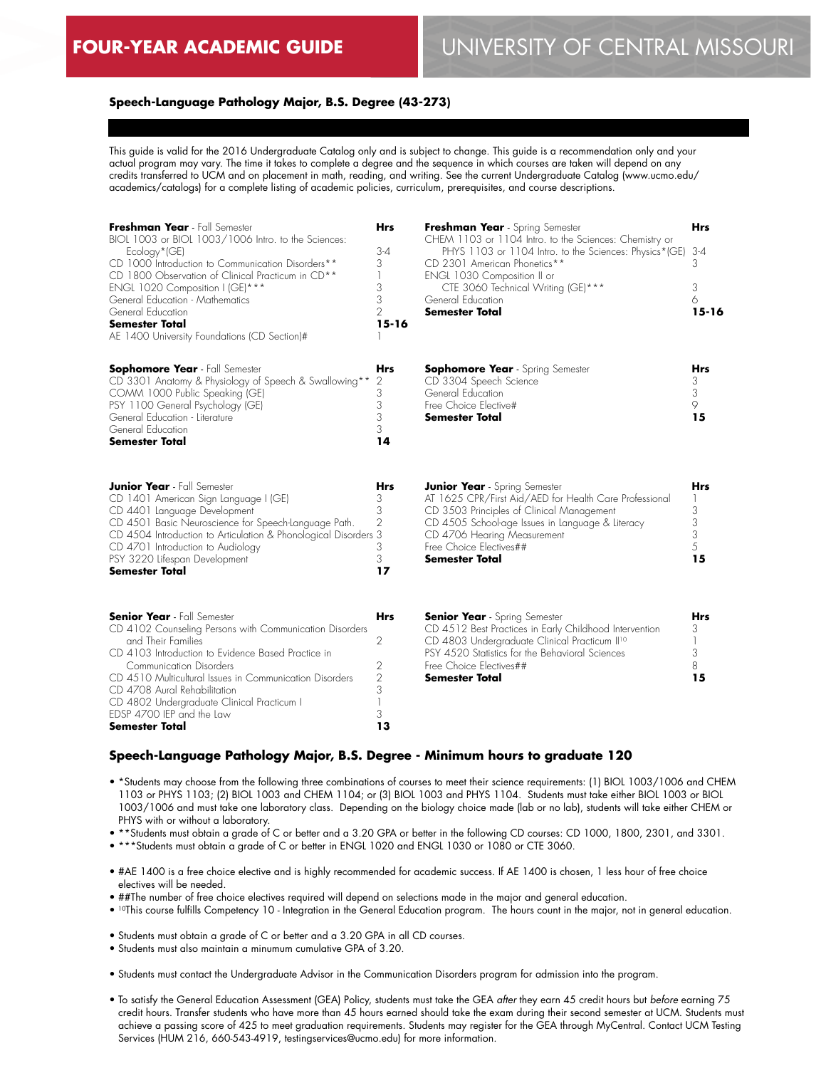# FOUR-YEAR ACADEMIC GUIDE

## UNIVERSITY OF CENTRAL MISSOURI

### Speech-Language Pathology Major, B.S. Degree (43-273)

This guide is valid for the 2016 Undergraduate Catalog only and is subject to change. This guide is a recommendation only and your actual program may vary. The time it takes to complete a degree and the sequence in which courses are taken will depend on any credits transferred to UCM and on placement in math, reading, and writing. See the current Undergraduate Catalog (www.ucmo.edu/academics/catalogs) for a complete listing of academic policies, curriculum, prerequisites, and course descriptions.

| **Freshman Year** - Fall Semester | **Hrs** |
|---|---|
| BIOL 1003 or BIOL 1003/1006 Intro. to the Sciences: Ecology*(GE) | 3-4 |
| CD 1000 Introduction to Communication Disorders** | 3 |
| CD 1800 Observation of Clinical Practicum in CD** | 1 |
| ENGL 1020 Composition I (GE)*** | 3 |
| General Education - Mathematics | 3 |
| General Education | 2 |
| **Semester Total** | **15-16** |
| AE 1400 University Foundations (CD Section)# | 1 |

| **Freshman Year** - Spring Semester | **Hrs** |
|---|---|
| CHEM 1103 or 1104 Intro. to the Sciences: Chemistry or PHYS 1103 or 1104 Intro. to the Sciences: Physics*(GE) | 3-4 |
| CD 2301 American Phonetics** | 3 |
| ENGL 1030 Composition II or CTE 3060 Technical Writing (GE)*** | 3 |
| General Education | 6 |
| **Semester Total** | **15-16** |

| **Sophomore Year** - Fall Semester | **Hrs** |
|---|---|
| CD 3301 Anatomy & Physiology of Speech & Swallowing** | 2 |
| COMM 1000 Public Speaking (GE) | 3 |
| PSY 1100 General Psychology (GE) | 3 |
| General Education - Literature | 3 |
| General Education | 3 |
| **Semester Total** | **14** |

| **Sophomore Year** - Spring Semester | **Hrs** |
|---|---|
| CD 3304 Speech Science | 3 |
| General Education | 3 |
| Free Choice Elective# | 9 |
| **Semester Total** | **15** |

| **Junior Year** - Fall Semester | **Hrs** |
|---|---|
| CD 1401 American Sign Language I (GE) | 3 |
| CD 4401 Language Development | 3 |
| CD 4501 Basic Neuroscience for Speech-Language Path. | 2 |
| CD 4504 Introduction to Articulation & Phonological Disorders | 3 |
| CD 4701 Introduction to Audiology | 3 |
| PSY 3220 Lifespan Development | 3 |
| **Semester Total** | **17** |

| **Junior Year** - Spring Semester | **Hrs** |
|---|---|
| AT 1625 CPR/First Aid/AED for Health Care Professional | 1 |
| CD 3503 Principles of Clinical Management | 3 |
| CD 4505 School-age Issues in Language & Literacy | 3 |
| CD 4706 Hearing Measurement | 3 |
| Free Choice Electives## | 5 |
| **Semester Total** | **15** |

| **Senior Year** - Fall Semester | **Hrs** |
|---|---|
| CD 4102 Counseling Persons with Communication Disorders and Their Families | 2 |
| CD 4103 Introduction to Evidence Based Practice in Communication Disorders | 2 |
| CD 4510 Multicultural Issues in Communication Disorders | 2 |
| CD 4708 Aural Rehabilitation | 3 |
| CD 4802 Undergraduate Clinical Practicum I | 1 |
| EDSP 4700 IEP and the Law | 3 |
| **Semester Total** | **13** |

| **Senior Year** - Spring Semester | **Hrs** |
|---|---|
| CD 4512 Best Practices in Early Childhood Intervention | 3 |
| CD 4803 Undergraduate Clinical Practicum II[10] | 1 |
| PSY 4520 Statistics for the Behavioral Sciences | 3 |
| Free Choice Electives## | 8 |
| **Semester Total** | **15** |

### Speech-Language Pathology Major, B.S. Degree - Minimum hours to graduate 120

- *Students may choose from the following three combinations of courses to meet their science requirements: (1) BIOL 1003/1006 and CHEM 1103 or PHYS 1103; (2) BIOL 1003 and CHEM 1104; or (3) BIOL 1003 and PHYS 1104. Students must take either BIOL 1003 or BIOL 1003/1006 and must take one laboratory class. Depending on the biology choice made (lab or no lab), students will take either CHEM or PHYS with or without a laboratory.
- **Students must obtain a grade of C or better and a 3.20 GPA or better in the following CD courses: CD 1000, 1800, 2301, and 3301.
- ***Students must obtain a grade of C or better in ENGL 1020 and ENGL 1030 or 1080 or CTE 3060.

- #AE 1400 is a free choice elective and is highly recommended for academic success. If AE 1400 is chosen, 1 less hour of free choice electives will be needed.
- ##The number of free choice electives required will depend on selections made in the major and general education.
- [10]This course fulfills Competency 10 - Integration in the General Education program. The hours count in the major, not in general education.

- Students must obtain a grade of C or better and a 3.20 GPA in all CD courses.
- Students must also maintain a minumum cumulative GPA of 3.20.

- Students must contact the Undergraduate Advisor in the Communication Disorders program for admission into the program.

- To satisfy the General Education Assessment (GEA) Policy, students must take the GEA *after* they earn 45 credit hours but *before* earning 75 credit hours. Transfer students who have more than 45 hours earned should take the exam during their second semester at UCM. Students must achieve a passing score of 425 to meet graduation requirements. Students may register for the GEA through MyCentral. Contact UCM Testing Services (HUM 216, 660-543-4919, testingservices@ucmo.edu) for more information.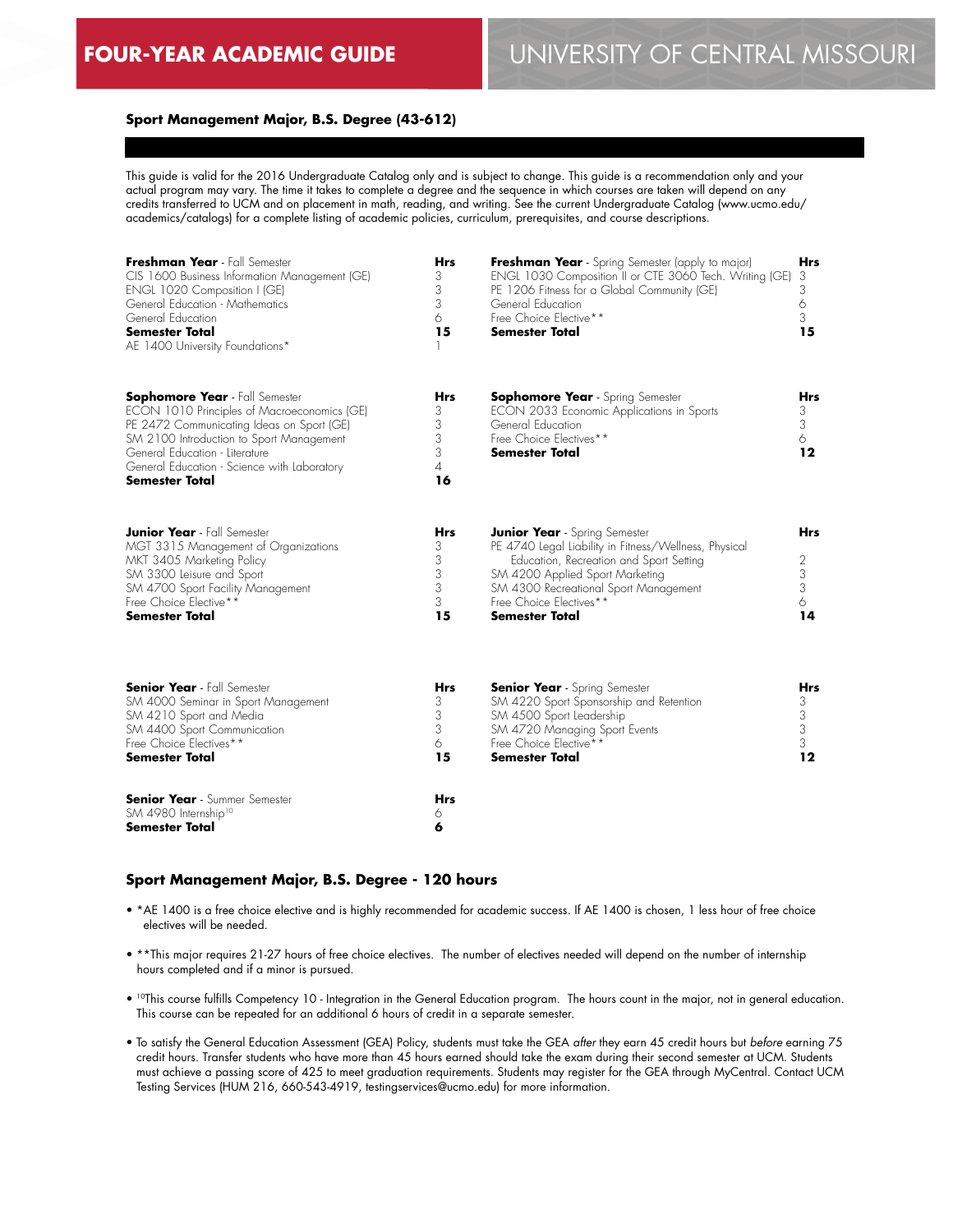# FOUR-YEAR ACADEMIC GUIDE

# UNIVERSITY OF CENTRAL MISSOURI

### Sport Management Major, B.S. Degree (43-612)

This guide is valid for the 2016 Undergraduate Catalog only and is subject to change. This guide is a recommendation only and your actual program may vary. The time it takes to complete a degree and the sequence in which courses are taken will depend on any credits transferred to UCM and on placement in math, reading, and writing. See the current Undergraduate Catalog (www.ucmo.edu/academics/catalogs) for a complete listing of academic policies, curriculum, prerequisites, and course descriptions.

| **Freshman Year** - Fall Semester | **Hrs** |
|---|---|
| CIS 1600 Business Information Management (GE) | 3 |
| ENGL 1020 Composition I (GE) | 3 |
| General Education - Mathematics | 3 |
| General Education | 6 |
| **Semester Total** | **15** |
| AE 1400 University Foundations* | 1 |

| **Freshman Year** - Spring Semester (apply to major) | **Hrs** |
|---|---|
| ENGL 1030 Composition II or CTE 3060 Tech. Writing (GE) | 3 |
| PE 1206 Fitness for a Global Community (GE) | 3 |
| General Education | 6 |
| Free Choice Elective** | 3 |
| **Semester Total** | **15** |

| **Sophomore Year** - Fall Semester | **Hrs** |
|---|---|
| ECON 1010 Principles of Macroeconomics (GE) | 3 |
| PE 2472 Communicating Ideas on Sport (GE) | 3 |
| SM 2100 Introduction to Sport Management | 3 |
| General Education - Literature | 3 |
| General Education - Science with Laboratory | 4 |
| **Semester Total** | **16** |

| **Sophomore Year** - Spring Semester | **Hrs** |
|---|---|
| ECON 2033 Economic Applications in Sports | 3 |
| General Education | 3 |
| Free Choice Electives** | 6 |
| **Semester Total** | **12** |

| **Junior Year** - Fall Semester | **Hrs** |
|---|---|
| MGT 3315 Management of Organizations | 3 |
| MKT 3405 Marketing Policy | 3 |
| SM 3300 Leisure and Sport | 3 |
| SM 4700 Sport Facility Management | 3 |
| Free Choice Elective** | 3 |
| **Semester Total** | **15** |

| **Junior Year** - Spring Semester | **Hrs** |
|---|---|
| PE 4740 Legal Liability in Fitness/Wellness, Physical Education, Recreation and Sport Setting | 2 |
| SM 4200 Applied Sport Marketing | 3 |
| SM 4300 Recreational Sport Management | 3 |
| Free Choice Electives** | 6 |
| **Semester Total** | **14** |

| **Senior Year** - Fall Semester | **Hrs** |
|---|---|
| SM 4000 Seminar in Sport Management | 3 |
| SM 4210 Sport and Media | 3 |
| SM 4400 Sport Communication | 3 |
| Free Choice Electives** | 6 |
| **Semester Total** | **15** |

| **Senior Year** - Spring Semester | **Hrs** |
|---|---|
| SM 4220 Sport Sponsorship and Retention | 3 |
| SM 4500 Sport Leadership | 3 |
| SM 4720 Managing Sport Events | 3 |
| Free Choice Elective** | 3 |
| **Semester Total** | **12** |

| **Senior Year** - Summer Semester | **Hrs** |
|---|---|
| SM 4980 Internship[10] | 6 |
| **Semester Total** | **6** |

### Sport Management Major, B.S. Degree - 120 hours

- *AE 1400 is a free choice elective and is highly recommended for academic success. If AE 1400 is chosen, 1 less hour of free choice electives will be needed.
- **This major requires 21-27 hours of free choice electives. The number of electives needed will depend on the number of internship hours completed and if a minor is pursued.
- [10]This course fulfills Competency 10 - Integration in the General Education program. The hours count in the major, not in general education. This course can be repeated for an additional 6 hours of credit in a separate semester.
- To satisfy the General Education Assessment (GEA) Policy, students must take the GEA *after* they earn 45 credit hours but *before* earning 75 credit hours. Transfer students who have more than 45 hours earned should take the exam during their second semester at UCM. Students must achieve a passing score of 425 to meet graduation requirements. Students may register for the GEA through MyCentral. Contact UCM Testing Services (HUM 216, 660-543-4919, testingservices@ucmo.edu) for more information.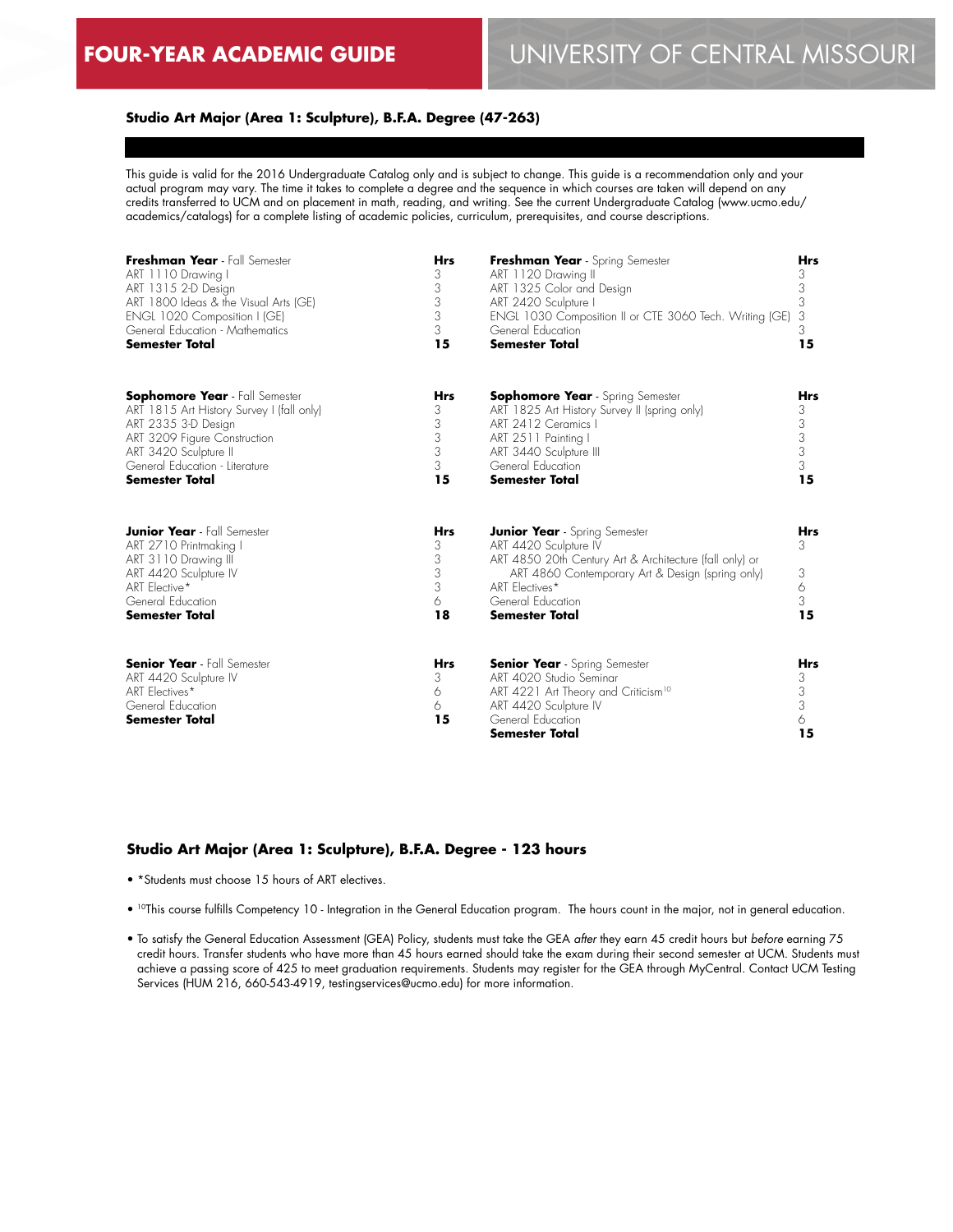# FOUR-YEAR ACADEMIC GUIDE

# UNIVERSITY OF CENTRAL MISSOURI

## Studio Art Major (Area 1: Sculpture), B.F.A. Degree (47-263)

This guide is valid for the 2016 Undergraduate Catalog only and is subject to change. This guide is a recommendation only and your actual program may vary. The time it takes to complete a degree and the sequence in which courses are taken will depend on any credits transferred to UCM and on placement in math, reading, and writing. See the current Undergraduate Catalog (www.ucmo.edu/academics/catalogs) for a complete listing of academic policies, curriculum, prerequisites, and course descriptions.

| **Freshman Year** - Fall Semester | **Hrs** | **Freshman Year** - Spring Semester | **Hrs** |
|---|---|---|---|
| ART 1110 Drawing I | 3 | ART 1120 Drawing II | 3 |
| ART 1315 2-D Design | 3 | ART 1325 Color and Design | 3 |
| ART 1800 Ideas & the Visual Arts (GE) | 3 | ART 2420 Sculpture I | 3 |
| ENGL 1020 Composition I (GE) | 3 | ENGL 1030 Composition II or CTE 3060 Tech. Writing (GE) | 3 |
| General Education - Mathematics | 3 | General Education | 3 |
| **Semester Total** | **15** | **Semester Total** | **15** |

| **Sophomore Year** - Fall Semester | **Hrs** | **Sophomore Year** - Spring Semester | **Hrs** |
|---|---|---|---|
| ART 1815 Art History Survey I (fall only) | 3 | ART 1825 Art History Survey II (spring only) | 3 |
| ART 2335 3-D Design | 3 | ART 2412 Ceramics I | 3 |
| ART 3209 Figure Construction | 3 | ART 2511 Painting I | 3 |
| ART 3420 Sculpture II | 3 | ART 3440 Sculpture III | 3 |
| General Education - Literature | 3 | General Education | 3 |
| **Semester Total** | **15** | **Semester Total** | **15** |

| **Junior Year** - Fall Semester | **Hrs** | **Junior Year** - Spring Semester | **Hrs** |
|---|---|---|---|
| ART 2710 Printmaking I | 3 | ART 4420 Sculpture IV | 3 |
| ART 3110 Drawing III | 3 | ART 4850 20th Century Art & Architecture (fall only) or ART 4860 Contemporary Art & Design (spring only) | 3 |
| ART 4420 Sculpture IV | 3 | ART Electives* | 6 |
| ART Elective* | 3 | General Education | 3 |
| General Education | 6 | | |
| **Semester Total** | **18** | **Semester Total** | **15** |

| **Senior Year** - Fall Semester | **Hrs** | **Senior Year** - Spring Semester | **Hrs** |
|---|---|---|---|
| ART 4420 Sculpture IV | 3 | ART 4020 Studio Seminar | 3 |
| ART Electives* | 6 | ART 4221 Art Theory and Criticism[10] | 3 |
| General Education | 6 | ART 4420 Sculpture IV | 3 |
| | | General Education | 6 |
| **Semester Total** | **15** | **Semester Total** | **15** |

## Studio Art Major (Area 1: Sculpture), B.F.A. Degree - 123 hours

- *Students must choose 15 hours of ART electives.
- [10]This course fulfills Competency 10 - Integration in the General Education program. The hours count in the major, not in general education.
- To satisfy the General Education Assessment (GEA) Policy, students must take the GEA *after* they earn 45 credit hours but *before* earning 75 credit hours. Transfer students who have more than 45 hours earned should take the exam during their second semester at UCM. Students must achieve a passing score of 425 to meet graduation requirements. Students may register for the GEA through MyCentral. Contact UCM Testing Services (HUM 216, 660-543-4919, testingservices@ucmo.edu) for more information.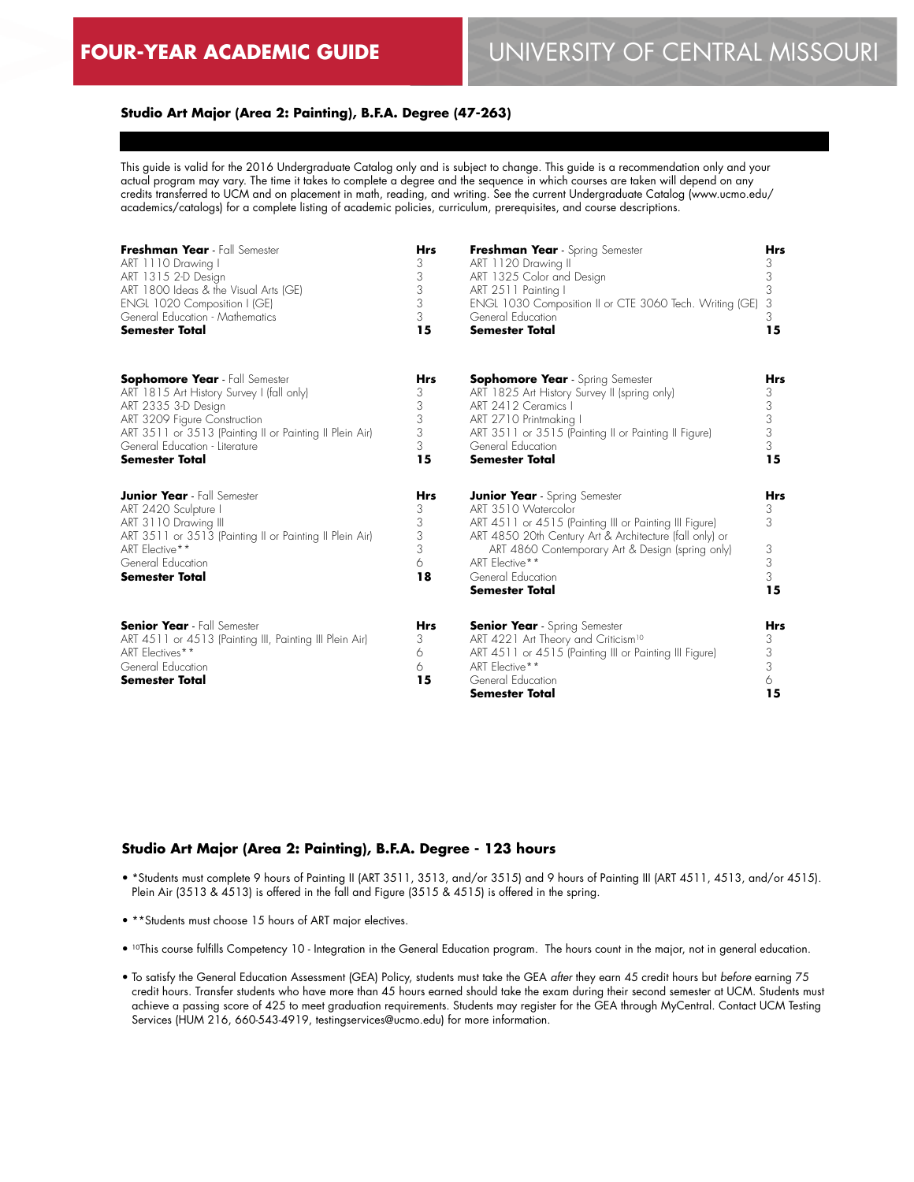## Studio Art Major (Area 2: Painting), B.F.A. Degree (47-263)

This guide is valid for the 2016 Undergraduate Catalog only and is subject to change. This guide is a recommendation only and your actual program may vary. The time it takes to complete a degree and the sequence in which courses are taken will depend on any credits transferred to UCM and on placement in math, reading, and writing. See the current Undergraduate Catalog (www.ucmo.edu/academics/catalogs) for a complete listing of academic policies, curriculum, prerequisites, and course descriptions.

| **Freshman Year** - Fall Semester | **Hrs** |
|---|---|
| ART 1110 Drawing I | 3 |
| ART 1315 2-D Design | 3 |
| ART 1800 Ideas & the Visual Arts (GE) | 3 |
| ENGL 1020 Composition I (GE) | 3 |
| General Education - Mathematics | 3 |
| **Semester Total** | **15** |

| **Freshman Year** - Spring Semester | **Hrs** |
|---|---|
| ART 1120 Drawing II | 3 |
| ART 1325 Color and Design | 3 |
| ART 2511 Painting I | 3 |
| ENGL 1030 Composition II or CTE 3060 Tech. Writing (GE) | 3 |
| General Education | 3 |
| **Semester Total** | **15** |

| **Sophomore Year** - Fall Semester | **Hrs** |
|---|---|
| ART 1815 Art History Survey I (fall only) | 3 |
| ART 2335 3-D Design | 3 |
| ART 3209 Figure Construction | 3 |
| ART 3511 or 3513 (Painting II or Painting II Plein Air) | 3 |
| General Education - Literature | 3 |
| **Semester Total** | **15** |

| **Sophomore Year** - Spring Semester | **Hrs** |
|---|---|
| ART 1825 Art History Survey II (spring only) | 3 |
| ART 2412 Ceramics I | 3 |
| ART 2710 Printmaking I | 3 |
| ART 3511 or 3515 (Painting II or Painting II Figure) | 3 |
| General Education | 3 |
| **Semester Total** | **15** |

| **Junior Year** - Fall Semester | **Hrs** |
|---|---|
| ART 2420 Sculpture I | 3 |
| ART 3110 Drawing III | 3 |
| ART 3511 or 3513 (Painting II or Painting II Plein Air) | 3 |
| ART Elective** | 3 |
| General Education | 6 |
| **Semester Total** | **18** |

| **Junior Year** - Spring Semester | **Hrs** |
|---|---|
| ART 3510 Watercolor | 3 |
| ART 4511 or 4515 (Painting III or Painting III Figure) | 3 |
| ART 4850 20th Century Art & Architecture (fall only) or ART 4860 Contemporary Art & Design (spring only) | 3 |
| ART Elective** | 3 |
| General Education | 3 |
| **Semester Total** | **15** |

| **Senior Year** - Fall Semester | **Hrs** |
|---|---|
| ART 4511 or 4513 (Painting III, Painting III Plein Air) | 3 |
| ART Electives** | 6 |
| General Education | 6 |
| **Semester Total** | **15** |

| **Senior Year** - Spring Semester | **Hrs** |
|---|---|
| ART 4221 Art Theory and Criticism[10] | 3 |
| ART 4511 or 4515 (Painting III or Painting III Figure) | 3 |
| ART Elective** | 3 |
| General Education | 6 |
| **Semester Total** | **15** |

### Studio Art Major (Area 2: Painting), B.F.A. Degree - 123 hours

- *Students must complete 9 hours of Painting II (ART 3511, 3513, and/or 3515) and 9 hours of Painting III (ART 4511, 4513, and/or 4515). Plein Air (3513 & 4513) is offered in the fall and Figure (3515 & 4515) is offered in the spring.
- **Students must choose 15 hours of ART major electives.
- [10]This course fulfills Competency 10 - Integration in the General Education program. The hours count in the major, not in general education.
- To satisfy the General Education Assessment (GEA) Policy, students must take the GEA *after* they earn 45 credit hours but *before* earning 75 credit hours. Transfer students who have more than 45 hours earned should take the exam during their second semester at UCM. Students must achieve a passing score of 425 to meet graduation requirements. Students may register for the GEA through MyCentral. Contact UCM Testing Services (HUM 216, 660-543-4919, testingservices@ucmo.edu) for more information.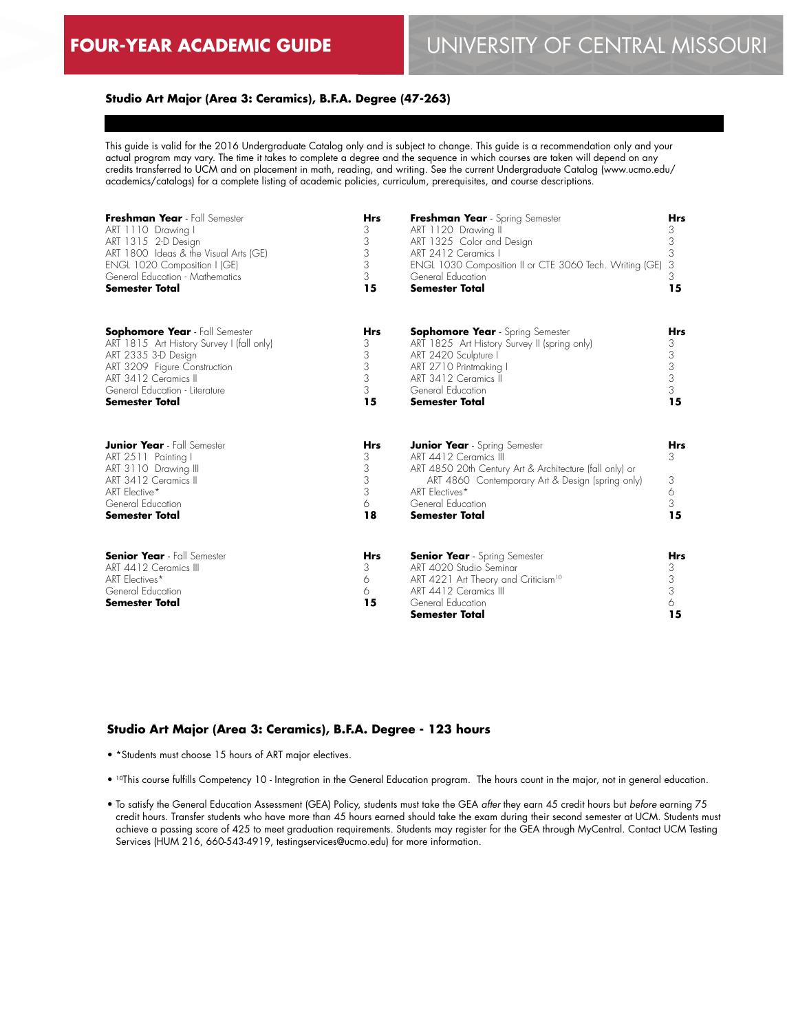## Studio Art Major (Area 3: Ceramics), B.F.A. Degree (47-263)

This guide is valid for the 2016 Undergraduate Catalog only and is subject to change. This guide is a recommendation only and your actual program may vary. The time it takes to complete a degree and the sequence in which courses are taken will depend on any credits transferred to UCM and on placement in math, reading, and writing. See the current Undergraduate Catalog (www.ucmo.edu/academics/catalogs) for a complete listing of academic policies, curriculum, prerequisites, and course descriptions.

| **Freshman Year** - Fall Semester | **Hrs** |
|---|---|
| ART 1110 Drawing I | 3 |
| ART 1315 2-D Design | 3 |
| ART 1800 Ideas & the Visual Arts (GE) | 3 |
| ENGL 1020 Composition I (GE) | 3 |
| General Education - Mathematics | 3 |
| **Semester Total** | **15** |

| **Freshman Year** - Spring Semester | **Hrs** |
|---|---|
| ART 1120 Drawing II | 3 |
| ART 1325 Color and Design | 3 |
| ART 2412 Ceramics I | 3 |
| ENGL 1030 Composition II or CTE 3060 Tech. Writing (GE) | 3 |
| General Education | 3 |
| **Semester Total** | **15** |

| **Sophomore Year** - Fall Semester | **Hrs** |
|---|---|
| ART 1815 Art History Survey I (fall only) | 3 |
| ART 2335 3-D Design | 3 |
| ART 3209 Figure Construction | 3 |
| ART 3412 Ceramics II | 3 |
| General Education - Literature | 3 |
| **Semester Total** | **15** |

| **Sophomore Year** - Spring Semester | **Hrs** |
|---|---|
| ART 1825 Art History Survey II (spring only) | 3 |
| ART 2420 Sculpture I | 3 |
| ART 2710 Printmaking I | 3 |
| ART 3412 Ceramics II | 3 |
| General Education | 3 |
| **Semester Total** | **15** |

| **Junior Year** - Fall Semester | **Hrs** |
|---|---|
| ART 2511 Painting I | 3 |
| ART 3110 Drawing III | 3 |
| ART 3412 Ceramics II | 3 |
| ART Elective* | 3 |
| General Education | 6 |
| **Semester Total** | **18** |

| **Junior Year** - Spring Semester | **Hrs** |
|---|---|
| ART 4412 Ceramics III | 3 |
| ART 4850 20th Century Art & Architecture (fall only) or ART 4860 Contemporary Art & Design (spring only) | 3 |
| ART Electives* | 6 |
| General Education | 3 |
| **Semester Total** | **15** |

| **Senior Year** - Fall Semester | **Hrs** |
|---|---|
| ART 4412 Ceramics III | 3 |
| ART Electives* | 6 |
| General Education | 6 |
| **Semester Total** | **15** |

| **Senior Year** - Spring Semester | **Hrs** |
|---|---|
| ART 4020 Studio Seminar | 3 |
| ART 4221 Art Theory and Criticism[10] | 3 |
| ART 4412 Ceramics III | 3 |
| General Education | 6 |
| **Semester Total** | **15** |

### Studio Art Major (Area 3: Ceramics), B.F.A. Degree - 123 hours

- *Students must choose 15 hours of ART major electives.
- [10]This course fulfills Competency 10 - Integration in the General Education program. The hours count in the major, not in general education.
- To satisfy the General Education Assessment (GEA) Policy, students must take the GEA *after* they earn 45 credit hours but *before* earning 75 credit hours. Transfer students who have more than 45 hours earned should take the exam during their second semester at UCM. Students must achieve a passing score of 425 to meet graduation requirements. Students may register for the GEA through MyCentral. Contact UCM Testing Services (HUM 216, 660-543-4919, testingservices@ucmo.edu) for more information.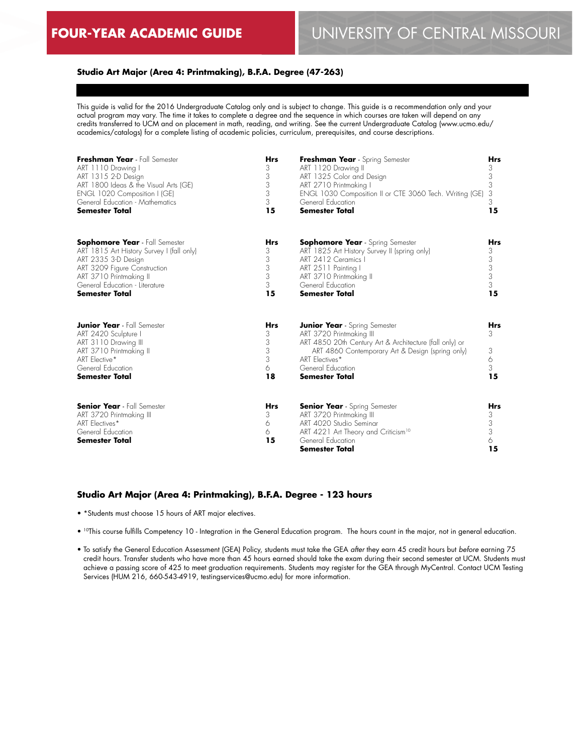# FOUR-YEAR ACADEMIC GUIDE — UNIVERSITY OF CENTRAL MISSOURI

**Studio Art Major (Area 4: Printmaking), B.F.A. Degree (47-263)**

This guide is valid for the 2016 Undergraduate Catalog only and is subject to change. This guide is a recommendation only and your actual program may vary. The time it takes to complete a degree and the sequence in which courses are taken will depend on any credits transferred to UCM and on placement in math, reading, and writing. See the current Undergraduate Catalog (www.ucmo.edu/academics/catalogs) for a complete listing of academic policies, curriculum, prerequisites, and course descriptions.

| **Freshman Year** - Fall Semester | **Hrs** | **Freshman Year** - Spring Semester | **Hrs** |
|---|---|---|---|
| ART 1110 Drawing I | 3 | ART 1120 Drawing II | 3 |
| ART 1315 2-D Design | 3 | ART 1325 Color and Design | 3 |
| ART 1800 Ideas & the Visual Arts (GE) | 3 | ART 2710 Printmaking I | 3 |
| ENGL 1020 Composition I (GE) | 3 | ENGL 1030 Composition II or CTE 3060 Tech. Writing (GE) | 3 |
| General Education - Mathematics | 3 | General Education | 3 |
| **Semester Total** | **15** | **Semester Total** | **15** |

| **Sophomore Year** - Fall Semester | **Hrs** | **Sophomore Year** - Spring Semester | **Hrs** |
|---|---|---|---|
| ART 1815 Art History Survey I (fall only) | 3 | ART 1825 Art History Survey II (spring only) | 3 |
| ART 2335 3-D Design | 3 | ART 2412 Ceramics I | 3 |
| ART 3209 Figure Construction | 3 | ART 2511 Painting I | 3 |
| ART 3710 Printmaking II | 3 | ART 3710 Printmaking II | 3 |
| General Education - Literature | 3 | General Education | 3 |
| **Semester Total** | **15** | **Semester Total** | **15** |

| **Junior Year** - Fall Semester | **Hrs** | **Junior Year** - Spring Semester | **Hrs** |
|---|---|---|---|
| ART 2420 Sculpture I | 3 | ART 3720 Printmaking III | 3 |
| ART 3110 Drawing III | 3 | ART 4850 20th Century Art & Architecture (fall only) or ART 4860 Contemporary Art & Design (spring only) | 3 |
| ART 3710 Printmaking II | 3 | ART Electives* | 6 |
| ART Elective* | 3 | General Education | 3 |
| General Education | 6 | | |
| **Semester Total** | **18** | **Semester Total** | **15** |

| **Senior Year** - Fall Semester | **Hrs** | **Senior Year** - Spring Semester | **Hrs** |
|---|---|---|---|
| ART 3720 Printmaking III | 3 | ART 3720 Printmaking III | 3 |
| ART Electives* | 6 | ART 4020 Studio Seminar | 3 |
| General Education | 6 | ART 4221 Art Theory and Criticism[10] | 3 |
| | | General Education | 6 |
| **Semester Total** | **15** | **Semester Total** | **15** |

## Studio Art Major (Area 4: Printmaking), B.F.A. Degree - 123 hours

- *Students must choose 15 hours of ART major electives.
- [10]This course fulfills Competency 10 - Integration in the General Education program. The hours count in the major, not in general education.
- To satisfy the General Education Assessment (GEA) Policy, students must take the GEA *after* they earn 45 credit hours but *before* earning 75 credit hours. Transfer students who have more than 45 hours earned should take the exam during their second semester at UCM. Students must achieve a passing score of 425 to meet graduation requirements. Students may register for the GEA through MyCentral. Contact UCM Testing Services (HUM 216, 660-543-4919, testingservices@ucmo.edu) for more information.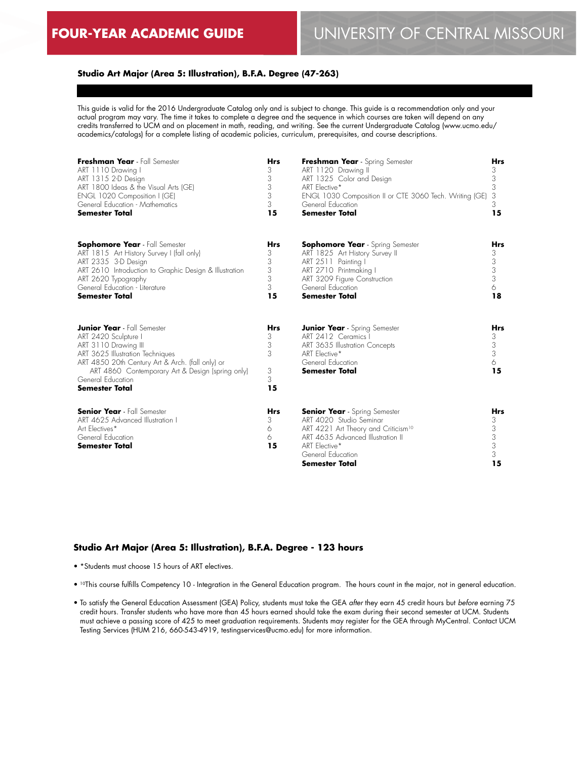## Studio Art Major (Area 5: Illustration), B.F.A. Degree (47-263)

This guide is valid for the 2016 Undergraduate Catalog only and is subject to change. This guide is a recommendation only and your actual program may vary. The time it takes to complete a degree and the sequence in which courses are taken will depend on any credits transferred to UCM and on placement in math, reading, and writing. See the current Undergraduate Catalog (www.ucmo.edu/academics/catalogs) for a complete listing of academic policies, curriculum, prerequisites, and course descriptions.

| **Freshman Year** - Fall Semester | **Hrs** | **Freshman Year** - Spring Semester | **Hrs** |
|---|---|---|---|
| ART 1110 Drawing I | 3 | ART 1120 Drawing II | 3 |
| ART 1315 2-D Design | 3 | ART 1325 Color and Design | 3 |
| ART 1800 Ideas & the Visual Arts (GE) | 3 | ART Elective* | 3 |
| ENGL 1020 Composition I (GE) | 3 | ENGL 1030 Composition II or CTE 3060 Tech. Writing (GE) | 3 |
| General Education - Mathematics | 3 | General Education | 3 |
| **Semester Total** | **15** | **Semester Total** | **15** |

| **Sophomore Year** - Fall Semester | **Hrs** | **Sophomore Year** - Spring Semester | **Hrs** |
|---|---|---|---|
| ART 1815 Art History Survey I (fall only) | 3 | ART 1825 Art History Survey II | 3 |
| ART 2335 3-D Design | 3 | ART 2511 Painting I | 3 |
| ART 2610 Introduction to Graphic Design & Illustration | 3 | ART 2710 Printmaking I | 3 |
| ART 2620 Typography | 3 | ART 3209 Figure Construction | 3 |
| General Education - Literature | 3 | General Education | 6 |
| **Semester Total** | **15** | **Semester Total** | **18** |

| **Junior Year** - Fall Semester | **Hrs** | **Junior Year** - Spring Semester | **Hrs** |
|---|---|---|---|
| ART 2420 Sculpture I | 3 | ART 2412 Ceramics I | 3 |
| ART 3110 Drawing III | 3 | ART 3635 Illustration Concepts | 3 |
| ART 3625 Illustration Techniques | 3 | ART Elective* | 3 |
| ART 4850 20th Century Art & Arch. (fall only) or ART 4860 Contemporary Art & Design (spring only) | 3 | General Education | 6 |
| General Education | 3 | **Semester Total** | **15** |
| **Semester Total** | **15** | | |

| **Senior Year** - Fall Semester | **Hrs** | **Senior Year** - Spring Semester | **Hrs** |
|---|---|---|---|
| ART 4625 Advanced Illustration I | 3 | ART 4020 Studio Seminar | 3 |
| Art Electives* | 6 | ART 4221 Art Theory and Criticism[10] | 3 |
| General Education | 6 | ART 4635 Advanced Illustration II | 3 |
| **Semester Total** | **15** | ART Elective* | 3 |
| | | General Education | 3 |
| | | **Semester Total** | **15** |

### Studio Art Major (Area 5: Illustration), B.F.A. Degree - 123 hours

- *Students must choose 15 hours of ART electives.
- [10]This course fulfills Competency 10 - Integration in the General Education program. The hours count in the major, not in general education.
- To satisfy the General Education Assessment (GEA) Policy, students must take the GEA *after* they earn 45 credit hours but *before* earning 75 credit hours. Transfer students who have more than 45 hours earned should take the exam during their second semester at UCM. Students must achieve a passing score of 425 to meet graduation requirements. Students may register for the GEA through MyCentral. Contact UCM Testing Services (HUM 216, 660-543-4919, testingservices@ucmo.edu) for more information.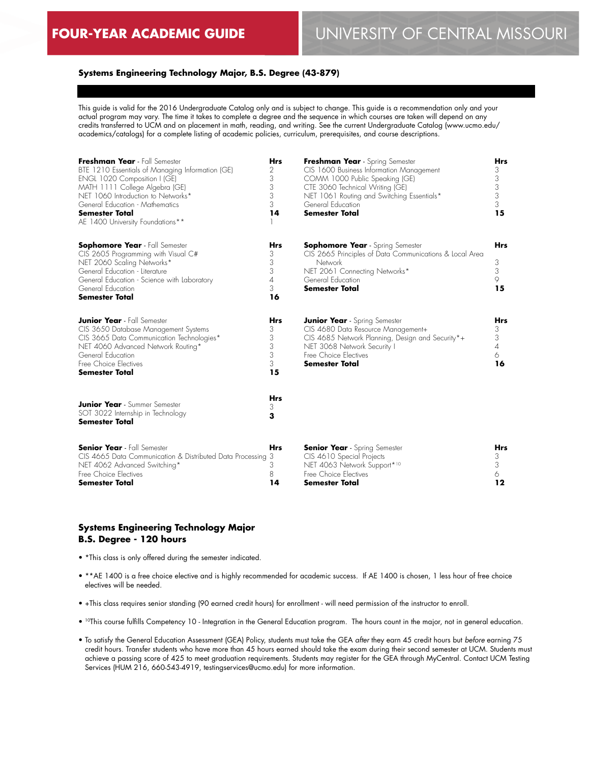# FOUR-YEAR ACADEMIC GUIDE — UNIVERSITY OF CENTRAL MISSOURI

## Systems Engineering Technology Major, B.S. Degree (43-879)

This guide is valid for the 2016 Undergraduate Catalog only and is subject to change. This guide is a recommendation only and your actual program may vary. The time it takes to complete a degree and the sequence in which courses are taken will depend on any credits transferred to UCM and on placement in math, reading, and writing. See the current Undergraduate Catalog (www.ucmo.edu/academics/catalogs) for a complete listing of academic policies, curriculum, prerequisites, and course descriptions.

| **Freshman Year** - Fall Semester | **Hrs** |
|---|---|
| BTE 1210 Essentials of Managing Information (GE) | 2 |
| ENGL 1020 Composition I (GE) | 3 |
| MATH 1111 College Algebra (GE) | 3 |
| NET 1060 Introduction to Networks* | 3 |
| General Education - Mathematics | 3 |
| **Semester Total** | **14** |
| AE 1400 University Foundations** | 1 |

| **Freshman Year** - Spring Semester | **Hrs** |
|---|---|
| CIS 1600 Business Information Management | 3 |
| COMM 1000 Public Speaking (GE) | 3 |
| CTE 3060 Technical Writing (GE) | 3 |
| NET 1061 Routing and Switching Essentials* | 3 |
| General Education | 3 |
| **Semester Total** | **15** |

| **Sophomore Year** - Fall Semester | **Hrs** |
|---|---|
| CIS 2605 Programming with Visual C# | 3 |
| NET 2060 Scaling Networks* | 3 |
| General Education - Literature | 3 |
| General Education - Science with Laboratory | 4 |
| General Education | 3 |
| **Semester Total** | **16** |

| **Sophomore Year** - Spring Semester | **Hrs** |
|---|---|
| CIS 2665 Principles of Data Communications & Local Area Network | 3 |
| NET 2061 Connecting Networks* | 3 |
| General Education | 9 |
| **Semester Total** | **15** |

| **Junior Year** - Fall Semester | **Hrs** |
|---|---|
| CIS 3650 Database Management Systems | 3 |
| CIS 3665 Data Communication Technologies* | 3 |
| NET 4060 Advanced Network Routing* | 3 |
| General Education | 3 |
| Free Choice Electives | 3 |
| **Semester Total** | **15** |

| **Junior Year** - Spring Semester | **Hrs** |
|---|---|
| CIS 4680 Data Resource Management+ | 3 |
| CIS 4685 Network Planning, Design and Security*+ | 3 |
| NET 3068 Network Security I | 4 |
| Free Choice Electives | 6 |
| **Semester Total** | **16** |

| **Junior Year** - Summer Semester | **Hrs** |
|---|---|
| SOT 3022 Internship in Technology | 3 |
| **Semester Total** | **3** |

| **Senior Year** - Fall Semester | **Hrs** |
|---|---|
| CIS 4665 Data Communication & Distributed Data Processing | 3 |
| NET 4062 Advanced Switching* | 3 |
| Free Choice Electives | 8 |
| **Semester Total** | **14** |

| **Senior Year** - Spring Semester | **Hrs** |
|---|---|
| CIS 4610 Special Projects | 3 |
| NET 4063 Network Support*[10] | 3 |
| Free Choice Electives | 6 |
| **Semester Total** | **12** |

## Systems Engineering Technology Major
## B.S. Degree - 120 hours

- *This class is only offered during the semester indicated.
- **AE 1400 is a free choice elective and is highly recommended for academic success. If AE 1400 is chosen, 1 less hour of free choice electives will be needed.
- +This class requires senior standing (90 earned credit hours) for enrollment - will need permission of the instructor to enroll.
- [10]This course fulfills Competency 10 - Integration in the General Education program. The hours count in the major, not in general education.
- To satisfy the General Education Assessment (GEA) Policy, students must take the GEA *after* they earn 45 credit hours but *before* earning 75 credit hours. Transfer students who have more than 45 hours earned should take the exam during their second semester at UCM. Students must achieve a passing score of 425 to meet graduation requirements. Students may register for the GEA through MyCentral. Contact UCM Testing Services (HUM 216, 660-543-4919, testingservices@ucmo.edu) for more information.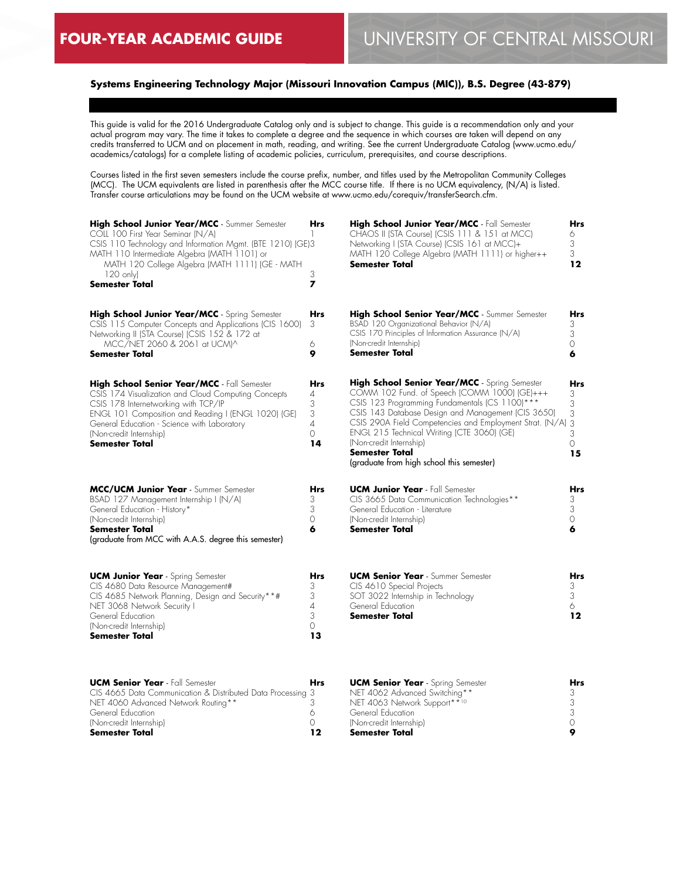# Systems Engineering Technology Major (Missouri Innovation Campus (MIC)), B.S. Degree (43-879)

This guide is valid for the 2016 Undergraduate Catalog only and is subject to change. This guide is a recommendation only and your actual program may vary. The time it takes to complete a degree and the sequence in which courses are taken will depend on any credits transferred to UCM and on placement in math, reading, and writing. See the current Undergraduate Catalog (www.ucmo.edu/academics/catalogs) for a complete listing of academic policies, curriculum, prerequisites, and course descriptions.

Courses listed in the first seven semesters include the course prefix, number, and titles used by the Metropolitan Community Colleges (MCC). The UCM equivalents are listed in parenthesis after the MCC course title. If there is no UCM equivalency, (N/A) is listed. Transfer course articulations may be found on the UCM website at www.ucmo.edu/corequiv/transferSearch.cfm.

| **High School Junior Year/MCC** - Summer Semester | **Hrs** |
|---|---|
| COLL 100 First Year Seminar (N/A) | 1 |
| CSIS 110 Technology and Information Mgmt. (BTE 1210) (GE) | 3 |
| MATH 110 Intermediate Algebra (MATH 1101) or MATH 120 College Algebra (MATH 1111) (GE - MATH 120 only) | 3 |
| **Semester Total** | **7** |

| **High School Junior Year/MCC** - Fall Semester | **Hrs** |
|---|---|
| CHAOS II (STA Course) (CSIS 111 & 151 at MCC) | 6 |
| Networking I (STA Course) (CSIS 161 at MCC)+ | 3 |
| MATH 120 College Algebra (MATH 1111) or higher++ | 3 |
| **Semester Total** | **12** |

| **High School Junior Year/MCC** - Spring Semester | **Hrs** |
|---|---|
| CSIS 115 Computer Concepts and Applications (CIS 1600) | 3 |
| Networking II (STA Course) (CSIS 152 & 172 at MCC/NET 2060 & 2061 at UCM)^ | 6 |
| **Semester Total** | **9** |

| **High School Senior Year/MCC** - Summer Semester | **Hrs** |
|---|---|
| BSAD 120 Organizational Behavior (N/A) | 3 |
| CSIS 170 Principles of Information Assurance (N/A) | 3 |
| (Non-credit Internship) | 0 |
| **Semester Total** | **6** |

| **High School Senior Year/MCC** - Fall Semester | **Hrs** |
|---|---|
| CSIS 174 Visualization and Cloud Computing Concepts | 4 |
| CSIS 178 Internetworking with TCP/IP | 3 |
| ENGL 101 Composition and Reading I (ENGL 1020) (GE) | 3 |
| General Education - Science with Laboratory | 4 |
| (Non-credit Internship) | 0 |
| **Semester Total** | **14** |

| **High School Senior Year/MCC** - Spring Semester | **Hrs** |
|---|---|
| COMM 102 Fund. of Speech (COMM 1000) (GE)+++ | 3 |
| CSIS 123 Programming Fundamentals (CS 1100)*** | 3 |
| CSIS 143 Database Design and Management (CIS 3650) | 3 |
| CSIS 290A Field Competencies and Employment Strat. (N/A) | 3 |
| ENGL 215 Technical Writing (CTE 3060) (GE) | 3 |
| (Non-credit Internship) | 0 |
| **Semester Total** | **15** |
| (graduate from high school this semester) | |

| **MCC/UCM Junior Year** - Summer Semester | **Hrs** |
|---|---|
| BSAD 127 Management Internship I (N/A) | 3 |
| General Education - History* | 3 |
| (Non-credit Internship) | 0 |
| **Semester Total** | **6** |
| (graduate from MCC with A.A.S. degree this semester) | |

| **UCM Junior Year** - Fall Semester | **Hrs** |
|---|---|
| CIS 3665 Data Communication Technologies** | 3 |
| General Education - Literature | 3 |
| (Non-credit Internship) | 0 |
| **Semester Total** | **6** |

| **UCM Junior Year** - Spring Semester | **Hrs** |
|---|---|
| CIS 4680 Data Resource Management# | 3 |
| CIS 4685 Network Planning, Design and Security**# | 3 |
| NET 3068 Network Security I | 4 |
| General Education | 3 |
| (Non-credit Internship) | 0 |
| **Semester Total** | **13** |

| **UCM Senior Year** - Summer Semester | **Hrs** |
|---|---|
| CIS 4610 Special Projects | 3 |
| SOT 3022 Internship in Technology | 3 |
| General Education | 6 |
| **Semester Total** | **12** |

| **UCM Senior Year** - Fall Semester | **Hrs** |
|---|---|
| CIS 4665 Data Communication & Distributed Data Processing | 3 |
| NET 4060 Advanced Network Routing** | 3 |
| General Education | 6 |
| (Non-credit Internship) | 0 |
| **Semester Total** | **12** |

| **UCM Senior Year** - Spring Semester | **Hrs** |
|---|---|
| NET 4062 Advanced Switching** | 3 |
| NET 4063 Network Support**[10] | 3 |
| General Education | 3 |
| (Non-credit Internship) | 0 |
| **Semester Total** | **9** |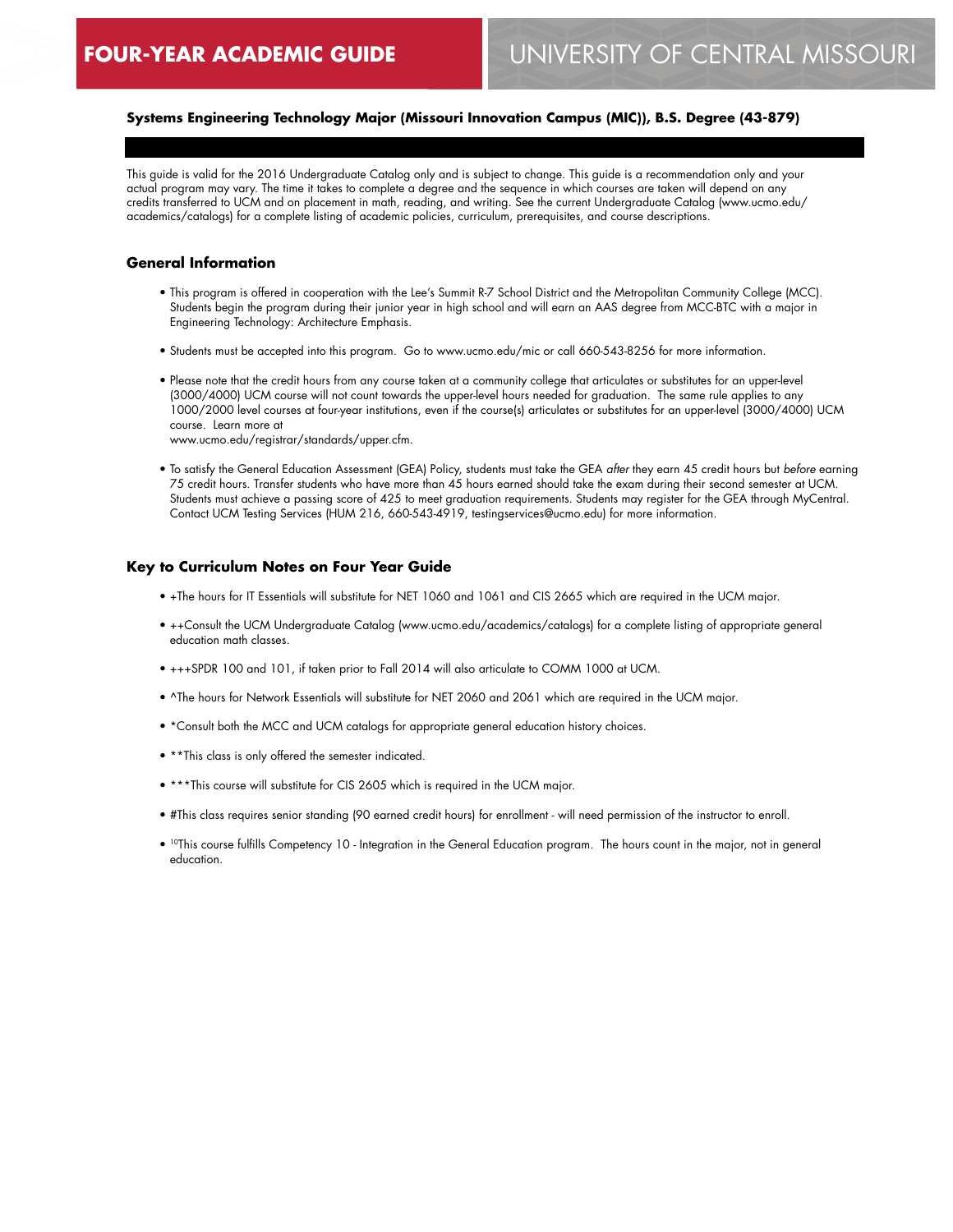**FOUR-YEAR ACADEMIC GUIDE** UNIVERSITY OF CENTRAL MISSOURI

### Systems Engineering Technology Major (Missouri Innovation Campus (MIC)), B.S. Degree (43-879)

This guide is valid for the 2016 Undergraduate Catalog only and is subject to change. This guide is a recommendation only and your actual program may vary. The time it takes to complete a degree and the sequence in which courses are taken will depend on any credits transferred to UCM and on placement in math, reading, and writing. See the current Undergraduate Catalog (www.ucmo.edu/academics/catalogs) for a complete listing of academic policies, curriculum, prerequisites, and course descriptions.

## General Information

- This program is offered in cooperation with the Lee's Summit R-7 School District and the Metropolitan Community College (MCC). Students begin the program during their junior year in high school and will earn an AAS degree from MCC-BTC with a major in Engineering Technology: Architecture Emphasis.
- Students must be accepted into this program. Go to www.ucmo.edu/mic or call 660-543-8256 for more information.
- Please note that the credit hours from any course taken at a community college that articulates or substitutes for an upper-level (3000/4000) UCM course will not count towards the upper-level hours needed for graduation. The same rule applies to any 1000/2000 level courses at four-year institutions, even if the course(s) articulates or substitutes for an upper-level (3000/4000) UCM course. Learn more at www.ucmo.edu/registrar/standards/upper.cfm.
- To satisfy the General Education Assessment (GEA) Policy, students must take the GEA *after* they earn 45 credit hours but *before* earning 75 credit hours. Transfer students who have more than 45 hours earned should take the exam during their second semester at UCM. Students must achieve a passing score of 425 to meet graduation requirements. Students may register for the GEA through MyCentral. Contact UCM Testing Services (HUM 216, 660-543-4919, testingservices@ucmo.edu) for more information.

## Key to Curriculum Notes on Four Year Guide

- +The hours for IT Essentials will substitute for NET 1060 and 1061 and CIS 2665 which are required in the UCM major.
- ++Consult the UCM Undergraduate Catalog (www.ucmo.edu/academics/catalogs) for a complete listing of appropriate general education math classes.
- +++SPDR 100 and 101, if taken prior to Fall 2014 will also articulate to COMM 1000 at UCM.
- ^The hours for Network Essentials will substitute for NET 2060 and 2061 which are required in the UCM major.
- *Consult both the MCC and UCM catalogs for appropriate general education history choices.
- **This class is only offered the semester indicated.
- ***This course will substitute for CIS 2605 which is required in the UCM major.
- #This class requires senior standing (90 earned credit hours) for enrollment - will need permission of the instructor to enroll.
- [10]This course fulfills Competency 10 - Integration in the General Education program. The hours count in the major, not in general education.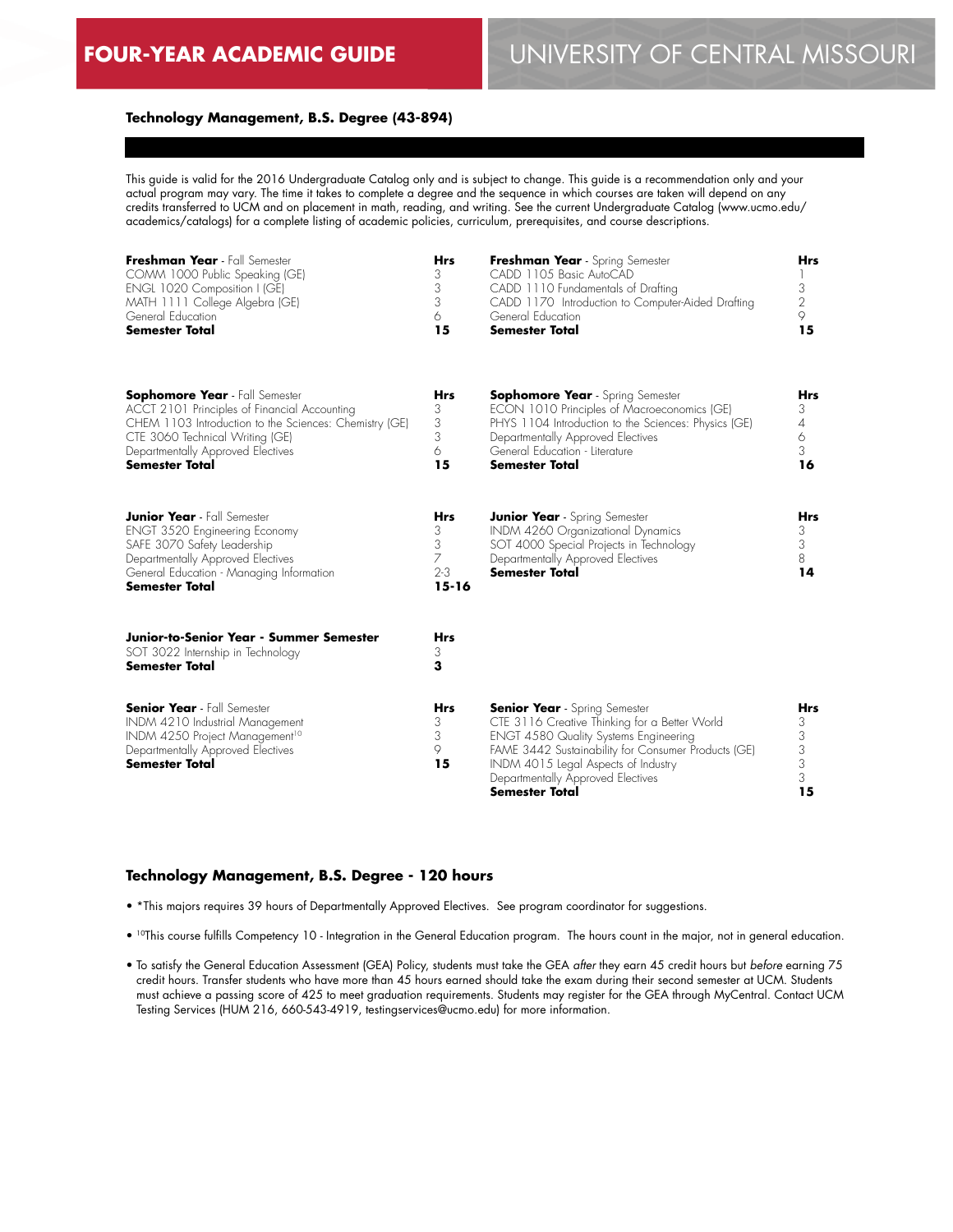**Technology Management, B.S. Degree (43-894)**

This guide is valid for the 2016 Undergraduate Catalog only and is subject to change. This guide is a recommendation only and your actual program may vary. The time it takes to complete a degree and the sequence in which courses are taken will depend on any credits transferred to UCM and on placement in math, reading, and writing. See the current Undergraduate Catalog (www.ucmo.edu/academics/catalogs) for a complete listing of academic policies, curriculum, prerequisites, and course descriptions.

| **Freshman Year** - Fall Semester | **Hrs** |
|---|---|
| COMM 1000 Public Speaking (GE) | 3 |
| ENGL 1020 Composition I (GE) | 3 |
| MATH 1111 College Algebra (GE) | 3 |
| General Education | 6 |
| **Semester Total** | **15** |

| **Freshman Year** - Spring Semester | **Hrs** |
|---|---|
| CADD 1105 Basic AutoCAD | 1 |
| CADD 1110 Fundamentals of Drafting | 3 |
| CADD 1170 Introduction to Computer-Aided Drafting | 2 |
| General Education | 9 |
| **Semester Total** | **15** |

| **Sophomore Year** - Fall Semester | **Hrs** |
|---|---|
| ACCT 2101 Principles of Financial Accounting | 3 |
| CHEM 1103 Introduction to the Sciences: Chemistry (GE) | 3 |
| CTE 3060 Technical Writing (GE) | 3 |
| Departmentally Approved Electives | 6 |
| **Semester Total** | **15** |

| **Sophomore Year** - Spring Semester | **Hrs** |
|---|---|
| ECON 1010 Principles of Macroeconomics (GE) | 3 |
| PHYS 1104 Introduction to the Sciences: Physics (GE) | 4 |
| Departmentally Approved Electives | 6 |
| General Education - Literature | 3 |
| **Semester Total** | **16** |

| **Junior Year** - Fall Semester | **Hrs** |
|---|---|
| ENGT 3520 Engineering Economy | 3 |
| SAFE 3070 Safety Leadership | 3 |
| Departmentally Approved Electives | 7 |
| General Education - Managing Information | 2-3 |
| **Semester Total** | **15-16** |

| **Junior Year** - Spring Semester | **Hrs** |
|---|---|
| INDM 4260 Organizational Dynamics | 3 |
| SOT 4000 Special Projects in Technology | 3 |
| Departmentally Approved Electives | 8 |
| **Semester Total** | **14** |

| **Junior-to-Senior Year - Summer Semester** | **Hrs** |
|---|---|
| SOT 3022 Internship in Technology | 3 |
| **Semester Total** | **3** |

| **Senior Year** - Fall Semester | **Hrs** |
|---|---|
| INDM 4210 Industrial Management | 3 |
| INDM 4250 Project Management[10] | 3 |
| Departmentally Approved Electives | 9 |
| **Semester Total** | **15** |

| **Senior Year** - Spring Semester | **Hrs** |
|---|---|
| CTE 3116 Creative Thinking for a Better World | 3 |
| ENGT 4580 Quality Systems Engineering | 3 |
| FAME 3442 Sustainability for Consumer Products (GE) | 3 |
| INDM 4015 Legal Aspects of Industry | 3 |
| Departmentally Approved Electives | 3 |
| **Semester Total** | **15** |

## Technology Management, B.S. Degree - 120 hours

- *This majors requires 39 hours of Departmentally Approved Electives. See program coordinator for suggestions.
- [10]This course fulfills Competency 10 - Integration in the General Education program. The hours count in the major, not in general education.
- To satisfy the General Education Assessment (GEA) Policy, students must take the GEA *after* they earn 45 credit hours but *before* earning 75 credit hours. Transfer students who have more than 45 hours earned should take the exam during their second semester at UCM. Students must achieve a passing score of 425 to meet graduation requirements. Students may register for the GEA through MyCentral. Contact UCM Testing Services (HUM 216, 660-543-4919, testingservices@ucmo.edu) for more information.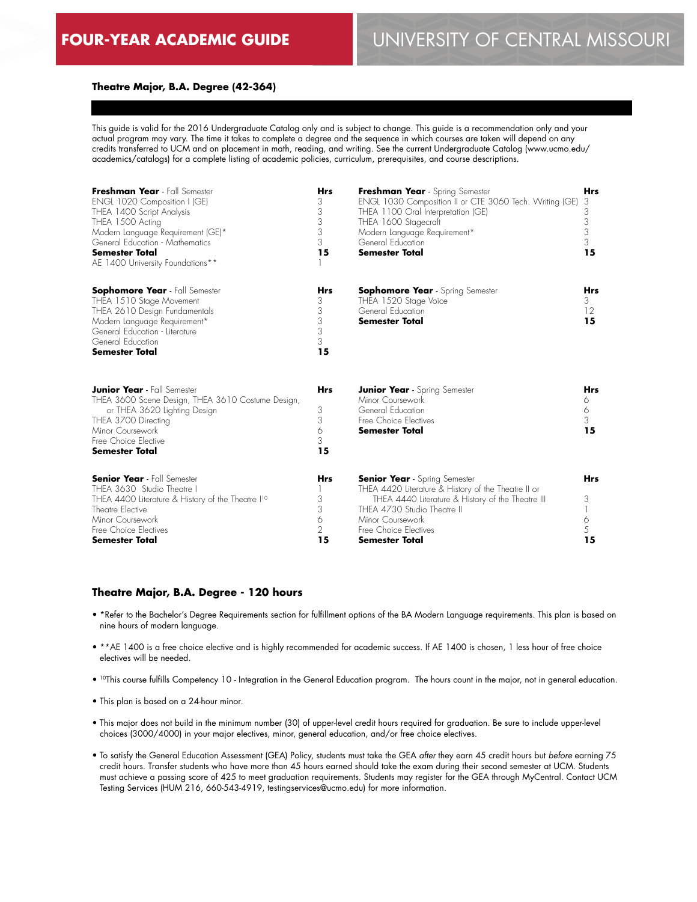# FOUR-YEAR ACADEMIC GUIDE

# UNIVERSITY OF CENTRAL MISSOURI

### Theatre Major, B.A. Degree (42-364)

This guide is valid for the 2016 Undergraduate Catalog only and is subject to change. This guide is a recommendation only and your actual program may vary. The time it takes to complete a degree and the sequence in which courses are taken will depend on any credits transferred to UCM and on placement in math, reading, and writing. See the current Undergraduate Catalog (www.ucmo.edu/academics/catalogs) for a complete listing of academic policies, curriculum, prerequisites, and course descriptions.

| **Freshman Year** - Fall Semester | **Hrs** |
|---|---|
| ENGL 1020 Composition I (GE) | 3 |
| THEA 1400 Script Analysis | 3 |
| THEA 1500 Acting | 3 |
| Modern Language Requirement (GE)* | 3 |
| General Education - Mathematics | 3 |
| **Semester Total** | **15** |
| AE 1400 University Foundations** | 1 |

| **Freshman Year** - Spring Semester | **Hrs** |
|---|---|
| ENGL 1030 Composition II or CTE 3060 Tech. Writing (GE) | 3 |
| THEA 1100 Oral Interpretation (GE) | 3 |
| THEA 1600 Stagecraft | 3 |
| Modern Language Requirement* | 3 |
| General Education | 3 |
| **Semester Total** | **15** |

| **Sophomore Year** - Fall Semester | **Hrs** |
|---|---|
| THEA 1510 Stage Movement | 3 |
| THEA 2610 Design Fundamentals | 3 |
| Modern Language Requirement* | 3 |
| General Education - Literature | 3 |
| General Education | 3 |
| **Semester Total** | **15** |

| **Sophomore Year** - Spring Semester | **Hrs** |
|---|---|
| THEA 1520 Stage Voice | 3 |
| General Education | 12 |
| **Semester Total** | **15** |

| **Junior Year** - Fall Semester | **Hrs** |
|---|---|
| THEA 3600 Scene Design, THEA 3610 Costume Design, or THEA 3620 Lighting Design | 3 |
| THEA 3700 Directing | 3 |
| Minor Coursework | 6 |
| Free Choice Elective | 3 |
| **Semester Total** | **15** |

| **Junior Year** - Spring Semester | **Hrs** |
|---|---|
| Minor Coursework | 6 |
| General Education | 6 |
| Free Choice Electives | 3 |
| **Semester Total** | **15** |

| **Senior Year** - Fall Semester | **Hrs** |
|---|---|
| THEA 3630 Studio Theatre I | 1 |
| THEA 4400 Literature & History of the Theatre I[10] | 3 |
| Theatre Elective | 3 |
| Minor Coursework | 6 |
| Free Choice Electives | 2 |
| **Semester Total** | **15** |

| **Senior Year** - Spring Semester | **Hrs** |
|---|---|
| THEA 4420 Literature & History of the Theatre II or THEA 4440 Literature & History of the Theatre III | 3 |
| THEA 4730 Studio Theatre II | 1 |
| Minor Coursework | 6 |
| Free Choice Electives | 5 |
| **Semester Total** | **15** |

### Theatre Major, B.A. Degree - 120 hours

- *Refer to the Bachelor's Degree Requirements section for fulfillment options of the BA Modern Language requirements. This plan is based on nine hours of modern language.
- **AE 1400 is a free choice elective and is highly recommended for academic success. If AE 1400 is chosen, 1 less hour of free choice electives will be needed.
- [10]This course fulfills Competency 10 - Integration in the General Education program. The hours count in the major, not in general education.
- This plan is based on a 24-hour minor.
- This major does not build in the minimum number (30) of upper-level credit hours required for graduation. Be sure to include upper-level choices (3000/4000) in your major electives, minor, general education, and/or free choice electives.
- To satisfy the General Education Assessment (GEA) Policy, students must take the GEA *after* they earn 45 credit hours but *before* earning 75 credit hours. Transfer students who have more than 45 hours earned should take the exam during their second semester at UCM. Students must achieve a passing score of 425 to meet graduation requirements. Students may register for the GEA through MyCentral. Contact UCM Testing Services (HUM 216, 660-543-4919, testingservices@ucmo.edu) for more information.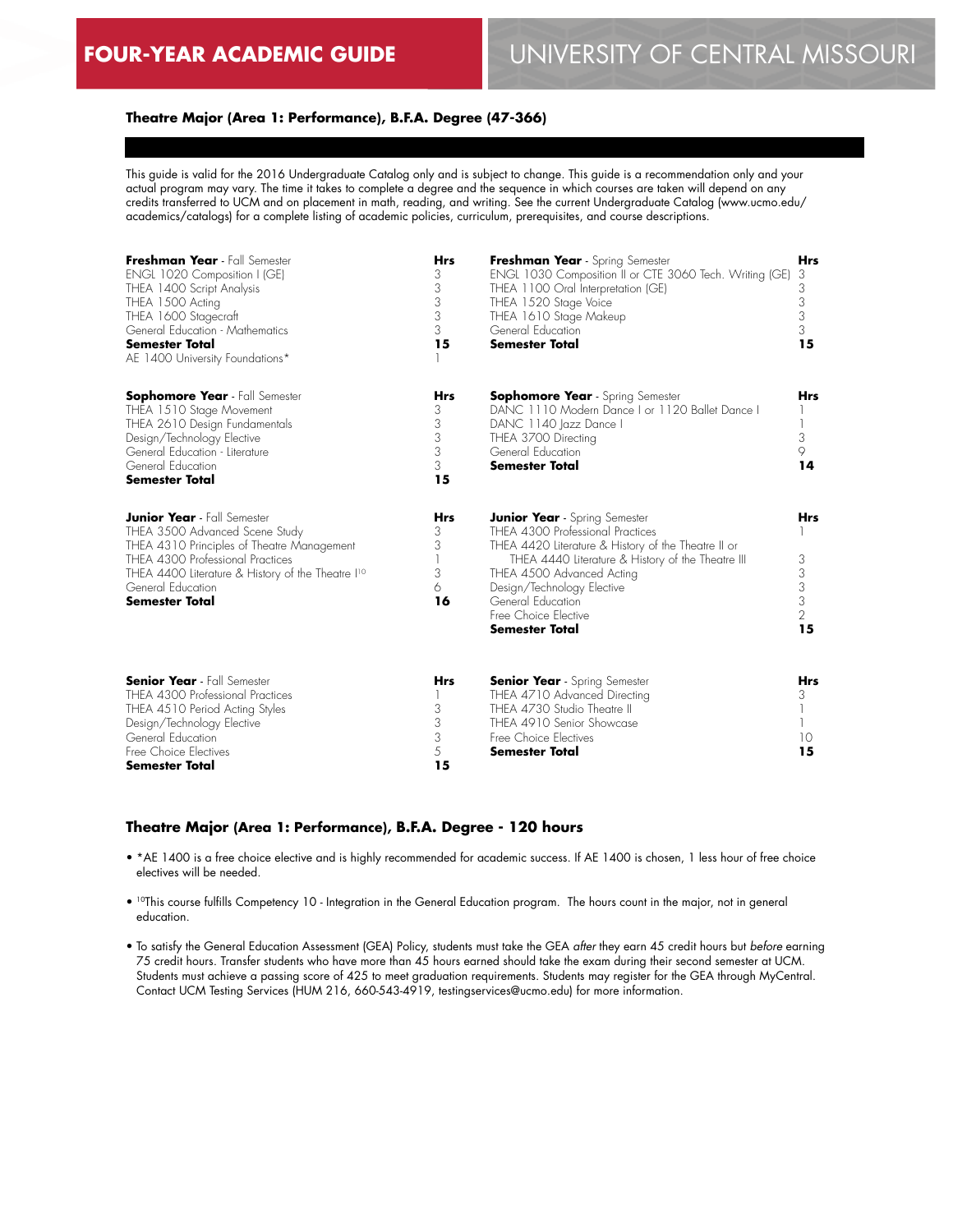**FOUR-YEAR ACADEMIC GUIDE** | UNIVERSITY OF CENTRAL MISSOURI

### Theatre Major (Area 1: Performance), B.F.A. Degree (47-366)

This guide is valid for the 2016 Undergraduate Catalog only and is subject to change. This guide is a recommendation only and your actual program may vary. The time it takes to complete a degree and the sequence in which courses are taken will depend on any credits transferred to UCM and on placement in math, reading, and writing. See the current Undergraduate Catalog (www.ucmo.edu/academics/catalogs) for a complete listing of academic policies, curriculum, prerequisites, and course descriptions.

| **Freshman Year** - Fall Semester | **Hrs** |
|---|---|
| ENGL 1020 Composition I (GE) | 3 |
| THEA 1400 Script Analysis | 3 |
| THEA 1500 Acting | 3 |
| THEA 1600 Stagecraft | 3 |
| General Education - Mathematics | 3 |
| **Semester Total** | **15** |
| AE 1400 University Foundations* | 1 |

| **Freshman Year** - Spring Semester | **Hrs** |
|---|---|
| ENGL 1030 Composition II or CTE 3060 Tech. Writing (GE) | 3 |
| THEA 1100 Oral Interpretation (GE) | 3 |
| THEA 1520 Stage Voice | 3 |
| THEA 1610 Stage Makeup | 3 |
| General Education | 3 |
| **Semester Total** | **15** |

| **Sophomore Year** - Fall Semester | **Hrs** |
|---|---|
| THEA 1510 Stage Movement | 3 |
| THEA 2610 Design Fundamentals | 3 |
| Design/Technology Elective | 3 |
| General Education - Literature | 3 |
| General Education | 3 |
| **Semester Total** | **15** |

| **Sophomore Year** - Spring Semester | **Hrs** |
|---|---|
| DANC 1110 Modern Dance I or 1120 Ballet Dance I | 1 |
| DANC 1140 Jazz Dance I | 1 |
| THEA 3700 Directing | 3 |
| General Education | 9 |
| **Semester Total** | **14** |

| **Junior Year** - Fall Semester | **Hrs** |
|---|---|
| THEA 3500 Advanced Scene Study | 3 |
| THEA 4310 Principles of Theatre Management | 3 |
| THEA 4300 Professional Practices | 1 |
| THEA 4400 Literature & History of the Theatre I[10] | 3 |
| General Education | 6 |
| **Semester Total** | **16** |

| **Junior Year** - Spring Semester | **Hrs** |
|---|---|
| THEA 4300 Professional Practices | 1 |
| THEA 4420 Literature & History of the Theatre II or THEA 4440 Literature & History of the Theatre III | 3 |
| THEA 4500 Advanced Acting | 3 |
| Design/Technology Elective | 3 |
| General Education | 3 |
| Free Choice Elective | 2 |
| **Semester Total** | **15** |

| **Senior Year** - Fall Semester | **Hrs** |
|---|---|
| THEA 4300 Professional Practices | 1 |
| THEA 4510 Period Acting Styles | 3 |
| Design/Technology Elective | 3 |
| General Education | 3 |
| Free Choice Electives | 5 |
| **Semester Total** | **15** |

| **Senior Year** - Spring Semester | **Hrs** |
|---|---|
| THEA 4710 Advanced Directing | 3 |
| THEA 4730 Studio Theatre II | 1 |
| THEA 4910 Senior Showcase | 1 |
| Free Choice Electives | 10 |
| **Semester Total** | **15** |

### Theatre Major (Area 1: Performance), B.F.A. Degree - 120 hours

- *AE 1400 is a free choice elective and is highly recommended for academic success. If AE 1400 is chosen, 1 less hour of free choice electives will be needed.
- [10]This course fulfills Competency 10 - Integration in the General Education program. The hours count in the major, not in general education.
- To satisfy the General Education Assessment (GEA) Policy, students must take the GEA *after* they earn 45 credit hours but *before* earning 75 credit hours. Transfer students who have more than 45 hours earned should take the exam during their second semester at UCM. Students must achieve a passing score of 425 to meet graduation requirements. Students may register for the GEA through MyCentral. Contact UCM Testing Services (HUM 216, 660-543-4919, testingservices@ucmo.edu) for more information.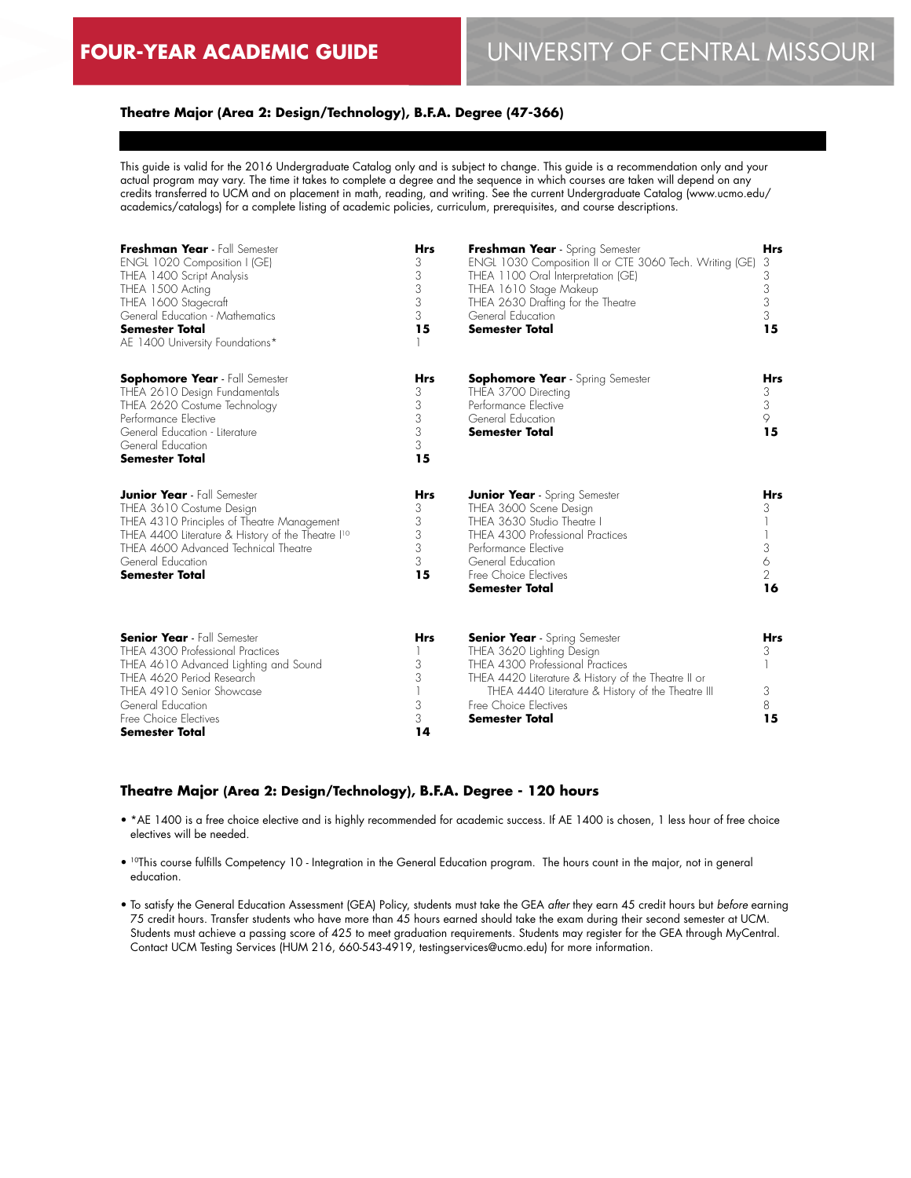# FOUR-YEAR ACADEMIC GUIDE

# UNIVERSITY OF CENTRAL MISSOURI

## Theatre Major (Area 2: Design/Technology), B.F.A. Degree (47-366)

This guide is valid for the 2016 Undergraduate Catalog only and is subject to change. This guide is a recommendation only and your actual program may vary. The time it takes to complete a degree and the sequence in which courses are taken will depend on any credits transferred to UCM and on placement in math, reading, and writing. See the current Undergraduate Catalog (www.ucmo.edu/academics/catalogs) for a complete listing of academic policies, curriculum, prerequisites, and course descriptions.

| **Freshman Year** - Fall Semester | **Hrs** |
|---|---|
| ENGL 1020 Composition I (GE) | 3 |
| THEA 1400 Script Analysis | 3 |
| THEA 1500 Acting | 3 |
| THEA 1600 Stagecraft | 3 |
| General Education - Mathematics | 3 |
| **Semester Total** | **15** |
| AE 1400 University Foundations* | 1 |

| **Freshman Year** - Spring Semester | **Hrs** |
|---|---|
| ENGL 1030 Composition II or CTE 3060 Tech. Writing (GE) | 3 |
| THEA 1100 Oral Interpretation (GE) | 3 |
| THEA 1610 Stage Makeup | 3 |
| THEA 2630 Drafting for the Theatre | 3 |
| General Education | 3 |
| **Semester Total** | **15** |

| **Sophomore Year** - Fall Semester | **Hrs** |
|---|---|
| THEA 2610 Design Fundamentals | 3 |
| THEA 2620 Costume Technology | 3 |
| Performance Elective | 3 |
| General Education - Literature | 3 |
| General Education | 3 |
| **Semester Total** | **15** |

| **Sophomore Year** - Spring Semester | **Hrs** |
|---|---|
| THEA 3700 Directing | 3 |
| Performance Elective | 3 |
| General Education | 9 |
| **Semester Total** | **15** |

| **Junior Year** - Fall Semester | **Hrs** |
|---|---|
| THEA 3610 Costume Design | 3 |
| THEA 4310 Principles of Theatre Management | 3 |
| THEA 4400 Literature & History of the Theatre I[10] | 3 |
| THEA 4600 Advanced Technical Theatre | 3 |
| General Education | 3 |
| **Semester Total** | **15** |

| **Junior Year** - Spring Semester | **Hrs** |
|---|---|
| THEA 3600 Scene Design | 3 |
| THEA 3630 Studio Theatre I | 1 |
| THEA 4300 Professional Practices | 1 |
| Performance Elective | 3 |
| General Education | 6 |
| Free Choice Electives | 2 |
| **Semester Total** | **16** |

| **Senior Year** - Fall Semester | **Hrs** |
|---|---|
| THEA 4300 Professional Practices | 1 |
| THEA 4610 Advanced Lighting and Sound | 3 |
| THEA 4620 Period Research | 3 |
| THEA 4910 Senior Showcase | 1 |
| General Education | 3 |
| Free Choice Electives | 3 |
| **Semester Total** | **14** |

| **Senior Year** - Spring Semester | **Hrs** |
|---|---|
| THEA 3620 Lighting Design | 3 |
| THEA 4300 Professional Practices | 1 |
| THEA 4420 Literature & History of the Theatre II or THEA 4440 Literature & History of the Theatre III | 3 |
| Free Choice Electives | 8 |
| **Semester Total** | **15** |

## Theatre Major (Area 2: Design/Technology), B.F.A. Degree - 120 hours

- *AE 1400 is a free choice elective and is highly recommended for academic success. If AE 1400 is chosen, 1 less hour of free choice electives will be needed.
- [10]This course fulfills Competency 10 - Integration in the General Education program. The hours count in the major, not in general education.
- To satisfy the General Education Assessment (GEA) Policy, students must take the GEA *after* they earn 45 credit hours but *before* earning 75 credit hours. Transfer students who have more than 45 hours earned should take the exam during their second semester at UCM. Students must achieve a passing score of 425 to meet graduation requirements. Students may register for the GEA through MyCentral. Contact UCM Testing Services (HUM 216, 660-543-4919, testingservices@ucmo.edu) for more information.